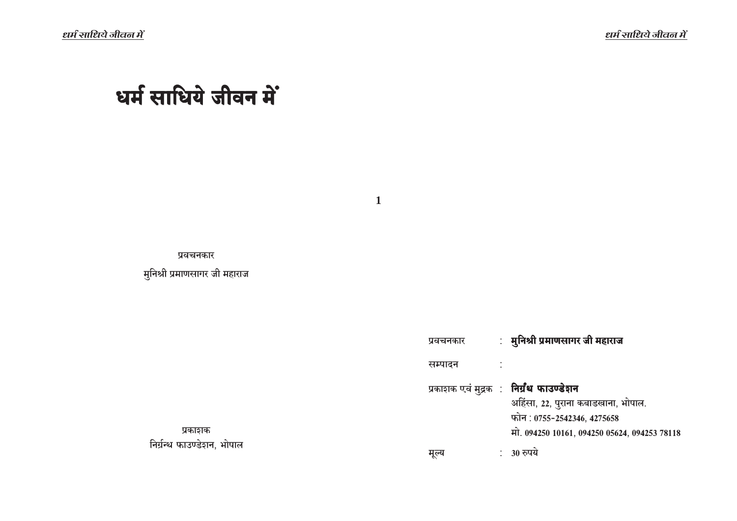# धर्म साधिये जीवन में

प्रवचनकार

मुनिश्री प्रमाणसागर जी महाराज

प्रकाशक

निर्ग्रन्थ फाउण्डेशन, भोपाल

| | | |
|---|---|---|
| प्रवचनकार | : | **मुनिश्री प्रमाणसागर जी महाराज** |
| सम्पादन | : | |
| प्रकाशक एवं मुद्रक | : | **निर्ग्रंथ फाउण्डेशन**<br>अहिंसा, 22, पुराना कबाडखाना, भोपाल.<br>फोन : 0755-2542346, 4275658<br>मो. 094250 10161, 094250 05624, 094253 78118 |
| मूल्य | : | 30 रुपये |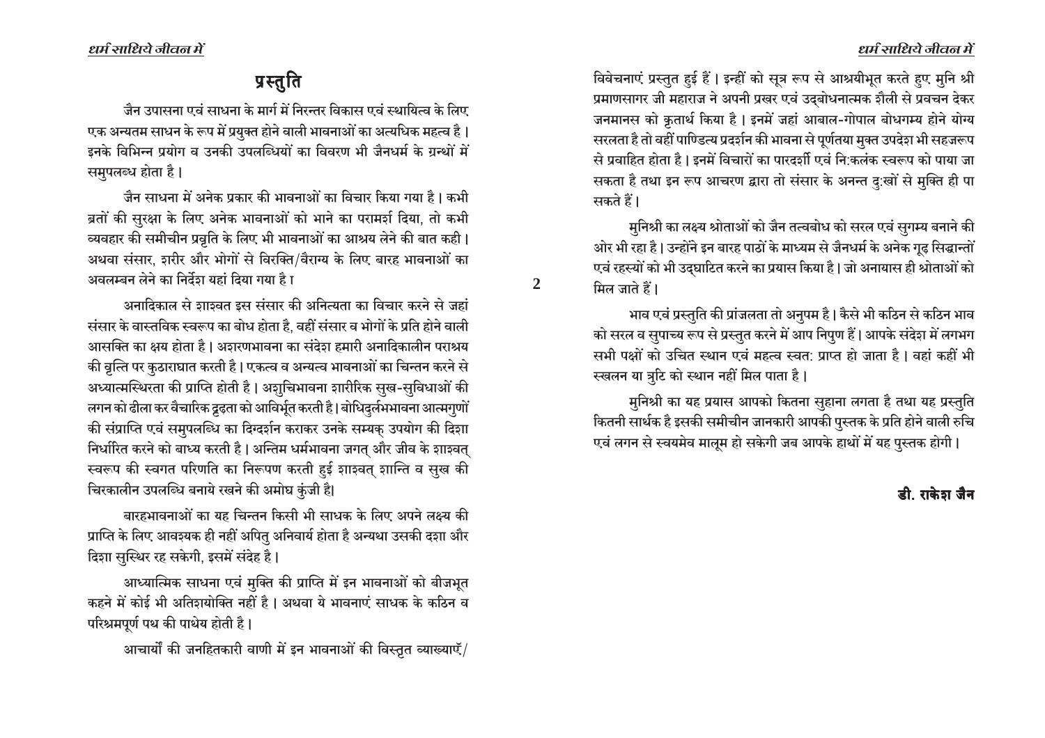# प्रस्तुति

जैन उपासना एवं साधना के मार्ग में निरन्तर विकास एवं स्थायित्व के लिए एक अन्यतम साधन के रूप में प्रयुक्त होने वाली भावनाओं का अत्यधिक महत्व है। इनके विभिन्न प्रयोग व उनकी उपलब्धियों का विवरण भी जैनधर्म के ग्रन्थों में समुपलब्ध होता है।

जैन साधना में अनेक प्रकार की भावनाओं का विचार किया गया है। कभी व्रतों की सुरक्षा के लिए अनेक भावनाओं को भाने का परामर्श दिया, तो कभी व्यवहार की समीचीन प्रवृति के लिए भी भावनाओं का आश्रय लेने की बात कही। अथवा संसार, शरीर और भोगों से विरक्ति/वैराग्य के लिए बारह भावनाओं का अवलम्बन लेने का निर्देश यहां दिया गया है।

अनादिकाल से शाश्वत इस संसार की अनित्यता का विचार करने से जहां संसार के वास्तविक स्वरूप का बोध होता है, वहीं संसार व भोगों के प्रति होने वाली आसक्ति का क्षय होता है। अशरणभावना का संदेश हमारी अनादिकालीन पराश्रय की वृत्ति पर कुठाराघात करती है। एकत्व व अन्यत्व भावनाओं का चिन्तन करने से अध्यात्मस्थिरता की प्राप्ति होती है। अशुचिभावना शारीरिक सुख-सुविधाओं की लगन को ढीला कर वैचारिक दृढ़ता को आविर्भूत करती है। बोधिदुर्लभभावना आत्मगुणों की संप्राप्ति एवं समुपलब्धि का दिग्दर्शन कराकर उनके सम्यक् उपयोग की दिशा निर्धारित करने को बाध्य करती है। अन्तिम धर्मभावना जगत् और जीव के शाश्वत् स्वरूप की स्वगत परिणति का निरूपण करती हुई शाश्वत् शान्ति व सुख की चिरकालीन उपलब्धि बनाये रखने की अमोघ कुंजी है।

बारहभावनाओं का यह चिन्तन किसी भी साधक के लिए अपने लक्ष्य की प्राप्ति के लिए आवश्यक ही नहीं अपितु अनिवार्य होता है अन्यथा उसकी दशा और दिशा सुस्थिर रह सकेगी, इसमें संदेह है।

आध्यात्मिक साधना एवं मुक्ति की प्राप्ति में इन भावनाओं को बीजभूत कहने में कोई भी अतिशयोक्ति नहीं है। अथवा ये भावनाएं साधक के कठिन व परिश्रमपूर्ण पथ की पाथेय होती है।

आचार्यों की जनहितकारी वाणी में इन भावनाओं की विस्तृत व्याख्याएँ/ विवेचनाएं प्रस्तुत हुई हैं। इन्हीं को सूत्र रूप से आश्रयीभूत करते हुए मुनि श्री प्रमाणसागर जी महाराज ने अपनी प्रखर एवं उद्बोधनात्मक शैली से प्रवचन देकर जनमानस को कृतार्थ किया है। इनमें जहां आबाल-गोपाल बोधगम्य होने योग्य सरलता है तो वहीं पाण्डित्य प्रदर्शन की भावना से पूर्णतया मुक्त उपदेश भी सहजरूप से प्रवाहित होता है। इनमें विचारों का पारदर्शी एवं नि:कलंक स्वरूप को पाया जा सकता है तथा इन रूप आचरण द्वारा तो संसार के अनन्त दु:खों से मुक्ति ही पा सकते हैं।

मुनिश्री का लक्ष्य श्रोताओं को जैन तत्वबोध को सरल एवं सुगम्य बनाने की ओर भी रहा है। उन्होंने इन बारह पाठों के माध्यम से जैनधर्म के अनेक गूढ़ सिद्धान्तों एवं रहस्यों को भी उद्घाटित करने का प्रयास किया है। जो अनायास ही श्रोताओं को मिल जाते हैं।

भाव एवं प्रस्तुति की प्रांजलता तो अनुपम है। कैसे भी कठिन से कठिन भाव को सरल व सुपाच्य रूप से प्रस्तुत करने में आप निपुण हैं। आपके संदेश में लगभग सभी पक्षों को उचित स्थान एवं महत्व स्वत: प्राप्त हो जाता है। वहां कहीं भी स्खलन या त्रुटि को स्थान नहीं मिल पाता है।

मुनिश्री का यह प्रयास आपको कितना सुहाना लगता है तथा यह प्रस्तुति कितनी सार्थक है इसकी समीचीन जानकारी आपकी पुस्तक के प्रति होने वाली रुचि एवं लगन से स्वयमेव मालूम हो सकेगी जब आपके हाथों में यह पुस्तक होगी।

**डी. राकेश जैन**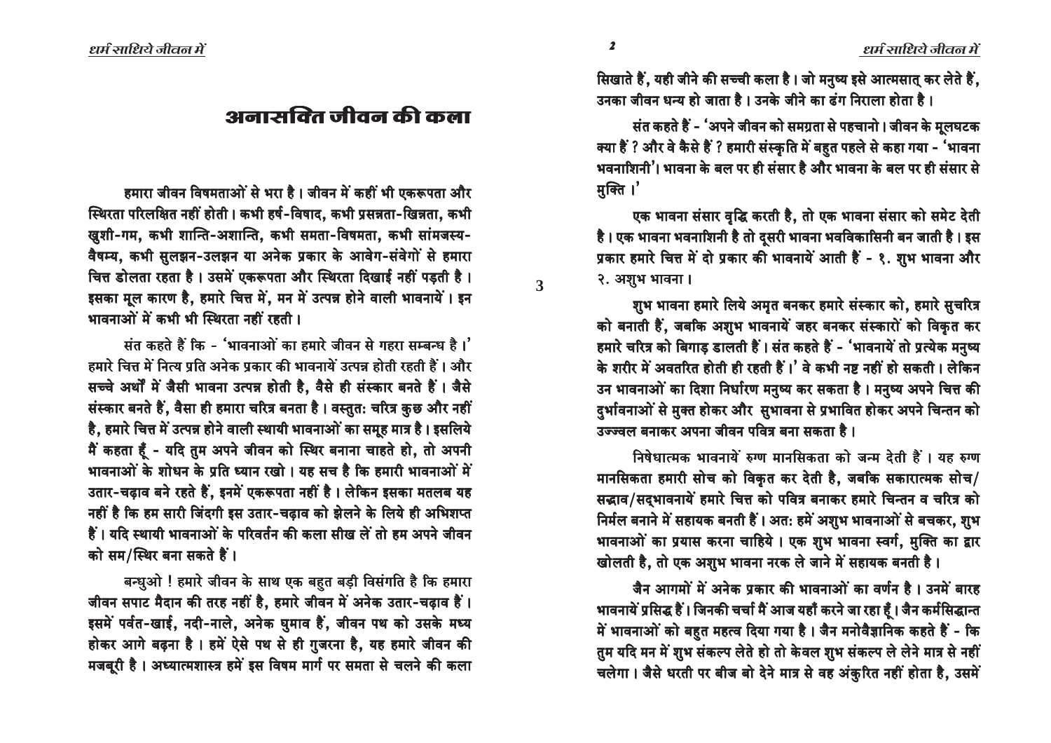# अनासक्ति जीवन की कला

हमारा जीवन विषमताओं से भरा है। जीवन में कहीं भी एकरूपता और स्थिरता परिलक्षित नहीं होती। कभी हर्ष-विषाद, कभी प्रसन्नता-खिन्नता, कभी खुशी-गम, कभी शान्ति-अशान्ति, कभी समता-विषमता, कभी सांमजस्य-वैषम्य, कभी सुलझन-उलझन या अनेक प्रकार के आवेग-संवेगों से हमारा चित्त डोलता रहता है। उसमें एकरूपता और स्थिरता दिखाई नहीं पड़ती है। इसका मूल कारण है, हमारे चित्त में, मन में उत्पन्न होने वाली भावनायें। इन भावनाओं में कभी भी स्थिरता नहीं रहती।

संत कहते हैं कि - 'भावनाओं का हमारे जीवन से गहरा सम्बन्ध है।' हमारे चित्त में नित्य प्रति अनेक प्रकार की भावनायें उत्पन्न होती रहती हैं। और सच्चे अर्थों में जैसी भावना उत्पन्न होती है, वैसे ही संस्कार बनते हैं। जैसे संस्कार बनते हैं, वैसा ही हमारा चरित्र बनता है। वस्तुतः चरित्र कुछ और नहीं है, हमारे चित्त में उत्पन्न होने वाली स्थायी भावनाओं का समूह मात्र है। इसलिये मैं कहता हूँ - यदि तुम अपने जीवन को स्थिर बनाना चाहते हो, तो अपनी भावनाओं के शोधन के प्रति ध्यान रखो। यह सच है कि हमारी भावनाओं में उतार-चढ़ाव बने रहते हैं, इनमें एकरूपता नहीं है। लेकिन इसका मतलब यह नहीं है कि हम सारी जिंदगी इस उतार-चढ़ाव को झेलने के लिये ही अभिशप्त हैं। यदि स्थायी भावनाओं के परिवर्तन की कला सीख लें तो हम अपने जीवन को सम/स्थिर बना सकते हैं।

बन्धुओ! हमारे जीवन के साथ एक बहुत बड़ी विसंगति है कि हमारा जीवन सपाट मैदान की तरह नहीं है, हमारे जीवन में अनेक उतार-चढ़ाव हैं। इसमें पर्वत-खाई, नदी-नाले, अनेक घुमाव हैं, जीवन पथ को उसके मध्य होकर आगे बढ़ना है। हमें ऐसे पथ से ही गुजरना है, यह हमारे जीवन की मजबूरी है। अध्यात्मशास्त्र हमें इस विषम मार्ग पर समता से चलने की कला सिखाते हैं, यही जीने की सच्ची कला है। जो मनुष्य इसे आत्मसात् कर लेते हैं, उनका जीवन धन्य हो जाता है। उनके जीने का ढंग निराला होता है।

संत कहते हैं - 'अपने जीवन को समग्रता से पहचानो। जीवन के मूलघटक क्या हैं? और वे कैसे हैं? हमारी संस्कृति में बहुत पहले से कहा गया - 'भावना भवनाशिनी'। भावना के बल पर ही संसार है और भावना के बल पर ही संसार से मुक्ति।'

एक भावना संसार वृद्धि करती है, तो एक भावना संसार को समेट देती है। एक भावना भवनाशिनी है तो दूसरी भावना भवविकासिनी बन जाती है। इस प्रकार हमारे चित्त में दो प्रकार की भावनायें आती हैं - १. शुभ भावना और २. अशुभ भावना।

शुभ भावना हमारे लिये अमृत बनकर हमारे संस्कार को, हमारे सुचरित्र को बनाती हैं, जबकि अशुभ भावनायें जहर बनकर संस्कारों को विकृत कर हमारे चरित्र को बिगाड़ डालती हैं। संत कहते हैं - 'भावनायें तो प्रत्येक मनुष्य के शरीर में अवतरित होती ही रहती हैं।' वे कभी नष्ट नहीं हो सकती। लेकिन उन भावनाओं का दिशा निर्धारण मनुष्य कर सकता है। मनुष्य अपने चित्त की दुर्भावनाओं से मुक्त होकर और सुभावना से प्रभावित होकर अपने चिन्तन को उज्ज्वल बनाकर अपना जीवन पवित्र बना सकता है।

निषेधात्मक भावनायें रुग्ण मानसिकता को जन्म देती हैं। यह रुग्ण मानसिकता हमारी सोच को विकृत कर देती है, जबकि सकारात्मक सोच/सद्भाव/सद्भावनायें हमारे चित्त को पवित्र बनाकर हमारे चिन्तन व चरित्र को निर्मल बनाने में सहायक बनती हैं। अतः हमें अशुभ भावनाओं से बचकर, शुभ भावनाओं का प्रयास करना चाहिये। एक शुभ भावना स्वर्ग, मुक्ति का द्वार खोलती है, तो एक अशुभ भावना नरक ले जाने में सहायक बनती है।

जैन आगमों में अनेक प्रकार की भावनाओं का वर्णन है। उनमें बारह भावनायें प्रसिद्ध हैं। जिनकी चर्चा मैं आज यहाँ करने जा रहा हूँ। जैन कर्मसिद्धान्त में भावनाओं को बहुत महत्व दिया गया है। जैन मनोवैज्ञानिक कहते हैं - कि तुम यदि मन में शुभ संकल्प लेते हो तो केवल शुभ संकल्प ले लेने मात्र से नहीं चलेगा। जैसे धरती पर बीज बो देने मात्र से वह अंकुरित नहीं होता है, उसमें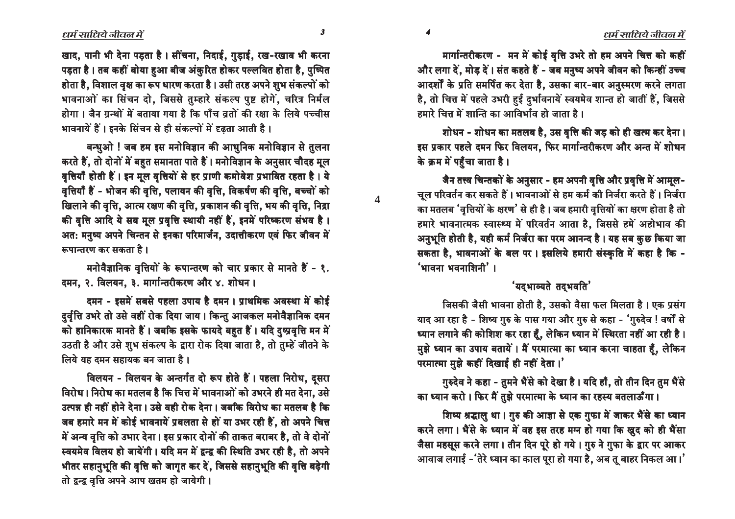खाद, पानी भी देना पड़ता है। सींचना, निदाई, गुड़ाई, रख-रखाव भी करना पड़ता है। तब कहीं बोया हुआ बीज अंकुरित होकर पल्लवित होता है, पुष्पित होता है, विशाल वृक्ष का रूप धारण करता है। उसी तरह अपने शुभ संकल्पों को भावनाओं का सिंचन दो, जिससे तुम्हारे संकल्प पुष्ट होगें, चरित्र निर्मल होगा। जैन ग्रन्थों में बताया गया है कि पाँच व्रतों की रक्षा के लिये पच्चीस भावनायें हैं। इनके सिंचन से ही संकल्पों में दृढ़ता आती है।

बन्धुओ ! जब हम इस मनोविज्ञान की आधुनिक मनोविज्ञान से तुलना करते हैं, तो दोनों में बहुत समानता पाते हैं। मनोविज्ञान के अनुसार चौदह मूल वृत्तियाँ होती हैं। इन मूल वृत्तियों से हर प्राणी कमोवेश प्रभावित रहता है। ये वृत्तियाँ हैं - भोजन की वृत्ति, पलायन की वृत्ति, विकर्षण की वृत्ति, बच्चों को खिलाने की वृत्ति, आत्म रक्षण की वृत्ति, प्रकाशन की वृत्ति, भय की वृत्ति, निद्रा की वृत्ति आदि ये सब मूल प्रवृत्ति स्थायी नहीं हैं, इनमें परिष्करण संभव है। अतः मनुष्य अपने चिन्तन से इनका परिमार्जन, उदात्तीकरण एवं फिर जीवन में रूपान्तरण कर सकता है।

मनोवैज्ञानिक वृत्तियों के रूपान्तरण को चार प्रकार से मानते हैं - १. दमन, २. विलयन, ३. मार्गान्तरीकरण और ४. शोधन।

दमन - इसमें सबसे पहला उपाय है दमन। प्राथमिक अवस्था में कोई दुर्वृत्ति उभरे तो उसे वहीं रोक दिया जाय। किन्तु आजकल मनोवैज्ञानिक दमन को हानिकारक मानते हैं। जबकि इसके फायदे बहुत हैं। यदि दुष्प्रवृत्ति मन में उठती है और उसे शुभ संकल्प के द्वारा रोक दिया जाता है, तो तुम्हें जीतने के लिये यह दमन सहायक बन जाता है।

विलयन - विलयन के अन्तर्गत दो रूप होते हैं। पहला निरोध, दूसरा विरोध। निरोध का मतलब है कि चित्त में भावनाओं को उभरने ही मत देना, उसे उत्पन्न ही नहीं होने देना। उसे वही रोक देना। जबकि विरोध का मतलब है कि जब हमारे मन में कोई भावनायें प्रबलता से हों या उभर रही हैं, तो अपने चित्त में अन्य वृत्ति को उभार देना। इस प्रकार दोनों की ताकत बराबर है, तो वे दोनों स्वयमेव विलय हो जायेंगी। यदि मन में द्वन्द्व की स्थिति उभर रही है, तो अपने भीतर सहानुभूति की वृत्ति को जागृत कर दें, जिससे सहानुभूति की वृत्ति बढ़ेगी तो द्वन्द्व वृत्ति अपने आप खतम हो जायेगी।

मार्गान्तरीकरण - मन में कोई वृत्ति उभरे तो हम अपने चित्त को कहीं और लगा दें, मोड़ दें। संत कहते हैं - जब मनुष्य अपने जीवन को किन्हीं उच्च आदर्शों के प्रति समर्पित कर देता है, उसका बार-बार अनुस्मरण करने लगता है, तो चित्त में पहले उभरी हुई दुर्भावनायें स्वयमेव शान्त हो जातीं हैं, जिससे हमारे चित्त में शान्ति का आविर्भाव हो जाता है।

शोधन - शोधन का मतलब है, उस वृत्ति की जड़ को ही खत्म कर देना। इस प्रकार पहले दमन फिर विलयन, फिर मार्गान्तरीकरण और अन्त में शोधन के क्रम में पहुँचा जाता है।

जैन तत्त्व चिन्तकों के अनुसार - हम अपनी वृत्ति और प्रवृत्ति में आमूल-चूल परिवर्तन कर सकते हैं। भावनाओं से हम कर्म की निर्जरा करते हैं। निर्जरा का मतलब 'वृत्तियों के क्षरण' से ही है। जब हमारी वृत्तियों का क्षरण होता है तो हमारे भावनात्मक स्वास्थ्य में परिवर्तन आता है, जिससे हमें अहोभाव की अनुभूति होती है, यही कर्म निर्जरा का परम आनन्द है। यह सब कुछ किया जा सकता है, भावनाओं के बल पर। इसलिये हमारी संस्कृति में कहा है कि - 'भावना भवनाशिनी'।

## 'यद्भाव्यते तद्भवति'

जिसकी जैसी भावना होती है, उसको वैसा फल मिलता है। एक प्रसंग याद आ रहा है - शिष्य गुरु के पास गया और गुरु से कहा - 'गुरुदेव ! वर्षों से ध्यान लगाने की कोशिश कर रहा हूँ, लेकिन ध्यान में स्थिरता नहीं आ रही है। मुझे ध्यान का उपाय बतायें। मैं परमात्मा का ध्यान करना चाहता हूँ, लेकिन परमात्मा मुझे कहीं दिखाई ही नहीं देता।'

गुरुदेव ने कहा - तुमने भैंसे को देखा है। यदि हाँ, तो तीन दिन तुम भैंसे का ध्यान करो। फिर मैं तुझे परमात्मा के ध्यान का रहस्य बतलाऊँगा।

शिष्य श्रद्धालु था। गुरु की आज्ञा से एक गुफा में जाकर भैंसे का ध्यान करने लगा। भैंसे के ध्यान में वह इस तरह मग्न हो गया कि खुद को ही भैंसा जैसा महसूस करने लगा। तीन दिन पूरे हो गये। गुरु ने गुफा के द्वार पर आकर आवाज लगाई -'तेरे ध्यान का काल पूरा हो गया है, अब तू बाहर निकल आ।'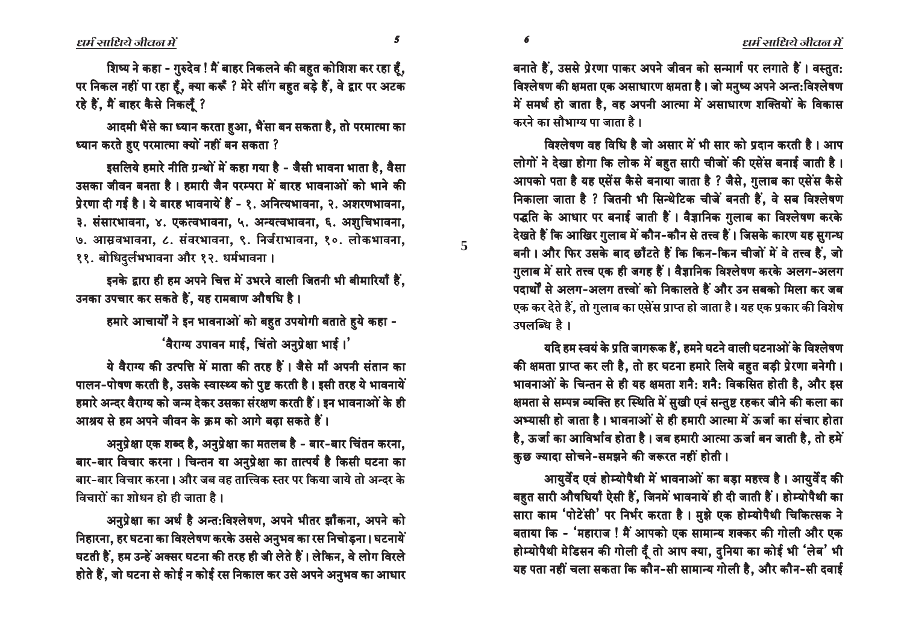शिष्य ने कहा - गुरुदेव ! मैं बाहर निकलने की बहुत कोशिश कर रहा हूँ, पर निकल नहीं पा रहा हूँ, क्या करूँ ? मेरे सींग बहुत बड़े हैं, वे द्वार पर अटक रहे हैं, मैं बाहर कैसे निकलूँ ?

आदमी भैंसे का ध्यान करता हुआ, भैंसा बन सकता है, तो परमात्मा का ध्यान करते हुए परमात्मा क्यों नहीं बन सकता ?

इसलिये हमारे नीति ग्रन्थों में कहा गया है - जैसी भावना भाता है, वैसा उसका जीवन बनता है। हमारी जैन परम्परा में बारह भावनाओं को भाने की प्रेरणा दी गई है। ये बारह भावनायें हैं - १. अनित्यभावना, २. अशरणभावना, ३. संसारभावना, ४. एकत्वभावना, ५. अन्यत्वभावना, ६. अशुचिभावना, ७. आस्रवभावना, ८. संवरभावना, ९. निर्जराभावना, १०. लोकभावना, ११. बोधिदुर्लभभावना और १२. धर्मभावना।

इनके द्वारा ही हम अपने चित्त में उभरने वाली जितनी भी बीमारियाँ हैं, उनका उपचार कर सकते हैं, यह रामबाण औषधि है।

हमारे आचार्यों ने इन भावनाओं को बहुत उपयोगी बताते हुये कहा -

'वैराग्य उपावन माई, चिंतो अनुप्रेक्षा भाई।'

ये वैराग्य की उत्पत्ति में माता की तरह हैं। जैसे माँ अपनी संतान का पालन-पोषण करती है, उसके स्वास्थ्य को पुष्ट करती है। इसी तरह ये भावनायें हमारे अन्दर वैराग्य को जन्म देकर उसका संरक्षण करती हैं। इन भावनाओं के ही आश्रय से हम अपने जीवन के क्रम को आगे बढ़ा सकते हैं।

अनुप्रेक्षा एक शब्द है, अनुप्रेक्षा का मतलब है - बार-बार चिंतन करना, बार-बार विचार करना। चिन्तन या अनुप्रेक्षा का तात्पर्य है किसी घटना का बार-बार विचार करना। और जब वह तात्त्विक स्तर पर किया जाये तो अन्दर के विचारों का शोधन हो ही जाता है।

अनुप्रेक्षा का अर्थ है अन्तःविश्लेषण, अपने भीतर झाँकना, अपने को निहारना, हर घटना का विश्लेषण करके उससे अनुभव का रस निचोड़ना। घटनायें घटती हैं, हम उन्हें अक्सर घटना की तरह ही जी लेते हैं। लेकिन, वे लोग विरले होते हैं, जो घटना से कोई न कोई रस निकाल कर उसे अपने अनुभव का आधार बनाते हैं, उससे प्रेरणा पाकर अपने जीवन को सन्मार्ग पर लगाते हैं। वस्तुतः विश्लेषण की क्षमता एक असाधारण क्षमता है। जो मनुष्य अपने अन्तःविश्लेषण में समर्थ हो जाता है, वह अपनी आत्मा में असाधारण शक्तियों के विकास करने का सौभाग्य पा जाता है।

विश्लेषण वह विधि है जो असार में भी सार को प्रदान करती है। आप लोगों ने देखा होगा कि लोक में बहुत सारी चीजों की एसेंस बनाई जाती है। आपको पता है यह एसेंस कैसे बनाया जाता है ? जैसे, गुलाब का एसेंस कैसे निकाला जाता है ? जितनी भी सिन्थेटिक चीजें बनती हैं, वे सब विश्लेषण पद्धति के आधार पर बनाई जाती हैं। वैज्ञानिक गुलाब का विश्लेषण करके देखते हैं कि आखिर गुलाब में कौन-कौन से तत्त्व हैं। जिसके कारण यह सुगन्ध बनी। और फिर उसके बाद छाँटते हैं कि किन-किन चीजों में वे तत्त्व हैं, जो गुलाब में सारे तत्त्व एक ही जगह हैं। वैज्ञानिक विश्लेषण करके अलग-अलग पदार्थों से अलग-अलग तत्त्वों को निकालते हैं और उन सबको मिला कर जब एक कर देते हैं, तो गुलाब का एसेंस प्राप्त हो जाता है। यह एक प्रकार की विशेष उपलब्धि है।

यदि हम स्वयं के प्रति जागरूक हैं, हमने घटने वाली घटनाओं के विश्लेषण की क्षमता प्राप्त कर ली है, तो हर घटना हमारे लिये बहुत बड़ी प्रेरणा बनेगी। भावनाओं के चिन्तन से ही यह क्षमता शनैः शनैः विकसित होती है, और इस क्षमता से सम्पन्न व्यक्ति हर स्थिति में सुखी एवं सन्तुष्ट रहकर जीने की कला का अभ्यासी हो जाता है। भावनाओं से ही हमारी आत्मा में ऊर्जा का संचार होता है, ऊर्जा का आविर्भाव होता है। जब हमारी आत्मा ऊर्जा बन जाती है, तो हमें कुछ ज्यादा सोचने-समझने की जरूरत नहीं होती।

आयुर्वेद एवं होम्योपैथी में भावनाओं का बड़ा महत्त्व है। आयुर्वेद की बहुत सारी औषधियाँ ऐसी हैं, जिनमें भावनायें ही दी जाती हैं। होम्योपैथी का सारा काम 'पोटेंसी' पर निर्भर करता है। मुझे एक होम्योपैथी चिकित्सक ने बताया कि - 'महाराज ! मैं आपको एक सामान्य शक्कर की गोली और एक होम्योपैथी मेडिसन की गोली दूँ तो आप क्या, दुनिया का कोई भी 'लेब' भी यह पता नहीं चला सकता कि कौन-सी सामान्य गोली है, और कौन-सी दवाई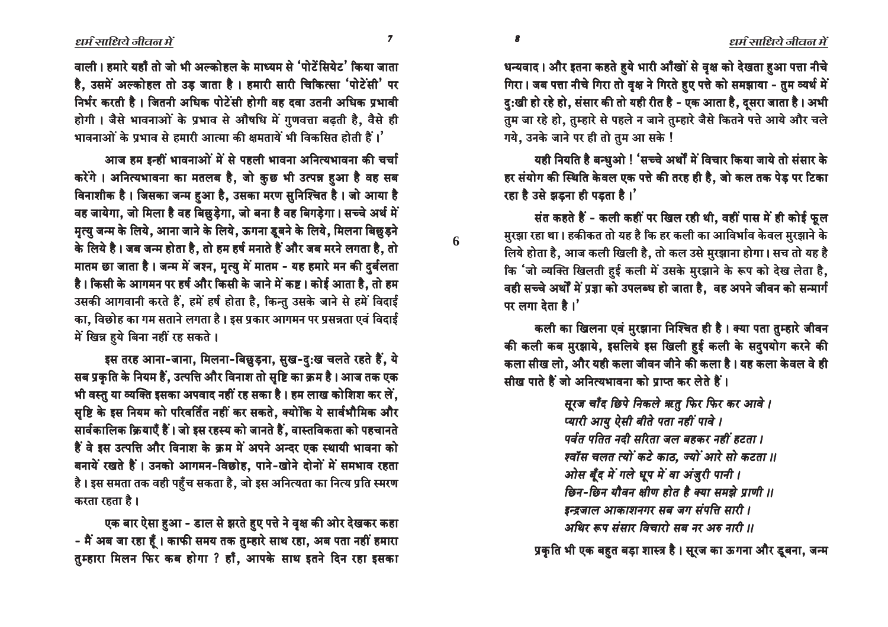वाली। हमारे यहाँ तो जो भी अल्कोहल के माध्यम से 'पोटेंसियेट' किया जाता है, उसमें अल्कोहल तो उड़ जाता है। हमारी सारी चिकित्सा 'पोटेंसी' पर निर्भर करती है। जितनी अधिक पोटेंसी होगी वह दवा उतनी अधिक प्रभावी होगी। जैसे भावनाओं के प्रभाव से औषधि में गुणवत्ता बढ़ती है, वैसे ही भावनाओं के प्रभाव से हमारी आत्मा की क्षमतायें भी विकसित होती हैं।'

आज हम इन्हीं भावनाओं में से पहली भावना अनित्यभावना की चर्चा करेंगे। अनित्यभावना का मतलब है, जो कुछ भी उत्पन्न हुआ है वह सब विनाशीक है। जिसका जन्म हुआ है, उसका मरण सुनिश्चित है। जो आया है वह जायेगा, जो मिला है वह बिछुड़ेगा, जो बना है वह बिगड़ेगा। सच्चे अर्थ में मृत्यु जन्म के लिये, आना जाने के लिये, ऊगना डूबने के लिये, मिलना बिछुड़ने के लिये है। जब जन्म होता है, तो हम हर्ष मनाते हैं और जब मरने लगता है, तो मातम छा जाता है। जन्म में जश्न, मृत्यु में मातम - यह हमारे मन की दुर्बलता है। किसी के आगमन पर हर्ष और किसी के जाने में कष्ट। कोई आता है, तो हम उसकी आगवानी करते हैं, हमें हर्ष होता है, किन्तु उसके जाने से हमें विदाई का, विछोह का गम सताने लगता है। इस प्रकार आगमन पर प्रसन्नता एवं विदाई में खिन्न हुये बिना नहीं रह सकते।

इस तरह आना-जाना, मिलना-बिछुड़ना, सुख-दुःख चलते रहते हैं, ये सब प्रकृति के नियम हैं, उत्पत्ति और विनाश तो सृष्टि का क्रम है। आज तक एक भी वस्तु या व्यक्ति इसका अपवाद नहीं रह सका है। हम लाख कोशिश कर लें, सृष्टि के इस नियम को परिवर्तित नहीं कर सकते, क्योंकि ये सार्वभौमिक और सार्वकालिक क्रियाएँ हैं। जो इस रहस्य को जानते हैं, वास्तविकता को पहचानते हैं वे इस उत्पत्ति और विनाश के क्रम में अपने अन्दर एक स्थायी भावना को बनायें रखते हैं। उनको आगमन-विछोह, पाने-खोने दोनों में समभाव रहता है। इस समता तक वही पहुँच सकता है, जो इस अनित्यता का नित्य प्रति स्मरण करता रहता है।

एक बार ऐसा हुआ - डाल से झरते हुए पत्ते ने वृक्ष की ओर देखकर कहा - मैं अब जा रहा हूँ। काफी समय तक तुम्हारे साथ रहा, अब पता नहीं हमारा तुम्हारा मिलन फिर कब होगा ? हाँ, आपके साथ इतने दिन रहा इसका धन्यवाद। और इतना कहते हुये भारी आँखों से वृक्ष को देखता हुआ पत्ता नीचे गिरा। जब पत्ता नीचे गिरा तो वृक्ष ने गिरते हुए पत्ते को समझाया - तुम व्यर्थ में दुःखी हो रहे हो, संसार की तो यही रीत है - एक आता है, दूसरा जाता है। अभी तुम जा रहे हो, तुम्हारे से पहले न जाने तुम्हारे जैसे कितने पत्ते आये और चले गये, उनके जाने पर ही तो तुम आ सके !

यही नियति है बन्धुओ ! 'सच्चे अर्थों में विचार किया जाये तो संसार के हर संयोग की स्थिति केवल एक पत्ते की तरह ही है, जो कल तक पेड़ पर टिका रहा है उसे झड़ना ही पड़ता है।'

संत कहते हैं - कली कहीं पर खिल रही थी, वहीं पास में ही कोई फूल मुरझा रहा था। हकीकत तो यह है कि हर कली का आविर्भाव केवल मुरझाने के लिये होता है, आज कली खिली है, तो कल उसे मुरझाना होगा। सच तो यह है कि 'जो व्यक्ति खिलती हुई कली में उसके मुरझाने के रूप को देख लेता है, वही सच्चे अर्थों में प्रज्ञा को उपलब्ध हो जाता है, वह अपने जीवन को सन्मार्ग पर लगा देता है।'

कली का खिलना एवं मुरझाना निश्चित ही है। क्या पता तुम्हारे जीवन की कली कब मुरझाये, इसलिये इस खिली हुई कली के सदुपयोग करने की कला सीख लो, और यही कला जीवन जीने की कला है। यह कला केवल वे ही सीख पाते हैं जो अनित्यभावना को प्राप्त कर लेते हैं।

*सूरज चाँद छिपे निकले ऋतु फिर फिर कर आवे।*
*प्यारी आयु ऐसी बीते पता नहीं पावे।*
*पर्वत पतित नदी सरिता जल बहकर नहीं हटता।*
*श्वॉस चलत त्यों कटे काठ, ज्यों आरे सो कटता॥*
*ओस बूँद में गले धूप में वा अंजुरी पानी।*
*छिन-छिन यौवन क्षीण होत है क्या समझे प्राणी॥*
*इन्द्रजाल आकाशनगर सब जग संपत्ति सारी।*
*अथिर रूप संसार विचारो सब नर अरु नारी॥*

प्रकृति भी एक बहुत बड़ा शास्त्र है। सूरज का ऊगना और डूबना, जन्म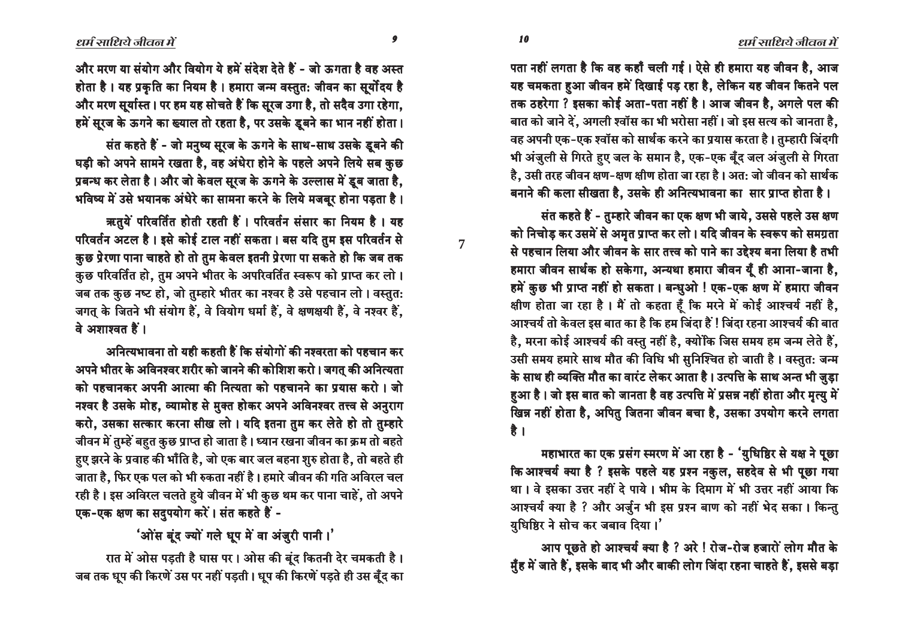और मरण या संयोग और वियोग ये हमें संदेश देते हैं - जो ऊगता है वह अस्त होता है। यह प्रकृति का नियम है। हमारा जन्म वस्तुतः जीवन का सूर्योदय है और मरण सूर्यास्त। पर हम यह सोचते हैं कि सूरज उगा है, तो सदैव उगा रहेगा, हमें सूरज के ऊगने का ख्याल तो रहता है, पर उसके डूबने का भान नहीं होता।

संत कहते हैं - जो मनुष्य सूरज के ऊगने के साथ-साथ उसके डूबने की घड़ी को अपने सामने रखता है, वह अंधेरा होने के पहले अपने लिये सब कुछ प्रबन्ध कर लेता है। और जो केवल सूरज के ऊगने के उल्लास में डूब जाता है, भविष्य में उसे भयानक अंधेरे का सामना करने के लिये मजबूर होना पड़ता है।

ऋतुयें परिवर्तित होती रहती हैं। परिवर्तन संसार का नियम है। यह परिवर्तन अटल है। इसे कोई टाल नहीं सकता। बस यदि तुम इस परिवर्तन से कुछ प्रेरणा पाना चाहते हो तो तुम केवल इतनी प्रेरणा पा सकते हो कि जब तक कुछ परिवर्तित हो, तुम अपने भीतर के अपरिवर्तित स्वरूप को प्राप्त कर लो। जब तक कुछ नष्ट हो, जो तुम्हारे भीतर का नश्वर है उसे पहचान लो। वस्तुतः जगत् के जितने भी संयोग हैं, वे वियोग धर्मा हैं, वे क्षणक्षयी हैं, वे नश्वर हैं, वे अशाश्वत हैं।

अनित्यभावना तो यही कहती है कि संयोगों की नश्वरता को पहचान कर अपने भीतर के अविनश्वर शरीर को जानने की कोशिश करो। जगत् की अनित्यता को पहचानकर अपनी आत्मा की नित्यता को पहचानने का प्रयास करो। जो नश्वर है उसके मोह, व्यामोह से मुक्त होकर अपने अविनश्वर तत्त्व से अनुराग करो, उसका सत्कार करना सीख लो। यदि इतना तुम कर लेते हो तो तुम्हारे जीवन में तुम्हें बहुत कुछ प्राप्त हो जाता है। ध्यान रखना जीवन का क्रम तो बहते हुए झरने के प्रवाह की भाँति है, जो एक बार जल बहना शुरु होता है, तो बहते ही जाता है, फिर एक पल को भी रुकता नहीं है। हमारे जीवन की गति अविरल चल रही है। इस अविरल चलते हुये जीवन में भी कुछ थम कर पाना चाहें, तो अपने एक-एक क्षण का सदुपयोग करें। संत कहते हैं -

'ओंस बूंद ज्यों गले धूप में वा अंजुरी पानी।'

रात में ओस पड़ती है घास पर। ओस की बूंद कितनी देर चमकती है। जब तक धूप की किरणें उस पर नहीं पड़ती। धूप की किरणें पड़ते ही उस बूँद का पता नहीं लगता है कि वह कहाँ चली गई। ऐसे ही हमारा यह जीवन है, आज यह चमकता हुआ जीवन हमें दिखाई पड़ रहा है, लेकिन यह जीवन कितने पल तक ठहरेगा ? इसका कोई अता-पता नहीं है। आज जीवन है, अगले पल की बात को जाने दें, अगली श्वॉस का भी भरोसा नहीं। जो इस सत्य को जानता है, वह अपनी एक-एक श्वॉस को सार्थक करने का प्रयास करता है। तुम्हारी जिंदगी भी अंजुली से गिरते हुए जल के समान है, एक-एक बूँद जल अंजुली से गिरता है, उसी तरह जीवन क्षण-क्षण क्षीण होता जा रहा है। अतः जो जीवन को सार्थक बनाने की कला सीखता है, उसके ही अनित्यभावना का सार प्राप्त होता है।

संत कहते हैं - तुम्हारे जीवन का एक क्षण भी जाये, उससे पहले उस क्षण को निचोड़ कर उसमें से अमृत प्राप्त कर लो। यदि जीवन के स्वरूप को समग्रता से पहचान लिया और जीवन के सार तत्त्व को पाने का उद्देश्य बना लिया है तभी हमारा जीवन सार्थक हो सकेगा, अन्यथा हमारा जीवन यूँ ही आना-जाना है, हमें कुछ भी प्राप्त नहीं हो सकता। बन्धुओ ! एक-एक क्षण में हमारा जीवन क्षीण होता जा रहा है। मैं तो कहता हूँ कि मरने में कोई आश्चर्य नहीं है, आश्चर्य तो केवल इस बात का है कि हम जिंदा हैं ! जिंदा रहना आश्चर्य की बात है, मरना कोई आश्चर्य की वस्तु नहीं है, क्योंकि जिस समय हम जन्म लेते हैं, उसी समय हमारे साथ मौत की विधि भी सुनिश्चित हो जाती है। वस्तुतः जन्म के साथ ही व्यक्ति मौत का वारंट लेकर आता है। उत्पत्ति के साथ अन्त भी जुड़ा हुआ है। जो इस बात को जानता है वह उत्पत्ति में प्रसन्न नहीं होता और मृत्यु में खिन्न नहीं होता है, अपितु जितना जीवन बचा है, उसका उपयोग करने लगता है।

महाभारत का एक प्रसंग स्मरण में आ रहा है - 'युधिष्ठिर से यक्ष ने पूछा कि आश्चर्य क्या है ? इसके पहले यह प्रश्न नकुल, सहदेव से भी पूछा गया था। वे इसका उत्तर नहीं दे पाये। भीम के दिमाग में भी उत्तर नहीं आया कि आश्चर्य क्या है ? और अर्जुन भी इस प्रश्न बाण को नहीं भेद सका। किन्तु युधिष्ठिर ने सोच कर जबाव दिया।'

आप पूछते हो आश्चर्य क्या है ? अरे ! रोज-रोज हजारों लोग मौत के मुँह में जाते हैं, इसके बाद भी और बाकी लोग जिंदा रहना चाहते हैं, इससे बड़ा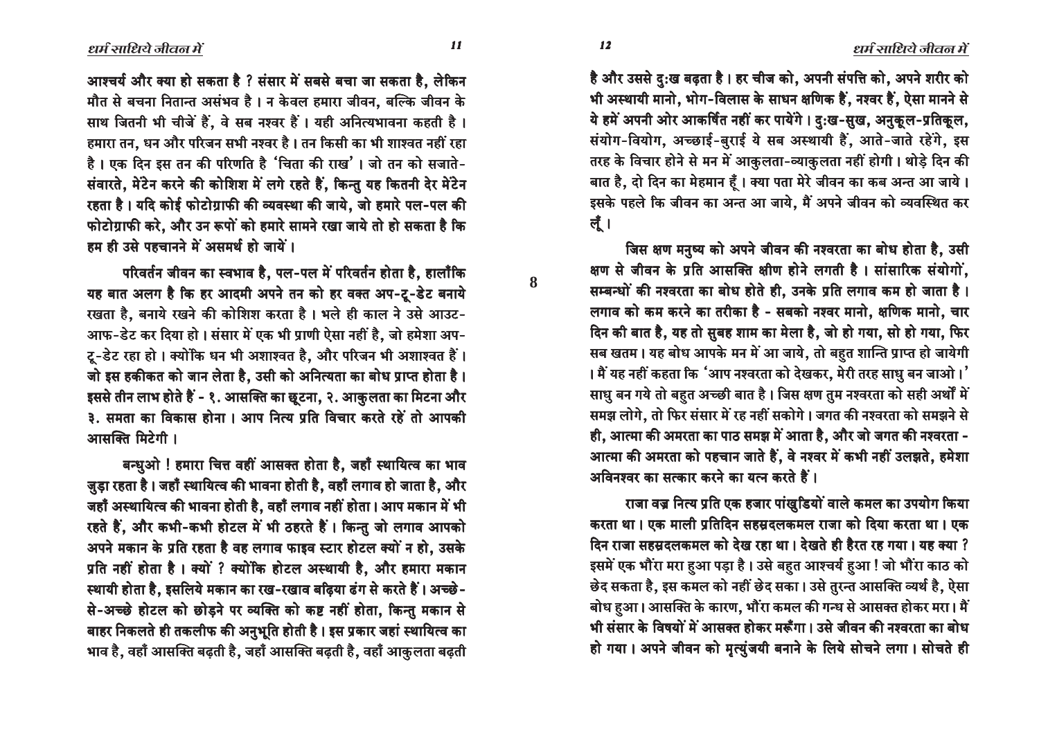आश्चर्य और क्या हो सकता है ? संसार में सबसे बचा जा सकता है, लेकिन मौत से बचना नितान्त असंभव है । न केवल हमारा जीवन, बल्कि जीवन के साथ जितनी भी चीजें हैं, वे सब नश्वर हैं । यही अनित्यभावना कहती है । हमारा तन, धन और परिजन सभी नश्वर है । तन किसी का भी शाश्वत नहीं रहा है । एक दिन इस तन की परिणति है 'चिता की राख' । जो तन को सजाते-संवारते, मेंटेन करने की कोशिश में लगे रहते हैं, किन्तु यह कितनी देर मेंटेन रहता है । यदि कोई फोटोग्राफी की व्यवस्था की जाये, जो हमारे पल-पल की फोटोग्राफी करे, और उन रूपों को हमारे सामने रखा जाये तो हो सकता है कि हम ही उसे पहचानने में असमर्थ हो जायें ।

परिवर्तन जीवन का स्वभाव है, पल-पल में परिवर्तन होता है, हालाँकि यह बात अलग है कि हर आदमी अपने तन को हर वक्त अप-टू-डेट बनाये रखता है, बनाये रखने की कोशिश करता है । भले ही काल ने उसे आउट-आफ-डेट कर दिया हो । संसार में एक भी प्राणी ऐसा नहीं है, जो हमेशा अप-टू-डेट रहा हो । क्योंकि धन भी अशाश्वत है, और परिजन भी अशाश्वत हैं । जो इस हकीकत को जान लेता है, उसी को अनित्यता का बोध प्राप्त होता है । इससे तीन लाभ होते हैं - १. आसक्ति का छूटना, २. आकुलता का मिटना और ३. समता का विकास होना । आप नित्य प्रति विचार करते रहें तो आपकी आसक्ति मिटेगी ।

बन्धुओ ! हमारा चित्त वहीं आसक्त होता है, जहाँ स्थायित्व का भाव जुड़ा रहता है । जहाँ स्थायित्व की भावना होती है, वहाँ लगाव हो जाता है, और जहाँ अस्थायित्व की भावना होती है, वहाँ लगाव नहीं होता । आप मकान में भी रहते हैं, और कभी-कभी होटल में भी ठहरते हैं । किन्तु जो लगाव आपको अपने मकान के प्रति रहता है वह लगाव फाइव स्टार होटल क्यों न हो, उसके प्रति नहीं होता है । क्यों ? क्योंकि होटल अस्थायी है, और हमारा मकान स्थायी होता है, इसलिये मकान का रख-रखाव बढ़िया ढंग से करते हैं । अच्छे-से-अच्छे होटल को छोड़ने पर व्यक्ति को कष्ट नहीं होता, किन्तु मकान से बाहर निकलते ही तकलीफ की अनुभूति होती है । इस प्रकार जहां स्थायित्व का भाव है, वहाँ आसक्ति बढ़ती है, जहाँ आसक्ति बढ़ती है, वहाँ आकुलता बढ़ती है और उससे दुःख बढ़ता है । हर चीज को, अपनी संपत्ति को, अपने शरीर को भी अस्थायी मानो, भोग-विलास के साधन क्षणिक हैं, नश्वर हैं, ऐसा मानने से ये हमें अपनी ओर आकर्षित नहीं कर पायेंगे । दुःख-सुख, अनुकूल-प्रतिकूल, संयोग-वियोग, अच्छाई-बुराई ये सब अस्थायी हैं, आते-जाते रहेंगे, इस तरह के विचार होने से मन में आकुलता-व्याकुलता नहीं होगी । थोड़े दिन की बात है, दो दिन का मेहमान हूँ । क्या पता मेरे जीवन का कब अन्त आ जाये । इसके पहले कि जीवन का अन्त आ जाये, मैं अपने जीवन को व्यवस्थित कर लूँ ।

जिस क्षण मनुष्य को अपने जीवन की नश्वरता का बोध होता है, उसी क्षण से जीवन के प्रति आसक्ति क्षीण होने लगती है । सांसारिक संयोगों, सम्बन्धों की नश्वरता का बोध होते ही, उनके प्रति लगाव कम हो जाता है । लगाव को कम करने का तरीका है - सबको नश्वर मानो, क्षणिक मानो, चार दिन की बात है, यह तो सुबह शाम का मेला है, जो हो गया, सो हो गया, फिर सब खतम । यह बोध आपके मन में आ जाये, तो बहुत शान्ति प्राप्त हो जायेगी । मैं यह नहीं कहता कि 'आप नश्वरता को देखकर, मेरी तरह साधु बन जाओ ।' साधु बन गये तो बहुत अच्छी बात है । जिस क्षण तुम नश्वरता को सही अर्थों में समझ लोगे, तो फिर संसार में रह नहीं सकोगे । जगत की नश्वरता को समझने से ही, आत्मा की अमरता का पाठ समझ में आता है, और जो जगत की नश्वरता - आत्मा की अमरता को पहचान जाते हैं, वे नश्वर में कभी नहीं उलझते, हमेशा अविनश्वर का सत्कार करने का यत्न करते हैं ।

राजा वज्र नित्य प्रति एक हजार पांखुडियों वाले कमल का उपयोग किया करता था । एक माली प्रतिदिन सहस्रदलकमल राजा को दिया करता था । एक दिन राजा सहस्रदलकमल को देख रहा था । देखते ही हैरत रह गया । यह क्या ? इसमें एक भौंरा मरा हुआ पड़ा है । उसे बहुत आश्चर्य हुआ ! जो भौंरा काठ को छेद सकता है, इस कमल को नहीं छेद सका । उसे तुरन्त आसक्ति व्यर्थ है, ऐसा बोध हुआ । आसक्ति के कारण, भौंरा कमल की गन्ध से आसक्त होकर मरा । मैं भी संसार के विषयों में आसक्त होकर मरूँगा । उसे जीवन की नश्वरता का बोध हो गया । अपने जीवन को मृत्युंजयी बनाने के लिये सोचने लगा । सोचते ही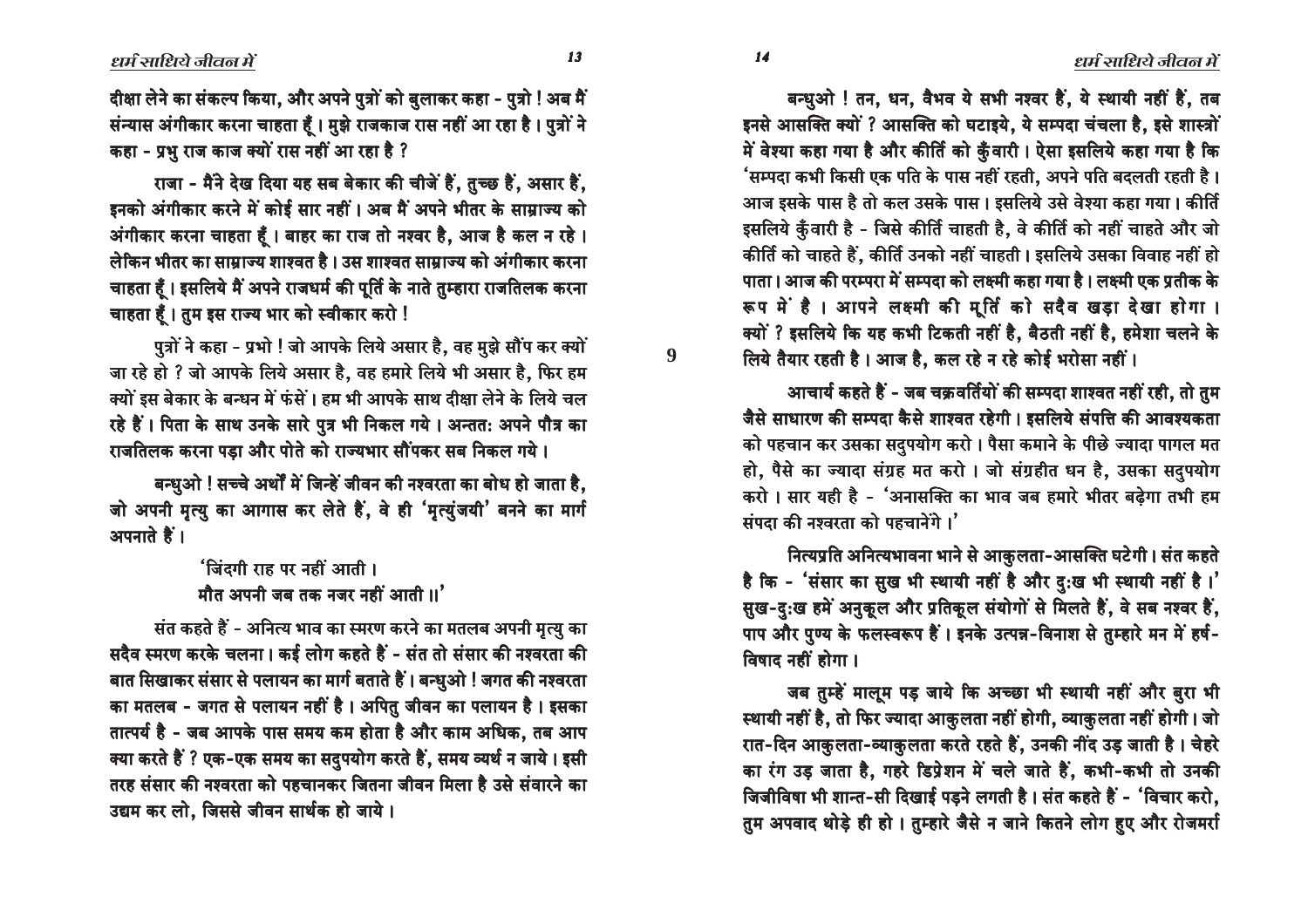दीक्षा लेने का संकल्प किया, और अपने पुत्रों को बुलाकर कहा - पुत्रो ! अब मैं संन्यास अंगीकार करना चाहता हूँ। मुझे राजकाज रास नहीं आ रहा है। पुत्रों ने कहा - प्रभु राज काज क्यों रास नहीं आ रहा है ?

राजा - मैंने देख दिया यह सब बेकार की चीजें हैं, तुच्छ हैं, असार हैं, इनको अंगीकार करने में कोई सार नहीं। अब मैं अपने भीतर के साम्राज्य को अंगीकार करना चाहता हूँ। बाहर का राज तो नश्वर है, आज है कल न रहे। लेकिन भीतर का साम्राज्य शाश्वत है। उस शाश्वत साम्राज्य को अंगीकार करना चाहता हूँ। इसलिये मैं अपने राजधर्म की पूर्ति के नाते तुम्हारा राजतिलक करना चाहता हूँ। तुम इस राज्य भार को स्वीकार करो !

पुत्रों ने कहा - प्रभो ! जो आपके लिये असार है, वह मुझे सौंप कर क्यों जा रहे हो ? जो आपके लिये असार है, वह हमारे लिये भी असार है, फिर हम क्यों इस बेकार के बन्धन में फंसें। हम भी आपके साथ दीक्षा लेने के लिये चल रहे हैं। पिता के साथ उनके सारे पुत्र भी निकल गये। अन्ततः अपने पौत्र का राजतिलक करना पड़ा और पोते को राज्यभार सौंपकर सब निकल गये।

बन्धुओ ! सच्चे अर्थों में जिन्हें जीवन की नश्वरता का बोध हो जाता है, जो अपनी मृत्यु का आगास कर लेते हैं, वे ही 'मृत्युंजयी' बनने का मार्ग अपनाते हैं।

> 'जिंदगी राह पर नहीं आती।
> मौत अपनी जब तक नजर नहीं आती ॥'

संत कहते हैं - अनित्य भाव का स्मरण करने का मतलब अपनी मृत्यु का सदैव स्मरण करके चलना। कई लोग कहते हैं - संत तो संसार की नश्वरता की बात सिखाकर संसार से पलायन का मार्ग बताते हैं। बन्धुओ ! जगत की नश्वरता का मतलब - जगत से पलायन नहीं है। अपितु जीवन का पलायन है। इसका तात्पर्य है - जब आपके पास समय कम होता है और काम अधिक, तब आप क्या करते हैं ? एक-एक समय का सदुपयोग करते हैं, समय व्यर्थ न जाये। इसी तरह संसार की नश्वरता को पहचानकर जितना जीवन मिला है उसे संवारने का उद्यम कर लो, जिससे जीवन सार्थक हो जाये।

बन्धुओ ! तन, धन, वैभव ये सभी नश्वर हैं, ये स्थायी नहीं हैं, तब इनसे आसक्ति क्यों ? आसक्ति को घटाइये, ये सम्पदा चंचला है, इसे शास्त्रों में वेश्या कहा गया है और कीर्ति को कुँवारी। ऐसा इसलिये कहा गया है कि 'सम्पदा कभी किसी एक पति के पास नहीं रहती, अपने पति बदलती रहती है। आज इसके पास है तो कल उसके पास। इसलिये उसे वेश्या कहा गया। कीर्ति इसलिये कुँवारी है - जिसे कीर्ति चाहती है, वे कीर्ति को नहीं चाहते और जो कीर्ति को चाहते हैं, कीर्ति उनको नहीं चाहती। इसलिये उसका विवाह नहीं हो पाता। आज की परम्परा में सम्पदा को लक्ष्मी कहा गया है। लक्ष्मी एक प्रतीक के रूप में है। आपने लक्ष्मी की मूर्ति को सदैव खड़ा देखा होगा। क्यों ? इसलिये कि यह कभी टिकती नहीं है, बैठती नहीं है, हमेशा चलने के लिये तैयार रहती है। आज है, कल रहे न रहे कोई भरोसा नहीं।

आचार्य कहते हैं - जब चक्रवर्तियों की सम्पदा शाश्वत नहीं रही, तो तुम जैसे साधारण की सम्पदा कैसे शाश्वत रहेगी। इसलिये संपत्ति की आवश्यकता को पहचान कर उसका सदुपयोग करो। पैसा कमाने के पीछे ज्यादा पागल मत हो, पैसे का ज्यादा संग्रह मत करो। जो संग्रहीत धन है, उसका सदुपयोग करो। सार यही है - 'अनासक्ति का भाव जब हमारे भीतर बढ़ेगा तभी हम संपदा की नश्वरता को पहचानेंगे।'

नित्यप्रति अनित्यभावना भाने से आकुलता-आसक्ति घटेगी। संत कहते है कि - 'संसार का सुख भी स्थायी नहीं है और दुःख भी स्थायी नहीं है।' सुख-दुःख हमें अनुकूल और प्रतिकूल संयोगों से मिलते हैं, वे सब नश्वर हैं, पाप और पुण्य के फलस्वरूप हैं। इनके उत्पन्न-विनाश से तुम्हारे मन में हर्ष-विषाद नहीं होगा।

जब तुम्हें मालूम पड़ जाये कि अच्छा भी स्थायी नहीं और बुरा भी स्थायी नहीं है, तो फिर ज्यादा आकुलता नहीं होगी, व्याकुलता नहीं होगी। जो रात-दिन आकुलता-व्याकुलता करते रहते हैं, उनकी नींद उड़ जाती है। चेहरे का रंग उड़ जाता है, गहरे डिप्रेशन में चले जाते हैं, कभी-कभी तो उनकी जिजीविषा भी शान्त-सी दिखाई पड़ने लगती है। संत कहते हैं - 'विचार करो, तुम अपवाद थोड़े ही हो। तुम्हारे जैसे न जाने कितने लोग हुए और रोजमर्रा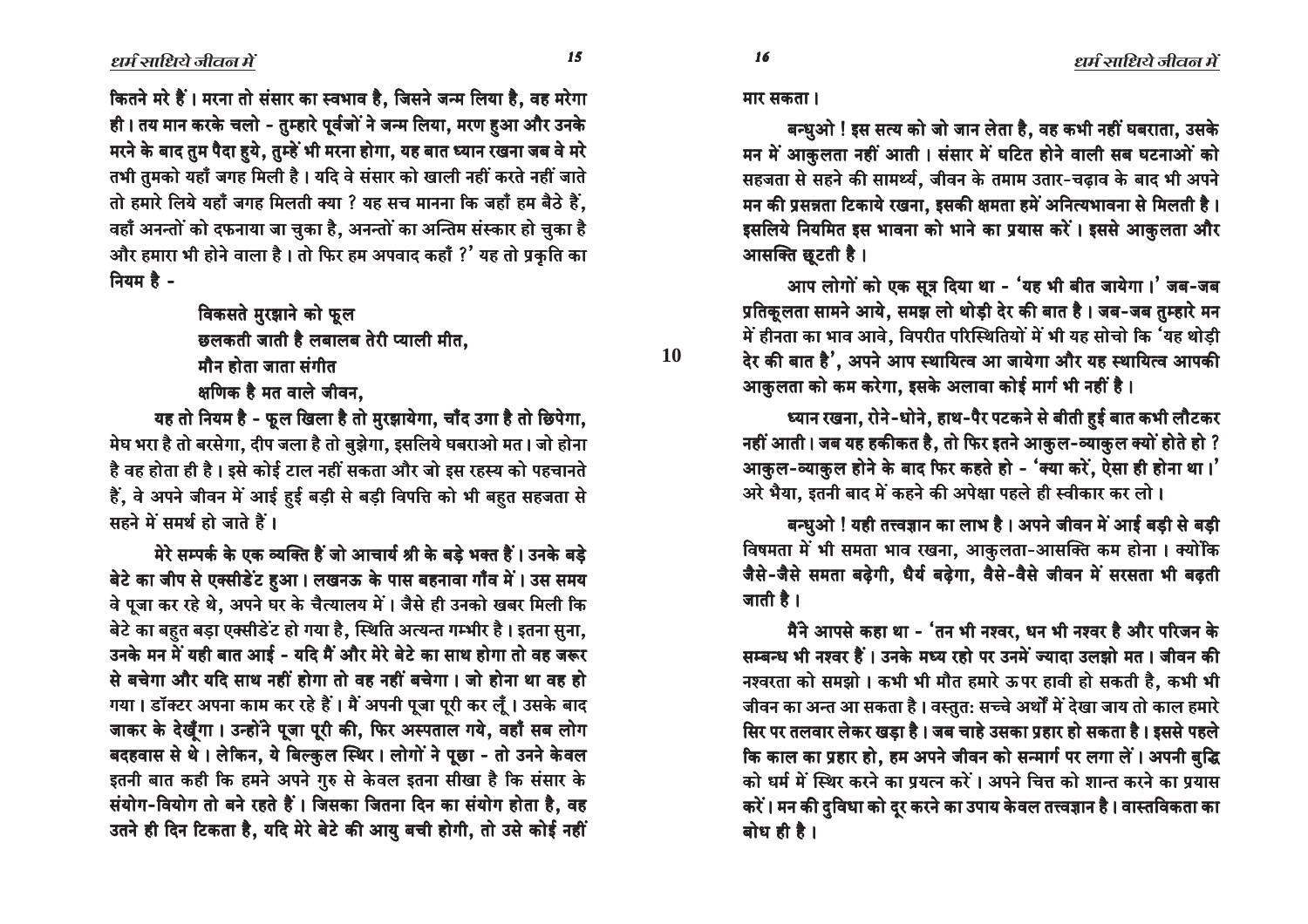कितने मरे हैं। मरना तो संसार का स्वभाव है, जिसने जन्म लिया है, वह मरेगा ही। तय मान करके चलो - तुम्हारे पूर्वजों ने जन्म लिया, मरण हुआ और उनके मरने के बाद तुम पैदा हुये, तुम्हें भी मरना होगा, यह बात ध्यान रखना जब वे मरे तभी तुमको यहाँ जगह मिली है। यदि वे संसार को खाली नहीं करते नहीं जाते तो हमारे लिये यहाँ जगह मिलती क्या ? यह सच मानना कि जहाँ हम बैठे हैं, वहाँ अनन्तों को दफनाया जा चुका है, अनन्तों का अन्तिम संस्कार हो चुका है और हमारा भी होने वाला है। तो फिर हम अपवाद कहाँ ?' यह तो प्रकृति का नियम है -

> विकसते मुरझाने को फूल
> छलकती जाती है लबालब तेरी प्याली मीत,
> मौन होता जाता संगीत
> क्षणिक है मत वाले जीवन,

यह तो नियम है - फूल खिला है तो मुरझायेगा, चाँद उगा है तो छिपेगा, मेघ भरा है तो बरसेगा, दीप जला है तो बुझेगा, इसलिये घबराओ मत। जो होना है वह होता ही है। इसे कोई टाल नहीं सकता और जो इस रहस्य को पहचानते हैं, वे अपने जीवन में आई हुई बड़ी से बड़ी विपत्ति को भी बहुत सहजता से सहने में समर्थ हो जाते हैं।

मेरे सम्पर्क के एक व्यक्ति हैं जो आचार्य श्री के बड़े भक्त हैं। उनके बड़े बेटे का जीप से एक्सीडेंट हुआ। लखनऊ के पास बहनावा गाँव में। उस समय वे पूजा कर रहे थे, अपने घर के चैत्यालय में। जैसे ही उनको खबर मिली कि बेटे का बहुत बड़ा एक्सीडेंट हो गया है, स्थिति अत्यन्त गम्भीर है। इतना सुना, उनके मन में यही बात आई - यदि मैं और मेरे बेटे का साथ होगा तो वह जरूर से बचेगा और यदि साथ नहीं होगा तो वह नहीं बचेगा। जो होना था वह हो गया। डॉक्टर अपना काम कर रहे हैं। मैं अपनी पूजा पूरी कर लूँ। उसके बाद जाकर के देखूँगा। उन्होंने पूजा पूरी की, फिर अस्पताल गये, वहाँ सब लोग बदहवास से थे। लेकिन, ये बिल्कुल स्थिर। लोगों ने पूछा - तो उनने केवल इतनी बात कही कि हमने अपने गुरु से केवल इतना सीखा है कि संसार के संयोग-वियोग तो बने रहते हैं। जिसका जितना दिन का संयोग होता है, वह उतने ही दिन टिकता है, यदि मेरे बेटे की आयु बची होगी, तो उसे कोई नहीं मार सकता।

बन्धुओ ! इस सत्य को जो जान लेता है, वह कभी नहीं घबराता, उसके मन में आकुलता नहीं आती। संसार में घटित होने वाली सब घटनाओं को सहजता से सहने की सामर्थ्य, जीवन के तमाम उतार-चढ़ाव के बाद भी अपने मन की प्रसन्नता टिकाये रखना, इसकी क्षमता हमें अनित्यभावना से मिलती है। इसलिये नियमित इस भावना को भाने का प्रयास करें। इससे आकुलता और आसक्ति छूटती है।

आप लोगों को एक सूत्र दिया था - 'यह भी बीत जायेगा।' जब-जब प्रतिकूलता सामने आये, समझ लो थोड़ी देर की बात है। जब-जब तुम्हारे मन में हीनता का भाव आवे, विपरीत परिस्थितियों में भी यह सोचो कि 'यह थोड़ी देर की बात है', अपने आप स्थायित्व आ जायेगा और यह स्थायित्व आपकी आकुलता को कम करेगा, इसके अलावा कोई मार्ग भी नहीं है।

ध्यान रखना, रोने-धोने, हाथ-पैर पटकने से बीती हुई बात कभी लौटकर नहीं आती। जब यह हकीकत है, तो फिर इतने आकुल-व्याकुल क्यों होते हो ? आकुल-व्याकुल होने के बाद फिर कहते हो - 'क्या करें, ऐसा ही होना था।' अरे भैया, इतनी बाद में कहने की अपेक्षा पहले ही स्वीकार कर लो।

बन्धुओ ! यही तत्त्वज्ञान का लाभ है। अपने जीवन में आई बड़ी से बड़ी विषमता में भी समता भाव रखना, आकुलता-आसक्ति कम होना। क्योंकि जैसे-जैसे समता बढ़ेगी, धैर्य बढ़ेगा, वैसे-वैसे जीवन में सरसता भी बढ़ती जाती है।

मैंने आपसे कहा था - 'तन भी नश्वर, धन भी नश्वर है और परिजन के सम्बन्ध भी नश्वर हैं। उनके मध्य रहो पर उनमें ज्यादा उलझो मत। जीवन की नश्वरता को समझो। कभी भी मौत हमारे ऊपर हावी हो सकती है, कभी भी जीवन का अन्त आ सकता है। वस्तुतः सच्चे अर्थों में देखा जाय तो काल हमारे सिर पर तलवार लेकर खड़ा है। जब चाहे उसका प्रहार हो सकता है। इससे पहले कि काल का प्रहार हो, हम अपने जीवन को सन्मार्ग पर लगा लें। अपनी बुद्धि को धर्म में स्थिर करने का प्रयत्न करें। अपने चित्त को शान्त करने का प्रयास करें। मन की दुविधा को दूर करने का उपाय केवल तत्त्वज्ञान है। वास्तविकता का बोध ही है।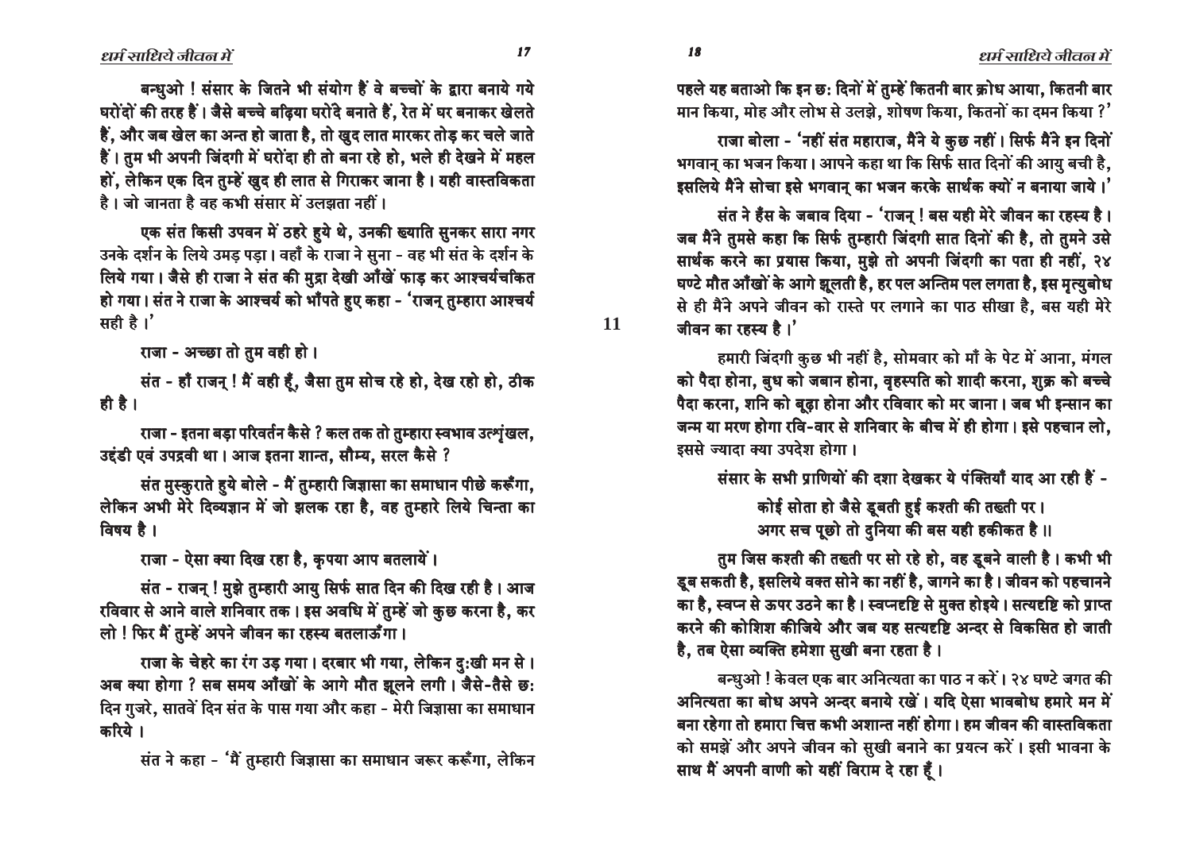बन्धुओ ! संसार के जितने भी संयोग हैं वे बच्चों के द्वारा बनाये गये घरोंदों की तरह हैं। जैसे बच्चे बढ़िया घरोंदे बनाते हैं, रेत में घर बनाकर खेलते हैं, और जब खेल का अन्त हो जाता है, तो खुद लात मारकर तोड़ कर चले जाते हैं। तुम भी अपनी जिंदगी में घरोंदा ही तो बना रहे हो, भले ही देखने में महल हों, लेकिन एक दिन तुम्हें खुद ही लात से गिराकर जाना है। यही वास्तविकता है। जो जानता है वह कभी संसार में उलझता नहीं।

एक संत किसी उपवन में ठहरे हुये थे, उनकी ख्याति सुनकर सारा नगर उनके दर्शन के लिये उमड़ पड़ा। वहाँ के राजा ने सुना - वह भी संत के दर्शन के लिये गया। जैसे ही राजा ने संत की मुद्रा देखी आँखें फाड़ कर आश्चर्यचकित हो गया। संत ने राजा के आश्चर्य को भाँपते हुए कहा - 'राजन् तुम्हारा आश्चर्य सही है।'

राजा - अच्छा तो तुम वही हो।

संत - हाँ राजन् ! मैं वही हूँ, जैसा तुम सोच रहे हो, देख रहो हो, ठीक ही है।

राजा - इतना बड़ा परिवर्तन कैसे ? कल तक तो तुम्हारा स्वभाव उत्शृंखल, उद्दंडी एवं उपद्रवी था। आज इतना शान्त, सौम्य, सरल कैसे ?

संत मुस्कुराते हुये बोले - मैं तुम्हारी जिज्ञासा का समाधान पीछे करूँगा, लेकिन अभी मेरे दिव्यज्ञान में जो झलक रहा है, वह तुम्हारे लिये चिन्ता का विषय है।

राजा - ऐसा क्या दिख रहा है, कृपया आप बतलायें।

संत - राजन् ! मुझे तुम्हारी आयु सिर्फ सात दिन की दिख रही है। आज रविवार से आने वाले शनिवार तक। इस अवधि में तुम्हें जो कुछ करना है, कर लो ! फिर मैं तुम्हें अपने जीवन का रहस्य बतलाऊँगा।

राजा के चेहरे का रंग उड़ गया। दरबार भी गया, लेकिन दु:खी मन से। अब क्या होगा ? सब समय आँखों के आगे मौत झूलने लगी। जैसे-तैसे छ: दिन गुजरे, सातवें दिन संत के पास गया और कहा - मेरी जिज्ञासा का समाधान करिये।

संत ने कहा - 'मैं तुम्हारी जिज्ञासा का समाधान जरूर करूँगा, लेकिन पहले यह बताओ कि इन छ: दिनों में तुम्हें कितनी बार क्रोध आया, कितनी बार मान किया, मोह और लोभ से उलझे, शोषण किया, कितनों का दमन किया ?'

राजा बोला - 'नहीं संत महाराज, मैंने ये कुछ नहीं। सिर्फ मैंने इन दिनों भगवान् का भजन किया। आपने कहा था कि सिर्फ सात दिनों की आयु बची है, इसलिये मैंने सोचा इसे भगवान् का भजन करके सार्थक क्यों न बनाया जाये।'

संत ने हँस के जबाव दिया - 'राजन् ! बस यही मेरे जीवन का रहस्य है। जब मैंने तुमसे कहा कि सिर्फ तुम्हारी जिंदगी सात दिनों की है, तो तुमने उसे सार्थक करने का प्रयास किया, मुझे तो अपनी जिंदगी का पता ही नहीं, २४ घण्टे मौत आँखों के आगे झूलती है, हर पल अन्तिम पल लगता है, इस मृत्युबोध से ही मैंने अपने जीवन को रास्ते पर लगाने का पाठ सीखा है, बस यही मेरे जीवन का रहस्य है।'

हमारी जिंदगी कुछ भी नहीं है, सोमवार को माँ के पेट में आना, मंगल को पैदा होना, बुध को जबान होना, वृहस्पति को शादी करना, शुक्र को बच्चे पैदा करना, शनि को बूढ़ा होना और रविवार को मर जाना। जब भी इन्सान का जन्म या मरण होगा रवि-वार से शनिवार के बीच में ही होगा। इसे पहचान लो, इससे ज्यादा क्या उपदेश होगा।

संसार के सभी प्राणियों की दशा देखकर ये पंक्तियाँ याद आ रही हैं -

> कोई सोता हो जैसे डूबती हुई कश्ती की तख्ती पर।
> अगर सच पूछो तो दुनिया की बस यही हकीकत है॥

तुम जिस कश्ती की तख्ती पर सो रहे हो, वह डूबने वाली है। कभी भी डूब सकती है, इसलिये वक्त सोने का नहीं है, जागने का है। जीवन को पहचानने का है, स्वप्न से ऊपर उठने का है। स्वप्नदृष्टि से मुक्त होइये। सत्यदृष्टि को प्राप्त करने की कोशिश कीजिये और जब यह सत्यदृष्टि अन्दर से विकसित हो जाती है, तब ऐसा व्यक्ति हमेशा सुखी बना रहता है।

बन्धुओ ! केवल एक बार अनित्यता का पाठ न करें। २४ घण्टे जगत की अनित्यता का बोध अपने अन्दर बनाये रखें। यदि ऐसा भावबोध हमारे मन में बना रहेगा तो हमारा चित्त कभी अशान्त नहीं होगा। हम जीवन की वास्तविकता को समझें और अपने जीवन को सुखी बनाने का प्रयत्न करें। इसी भावना के साथ मैं अपनी वाणी को यहीं विराम दे रहा हूँ।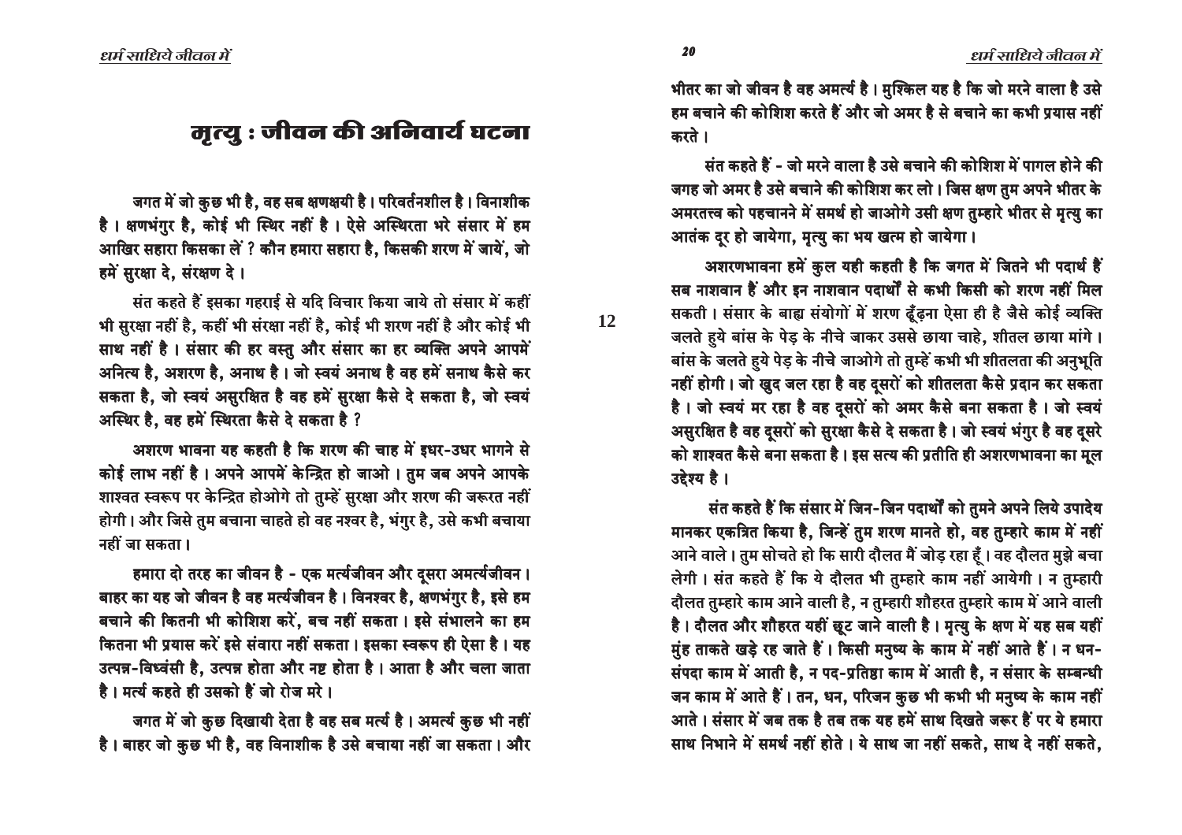# मृत्यु : जीवन की अनिवार्य घटना

जगत में जो कुछ भी है, वह सब क्षणक्षयी है। परिवर्तनशील है। विनाशीक है। क्षणभंगुर है, कोई भी स्थिर नहीं है। ऐसे अस्थिरता भरे संसार में हम आखिर सहारा किसका लें? कौन हमारा सहारा है, किसकी शरण में जायें, जो हमें सुरक्षा दे, संरक्षण दे।

संत कहते हैं इसका गहराई से यदि विचार किया जाये तो संसार में कहीं भी सुरक्षा नहीं है, कहीं भी संरक्षा नहीं है, कोई भी शरण नहीं है और कोई भी साथ नहीं है। संसार की हर वस्तु और संसार का हर व्यक्ति अपने आपमें अनित्य है, अशरण है, अनाथ है। जो स्वयं अनाथ है वह हमें सनाथ कैसे कर सकता है, जो स्वयं असुरक्षित है वह हमें सुरक्षा कैसे दे सकता है, जो स्वयं अस्थिर है, वह हमें स्थिरता कैसे दे सकता है?

अशरण भावना यह कहती है कि शरण की चाह में इधर-उधर भागने से कोई लाभ नहीं है। अपने आपमें केन्द्रित हो जाओ। तुम जब अपने आपके शाश्वत स्वरूप पर केन्द्रित होओगे तो तुम्हें सुरक्षा और शरण की जरूरत नहीं होगी। और जिसे तुम बचाना चाहते हो वह नश्वर है, भंगुर है, उसे कभी बचाया नहीं जा सकता।

हमारा दो तरह का जीवन है - एक मर्त्यजीवन और दूसरा अमर्त्यजीवन। बाहर का यह जो जीवन है वह मर्त्यजीवन है। विनश्वर है, क्षणभंगुर है, इसे हम बचाने की कितनी भी कोशिश करें, बच नहीं सकता। इसे संभालने का हम कितना भी प्रयास करें इसे संवारा नहीं सकता। इसका स्वरूप ही ऐसा है। यह उत्पन्न-विध्वंसी है, उत्पन्न होता और नष्ट होता है। आता है और चला जाता है। मर्त्य कहते ही उसको हैं जो रोज मरे।

जगत में जो कुछ दिखायी देता है वह सब मर्त्य है। अमर्त्य कुछ भी नहीं है। बाहर जो कुछ भी है, वह विनाशीक है उसे बचाया नहीं जा सकता। और भीतर का जो जीवन है वह अमर्त्य है। मुश्किल यह है कि जो मरने वाला है उसे हम बचाने की कोशिश करते हैं और जो अमर है से बचाने का कभी प्रयास नहीं करते।

संत कहते हैं - जो मरने वाला है उसे बचाने की कोशिश में पागल होने की जगह जो अमर है उसे बचाने की कोशिश कर लो। जिस क्षण तुम अपने भीतर के अमरतत्त्व को पहचानने में समर्थ हो जाओगे उसी क्षण तुम्हारे भीतर से मृत्यु का आतंक दूर हो जायेगा, मृत्यु का भय खत्म हो जायेगा।

अशरणभावना हमें कुल यही कहती है कि जगत में जितने भी पदार्थ हैं सब नाशवान हैं और इन नाशवान पदार्थों से कभी किसी को शरण नहीं मिल सकती। संसार के बाह्य संयोगों में शरण ढूँढ़ना ऐसा ही है जैसे कोई व्यक्ति जलते हुये बांस के पेड़ के नीचे जाकर उससे छाया चाहे, शीतल छाया मांगे। बांस के जलते हुये पेड़ के नीचे जाओगे तो तुम्हें कभी भी शीतलता की अनुभूति नहीं होगी। जो खुद जल रहा है वह दूसरों को शीतलता कैसे प्रदान कर सकता है। जो स्वयं मर रहा है वह दूसरों को अमर कैसे बना सकता है। जो स्वयं असुरक्षित है वह दूसरों को सुरक्षा कैसे दे सकता है। जो स्वयं भंगुर है वह दूसरे को शाश्वत कैसे बना सकता है। इस सत्य की प्रतीति ही अशरणभावना का मूल उद्देश्य है।

संत कहते हैं कि संसार में जिन-जिन पदार्थों को तुमने अपने लिये उपादेय मानकर एकत्रित किया है, जिन्हें तुम शरण मानते हो, वह तुम्हारे काम में नहीं आने वाले। तुम सोचते हो कि सारी दौलत मैं जोड़ रहा हूँ। वह दौलत मुझे बचा लेगी। संत कहते हैं कि ये दौलत भी तुम्हारे काम नहीं आयेगी। न तुम्हारी दौलत तुम्हारे काम आने वाली है, न तुम्हारी शौहरत तुम्हारे काम में आने वाली है। दौलत और शौहरत यहीं छूट जाने वाली है। मृत्यु के क्षण में यह सब यहीं मुंह ताकते खड़े रह जाते हैं। किसी मनुष्य के काम में नहीं आते हैं। न धन-संपदा काम में आती है, न पद-प्रतिष्ठा काम में आती है, न संसार के सम्बन्धी जन काम में आते हैं। तन, धन, परिजन कुछ भी कभी भी मनुष्य के काम नहीं आते। संसार में जब तक है तब तक यह हमें साथ दिखते जरूर हैं पर ये हमारा साथ निभाने में समर्थ नहीं होते। ये साथ जा नहीं सकते, साथ दे नहीं सकते,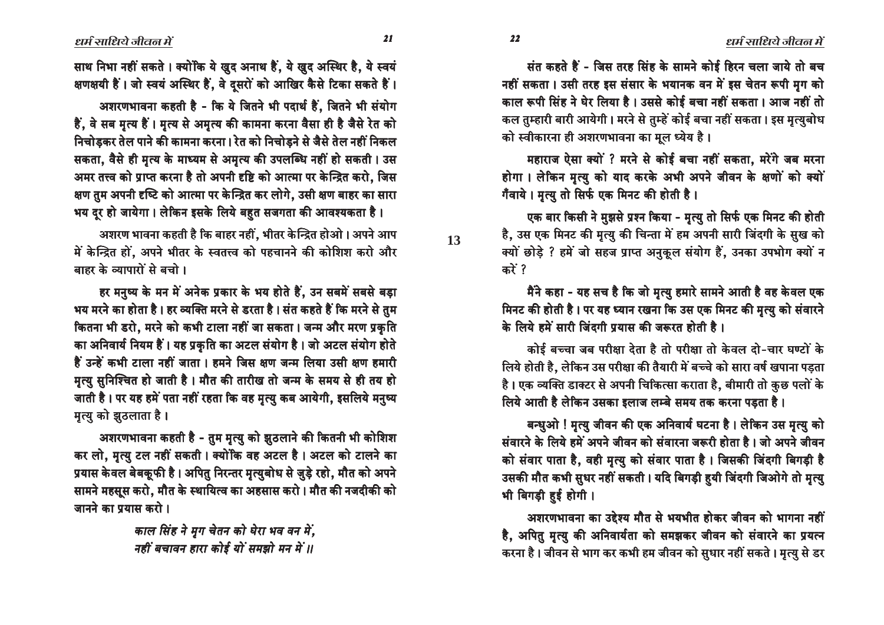साथ निभा नहीं सकते। क्योंकि ये खुद अनाथ हैं, ये खुद अस्थिर है, ये स्वयं क्षणक्षयी हैं। जो स्वयं अस्थिर हैं, वे दूसरों को आखिर कैसे टिका सकते हैं।

अशरणभावना कहती है - कि ये जितने भी पदार्थ हैं, जितने भी संयोग हैं, वे सब मृत्य हैं। मृत्य से अमृत्य की कामना करना वैसा ही है जैसे रेत को निचोड़कर तेल पाने की कामना करना। रेत को निचोड़ने से जैसे तेल नहीं निकल सकता, वैसे ही मृत्य के माध्यम से अमृत्य की उपलब्धि नहीं हो सकती। उस अमर तत्त्व को प्राप्त करना है तो अपनी दृष्टि को आत्मा पर केन्द्रित करो, जिस क्षण तुम अपनी दृष्टि को आत्मा पर केन्द्रित कर लोगे, उसी क्षण बाहर का सारा भय दूर हो जायेगा। लेकिन इसके लिये बहुत सजगता की आवश्यकता है।

अशरण भावना कहती है कि बाहर नहीं, भीतर केन्द्रित होओ। अपने आप में केन्द्रित हों, अपने भीतर के स्वतत्त्व को पहचानने की कोशिश करो और बाहर के व्यापारों से बचो।

हर मनुष्य के मन में अनेक प्रकार के भय होते हैं, उन सबमें सबसे बड़ा भय मरने का होता है। हर व्यक्ति मरने से डरता है। संत कहते हैं कि मरने से तुम कितना भी डरो, मरने को कभी टाला नहीं जा सकता। जन्म और मरण प्रकृति का अनिवार्य नियम हैं। यह प्रकृति का अटल संयोग है। जो अटल संयोग होते हैं उन्हें कभी टाला नहीं जाता। हमने जिस क्षण जन्म लिया उसी क्षण हमारी मृत्यु सुनिश्चित हो जाती है। मौत की तारीख तो जन्म के समय से ही तय हो जाती है। पर यह हमें पता नहीं रहता कि वह मृत्यु कब आयेगी, इसलिये मनुष्य मृत्यु को झुठलाता है।

अशरणभावना कहती है - तुम मृत्यु को झुठलाने की कितनी भी कोशिश कर लो, मृत्यु टल नहीं सकती। क्योंकि वह अटल है। अटल को टालने का प्रयास केवल बेबकूफी है। अपितु निरन्तर मृत्युबोध से जुड़े रहो, मौत को अपने सामने महसूस करो, मौत के स्थायित्व का अहसास करो। मौत की नजदीकी को जानने का प्रयास करो।

*काल सिंह ने मृग चेतन को घेरा भव वन में,*
*नहीं बचावन हारा कोई यों समझो मन में॥*

संत कहते हैं - जिस तरह सिंह के सामने कोई हिरन चला जाये तो बच नहीं सकता। उसी तरह इस संसार के भयानक वन में इस चेतन रूपी मृग को काल रूपी सिंह ने घेर लिया है। उससे कोई बचा नहीं सकता। आज नहीं तो कल तुम्हारी बारी आयेगी। मरने से तुम्हें कोई बचा नहीं सकता। इस मृत्युबोध को स्वीकारना ही अशरणभावना का मूल ध्येय है।

महाराज ऐसा क्यों ? मरने से कोई बचा नहीं सकता, मरेंगे जब मरना होगा। लेकिन मृत्यु को याद करके अभी अपने जीवन के क्षणों को क्यों गँवाये। मृत्यु तो सिर्फ एक मिनट की होती है।

एक बार किसी ने मुझसे प्रश्न किया - मृत्यु तो सिर्फ एक मिनट की होती है, उस एक मिनट की मृत्यु की चिन्ता में हम अपनी सारी जिंदगी के सुख को क्यों छोड़े ? हमें जो सहज प्राप्त अनुकूल संयोग हैं, उनका उपभोग क्यों न करें ?

मैंने कहा - यह सच है कि जो मृत्यु हमारे सामने आती है वह केवल एक मिनट की होती है। पर यह ध्यान रखना कि उस एक मिनट की मृत्यु को संवारने के लिये हमें सारी जिंदगी प्रयास की जरूरत होती है।

कोई बच्चा जब परीक्षा देता है तो परीक्षा तो केवल दो-चार घण्टों के लिये होती है, लेकिन उस परीक्षा की तैयारी में बच्चे को सारा वर्ष खपाना पड़ता है। एक व्यक्ति डाक्टर से अपनी चिकित्सा कराता है, बीमारी तो कुछ पलों के लिये आती है लेकिन उसका इलाज लम्बे समय तक करना पड़ता है।

बन्धुओ ! मृत्यु जीवन की एक अनिवार्य घटना है। लेकिन उस मृत्यु को संवारने के लिये हमें अपने जीवन को संवारना जरूरी होता है। जो अपने जीवन को संवार पाता है, वही मृत्यु को संवार पाता है। जिसकी जिंदगी बिगड़ी है उसकी मौत कभी सुधर नहीं सकती। यदि बिगड़ी हुयी जिंदगी जिओगे तो मृत्यु भी बिगड़ी हुई होगी।

अशरणभावना का उद्देश्य मौत से भयभीत होकर जीवन को भागना नहीं है, अपितु मृत्यु की अनिवार्यता को समझकर जीवन को संवारने का प्रयत्न करना है। जीवन से भाग कर कभी हम जीवन को सुधार नहीं सकते। मृत्यु से डर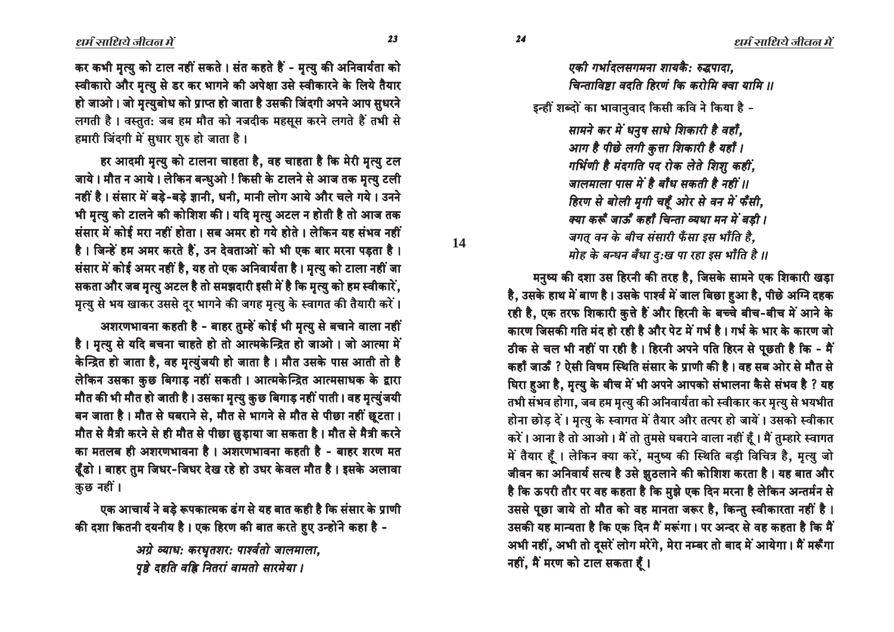कर कभी मृत्यु को टाल नहीं सकते। संत कहते हैं - मृत्यु की अनिवार्यता को स्वीकारो और मृत्यु से डर कर भागने की अपेक्षा उसे स्वीकारने के लिये तैयार हो जाओ। जो मृत्युबोध को प्राप्त हो जाता है उसकी जिंदगी अपने आप सुधरने लगती है। वस्तुतः जब हम मौत को नजदीक महसूस करने लगते हैं तभी से हमारी जिंदगी में सुधार शुरु हो जाता है।

हर आदमी मृत्यु को टालना चाहता है, वह चाहता है कि मेरी मृत्यु टल जाये। मौत न आये। लेकिन बन्धुओ ! किसी के टालने से आज तक मृत्यु टली नहीं है। संसार में बड़े-बड़े ज्ञानी, धनी, मानी लोग आये और चले गये। उनने भी मृत्यु को टालने की कोशिश की। यदि मृत्यु अटल न होती है तो आज तक संसार में कोई मरा नहीं होता। सब अमर हो गये होते। लेकिन यह संभव नहीं है। जिन्हें हम अमर करते हैं, उन देवताओं को भी एक बार मरना पड़ता है। संसार में कोई अमर नहीं है, यह तो एक अनिवार्यता है। मृत्यु को टाला नहीं जा सकता और जब मृत्यु अटल है तो समझदारी इसी में है कि मृत्यु को हम स्वीकारें, मृत्यु से भय खाकर उससे दूर भागने की जगह मृत्यु के स्वागत की तैयारी करें।

अशरणभावना कहती है - बाहर तुम्हें कोई भी मृत्यु से बचाने वाला नहीं है। मृत्यु से यदि बचना चाहते हो तो आत्मकेन्द्रित हो जाओ। जो आत्मा में केन्द्रित हो जाता है, वह मृत्युंजयी हो जाता है। मौत उसके पास आती तो है लेकिन उसका कुछ बिगाड़ नहीं सकती। आत्मकेन्द्रित आत्मसाधक के द्वारा मौत की भी मौत हो जाती है। उसका मृत्यु कुछ बिगाड़ नहीं पाती। वह मृत्युंजयी बन जाता है। मौत से घबराने से, मौत से भागने से मौत से पीछा नहीं छूटता। मौत से मैत्री करने से ही मौत से पीछा छुड़ाया जा सकता है। मौत से मैत्री करने का मतलब ही अशरणभावना है। अशरणभावना कहती है - बाहर शरण मत ढूँढो। बाहर तुम जिधर-जिधर देख रहे हो उधर केवल मौत है। इसके अलावा कुछ नहीं।

एक आचार्य ने बड़े रूपकात्मक ढंग से यह बात कही है कि संसार के प्राणी की दशा कितनी दयनीय है। एक हिरण की बात करते हुए उन्होंने कहा है -

> *अग्रे व्याधः करधृतशरः पार्श्वतो जालमाला,*
> *पृष्ठे दहति वह्नि नितरां वामतो सारमेया।*
> *एकी गर्भादलसगमना शायकैः रुद्धपादा,*
> *चिन्ताविष्टा वदति हिरणं किं करोमि क्वा यामि ॥*

इन्हीं शब्दों का भावानुवाद किसी कवि ने किया है -

> *सामने कर में धनुष साधे शिकारी है वहाँ,*
> *आग है पीछे लगी कुत्ता शिकारी है यहाँ।*
> *गर्भिणी है मंदगति पद रोक लेते शिशु कहीं,*
> *जालमाला पास में है बाँध सकती है नहीं ॥*
> *हिरण से बोली मृगी चहूँ ओर से वन में फँसी,*
> *क्या करूँ जाऊँ कहाँ चिन्ता व्यथा मन में बड़ी।*
> *जगत् वन के बीच संसारी फँसा इस भाँति है,*
> *मोह के बन्धन बँधा दुःख पा रहा इस भाँति है ॥*

मनुष्य की दशा उस हिरनी की तरह है, जिसके सामने एक शिकारी खड़ा है, उसके हाथ में बाण है। उसके पार्श्व में जाल बिछा हुआ है, पीछे अग्नि दहक रही है, एक तरफ शिकारी कुत्ते हैं और हिरनी के बच्चे बीच-बीच में आने के कारण जिसकी गति मंद हो रही है और पेट में गर्भ है। गर्भ के भार के कारण जो ठीक से चल भी नहीं पा रही है। हिरनी अपने पति हिरन से पूछती है कि - मैं कहाँ जाऊँ ? ऐसी विषम स्थिति संसार के प्राणी की है। वह सब ओर से मौत से घिरा हुआ है, मृत्यु के बीच में भी अपने आपको संभालना कैसे संभव है ? यह तभी संभव होगा, जब हम मृत्यु की अनिवार्यता को स्वीकार कर मृत्यु से भयभीत होना छोड़ दें। मृत्यु के स्वागत में तैयार और तत्पर हो जायें। उसको स्वीकार करें। आना है तो आओ। मैं तो तुमसे घबराने वाला नहीं हूँ। मैं तुम्हारे स्वागत में तैयार हूँ। लेकिन क्या करें, मनुष्य की स्थिति बड़ी विचित्र है, मृत्यु जो जीवन का अनिवार्य सत्य है उसे झुठलाने की कोशिश करता है। यह बात और है कि ऊपरी तौर पर वह कहता है कि मुझे एक दिन मरना है लेकिन अन्तर्मन से उससे पूछा जाये तो मौत को वह मानता जरूर है, किन्तु स्वीकारता नहीं है। उसकी यह मान्यता है कि एक दिन मैं मरूंगा। पर अन्दर से वह कहता है कि मैं अभी नहीं, अभी तो दूसरें लोग मरेंगे, मेरा नम्बर तो बाद में आयेगा। मैं मरूँगा नहीं, मैं मरण को टाल सकता हूँ।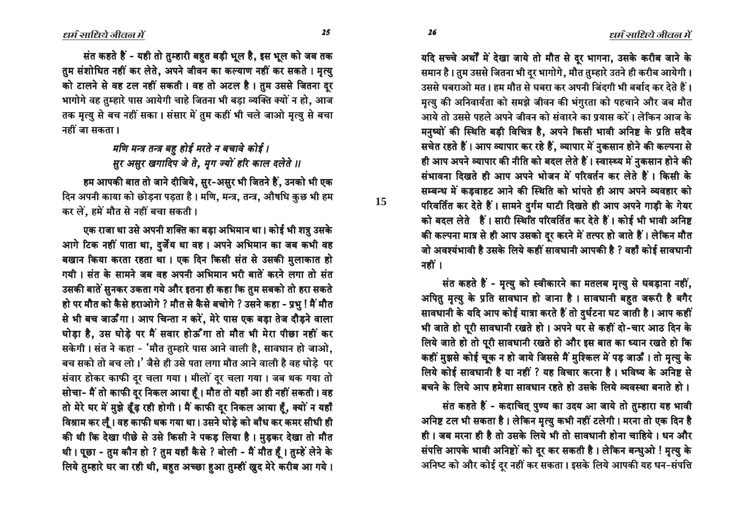संत कहते हैं - यही तो तुम्हारी बहुत बड़ी भूल है, इस भूल को जब तक तुम संशोधित नहीं कर लेते, अपने जीवन का कल्याण नहीं कर सकते। मृत्यु को टालने से वह टल नहीं सकती। वह तो अटल है। तुम उससे जितना दूर भागोगे वह तुम्हारे पास आयेगी चाहे जितना भी बड़ा व्यक्ति क्यों न हो, आज तक मृत्यु से बच नहीं सका। संसार में तुम कहीं भी चले जाओ मृत्यु से बचा नहीं जा सकता।

*मणि मन्त्र तन्त्र बहु होई मरते न बचावे कोई।*
*सुर असुर खगादिप जे ते, मृग ज्यों हरि काल दलेते॥*

हम आपकी बात तो जाने दीजिये, सुर-असुर भी जितने हैं, उनको भी एक दिन अपनी काया को छोड़ना पड़ता है। मणि, मन्त्र, तन्त्र, औषधि कुछ भी हम कर लें, हमें मौत से नहीं बचा सकती।

एक राजा था उसे अपनी शक्ति का बड़ा अभिमान था। कोई भी शत्रु उसके आगे टिक नहीं पाता था, दुर्जेय था वह। अपने अभिमान का जब कभी वह बखान किया करता रहता था। एक दिन किसी संत से उसकी मुलाकात हो गयी। संत के सामने जब वह अपनी अभिमान भरी बातें करने लगा तो संत उसकी बातें सुनकर उकता गये और इतना ही कहा कि तुम सबको तो हरा सकते हो पर मौत को कैसे हराओगे? मौत से कैसे बचोगे? उसने कहा - प्रभु! मैं मौत से भी बच जाऊँगा। आप चिन्ता न करें, मेरे पास एक बड़ा तेज दौड़ने वाला घोड़ा है, उस घोड़े पर मैं सवार होऊँगा तो मौत भी मेरा पीछा नहीं कर सकेगी। संत ने कहा - 'मौत तुम्हारे पास आने वाली है, सावधान हो जाओ, बच सको तो बच लो।' जैसे ही उसे पता लगा मौत आने वाली है वह घोड़े पर संवार होकर काफी दूर चला गया। मीलों दूर चला गया। जब थक गया तो सोचा- मैं तो काफी दूर निकल आया हूँ। मौत तो यहाँ आ ही नहीं सकती। वह तो मेरे घर में मुझे ढूँढ़ रही होगी। मैं काफी दूर निकल आया हूँ, क्यों न यहाँ विश्राम कर लूँ। वह काफी थक गया था। उसने घोड़े को बाँध कर कमर सीधी ही की थी कि देखा पीछे से उसे किसी ने पकड़ लिया है। मुड़कर देखा तो मौत थी। पूछा - तुम कौन हो? तुम यहाँ कैसे? बोली - मैं मौत हूँ। तुम्हें लेने के लिये तुम्हारे घर जा रही थी, बहुत अच्छा हुआ तुम्हीं खुद मेरे करीब आ गये।

यदि सच्चे अर्थों में देखा जाये तो मौत से दूर भागना, उसके करीब जाने के समान है। तुम उससे जितना भी दूर भागोगे, मौत तुम्हारे उतने ही करीब आयेगी। उससे घबराओ मत। हम मौत से घबरा कर अपनी जिंदगी भी बर्बाद कर देते हैं। मृत्यु की अनिवार्यता को समझे जीवन की भंगुरता को पहचाने और जब मौत आये तो उससे पहले अपने जीवन को संवारने का प्रयास करें। लेकिन आज के मनुष्यों की स्थिति बड़ी विचित्र है, अपने किसी भावी अनिष्ट के प्रति सदैव सचेत रहते हैं। आप व्यापार कर रहे हैं, व्यापार में नुकसान होने की कल्पना से ही आप अपने व्यापार की नीति को बदल लेते हैं। स्वास्थ्य में नुकसान होने की संभावना दिखते ही आप अपने भोजन में परिवर्तन कर लेते हैं। किसी के सम्बन्ध में कड़वाहट आने की स्थिति को भांपते ही आप अपने व्यवहार को परिवर्तित कर देते हैं। सामने दुर्गम घाटी दिखते ही आप अपने गाड़ी के गेयर को बदल लेते हैं। सारी स्थिति परिवर्तित कर देते हैं। कोई भी भावी अनिष्ट की कल्पना मात्र से ही आप उसको दूर करने में तत्पर हो जाते हैं। लेकिन मौत जो अवश्यंभावी है उसके लिये कहाँ सावधानी आपकी है? वहाँ कोई सावधानी नहीं।

संत कहते हैं - मृत्यु को स्वीकारने का मतलब मृत्यु से घबड़ाना नहीं, अपितु मृत्यु के प्रति सावधान हो जाना है। सावधानी बहुत जरूरी है बगैर सावधानी के यदि आप कोई यात्रा करते हैं तो दुर्घटना घट जाती है। आप कहीं भी जाते हो पूरी सावधानी रखते हो। अपने घर से कहीं दो-चार आठ दिन के लिये जाते हो तो पूरी सावधानी रखते हो और इस बात का ध्यान रखते हो कि कहीं मुझसे कोई चूक न हो जाये जिससे मैं मुश्किल में पड़ जाऊँ। तो मृत्यु के लिये कोई सावधानी है या नहीं? यह विचार करना है। भविष्य के अनिष्ट से बचने के लिये आप हमेशा सावधान रहते हो उसके लिये व्यवस्था बनाते हो।

संत कहते हैं - कदाचित् पुण्य का उदय आ जाये तो तुम्हारा यह भावी अनिष्ट टल भी सकता है। लेकिन मृत्यु कभी नहीं टलेगी। मरना तो एक दिन है ही। जब मरना ही है तो उसके लिये भी तो सावधानी होना चाहिये। धन और संपत्ति आपके भावी अनिष्टों को दूर कर सकती है। लेकिन बन्धुओ! मृत्यु के अनिष्ट को और कोई दूर नहीं कर सकता। इसके लिये आपकी यह धन-संपत्ति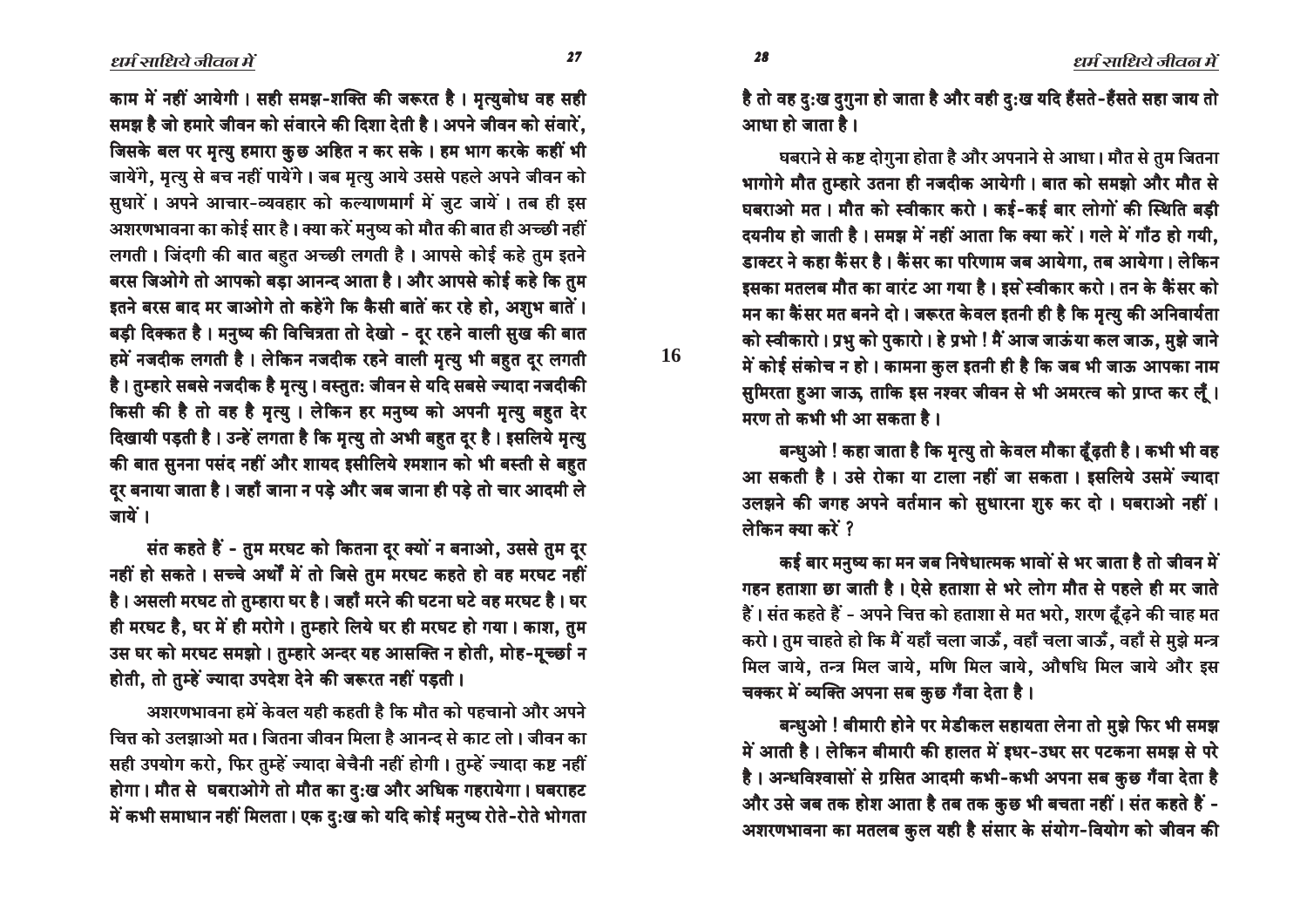काम में नहीं आयेगी । सही समझ-शक्ति की जरूरत है । मृत्युबोध वह सही समझ है जो हमारे जीवन को संवारने की दिशा देती है । अपने जीवन को संवारें, जिसके बल पर मृत्यु हमारा कुछ अहित न कर सके । हम भाग करके कहीं भी जायेंगे, मृत्यु से बच नहीं पायेंगे । जब मृत्यु आये उससे पहले अपने जीवन को सुधारें । अपने आचार-व्यवहार को कल्याणमार्ग में जुट जायें । तब ही इस अशरणभावना का कोई सार है । क्या करें मनुष्य को मौत की बात ही अच्छी नहीं लगती । जिंदगी की बात बहुत अच्छी लगती है । आपसे कोई कहे तुम इतने बरस जिओगे तो आपको बड़ा आनन्द आता है । और आपसे कोई कहे कि तुम इतने बरस बाद मर जाओगे तो कहेंगे कि कैसी बातें कर रहे हो, अशुभ बातें । बड़ी दिक्कत है । मनुष्य की विचित्रता तो देखो - दूर रहने वाली सुख की बात हमें नजदीक लगती है । लेकिन नजदीक रहने वाली मृत्यु भी बहुत दूर लगती है । तुम्हारे सबसे नजदीक है मृत्यु । वस्तुत: जीवन से यदि सबसे ज्यादा नजदीकी किसी की है तो वह है मृत्यु । लेकिन हर मनुष्य को अपनी मृत्यु बहुत देर दिखायी पड़ती है । उन्हें लगता है कि मृत्यु तो अभी बहुत दूर है । इसलिये मृत्यु की बात सुनना पसंद नहीं और शायद इसीलिये श्मशान को भी बस्ती से बहुत दूर बनाया जाता है । जहाँ जाना न पड़े और जब जाना ही पड़े तो चार आदमी ले जायें ।

संत कहते हैं - तुम मरघट को कितना दूर क्यों न बनाओ, उससे तुम दूर नहीं हो सकते । सच्चे अर्थों में तो जिसे तुम मरघट कहते हो वह मरघट नहीं है । असली मरघट तो तुम्हारा घर है । जहाँ मरने की घटना घटे वह मरघट है । घर ही मरघट है, घर में ही मरोगे । तुम्हारे लिये घर ही मरघट हो गया । काश, तुम उस घर को मरघट समझो । तुम्हारे अन्दर यह आसक्ति न होती, मोह-मूर्च्छा न होती, तो तुम्हें ज्यादा उपदेश देने की जरूरत नहीं पड़ती ।

अशरणभावना हमें केवल यही कहती है कि मौत को पहचानो और अपने चित्त को उलझाओ मत । जितना जीवन मिला है आनन्द से काट लो । जीवन का सही उपयोग करो, फिर तुम्हें ज्यादा बेचैनी नहीं होगी । तुम्हें ज्यादा कष्ट नहीं होगा । मौत से घबराओगे तो मौत का दु:ख और अधिक गहरायेगा । घबराहट में कभी समाधान नहीं मिलता । एक दु:ख को यदि कोई मनुष्य रोते-रोते भोगता है तो वह दु:ख दुगुना हो जाता है और वही दु:ख यदि हँसते-हँसते सहा जाय तो आधा हो जाता है ।

घबराने से कष्ट दोगुना होता है और अपनाने से आधा । मौत से तुम जितना भागोगे मौत तुम्हारे उतना ही नजदीक आयेगी । बात को समझो और मौत से घबराओ मत । मौत को स्वीकार करो । कई-कई बार लोगों की स्थिति बड़ी दयनीय हो जाती है । समझ में नहीं आता कि क्या करें । गले में गाँठ हो गयी, डाक्टर ने कहा कैंसर है । कैंसर का परिणाम जब आयेगा, तब आयेगा । लेकिन इसका मतलब मौत का वारंट आ गया है । इसे स्वीकार करो । तन के कैंसर को मन का कैंसर मत बनने दो । जरूरत केवल इतनी ही है कि मृत्यु की अनिवार्यता को स्वीकारो । प्रभु को पुकारो । हे प्रभो ! मैं आज जाऊं या कल जाऊ, मुझे जाने में कोई संकोच न हो । कामना कुल इतनी ही है कि जब भी जाऊ आपका नाम सुमिरता हुआ जाऊ, ताकि इस नश्वर जीवन से भी अमरत्व को प्राप्त कर लूँ । मरण तो कभी भी आ सकता है ।

बन्धुओ ! कहा जाता है कि मृत्यु तो केवल मौका ढूँढ़ती है । कभी भी वह आ सकती है । उसे रोका या टाला नहीं जा सकता । इसलिये उसमें ज्यादा उलझने की जगह अपने वर्तमान को सुधारना शुरु कर दो । घबराओ नहीं । लेकिन क्या करें ?

कई बार मनुष्य का मन जब निषेधात्मक भावों से भर जाता है तो जीवन में गहन हताशा छा जाती है । ऐसे हताशा से भरे लोग मौत से पहले ही मर जाते हैं । संत कहते हैं - अपने चित्त को हताशा से मत भरो, शरण ढूँढ़ने की चाह मत करो । तुम चाहते हो कि मैं यहाँ चला जाऊँ, वहाँ चला जाऊँ, वहाँ से मुझे मन्त्र मिल जाये, तन्त्र मिल जाये, मणि मिल जाये, औषधि मिल जाये और इस चक्कर में व्यक्ति अपना सब कुछ गँवा देता है ।

बन्धुओ ! बीमारी होने पर मेडीकल सहायता लेना तो मुझे फिर भी समझ में आती है । लेकिन बीमारी की हालत में इधर-उधर सर पटकना समझ से परे है । अन्धविश्वासों से ग्रसित आदमी कभी-कभी अपना सब कुछ गँवा देता है और उसे जब तक होश आता है तब तक कुछ भी बचता नहीं । संत कहते हैं - अशरणभावना का मतलब कुल यही है संसार के संयोग-वियोग को जीवन की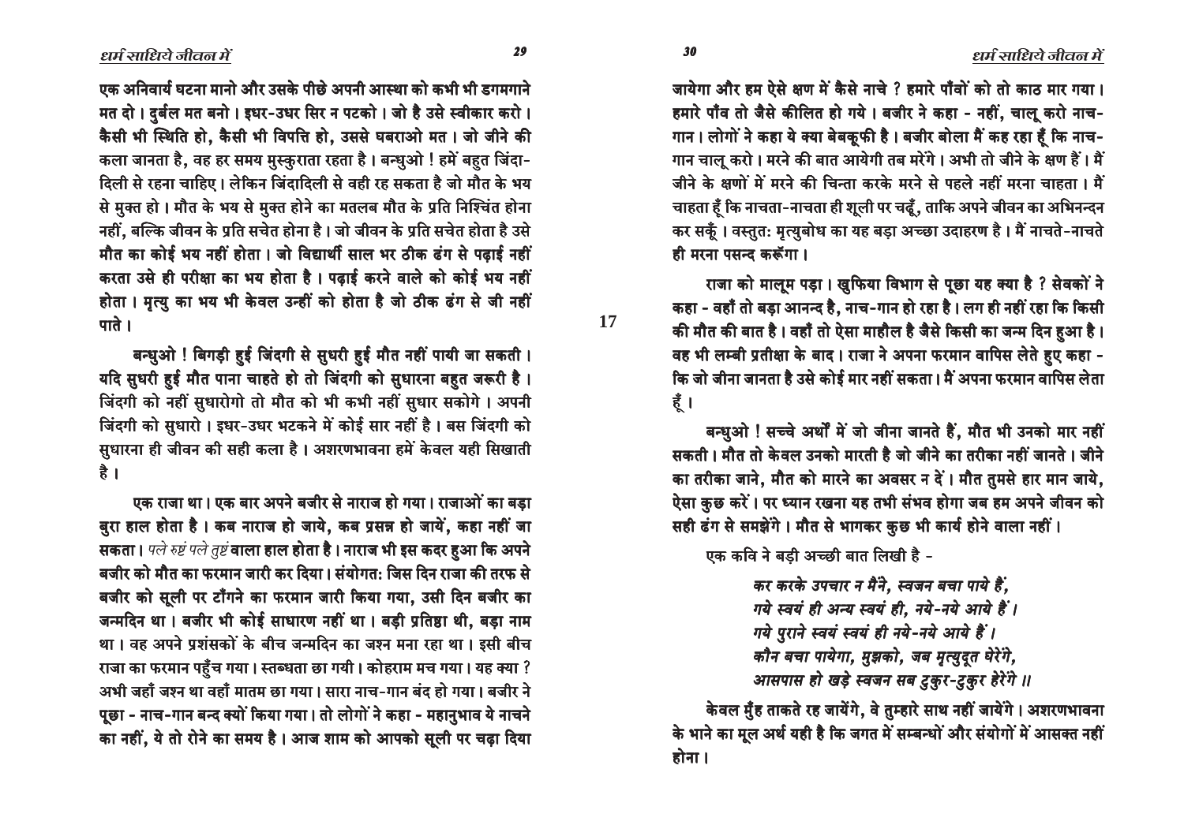एक अनिवार्य घटना मानो और उसके पीछे अपनी आस्था को कभी भी डगमगाने मत दो। दुर्बल मत बनो। इधर-उधर सिर न पटको। जो है उसे स्वीकार करो। कैसी भी स्थिति हो, कैसी भी विपत्ति हो, उससे घबराओ मत। जो जीने की कला जानता है, वह हर समय मुस्कुराता रहता है। बन्धुओ ! हमें बहुत जिंदा-दिली से रहना चाहिए। लेकिन जिंदादिली से वही रह सकता है जो मौत के भय से मुक्त हो। मौत के भय से मुक्त होने का मतलब मौत के प्रति निश्चिंत होना नहीं, बल्कि जीवन के प्रति सचेत होना है। जो जीवन के प्रति सचेत होता है उसे मौत का कोई भय नहीं होता। जो विद्यार्थी साल भर ठीक ढंग से पढ़ाई नहीं करता उसे ही परीक्षा का भय होता है। पढ़ाई करने वाले को कोई भय नहीं होता। मृत्यु का भय भी केवल उन्हीं को होता है जो ठीक ढंग से जी नहीं पाते।

बन्धुओ ! बिगड़ी हुई जिंदगी से सुधरी हुई मौत नहीं पायी जा सकती। यदि सुधरी हुई मौत पाना चाहते हो तो जिंदगी को सुधारना बहुत जरूरी है। जिंदगी को नहीं सुधारोगे तो मौत को भी कभी नहीं सुधार सकोगे। अपनी जिंदगी को सुधारो। इधर-उधर भटकने में कोई सार नहीं है। बस जिंदगी को सुधारना ही जीवन की सही कला है। अशरणभावना हमें केवल यही सिखाती है।

एक राजा था। एक बार अपने बजीर से नाराज हो गया। राजाओं का बड़ा बुरा हाल होता है। कब नाराज हो जाये, कब प्रसन्न हो जायें, कहा नहीं जा सकता। *पले रुष्टं पले तुष्टं* वाला हाल होता है। नाराज भी इस कदर हुआ कि अपने बजीर को मौत का फरमान जारी कर दिया। संयोगत: जिस दिन राजा की तरफ से बजीर को सूली पर टाँगने का फरमान जारी किया गया, उसी दिन बजीर का जन्मदिन था। बजीर भी कोई साधारण नहीं था। बड़ी प्रतिष्ठा थी, बड़ा नाम था। वह अपने प्रशंसकों के बीच जन्मदिन का जश्न मना रहा था। इसी बीच राजा का फरमान पहुँच गया। स्तब्धता छा गयी। कोहराम मच गया। यह क्या ? अभी जहाँ जश्न था वहाँ मातम छा गया। सारा नाच-गान बंद हो गया। बजीर ने पूछा - नाच-गान बन्द क्यों किया गया। तो लोगों ने कहा - महानुभाव ये नाचने का नहीं, ये तो रोने का समय है। आज शाम को आपको सूली पर चढ़ा दिया जायेगा और हम ऐसे क्षण में कैसे नाचे ? हमारे पाँवों को तो काठ मार गया। हमारे पाँव तो जैसे कीलित हो गये। बजीर ने कहा - नहीं, चालू करो नाच-गान। लोगों ने कहा ये क्या बेबकूफी है। बजीर बोला मैं कह रहा हूँ कि नाच-गान चालू करो। मरने की बात आयेगी तब मरेंगे। अभी तो जीने के क्षण हैं। मैं जीने के क्षणों में मरने की चिन्ता करके मरने से पहले नहीं मरना चाहता। मैं चाहता हूँ कि नाचता-नाचता ही शूली पर चढ़ूँ, ताकि अपने जीवन का अभिनन्दन कर सकूँ। वस्तुतः मृत्युबोध का यह बड़ा अच्छा उदाहरण है। मैं नाचते-नाचते ही मरना पसन्द करूँगा।

राजा को मालूम पड़ा। खुफिया विभाग से पूछा यह क्या है ? सेवकों ने कहा - वहाँ तो बड़ा आनन्द है, नाच-गान हो रहा है। लग ही नहीं रहा कि किसी की मौत की बात है। वहाँ तो ऐसा माहौल है जैसे किसी का जन्म दिन हुआ है। वह भी लम्बी प्रतीक्षा के बाद। राजा ने अपना फरमान वापिस लेते हुए कहा - कि जो जीना जानता है उसे कोई मार नहीं सकता। मैं अपना फरमान वापिस लेता हूँ।

बन्धुओ ! सच्चे अर्थों में जो जीना जानते हैं, मौत भी उनको मार नहीं सकती। मौत तो केवल उनको मारती है जो जीने का तरीका नहीं जानते। जीने का तरीका जाने, मौत को मारने का अवसर न दें। मौत तुमसे हार मान जाये, ऐसा कुछ करें। पर ध्यान रखना यह तभी संभव होगा जब हम अपने जीवन को सही ढंग से समझेंगे। मौत से भागकर कुछ भी कार्य होने वाला नहीं।

एक कवि ने बड़ी अच्छी बात लिखी है -

> *कर करके उपचार न मैंने, स्वजन बचा पाये हैं,*
> *गये स्वयं ही अन्य स्वयं ही, नये-नये आये हैं।*
> *गये पुराने स्वयं स्वयं ही नये-नये आये हैं।*
> *कौन बचा पायेगा, मुझको, जब मृत्युदूत घेरेंगे,*
> *आसपास हो खड़े स्वजन सब टुकुर-टुकुर हेरेंगे ॥*

केवल मुँह ताकते रह जायेंगे, वे तुम्हारे साथ नहीं जायेंगे। अशरणभावना के भाने का मूल अर्थ यही है कि जगत में सम्बन्धों और संयोगों में आसक्त नहीं होना।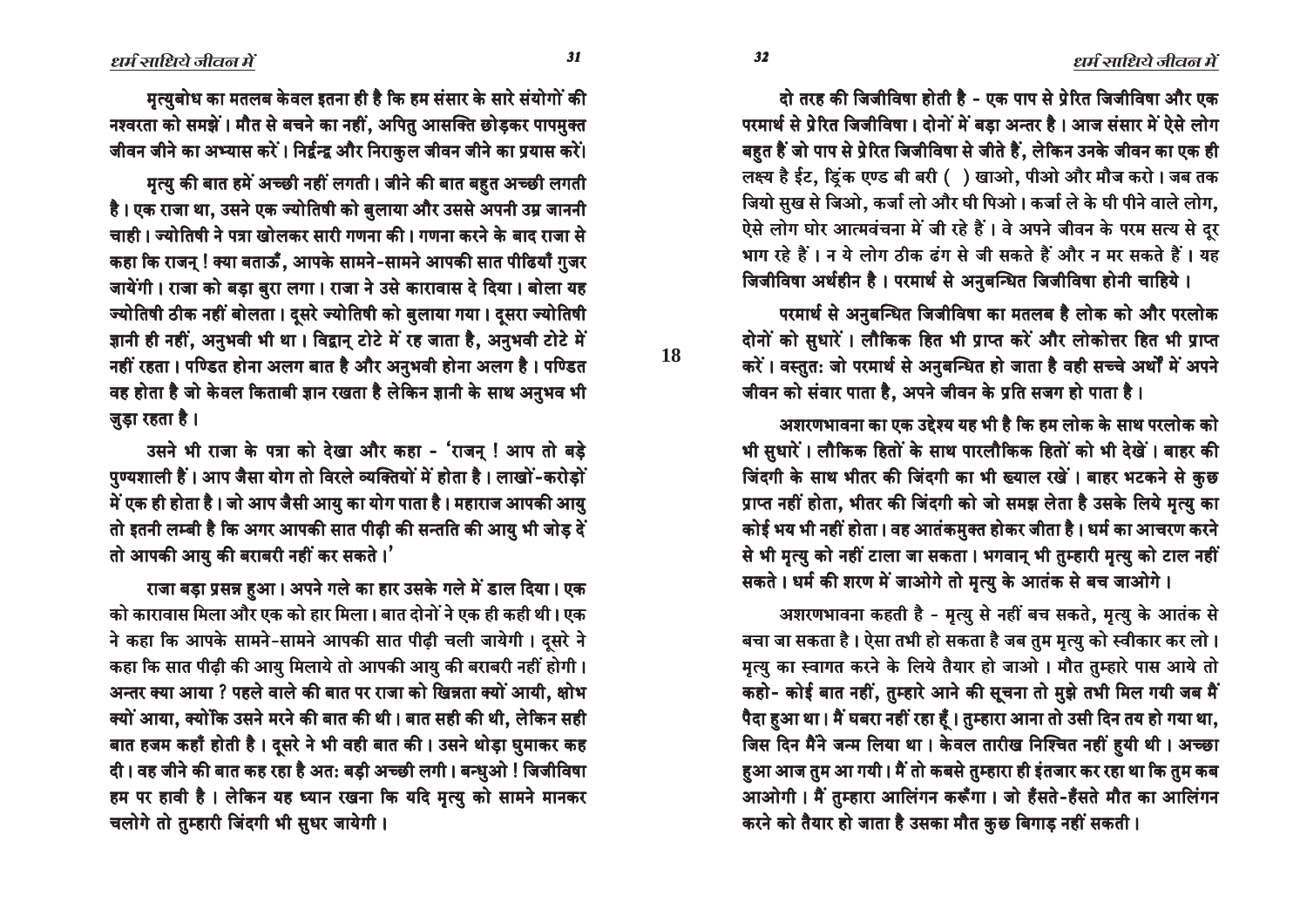मृत्युबोध का मतलब केवल इतना ही है कि हम संसार के सारे संयोगों की नश्वरता को समझें। मौत से बचने का नहीं, अपितु आसक्ति छोड़कर पापमुक्त जीवन जीने का अभ्यास करें। निर्द्वन्द्व और निराकुल जीवन जीने का प्रयास करें।

मृत्यु की बात हमें अच्छी नहीं लगती। जीने की बात बहुत अच्छी लगती है। एक राजा था, उसने एक ज्योतिषी को बुलाया और उससे अपनी उम्र जाननी चाही। ज्योतिषी ने पत्रा खोलकर सारी गणना की। गणना करने के बाद राजा से कहा कि राजन्! क्या बताऊँ, आपके सामने-सामने आपकी सात पीढ़ियाँ गुजर जायेंगी। राजा को बड़ा बुरा लगा। राजा ने उसे कारावास दे दिया। बोला यह ज्योतिषी ठीक नहीं बोलता। दूसरे ज्योतिषी को बुलाया गया। दूसरा ज्योतिषी ज्ञानी ही नहीं, अनुभवी भी था। विद्वान् टोटे में रह जाता है, अनुभवी टोटे में नहीं रहता। पण्डित होना अलग बात है और अनुभवी होना अलग है। पण्डित वह होता है जो केवल किताबी ज्ञान रखता है लेकिन ज्ञानी के साथ अनुभव भी जुड़ा रहता है।

उसने भी राजा के पत्रा को देखा और कहा - 'राजन्! आप तो बड़े पुण्यशाली हैं। आप जैसा योग तो विरले व्यक्तियों में होता है। लाखों-करोड़ों में एक ही होता है। जो आप जैसी आयु का योग पाता है। महाराज आपकी आयु तो इतनी लम्बी है कि अगर आपकी सात पीढ़ी की सन्तति की आयु भी जोड़ दें तो आपकी आयु की बराबरी नहीं कर सकते।'

राजा बड़ा प्रसन्न हुआ। अपने गले का हार उसके गले में डाल दिया। एक को कारावास मिला और एक को हार मिला। बात दोनों ने एक ही कही थी। एक ने कहा कि आपके सामने-सामने आपकी सात पीढ़ी चली जायेगी। दूसरे ने कहा कि सात पीढ़ी की आयु मिलाये तो आपकी आयु की बराबरी नहीं होगी। अन्तर क्या आया? पहले वाले की बात पर राजा को खिन्नता क्यों आयी, क्षोभ क्यों आया, क्योंकि उसने मरने की बात की थी। बात सही की थी, लेकिन सही बात हजम कहाँ होती है। दूसरे ने भी वही बात की। उसने थोड़ा घुमाकर कह दी। वह जीने की बात कह रहा है अतः बड़ी अच्छी लगी। बन्धुओ! जिजीविषा हम पर हावी है। लेकिन यह ध्यान रखना कि यदि मृत्यु को सामने मानकर चलोगे तो तुम्हारी जिंदगी भी सुधर जायेगी।

दो तरह की जिजीविषा होती है - एक पाप से प्रेरित जिजीविषा और एक परमार्थ से प्रेरित जिजीविषा। दोनों में बड़ा अन्तर है। आज संसार में ऐसे लोग बहुत हैं जो पाप से प्रेरित जिजीविषा से जीते हैं, लेकिन उनके जीवन का एक ही लक्ष्य है ईट, ड्रिंक एण्ड बी बरी ( ) खाओ, पीओ और मौज करो। जब तक जियो सुख से जिओ, कर्जा लो और घी पिओ। कर्जा ले के घी पीने वाले लोग, ऐसे लोग घोर आत्मवंचना में जी रहे हैं। वे अपने जीवन के परम सत्य से दूर भाग रहे हैं। न ये लोग ठीक ढंग से जी सकते हैं और न मर सकते हैं। यह जिजीविषा अर्थहीन है। परमार्थ से अनुबन्धित जिजीविषा होनी चाहिये।

परमार्थ से अनुबन्धित जिजीविषा का मतलब है लोक को और परलोक दोनों को सुधारें। लौकिक हित भी प्राप्त करें और लोकोत्तर हित भी प्राप्त करें। वस्तुतः जो परमार्थ से अनुबन्धित हो जाता है वही सच्चे अर्थों में अपने जीवन को संवार पाता है, अपने जीवन के प्रति सजग हो पाता है।

अशरणभावना का एक उद्देश्य यह भी है कि हम लोक के साथ परलोक को भी सुधारें। लौकिक हितों के साथ पारलौकिक हितों को भी देखें। बाहर की जिंदगी के साथ भीतर की जिंदगी का भी ख्याल रखें। बाहर भटकने से कुछ प्राप्त नहीं होता, भीतर की जिंदगी को जो समझ लेता है उसके लिये मृत्यु का कोई भय भी नहीं होता। वह आतंकमुक्त होकर जीता है। धर्म का आचरण करने से भी मृत्यु को नहीं टाला जा सकता। भगवान् भी तुम्हारी मृत्यु को टाल नहीं सकते। धर्म की शरण में जाओगे तो मृत्यु के आतंक से बच जाओगे।

अशरणभावना कहती है - मृत्यु से नहीं बच सकते, मृत्यु के आतंक से बचा जा सकता है। ऐसा तभी हो सकता है जब तुम मृत्यु को स्वीकार कर लो। मृत्यु का स्वागत करने के लिये तैयार हो जाओ। मौत तुम्हारे पास आये तो कहो- कोई बात नहीं, तुम्हारे आने की सूचना तो मुझे तभी मिल गयी जब मैं पैदा हुआ था। मैं घबरा नहीं रहा हूँ। तुम्हारा आना तो उसी दिन तय हो गया था, जिस दिन मैंने जन्म लिया था। केवल तारीख निश्चित नहीं हुयी थी। अच्छा हुआ आज तुम आ गयी। मैं तो कबसे तुम्हारा ही इंतजार कर रहा था कि तुम कब आओगी। मैं तुम्हारा आलिंगन करूँगा। जो हँसते-हँसते मौत का आलिंगन करने को तैयार हो जाता है उसका मौत कुछ बिगाड़ नहीं सकती।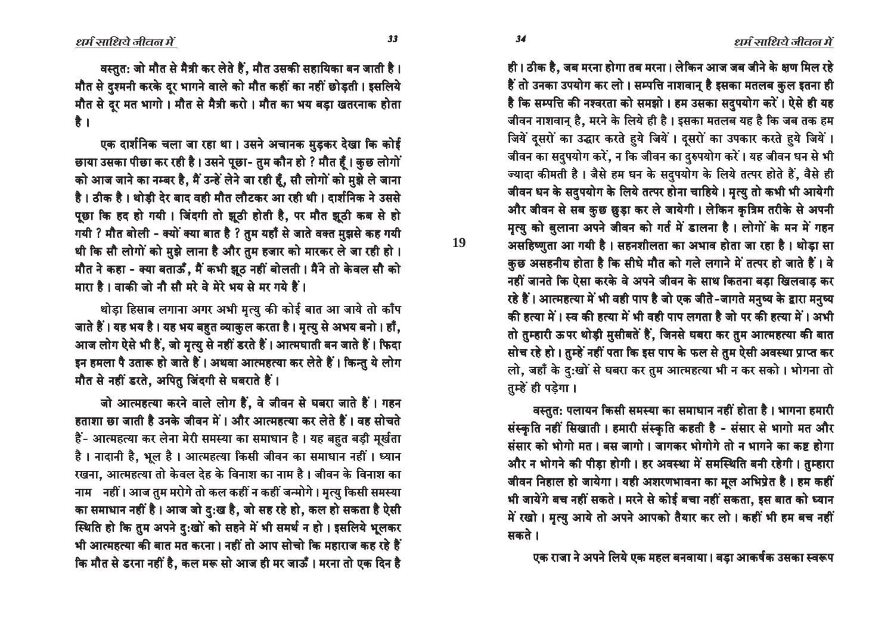वस्तुतः जो मौत से मैत्री कर लेते हैं, मौत उसकी सहायिका बन जाती है। मौत से दुश्मनी करके दूर भागने वाले को मौत कहीं का नहीं छोड़ती। इसलिये मौत से दूर मत भागो। मौत से मैत्री करो। मौत का भय बड़ा खतरनाक होता है।

एक दार्शनिक चला जा रहा था। उसने अचानक मुड़कर देखा कि कोई छाया उसका पीछा कर रही है। उसने पूछा- तुम कौन हो ? मौत हूँ। कुछ लोगों को आज जाने का नम्बर है, मैं उन्हें लेने जा रही हूँ, सौ लोगों को मुझे ले जाना है। ठीक है। थोड़ी देर बाद वही मौत लौटकर आ रही थी। दार्शनिक ने उससे पूछा कि हद हो गयी। जिंदगी तो झूठी होती है, पर मौत झूठी कब से हो गयी ? मौत बोली - क्यों क्या बात है ? तुम यहाँ से जाते वक्त मुझसे कह गयी थी कि सौ लोगों को मुझे लाना है और तुम हजार को मारकर ले जा रही हो। मौत ने कहा - क्या बताऊँ, मैं कभी झूठ नहीं बोलती। मैंने तो केवल सौ को मारा है। बाकी जो नौ सौ मरे वे मेरे भय से मर गये हैं।

थोड़ा हिसाब लगाना अगर अभी मृत्यु की कोई बात आ जाये तो काँप जाते हैं। यह भय है। यह भय बहुत व्याकुल करता है। मृत्यु से अभय बनो। हाँ, आज लोग ऐसे भी हैं, जो मृत्यु से नहीं डरते हैं। आत्मघाती बन जाते हैं। फिदा इन हमला पै उतारू हो जाते हैं। अथवा आत्महत्या कर लेते हैं। किन्तु ये लोग मौत से नहीं डरते, अपितु जिंदगी से घबराते हैं।

जो आत्महत्या करने वाले लोग हैं, वे जीवन से घबरा जाते हैं। गहन हताशा छा जाती है उनके जीवन में। और आत्महत्या कर लेते हैं। वह सोचते हैं- आत्महत्या कर लेना मेरी समस्या का समाधान है। यह बहुत बड़ी मूर्खता है। नादानी है, भूल है। आत्महत्या किसी जीवन का समाधान नहीं। ध्यान रखना, आत्महत्या तो केवल देह के विनाश का नाम है। जीवन के विनाश का नाम नहीं। आज तुम मरोगे तो कल कहीं न कहीं जन्मोगे। मृत्यु किसी समस्या का समाधान नहीं है। आज जो दुःख है, जो सह रहे हो, कल हो सकता है ऐसी स्थिति हो कि तुम अपने दुःखों को सहने में भी समर्थ न हो। इसलिये भूलकर भी आत्महत्या की बात मत करना। नहीं तो आप सोचो कि महाराज कह रहे हैं कि मौत से डरना नहीं है, कल मरू सो आज ही मर जाऊँ। मरना तो एक दिन है ही। ठीक है, जब मरना होगा तब मरना। लेकिन आज जब जीने के क्षण मिल रहे हैं तो उनका उपयोग कर लो। सम्पत्ति नाशवान् है इसका मतलब कुल इतना ही है कि सम्पत्ति की नश्वरता को समझो। हम उसका सदुपयोग करें। ऐसे ही यह जीवन नाशवान् है, मरने के लिये ही है। इसका मतलब यह है कि जब तक हम जियें दूसरों का उद्धार करते हुये जियें। दूसरों का उपकार करते हुये जियें। जीवन का सदुपयोग करें, न कि जीवन का दुरुपयोग करें। यह जीवन धन से भी ज्यादा कीमती है। जैसे हम धन के सदुपयोग के लिये तत्पर होते हैं, वैसे ही जीवन धन के सदुपयोग के लिये तत्पर होना चाहिये। मृत्यु तो कभी भी आयेगी और जीवन से सब कुछ छुड़ा कर ले जायेगी। लेकिन कृत्रिम तरीके से अपनी मृत्यु को बुलाना अपने जीवन को गर्त में डालना है। लोगों के मन में गहन असहिष्णुता आ गयी है। सहनशीलता का अभाव होता जा रहा है। थोड़ा सा कुछ असहनीय होता है कि सीधे मौत को गले लगाने में तत्पर हो जाते हैं। वे नहीं जानते कि ऐसा करके वे अपने जीवन के साथ कितना बड़ा खिलवाड़ कर रहे हैं। आत्महत्या में भी वही पाप है जो एक जीते-जागते मनुष्य के द्वारा मनुष्य की हत्या में। स्व की हत्या में भी वही पाप लगता है जो पर की हत्या में। अभी तो तुम्हारी ऊपर थोड़ी मुसीबतें हैं, जिनसे घबरा कर तुम आत्महत्या की बात सोच रहे हो। तुम्हें नहीं पता कि इस पाप के फल से तुम ऐसी अवस्था प्राप्त कर लो, जहाँ के दुःखों से घबरा कर तुम आत्महत्या भी न कर सको। भोगना तो तुम्हें ही पड़ेगा।

वस्तुतः पलायन किसी समस्या का समाधान नहीं होता है। भागना हमारी संस्कृति नहीं सिखाती। हमारी संस्कृति कहती है - संसार से भागो मत और संसार को भोगो मत। बस जागो। जागकर भोगोगे तो न भागने का कष्ट होगा और न भोगने की पीड़ा होगी। हर अवस्था में समस्थिति बनी रहेगी। तुम्हारा जीवन निहाल हो जायेगा। यही अशरणभावना का मूल अभिप्रेत है। हम कहीं भी जायेंगे बच नहीं सकते। मरने से कोई बचा नहीं सकता, इस बात को ध्यान में रखो। मृत्यु आये तो अपने आपको तैयार कर लो। कहीं भी हम बच नहीं सकते।

एक राजा ने अपने लिये एक महल बनवाया। बड़ा आकर्षक उसका स्वरूप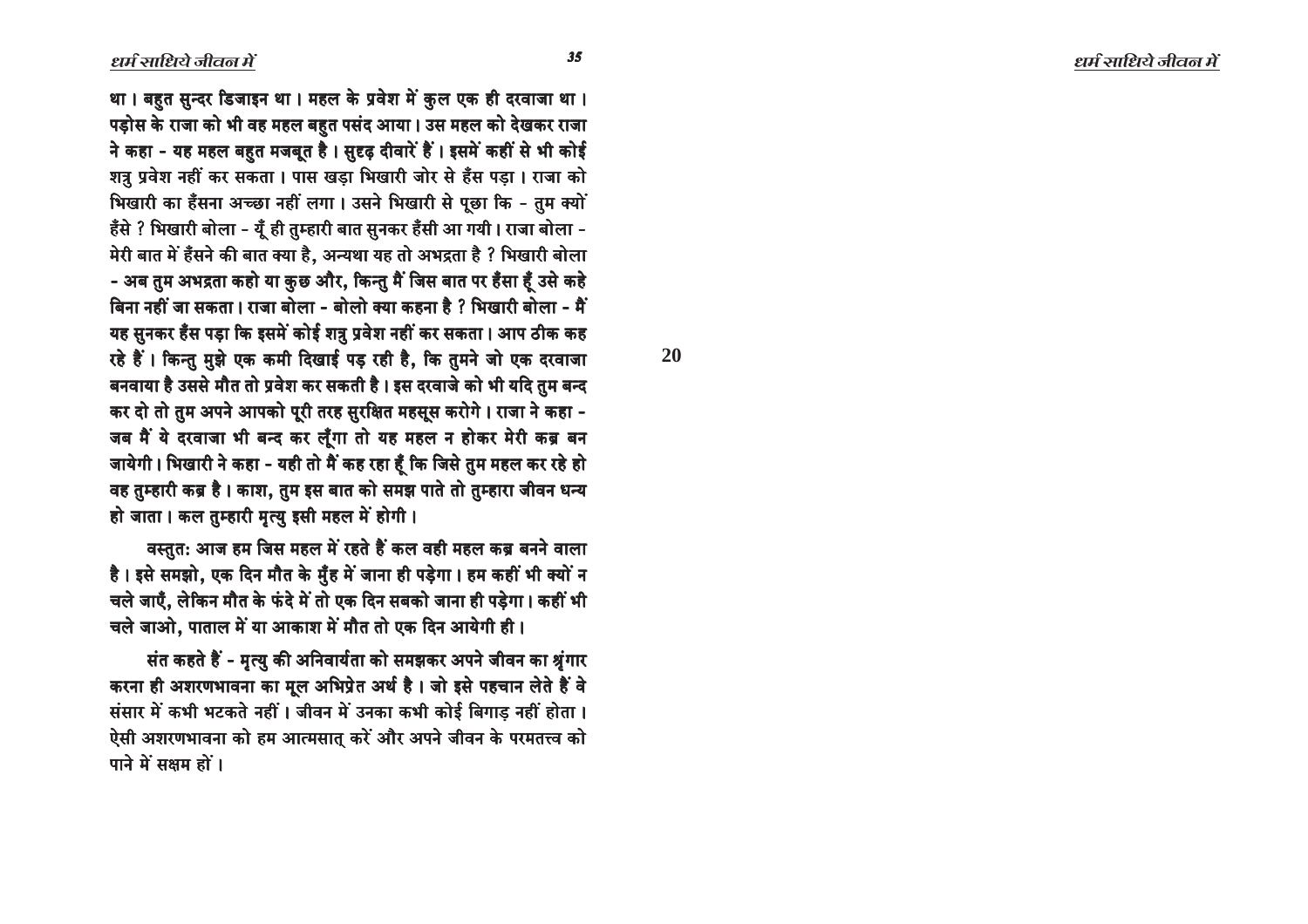था। बहुत सुन्दर डिजाइन था। महल के प्रवेश में कुल एक ही दरवाजा था। पड़ोस के राजा को भी वह महल बहुत पसंद आया। उस महल को देखकर राजा ने कहा - यह महल बहुत मजबूत है। सुदृढ़ दीवारें हैं। इसमें कहीं से भी कोई शत्रु प्रवेश नहीं कर सकता। पास खड़ा भिखारी जोर से हँस पड़ा। राजा को भिखारी का हँसना अच्छा नहीं लगा। उसने भिखारी से पूछा कि - तुम क्यों हँसे ? भिखारी बोला - यूँ ही तुम्हारी बात सुनकर हँसी आ गयी। राजा बोला - मेरी बात में हँसने की बात क्या है, अन्यथा यह तो अभद्रता है ? भिखारी बोला - अब तुम अभद्रता कहो या कुछ और, किन्तु मैं जिस बात पर हँसा हूँ उसे कहे बिना नहीं जा सकता। राजा बोला - बोलो क्या कहना है ? भिखारी बोला - मैं यह सुनकर हँस पड़ा कि इसमें कोई शत्रु प्रवेश नहीं कर सकता। आप ठीक कह रहे हैं। किन्तु मुझे एक कमी दिखाई पड़ रही है, कि तुमने जो एक दरवाजा बनवाया है उससे मौत तो प्रवेश कर सकती है। इस दरवाजे को भी यदि तुम बन्द कर दो तो तुम अपने आपको पूरी तरह सुरक्षित महसूस करोगे। राजा ने कहा - जब मैं ये दरवाजा भी बन्द कर लूँगा तो यह महल न होकर मेरी कब्र बन जायेगी। भिखारी ने कहा - यही तो मैं कह रहा हूँ कि जिसे तुम महल कर रहे हो वह तुम्हारी कब्र है। काश, तुम इस बात को समझ पाते तो तुम्हारा जीवन धन्य हो जाता। कल तुम्हारी मृत्यु इसी महल में होगी।

वस्तुतः आज हम जिस महल में रहते हैं कल वही महल कब्र बनने वाला है। इसे समझो, एक दिन मौत के मुँह में जाना ही पड़ेगा। हम कहीं भी क्यों न चले जाएँ, लेकिन मौत के फंदे में तो एक दिन सबको जाना ही पड़ेगा। कहीं भी चले जाओ, पाताल में या आकाश में मौत तो एक दिन आयेगी ही।

संत कहते हैं - मृत्यु की अनिवार्यता को समझकर अपने जीवन का श्रृंगार करना ही अशरणभावना का मूल अभिप्रेत अर्थ है। जो इसे पहचान लेते हैं वे संसार में कभी भटकते नहीं। जीवन में उनका कभी कोई बिगाड़ नहीं होता। ऐसी अशरणभावना को हम आत्मसात् करें और अपने जीवन के परमतत्त्व को पाने में सक्षम हों।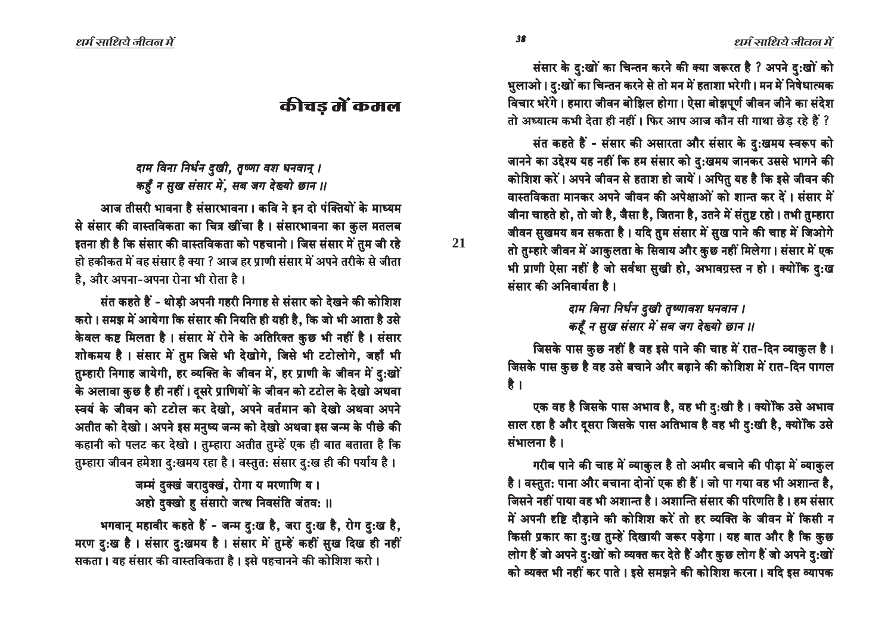# कीचड़ में कमल

*दाम विना निर्धन दुखी, तृष्णा वश धनवान् ।*
*कहुँ न सुख संसार में, सब जग देख्यो छान ॥*

आज तीसरी भावना है संसारभावना । कवि ने इन दो पंक्तियों के माध्यम से संसार की वास्तविकता का चित्र खींचा है । संसारभावना का कुल मतलब इतना ही है कि संसार की वास्तविकता को पहचानो । जिस संसार में तुम जी रहे हो हकीकत में वह संसार है क्या ? आज हर प्राणी संसार में अपने तरीके से जीता है, और अपना-अपना रोना भी रोता है ।

संत कहते हैं - थोड़ी अपनी गहरी निगाह से संसार को देखने की कोशिश करो । समझ में आयेगा कि संसार की नियति ही यही है, कि जो भी आता है उसे केवल कष्ट मिलता है । संसार में रोने के अतिरिक्त कुछ भी नहीं है । संसार शोकमय है । संसार में तुम जिसे भी देखोगे, जिसे भी टटोलोगे, जहाँ भी तुम्हारी निगाह जायेगी, हर व्यक्ति के जीवन में, हर प्राणी के जीवन में दुःखों के अलावा कुछ है ही नहीं । दूसरे प्राणियों के जीवन को टटोल के देखो अथवा स्वयं के जीवन को टटोल कर देखो, अपने वर्तमान को देखो अथवा अपने अतीत को देखो । अपने इस मनुष्य जन्म को देखो अथवा इस जन्म के पीछे की कहानी को पलट कर देखो । तुम्हारा अतीत तुम्हें एक ही बात बताता है कि तुम्हारा जीवन हमेशा दुःखमय रहा है । वस्तुतः संसार दुःख ही की पर्याय है ।

जम्मं दुक्खं जरादुक्खं, रोगा य मरणाणि य ।
अहो दुक्खो हु संसारो जत्थ निवसंति जंतवः ॥

भगवान् महावीर कहते हैं - जन्म दुःख है, जरा दुःख है, रोग दुःख है, मरण दुःख है । संसार दुःखमय है । संसार में तुम्हें कहीं सुख दिख ही नहीं सकता । यह संसार की वास्तविकता है । इसे पहचानने की कोशिश करो ।

संसार के दुःखों का चिन्तन करने की क्या जरूरत है ? अपने दुःखों को भुलाओ । दुःखों का चिन्तन करने से तो मन में हताशा भरेगी । मन में निषेधात्मक विचार भरेंगे । हमारा जीवन बोझिल होगा । ऐसा बोझपूर्ण जीवन जीने का संदेश तो अध्यात्म कभी देता ही नहीं । फिर आप आज कौन सी गाथा छेड़ रहे हैं ?

संत कहते हैं - संसार की असारता और संसार के दुःखमय स्वरूप को जानने का उद्देश्य यह नहीं कि हम संसार को दुःखमय जानकर उससे भागने की कोशिश करें । अपने जीवन से हताश हो जायें । अपितु यह है कि इसे जीवन की वास्तविकता मानकर अपने जीवन की अपेक्षाओं को शान्त कर दें । संसार में जीना चाहते हो, तो जो है, जैसा है, जितना है, उतने में संतुष्ट रहो । तभी तुम्हारा जीवन सुखमय बन सकता है । यदि तुम संसार में सुख पाने की चाह में जिओगे तो तुम्हारे जीवन में आकुलता के सिवाय और कुछ नहीं मिलेगा । संसार में एक भी प्राणी ऐसा नहीं है जो सर्वथा सुखी हो, अभावग्रस्त न हो । क्योंकि दुःख संसार की अनिवार्यता है ।

*दाम बिना निर्धन दुखी तृष्णावश धनवान ।*
*कहूँ न सुख संसार में सब जग देख्यो छान ॥*

जिसके पास कुछ नहीं है वह इसे पाने की चाह में रात-दिन व्याकुल है । जिसके पास कुछ है वह उसे बचाने और बढ़ाने की कोशिश में रात-दिन पागल है ।

एक वह है जिसके पास अभाव है, वह भी दुःखी है । क्योंकि उसे अभाव साल रहा है और दूसरा जिसके पास अतिभाव है वह भी दुःखी है, क्योंकि उसे संभालना है ।

गरीब पाने की चाह में व्याकुल है तो अमीर बचाने की पीड़ा में व्याकुल है । वस्तुतः पाना और बचाना दोनों एक ही हैं । जो पा गया वह भी अशान्त है, जिसने नहीं पाया वह भी अशान्त है । अशान्ति संसार की परिणति है । हम संसार में अपनी दृष्टि दौड़ाने की कोशिश करें तो हर व्यक्ति के जीवन में किसी न किसी प्रकार का दुःख तुम्हें दिखायी जरूर पड़ेगा । यह बात और है कि कुछ लोग हैं जो अपने दुःखों को व्यक्त कर देते हैं और कुछ लोग हैं जो अपने दुःखों को व्यक्त भी नहीं कर पाते । इसे समझने की कोशिश करना । यदि इस व्यापक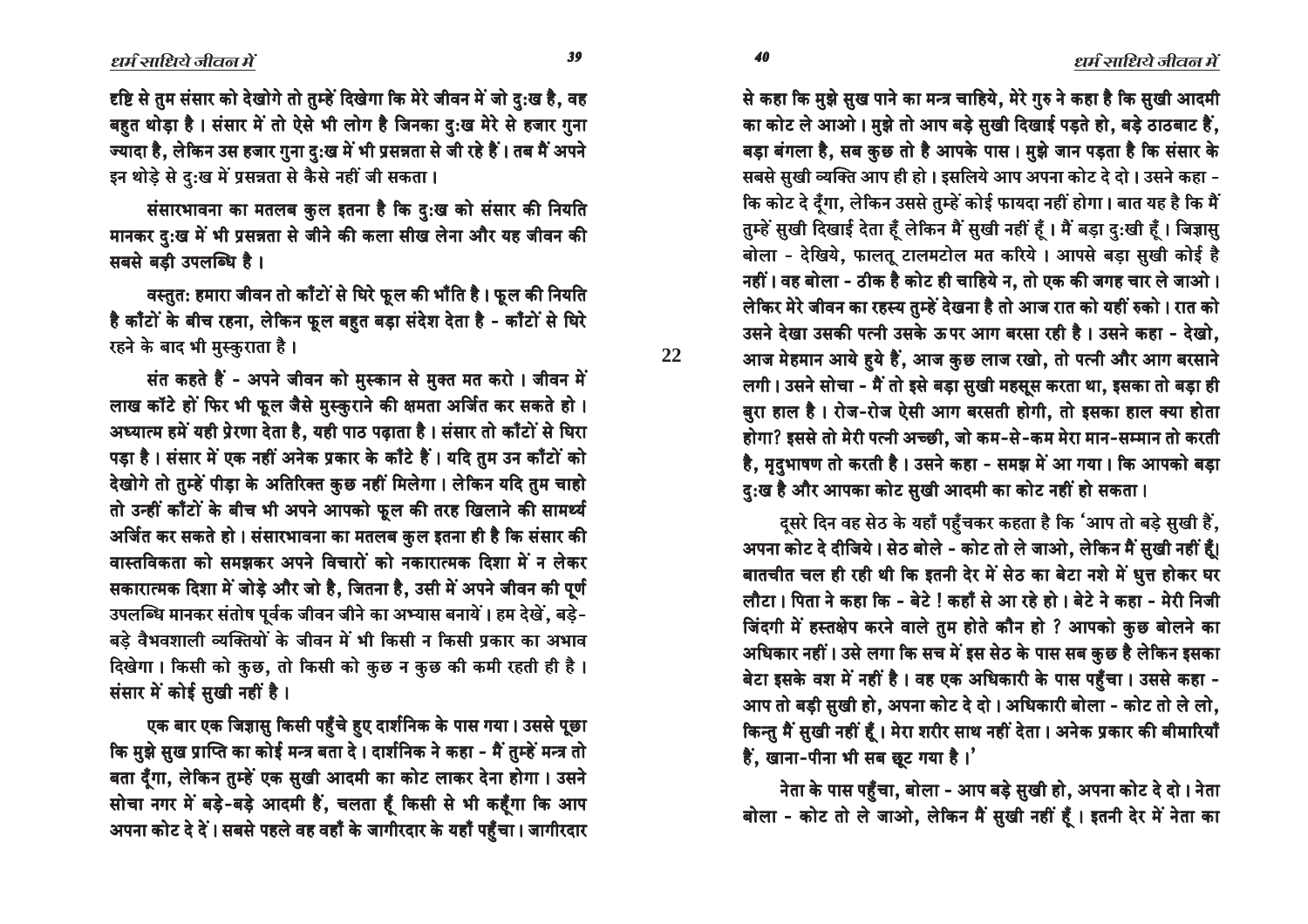दृष्टि से तुम संसार को देखोगे तो तुम्हें दिखेगा कि मेरे जीवन में जो दुःख है, वह बहुत थोड़ा है। संसार में तो ऐसे भी लोग है जिनका दुःख मेरे से हजार गुना ज्यादा है, लेकिन उस हजार गुना दुःख में भी प्रसन्नता से जी रहे हैं। तब मैं अपने इन थोड़े से दुःख में प्रसन्नता से कैसे नहीं जी सकता।

संसारभावना का मतलब कुल इतना है कि दुःख को संसार की नियति मानकर दुःख में भी प्रसन्नता से जीने की कला सीख लेना और यह जीवन की सबसे बड़ी उपलब्धि है।

वस्तुतः हमारा जीवन तो काँटों से घिरे फूल की भाँति है। फूल की नियति है काँटों के बीच रहना, लेकिन फूल बहुत बड़ा संदेश देता है - काँटों से घिरे रहने के बाद भी मुस्कुराता है।

संत कहते हैं - अपने जीवन को मुस्कान से मुक्त मत करो। जीवन में लाख काँटे हों फिर भी फूल जैसे मुस्कुराने की क्षमता अर्जित कर सकते हो। अध्यात्म हमें यही प्रेरणा देता है, यही पाठ पढ़ाता है। संसार तो काँटों से घिरा पड़ा है। संसार में एक नहीं अनेक प्रकार के काँटे हैं। यदि तुम उन काँटों को देखोगे तो तुम्हें पीड़ा के अतिरिक्त कुछ नहीं मिलेगा। लेकिन यदि तुम चाहो तो उन्हीं काँटों के बीच भी अपने आपको फूल की तरह खिलाने की सामर्थ्य अर्जित कर सकते हो। संसारभावना का मतलब कुल इतना ही है कि संसार की वास्तविकता को समझकर अपने विचारों को नकारात्मक दिशा में न लेकर सकारात्मक दिशा में जोड़े और जो है, जितना है, उसी में अपने जीवन की पूर्ण उपलब्धि मानकर संतोष पूर्वक जीवन जीने का अभ्यास बनायें। हम देखें, बड़े-बड़े वैभवशाली व्यक्तियों के जीवन में भी किसी न किसी प्रकार का अभाव दिखेगा। किसी को कुछ, तो किसी को कुछ न कुछ की कमी रहती ही है। संसार में कोई सुखी नहीं है।

एक बार एक जिज्ञासु किसी पहुँचे हुए दार्शनिक के पास गया। उससे पूछा कि मुझे सुख प्राप्ति का कोई मन्त्र बता दे। दार्शनिक ने कहा - मैं तुम्हें मन्त्र तो बता दूँगा, लेकिन तुम्हें एक सुखी आदमी का कोट लाकर देना होगा। उसने सोचा नगर में बड़े-बड़े आदमी हैं, चलता हूँ किसी से भी कहूँगा कि आप अपना कोट दे दें। सबसे पहले वह वहाँ के जागीरदार के यहाँ पहुँचा। जागीरदार से कहा कि मुझे सुख पाने का मन्त्र चाहिये, मेरे गुरु ने कहा है कि सुखी आदमी का कोट ले आओ। मुझे तो आप बड़े सुखी दिखाई पड़ते हो, बड़े ठाठबाट हैं, बड़ा बंगला है, सब कुछ तो है आपके पास। मुझे जान पड़ता है कि संसार के सबसे सुखी व्यक्ति आप ही हो। इसलिये आप अपना कोट दे दो। उसने कहा - कि कोट दे दूँगा, लेकिन उससे तुम्हें कोई फायदा नहीं होगा। बात यह है कि मैं तुम्हें सुखी दिखाई देता हूँ लेकिन मैं सुखी नहीं हूँ। मैं बड़ा दुःखी हूँ। जिज्ञासु बोला - देखिये, फालतू टालमटोल मत करिये। आपसे बड़ा सुखी कोई है नहीं। वह बोला - ठीक है कोट ही चाहिये न, तो एक की जगह चार ले जाओ। लेकिर मेरे जीवन का रहस्य तुम्हें देखना है तो आज रात को यहीं रुको। रात को उसने देखा उसकी पत्नी उसके ऊपर आग बरसा रही है। उसने कहा - देखो, आज मेहमान आये हुये हैं, आज कुछ लाज रखो, तो पत्नी और आग बरसाने लगी। उसने सोचा - मैं तो इसे बड़ा सुखी महसूस करता था, इसका तो बड़ा ही बुरा हाल है। रोज-रोज ऐसी आग बरसती होगी, तो इसका हाल क्या होता होगा? इससे तो मेरी पत्नी अच्छी, जो कम-से-कम मेरा मान-सम्मान तो करती है, मृदुभाषण तो करती है। उसने कहा - समझ में आ गया। कि आपको बड़ा दुःख है और आपका कोट सुखी आदमी का कोट नहीं हो सकता।

दूसरे दिन वह सेठ के यहाँ पहुँचकर कहता है कि 'आप तो बड़े सुखी हैं, अपना कोट दे दीजिये। सेठ बोले - कोट तो ले जाओ, लेकिन मैं सुखी नहीं हूँ। बातचीत चल ही रही थी कि इतनी देर में सेठ का बेटा नशे में धुत्त होकर घर लौटा। पिता ने कहा कि - बेटे ! कहाँ से आ रहे हो। बेटे ने कहा - मेरी निजी जिंदगी में हस्तक्षेप करने वाले तुम होते कौन हो ? आपको कुछ बोलने का अधिकार नहीं। उसे लगा कि सच में इस सेठ के पास सब कुछ है लेकिन इसका बेटा इसके वश में नहीं है। वह एक अधिकारी के पास पहुँचा। उससे कहा - आप तो बड़ी सुखी हो, अपना कोट दे दो। अधिकारी बोला - कोट तो ले लो, किन्तु मैं सुखी नहीं हूँ। मेरा शरीर साथ नहीं देता। अनेक प्रकार की बीमारियाँ हैं, खाना-पीना भी सब छूट गया है।'

नेता के पास पहुँचा, बोला - आप बड़े सुखी हो, अपना कोट दे दो। नेता बोला - कोट तो ले जाओ, लेकिन मैं सुखी नहीं हूँ। इतनी देर में नेता का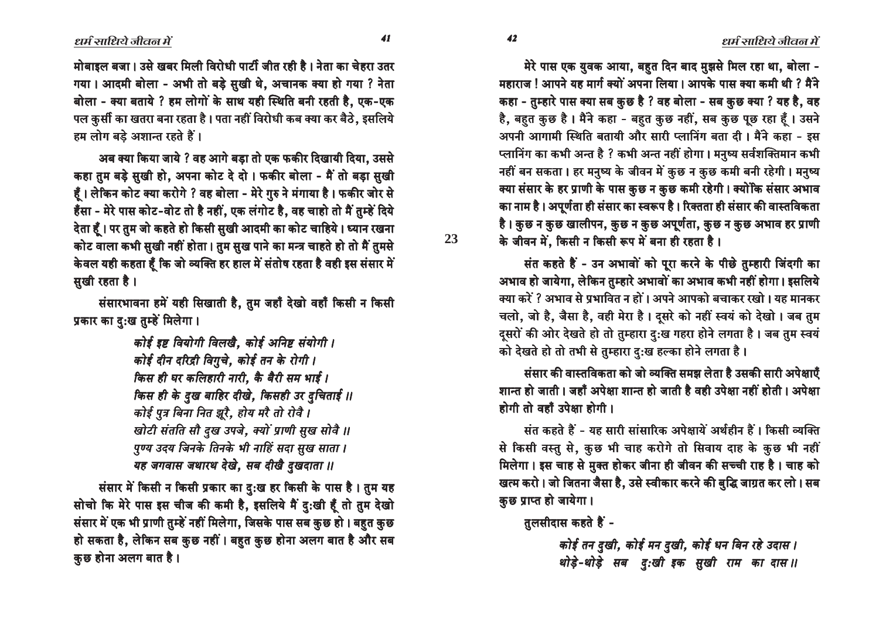मोबाइल बजा। उसे खबर मिली विरोधी पार्टी जीत रही है। नेता का चेहरा उतर गया। आदमी बोला - अभी तो बड़े सुखी थे, अचानक क्या हो गया ? नेता बोला - क्या बताये ? हम लोगों के साथ यही स्थिति बनी रहती है, एक-एक पल कुर्सी का खतरा बना रहता है। पता नहीं विरोधी कब क्या कर बैठे, इसलिये हम लोग बड़े अशान्त रहते हैं।

अब क्या किया जाये ? वह आगे बड़ा तो एक फकीर दिखायी दिया, उससे कहा तुम बड़े सुखी हो, अपना कोट दे दो। फकीर बोला - मैं तो बड़ा सुखी हूँ। लेकिन कोट क्या करोगे ? वह बोला - मेरे गुरु ने मंगाया है। फकीर जोर से हँसा - मेरे पास कोट-वोट तो है नहीं, एक लंगोट है, वह चाहो तो मैं तुम्हें दिये देता हूँ। पर तुम जो कहते हो किसी सुखी आदमी का कोट चाहिये। ध्यान रखना कोट वाला कभी सुखी नहीं होता। तुम सुख पाने का मन्त्र चाहते हो तो मैं तुमसे केवल यही कहता हूँ कि जो व्यक्ति हर हाल में संतोष रहता है वही इस संसार में सुखी रहता है।

संसारभावना हमें यही सिखाती है, तुम जहाँ देखो वहाँ किसी न किसी प्रकार का दुःख तुम्हें मिलेगा।

> *कोई इष्ट वियोगी विलखै, कोई अनिष्ट संयोगी।*
> *कोई दीन दरिद्री विगुचे, कोई तन के रोगी।*
> *किस ही घर कलिहारी नारी, कै बैरी सम भाई।*
> *किस ही के दुख बाहिर दीखे, किसही उर दुचिताई॥*
> *कोई पुत्र बिना नित झूरै, होय मरै तो रोवै।*
> *खोटी संतति सौ दुख उपजे, क्यों प्राणी सुख सोवै॥*
> *पुण्य उदय जिनके तिनके भी नाहिं सदा सुख साता।*
> *यह जगवास जथारथ देखे, सब दीखै दुखदाता॥*

संसार में किसी न किसी प्रकार का दुःख हर किसी के पास है। तुम यह सोचो कि मेरे पास इस चीज की कमी है, इसलिये मैं दुःखी हूँ तो तुम देखो संसार में एक भी प्राणी तुम्हें नहीं मिलेगा, जिसके पास सब कुछ हो। बहुत कुछ हो सकता है, लेकिन सब कुछ नहीं। बहुत कुछ होना अलग बात है और सब कुछ होना अलग बात है।

मेरे पास एक युवक आया, बहुत दिन बाद मुझसे मिल रहा था, बोला - महाराज ! आपने यह मार्ग क्यों अपना लिया। आपके पास क्या कमी थी ? मैंने कहा - तुम्हारे पास क्या सब कुछ है ? वह बोला - सब कुछ क्या ? यह है, वह है, बहुत कुछ है। मैंने कहा - बहुत कुछ नहीं, सब कुछ पूछ रहा हूँ। उसने अपनी आगामी स्थिति बतायी और सारी प्लानिंग बता दी। मैंने कहा - इस प्लानिंग का कभी अन्त है ? कभी अन्त नहीं होगा। मनुष्य सर्वशक्तिमान कभी नहीं बन सकता। हर मनुष्य के जीवन में कुछ न कुछ कमी बनी रहेगी। मनुष्य क्या संसार के हर प्राणी के पास कुछ न कुछ कमी रहेगी। क्योंकि संसार अभाव का नाम है। अपूर्णता ही संसार का स्वरूप है। रिक्तता ही संसार की वास्तविकता है। कुछ न कुछ खालीपन, कुछ न कुछ अपूर्णता, कुछ न कुछ अभाव हर प्राणी के जीवन में, किसी न किसी रूप में बना ही रहता है।

संत कहते हैं - उन अभावों को पूरा करने के पीछे तुम्हारी जिंदगी का अभाव हो जायेगा, लेकिन तुम्हारे अभावों का अभाव कभी नहीं होगा। इसलिये क्या करें ? अभाव से प्रभावित न हों। अपने आपको बचाकर रखो। यह मानकर चलो, जो है, जैसा है, वही मेरा है। दूसरे को नहीं स्वयं को देखो। जब तुम दूसरों की ओर देखते हो तो तुम्हारा दुःख गहरा होने लगता है। जब तुम स्वयं को देखते हो तो तभी से तुम्हारा दुःख हल्का होने लगता है।

संसार की वास्तविकता को जो व्यक्ति समझ लेता है उसकी सारी अपेक्षाएँ शान्त हो जाती। जहाँ अपेक्षा शान्त हो जाती है वही उपेक्षा नहीं होती। अपेक्षा होगी तो वहाँ उपेक्षा होगी।

संत कहते हैं - यह सारी सांसारिक अपेक्षायें अर्थहीन हैं। किसी व्यक्ति से किसी वस्तु से, कुछ भी चाह करोगे तो सिवाय दाह के कुछ भी नहीं मिलेगा। इस चाह से मुक्त होकर जीना ही जीवन की सच्ची राह है। चाह को खत्म करो। जो जितना जैसा है, उसे स्वीकार करने की बुद्धि जाग्रत कर लो। सब कुछ प्राप्त हो जायेगा।

तुलसीदास कहते हैं -

> *कोई तन दुखी, कोई मन दुखी, कोई धन बिन रहे उदास।*
> *थोड़े-थोड़े सब दुःखी इक सुखी राम का दास॥*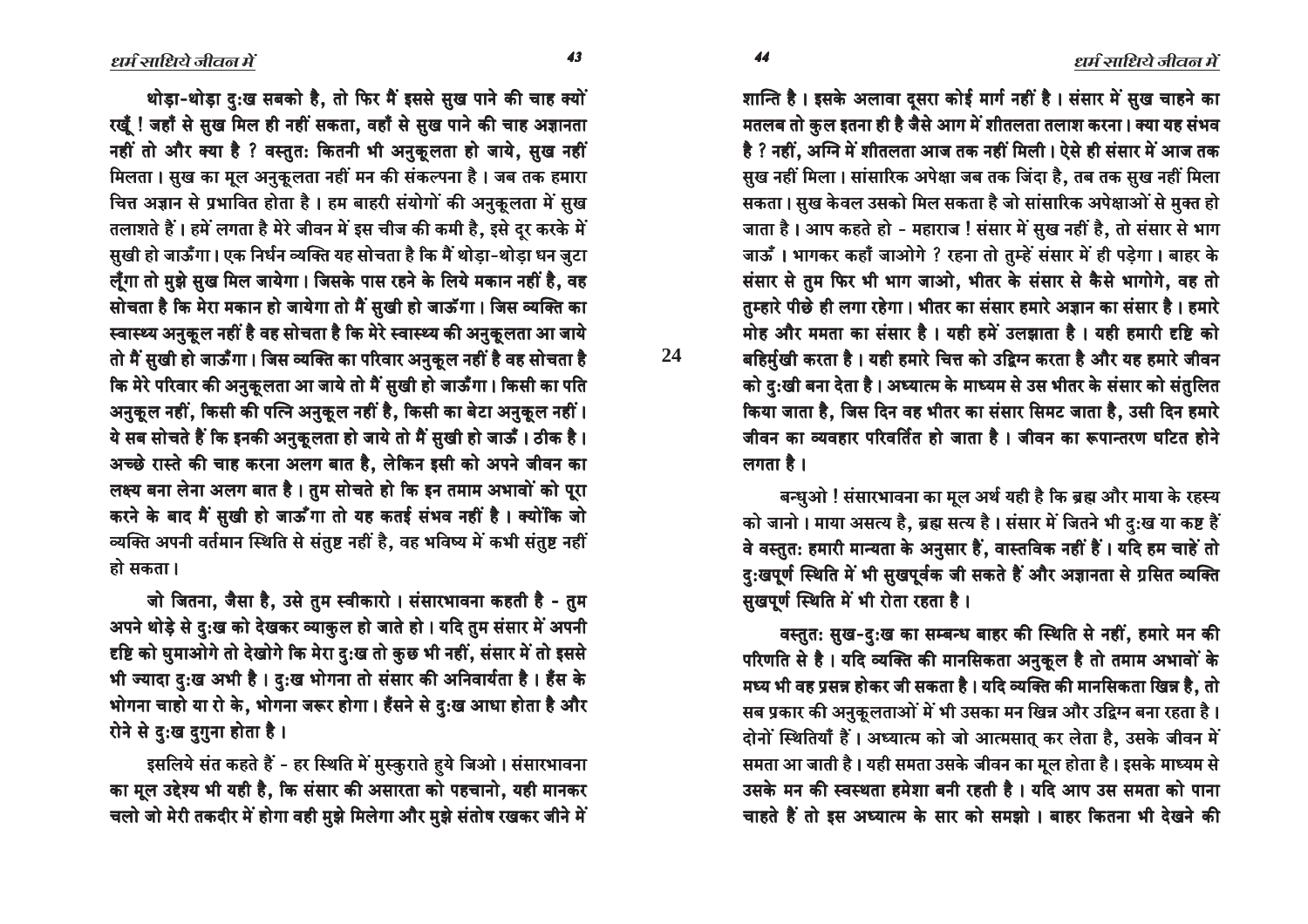थोड़ा-थोड़ा दुःख सबको है, तो फिर मैं इससे सुख पाने की चाह क्यों रखूँ ! जहाँ से सुख मिल ही नहीं सकता, वहाँ से सुख पाने की चाह अज्ञानता नहीं तो और क्या है ? वस्तुतः कितनी भी अनुकूलता हो जाये, सुख नहीं मिलता। सुख का मूल अनुकूलता नहीं मन की संकल्पना है। जब तक हमारा चित्त अज्ञान से प्रभावित होता है। हम बाहरी संयोगों की अनुकूलता में सुख तलाशते हैं। हमें लगता है मेरे जीवन में इस चीज की कमी है, इसे दूर करके मैं सुखी हो जाऊँगा। एक निर्धन व्यक्ति यह सोचता है कि मैं थोड़ा-थोड़ा धन जुटा लूँगा तो मुझे सुख मिल जायेगा। जिसके पास रहने के लिये मकान नहीं है, वह सोचता है कि मेरा मकान हो जायेगा तो मैं सुखी हो जाऊँगा। जिस व्यक्ति का स्वास्थ्य अनुकूल नहीं है वह सोचता है कि मेरे स्वास्थ्य की अनुकूलता आ जाये तो मैं सुखी हो जाऊँगा। जिस व्यक्ति का परिवार अनुकूल नहीं है वह सोचता है कि मेरे परिवार की अनुकूलता आ जाये तो मैं सुखी हो जाऊँगा। किसी का पति अनुकूल नहीं, किसी की पत्नि अनुकूल नहीं है, किसी का बेटा अनुकूल नहीं। ये सब सोचते हैं कि इनकी अनुकूलता हो जाये तो मैं सुखी हो जाऊँ। ठीक है। अच्छे रास्ते की चाह करना अलग बात है, लेकिन इसी को अपने जीवन का लक्ष्य बना लेना अलग बात है। तुम सोचते हो कि इन तमाम अभावों को पूरा करने के बाद मैं सुखी हो जाऊँगा तो यह कतई संभव नहीं है। क्योंकि जो व्यक्ति अपनी वर्तमान स्थिति से संतुष्ट नहीं है, वह भविष्य में कभी संतुष्ट नहीं हो सकता।

जो जितना, जैसा है, उसे तुम स्वीकारो। संसारभावना कहती है - तुम अपने थोड़े से दुःख को देखकर व्याकुल हो जाते हो। यदि तुम संसार में अपनी दृष्टि को घुमाओगे तो देखोगे कि मेरा दुःख तो कुछ भी नहीं, संसार में तो इससे भी ज्यादा दुःख अभी है। दुःख भोगना तो संसार की अनिवार्यता है। हँस के भोगना चाहो या रो के, भोगना जरूर होगा। हँसने से दुःख आधा होता है और रोने से दुःख दुगुना होता है।

इसलिये संत कहते हैं - हर स्थिति में मुस्कुराते हुये जिओ। संसारभावना का मूल उद्देश्य भी यही है, कि संसार की असारता को पहचानो, यही मानकर चलो जो मेरी तकदीर में होगा वही मुझे मिलेगा और मुझे संतोष रखकर जीने में शान्ति है। इसके अलावा दूसरा कोई मार्ग नहीं है। संसार में सुख चाहने का मतलब तो कुल इतना ही है जैसे आग में शीतलता तलाश करना। क्या यह संभव है ? नहीं, अग्नि में शीतलता आज तक नहीं मिली। ऐसे ही संसार में आज तक सुख नहीं मिला। सांसारिक अपेक्षा जब तक जिंदा है, तब तक सुख नहीं मिला सकता। सुख केवल उसको मिल सकता है जो सांसारिक अपेक्षाओं से मुक्त हो जाता है। आप कहते हो - महाराज ! संसार में सुख नहीं है, तो संसार से भाग जाऊँ। भागकर कहाँ जाओगे ? रहना तो तुम्हें संसार में ही पड़ेगा। बाहर के संसार से तुम फिर भी भाग जाओ, भीतर के संसार से कैसे भागोगे, वह तो तुम्हारे पीछे ही लगा रहेगा। भीतर का संसार हमारे अज्ञान का संसार है। हमारे मोह और ममता का संसार है। यही हमें उलझाता है। यही हमारी दृष्टि को बहिर्मुखी करता है। यही हमारे चित्त को उद्विग्न करता है और यह हमारे जीवन को दुःखी बना देता है। अध्यात्म के माध्यम से उस भीतर के संसार को संतुलित किया जाता है, जिस दिन वह भीतर का संसार सिमट जाता है, उसी दिन हमारे जीवन का व्यवहार परिवर्तित हो जाता है। जीवन का रूपान्तरण घटित होने लगता है।

बन्धुओ ! संसारभावना का मूल अर्थ यही है कि ब्रह्म और माया के रहस्य को जानो। माया असत्य है, ब्रह्म सत्य है। संसार में जितने भी दुःख या कष्ट हैं वे वस्तुतः हमारी मान्यता के अनुसार हैं, वास्तविक नहीं हैं। यदि हम चाहें तो दुःखपूर्ण स्थिति में भी सुखपूर्वक जी सकते हैं और अज्ञानता से ग्रसित व्यक्ति सुखपूर्ण स्थिति में भी रोता रहता है।

वस्तुतः सुख-दुःख का सम्बन्ध बाहर की स्थिति से नहीं, हमारे मन की परिणति से है। यदि व्यक्ति की मानसिकता अनुकूल है तो तमाम अभावों के मध्य भी वह प्रसन्न होकर जी सकता है। यदि व्यक्ति की मानसिकता खिन्न है, तो सब प्रकार की अनुकूलताओं में भी उसका मन खिन्न और उद्विग्न बना रहता है। दोनों स्थितियाँ हैं। अध्यात्म को जो आत्मसात् कर लेता है, उसके जीवन में समता आ जाती है। यही समता उसके जीवन का मूल होता है। इसके माध्यम से उसके मन की स्वस्थता हमेशा बनी रहती है। यदि आप उस समता को पाना चाहते हैं तो इस अध्यात्म के सार को समझो। बाहर कितना भी देखने की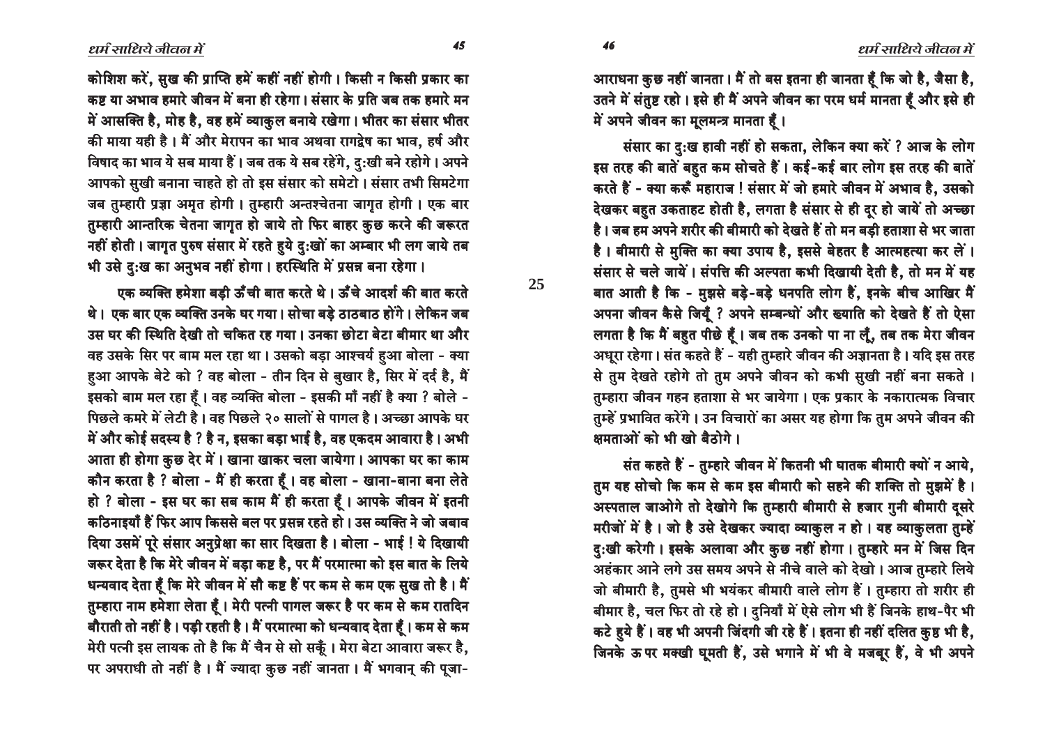कोशिश करें, सुख की प्राप्ति हमें कहीं नहीं होगी। किसी न किसी प्रकार का कष्ट या अभाव हमारे जीवन में बना ही रहेगा। संसार के प्रति जब तक हमारे मन में आसक्ति है, मोह है, वह हमें व्याकुल बनाये रखेगा। भीतर का संसार भीतर की माया यही है। मैं और मेरापन का भाव अथवा रागद्वेष का भाव, हर्ष और विषाद का भाव ये सब माया हैं। जब तक ये सब रहेंगे, दुःखी बने रहोगे। अपने आपको सुखी बनाना चाहते हो तो इस संसार को समेटो। संसार तभी सिमटेगा जब तुम्हारी प्रज्ञा अमृत होगी। तुम्हारी अन्तश्चेतना जागृत होगी। एक बार तुम्हारी आन्तरिक चेतना जागृत हो जाये तो फिर बाहर कुछ करने की जरूरत नहीं होती। जागृत पुरुष संसार में रहते हुये दुःखों का अम्बार भी लग जाये तब भी उसे दुःख का अनुभव नहीं होगा। हरस्थिति में प्रसन्न बना रहेगा।

एक व्यक्ति हमेशा बड़ी ऊँची बात करते थे। ऊँचे आदर्श की बात करते थे। एक बार एक व्यक्ति उनके घर गया। सोचा बड़े ठाठबाठ होंगे। लेकिन जब उस घर की स्थिति देखी तो चकित रह गया। उनका छोटा बेटा बीमार था और वह उसके सिर पर बाम मल रहा था। उसको बड़ा आश्चर्य हुआ बोला - क्या हुआ आपके बेटे को ? वह बोला - तीन दिन से बुखार है, सिर में दर्द है, मैं इसको बाम मल रहा हूँ। वह व्यक्ति बोला - इसकी माँ नहीं है क्या ? बोले - पिछले कमरे में लेटी है। वह पिछले २० सालों से पागल है। अच्छा आपके घर में और कोई सदस्य है ? है न, इसका बड़ा भाई है, वह एकदम आवारा है। अभी आता ही होगा कुछ देर में। खाना खाकर चला जायेगा। आपका घर का काम कौन करता है ? बोला - मैं ही करता हूँ। वह बोला - खाना-बाना बना लेते हो ? बोला - इस घर का सब काम मैं ही करता हूँ। आपके जीवन में इतनी कठिनाइयाँ हैं फिर आप किससे बल पर प्रसन्न रहते हो। उस व्यक्ति ने जो जबाव दिया उसमें पूरे संसार अनुप्रेक्षा का सार दिखता है। बोला - भाई ! ये दिखायी जरूर देता है कि मेरे जीवन में बड़ा कष्ट है, पर मैं परमात्मा को इस बात के लिये धन्यवाद देता हूँ कि मेरे जीवन में सौ कष्ट हैं पर कम से कम एक सुख तो है। मैं तुम्हारा नाम हमेशा लेता हूँ। मेरी पत्नी पागल जरूर है पर कम से कम रातदिन बौराती तो नहीं है। पड़ी रहती है। मैं परमात्मा को धन्यवाद देता हूँ। कम से कम मेरी पत्नी इस लायक तो है कि मैं चैन से सो सकूँ। मेरा बेटा आवारा जरूर है, पर अपराधी तो नहीं है। मैं ज्यादा कुछ नहीं जानता। मैं भगवान् की पूजा-आराधना कुछ नहीं जानता। मैं तो बस इतना ही जानता हूँ कि जो है, जैसा है, उतने में संतुष्ट रहो। इसे ही मैं अपने जीवन का परम धर्म मानता हूँ और इसे ही मैं अपने जीवन का मूलमन्त्र मानता हूँ।

संसार का दुःख हावी नहीं हो सकता, लेकिन क्या करें ? आज के लोग इस तरह की बातें बहुत कम सोचते हैं। कई-कई बार लोग इस तरह की बातें करते हैं - क्या करूँ महाराज ! संसार में जो हमारे जीवन में अभाव है, उसको देखकर बहुत उकताहट होती है, लगता है संसार से ही दूर हो जायें तो अच्छा है। जब हम अपने शरीर की बीमारी को देखते हैं तो मन बड़ी हताशा से भर जाता है। बीमारी से मुक्ति का क्या उपाय है, इससे बेहतर है आत्महत्या कर लें। संसार से चले जायें। संपत्ति की अल्पता कभी दिखायी देती है, तो मन में यह बात आती है कि - मुझसे बड़े-बड़े धनपति लोग हैं, इनके बीच आखिर मैं अपना जीवन कैसे जियूँ ? अपने सम्बन्धों और ख्याति को देखते हैं तो ऐसा लगता है कि मैं बहुत पीछे हूँ। जब तक उनको पा ना लूँ, तब तक मेरा जीवन अधूरा रहेगा। संत कहते हैं - यही तुम्हारे जीवन की अज्ञानता है। यदि इस तरह से तुम देखते रहोगे तो तुम अपने जीवन को कभी सुखी नहीं बना सकते। तुम्हारा जीवन गहन हताशा से भर जायेगा। एक प्रकार के नकारात्मक विचार तुम्हें प्रभावित करेंगे। उन विचारों का असर यह होगा कि तुम अपने जीवन की क्षमताओं को भी खो बैठोगे।

संत कहते हैं - तुम्हारे जीवन में कितनी भी घातक बीमारी क्यों न आये, तुम यह सोचो कि कम से कम इस बीमारी को सहने की शक्ति तो मुझमें है। अस्पताल जाओगे तो देखोगे कि तुम्हारी बीमारी से हजार गुनी बीमारी दूसरे मरीजों में है। जो है उसे देखकर ज्यादा व्याकुल न हो। यह व्याकुलता तुम्हें दुःखी करेगी। इसके अलावा और कुछ नहीं होगा। तुम्हारे मन में जिस दिन अहंकार आने लगे उस समय अपने से नीचे वाले को देखो। आज तुम्हारे लिये जो बीमारी है, तुमसे भी भयंकर बीमारी वाले लोग हैं। तुम्हारा तो शरीर ही बीमार है, चल फिर तो रहे हो। दुनियाँ में ऐसे लोग भी हैं जिनके हाथ-पैर भी कटे हुये हैं। वह भी अपनी जिंदगी जी रहे हैं। इतना ही नहीं दलित कुष्ठ भी है, जिनके ऊपर मक्खी घूमती हैं, उसे भगाने में भी वे मजबूर हैं, वे भी अपने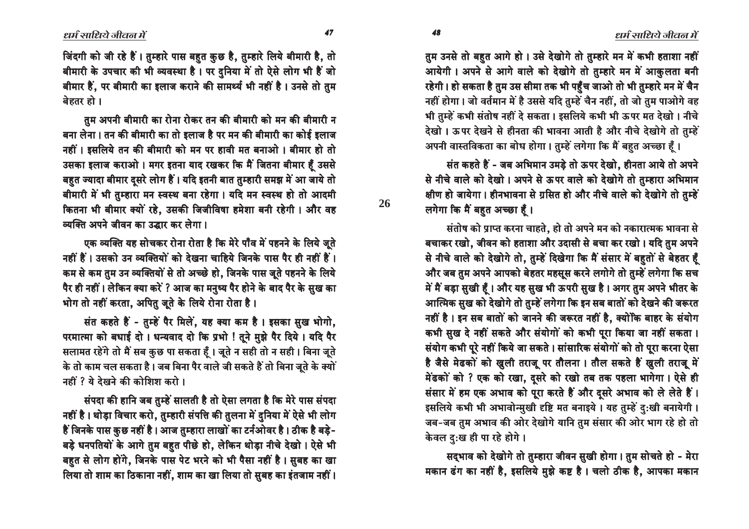जिंदगी को जी रहे हैं। तुम्हारे पास बहुत कुछ है, तुम्हारे लिये बीमारी है, तो बीमारी के उपचार की भी व्यवस्था है। पर दुनिया में तो ऐसे लोग भी हैं जो बीमार हैं, पर बीमारी का इलाज कराने की सामर्थ्य भी नहीं है। उनसे तो तुम बेहतर हो।

तुम अपनी बीमारी का रोना रोकर तन की बीमारी को मन की बीमारी न बना लेना। तन की बीमारी का तो इलाज है पर मन की बीमारी का कोई इलाज नहीं। इसलिये तन की बीमारी को मन पर हावी मत बनाओ। बीमार हो तो उसका इलाज कराओ। मगर इतना याद रखकर कि मैं जितना बीमार हूँ उससे बहुत ज्यादा बीमार दूसरे लोग हैं। यदि इतनी बात तुम्हारी समझ में आ जाये तो बीमारी में भी तुम्हारा मन स्वस्थ बना रहेगा। यदि मन स्वस्थ हो तो आदमी कितना भी बीमार क्यों रहे, उसकी जिजीविषा हमेशा बनी रहेगी। और वह व्यक्ति अपने जीवन का उद्धार कर लेगा।

एक व्यक्ति यह सोचकर रोना रोता है कि मेरे पाँव में पहनने के लिये जूते नहीं हैं। उसको उन व्यक्तियों को देखना चाहिये जिनके पास पैर ही नहीं हैं। कम से कम तुम उन व्यक्तियों से तो अच्छे हो, जिनके पास जूते पहनने के लिये पैर ही नहीं। लेकिन क्या करें ? आज का मनुष्य पैर होने के बाद पैर के सुख का भोग तो नहीं करता, अपितु जूते के लिये रोना रोता है।

संत कहते हैं - तुम्हें पैर मिलें, यह क्या कम है। इसका सुख भोगो, परमात्मा को बधाई दो। धन्यवाद दो कि प्रभो ! तूने मुझे पैर दिये। यदि पैर सलामत रहेंगे तो मैं सब कुछ पा सकता हूँ। जूते न सही तो न सही। बिना जूते के तो काम चल सकता है। जब बिना पैर वाले जी सकते हैं तो बिना जूते के क्यों नहीं ? ये देखने की कोशिश करो।

संपदा की हानि जब तुम्हें सालती है तो ऐसा लगता है कि मेरे पास संपदा नहीं है। थोड़ा विचार करो, तुम्हारी संपत्ति की तुलना में दुनिया में ऐसे भी लोग हैं जिनके पास कुछ नहीं है। आज तुम्हारा लाखों का टर्नओवर है। ठीक है बड़े-बड़े धनपतियों के आगे तुम बहुत पीछे हो, लेकिन थोड़ा नीचे देखो। ऐसे भी बहुत से लोग होंगे, जिनके पास पेट भरने को भी पैसा नहीं है। सुबह का खा लिया तो शाम का ठिकाना नहीं, शाम का खा लिया तो सुबह का इंतजाम नहीं। तुम उनसे तो बहुत आगे हो। उसे देखोगे तो तुम्हारे मन में कभी हताशा नहीं आयेगी। अपने से आगे वाले को देखोगे तो तुम्हारे मन में आकुलता बनी रहेगी। हो सकता है तुम उस सीमा तक भी पहुँच जाओ तो भी तुम्हारे मन में चैन नहीं होगा। जो वर्तमान में है उससे यदि तुम्हें चैन नहीं, तो जो तुम पाओगे वह भी तुम्हें कभी संतोष नहीं दे सकता। इसलिये कभी भी ऊपर मत देखो। नीचे देखो। ऊपर देखने से हीनता की भावना आती है और नीचे देखोगे तो तुम्हें अपनी वास्तविकता का बोध होगा। तुम्हें लगेगा कि मैं बहुत अच्छा हूँ।

संत कहते हैं - जब अभिमान उमड़े तो ऊपर देखो, हीनता आये तो अपने से नीचे वाले को देखो। अपने से ऊपर वाले को देखोगे तो तुम्हारा अभिमान क्षीण हो जायेगा। हीनभावना से ग्रसित हो और नीचे वाले को देखोगे तो तुम्हें लगेगा कि मैं बहुत अच्छा हूँ।

संतोष को प्राप्त करना चाहते, हो तो अपने मन को नकारात्मक भावना से बचाकर रखो, जीवन को हताशा और उदासी से बचा कर रखो। यदि तुम अपने से नीचे वाले को देखोगे तो, तुम्हें दिखेगा कि मैं संसार में बहुतों से बेहतर हूँ और जब तुम अपने आपको बेहतर महसूस करने लगोगे तो तुम्हें लगेगा कि सच में मैं बड़ा सुखी हूँ। और यह सुख भी ऊपरी सुख है। अगर तुम अपने भीतर के आत्मिक सुख को देखोगे तो तुम्हें लगेगा कि इन सब बातों को देखने की जरूरत नहीं है। इन सब बातों को जानने की जरूरत नहीं है, क्योंकि बाहर के संयोग कभी सुख दे नहीं सकते और संयोगों को कभी पूरा किया जा नहीं सकता। संयोग कभी पूरे नहीं किये जा सकते। सांसारिक संयोगों को तो पूरा करना ऐसा है जैसे मेंढकों को खुली तराजू पर तौलना। तौल सकते हैं खुली तराजू में मेंढकों को ? एक को रखा, दूसरे को रखो तब तक पहला भागेगा। ऐसे ही संसार में हम एक अभाव को पूरा करते हैं और दूसरे अभाव को ले लेते हैं। इसलिये कभी भी अभावोन्मुखी दृष्टि मत बनाइये। यह तुम्हें दुःखी बनायेगी। जब-जब तुम अभाव की ओर देखोगे यानि तुम संसार की ओर भाग रहे हो तो केवल दुःख ही पा रहे होगे।

सद्भाव को देखोगे तो तुम्हारा जीवन सुखी होगा। तुम सोचते हो - मेरा मकान ढंग का नहीं है, इसलिये मुझे कष्ट है। चलो ठीक है, आपका मकान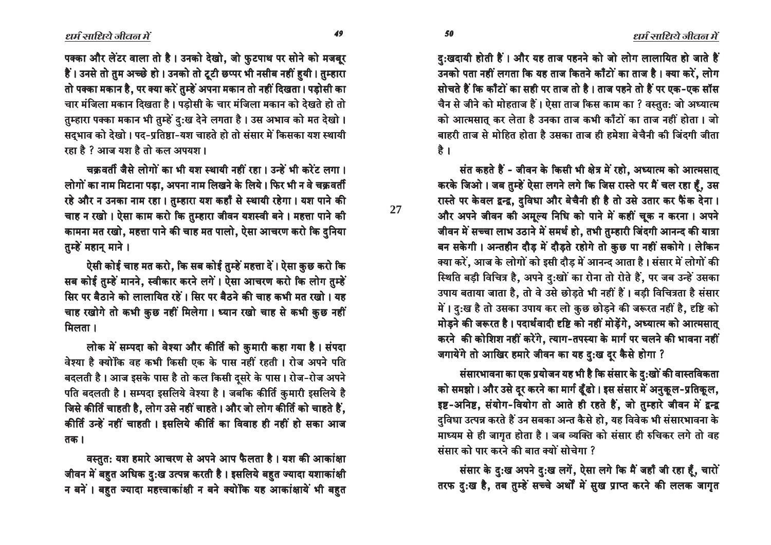पक्का और लेंटर वाला तो है। उनको देखो, जो फुटपाथ पर सोने को मजबूर हैं। उनसे तो तुम अच्छे हो। उनको तो टूटी छप्पर भी नसीब नहीं हुयी। तुम्हारा तो पक्का मकान है, पर क्या करें तुम्हें अपना मकान तो नहीं दिखता। पड़ोसी का चार मंजिला मकान दिखता है। पड़ोसी के चार मंजिला मकान को देखते हो तो तुम्हारा पक्का मकान भी तुम्हें दुःख देने लगता है। उस अभाव को मत देखो। सद्भाव को देखो। पद-प्रतिष्ठा-यश चाहते हो तो संसार में किसका यश स्थायी रहा है ? आज यश है तो कल अपयश।

चक्रवर्ती जैसे लोगों का भी यश स्थायी नहीं रहा। उन्हें भी करेंट लगा। लोगों का नाम मिटाना पड़ा, अपना नाम लिखने के लिये। फिर भी न वे चक्रवर्ती रहे और न उनका नाम रहा। तुम्हारा यश कहाँ से स्थायी रहेगा। यश पाने की चाह न रखो। ऐसा काम करो कि तुम्हारा जीवन यशस्वी बने। महत्ता पाने की कामना मत रखो, महत्ता पाने की चाह मत पालो, ऐसा आचरण करो कि दुनिया तुम्हें महान् माने।

ऐसी कोई चाह मत करो, कि सब कोई तुम्हें महत्ता दें। ऐसा कुछ करो कि सब कोई तुम्हें मानने, स्वीकार करने लगें। ऐसा आचरण करो कि लोग तुम्हें सिर पर बैठाने को लालायित रहें। सिर पर बैठने की चाह कभी मत रखो। यह चाह रखोगे तो कभी कुछ नहीं मिलेगा। ध्यान रखो चाह से कभी कुछ नहीं मिलता।

लोक में सम्पदा को वेश्या और कीर्ति को कुमारी कहा गया है। संपदा वेश्या है क्योंकि वह कभी किसी एक के पास नहीं रहती। रोज अपने पति बदलती है। आज इसके पास है तो कल किसी दूसरे के पास। रोज-रोज अपने पति बदलती है। सम्पदा इसलिये वेश्या है। जबकि कीर्ति कुमारी इसलिये है जिसे कीर्ति चाहती है, लोग उसे नहीं चाहते। और जो लोग कीर्ति को चाहते हैं, कीर्ति उन्हें नहीं चाहती। इसलिये कीर्ति का विवाह ही नहीं हो सका आज तक।

वस्तुतः यश हमारे आचरण से अपने आप फैलता है। यश की आकांक्षा जीवन में बहुत अधिक दुःख उत्पन्न करती है। इसलिये बहुत ज्यादा यशाकांक्षी न बनें। बहुत ज्यादा महत्त्वाकांक्षी न बने क्योंकि यह आकांक्षायें भी बहुत दुःखदायी होती हैं। और यह ताज पहनने को जो लोग लालायित हो जाते हैं उनको पता नहीं लगता कि यह ताज कितने काँटों का ताज है। क्या करें, लोग सोचते हैं कि काँटों का सही पर ताज तो है। ताज पहने तो हैं पर एक-एक साँस चैन से जीने को मोहताज हैं। ऐसा ताज किस काम का ? वस्तुतः जो अध्यात्म को आत्मसात् कर लेता है उनका ताज कभी काँटों का ताज नहीं होता। जो बाहरी ताज से मोहित होता है उसका ताज ही हमेशा बेचैनी की जिंदगी जीता है।

संत कहते हैं - जीवन के किसी भी क्षेत्र में रहो, अध्यात्म को आत्मसात् करके जिओ। जब तुम्हें ऐसा लगने लगे कि जिस रास्ते पर मैं चल रहा हूँ, उस रास्ते पर केवल द्वन्द्व, दुविधा और बेचैनी ही है तो उसे उतार कर फेंक देना। और अपने जीवन की अमूल्य निधि को पाने में कहीं चूक न करना। अपने जीवन में सच्चा लाभ उठाने में समर्थ हो, तभी तुम्हारी जिंदगी आनन्द की यात्रा बन सकेगी। अन्तहीन दौड़ में दौड़ते रहोगे तो कुछ पा नहीं सकोगे। लेकिन क्या करें, आज के लोगों को इसी दौड़ में आनन्द आता है। संसार में लोगों की स्थिति बड़ी विचित्र है, अपने दुःखों का रोना तो रोते हैं, पर जब उन्हें उसका उपाय बताया जाता है, तो वे उसे छोड़ते भी नहीं हैं। बड़ी विचित्रता है संसार में। दुःख है तो उसका उपाय कर लो कुछ छोड़ने की जरूरत नहीं है, दृष्टि को मोड़ने की जरूरत है। पदार्थवादी दृष्टि को नहीं मोड़ेंगे, अध्यात्म को आत्मसात् करने की कोशिश नहीं करेंगे, त्याग-तपस्या के मार्ग पर चलने की भावना नहीं जगायेंगे तो आखिर हमारे जीवन का यह दुःख दूर कैसे होगा ?

संसारभावना का एक प्रयोजन यह भी है कि संसार के दुःखों की वास्तविकता को समझो। और उसे दूर करने का मार्ग ढूँढो। इस संसार में अनुकूल-प्रतिकूल, इष्ट-अनिष्ट, संयोग-वियोग तो आते ही रहते हैं, जो तुम्हारे जीवन में द्वन्द्व दुविधा उत्पन्न करते हैं उन सबका अन्त कैसे हो, यह विवेक भी संसारभावना के माध्यम से ही जागृत होता है। जब व्यक्ति को संसार ही रुचिकर लगे तो वह संसार को पार करने की बात क्यों सोचेगा ?

संसार के दुःख अपने दुःख लगें, ऐसा लगे कि मैं जहाँ जी रहा हूँ, चारों तरफ दुःख है, तब तुम्हें सच्चे अर्थों में सुख प्राप्त करने की ललक जागृत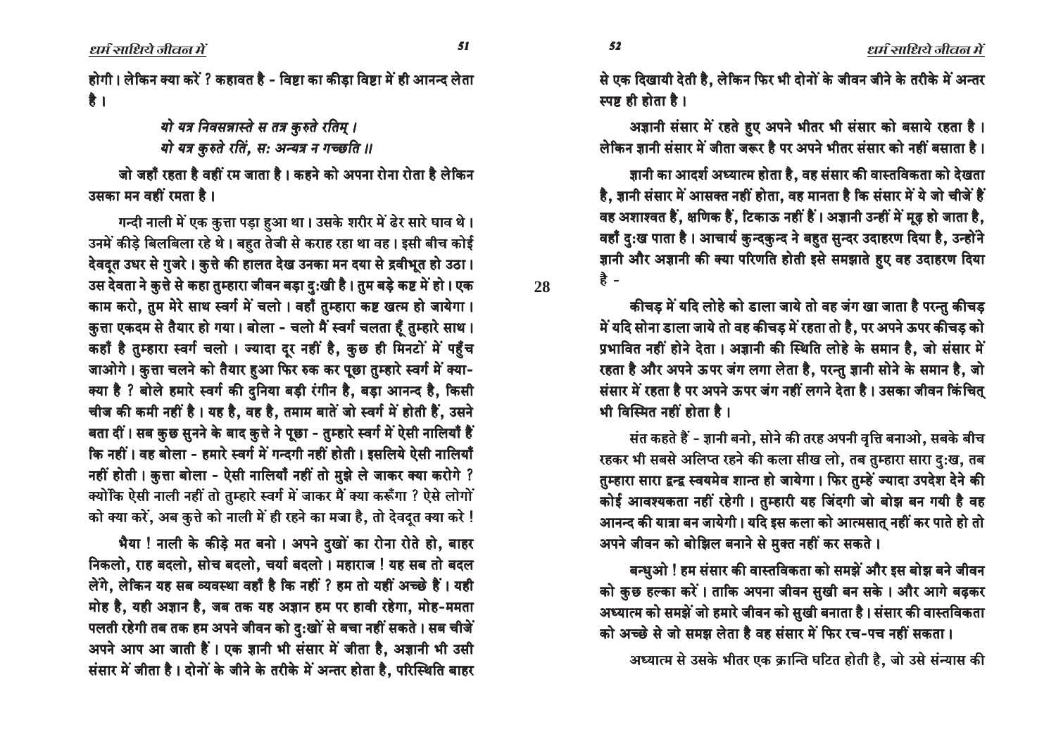होगी। लेकिन क्या करें ? कहावत है - विष्टा का कीड़ा विष्टा में ही आनन्द लेता है।

*यो यत्र निवसन्नास्ते स तत्र कुरुते रतिम् ।*
*यो यत्र कुरुते रतिं, सः अन्यत्र न गच्छति ॥*

जो जहाँ रहता है वहीं रम जाता है। कहने को अपना रोना रोता है लेकिन उसका मन वहीं रमता है।

गन्दी नाली में एक कुत्ता पड़ा हुआ था। उसके शरीर में ढेर सारे घाव थे। उनमें कीड़े बिलबिला रहे थे। बहुत तेजी से कराह रहा था वह। इसी बीच कोई देवदूत उधर से गुजरे। कुत्ते की हालत देख उनका मन दया से द्रवीभूत हो उठा। उस देवता ने कुत्ते से कहा तुम्हारा जीवन बड़ा दुःखी है। तुम बड़े कष्ट में हो। एक काम करो, तुम मेरे साथ स्वर्ग में चलो। वहाँ तुम्हारा कष्ट खत्म हो जायेगा। कुत्ता एकदम से तैयार हो गया। बोला - चलो मैं स्वर्ग चलता हूँ तुम्हारे साथ। कहाँ है तुम्हारा स्वर्ग चलो। ज्यादा दूर नहीं है, कुछ ही मिनटों में पहुँच जाओगे। कुत्ता चलने को तैयार हुआ फिर रुक कर पूछा तुम्हारे स्वर्ग में क्या-क्या है ? बोले हमारे स्वर्ग की दुनिया बड़ी रंगीन है, बड़ा आनन्द है, किसी चीज की कमी नहीं है। यह है, वह है, तमाम बातें जो स्वर्ग में होती हैं, उसने बता दीं। सब कुछ सुनने के बाद कुत्ते ने पूछा - तुम्हारे स्वर्ग में ऐसी नालियाँ हैं कि नहीं। वह बोला - हमारे स्वर्ग में गन्दगी नहीं होती। इसलिये ऐसी नालियाँ नहीं होती। कुत्ता बोला - ऐसी नालियाँ नहीं तो मुझे ले जाकर क्या करोगे ? क्योंकि ऐसी नाली नहीं तो तुम्हारे स्वर्ग में जाकर मैं क्या करूँगा ? ऐसे लोगों को क्या करें, अब कुत्ते को नाली में ही रहने का मजा है, तो देवदूत क्या करे !

भैया ! नाली के कीड़े मत बनो। अपने दुखों का रोना रोते हो, बाहर निकलो, राह बदलो, सोच बदलो, चर्या बदलो। महाराज ! यह सब तो बदल लेंगे, लेकिन यह सब व्यवस्था वहाँ है कि नहीं ? हम तो यहीं अच्छे हैं। यही मोह है, यही अज्ञान है, जब तक यह अज्ञान हम पर हावी रहेगा, मोह-ममता पलती रहेगी तब तक हम अपने जीवन को दुःखों से बचा नहीं सकते। सब चीजें अपने आप आ जाती हैं। एक ज्ञानी भी संसार में जीता है, अज्ञानी भी उसी संसार में जीता है। दोनों के जीने के तरीके में अन्तर होता है, परिस्थिति बाहर से एक दिखायी देती है, लेकिन फिर भी दोनों के जीवन जीने के तरीके में अन्तर स्पष्ट ही होता है।

अज्ञानी संसार में रहते हुए अपने भीतर भी संसार को बसाये रहता है। लेकिन ज्ञानी संसार में जीता जरूर है पर अपने भीतर संसार को नहीं बसाता है।

ज्ञानी का आदर्श अध्यात्म होता है, वह संसार की वास्तविकता को देखता है, ज्ञानी संसार में आसक्त नहीं होता, वह मानता है कि संसार में ये जो चीजें हैं वह अशाश्वत हैं, क्षणिक हैं, टिकाऊ नहीं हैं। अज्ञानी उन्हीं में मूढ़ हो जाता है, वहाँ दुःख पाता है। आचार्य कुन्दकुन्द ने बहुत सुन्दर उदाहरण दिया है, उन्होंने ज्ञानी और अज्ञानी की क्या परिणति होती इसे समझाते हुए वह उदाहरण दिया है -

कीचड़ में यदि लोहे को डाला जाये तो वह जंग खा जाता है परन्तु कीचड़ में यदि सोना डाला जाये तो वह कीचड़ में रहता तो है, पर अपने ऊपर कीचड़ को प्रभावित नहीं होने देता। अज्ञानी की स्थिति लोहे के समान है, जो संसार में रहता है और अपने ऊपर जंग लगा लेता है, परन्तु ज्ञानी सोने के समान है, जो संसार में रहता है पर अपने ऊपर जंग नहीं लगने देता है। उसका जीवन किंचित् भी विस्मित नहीं होता है।

संत कहते हैं - ज्ञानी बनो, सोने की तरह अपनी वृत्ति बनाओ, सबके बीच रहकर भी सबसे अलिप्त रहने की कला सीख लो, तब तुम्हारा सारा दुःख, तब तुम्हारा सारा द्वन्द्व स्वयमेव शान्त हो जायेगा। फिर तुम्हें ज्यादा उपदेश देने की कोई आवश्यकता नहीं रहेगी। तुम्हारी यह जिंदगी जो बोझ बन गयी है वह आनन्द की यात्रा बन जायेगी। यदि इस कला को आत्मसात् नहीं कर पाते हो तो अपने जीवन को बोझिल बनाने से मुक्त नहीं कर सकते।

बन्धुओ ! हम संसार की वास्तविकता को समझें और इस बोझ बने जीवन को कुछ हल्का करें। ताकि अपना जीवन सुखी बन सके। और आगे बढ़कर अध्यात्म को समझें जो हमारे जीवन को सुखी बनाता है। संसार की वास्तविकता को अच्छे से जो समझ लेता है वह संसार में फिर रच-पच नहीं सकता।

अध्यात्म से उसके भीतर एक क्रान्ति घटित होती है, जो उसे संन्यास की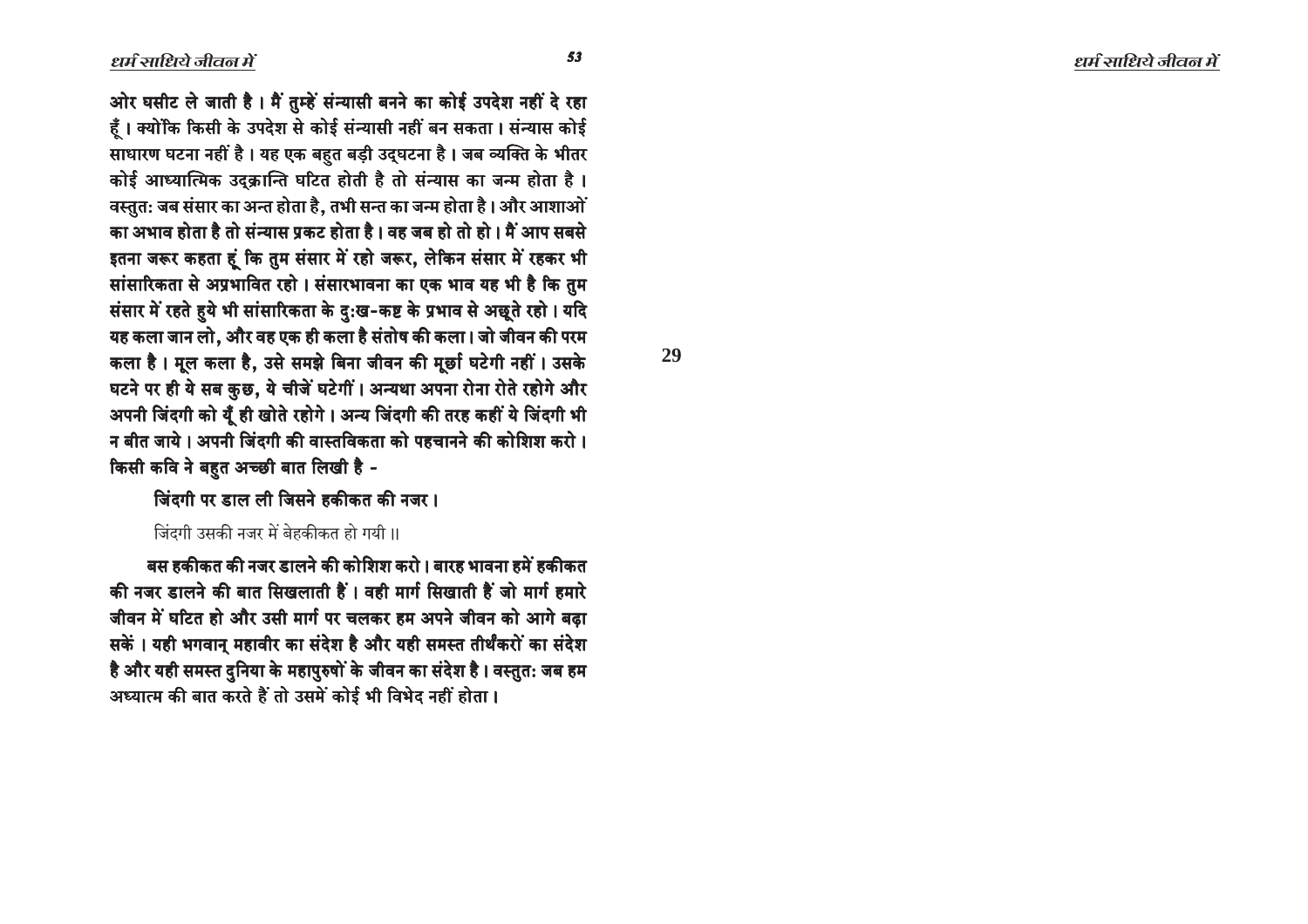ओर घसीट ले जाती है। मैं तुम्हें संन्यासी बनने का कोई उपदेश नहीं दे रहा हूँ। क्योंकि किसी के उपदेश से कोई संन्यासी नहीं बन सकता। संन्यास कोई साधारण घटना नहीं है। यह एक बहुत बड़ी उद्‌घटना है। जब व्यक्ति के भीतर कोई आध्यात्मिक उद्‌क्रान्ति घटित होती है तो संन्यास का जन्म होता है। वस्तुतः जब संसार का अन्त होता है, तभी सन्त का जन्म होता है। और आशाओं का अभाव होता है तो संन्यास प्रकट होता है। वह जब हो तो हो। मैं आप सबसे इतना जरूर कहता हूं कि तुम संसार में रहो जरूर, लेकिन संसार में रहकर भी सांसारिकता से अप्रभावित रहो। संसारभावना का एक भाव यह भी है कि तुम संसार में रहते हुये भी सांसारिकता के दुःख-कष्ट के प्रभाव से अछूते रहो। यदि यह कला जान लो, और वह एक ही कला है संतोष की कला। जो जीवन की परम कला है। मूल कला है, उसे समझे बिना जीवन की मूर्छा घटेगी नहीं। उसके घटने पर ही ये सब कुछ, ये चीजें घटेगीं। अन्यथा अपना रोना रोते रहोगे और अपनी जिंदगी को यूँ ही खोते रहोगे। अन्य जिंदगी की तरह कहीं ये जिंदगी भी न बीत जाये। अपनी जिंदगी की वास्तविकता को पहचानने की कोशिश करो। किसी कवि ने बहुत अच्छी बात लिखी है -

जिंदगी पर डाल ली जिसने हकीकत की नजर।

जिंदगी उसकी नजर में बेहकीकत हो गयी॥

बस हकीकत की नजर डालने की कोशिश करो। बारह भावना हमें हकीकत की नजर डालने की बात सिखलाती हैं। वही मार्ग सिखाती हैं जो मार्ग हमारे जीवन में घटित हो और उसी मार्ग पर चलकर हम अपने जीवन को आगे बढ़ा सकें। यही भगवान् महावीर का संदेश है और यही समस्त तीर्थंकरों का संदेश है और यही समस्त दुनिया के महापुरुषों के जीवन का संदेश है। वस्तुतः जब हम अध्यात्म की बात करते हैं तो उसमें कोई भी विभेद नहीं होता।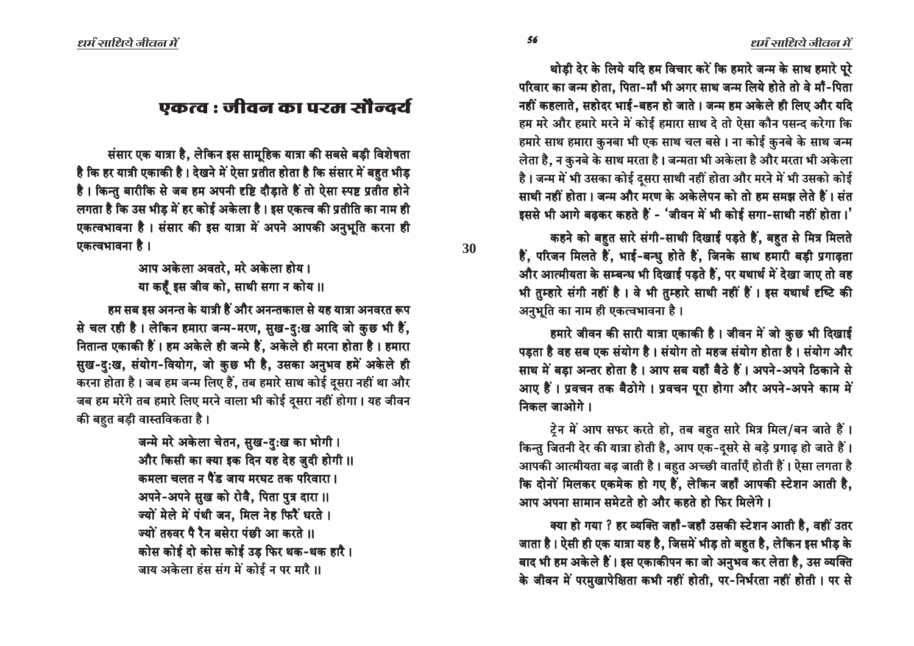# एकत्व : जीवन का परम सौन्दर्य

संसार एक यात्रा है, लेकिन इस सामूहिक यात्रा की सबसे बड़ी विशेषता है कि हर यात्री एकाकी है। देखने में ऐसा प्रतीत होता है कि संसार में बहुत भीड़ है। किन्तु बारीकि से जब हम अपनी दृष्टि दौड़ाते हैं तो ऐसा स्पष्ट प्रतीत होने लगता है कि उस भीड़ में हर कोई अकेला है। इस एकत्व की प्रतीति का नाम ही एकत्वभावना है। संसार की इस यात्रा में अपने आपकी अनुभूति करना ही एकत्वभावना है।

> आप अकेला अवतरे, मरे अकेला होय।
> या कहूँ इस जीव को, साथी सगा न कोय॥

हम सब इस अनन्त के यात्री हैं और अनन्तकाल से यह यात्रा अनवरत रूप से चल रही है। लेकिन हमारा जन्म-मरण, सुख-दुःख आदि जो कुछ भी हैं, नितान्त एकाकी हैं। हम अकेले ही जन्मे हैं, अकेले ही मरना होता है। हमारा सुख-दुःख, संयोग-वियोग, जो कुछ भी है, उसका अनुभव हमें अकेले ही करना होता है। जब हम जन्म लिए हैं, तब हमारे साथ कोई दूसरा नहीं था और जब हम मरेंगे तब हमारे लिए मरने वाला भी कोई दूसरा नहीं होगा। यह जीवन की बहुत बड़ी वास्तविकता है।

> जन्मे मरे अकेला चेतन, सुख-दुःख का भोगी।
> और किसी का क्या इक दिन यह देह जुदी होगी॥
> कमला चलत न पैंड जाय मरघट तक परिवारा।
> अपने-अपने सुख को रोवै, पिता पुत्र दारा॥
> ज्यों मेले में पंथी जन, मिल नेह फिरें धरते।
> ज्यों तरुवर पै रैन बसेरा पंछी आ करते॥
> कोस कोई दो कोस कोई उड़ फिर थक-थक हारै।
> जाय अकेला हंस संग में कोई न पर मारै॥

थोड़ी देर के लिये यदि हम विचार करें कि हमारे जन्म के साथ हमारे पूरे परिवार का जन्म होता, पिता-माँ भी अगर साथ जन्म लिये होते तो वे माँ-पिता नहीं कहलाते, सहोदर भाई-बहन हो जाते। जन्म हम अकेले ही लिए और यदि हम मरे और हमारे मरने में कोई हमारा साथ दे तो ऐसा कौन पसन्द करेगा कि हमारे साथ हमारा कुनबा भी एक साथ चल बसे। ना कोई कुनबे के साथ जन्म लेता है, न कुनबे के साथ मरता है। जन्मता भी अकेला है और मरता भी अकेला है। जन्म में भी उसका कोई दूसरा साथी नहीं होता और मरने में भी उसको कोई साथी नहीं होता। जन्म और मरण के अकेलेपन को तो हम समझ लेते हैं। संत इससे भी आगे बढ़कर कहते हैं - 'जीवन में भी कोई सगा-साथी नहीं होता।'

कहने को बहुत सारे संगी-साथी दिखाई पड़ते हैं, बहुत से मित्र मिलते हैं, परिजन मिलते हैं, भाई-बन्धु होते हैं, जिनके साथ हमारी बड़ी प्रगाढ़ता और आत्मीयता के सम्बन्ध भी दिखाई पड़ते हैं, पर यथार्थ में देखा जाए तो वह भी तुम्हारे संगी नहीं है। वे भी तुम्हारे साथी नहीं हैं। इस यथार्थ दृष्टि की अनुभूति का नाम ही एकत्वभावना है।

हमारे जीवन की सारी यात्रा एकाकी है। जीवन में जो कुछ भी दिखाई पड़ता है वह सब एक संयोग है। संयोग तो महज संयोग होता है। संयोग और साथ में बड़ा अन्तर होता है। आप सब यहाँ बैठे हैं। अपने-अपने ठिकाने से आए हैं। प्रवचन तक बैठोगे। प्रवचन पूरा होगा और अपने-अपने काम में निकल जाओगे।

ट्रेन में आप सफर करते हो, तब बहुत सारे मित्र मिल/बन जाते हैं। किन्तु जितनी देर की यात्रा होती है, आप एक-दूसरे से बड़े प्रगाढ़ हो जाते हैं। आपकी आत्मीयता बढ़ जाती है। बहुत अच्छी वार्ताएँ होती हैं। ऐसा लगता है कि दोनों मिलकर एकमेक हो गए हैं, लेकिन जहाँ आपकी स्टेशन आती है, आप अपना सामान समेटते हो और कहते हो फिर मिलेंगे।

क्या हो गया ? हर व्यक्ति जहाँ-जहाँ उसकी स्टेशन आती है, वहीं उतर जाता है। ऐसी ही एक यात्रा यह है, जिसमें भीड़ तो बहुत है, लेकिन इस भीड़ के बाद भी हम अकेले हैं। इस एकाकीपन का जो अनुभव कर लेता है, उस व्यक्ति के जीवन में परमुखापेक्षिता कभी नहीं होती, पर-निर्भरता नहीं होती। पर से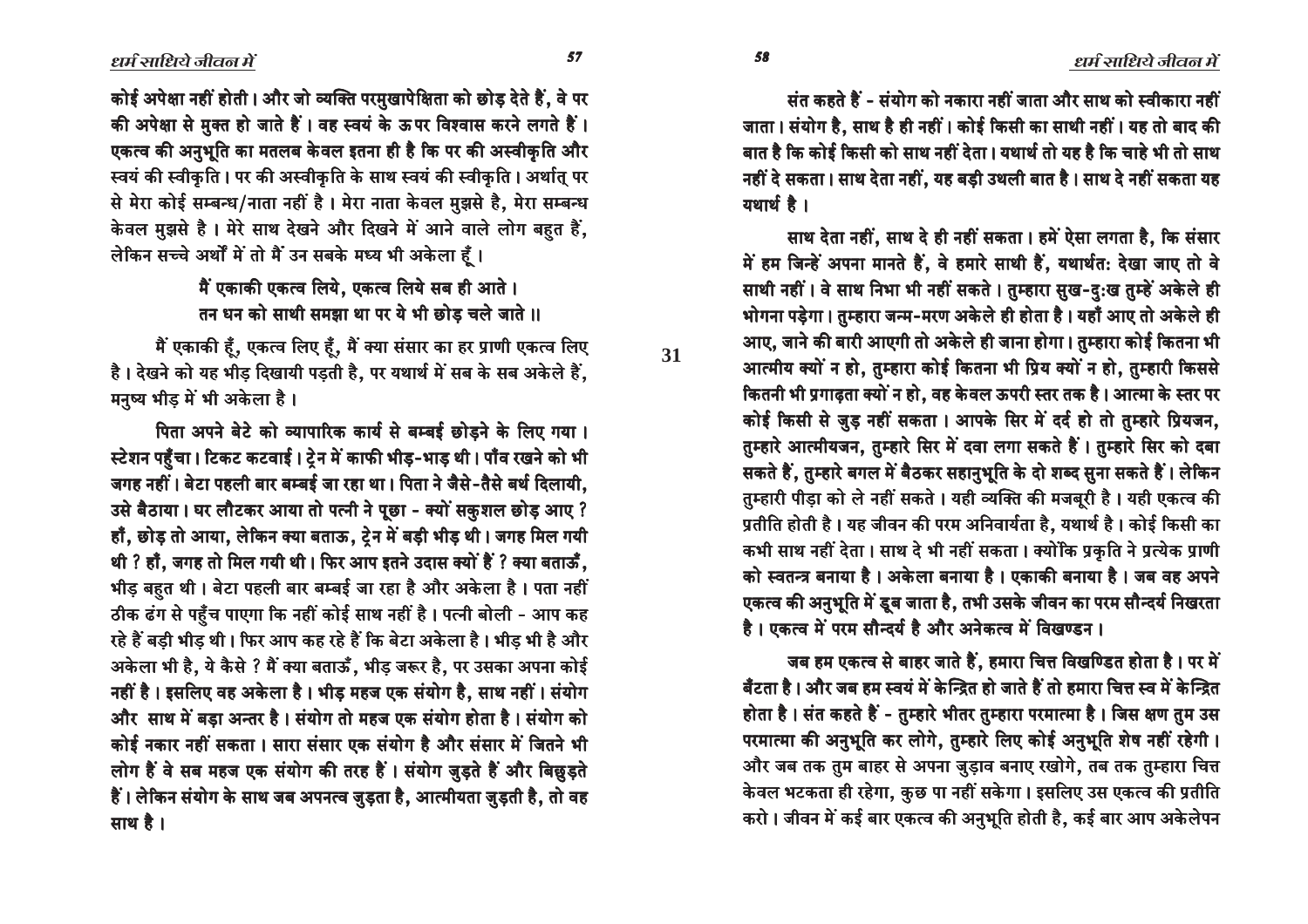कोई अपेक्षा नहीं होती। और जो व्यक्ति परमुखापेक्षिता को छोड़ देते हैं, वे पर की अपेक्षा से मुक्त हो जाते हैं। वह स्वयं के ऊपर विश्वास करने लगते हैं। एकत्व की अनुभूति का मतलब केवल इतना ही है कि पर की अस्वीकृति और स्वयं की स्वीकृति। पर की अस्वीकृति के साथ स्वयं की स्वीकृति। अर्थात् पर से मेरा कोई सम्बन्ध/नाता नहीं है। मेरा नाता केवल मुझसे है, मेरा सम्बन्ध केवल मुझसे है। मेरे साथ देखने और दिखने में आने वाले लोग बहुत हैं, लेकिन सच्चे अर्थों में तो मैं उन सबके मध्य भी अकेला हूँ।

> मैं एकाकी एकत्व लिये, एकत्व लिये सब ही आते।
> तन धन को साथी समझा था पर ये भी छोड़ चले जाते॥

मैं एकाकी हूँ, एकत्व लिए हूँ, मैं क्या संसार का हर प्राणी एकत्व लिए है। देखने को यह भीड़ दिखायी पड़ती है, पर यथार्थ में सब के सब अकेले हैं, मनुष्य भीड़ में भी अकेला है।

पिता अपने बेटे को व्यापारिक कार्य से बम्बई छोड़ने के लिए गया। स्टेशन पहुँचा। टिकट कटवाई। ट्रेन में काफी भीड़-भाड़ थी। पाँव रखने को भी जगह नहीं। बेटा पहली बार बम्बई जा रहा था। पिता ने जैसे-तैसे बर्थ दिलायी, उसे बैठाया। घर लौटकर आया तो पत्नी ने पूछा - क्यों सकुशल छोड़ आए ? हाँ, छोड़ तो आया, लेकिन क्या बताऊ, ट्रेन में बड़ी भीड़ थी। जगह मिल गयी थी ? हाँ, जगह तो मिल गयी थी। फिर आप इतने उदास क्यों हैं ? क्या बताऊँ, भीड़ बहुत थी। बेटा पहली बार बम्बई जा रहा है और अकेला है। पता नहीं ठीक ढंग से पहुँच पाएगा कि नहीं कोई साथ नहीं है। पत्नी बोली - आप कह रहे हैं बड़ी भीड़ थी। फिर आप कह रहे हैं कि बेटा अकेला है। भीड़ भी है और अकेला भी है, ये कैसे ? मैं क्या बताऊँ, भीड़ जरूर है, पर उसका अपना कोई नहीं है। इसलिए वह अकेला है। भीड़ महज एक संयोग है, साथ नहीं। संयोग और साथ में बड़ा अन्तर है। संयोग तो महज एक संयोग होता है। संयोग को कोई नकार नहीं सकता। सारा संसार एक संयोग है और संसार में जितने भी लोग हैं वे सब महज एक संयोग की तरह हैं। संयोग जुड़ते हैं और बिछुड़ते हैं। लेकिन संयोग के साथ जब अपनत्व जुड़ता है, आत्मीयता जुड़ती है, तो वह साथ है।

संत कहते हैं - संयोग को नकारा नहीं जाता और साथ को स्वीकारा नहीं जाता। संयोग है, साथ है ही नहीं। कोई किसी का साथी नहीं। यह तो बाद की बात है कि कोई किसी को साथ नहीं देता। यथार्थ तो यह है कि चाहे भी तो साथ नहीं दे सकता। साथ देता नहीं, यह बड़ी उथली बात है। साथ दे नहीं सकता यह यथार्थ है।

साथ देता नहीं, साथ दे ही नहीं सकता। हमें ऐसा लगता है, कि संसार में हम जिन्हें अपना मानते हैं, वे हमारे साथी हैं, यथार्थतः देखा जाए तो वे साथी नहीं। वे साथ निभा भी नहीं सकते। तुम्हारा सुख-दुःख तुम्हें अकेले ही भोगना पड़ेगा। तुम्हारा जन्म-मरण अकेले ही होता है। यहाँ आए तो अकेले ही आए, जाने की बारी आएगी तो अकेले ही जाना होगा। तुम्हारा कोई कितना भी आत्मीय क्यों न हो, तुम्हारा कोई कितना भी प्रिय क्यों न हो, तुम्हारी किससे कितनी भी प्रगाढ़ता क्यों न हो, वह केवल ऊपरी स्तर तक है। आत्मा के स्तर पर कोई किसी से जुड़ नहीं सकता। आपके सिर में दर्द हो तो तुम्हारे प्रियजन, तुम्हारे आत्मीयजन, तुम्हारे सिर में दवा लगा सकते हैं। तुम्हारे सिर को दबा सकते हैं, तुम्हारे बगल में बैठकर सहानुभूति के दो शब्द सुना सकते हैं। लेकिन तुम्हारी पीड़ा को ले नहीं सकते। यही व्यक्ति की मजबूरी है। यही एकत्व की प्रतीति होती है। यह जीवन की परम अनिवार्यता है, यथार्थ है। कोई किसी का कभी साथ नहीं देता। साथ दे भी नहीं सकता। क्योंकि प्रकृति ने प्रत्येक प्राणी को स्वतन्त्र बनाया है। अकेला बनाया है। एकाकी बनाया है। जब वह अपने एकत्व की अनुभूति में डूब जाता है, तभी उसके जीवन का परम सौन्दर्य निखरता है। एकत्व में परम सौन्दर्य है और अनेकत्व में विखण्डन।

जब हम एकत्व से बाहर जाते हैं, हमारा चित्त विखण्डित होता है। पर में बँटता है। और जब हम स्वयं में केन्द्रित हो जाते हैं तो हमारा चित्त स्व में केन्द्रित होता है। संत कहते हैं - तुम्हारे भीतर तुम्हारा परमात्मा है। जिस क्षण तुम उस परमात्मा की अनुभूति कर लोगे, तुम्हारे लिए कोई अनुभूति शेष नहीं रहेगी। और जब तक तुम बाहर से अपना जुड़ाव बनाए रखोगे, तब तक तुम्हारा चित्त केवल भटकता ही रहेगा, कुछ पा नहीं सकेगा। इसलिए उस एकत्व की प्रतीति करो। जीवन में कई बार एकत्व की अनुभूति होती है, कई बार आप अकेलेपन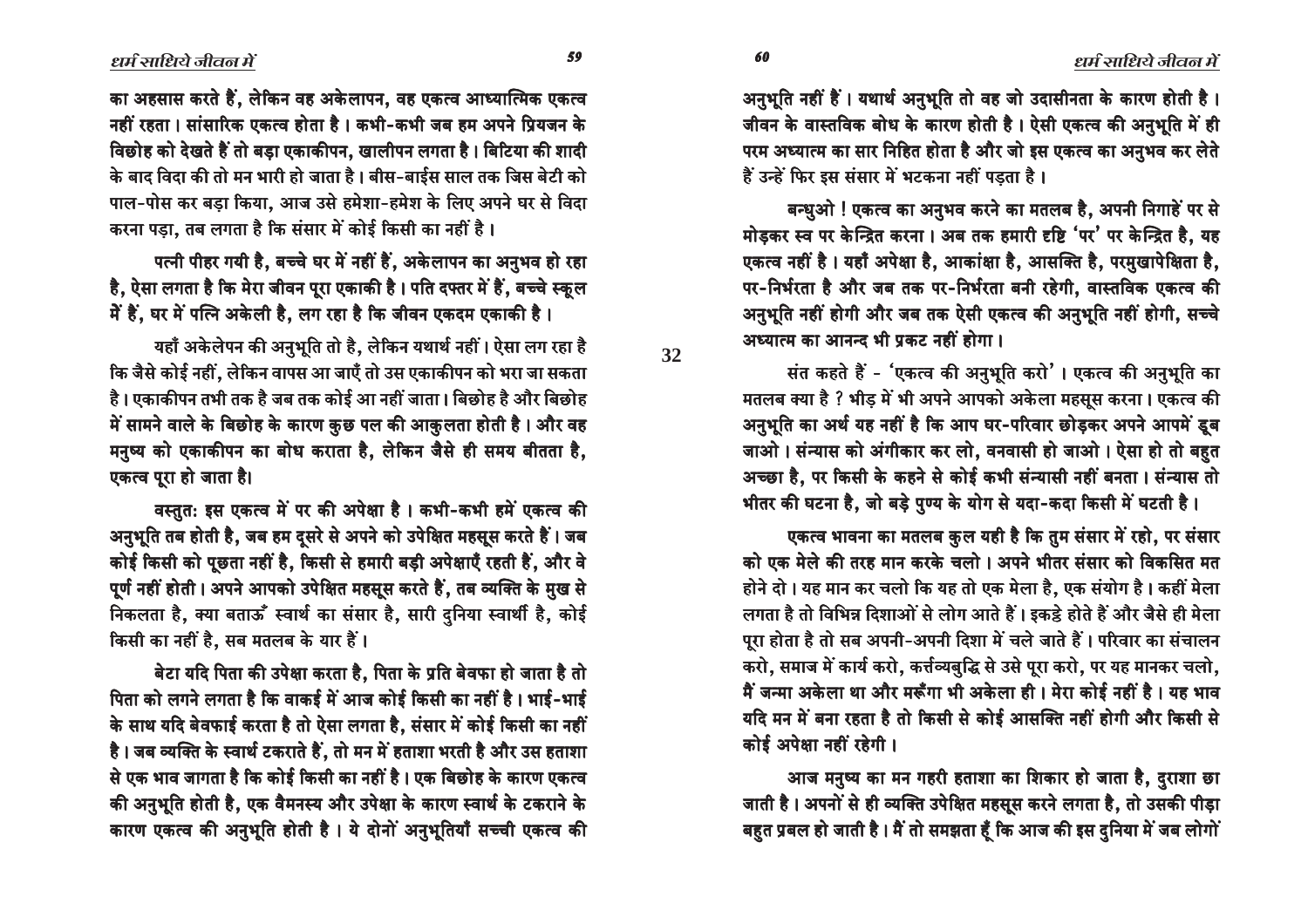का अहसास करते हैं, लेकिन वह अकेलापन, वह एकत्व आध्यात्मिक एकत्व नहीं रहता। सांसारिक एकत्व होता है। कभी-कभी जब हम अपने प्रियजन के विछोह को देखते हैं तो बड़ा एकाकीपन, खालीपन लगता है। बिटिया की शादी के बाद विदा की तो मन भारी हो जाता है। बीस-बाईस साल तक जिस बेटी को पाल-पोस कर बड़ा किया, आज उसे हमेशा-हमेश के लिए अपने घर से विदा करना पड़ा, तब लगता है कि संसार में कोई किसी का नहीं है।

पत्नी पीहर गयी है, बच्चे घर में नहीं हैं, अकेलापन का अनुभव हो रहा है, ऐसा लगता है कि मेरा जीवन पूरा एकाकी है। पति दफ्तर में हैं, बच्चे स्कूल में हैं, घर में पत्नि अकेली है, लग रहा है कि जीवन एकदम एकाकी है।

यहाँ अकेलेपन की अनुभूति तो है, लेकिन यथार्थ नहीं। ऐसा लग रहा है कि जैसे कोई नहीं, लेकिन वापस आ जाएँ तो उस एकाकीपन को भरा जा सकता है। एकाकीपन तभी तक है जब तक कोई आ नहीं जाता। बिछोह है और बिछोह में सामने वाले के बिछोह के कारण कुछ पल की आकुलता होती है। और वह मनुष्य को एकाकीपन का बोध कराता है, लेकिन जैसे ही समय बीतता है, एकत्व पूरा हो जाता है।

वस्तुतः इस एकत्व में पर की अपेक्षा है। कभी-कभी हमें एकत्व की अनुभूति तब होती है, जब हम दूसरे से अपने को उपेक्षित महसूस करते हैं। जब कोई किसी को पूछता नहीं है, किसी से हमारी बड़ी अपेक्षाएँ रहती हैं, और वे पूर्ण नहीं होती। अपने आपको उपेक्षित महसूस करते हैं, तब व्यक्ति के मुख से निकलता है, क्या बताऊँ स्वार्थ का संसार है, सारी दुनिया स्वार्थी है, कोई किसी का नहीं है, सब मतलब के यार हैं।

बेटा यदि पिता की उपेक्षा करता है, पिता के प्रति बेवफा हो जाता है तो पिता को लगने लगता है कि वाकई में आज कोई किसी का नहीं है। भाई-भाई के साथ यदि बेवफाई करता है तो ऐसा लगता है, संसार में कोई किसी का नहीं है। जब व्यक्ति के स्वार्थ टकराते हैं, तो मन में हताशा भरती है और उस हताशा से एक भाव जागता है कि कोई किसी का नहीं है। एक बिछोह के कारण एकत्व की अनुभूति होती है, एक वैमनस्य और उपेक्षा के कारण स्वार्थ के टकराने के कारण एकत्व की अनुभूति होती है। ये दोनों अनुभूतियाँ सच्ची एकत्व की अनुभूति नहीं हैं। यथार्थ अनुभूति तो वह जो उदासीनता के कारण होती है। जीवन के वास्तविक बोध के कारण होती है। ऐसी एकत्व की अनुभूति में ही परम अध्यात्म का सार निहित होता है और जो इस एकत्व का अनुभव कर लेते हैं उन्हें फिर इस संसार में भटकना नहीं पड़ता है।

बन्धुओ ! एकत्व का अनुभव करने का मतलब है, अपनी निगाहें पर से मोड़कर स्व पर केन्द्रित करना। अब तक हमारी दृष्टि 'पर' पर केन्द्रित है, यह एकत्व नहीं है। यहाँ अपेक्षा है, आकांक्षा है, आसक्ति है, परमुखापेक्षिता है, पर-निर्भरता है और जब तक पर-निर्भरता बनी रहेगी, वास्तविक एकत्व की अनुभूति नहीं होगी और जब तक ऐसी एकत्व की अनुभूति नहीं होगी, सच्चे अध्यात्म का आनन्द भी प्रकट नहीं होगा।

संत कहते हैं - 'एकत्व की अनुभूति करो'। एकत्व की अनुभूति का मतलब क्या है ? भीड़ में भी अपने आपको अकेला महसूस करना। एकत्व की अनुभूति का अर्थ यह नहीं है कि आप घर-परिवार छोड़कर अपने आपमें डूब जाओ। संन्यास को अंगीकार कर लो, वनवासी हो जाओ। ऐसा हो तो बहुत अच्छा है, पर किसी के कहने से कोई कभी संन्यासी नहीं बनता। संन्यास तो भीतर की घटना है, जो बड़े पुण्य के योग से यदा-कदा किसी में घटती है।

एकत्व भावना का मतलब कुल यही है कि तुम संसार में रहो, पर संसार को एक मेले की तरह मान करके चलो। अपने भीतर संसार को विकसित मत होने दो। यह मान कर चलो कि यह तो एक मेला है, एक संयोग है। कहीं मेला लगता है तो विभिन्न दिशाओं से लोग आते हैं। इकट्ठे होते हैं और जैसे ही मेला पूरा होता है तो सब अपनी-अपनी दिशा में चले जाते हैं। परिवार का संचालन करो, समाज में कार्य करो, कर्त्तव्यबुद्धि से उसे पूरा करो, पर यह मानकर चलो, मैं जन्मा अकेला था और मरूँगा भी अकेला ही। मेरा कोई नहीं है। यह भाव यदि मन में बना रहता है तो किसी से कोई आसक्ति नहीं होगी और किसी से कोई अपेक्षा नहीं रहेगी।

आज मनुष्य का मन गहरी हताशा का शिकार हो जाता है, दुराशा छा जाती है। अपनों से ही व्यक्ति उपेक्षित महसूस करने लगता है, तो उसकी पीड़ा बहुत प्रबल हो जाती है। मैं तो समझता हूँ कि आज की इस दुनिया में जब लोगों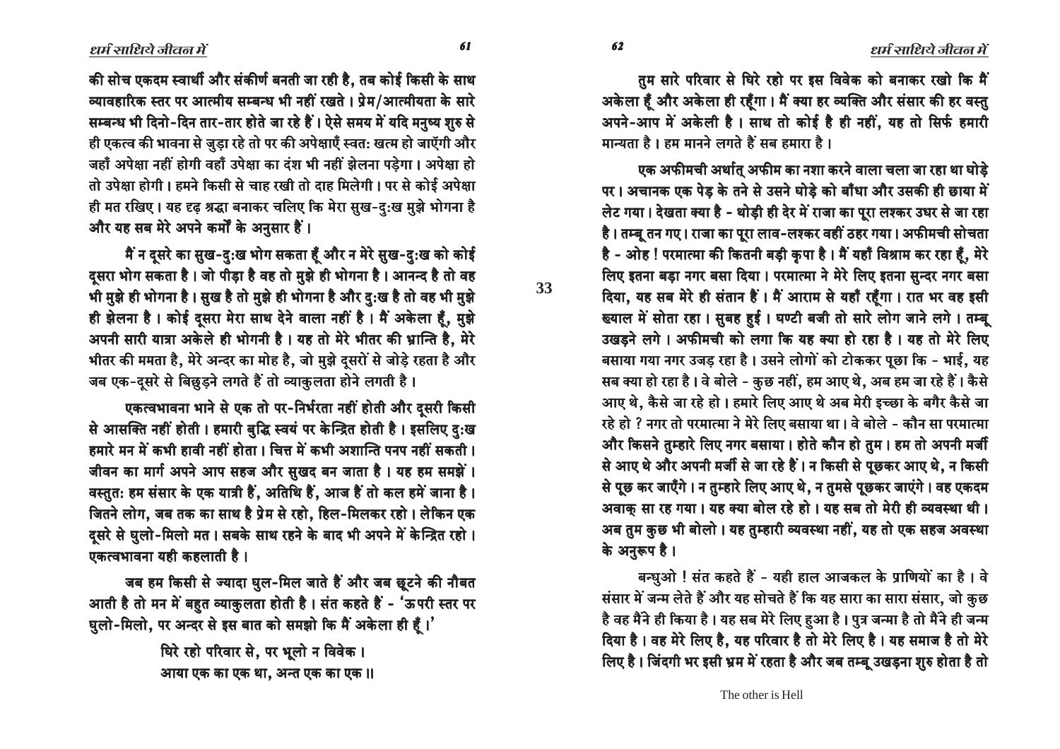की सोच एकदम स्वार्थी और संकीर्ण बनती जा रही है, तब कोई किसी के साथ व्यावहारिक स्तर पर आत्मीय सम्बन्ध भी नहीं रखते। प्रेम/आत्मीयता के सारे सम्बन्ध भी दिनो-दिन तार-तार होते जा रहे हैं। ऐसे समय में यदि मनुष्य शुरु से ही एकत्व की भावना से जुड़ा रहे तो पर की अपेक्षाएँ स्वतः खत्म हो जाएँगी और जहाँ अपेक्षा नहीं होगी वहाँ उपेक्षा का दंश भी नहीं झेलना पड़ेगा। अपेक्षा हो तो उपेक्षा होगी। हमने किसी से चाह रखी तो दाह मिलेगी। पर से कोई अपेक्षा ही मत रखिए। यह दृढ़ श्रद्धा बनाकर चलिए कि मेरा सुख-दुःख मुझे भोगना है और यह सब मेरे अपने कर्मों के अनुसार हैं।

मैं न दूसरे का सुख-दुःख भोग सकता हूँ और न मेरे सुख-दुःख को कोई दूसरा भोग सकता है। जो पीड़ा है वह तो मुझे ही भोगना है। आनन्द है तो वह भी मुझे ही भोगना है। सुख है तो मुझे ही भोगना है और दुःख है तो वह भी मुझे ही झेलना है। कोई दूसरा मेरा साथ देने वाला नहीं है। मैं अकेला हूँ, मुझे अपनी सारी यात्रा अकेले ही भोगनी है। यह तो मेरे भीतर की भ्रान्ति है, मेरे भीतर की ममता है, मेरे अन्दर का मोह है, जो मुझे दूसरों से जोड़े रहता है और जब एक-दूसरे से बिछुड़ने लगते हैं तो व्याकुलता होने लगती है।

एकत्वभावना भाने से एक तो पर-निर्भरता नहीं होती और दूसरी किसी से आसक्ति नहीं होती। हमारी बुद्धि स्वयं पर केन्द्रित होती है। इसलिए दुःख हमारे मन में कभी हावी नहीं होता। चित्त में कभी अशान्ति पनप नहीं सकती। जीवन का मार्ग अपने आप सहज और सुखद बन जाता है। यह हम समझें। वस्तुतः हम संसार के एक यात्री हैं, अतिथि हैं, आज हैं तो कल हमें जाना है। जितने लोग, जब तक का साथ है प्रेम से रहो, हिल-मिलकर रहो। लेकिन एक दूसरे से घुलो-मिलो मत। सबके साथ रहने के बाद भी अपने में केन्द्रित रहो। एकत्वभावना यही कहलाती है।

जब हम किसी से ज्यादा घुल-मिल जाते हैं और जब छूटने की नौबत आती है तो मन में बहुत व्याकुलता होती है। संत कहते हैं - 'ऊपरी स्तर पर घुलो-मिलो, पर अन्दर से इस बात को समझो कि मैं अकेला ही हूँ।'

> घिरे रहो परिवार से, पर भूलो न विवेक।
> आया एक का एक था, अन्त एक का एक॥

तुम सारे परिवार से घिरे रहो पर इस विवेक को बनाकर रखो कि मैं अकेला हूँ और अकेला ही रहूँगा। मैं क्या हर व्यक्ति और संसार की हर वस्तु अपने-आप में अकेली है। साथ तो कोई है ही नहीं, यह तो सिर्फ हमारी मान्यता है। हम मानने लगते हैं सब हमारा है।

एक अफीमची अर्थात् अफीम का नशा करने वाला चला जा रहा था घोड़े पर। अचानक एक पेड़ के तने से उसने घोड़े को बाँधा और उसकी ही छाया में लेट गया। देखता क्या है - थोड़ी ही देर में राजा का पूरा लश्कर उधर से जा रहा है। तम्बू तन गए। राजा का पूरा लाव-लश्कर वहीं ठहर गया। अफीमची सोचता है - ओह! परमात्मा की कितनी बड़ी कृपा है। मैं यहाँ विश्राम कर रहा हूँ, मेरे लिए इतना बड़ा नगर बसा दिया। परमात्मा ने मेरे लिए इतना सुन्दर नगर बसा दिया, यह सब मेरे ही संतान हैं। मैं आराम से यहाँ रहूँगा। रात भर वह इसी ख्याल में सोता रहा। सुबह हुई। घण्टी बजी तो सारे लोग जाने लगे। तम्बू उखड़ने लगे। अफीमची को लगा कि यह क्या हो रहा है। यह तो मेरे लिए बसाया गया नगर उजड़ रहा है। उसने लोगों को टोककर पूछा कि - भाई, यह सब क्या हो रहा है। वे बोले - कुछ नहीं, हम आए थे, अब हम जा रहे हैं। कैसे आए थे, कैसे जा रहे हो। हमारे लिए आए थे अब मेरी इच्छा के बगैर कैसे जा रहे हो? नगर तो परमात्मा ने मेरे लिए बसाया था। वे बोले - कौन सा परमात्मा और किसने तुम्हारे लिए नगर बसाया। होते कौन हो तुम। हम तो अपनी मर्जी से आए थे और अपनी मर्जी से जा रहे हैं। न किसी से पूछकर आए थे, न किसी से पूछ कर जाएँगे। न तुम्हारे लिए आए थे, न तुमसे पूछकर जाएंगे। वह एकदम अवाक् सा रह गया। यह क्या बोल रहे हो। यह सब तो मेरी ही व्यवस्था थी। अब तुम कुछ भी बोलो। यह तुम्हारी व्यवस्था नहीं, यह तो एक सहज अवस्था के अनुरूप है।

बन्धुओ! संत कहते हैं - यही हाल आजकल के प्राणियों का है। वे संसार में जन्म लेते हैं और यह सोचते हैं कि यह सारा का सारा संसार, जो कुछ है वह मैंने ही किया है। यह सब मेरे लिए हुआ है। पुत्र जन्मा है तो मैंने ही जन्म दिया है। वह मेरे लिए है, यह परिवार है तो मेरे लिए है। यह समाज है तो मेरे लिए है। जिंदगी भर इसी भ्रम में रहता है और जब तम्बू उखड़ना शुरु होता है तो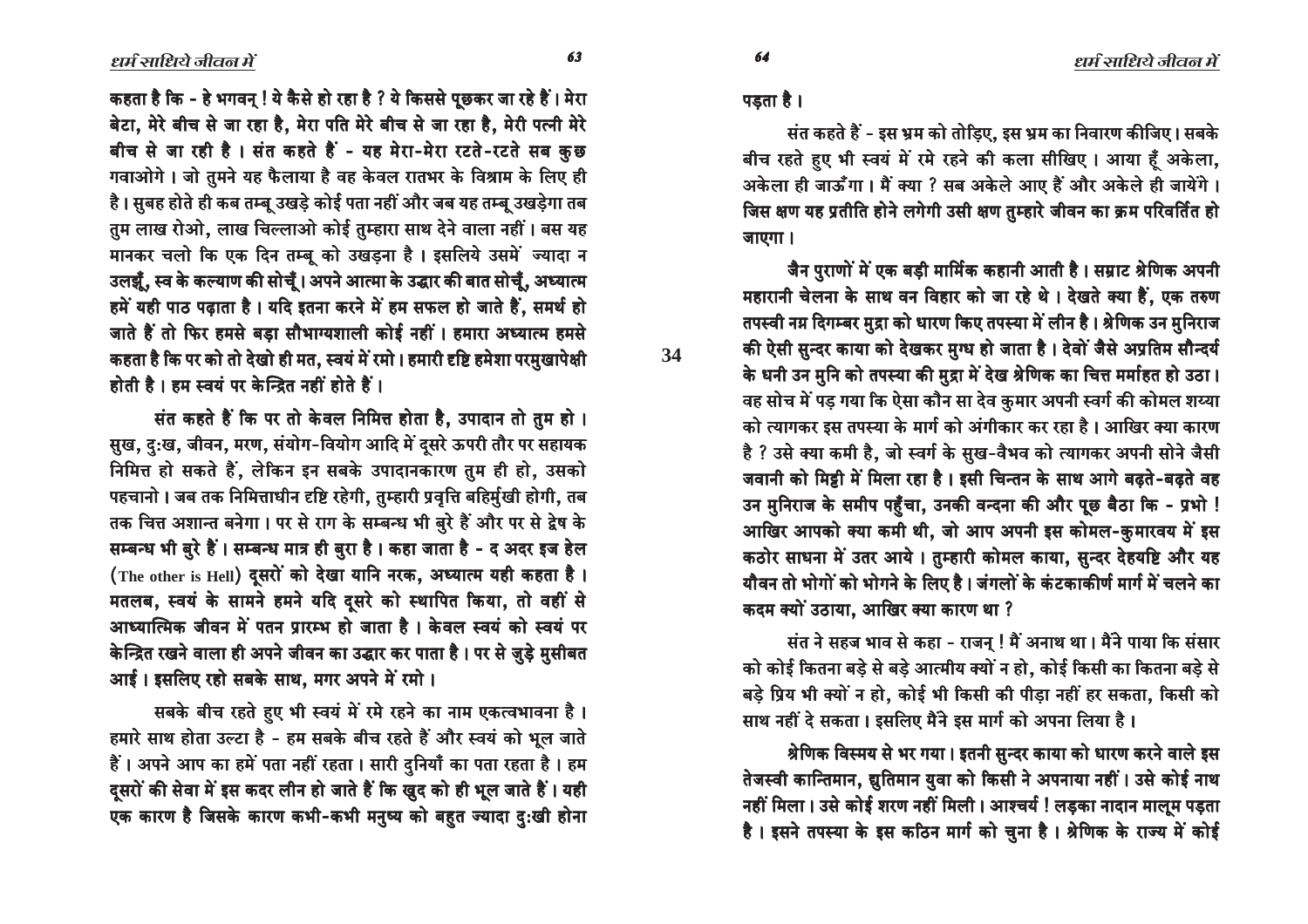**कहता है कि - हे भगवन्! ये कैसे हो रहा है? ये किससे पूछकर जा रहे हैं। मेरा बेटा, मेरे बीच से जा रहा है, मेरा पति मेरे बीच से जा रहा है, मेरी पत्नी मेरे बीच से जा रही है। संत कहते हैं - यह मेरा-मेरा रटते-रटते सब कुछ गवाओगे। जो तुमने यह फैलाया है वह केवल रातभर के विश्राम के लिए ही है। सुबह होते ही कब तम्बू उखड़े कोई पता नहीं और जब यह तम्बू उखड़ेगा तब तुम लाख रोओ, लाख चिल्लाओ कोई तुम्हारा साथ देने वाला नहीं। बस यह मानकर चलो कि एक दिन तम्बू को उखड़ना है। इसलिये उसमें ज्यादा न उलझूँ, स्व के कल्याण की सोचूँ। अपने आत्मा के उद्धार की बात सोचूँ, अध्यात्म हमें यही पाठ पढ़ाता है। यदि इतना करने में हम सफल हो जाते हैं, समर्थ हो जाते हैं तो फिर हमसे बड़ा सौभाग्यशाली कोई नहीं। हमारा अध्यात्म हमसे कहता है कि पर को तो देखो ही मत, स्वयं में रमो। हमारी दृष्टि हमेशा परमुखापेक्षी होती है। हम स्वयं पर केन्द्रित नहीं होते हैं।**

**संत कहते हैं कि पर तो केवल निमित्त होता है, उपादान तो तुम हो। सुख, दुःख, जीवन, मरण, संयोग-वियोग आदि में दूसरे ऊपरी तौर पर सहायक निमित्त हो सकते हैं, लेकिन इन सबके उपादानकारण तुम ही हो, उसको पहचानो। जब तक निमित्ताधीन दृष्टि रहेगी, तुम्हारी प्रवृत्ति बहिर्मुखी होगी, तब तक चित्त अशान्त बनेगा। पर से राग के सम्बन्ध भी बुरे हैं और पर से द्वेष के सम्बन्ध भी बुरे हैं। सम्बन्ध मात्र ही बुरा है। कहा जाता है - द अदर इज हेल (The other is Hell) दूसरों को देखा यानि नरक, अध्यात्म यही कहता है। मतलब, स्वयं के सामने हमने यदि दूसरे को स्थापित किया, तो वहीं से आध्यात्मिक जीवन में पतन प्रारम्भ हो जाता है। केवल स्वयं को स्वयं पर केन्द्रित रखने वाला ही अपने जीवन का उद्धार कर पाता है। पर से जुड़े मुसीबत आई। इसलिए रहो सबके साथ, मगर अपने में रमो।**

**सबके बीच रहते हुए भी स्वयं में रमे रहने का नाम एकत्वभावना है। हमारे साथ होता उल्टा है - हम सबके बीच रहते हैं और स्वयं को भूल जाते हैं। अपने आप का हमें पता नहीं रहता। सारी दुनियाँ का पता रहता है। हम दूसरों की सेवा में इस कदर लीन हो जाते हैं कि खुद को ही भूल जाते हैं। यही एक कारण है जिसके कारण कभी-कभी मनुष्य को बहुत ज्यादा दुःखी होना पड़ता है।**

**संत कहते हैं - इस भ्रम को तोड़िए, इस भ्रम का निवारण कीजिए। सबके बीच रहते हुए भी स्वयं में रमे रहने की कला सीखिए। आया हूँ अकेला, अकेला ही जाऊँगा। मैं क्या? सब अकेले आए हैं और अकेले ही जायेंगे। जिस क्षण यह प्रतीति होने लगेगी उसी क्षण तुम्हारे जीवन का क्रम परिवर्तित हो जाएगा।**

**जैन पुराणों में एक बड़ी मार्मिक कहानी आती है। सम्राट श्रेणिक अपनी महारानी चेलना के साथ वन विहार को जा रहे थे। देखते क्या हैं, एक तरुण तपस्वी नग्न दिगम्बर मुद्रा को धारण किए तपस्या में लीन है। श्रेणिक उन मुनिराज की ऐसी सुन्दर काया को देखकर मुग्ध हो जाता है। देवों जैसे अप्रतिम सौन्दर्य के धनी उन मुनि को तपस्या की मुद्रा में देख श्रेणिक का चित्त मर्माहत हो उठा। वह सोच में पड़ गया कि ऐसा कौन सा देव कुमार अपनी स्वर्ग की कोमल शय्या को त्यागकर इस तपस्या के मार्ग को अंगीकार कर रहा है। आखिर क्या कारण है? उसे क्या कमी है, जो स्वर्ग के सुख-वैभव को त्यागकर अपनी सोने जैसी जवानी को मिट्टी में मिला रहा है। इसी चिन्तन के साथ आगे बढ़ते-बढ़ते वह उन मुनिराज के समीप पहुँचा, उनकी वन्दना की और पूछ बैठा कि - प्रभो! आखिर आपको क्या कमी थी, जो आप अपनी इस कोमल-कुमारवय में इस कठोर साधना में उतर आये। तुम्हारी कोमल काया, सुन्दर देहयष्टि और यह यौवन तो भोगों को भोगने के लिए है। जंगलों के कंटकाकीर्ण मार्ग में चलने का कदम क्यों उठाया, आखिर क्या कारण था?**

**संत ने सहज भाव से कहा - राजन्! मैं अनाथ था। मैंने पाया कि संसार को कोई कितना बड़े से बड़े आत्मीय क्यों न हो, कोई किसी का कितना बड़े से बड़े प्रिय भी क्यों न हो, कोई भी किसी की पीड़ा नहीं हर सकता, किसी को साथ नहीं दे सकता। इसलिए मैंने इस मार्ग को अपना लिया है।**

**श्रेणिक विस्मय से भर गया। इतनी सुन्दर काया को धारण करने वाले इस तेजस्वी कान्तिमान, द्युतिमान युवा को किसी ने अपनाया नहीं। उसे कोई नाथ नहीं मिला। उसे कोई शरण नहीं मिली। आश्चर्य! लड़का नादान मालूम पड़ता है। इसने तपस्या के इस कठिन मार्ग को चुना है। श्रेणिक के राज्य में कोई**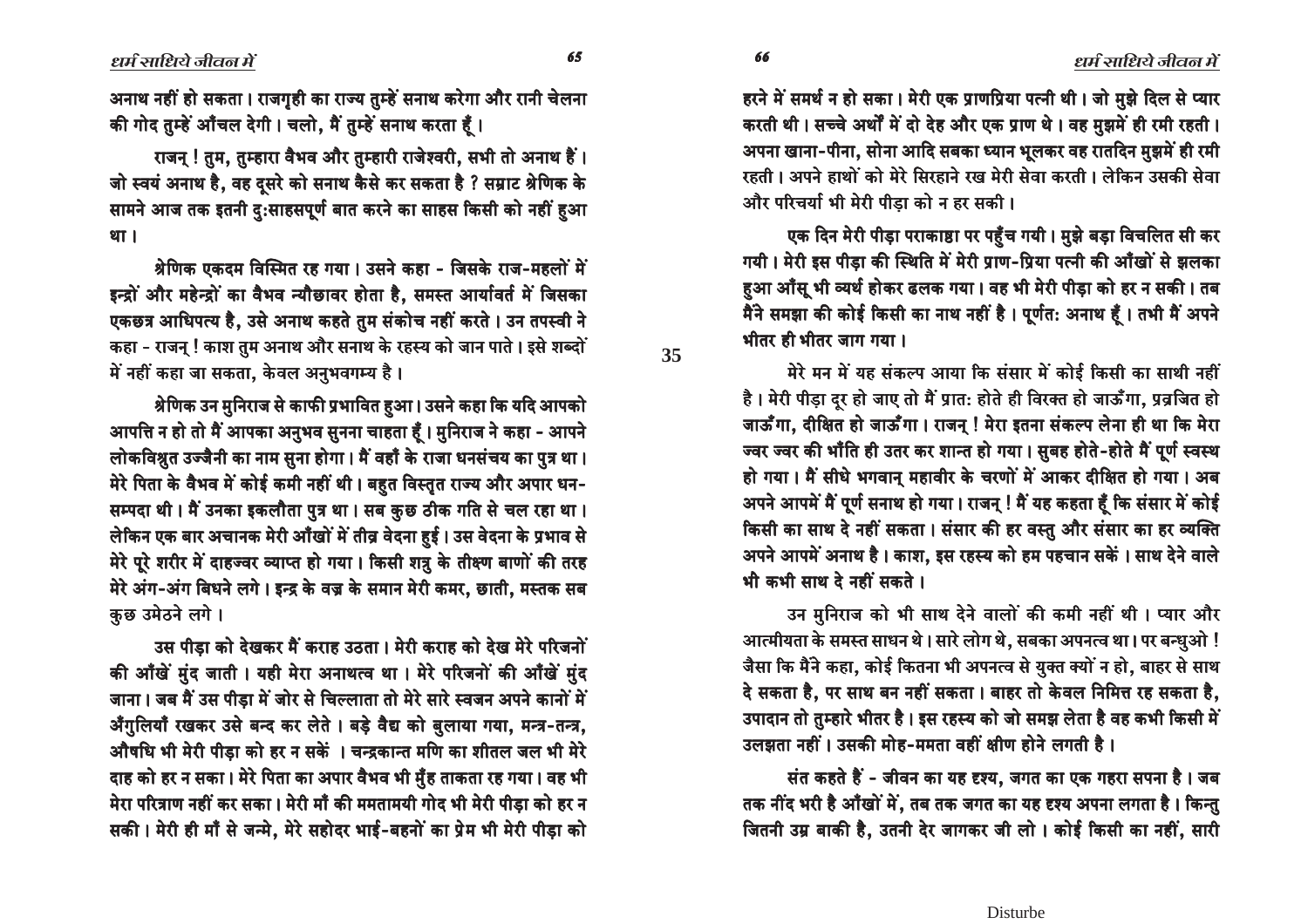अनाथ नहीं हो सकता। राजगृही का राज्य तुम्हें सनाथ करेगा और रानी चेलना की गोद तुम्हें आँचल देगी। चलो, मैं तुम्हें सनाथ करता हूँ।

राजन् ! तुम, तुम्हारा वैभव और तुम्हारी राजेश्वरी, सभी तो अनाथ हैं। जो स्वयं अनाथ है, वह दूसरे को सनाथ कैसे कर सकता है ? सम्राट श्रेणिक के सामने आज तक इतनी दुःसाहसपूर्ण बात करने का साहस किसी को नहीं हुआ था।

श्रेणिक एकदम विस्मित रह गया। उसने कहा - जिसके राज-महलों में इन्द्रों और महेन्द्रों का वैभव न्यौछावर होता है, समस्त आर्यावर्त में जिसका एकछत्र आधिपत्य है, उसे अनाथ कहते तुम संकोच नहीं करते। उन तपस्वी ने कहा - राजन् ! काश तुम अनाथ और सनाथ के रहस्य को जान पाते। इसे शब्दों में नहीं कहा जा सकता, केवल अनुभवगम्य है।

श्रेणिक उन मुनिराज से काफी प्रभावित हुआ। उसने कहा कि यदि आपको आपत्ति न हो तो मैं आपका अनुभव सुनना चाहता हूँ। मुनिराज ने कहा - आपने लोकविश्रुत उज्जैनी का नाम सुना होगा। मैं वहाँ के राजा धनसंचय का पुत्र था। मेरे पिता के वैभव में कोई कमी नहीं थी। बहुत विस्तृत राज्य और अपार धन-सम्पदा थी। मैं उनका इकलौता पुत्र था। सब कुछ ठीक गति से चल रहा था। लेकिन एक बार अचानक मेरी आँखों में तीव्र वेदना हुई। उस वेदना के प्रभाव से मेरे पूरे शरीर में दाहज्वर व्याप्त हो गया। किसी शत्रु के तीक्ष्ण बाणों की तरह मेरे अंग-अंग बिधने लगे। इन्द्र के वज्र के समान मेरी कमर, छाती, मस्तक सब कुछ उमेठने लगे।

उस पीड़ा को देखकर मैं कराह उठता। मेरी कराह को देख मेरे परिजनों की आँखें मुंद जाती। यही मेरा अनाथत्व था। मेरे परिजनों की आँखें मुंद जाना। जब मैं उस पीड़ा में जोर से चिल्लाता तो मेरे सारे स्वजन अपने कानों में अँगुलियाँ रखकर उसे बन्द कर लेते। बड़े वैद्य को बुलाया गया, मन्त्र-तन्त्र, औषधि भी मेरी पीड़ा को हर न सकें। चन्द्रकान्त मणि का शीतल जल भी मेरे दाह को हर न सका। मेरे पिता का अपार वैभव भी मुँह ताकता रह गया। वह भी मेरा परित्राण नहीं कर सका। मेरी माँ की ममतामयी गोद भी मेरी पीड़ा को हर न सकी। मेरी ही माँ से जन्मे, मेरे सहोदर भाई-बहनों का प्रेम भी मेरी पीड़ा को हरने में समर्थ न हो सका। मेरी एक प्राणप्रिया पत्नी थी। जो मुझे दिल से प्यार करती थी। सच्चे अर्थों में दो देह और एक प्राण थे। वह मुझमें ही रमी रहती। अपना खाना-पीना, सोना आदि सबका ध्यान भूलकर वह रातदिन मुझमें ही रमी रहती। अपने हाथों को मेरे सिरहाने रख मेरी सेवा करती। लेकिन उसकी सेवा और परिचर्या भी मेरी पीड़ा को न हर सकी।

एक दिन मेरी पीड़ा पराकाष्ठा पर पहुँच गयी। मुझे बड़ा विचलित सी कर गयी। मेरी इस पीड़ा की स्थिति में मेरी प्राण-प्रिया पत्नी की आँखों से झलका हुआ आँसू भी व्यर्थ होकर ढलक गया। वह भी मेरी पीड़ा को हर न सकी। तब मैंने समझा की कोई किसी का नाथ नहीं है। पूर्णतः अनाथ हूँ। तभी मैं अपने भीतर ही भीतर जाग गया।

मेरे मन में यह संकल्प आया कि संसार में कोई किसी का साथी नहीं है। मेरी पीड़ा दूर हो जाए तो मैं प्रातः होते ही विरक्त हो जाऊँगा, प्रव्रजित हो जाऊँगा, दीक्षित हो जाऊँगा। राजन् ! मेरा इतना संकल्प लेना ही था कि मेरा ज्वर ज्वर की भाँति ही उतर कर शान्त हो गया। सुबह होते-होते मैं पूर्ण स्वस्थ हो गया। मैं सीधे भगवान् महावीर के चरणों में आकर दीक्षित हो गया। अब अपने आपमें मैं पूर्ण सनाथ हो गया। राजन् ! मैं यह कहता हूँ कि संसार में कोई किसी का साथ दे नहीं सकता। संसार की हर वस्तु और संसार का हर व्यक्ति अपने आपमें अनाथ है। काश, इस रहस्य को हम पहचान सकें। साथ देने वाले भी कभी साथ दे नहीं सकते।

उन मुनिराज को भी साथ देने वालों की कमी नहीं थी। प्यार और आत्मीयता के समस्त साधन थे। सारे लोग थे, सबका अपनत्व था। पर बन्धुओ ! जैसा कि मैंने कहा, कोई कितना भी अपनत्व से युक्त क्यों न हो, बाहर से साथ दे सकता है, पर साथ बन नहीं सकता। बाहर तो केवल निमित्त रह सकता है, उपादान तो तुम्हारे भीतर है। इस रहस्य को जो समझ लेता है वह कभी किसी में उलझता नहीं। उसकी मोह-ममता वहीं क्षीण होने लगती है।

संत कहते हैं - जीवन का यह दृश्य, जगत का एक गहरा सपना है। जब तक नींद भरी है आँखों में, तब तक जगत का यह दृश्य अपना लगता है। किन्तु जितनी उम्र बाकी है, उतनी देर जागकर जी लो। कोई किसी का नहीं, सारी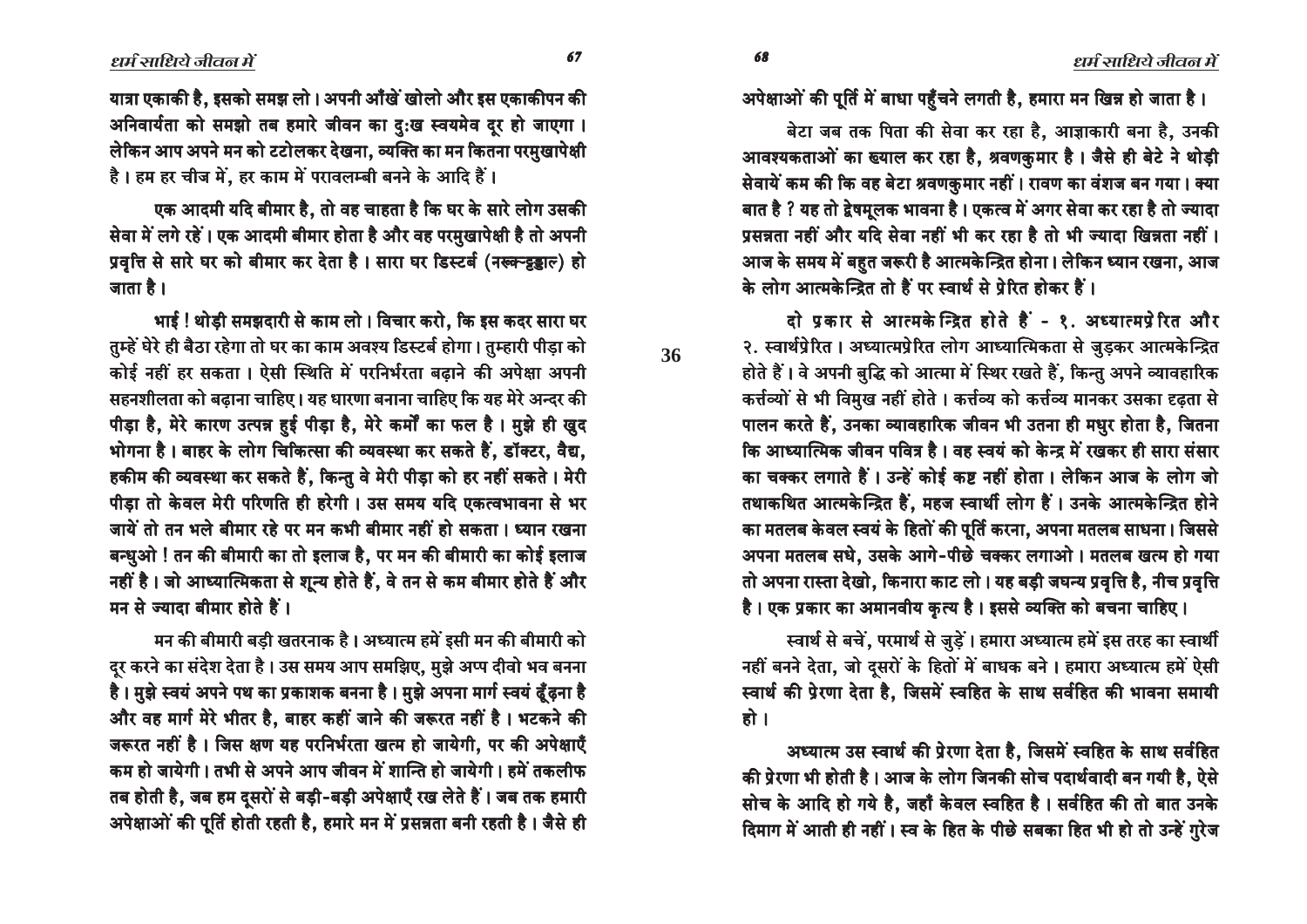यात्रा एकाकी है, इसको समझ लो। अपनी आँखें खोलो और इस एकाकीपन की अनिवार्यता को समझो तब हमारे जीवन का दुःख स्वयमेव दूर हो जाएगा। लेकिन आप अपने मन को टटोलकर देखना, व्यक्ति का मन कितना परमुखापेक्षी है। हम हर चीज में, हर काम में परावलम्बी बनने के आदि हैं।

एक आदमी यदि बीमार है, तो वह चाहता है कि घर के सारे लोग उसकी सेवा में लगे रहें। एक आदमी बीमार होता है और वह परमुखापेक्षी है तो अपनी प्रवृत्ति से सारे घर को बीमार कर देता है। सारा घर डिस्टर्ब (नस्व्न्हुड्डाल) हो जाता है।

भाई ! थोड़ी समझदारी से काम लो। विचार करो, कि इस कदर सारा घर तुम्हें घेरे ही बैठा रहेगा तो घर का काम अवश्य डिस्टर्ब होगा। तुम्हारी पीड़ा को कोई नहीं हर सकता। ऐसी स्थिति में परनिर्भरता बढ़ाने की अपेक्षा अपनी सहनशीलता को बढ़ाना चाहिए। यह धारणा बनाना चाहिए कि यह मेरे अन्दर की पीड़ा है, मेरे कारण उत्पन्न हुई पीड़ा है, मेरे कर्मों का फल है। मुझे ही खुद भोगना है। बाहर के लोग चिकित्सा की व्यवस्था कर सकते हैं, डॉक्टर, वैद्य, हकीम की व्यवस्था कर सकते हैं, किन्तु वे मेरी पीड़ा को हर नहीं सकते। मेरी पीड़ा तो केवल मेरी परिणति ही हरेगी। उस समय यदि एकत्वभावना से भर जायें तो तन भले बीमार रहे पर मन कभी बीमार नहीं हो सकता। ध्यान रखना बन्धुओ ! तन की बीमारी का तो इलाज है, पर मन की बीमारी का कोई इलाज नहीं है। जो आध्यात्मिकता से शून्य होते हैं, वे तन से कम बीमार होते हैं और मन से ज्यादा बीमार होते हैं।

मन की बीमारी बड़ी खतरनाक है। अध्यात्म हमें इसी मन की बीमारी को दूर करने का संदेश देता है। उस समय आप समझिए, मुझे अप्प दीवो भव बनना है। मुझे स्वयं अपने पथ का प्रकाशक बनना है। मुझे अपना मार्ग स्वयं ढूँढ़ना है और वह मार्ग मेरे भीतर है, बाहर कहीं जाने की जरूरत नहीं है। भटकने की जरूरत नहीं है। जिस क्षण यह परनिर्भरता खत्म हो जायेगी, पर की अपेक्षाएँ कम हो जायेगी। तभी से अपने आप जीवन में शान्ति हो जायेगी। हमें तकलीफ तब होती है, जब हम दूसरों से बड़ी-बड़ी अपेक्षाएँ रख लेते हैं। जब तक हमारी अपेक्षाओं की पूर्ति होती रहती है, हमारे मन में प्रसन्नता बनी रहती है। जैसे ही अपेक्षाओं की पूर्ति में बाधा पहुँचने लगती है, हमारा मन खिन्न हो जाता है।

बेटा जब तक पिता की सेवा कर रहा है, आज्ञाकारी बना है, उनकी आवश्यकताओं का ख्याल कर रहा है, श्रवणकुमार है। जैसे ही बेटे ने थोड़ी सेवायें कम की कि वह बेटा श्रवणकुमार नहीं। रावण का वंशज बन गया। क्या बात है ? यह तो द्वेषमूलक भावना है। एकत्व में अगर सेवा कर रहा है तो ज्यादा प्रसन्नता नहीं और यदि सेवा नहीं भी कर रहा है तो भी ज्यादा खिन्नता नहीं। आज के समय में बहुत जरूरी है आत्मकेन्द्रित होना। लेकिन ध्यान रखना, आज के लोग आत्मकेन्द्रित तो हैं पर स्वार्थ से प्रेरित होकर हैं।

दो प्रकार से आत्मकेन्द्रित होते हैं - १. अध्यात्मप्रेरित और २. स्वार्थप्रेरित। अध्यात्मप्रेरित लोग आध्यात्मिकता से जुड़कर आत्मकेन्द्रित होते हैं। वे अपनी बुद्धि को आत्मा में स्थिर रखते हैं, किन्तु अपने व्यावहारिक कर्त्तव्यों से भी विमुख नहीं होते। कर्त्तव्य को कर्त्तव्य मानकर उसका दृढ़ता से पालन करते हैं, उनका व्यावहारिक जीवन भी उतना ही मधुर होता है, जितना कि आध्यात्मिक जीवन पवित्र है। वह स्वयं को केन्द्र में रखकर ही सारा संसार का चक्कर लगाते हैं। उन्हें कोई कष्ट नहीं होता। लेकिन आज के लोग जो तथाकथित आत्मकेन्द्रित हैं, महज स्वार्थी लोग हैं। उनके आत्मकेन्द्रित होने का मतलब केवल स्वयं के हितों की पूर्ति करना, अपना मतलब साधना। जिससे अपना मतलब सधे, उसके आगे-पीछे चक्कर लगाओ। मतलब खत्म हो गया तो अपना रास्ता देखो, किनारा काट लो। यह बड़ी जघन्य प्रवृत्ति है, नीच प्रवृत्ति है। एक प्रकार का अमानवीय कृत्य है। इससे व्यक्ति को बचना चाहिए।

स्वार्थ से बचें, परमार्थ से जुड़ें। हमारा अध्यात्म हमें इस तरह का स्वार्थी नहीं बनने देता, जो दूसरों के हितों में बाधक बने। हमारा अध्यात्म हमें ऐसी स्वार्थ की प्रेरणा देता है, जिसमें स्वहित के साथ सर्वहित की भावना समायी हो।

अध्यात्म उस स्वार्थ की प्रेरणा देता है, जिसमें स्वहित के साथ सर्वहित की प्रेरणा भी होती है। आज के लोग जिनकी सोच पदार्थवादी बन गयी है, ऐसे सोच के आदि हो गये है, जहाँ केवल स्वहित है। सर्वहित की तो बात उनके दिमाग में आती ही नहीं। स्व के हित के पीछे सबका हित भी हो तो उन्हें गुरेज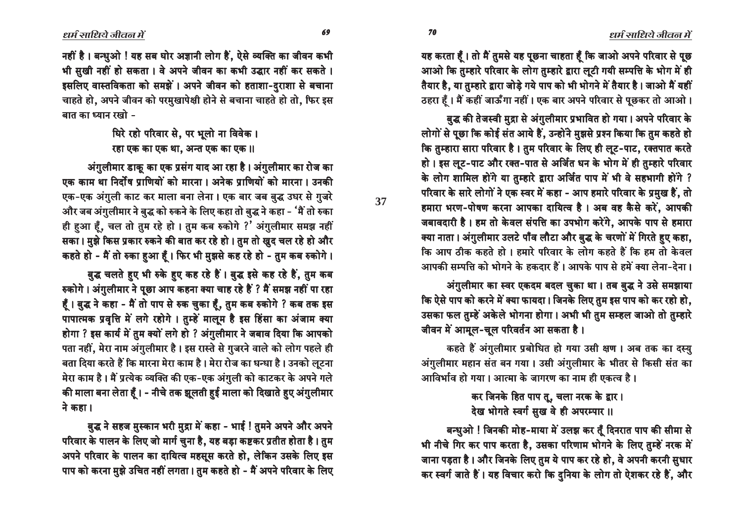नहीं है। बन्धुओ ! यह सब घोर अज्ञानी लोग हैं, ऐसे व्यक्ति का जीवन कभी भी सुखी नहीं हो सकता। वे अपने जीवन का कभी उद्धार नहीं कर सकते। इसलिए वास्तविकता को समझें। अपने जीवन को हताशा-दुराशा से बचाना चाहते हो, अपने जीवन को परमुखापेक्षी होने से बचाना चाहते हो तो, फिर इस बात का ध्यान रखो -

> घिरे रहो परिवार से, पर भूलो ना विवेक।
> रहा एक का एक था, अन्त एक का एक॥

अंगुलीमार डाकू का एक प्रसंग याद आ रहा है। अंगुलीमार का रोज का एक काम था निर्दोष प्राणियों को मारना। अनेक प्राणियों को मारना। उनकी एक-एक अंगुली काट कर माला बना लेना। एक बार जब बुद्ध उधर से गुजरे और जब अंगुलीमार ने बुद्ध को रुकने के लिए कहा तो बुद्ध ने कहा - 'मैं तो रुका ही हुआ हूँ, चल तो तुम रहे हो। तुम कब रुकोगे ?' अंगुलीमार समझ नहीं सका। मुझे किस प्रकार रुकने की बात कर रहे हो। तुम तो खुद चल रहे हो और कहते हो - मैं तो रुका हुआ हूँ। फिर भी मुझसे कह रहे हो - तुम कब रुकोगे।

बुद्ध चलते हुए भी रुके हुए कह रहे हैं। बुद्ध इसे कह रहे हैं, तुम कब रुकोगे। अंगुलीमार ने पूछा आप कहना क्या चाह रहे हैं ? मैं समझ नहीं पा रहा हूँ। बुद्ध ने कहा - मैं तो पाप से रुक चुका हूँ, तुम कब रुकोगे ? कब तक इस पापात्मक प्रवृत्ति में लगे रहोगे। तुम्हें मालूम है इस हिंसा का अंजाम क्या होगा ? इस कार्य में तुम क्यों लगे हो ? अंगुलीमार ने जबाव दिया कि आपको पता नहीं, मेरा नाम अंगुलीमार है। इस रास्ते से गुजरने वाले को लोग पहले ही बता दिया करते हैं कि मारना मेरा काम है। मेरा रोज का धन्धा है। उनको लूटना मेरा काम है। मैं प्रत्येक व्यक्ति की एक-एक अंगुली को काटकर के अपने गले की माला बना लेता हूँ। - नीचे तक झूलती हुई माला को दिखाते हुए अंगुलीमार ने कहा।

बुद्ध ने सहज मुस्कान भरी मुद्रा में कहा - भाई ! तुमने अपने और अपने परिवार के पालन के लिए जो मार्ग चुना है, यह बड़ा कष्टकर प्रतीत होता है। तुम अपने परिवार के पालन का दायित्व महसूस करते हो, लेकिन उसके लिए इस पाप को करना मुझे उचित नहीं लगता। तुम कहते हो - मैं अपने परिवार के लिए यह करता हूँ। तो मैं तुमसे यह पूछना चाहता हूँ कि जाओ अपने परिवार से पूछ आओ कि तुम्हारे परिवार के लोग तुम्हारे द्वारा लूटी गयी सम्पत्ति के भोग में ही तैयार है, या तुम्हारे द्वारा जोड़े गये पाप को भी भोगने में तैयार है। जाओ मैं यहीं ठहरा हूँ। मैं कहीं जाऊँगा नहीं। एक बार अपने परिवार से पूछकर तो आओ।

बुद्ध की तेजस्वी मुद्रा से अंगुलीमार प्रभावित हो गया। अपने परिवार के लोगों से पूछा कि कोई संत आये हैं, उन्होंने मुझसे प्रश्न किया कि तुम कहते हो कि तुम्हारा सारा परिवार है। तुम परिवार के लिए ही लूट-पाट, रक्तपात करते हो। इस लूट-पाट और रक्त-पात से अर्जित धन के भोग में ही तुम्हारे परिवार के लोग शामिल होंगे या तुम्हारे द्वारा अर्जित पाप में भी वे सहभागी होंगे ? परिवार के सारे लोगों ने एक स्वर में कहा - आप हमारे परिवार के प्रमुख हैं, तो हमारा भरण-पोषण करना आपका दायित्व है। अब वह कैसे करें, आपकी जबावदारी है। हम तो केवल संपत्ति का उपभोग करेंगे, आपके पाप से हमारा क्या नाता। अंगुलीमार उलटे पाँव लौटा और बुद्ध के चरणों में गिरते हुए कहा, कि आप ठीक कहते हो। हमारे परिवार के लोग कहते हैं कि हम तो केवल आपकी सम्पत्ति को भोगने के हकदार हैं। आपके पाप से हमें क्या लेना-देना।

अंगुलीमार का स्वर एकदम बदल चुका था। तब बुद्ध ने उसे समझाया कि ऐसे पाप को करने में क्या फायदा। जिनके लिए तुम इस पाप को कर रहो हो, उसका फल तुम्हें अकेले भोगना होगा। अभी भी तुम सम्हल जाओ तो तुम्हारे जीवन में आमूल-चूल परिवर्तन आ सकता है।

कहते हैं अंगुलीमार प्रबोधित हो गया उसी क्षण। अब तक का दस्यु अंगुलीमार महान संत बन गया। उसी अंगुलीमार के भीतर से किसी संत का आविर्भाव हो गया। आत्मा के जागरण का नाम ही एकत्व है।

> कर जिनके हित पाप तू, चला नरक के द्वार।
> देख भोगते स्वर्ग सुख वे ही अपरम्पार॥

बन्धुओ ! जिनकी मोह-माया में उलझ कर तूँ दिनरात पाप की सीमा से भी नीचे गिर कर पाप करता है, उसका परिणाम भोगने के लिए तुम्हें नरक में जाना पड़ता है। और जिनके लिए तुम ये पाप कर रहे हो, वे अपनी करनी सुधार कर स्वर्ग जाते हैं। यह विचार करो कि दुनिया के लोग तो ऐशकर रहे हैं, और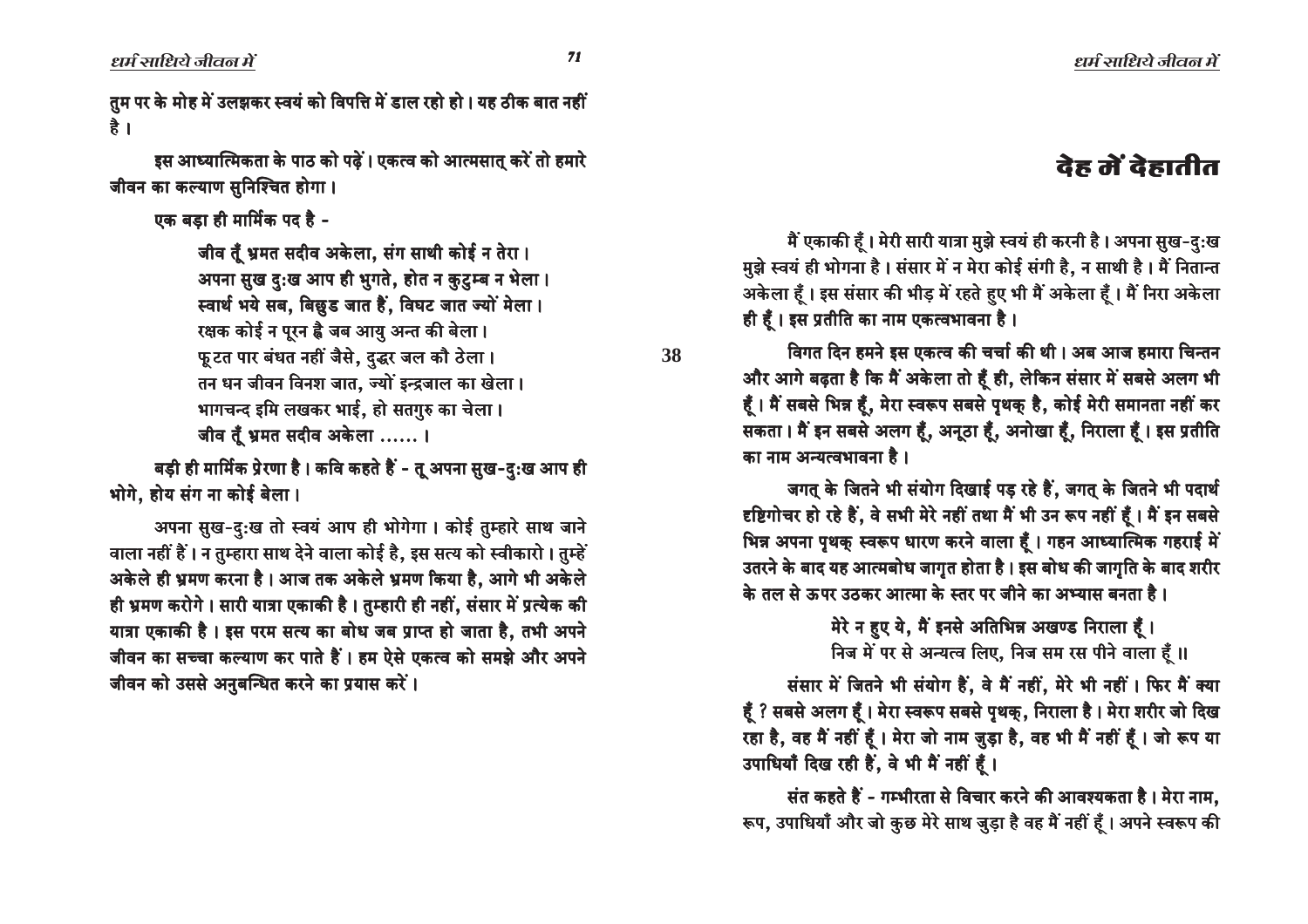तुम पर के मोह में उलझकर स्वयं को विपत्ति में डाल रहो हो। यह ठीक बात नहीं है।

इस आध्यात्मिकता के पाठ को पढ़ें। एकत्व को आत्मसात् करें तो हमारे जीवन का कल्याण सुनिश्चित होगा।

एक बड़ा ही मार्मिक पद है -

> जीव तूँ भ्रमत सदीव अकेला, संग साथी कोई न तेरा।
> अपना सुख दुःख आप ही भुगते, होत न कुटुम्ब न भेला।
> स्वार्थ भये सब, बिछुड जात हैं, विघट जात ज्यों मेला।
> रक्षक कोई न पूरन ह्वै जब आयु अन्त की बेला।
> फूटत पार बंधत नहीं जैसे, दुद्धर जल कौ ठेला।
> तन धन जीवन विनश जात, ज्यों इन्द्रजाल का खेला।
> भागचन्द इमि लखकर भाई, हो सतगुरु का चेला।
> जीव तूँ भ्रमत सदीव अकेला ...... ।

बड़ी ही मार्मिक प्रेरणा है। कवि कहते हैं - तू अपना सुख-दुःख आप ही भोगे, होय संग ना कोई बेला।

अपना सुख-दुःख तो स्वयं आप ही भोगेगा। कोई तुम्हारे साथ जाने वाला नहीं हैं। न तुम्हारा साथ देने वाला कोई है, इस सत्य को स्वीकारो। तुम्हें अकेले ही भ्रमण करना है। आज तक अकेले भ्रमण किया है, आगे भी अकेले ही भ्रमण करोगे। सारी यात्रा एकाकी है। तुम्हारी ही नहीं, संसार में प्रत्येक की यात्रा एकाकी है। इस परम सत्य का बोध जब प्राप्त हो जाता है, तभी अपने जीवन का सच्चा कल्याण कर पाते हैं। हम ऐसे एकत्व को समझे और अपने जीवन को उससे अनुबन्धित करने का प्रयास करें।

# देह में देहातीत

मैं एकाकी हूँ। मेरी सारी यात्रा मुझे स्वयं ही करनी है। अपना सुख-दुःख मुझे स्वयं ही भोगना है। संसार में न मेरा कोई संगी है, न साथी है। मैं नितान्त अकेला हूँ। इस संसार की भीड़ में रहते हुए भी मैं अकेला हूँ। मैं निरा अकेला ही हूँ। इस प्रतीति का नाम एकत्वभावना है।

विगत दिन हमने इस एकत्व की चर्चा की थी। अब आज हमारा चिन्तन और आगे बढ़ता है कि मैं अकेला तो हूँ ही, लेकिन संसार में सबसे अलग भी हूँ। मैं सबसे भिन्न हूँ, मेरा स्वरूप सबसे पृथक् है, कोई मेरी समानता नहीं कर सकता। मैं इन सबसे अलग हूँ, अनूठा हूँ, अनोखा हूँ, निराला हूँ। इस प्रतीति का नाम अन्यत्वभावना है।

जगत् के जितने भी संयोग दिखाई पड़ रहे हैं, जगत् के जितने भी पदार्थ दृष्टिगोचर हो रहे हैं, वे सभी मेरे नहीं तथा मैं भी उन रूप नहीं हूँ। मैं इन सबसे भिन्न अपना पृथक् स्वरूप धारण करने वाला हूँ। गहन आध्यात्मिक गहराई में उतरने के बाद यह आत्मबोध जागृत होता है। इस बोध की जागृति के बाद शरीर के तल से ऊपर उठकर आत्मा के स्तर पर जीने का अभ्यास बनता है।

> मेरे न हुए ये, मैं इनसे अतिभिन्न अखण्ड निराला हूँ।
> निज में पर से अन्यत्व लिए, निज सम रस पीने वाला हूँ॥

संसार में जितने भी संयोग हैं, वे मैं नहीं, मेरे भी नहीं। फिर मैं क्या हूँ ? सबसे अलग हूँ। मेरा स्वरूप सबसे पृथक्, निराला है। मेरा शरीर जो दिख रहा है, वह मैं नहीं हूँ। मेरा जो नाम जुड़ा है, वह भी मैं नहीं हूँ। जो रूप या उपाधियाँ दिख रही हैं, वे भी मैं नहीं हूँ।

संत कहते हैं - गम्भीरता से विचार करने की आवश्यकता है। मेरा नाम, रूप, उपाधियाँ और जो कुछ मेरे साथ जुड़ा है वह मैं नहीं हूँ। अपने स्वरूप की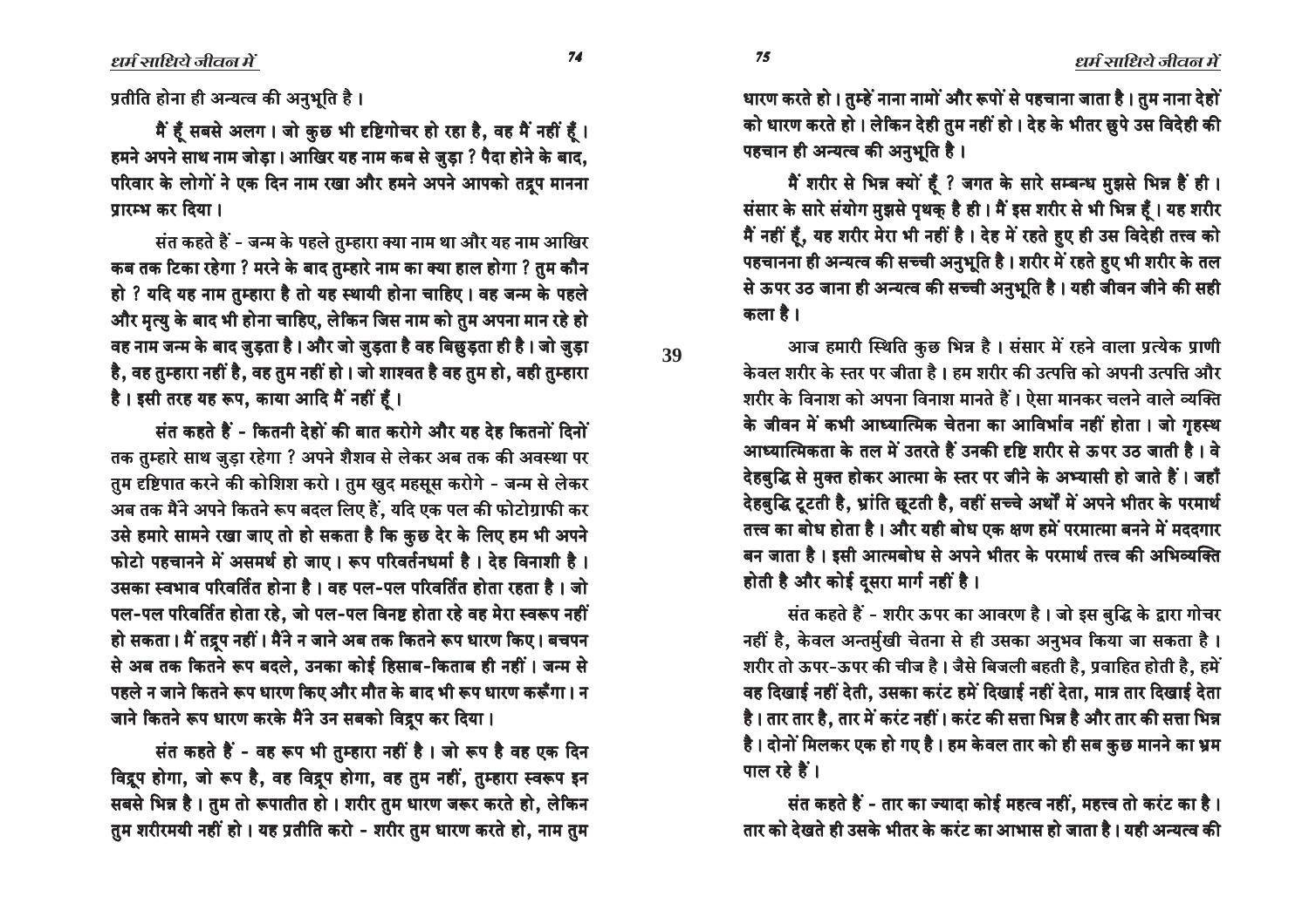प्रतीति होना ही अन्यत्व की अनुभूति है।

मैं हूँ सबसे अलग। जो कुछ भी दृष्टिगोचर हो रहा है, वह मैं नहीं हूँ। हमने अपने साथ नाम जोड़ा। आखिर यह नाम कब से जुड़ा? पैदा होने के बाद, परिवार के लोगों ने एक दिन नाम रखा और हमने अपने आपको तद्रूप मानना प्रारम्भ कर दिया।

संत कहते हैं - जन्म के पहले तुम्हारा क्या नाम था और यह नाम आखिर कब तक टिका रहेगा? मरने के बाद तुम्हारे नाम का क्या हाल होगा? तुम कौन हो? यदि यह नाम तुम्हारा है तो यह स्थायी होना चाहिए। वह जन्म के पहले और मृत्यु के बाद भी होना चाहिए, लेकिन जिस नाम को तुम अपना मान रहे हो वह नाम जन्म के बाद जुड़ता है। और जो जुड़ता है वह बिछुड़ता ही है। जो जुड़ा है, वह तुम्हारा नहीं है, वह तुम नहीं हो। जो शाश्वत है वह तुम हो, वही तुम्हारा है। इसी तरह यह रूप, काया आदि मैं नहीं हूँ।

संत कहते हैं - कितनी देहों की बात करोगे और यह देह कितनों दिनों तक तुम्हारे साथ जुड़ा रहेगा? अपने शैशव से लेकर अब तक की अवस्था पर तुम दृष्टिपात करने की कोशिश करो। तुम खुद महसूस करोगे - जन्म से लेकर अब तक मैंने अपने कितने रूप बदल लिए हैं, यदि एक पल की फोटोग्राफी कर उसे हमारे सामने रखा जाए तो हो सकता है कि कुछ देर के लिए हम भी अपने फोटो पहचानने में असमर्थ हो जाए। रूप परिवर्तनधर्मा है। देह विनाशी है। उसका स्वभाव परिवर्तित होना है। वह पल-पल परिवर्तित होता रहता है। जो पल-पल परिवर्तित होता रहे, जो पल-पल विनष्ट होता रहे वह मेरा स्वरूप नहीं हो सकता। मैं तद्रूप नहीं। मैंने न जाने अब तक कितने रूप धारण किए। बचपन से अब तक कितने रूप बदले, उनका कोई हिसाब-किताब ही नहीं। जन्म से पहले न जाने कितने रूप धारण किए और मौत के बाद भी रूप धारण करूँगा। न जाने कितने रूप धारण करके मैंने उन सबको विद्रूप कर दिया।

संत कहते हैं - वह रूप भी तुम्हारा नहीं है। जो रूप है वह एक दिन विद्रूप होगा, जो रूप है, वह विद्रूप होगा, वह तुम नहीं, तुम्हारा स्वरूप इन सबसे भिन्न है। तुम तो रूपातीत हो। शरीर तुम धारण जरूर करते हो, लेकिन तुम शरीरमयी नहीं हो। यह प्रतीति करो - शरीर तुम धारण करते हो, नाम तुम धारण करते हो। तुम्हें नाना नामों और रूपों से पहचाना जाता है। तुम नाना देहों को धारण करते हो। लेकिन देही तुम नहीं हो। देह के भीतर छुपे उस विदेही की पहचान ही अन्यत्व की अनुभूति है।

मैं शरीर से भिन्न क्यों हूँ? जगत के सारे सम्बन्ध मुझसे भिन्न हैं ही। संसार के सारे संयोग मुझसे पृथक् है ही। मैं इस शरीर से भी भिन्न हूँ। यह शरीर मैं नहीं हूँ, यह शरीर मेरा भी नहीं है। देह में रहते हुए ही उस विदेही तत्त्व को पहचानना ही अन्यत्व की सच्ची अनुभूति है। शरीर में रहते हुए भी शरीर के तल से ऊपर उठ जाना ही अन्यत्व की सच्ची अनुभूति है। यही जीवन जीने की सही कला है।

आज हमारी स्थिति कुछ भिन्न है। संसार में रहने वाला प्रत्येक प्राणी केवल शरीर के स्तर पर जीता है। हम शरीर की उत्पत्ति को अपनी उत्पत्ति और शरीर के विनाश को अपना विनाश मानते हैं। ऐसा मानकर चलने वाले व्यक्ति के जीवन में कभी आध्यात्मिक चेतना का आविर्भाव नहीं होता। जो गृहस्थ आध्यात्मिकता के तल में उतरते हैं उनकी दृष्टि शरीर से ऊपर उठ जाती है। वे देहबुद्धि से मुक्त होकर आत्मा के स्तर पर जीने के अभ्यासी हो जाते हैं। जहाँ देहबुद्धि टूटती है, भ्रांति छूटती है, वहीं सच्चे अर्थों में अपने भीतर के परमार्थ तत्त्व का बोध होता है। और यही बोध एक क्षण हमें परमात्मा बनने में मददगार बन जाता है। इसी आत्मबोध से अपने भीतर के परमार्थ तत्त्व की अभिव्यक्ति होती है और कोई दूसरा मार्ग नहीं है।

संत कहते हैं - शरीर ऊपर का आवरण है। जो इस बुद्धि के द्वारा गोचर नहीं है, केवल अन्तर्मुखी चेतना से ही उसका अनुभव किया जा सकता है। शरीर तो ऊपर-ऊपर की चीज है। जैसे बिजली बहती है, प्रवाहित होती है, हमें वह दिखाई नहीं देती, उसका करंट हमें दिखाई नहीं देता, मात्र तार दिखाई देता है। तार तार है, तार में करंट नहीं। करंट की सत्ता भिन्न है और तार की सत्ता भिन्न है। दोनों मिलकर एक हो गए है। हम केवल तार को ही सब कुछ मानने का भ्रम पाल रहे हैं।

संत कहते हैं - तार का ज्यादा कोई महत्व नहीं, महत्त्व तो करंट का है। तार को देखते ही उसके भीतर के करंट का आभास हो जाता है। यही अन्यत्व की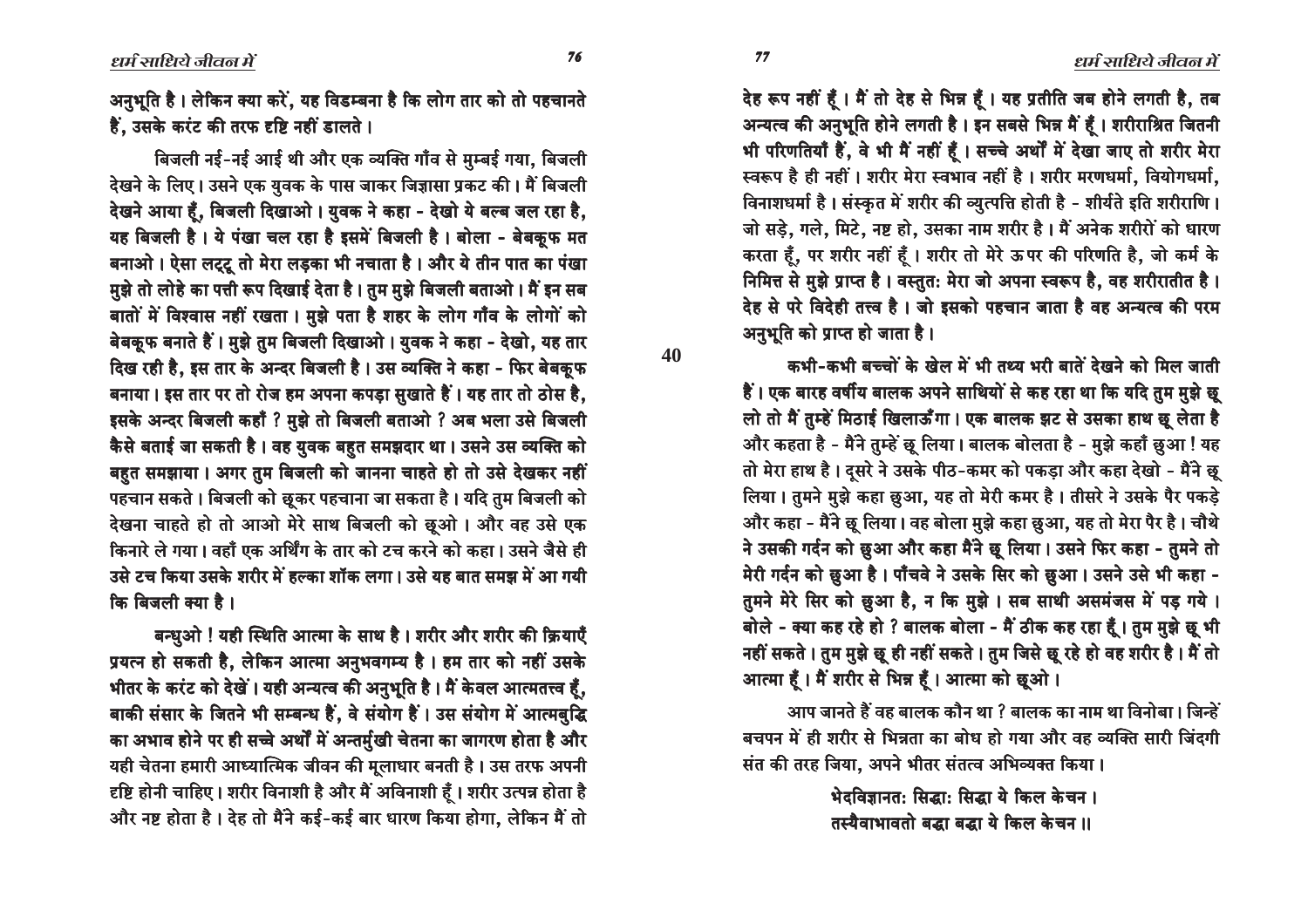अनुभूति है। लेकिन क्या करें, यह विडम्बना है कि लोग तार को तो पहचानते हैं, उसके करंट की तरफ दृष्टि नहीं डालते।

बिजली नई-नई आई थी और एक व्यक्ति गाँव से मुम्बई गया, बिजली देखने के लिए। उसने एक युवक के पास जाकर जिज्ञासा प्रकट की। मैं बिजली देखने आया हूँ, बिजली दिखाओ। युवक ने कहा - देखो ये बल्ब जल रहा है, यह बिजली है। ये पंखा चल रहा है इसमें बिजली है। बोला - बेबकूफ मत बनाओ। ऐसा लट्टू तो मेरा लड़का भी नचाता है। और ये तीन पात का पंखा मुझे तो लोहे का पत्ती रूप दिखाई देता है। तुम मुझे बिजली बताओ। मैं इन सब बातों में विश्वास नहीं रखता। मुझे पता है शहर के लोग गाँव के लोगों को बेबकूफ बनाते हैं। मुझे तुम बिजली दिखाओ। युवक ने कहा - देखो, यह तार दिख रही है, इस तार के अन्दर बिजली है। उस व्यक्ति ने कहा - फिर बेबकूफ बनाया। इस तार पर तो रोज हम अपना कपड़ा सुखाते हैं। यह तार तो ठोस है, इसके अन्दर बिजली कहाँ ? मुझे तो बिजली बताओ ? अब भला उसे बिजली कैसे बताई जा सकती है। वह युवक बहुत समझदार था। उसने उस व्यक्ति को बहुत समझाया। अगर तुम बिजली को जानना चाहते हो तो उसे देखकर नहीं पहचान सकते। बिजली को छूकर पहचाना जा सकता है। यदि तुम बिजली को देखना चाहते हो तो आओ मेरे साथ बिजली को छूओ। और वह उसे एक किनारे ले गया। वहाँ एक अर्थिंग के तार को टच करने को कहा। उसने जैसे ही उसे टच किया उसके शरीर में हल्का शॉक लगा। उसे यह बात समझ में आ गयी कि बिजली क्या है।

बन्धुओ ! यही स्थिति आत्मा के साथ है। शरीर और शरीर की क्रियाएँ प्रयत्न हो सकती है, लेकिन आत्मा अनुभवगम्य है। हम तार को नहीं उसके भीतर के करंट को देखें। यही अन्यत्व की अनुभूति है। मैं केवल आत्मतत्त्व हूँ, बाकी संसार के जितने भी सम्बन्ध हैं, वे संयोग हैं। उस संयोग में आत्मबुद्धि का अभाव होने पर ही सच्चे अर्थों में अन्तर्मुखी चेतना का जागरण होता है और यही चेतना हमारी आध्यात्मिक जीवन की मूलाधार बनती है। उस तरफ अपनी दृष्टि होनी चाहिए। शरीर विनाशी है और मैं अविनाशी हूँ। शरीर उत्पन्न होता है और नष्ट होता है। देह तो मैंने कई-कई बार धारण किया होगा, लेकिन मैं तो देह रूप नहीं हूँ। मैं तो देह से भिन्न हूँ। यह प्रतीति जब होने लगती है, तब अन्यत्व की अनुभूति होने लगती है। इन सबसे भिन्न मैं हूँ। शरीराश्रित जितनी भी परिणतियाँ हैं, वे भी मैं नहीं हूँ। सच्चे अर्थों में देखा जाए तो शरीर मेरा स्वरूप है ही नहीं। शरीर मेरा स्वभाव नहीं है। शरीर मरणधर्मा, वियोगधर्मा, विनाशधर्मा है। संस्कृत में शरीर की व्युत्पत्ति होती है - शीर्यंते इति शरीराणि। जो सड़े, गले, मिटे, नष्ट हो, उसका नाम शरीर है। मैं अनेक शरीरों को धारण करता हूँ, पर शरीर नहीं हूँ। शरीर तो मेरे ऊपर की परिणति है, जो कर्म के निमित्त से मुझे प्राप्त है। वस्तुतः मेरा जो अपना स्वरूप है, वह शरीरातीत है। देह से परे विदेही तत्त्व है। जो इसको पहचान जाता है वह अन्यत्व की परम अनुभूति को प्राप्त हो जाता है।

कभी-कभी बच्चों के खेल में भी तथ्य भरी बातें देखने को मिल जाती हैं। एक बारह वर्षीय बालक अपने साथियों से कह रहा था कि यदि तुम मुझे छू लो तो मैं तुम्हें मिठाई खिलाऊँगा। एक बालक झट से उसका हाथ छू लेता है और कहता है - मैंने तुम्हें छू लिया। बालक बोलता है - मुझे कहाँ छुआ ! यह तो मेरा हाथ है। दूसरे ने उसके पीठ-कमर को पकड़ा और कहा देखो - मैंने छू लिया। तुमने मुझे कहा छुआ, यह तो मेरी कमर है। तीसरे ने उसके पैर पकड़े और कहा - मैंने छू लिया। वह बोला मुझे कहा छुआ, यह तो मेरा पैर है। चौथे ने उसकी गर्दन को छुआ और कहा मैंने छू लिया। उसने फिर कहा - तुमने तो मेरी गर्दन को छुआ है। पाँचवे ने उसके सिर को छुआ। उसने उसे भी कहा - तुमने मेरे सिर को छुआ है, न कि मुझे। सब साथी असमंजस में पड़ गये। बोले - क्या कह रहे हो ? बालक बोला - मैं ठीक कह रहा हूँ। तुम मुझे छू भी नहीं सकते। तुम मुझे छू ही नहीं सकते। तुम जिसे छू रहे हो वह शरीर है। मैं तो आत्मा हूँ। मैं शरीर से भिन्न हूँ। आत्मा को छूओ।

आप जानते हैं वह बालक कौन था ? बालक का नाम था विनोबा। जिन्हें बचपन में ही शरीर से भिन्नता का बोध हो गया और वह व्यक्ति सारी जिंदगी संत की तरह जिया, अपने भीतर संतत्व अभिव्यक्त किया।

> भेदविज्ञानतः सिद्धाः सिद्धा ये किल केचन।
> तस्यैवाभावतो बद्धा बद्धा ये किल केचन॥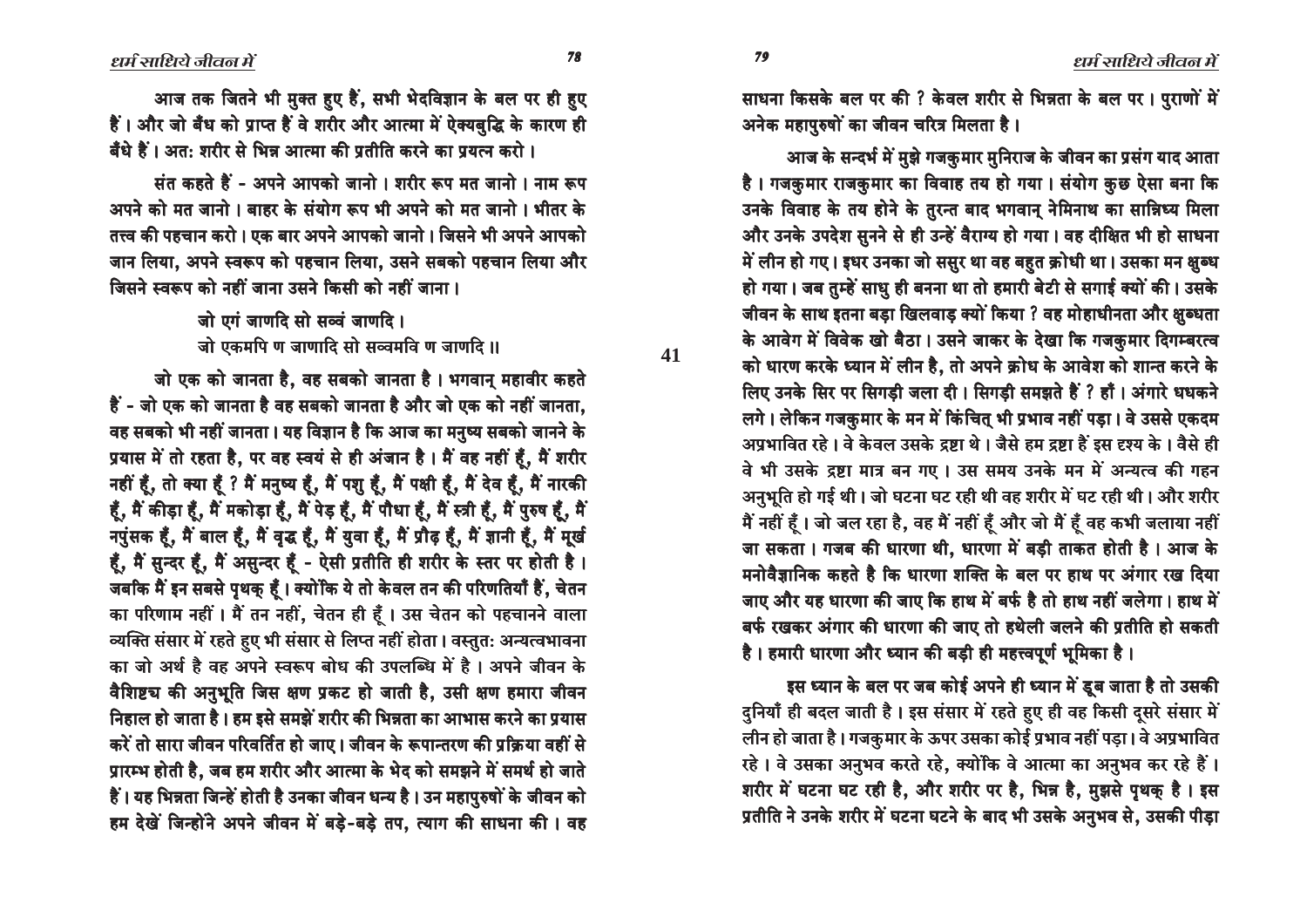आज तक जितने भी मुक्त हुए हैं, सभी भेदविज्ञान के बल पर ही हुए हैं। और जो बँध को प्राप्त हैं वे शरीर और आत्मा में ऐक्यबुद्धि के कारण ही बँधे हैं। अतः शरीर से भिन्न आत्मा की प्रतीति करने का प्रयत्न करो।

संत कहते हैं - अपने आपको जानो। शरीर रूप मत जानो। नाम रूप अपने को मत जानो। बाहर के संयोग रूप भी अपने को मत जानो। भीतर के तत्त्व की पहचान करो। एक बार अपने आपको जानो। जिसने भी अपने आपको जान लिया, अपने स्वरूप को पहचान लिया, उसने सबको पहचान लिया और जिसने स्वरूप को नहीं जाना उसने किसी को नहीं जाना।

> जो एगं जाणदि सो सव्वं जाणदि।
> जो एकमपि ण जाणादि सो सव्वमवि ण जाणदि॥

जो एक को जानता है, वह सबको जानता है। भगवान् महावीर कहते हैं - जो एक को जानता है वह सबको जानता है और जो एक को नहीं जानता, वह सबको भी नहीं जानता। यह विज्ञान है कि आज का मनुष्य सबको जानने के प्रयास में तो रहता है, पर वह स्वयं से ही अंजान है। मैं वह नहीं हूँ, मैं शरीर नहीं हूँ, तो क्या हूँ ? मैं मनुष्य हूँ, मैं पशु हूँ, मैं पक्षी हूँ, मैं देव हूँ, मैं नारकी हूँ, मैं कीड़ा हूँ, मैं मकोड़ा हूँ, मैं पेड़ हूँ, मैं पौधा हूँ, मैं स्त्री हूँ, मैं पुरुष हूँ, मैं नपुंसक हूँ, मैं बाल हूँ, मैं वृद्ध हूँ, मैं युवा हूँ, मैं प्रौढ़ हूँ, मैं ज्ञानी हूँ, मैं मूर्ख हूँ, मैं सुन्दर हूँ, मैं असुन्दर हूँ - ऐसी प्रतीति ही शरीर के स्तर पर होती है। जबकि मैं इन सबसे पृथक् हूँ। क्योंकि ये तो केवल तन की परिणतियाँ हैं, चेतन का परिणाम नहीं। मैं तन नहीं, चेतन ही हूँ। उस चेतन को पहचानने वाला व्यक्ति संसार में रहते हुए भी संसार से लिप्त नहीं होता। वस्तुतः अन्यत्वभावना का जो अर्थ है वह अपने स्वरूप बोध की उपलब्धि में है। अपने जीवन के वैशिष्ट्य की अनुभूति जिस क्षण प्रकट हो जाती है, उसी क्षण हमारा जीवन निहाल हो जाता है। हम इसे समझें शरीर की भिन्नता का आभास करने का प्रयास करें तो सारा जीवन परिवर्तित हो जाए। जीवन के रूपान्तरण की प्रक्रिया वहीं से प्रारम्भ होती है, जब हम शरीर और आत्मा के भेद को समझने में समर्थ हो जाते हैं। यह भिन्नता जिन्हें होती है उनका जीवन धन्य है। उन महापुरुषों के जीवन को हम देखें जिन्होंने अपने जीवन में बड़े-बड़े तप, त्याग की साधना की। वह साधना किसके बल पर की ? केवल शरीर से भिन्नता के बल पर। पुराणों में अनेक महापुरुषों का जीवन चरित्र मिलता है।

आज के सन्दर्भ में मुझे गजकुमार मुनिराज के जीवन का प्रसंग याद आता है। गजकुमार राजकुमार का विवाह तय हो गया। संयोग कुछ ऐसा बना कि उनके विवाह के तय होने के तुरन्त बाद भगवान् नेमिनाथ का सान्निध्य मिला और उनके उपदेश सुनने से ही उन्हें वैराग्य हो गया। वह दीक्षित भी हो साधना में लीन हो गए। इधर उनका जो ससुर था वह बहुत क्रोधी था। उसका मन क्षुब्ध हो गया। जब तुम्हें साधु ही बनना था तो हमारी बेटी से सगाई क्यों की। उसके जीवन के साथ इतना बड़ा खिलवाड़ क्यों किया ? वह मोहाधीनता और क्षुब्धता के आवेग में विवेक खो बैठा। उसने जाकर के देखा कि गजकुमार दिगम्बरत्व को धारण करके ध्यान में लीन है, तो अपने क्रोध के आवेश को शान्त करने के लिए उनके सिर पर सिगड़ी जला दी। सिगड़ी समझते हैं ? हाँ। अंगारे धधकने लगे। लेकिन गजकुमार के मन में किंचित् भी प्रभाव नहीं पड़ा। वे उससे एकदम अप्रभावित रहे। वे केवल उसके द्रष्टा थे। जैसे हम द्रष्टा हैं इस दृश्य के। वैसे ही वे भी उसके द्रष्टा मात्र बन गए। उस समय उनके मन में अन्यत्व की गहन अनुभूति हो गई थी। जो घटना घट रही थी वह शरीर में घट रही थी। और शरीर मैं नहीं हूँ। जो जल रहा है, वह मैं नहीं हूँ और जो मैं हूँ वह कभी जलाया नहीं जा सकता। गजब की धारणा थी, धारणा में बड़ी ताकत होती है। आज के मनोवैज्ञानिक कहते है कि धारणा शक्ति के बल पर हाथ पर अंगार रख दिया जाए और यह धारणा की जाए कि हाथ में बर्फ है तो हाथ नहीं जलेगा। हाथ में बर्फ रखकर अंगार की धारणा की जाए तो हथेली जलने की प्रतीति हो सकती है। हमारी धारणा और ध्यान की बड़ी ही महत्त्वपूर्ण भूमिका है।

इस ध्यान के बल पर जब कोई अपने ही ध्यान में डूब जाता है तो उसकी दुनियाँ ही बदल जाती है। इस संसार में रहते हुए ही वह किसी दूसरे संसार में लीन हो जाता है। गजकुमार के ऊपर उसका कोई प्रभाव नहीं पड़ा। वे अप्रभावित रहे। वे उसका अनुभव करते रहे, क्योंकि वे आत्मा का अनुभव कर रहे हैं। शरीर में घटना घट रही है, और शरीर पर है, भिन्न है, मुझसे पृथक् है। इस प्रतीति ने उनके शरीर में घटना घटने के बाद भी उसके अनुभव से, उसकी पीड़ा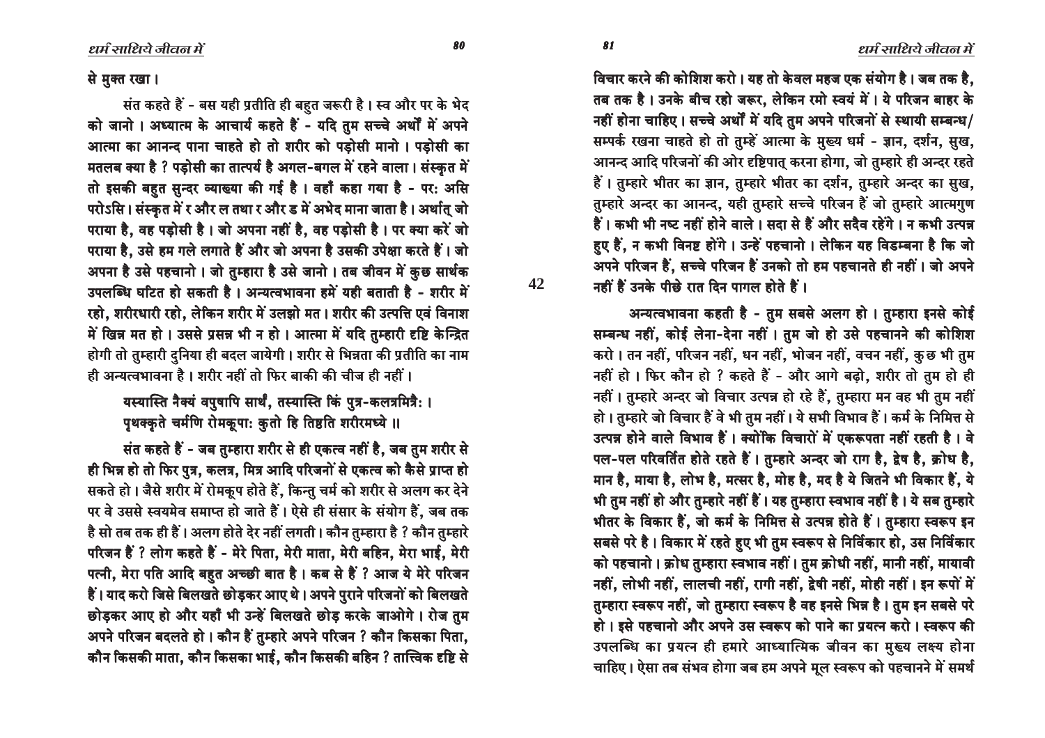से मुक्त रखा।

संत कहते हैं - बस यही प्रतीति ही बहुत जरूरी है। स्व और पर के भेद को जानो। अध्यात्म के आचार्य कहते हैं - यदि तुम सच्चे अर्थों में अपने आत्मा का आनन्द पाना चाहते हो तो शरीर को पड़ोसी मानो। पड़ोसी का मतलब क्या है? पड़ोसी का तात्पर्य है अगल-बगल में रहने वाला। संस्कृत में तो इसकी बहुत सुन्दर व्याख्या की गई है। वहाँ कहा गया है - परः असि परोऽसि। संस्कृत में र और ल तथा र और ड में अभेद माना जाता है। अर्थात् जो पराया है, वह पड़ोसी है। जो अपना नहीं है, वह पड़ोसी है। पर क्या करें जो पराया है, उसे हम गले लगाते हैं और जो अपना है उसकी उपेक्षा करते हैं। जो अपना है उसे पहचानो। जो तुम्हारा है उसे जानो। तब जीवन में कुछ सार्थक उपलब्धि घटित हो सकती है। अन्यत्वभावना हमें यही बताती है - शरीर में रहो, शरीरधारी रहो, लेकिन शरीर में उलझो मत। शरीर की उत्पत्ति एवं विनाश में खिन्न मत हो। उससे प्रसन्न भी न हो। आत्मा में यदि तुम्हारी दृष्टि केन्द्रित होगी तो तुम्हारी दुनिया ही बदल जायेगी। शरीर से भिन्नता की प्रतीति का नाम ही अन्यत्वभावना है। शरीर नहीं तो फिर बाकी की चीज ही नहीं।

> यस्यास्ति नैक्यं वपुषापि सार्धं, तस्यास्ति किं पुत्र-कलत्रमित्रैः।
> पृथक्कृते चर्मणि रोमकूपाः कुतो हि तिष्ठति शरीरमध्ये॥

संत कहते हैं - जब तुम्हारा शरीर से ही एकत्व नहीं है, जब तुम शरीर से ही भिन्न हो तो फिर पुत्र, कलत्र, मित्र आदि परिजनों से एकत्व को कैसे प्राप्त हो सकते हो। जैसे शरीर में रोमकूप होते हैं, किन्तु चर्म को शरीर से अलग कर देने पर वे उससे स्वयमेव समाप्त हो जाते हैं। ऐसे ही संसार के संयोग हैं, जब तक है सो तब तक ही हैं। अलग होते देर नहीं लगती। कौन तुम्हारा है? कौन तुम्हारे परिजन हैं? लोग कहते हैं - मेरे पिता, मेरी माता, मेरी बहिन, मेरा भाई, मेरी पत्नी, मेरा पति आदि बहुत अच्छी बात है। कब से हैं? आज ये मेरे परिजन हैं। याद करो जिसे बिलखते छोड़कर आए थे। अपने पुराने परिजनों को बिलखते छोड़कर आए हो और यहाँ भी उन्हें बिलखते छोड़ करके जाओगे। रोज तुम अपने परिजन बदलते हो। कौन हैं तुम्हारे अपने परिजन? कौन किसका पिता, कौन किसकी माता, कौन किसका भाई, कौन किसकी बहिन? तात्त्विक दृष्टि से विचार करने की कोशिश करो। यह तो केवल महज एक संयोग है। जब तक है, तब तक है। उनके बीच रहो जरूर, लेकिन रमो स्वयं में। ये परिजन बाहर के नहीं होना चाहिए। सच्चे अर्थों में यदि तुम अपने परिजनों से स्थायी सम्बन्ध/सम्पर्क रखना चाहते हो तो तुम्हें आत्मा के मुख्य धर्म - ज्ञान, दर्शन, सुख, आनन्द आदि परिजनों की ओर दृष्टिपात् करना होगा, जो तुम्हारे ही अन्दर रहते हैं। तुम्हारे भीतर का ज्ञान, तुम्हारे भीतर का दर्शन, तुम्हारे अन्दर का सुख, तुम्हारे अन्दर का आनन्द, यही तुम्हारे सच्चे परिजन हैं जो तुम्हारे आत्मगुण हैं। कभी भी नष्ट नहीं होने वाले। सदा से हैं और सदैव रहेंगे। न कभी उत्पन्न हुए हैं, न कभी विनष्ट होंगे। उन्हें पहचानो। लेकिन यह विडम्बना है कि जो अपने परिजन हैं, सच्चे परिजन हैं उनको तो हम पहचानते ही नहीं। जो अपने नहीं हैं उनके पीछे रात दिन पागल होते हैं।

अन्यत्वभावना कहती है - तुम सबसे अलग हो। तुम्हारा इनसे कोई सम्बन्ध नहीं, कोई लेना-देना नहीं। तुम जो हो उसे पहचानने की कोशिश करो। तन नहीं, परिजन नहीं, धन नहीं, भोजन नहीं, वचन नहीं, कुछ भी तुम नहीं हो। फिर कौन हो? कहते हैं - और आगे बढ़ो, शरीर तो तुम हो ही नहीं। तुम्हारे अन्दर जो विचार उत्पन्न हो रहे हैं, तुम्हारा मन वह भी तुम नहीं हो। तुम्हारे जो विचार हैं वे भी तुम नहीं। ये सभी विभाव हैं। कर्म के निमित्त से उत्पन्न होने वाले विभाव हैं। क्योंकि विचारों में एकरूपता नहीं रहती है। वे पल-पल परिवर्तित होते रहते हैं। तुम्हारे अन्दर जो राग है, द्वेष है, क्रोध है, मान है, माया है, लोभ है, मत्सर है, मोह है, मद है ये जितने भी विकार हैं, ये भी तुम नहीं हो और तुम्हारे नहीं हैं। यह तुम्हारा स्वभाव नहीं है। ये सब तुम्हारे भीतर के विकार हैं, जो कर्म के निमित्त से उत्पन्न होते हैं। तुम्हारा स्वरूप इन सबसे परे है। विकार में रहते हुए भी तुम स्वरूप से निर्विकार हो, उस निर्विकार को पहचानो। क्रोध तुम्हारा स्वभाव नहीं। तुम क्रोधी नहीं, मानी नहीं, मायावी नहीं, लोभी नहीं, लालची नहीं, रागी नहीं, द्वेषी नहीं, मोही नहीं। इन रूपों में तुम्हारा स्वरूप नहीं, जो तुम्हारा स्वरूप है वह इनसे भिन्न है। तुम इन सबसे परे हो। इसे पहचानो और अपने उस स्वरूप को पाने का प्रयत्न करो। स्वरूप की उपलब्धि का प्रयत्न ही हमारे आध्यात्मिक जीवन का मुख्य लक्ष्य होना चाहिए। ऐसा तब संभव होगा जब हम अपने मूल स्वरूप को पहचानने में समर्थ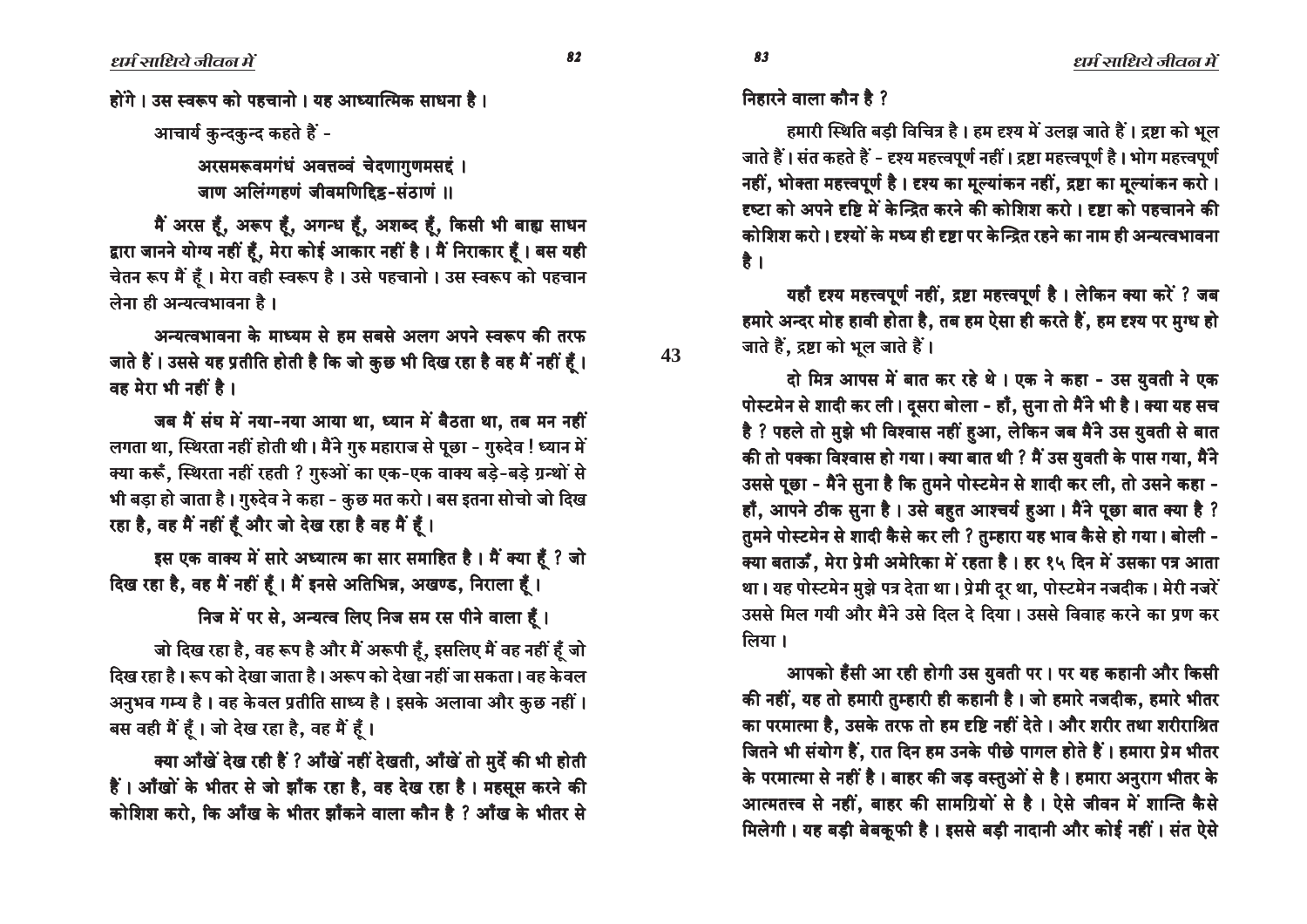होंगे। उस स्वरूप को पहचानो। यह आध्यात्मिक साधना है।

आचार्य कुन्दकुन्द कहते हैं -

> अरसमरूवमगंधं अवत्तव्वं चेदणागुणमसद्दं।
> जाण अलिंगग्गहणं जीवमणिद्दिट्ठ-संठाणं॥

मैं अरस हूँ, अरूप हूँ, अगन्ध हूँ, अशब्द हूँ, किसी भी बाह्य साधन द्वारा जानने योग्य नहीं हूँ, मेरा कोई आकार नहीं है। मैं निराकार हूँ। बस यही चेतन रूप मैं हूँ। मेरा वही स्वरूप है। उसे पहचानो। उस स्वरूप को पहचान लेना ही अन्यत्वभावना है।

अन्यत्वभावना के माध्यम से हम सबसे अलग अपने स्वरूप की तरफ जाते हैं। उससे यह प्रतीति होती है कि जो कुछ भी दिख रहा है वह मैं नहीं हूँ। वह मेरा भी नहीं है।

जब मैं संघ में नया-नया आया था, ध्यान में बैठता था, तब मन नहीं लगता था, स्थिरता नहीं होती थी। मैंने गुरु महाराज से पूछा - गुरुदेव ! ध्यान में क्या करूँ, स्थिरता नहीं रहती ? गुरुओं का एक-एक वाक्य बड़े-बड़े ग्रन्थों से भी बड़ा हो जाता है। गुरुदेव ने कहा - कुछ मत करो। बस इतना सोचो जो दिख रहा है, वह मैं नहीं हूँ और जो देख रहा है वह मैं हूँ।

इस एक वाक्य में सारे अध्यात्म का सार समाहित है। मैं क्या हूँ ? जो दिख रहा है, वह मैं नहीं हूँ। मैं इनसे अतिभिन्न, अखण्ड, निराला हूँ।

निज में पर से, अन्यत्व लिए निज सम रस पीने वाला हूँ।

जो दिख रहा है, वह रूप है और मैं अरूपी हूँ, इसलिए मैं वह नहीं हूँ जो दिख रहा है। रूप को देखा जाता है। अरूप को देखा नहीं जा सकता। वह केवल अनुभव गम्य है। वह केवल प्रतीति साध्य है। इसके अलावा और कुछ नहीं। बस वही मैं हूँ। जो देख रहा है, वह मैं हूँ।

क्या आँखें देख रही हैं ? आँखें नहीं देखती, आँखें तो मुर्दे की भी होती हैं। आँखों के भीतर से जो झाँक रहा है, वह देख रहा है। महसूस करने की कोशिश करो, कि आँख के भीतर झाँकने वाला कौन है ? आँख के भीतर से निहारने वाला कौन है ?

हमारी स्थिति बड़ी विचित्र है। हम दृश्य में उलझ जाते हैं। द्रष्टा को भूल जाते हैं। संत कहते हैं - दृश्य महत्त्वपूर्ण नहीं। द्रष्टा महत्त्वपूर्ण है। भोग महत्त्वपूर्ण नहीं, भोक्ता महत्त्वपूर्ण है। दृश्य का मूल्यांकन नहीं, द्रष्टा का मूल्यांकन करो। दृष्टा को अपने दृष्टि में केन्द्रित करने की कोशिश करो। दृष्टा को पहचानने की कोशिश करो। दृश्यों के मध्य ही दृष्टा पर केन्द्रित रहने का नाम ही अन्यत्वभावना है।

यहाँ दृश्य महत्त्वपूर्ण नहीं, द्रष्टा महत्त्वपूर्ण है। लेकिन क्या करें ? जब हमारे अन्दर मोह हावी होता है, तब हम ऐसा ही करते हैं, हम दृश्य पर मुग्ध हो जाते हैं, द्रष्टा को भूल जाते हैं।

दो मित्र आपस में बात कर रहे थे। एक ने कहा - उस युवती ने एक पोस्टमेन से शादी कर ली। दूसरा बोला - हाँ, सुना तो मैंने भी है। क्या यह सच है ? पहले तो मुझे भी विश्वास नहीं हुआ, लेकिन जब मैंने उस युवती से बात की तो पक्का विश्वास हो गया। क्या बात थी ? मैं उस युवती के पास गया, मैंने उससे पूछा - मैंने सुना है कि तुमने पोस्टमेन से शादी कर ली, तो उसने कहा - हाँ, आपने ठीक सुना है। उसे बहुत आश्चर्य हुआ। मैंने पूछा बात क्या है ? तुमने पोस्टमेन से शादी कैसे कर ली ? तुम्हारा यह भाव कैसे हो गया। बोली - क्या बताऊँ, मेरा प्रेमी अमेरिका में रहता है। हर १५ दिन में उसका पत्र आता था। यह पोस्टमेन मुझे पत्र देता था। प्रेमी दूर था, पोस्टमेन नजदीक। मेरी नजरें उससे मिल गयी और मैंने उसे दिल दे दिया। उससे विवाह करने का प्रण कर लिया।

आपको हँसी आ रही होगी उस युवती पर। पर यह कहानी और किसी की नहीं, यह तो हमारी तुम्हारी ही कहानी है। जो हमारे नजदीक, हमारे भीतर का परमात्मा है, उसके तरफ तो हम दृष्टि नहीं देते। और शरीर तथा शरीराश्रित जितने भी संयोग हैं, रात दिन हम उनके पीछे पागल होते हैं। हमारा प्रेम भीतर के परमात्मा से नहीं है। बाहर की जड़ वस्तुओं से है। हमारा अनुराग भीतर के आत्मतत्त्व से नहीं, बाहर की सामग्रियों से है। ऐसे जीवन में शान्ति कैसे मिलेगी। यह बड़ी बेवकूफी है। इससे बड़ी नादानी और कोई नहीं। संत ऐसे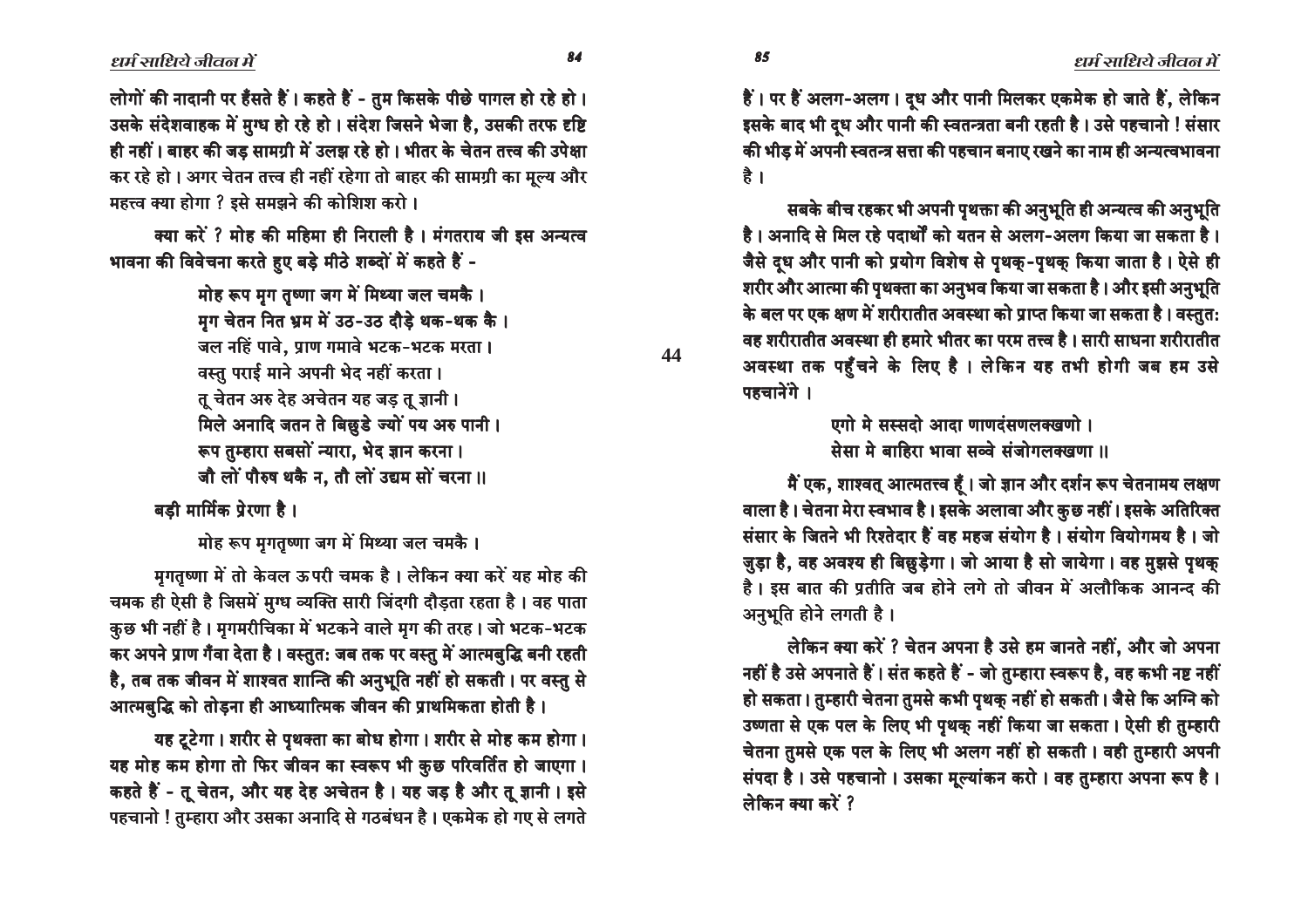लोगों की नादानी पर हँसते हैं। कहते हैं - तुम किसके पीछे पागल हो रहे हो। उसके संदेशवाहक में मुग्ध हो रहे हो। संदेश जिसने भेजा है, उसकी तरफ दृष्टि ही नहीं। बाहर की जड़ सामग्री में उलझ रहे हो। भीतर के चेतन तत्त्व की उपेक्षा कर रहे हो। अगर चेतन तत्त्व ही नहीं रहेगा तो बाहर की सामग्री का मूल्य और महत्त्व क्या होगा ? इसे समझने की कोशिश करो।

क्या करें ? मोह की महिमा ही निराली है। मंगतराय जी इस अन्यत्व भावना की विवेचना करते हुए बड़े मीठे शब्दों में कहते हैं -

> मोह रूप मृग तृष्णा जग में मिथ्या जल चमकै।
> मृग चेतन नित भ्रम में उठ-उठ दौड़े थक-थक कै।
> जल नहिं पावे, प्राण गमावे भटक-भटक मरता।
> वस्तु पराई माने अपनी भेद नहीं करता।
> तू चेतन अरु देह अचेतन यह जड़ तू ज्ञानी।
> मिले अनादि जतन ते बिछुडे ज्यों पय अरु पानी।
> रूप तुम्हारा सबसों न्यारा, भेद ज्ञान करना।
> जौ लों पौरुष थकै न, तौ लों उद्यम सों चरना॥

बड़ी मार्मिक प्रेरणा है।

> मोह रूप मृगतृष्णा जग में मिथ्या जल चमकै।

मृगतृष्णा में तो केवल ऊपरी चमक है। लेकिन क्या करें यह मोह की चमक ही ऐसी है जिसमें मुग्ध व्यक्ति सारी जिंदगी दौड़ता रहता है। वह पाता कुछ भी नहीं है। मृगमरीचिका में भटकने वाले मृग की तरह। जो भटक-भटक कर अपने प्राण गँवा देता है। वस्तुतः जब तक पर वस्तु में आत्मबुद्धि बनी रहती है, तब तक जीवन में शाश्वत शान्ति की अनुभूति नहीं हो सकती। पर वस्तु से आत्मबुद्धि को तोड़ना ही आध्यात्मिक जीवन की प्राथमिकता होती है।

यह टूटेगा। शरीर से पृथक्ता का बोध होगा। शरीर से मोह कम होगा। यह मोह कम होगा तो फिर जीवन का स्वरूप भी कुछ परिवर्तित हो जाएगा। कहते हैं - तू चेतन, और यह देह अचेतन है। यह जड़ है और तू ज्ञानी। इसे पहचानो ! तुम्हारा और उसका अनादि से गठबंधन है। एकमेक हो गए से लगते हैं। पर हैं अलग-अलग। दूध और पानी मिलकर एकमेक हो जाते हैं, लेकिन इसके बाद भी दूध और पानी की स्वतन्त्रता बनी रहती है। उसे पहचानो ! संसार की भीड़ में अपनी स्वतन्त्र सत्ता की पहचान बनाए रखने का नाम ही अन्यत्वभावना है।

सबके बीच रहकर भी अपनी पृथक्ता की अनुभूति ही अन्यत्व की अनुभूति है। अनादि से मिल रहे पदार्थों को यतन से अलग-अलग किया जा सकता है। जैसे दूध और पानी को प्रयोग विशेष से पृथक्-पृथक् किया जाता है। ऐसे ही शरीर और आत्मा की पृथक्ता का अनुभव किया जा सकता है। और इसी अनुभूति के बल पर एक क्षण में शरीरातीत अवस्था को प्राप्त किया जा सकता है। वस्तुतः वह शरीरातीत अवस्था ही हमारे भीतर का परम तत्त्व है। सारी साधना शरीरातीत अवस्था तक पहुँचने के लिए है। लेकिन यह तभी होगी जब हम उसे पहचानेंगे।

> एगो मे सस्सदो आदा णाणदंसणलक्खणो।
> सेसा मे बाहिरा भावा सव्वे संजोगलक्खणा॥

मैं एक, शाश्वत् आत्मतत्त्व हूँ। जो ज्ञान और दर्शन रूप चेतनामय लक्षण वाला है। चेतना मेरा स्वभाव है। इसके अलावा और कुछ नहीं। इसके अतिरिक्त संसार के जितने भी रिश्तेदार हैं वह महज संयोग है। संयोग वियोगमय है। जो जुड़ा है, वह अवश्य ही बिछुड़ेगा। जो आया है सो जायेगा। वह मुझसे पृथक् है। इस बात की प्रतीति जब होने लगे तो जीवन में अलौकिक आनन्द की अनुभूति होने लगती है।

लेकिन क्या करें ? चेतन अपना है उसे हम जानते नहीं, और जो अपना नहीं है उसे अपनाते हैं। संत कहते हैं - जो तुम्हारा स्वरूप है, वह कभी नष्ट नहीं हो सकता। तुम्हारी चेतना तुमसे कभी पृथक् नहीं हो सकती। जैसे कि अग्नि को उष्णता से एक पल के लिए भी पृथक् नहीं किया जा सकता। ऐसी ही तुम्हारी चेतना तुमसे एक पल के लिए भी अलग नहीं हो सकती। वही तुम्हारी अपनी संपदा है। उसे पहचानो। उसका मूल्यांकन करो। वह तुम्हारा अपना रूप है। लेकिन क्या करें ?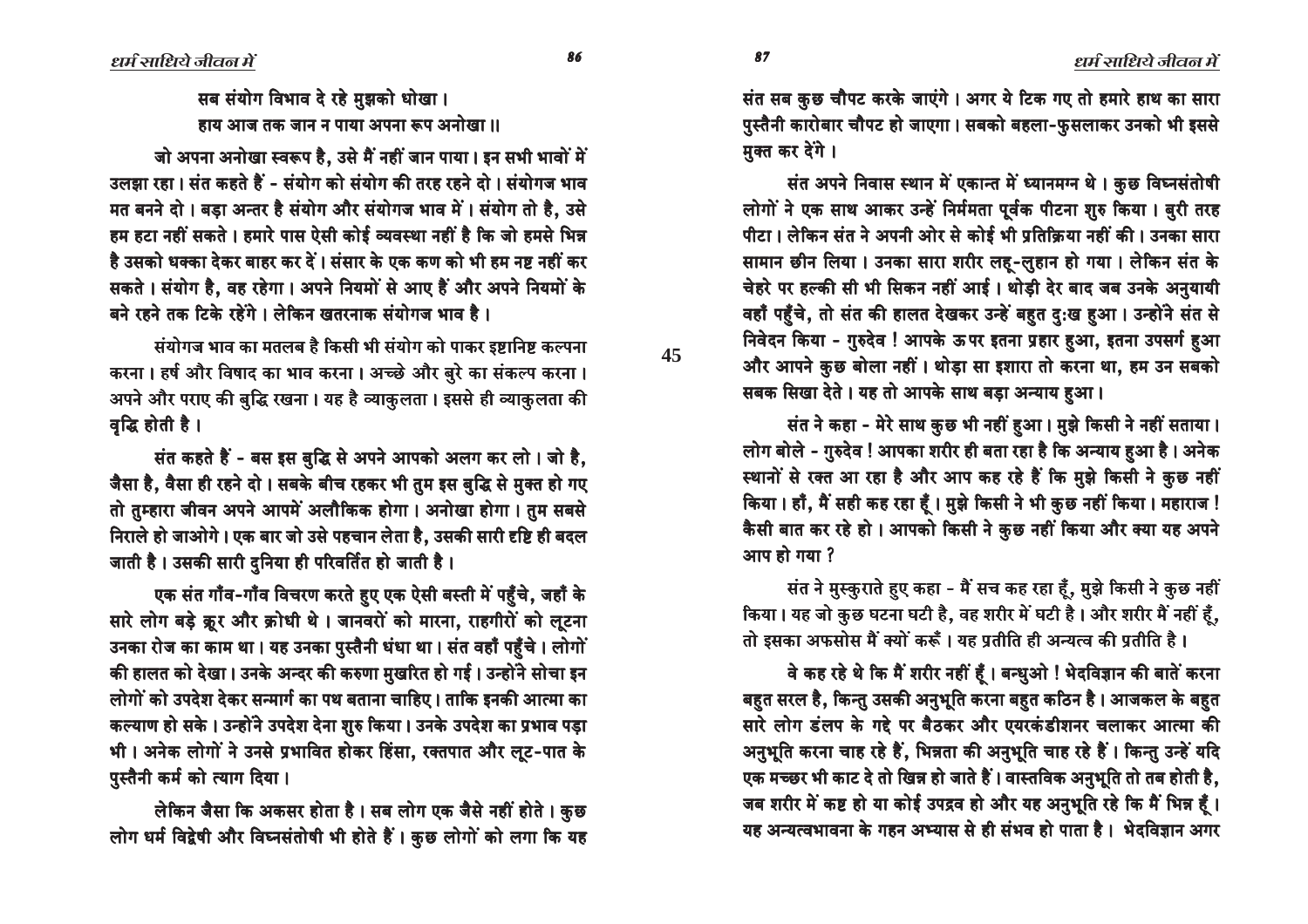सब संयोग विभाव दे रहे मुझको धोखा।
हाय आज तक जान न पाया अपना रूप अनोखा ।।

जो अपना अनोखा स्वरूप है, उसे मैं नहीं जान पाया। इन सभी भावों में उलझा रहा। संत कहते हैं - संयोग को संयोग की तरह रहने दो। संयोगज भाव मत बनने दो। बड़ा अन्तर है संयोग और संयोगज भाव में। संयोग तो है, उसे हम हटा नहीं सकते। हमारे पास ऐसी कोई व्यवस्था नहीं है कि जो हमसे भिन्न है उसको धक्का देकर बाहर कर दें। संसार के एक कण को भी हम नष्ट नहीं कर सकते। संयोग है, वह रहेगा। अपने नियमों से आए हैं और अपने नियमों के बने रहने तक टिके रहेंगे। लेकिन खतरनाक संयोगज भाव है।

संयोगज भाव का मतलब है किसी भी संयोग को पाकर इष्टानिष्ट कल्पना करना। हर्ष और विषाद का भाव करना। अच्छे और बुरे का संकल्प करना। अपने और पराए की बुद्धि रखना। यह है व्याकुलता। इससे ही व्याकुलता की वृद्धि होती है।

संत कहते हैं - बस इस बुद्धि से अपने आपको अलग कर लो। जो है, जैसा है, वैसा ही रहने दो। सबके बीच रहकर भी तुम इस बुद्धि से मुक्त हो गए तो तुम्हारा जीवन अपने आपमें अलौकिक होगा। अनोखा होगा। तुम सबसे निराले हो जाओगे। एक बार जो उसे पहचान लेता है, उसकी सारी दृष्टि ही बदल जाती है। उसकी सारी दुनिया ही परिवर्तित हो जाती है।

एक संत गाँव-गाँव विचरण करते हुए एक ऐसी बस्ती में पहुँचे, जहाँ के सारे लोग बड़े क्रूर और क्रोधी थे। जानवरों को मारना, राहगीरों को लूटना उनका रोज का काम था। यह उनका पुस्तैनी धंधा था। संत वहाँ पहुँचे। लोगों की हालत को देखा। उनके अन्दर की करुणा मुखरित हो गई। उन्होंने सोचा इन लोगों को उपदेश देकर सन्मार्ग का पथ बताना चाहिए। ताकि इनकी आत्मा का कल्याण हो सके। उन्होंने उपदेश देना शुरु किया। उनके उपदेश का प्रभाव पड़ा भी। अनेक लोगों ने उनसे प्रभावित होकर हिंसा, रक्तपात और लूट-पात के पुस्तैनी कर्म को त्याग दिया।

लेकिन जैसा कि अकसर होता है। सब लोग एक जैसे नहीं होते। कुछ लोग धर्म विद्वेषी और विघ्नसंतोषी भी होते हैं। कुछ लोगों को लगा कि यह संत सब कुछ चौपट करके जाएंगे। अगर ये टिक गए तो हमारे हाथ का सारा पुस्तैनी कारोबार चौपट हो जाएगा। सबको बहला-फुसलाकर उनको भी इससे मुक्त कर देंगे।

संत अपने निवास स्थान में एकान्त में ध्यानमग्न थे। कुछ विघ्नसंतोषी लोगों ने एक साथ आकर उन्हें निर्ममता पूर्वक पीटना शुरु किया। बुरी तरह पीटा। लेकिन संत ने अपनी ओर से कोई भी प्रतिक्रिया नहीं की। उनका सारा सामान छीन लिया। उनका सारा शरीर लहू-लुहान हो गया। लेकिन संत के चेहरे पर हल्की सी भी सिकन नहीं आई। थोड़ी देर बाद जब उनके अनुयायी वहाँ पहुँचे, तो संत की हालत देखकर उन्हें बहुत दुःख हुआ। उन्होंने संत से निवेदन किया - गुरुदेव ! आपके ऊपर इतना प्रहार हुआ, इतना उपसर्ग हुआ और आपने कुछ बोला नहीं। थोड़ा सा इशारा तो करना था, हम उन सबको सबक सिखा देते। यह तो आपके साथ बड़ा अन्याय हुआ।

संत ने कहा - मेरे साथ कुछ भी नहीं हुआ। मुझे किसी ने नहीं सताया। लोग बोले - गुरुदेव ! आपका शरीर ही बता रहा है कि अन्याय हुआ है। अनेक स्थानों से रक्त आ रहा है और आप कह रहे हैं कि मुझे किसी ने कुछ नहीं किया। हाँ, मैं सही कह रहा हूँ। मुझे किसी ने भी कुछ नहीं किया। महाराज ! कैसी बात कर रहे हो। आपको किसी ने कुछ नहीं किया और क्या यह अपने आप हो गया ?

संत ने मुस्कुराते हुए कहा - मैं सच कह रहा हूँ, मुझे किसी ने कुछ नहीं किया। यह जो कुछ घटना घटी है, वह शरीर में घटी है। और शरीर मैं नहीं हूँ, तो इसका अफसोस मैं क्यों करूँ। यह प्रतीति ही अन्यत्व की प्रतीति है।

वे कह रहे थे कि मैं शरीर नहीं हूँ। बन्धुओ ! भेदविज्ञान की बातें करना बहुत सरल है, किन्तु उसकी अनुभूति करना बहुत कठिन है। आजकल के बहुत सारे लोग डंलप के गद्दे पर बैठकर और एयरकंडीशनर चलाकर आत्मा की अनुभूति करना चाह रहे हैं, भिन्नता की अनुभूति चाह रहे हैं। किन्तु उन्हें यदि एक मच्छर भी काट दे तो खिन्न हो जाते हैं। वास्तविक अनुभूति तो तब होती है, जब शरीर में कष्ट हो या कोई उपद्रव हो और यह अनुभूति रहे कि मैं भिन्न हूँ। यह अन्यत्वभावना के गहन अभ्यास से ही संभव हो पाता है। भेदविज्ञान अगर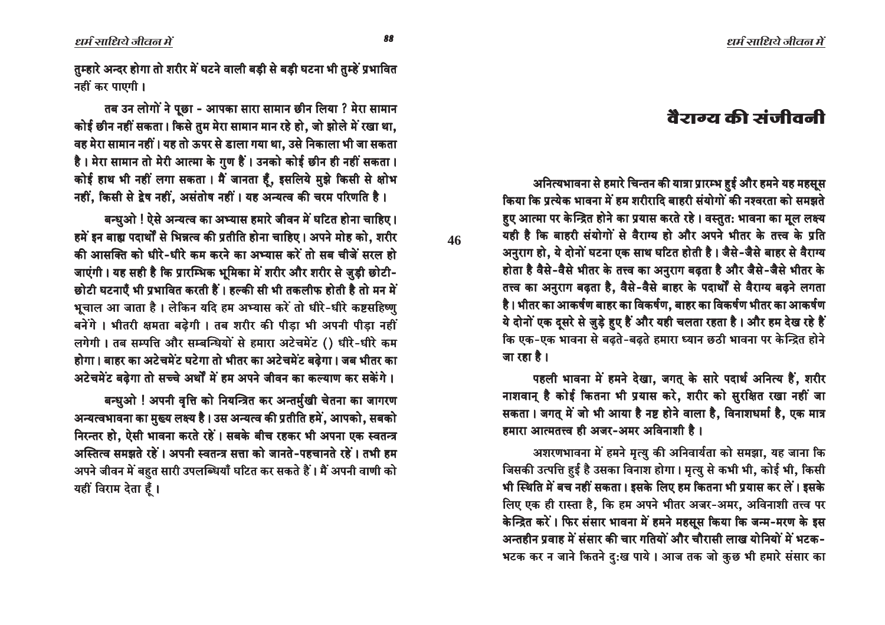तुम्हारे अन्दर होगा तो शरीर में घटने वाली बड़ी से बड़ी घटना भी तुम्हें प्रभावित नहीं कर पाएगी।

तब उन लोगों ने पूछा - आपका सारा सामान छीन लिया ? मेरा सामान कोई छीन नहीं सकता। किसे तुम मेरा सामान मान रहे हो, जो झोले में रखा था, वह मेरा सामान नहीं। यह तो ऊपर से डाला गया था, उसे निकाला भी जा सकता है। मेरा सामान तो मेरी आत्मा के गुण हैं। उनको कोई छीन ही नहीं सकता। कोई हाथ भी नहीं लगा सकता। मैं जानता हूँ, इसलिये मुझे किसी से क्षोभ नहीं, किसी से द्वेष नहीं, असंतोष नहीं। यह अन्यत्व की चरम परिणति है।

बन्धुओ ! ऐसे अन्यत्व का अभ्यास हमारे जीवन में घटित होना चाहिए। हमें इन बाह्य पदार्थों से भिन्नत्व की प्रतीति होना चाहिए। अपने मोह को, शरीर की आसक्ति को धीरे-धीरे कम करने का अभ्यास करें तो सब चीजें सरल हो जाएंगी। यह सही है कि प्रारम्भिक भूमिका में शरीर और शरीर से जुड़ी छोटी-छोटी घटनाएँ भी प्रभावित करती हैं। हल्की सी भी तकलीफ होती है तो मन में भूचाल आ जाता है। लेकिन यदि हम अभ्यास करें तो धीरे-धीरे कष्टसहिष्णु बनेंगे। भीतरी क्षमता बढ़ेगी। तब शरीर की पीड़ा भी अपनी पीड़ा नहीं लगेगी। तब सम्पत्ति और सम्बन्धियों से हमारा अटेचमेंट () धीरे-धीरे कम होगा। बाहर का अटेचमेंट घटेगा तो भीतर का अटेचमेंट बढ़ेगा। जब भीतर का अटेचमेंट बढ़ेगा तो सच्चे अर्थों में हम अपने जीवन का कल्याण कर सकेंगे।

बन्धुओ ! अपनी वृत्ति को नियन्त्रित कर अन्तर्मुखी चेतना का जागरण अन्यत्वभावना का मुख्य लक्ष्य है। उस अन्यत्व की प्रतीति हमें, आपको, सबको निरन्तर हो, ऐसी भावना करते रहें। सबके बीच रहकर भी अपना एक स्वतन्त्र अस्तित्व समझते रहें। अपनी स्वतन्त्र सत्ता को जानते-पहचानते रहें। तभी हम अपने जीवन में बहुत सारी उपलब्धियाँ घटित कर सकते हैं। मैं अपनी वाणी को यहीं विराम देता हूँ।

# वैराग्य की संजीवनी

अनित्यभावना से हमारे चिन्तन की यात्रा प्रारम्भ हुई और हमने यह महसूस किया कि प्रत्येक भावना में हम शरीरादि बाहरी संयोगों की नश्वरता को समझते हुए आत्मा पर केन्द्रित होने का प्रयास करते रहे। वस्तुतः भावना का मूल लक्ष्य यही है कि बाहरी संयोगों से वैराग्य हो और अपने भीतर के तत्त्व के प्रति अनुराग हो, ये दोनों घटना एक साथ घटित होती है। जैसे-जैसे बाहर से वैराग्य होता है वैसे-वैसे भीतर के तत्त्व का अनुराग बढ़ता है और जैसे-जैसे भीतर के तत्त्व का अनुराग बढ़ता है, वैसे-वैसे बाहर के पदार्थों से वैराग्य बढ़ने लगता है। भीतर का आकर्षण बाहर का विकर्षण, बाहर का विकर्षण भीतर का आकर्षण ये दोनों एक दूसरे से जुड़े हुए हैं और यही चलता रहता है। और हम देख रहे हैं कि एक-एक भावना से बढ़ते-बढ़ते हमारा ध्यान छठी भावना पर केन्द्रित होने जा रहा है।

पहली भावना में हमने देखा, जगत् के सारे पदार्थ अनित्य हैं, शरीर नाशवान् है कोई कितना भी प्रयास करे, शरीर को सुरक्षित रखा नहीं जा सकता। जगत् में जो भी आया है नष्ट होने वाला है, विनाशधर्मा है, एक मात्र हमारा आत्मतत्त्व ही अजर-अमर अविनाशी है।

अशरणभावना में हमने मृत्यु की अनिवार्यता को समझा, यह जाना कि जिसकी उत्पत्ति हुई है उसका विनाश होगा। मृत्यु से कभी भी, कोई भी, किसी भी स्थिति में बच नहीं सकता। इसके लिए हम कितना भी प्रयास कर लें। इसके लिए एक ही रास्ता है, कि हम अपने भीतर अजर-अमर, अविनाशी तत्त्व पर केन्द्रित करें। फिर संसार भावना में हमने महसूस किया कि जन्म-मरण के इस अन्तहीन प्रवाह में संसार की चार गतियों और चौरासी लाख योनियों में भटक-भटक कर न जाने कितने दुःख पाये। आज तक जो कुछ भी हमारे संसार का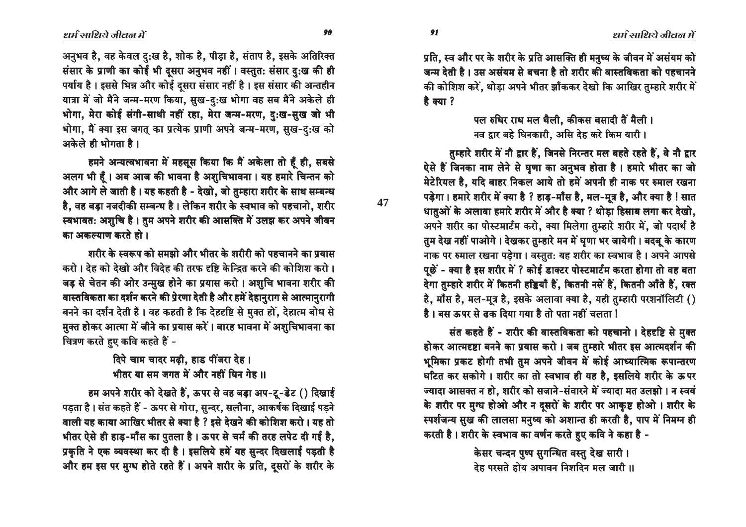अनुभव है, वह केवल दुःख है, शोक है, पीड़ा है, संताप है, इसके अतिरिक्त संसार के प्राणी का कोई भी दूसरा अनुभव नहीं। वस्तुतः संसार दुःख की ही पर्याय है। इससे भिन्न और कोई दूसरा संसार नहीं है। इस संसार की अन्तहीन यात्रा में जो मैंने जन्म-मरण किया, सुख-दुःख भोगा वह सब मैंने अकेले ही भोगा, मेरा कोई संगी-साथी नहीं रहा, मेरा जन्म-मरण, दुःख-सुख जो भी भोगा, मैं क्या इस जगत् का प्रत्येक प्राणी अपने जन्म-मरण, सुख-दुःख को अकेले ही भोगता है।

हमने अन्यत्वभावना में महसूस किया कि मैं अकेला तो हूँ ही, सबसे अलग भी हूँ। अब आज की भावना है अशुचिभावना। यह हमारे चिन्तन को और आगे ले जाती है। यह कहती है - देखो, जो तुम्हारा शरीर के साथ सम्बन्ध है, वह बड़ा नजदीकी सम्बन्ध है। लेकिन शरीर के स्वभाव को पहचानो, शरीर स्वभावतः अशुचि है। तुम अपने शरीर की आसक्ति में उलझ कर अपने जीवन का अकल्याण करते हो।

शरीर के स्वरूप को समझो और भीतर के शरीरी को पहचानने का प्रयास करो। देह को देखो और विदेह की तरफ दृष्टि केन्द्रित करने की कोशिश करो। जड़ से चेतन की ओर उन्मुख होने का प्रयास करो। अशुचि भावना शरीर की वास्तविकता का दर्शन करने की प्रेरणा देती है और हमें देहानुराग से आत्मानुरागी बनने का दर्शन देती है। वह कहती है कि देहदृष्टि से मुक्त हों, देहात्म बोध से मुक्त होकर आत्मा में जीने का प्रयास करें। बारह भावना में अशुचिभावना का चित्रण करते हुए कवि कहते हैं -

> दिपे चाम चादर मढ़ी, हाड पींजरा देह।
> भीतर या सम जगत में और नहीं घिन गेह॥

हम अपने शरीर को देखते हैं, ऊपर से वह बड़ा अप-टू-डेट () दिखाई पड़ता है। संत कहते हैं - ऊपर से गोरा, सुन्दर, सलौना, आकर्षक दिखाई पड़ने वाली यह काया आखिर भीतर से क्या है ? इसे देखने की कोशिश करो। यह तो भीतर ऐसे ही हाड़-माँस का पुतला है। ऊपर से चर्म की तरह लपेट दी गई है, प्रकृति ने एक व्यवस्था कर दी है। इसलिये हमें यह सुन्दर दिखलाई पड़ती है और हम इस पर मुग्ध होते रहते हैं। अपने शरीर के प्रति, दूसरों के शरीर के प्रति, स्व और पर के शरीर के प्रति आसक्ति ही मनुष्य के जीवन में असंयम को जन्म देती है। उस असंयम से बचना है तो शरीर की वास्तविकता को पहचानने की कोशिश करें, थोड़ा अपने भीतर झाँककर देखो कि आखिर तुम्हारे शरीर में है क्या ?

> पल रुधिर राध मल थैली, कीकस बसादी तैं मैली।
> नव द्वार बहे घिनकारी, असि देह करे किम यारी।

तुम्हारे शरीर में नौ द्वार हैं, जिनसे निरन्तर मल बहते रहते हैं, वे नौ द्वार ऐसे हैं जिनका नाम लेने से घृणा का अनुभव होता है। हमारे भीतर का जो मेटेरियल है, यदि बाहर निकल आये तो हमें अपनी ही नाक पर रुमाल रखना पड़ेगा। हमारे शरीर में क्या है ? हाड़-माँस है, मल-मूत्र है, और क्या है ! सात धातुओं के अलावा हमारे शरीर में और है क्या ? थोड़ा हिसाब लगा कर देखो, अपने शरीर का पोस्टमार्टम करो, क्या मिलेगा तुम्हारे शरीर में, जो पदार्थ है तुम देख नहीं पाओगे। देखकर तुम्हारे मन में घृणा भर जायेगी। बदबू के कारण नाक पर रुमाल रखना पड़ेगा। वस्तुतः यह शरीर का स्वभाव है। अपने आपसे पूछें - क्या है इस शरीर में ? कोई डाक्टर पोस्टमार्टम करता होगा तो वह बता देगा तुम्हारे शरीर में कितनी हड्डियाँ हैं, कितनी नसें हैं, कितनी आँते हैं, रक्त है, माँस है, मल-मूत्र है, इसके अलावा क्या है, यही तुम्हारी परशनॉलिटी () है। बस ऊपर से ढक दिया गया है तो पता नहीं चलता !

संत कहते हैं - शरीर की वास्तविकता को पहचानो। देहदृष्टि से मुक्त होकर आत्मद्रष्टा बनने का प्रयास करो। जब तुम्हारे भीतर इस आत्मदर्शन की भूमिका प्रकट होगी तभी तुम अपने जीवन में कोई आध्यात्मिक रूपान्तरण घटित कर सकोगे। शरीर का तो स्वभाव ही यह है, इसलिये शरीर के ऊपर ज्यादा आसक्त न हो, शरीर को सजाने-संवारने में ज्यादा मत उलझो। न स्वयं के शरीर पर मुग्ध होओ और न दूसरों के शरीर पर आकृष्ट होओ। शरीर के स्पर्शजन्य सुख की लालसा मनुष्य को अशान्त ही करती है, पाप में निमग्न ही करती है। शरीर के स्वभाव का वर्णन करते हुए कवि ने कहा है -

> केसर चन्दन पुष्प सुगन्धित वस्तु देख सारी।
> देह परसते होय अपावन निशदिन मल जारी॥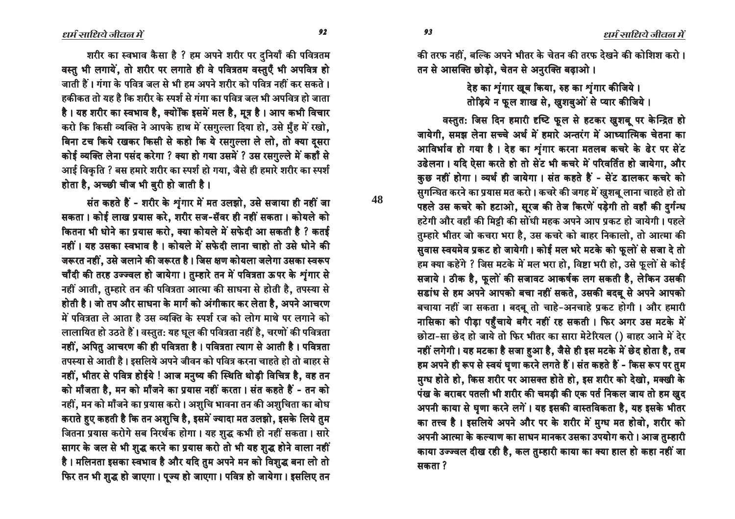शरीर का स्वभाव कैसा है ? हम अपने शरीर पर दुनियाँ की पवित्रतम वस्तु भी लगायें, तो शरीर पर लगाते ही वे पवित्रतम वस्तुएँ भी अपवित्र हो जाती हैं। गंगा के पवित्र जल से भी हम अपने शरीर को पवित्र नहीं कर सकते। हकीकत तो यह है कि शरीर के स्पर्श से गंगा का पवित्र जल भी अपवित्र हो जाता है। यह शरीर का स्वभाव है, क्योंकि इसमें मल है, मूत्र है। आप कभी विचार करो कि किसी व्यक्ति ने आपके हाथ में रसगुल्ला दिया हो, उसे मुँह में रखो, बिना टच किये रखकर किसी से कहो कि ये रसगुल्ला ले लो, तो क्या दूसरा कोई व्यक्ति लेना पसंद करेगा ? क्या हो गया उसमें ? उस रसगुल्ले में कहाँ से आई विकृति ? बस हमारे शरीर का स्पर्श हो गया, जैसे ही हमारे शरीर का स्पर्श होता है, अच्छी चीज भी बुरी हो जाती है।

संत कहते हैं - शरीर के शृंगार में मत उलझो, उसे सजाया ही नहीं जा सकता। कोई लाख प्रयास करे, शरीर सज-सँवर ही नहीं सकता। कोयले को कितना भी धोने का प्रयास करो, क्या कोयले में सफेदी आ सकती है ? कतई नहीं। यह उसका स्वभाव है। कोयले में सफेदी लाना चाहो तो उसे धोने की जरूरत नहीं, उसे जलाने की जरूरत है। जिस क्षण कोयला जलेगा उसका स्वरूप चाँदी की तरह उज्ज्वल हो जायेगा। तुम्हारे तन में पवित्रता ऊपर के शृंगार से नहीं आती, तुम्हारे तन की पवित्रता आत्मा की साधना से होती है, तपस्या से होती है। जो तप और साधना के मार्ग को अंगीकार कर लेता है, अपने आचरण में पवित्रता ले आता है उस व्यक्ति के स्पर्श रज को लोग माथे पर लगाने को लालायित हो उठते हैं। वस्तुतः यह धूल की पवित्रता नहीं है, चरणों की पवित्रता नहीं, अपितु आचरण की ही पवित्रता है। पवित्रता त्याग से आती है। पवित्रता तपस्या से आती है। इसलिये अपने जीवन को पवित्र करना चाहते हो तो बाहर से नहीं, भीतर से पवित्र होईये ! आज मनुष्य की स्थिति थोड़ी विचित्र है, वह तन को माँजता है, मन को माँजने का प्रयास नहीं करता। संत कहते हैं - तन को नहीं, मन को माँजने का प्रयास करो। अशुचि भावना तन की अशुचिता का बोध कराते हुए कहती है कि तन अशुचि है, इसमें ज्यादा मत उलझो, इसके लिये तुम जितना प्रयास करोगे सब निरर्थक होगा। यह शुद्ध कभी हो नहीं सकता। सारे सागर के जल से भी शुद्ध करने का प्रयास करो तो भी यह शुद्ध होने वाला नहीं है। मलिनता इसका स्वभाव है और यदि तुम अपने मन को विशुद्ध बना लो तो फिर तन भी शुद्ध हो जाएगा। पूज्य हो जाएगा। पवित्र हो जायेगा। इसलिए तन की तरफ नहीं, बल्कि अपने भीतर के चेतन की तरफ देखने की कोशिश करो। तन से आसक्ति छोड़ो, चेतन से अनुरक्ति बढ़ाओ।

> देह का शृंगार खूब किया, रुह का शृंगार कीजिये।
> तोड़िये न फूल शाख से, खुशबुओं से प्यार कीजिये।

वस्तुतः जिस दिन हमारी दृष्टि फूल से हटकर खुशबू पर केन्द्रित हो जायेगी, समझ लेना सच्चे अर्थ में हमारे अन्तरंग में आध्यात्मिक चेतना का आविर्भाव हो गया है। देह का शृंगार करना मतलब कचरे के ढेर पर सेंट उढेलना। यदि ऐसा करते हो तो सेंट भी कचरे में परिवर्तित हो जायेगा, और कुछ नहीं होगा। व्यर्थ ही जायेगा। संत कहते हैं - सेंट डालकर कचरे को सुगन्धित करने का प्रयास मत करो। कचरे की जगह में खुशबू लाना चाहते हो तो पहले उस कचरे को हटाओ, सूरज की तेज किरणें पड़ेगी तो वहाँ की दुर्गन्ध हटेगी और वहाँ की मिट्टी की सोंधी महक अपने आप प्रकट हो जायेगी। पहले तुम्हारे भीतर जो कचरा भरा है, उस कचरे को बाहर निकालो, तो आत्मा की सुवास स्वयमेव प्रकट हो जायेगी। कोई मल भरे मटके को फूलों से सजा दे तो हम क्या कहेंगे ? जिस मटके में मल भरा हो, विष्टा भरी हो, उसे फूलों से कोई सजाये। ठीक है, फूलों की सजावट आकर्षक लग सकती है, लेकिन उसकी सडांध से हम अपने आपको बचा नहीं सकते, उसकी बदबू से अपने आपको बचाया नहीं जा सकता। बदबू तो चाहे-अनचाहे प्रकट होगी। और हमारी नासिका को पीड़ा पहुँचाये बगैर नहीं रह सकती। फिर अगर उस मटके में छोटा-सा छेद हो जाये तो फिर भीतर का सारा मेटेरियल () बाहर आने में देर नहीं लगेगी। यह मटका है सजा हुआ है, जैसे ही इस मटके में छेद होता है, तब हम अपने ही रूप से स्वयं घृणा करने लगते हैं। संत कहते हैं - किस रूप पर तुम मुग्ध होते हो, किस शरीर पर आसक्त होते हो, इस शरीर को देखो, मक्खी के पंख के बराबर पतली भी शरीर की चमड़ी की एक पर्त निकल जाय तो हम खुद अपनी काया से घृणा करने लगें। यह इसकी वास्तविकता है, यह इसके भीतर का तत्त्व है। इसलिये अपने और पर के शरीर में मुग्ध मत होवो, शरीर को अपनी आत्मा के कल्याण का साधन मानकर उसका उपयोग करो। आज तुम्हारी काया उज्ज्वल दीख रही है, कल तुम्हारी काया का क्या हाल हो कहा नहीं जा सकता ?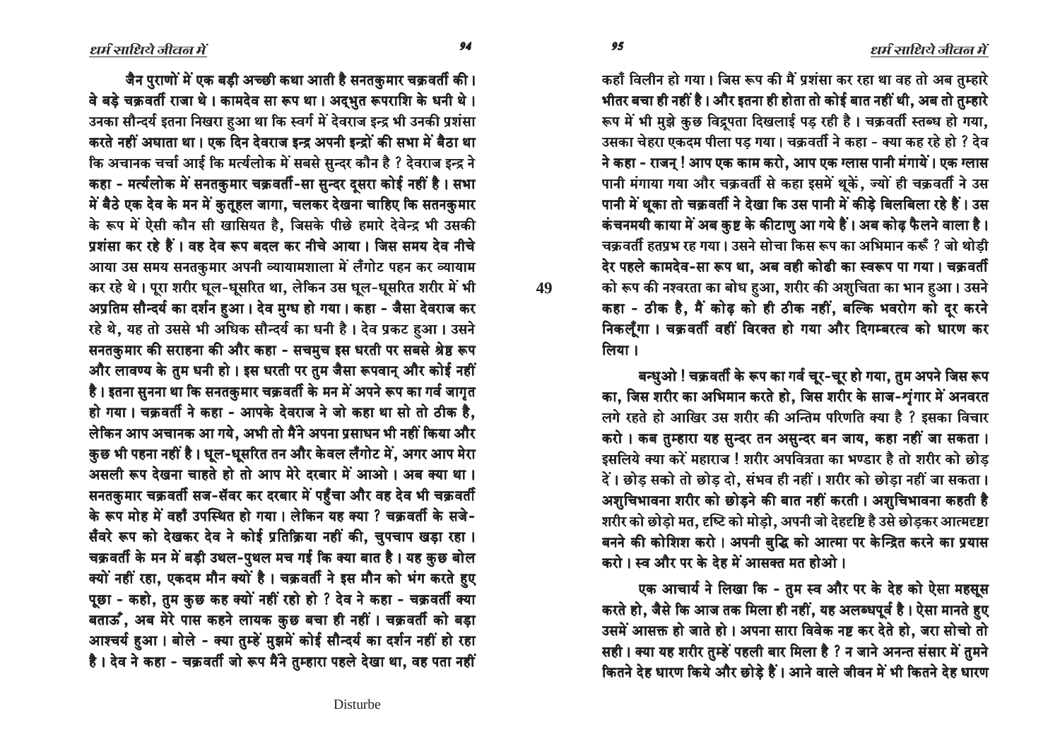जैन पुराणों में एक बड़ी अच्छी कथा आती है सनतकुमार चक्रवर्ती की। वे बड़े चक्रवर्ती राजा थे। कामदेव सा रूप था। अद्‌भुत रूपराशि के धनी थे। उनका सौन्दर्य इतना निखरा हुआ था कि स्वर्ग में देवराज इन्द्र भी उनकी प्रशंसा करते नहीं अघाता था। एक दिन देवराज इन्द्र अपनी इन्द्रों की सभा में बैठा था कि अचानक चर्चा आई कि मर्त्यलोक में सबसे सुन्दर कौन है ? देवराज इन्द्र ने कहा - मर्त्यलोक में सनतकुमार चक्रवर्ती-सा सुन्दर दूसरा कोई नहीं है। सभा में बैठे एक देव के मन में कुतूहल जागा, चलकर देखना चाहिए कि सतनकुमार के रूप में ऐसी कौन सी खासियत है, जिसके पीछे हमारे देवेन्द्र भी उसकी प्रशंसा कर रहे हैं। वह देव रूप बदल कर नीचे आया। जिस समय देव नीचे आया उस समय सनतकुमार अपनी व्यायामशाला में लँगोट पहन कर व्यायाम कर रहे थे। पूरा शरीर धूल-धूसरित था, लेकिन उस धूल-धूसरित शरीर में भी अप्रतिम सौन्दर्य का दर्शन हुआ। देव मुग्ध हो गया। कहा - जैसा देवराज कर रहे थे, यह तो उससे भी अधिक सौन्दर्य का धनी है। देव प्रकट हुआ। उसने सनतकुमार की सराहना की और कहा - सचमुच इस धरती पर सबसे श्रेष्ठ रूप और लावण्य के तुम धनी हो। इस धरती पर तुम जैसा रूपवान् और कोई नहीं है। इतना सुनना था कि सनतकुमार चक्रवर्ती के मन में अपने रूप का गर्व जागृत हो गया। चक्रवर्ती ने कहा - आपके देवराज ने जो कहा था सो तो ठीक है, लेकिन आप अचानक आ गये, अभी तो मैने अपना प्रसाधन भी नहीं किया और कुछ भी पहना नहीं है। धूल-धूसरित तन और केवल लँगोट में, अगर आप मेरा असली रूप देखना चाहते हो तो आप मेरे दरबार में आओ। अब क्या था। सनतकुमार चक्रवर्ती सज-सँवर कर दरबार में पहुँचा और वह देव भी चक्रवर्ती के रूप मोह में वहाँ उपस्थित हो गया। लेकिन यह क्या ? चक्रवर्ती के सजे-सँवरे रूप को देखकर देव ने कोई प्रतिक्रिया नहीं की, चुपचाप खड़ा रहा। चक्रवर्ती के मन में बड़ी उथल-पुथल मच गई कि क्या बात है। यह कुछ बोल क्यों नहीं रहा, एकदम मौन क्यों है। चक्रवर्ती ने इस मौन को भंग करते हुए पूछा - कहो, तुम कुछ कह क्यों नहीं रहो हो ? देव ने कहा - चक्रवर्ती क्या बताऊँ, अब मेरे पास कहने लायक कुछ बचा ही नहीं। चक्रवर्ती को बड़ा आश्चर्य हुआ। बोले - क्या तुम्हें मुझमें कोई सौन्दर्य का दर्शन नहीं हो रहा है। देव ने कहा - चक्रवर्ती जो रूप मैंने तुम्हारा पहले देखा था, वह पता नहीं कहाँ विलीन हो गया। जिस रूप की मैं प्रशंसा कर रहा था वह तो अब तुम्हारे भीतर बचा ही नहीं है। और इतना ही होता तो कोई बात नहीं थी, अब तो तुम्हारे रूप में भी मुझे कुछ विद्रूपता दिखलाई पड़ रही है। चक्रवर्ती स्तब्ध हो गया, उसका चेहरा एकदम पीला पड़ गया। चक्रवर्ती ने कहा - क्या कह रहे हो ? देव ने कहा - राजन् ! आप एक काम करो, आप एक ग्लास पानी मंगायें। एक ग्लास पानी मंगाया गया और चक्रवर्ती से कहा इसमें थूकें, ज्यों ही चक्रवर्ती ने उस पानी में थूका तो चक्रवर्ती ने देखा कि उस पानी में कीड़े बिलबिला रहे हैं। उस कंचनमयी काया में अब कुष्ट के कीटाणु आ गये हैं। अब कोढ़ फैलने वाला है। चक्रवर्ती हतप्रभ रह गया। उसने सोचा किस रूप का अभिमान करूँ ? जो थोड़ी देर पहले कामदेव-सा रूप था, अब वही कोढी का स्वरूप पा गया। चक्रवर्ती को रूप की नश्वरता का बोध हुआ, शरीर की अशुचिता का भान हुआ। उसने कहा - ठीक है, मैं कोढ़ को ही ठीक नहीं, बल्कि भवरोग को दूर करने निकलूँगा। चक्रवर्ती वहीं विरक्त हो गया और दिगम्बरत्व को धारण कर लिया।

बन्धुओ ! चक्रवर्ती के रूप का गर्व चूर-चूर हो गया, तुम अपने जिस रूप का, जिस शरीर का अभिमान करते हो, जिस शरीर के साज-शृंगार में अनवरत लगे रहते हो आखिर उस शरीर की अन्तिम परिणति क्या है ? इसका विचार करो। कब तुम्हारा यह सुन्दर तन असुन्दर बन जाय, कहा नहीं जा सकता। इसलिये क्या करें महाराज ! शरीर अपवित्रता का भण्डार है तो शरीर को छोड़ दें। छोड़ सको तो छोड़ दो, संभव ही नहीं। शरीर को छोड़ा नहीं जा सकता। अशुचिभावना शरीर को छोड़ने की बात नहीं करती। अशुचिभावना कहती है शरीर को छोड़ो मत, दृष्टि को मोड़ो, अपनी जो देहदृष्टि है उसे छोड़कर आत्मद्रष्टा बनने की कोशिश करो। अपनी बुद्धि को आत्मा पर केन्द्रित करने का प्रयास करो। स्व और पर के देह में आसक्त मत होओ।

एक आचार्य ने लिखा कि - तुम स्व और पर के देह को ऐसा महसूस करते हो, जैसे कि आज तक मिला ही नहीं, यह अलब्धपूर्व है। ऐसा मानते हुए उसमें आसक्त हो जाते हो। अपना सारा विवेक नष्ट कर देते हो, जरा सोचो तो सही। क्या यह शरीर तुम्हें पहली बार मिला है ? न जाने अनन्त संसार में तुमने कितने देह धारण किये और छोड़े हैं। आने वाले जीवन में भी कितने देह धारण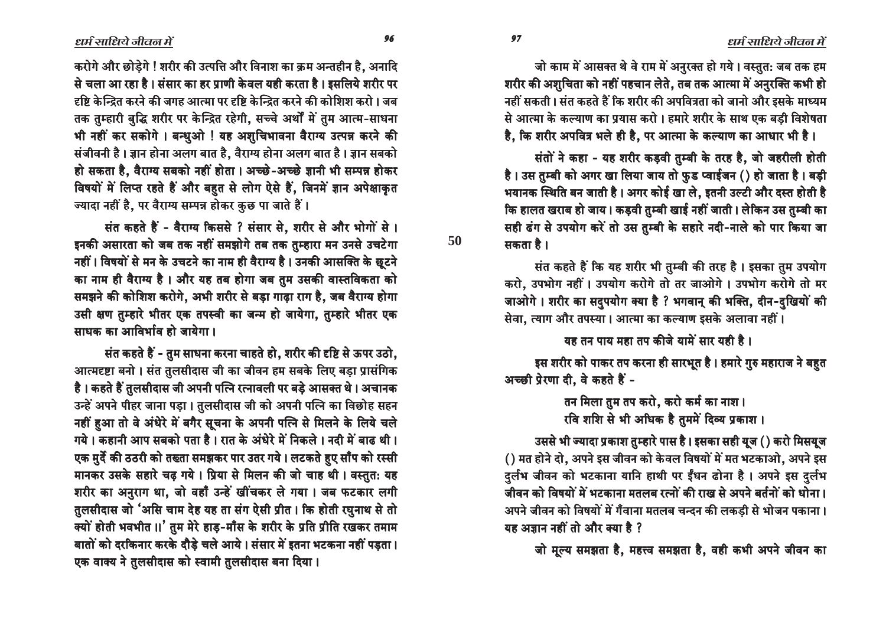करोगे और छोड़ेगे ! शरीर की उत्पत्ति और विनाश का क्रम अन्तहीन है, अनादि से चला आ रहा है। संसार का हर प्राणी केवल यही करता है। इसलिये शरीर पर दृष्टि केन्द्रित करने की जगह आत्मा पर दृष्टि केन्द्रित करने की कोशिश करो। जब तक तुम्हारी बुद्धि शरीर पर केन्द्रित रहेगी, सच्चे अर्थों में तुम आत्म-साधना भी नहीं कर सकोगे। बन्धुओ ! यह अशुचिभावना वैराग्य उत्पन्न करने की संजीवनी है। ज्ञान होना अलग बात है, वैराग्य होना अलग बात है। ज्ञान सबको हो सकता है, वैराग्य सबको नहीं होता। अच्छे-अच्छे ज्ञानी भी सम्पन्न होकर विषयों में लिप्त रहते हैं और बहुत से लोग ऐसे हैं, जिनमें ज्ञान अपेक्षाकृत ज्यादा नहीं है, पर वैराग्य सम्पन्न होकर कुछ पा जाते हैं।

संत कहते हैं - वैराग्य किससे ? संसार से, शरीर से और भोगों से। इनकी असारता को जब तक नहीं समझोगे तब तक तुम्हारा मन उनसे उचटेगा नहीं। विषयों से मन के उचटने का नाम ही वैराग्य है। उनकी आसक्ति के छूटने का नाम ही वैराग्य है। और यह तब होगा जब तुम उसकी वास्तविकता को समझने की कोशिश करोगे, अभी शरीर से बड़ा गाढ़ा राग है, जब वैराग्य होगा उसी क्षण तुम्हारे भीतर एक तपस्वी का जन्म हो जायेगा, तुम्हारे भीतर एक साधक का आविर्भाव हो जायेगा।

संत कहते हैं - तुम साधना करना चाहते हो, शरीर की दृष्टि से ऊपर उठो, आत्मदृष्टा बनो। संत तुलसीदास जी का जीवन हम सबके लिए बड़ा प्रासंगिक है। कहते हैं तुलसीदास जी अपनी पत्नि रत्नावली पर बड़े आसक्त थे। अचानक उन्हें अपने पीहर जाना पड़ा। तुलसीदास जी को अपनी पत्नि का विछोह सहन नहीं हुआ तो वे अंधेरे में बगैर सूचना के अपनी पत्नि से मिलने के लिये चले गये। कहानी आप सबको पता है। रात के अंधेरे में निकले। नदी में बाढ थी। एक मुर्दे की ठठरी को तख्ता समझकर पार उतर गये। लटकते हुए साँप को रस्सी मानकर उसके सहारे चढ़ गये। प्रिया से मिलन की जो चाह थी। वस्तुतः यह शरीर का अनुराग था, जो वहाँ उन्हें खींचकर ले गया। जब फटकार लगी तुलसीदास जो 'असि चाम देह यह ता संग ऐसी प्रीत। कि होती रघुनाथ से तो क्यों होती भवभीत ॥' तुम मेरे हाड़-माँस के शरीर के प्रति प्रीति रखकर तमाम बातों को दरकिनार करके दौड़े चले आये। संसार में इतना भटकना नहीं पड़ता। एक वाक्य ने तुलसीदास को स्वामी तुलसीदास बना दिया।

जो काम में आसक्त थे वे राम में अनुरक्त हो गये। वस्तुतः जब तक हम शरीर की अशुचिता को नहीं पहचान लेते, तब तक आत्मा में अनुरक्ति कभी हो नहीं सकती। संत कहते हैं कि शरीर की अपवित्रता को जानो और इसके माध्यम से आत्मा के कल्याण का प्रयास करो। हमारे शरीर के साथ एक बड़ी विशेषता है, कि शरीर अपवित्र भले ही है, पर आत्मा के कल्याण का आधार भी है।

संतों ने कहा - यह शरीर कड़वी तुम्बी के तरह है, जो जहरीली होती है। उस तुम्बी को अगर खा लिया जाय तो फुड प्वाईजन () हो जाता है। बड़ी भयानक स्थिति बन जाती है। अगर कोई खा ले, इतनी उल्टी और दस्त होती है कि हालत खराब हो जाय। कड़वी तुम्बी खाई नहीं जाती। लेकिन उस तुम्बी का सही ढंग से उपयोग करें तो उस तुम्बी के सहारे नदी-नाले को पार किया जा सकता है।

संत कहते हैं कि यह शरीर भी तुम्बी की तरह है। इसका तुम उपयोग करो, उपभोग नहीं। उपयोग करोगे तो तर जाओगे। उपभोग करोगे तो मर जाओगे। शरीर का सदुपयोग क्या है ? भगवान् की भक्ति, दीन-दुखियों की सेवा, त्याग और तपस्या। आत्मा का कल्याण इसके अलावा नहीं।

यह तन पाय महा तप कीजे यामें सार यही है।

इस शरीर को पाकर तप करना ही सारभूत है। हमारे गुरु महाराज ने बहुत अच्छी प्रेरणा दी, वे कहते हैं -

तन मिला तुम तप करो, करो कर्म का नाश।  
रवि शशि से भी अधिक है तुममें दिव्य प्रकाश।

उससे भी ज्यादा प्रकाश तुम्हारे पास है। इसका सही यूज () करो मिसयूज () मत होने दो, अपने इस जीवन को केवल विषयों में मत भटकाओ, अपने इस दुर्लभ जीवन को भटकाना यानि हाथी पर ईंधन ढोना है। अपने इस दुर्लभ जीवन को विषयों में भटकाना मतलब रत्नों की राख से अपने बर्तनों को धोना। अपने जीवन को विषयों में गँवाना मतलब चन्दन की लकड़ी से भोजन पकाना। यह अज्ञान नहीं तो और क्या है ?

जो मूल्य समझता है, महत्त्व समझता है, वही कभी अपने जीवन का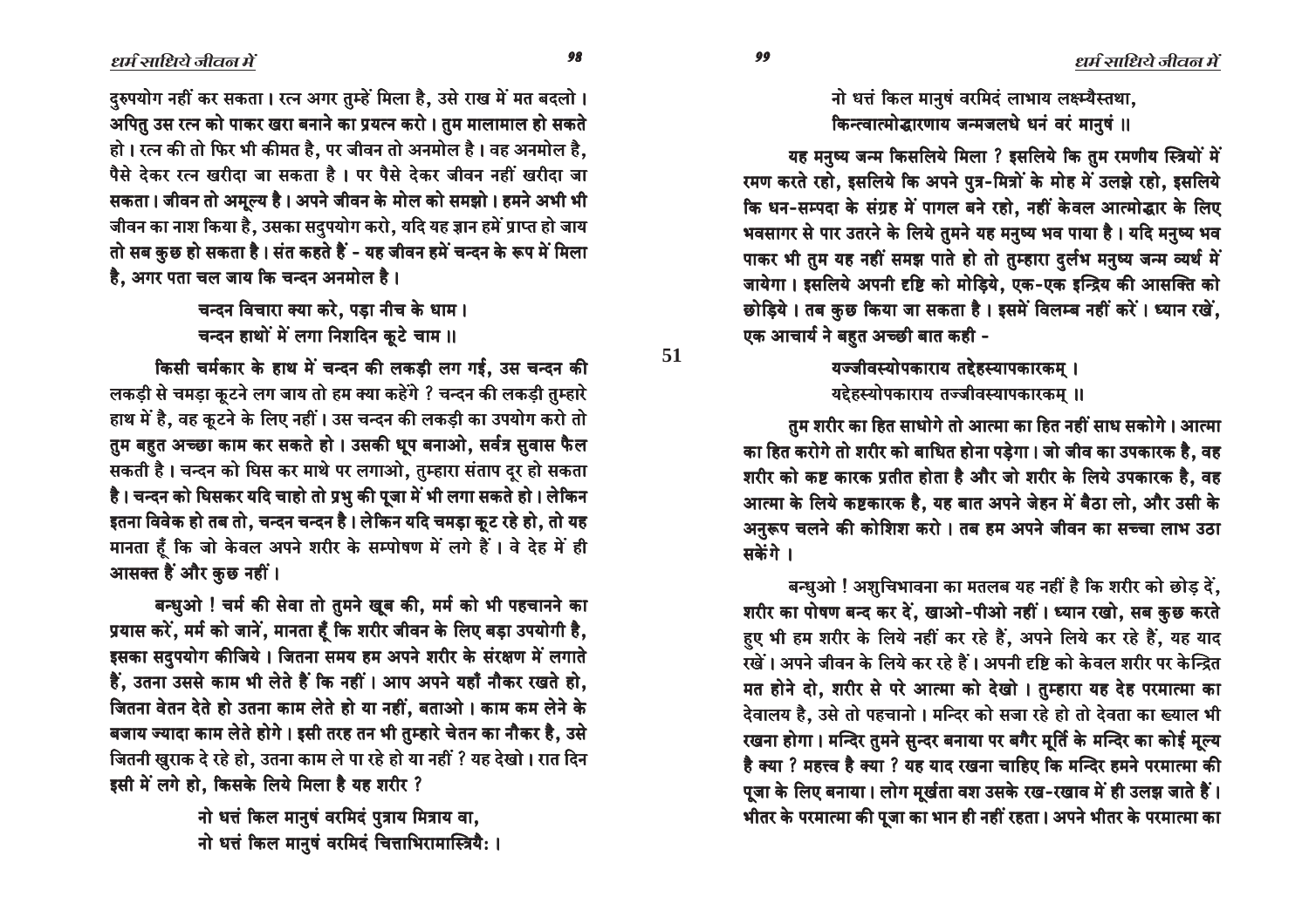दुरुपयोग नहीं कर सकता। रत्न अगर तुम्हें मिला है, उसे राख में मत बदलो। अपितु उस रत्न को पाकर खरा बनाने का प्रयत्न करो। तुम मालामाल हो सकते हो। रत्न की तो फिर भी कीमत है, पर जीवन तो अनमोल है। वह अनमोल है, पैसे देकर रत्न खरीदा जा सकता है। पर पैसे देकर जीवन नहीं खरीदा जा सकता। जीवन तो अमूल्य है। अपने जीवन के मोल को समझो। हमने अभी भी जीवन का नाश किया है, उसका सदुपयोग करो, यदि यह ज्ञान हमें प्राप्त हो जाय तो सब कुछ हो सकता है। संत कहते हैं - यह जीवन हमें चन्दन के रूप में मिला है, अगर पता चल जाय कि चन्दन अनमोल है।

> चन्दन विचारा क्या करे, पड़ा नीच के धाम।
> चन्दन हाथों में लगा निशदिन कूटे चाम॥

किसी चर्मकार के हाथ में चन्दन की लकड़ी लग गई, उस चन्दन की लकड़ी से चमड़ा कूटने लग जाय तो हम क्या कहेंगे ? चन्दन की लकड़ी तुम्हारे हाथ में है, वह कूटने के लिए नहीं। उस चन्दन की लकड़ी का उपयोग करो तो तुम बहुत अच्छा काम कर सकते हो। उसकी धूप बनाओ, सर्वत्र सुवास फैल सकती है। चन्दन को घिस कर माथे पर लगाओ, तुम्हारा संताप दूर हो सकता है। चन्दन को घिसकर यदि चाहो तो प्रभु की पूजा में भी लगा सकते हो। लेकिन इतना विवेक हो तब तो, चन्दन चन्दन है। लेकिन यदि चमड़ा कूट रहे हो, तो यह मानता हूँ कि जो केवल अपने शरीर के सम्पोषण में लगे हैं। वे देह में ही आसक्त हैं और कुछ नहीं।

बन्धुओ ! चर्म की सेवा तो तुमने खूब की, मर्म को भी पहचानने का प्रयास करें, मर्म को जानें, मानता हूँ कि शरीर जीवन के लिए बड़ा उपयोगी है, इसका सदुपयोग कीजिये। जितना समय हम अपने शरीर के संरक्षण में लगाते हैं, उतना उससे काम भी लेते हैं कि नहीं। आप अपने यहाँ नौकर रखते हो, जितना वेतन देते हो उतना काम लेते हो या नहीं, बताओ। काम कम लेने के बजाय ज्यादा काम लेते होगे। इसी तरह तन भी तुम्हारे चेतन का नौकर है, उसे जितनी खुराक दे रहे हो, उतना काम ले पा रहे हो या नहीं ? यह देखो। रात दिन इसी में लगे हो, किसके लिये मिला है यह शरीर ?

> नो धत्तं किल मानुषं वरमिदं पुत्राय मित्राय वा,
> नो धत्तं किल मानुषं वरमिदं चित्ताभिरामास्त्रियैः।
> नो धत्तं किल मानुषं वरमिदं लाभाय लक्ष्म्यैस्तथा,
> किन्त्वात्मोद्धारणाय जन्मजलधे धनं वरं मानुषं॥

यह मनुष्य जन्म किसलिये मिला ? इसलिये कि तुम रमणीय स्त्रियों में रमण करते रहो, इसलिये कि अपने पुत्र-मित्रों के मोह में उलझे रहो, इसलिये कि धन-सम्पदा के संग्रह में पागल बने रहो, नहीं केवल आत्मोद्धार के लिए भवसागर से पार उतरने के लिये तुमने यह मनुष्य भव पाया है। यदि मनुष्य भव पाकर भी तुम यह नहीं समझ पाते हो तो तुम्हारा दुर्लभ मनुष्य जन्म व्यर्थ में जायेगा। इसलिये अपनी दृष्टि को मोड़िये, एक-एक इन्द्रिय की आसक्ति को छोड़िये। तब कुछ किया जा सकता है। इसमें विलम्ब नहीं करें। ध्यान रखें, एक आचार्य ने बहुत अच्छी बात कही -

> यज्जीवस्योपकाराय तद्देहस्यापकारकम्।
> यद्देहस्योपकाराय तज्जीवस्यापकारकम्॥

तुम शरीर का हित साधोगे तो आत्मा का हित नहीं साध सकोगे। आत्मा का हित करोगे तो शरीर को बाधित होना पड़ेगा। जो जीव का उपकारक है, वह शरीर को कष्ट कारक प्रतीत होता है और जो शरीर के लिये उपकारक है, वह आत्मा के लिये कष्टकारक है, यह बात अपने जेहन में बैठा लो, और उसी के अनुरूप चलने की कोशिश करो। तब हम अपने जीवन का सच्चा लाभ उठा सकेंगे।

बन्धुओ ! अशुचिभावना का मतलब यह नहीं है कि शरीर को छोड़ दें, शरीर का पोषण बन्द कर दें, खाओ-पीओ नहीं। ध्यान रखो, सब कुछ करते हुए भी हम शरीर के लिये नहीं कर रहे हैं, अपने लिये कर रहे हैं, यह याद रखें। अपने जीवन के लिये कर रहे हैं। अपनी दृष्टि को केवल शरीर पर केन्द्रित मत होने दो, शरीर से परे आत्मा को देखो। तुम्हारा यह देह परमात्मा का देवालय है, उसे तो पहचानो। मन्दिर को सजा रहे हो तो देवता का ख्याल भी रखना होगा। मन्दिर तुमने सुन्दर बनाया पर बगैर मूर्ति के मन्दिर का कोई मूल्य है क्या ? महत्त्व है क्या ? यह याद रखना चाहिए कि मन्दिर हमने परमात्मा की पूजा के लिए बनाया। लोग मूर्खता वश उसके रख-रखाव में ही उलझ जाते हैं। भीतर के परमात्मा की पूजा का भान ही नहीं रहता। अपने भीतर के परमात्मा का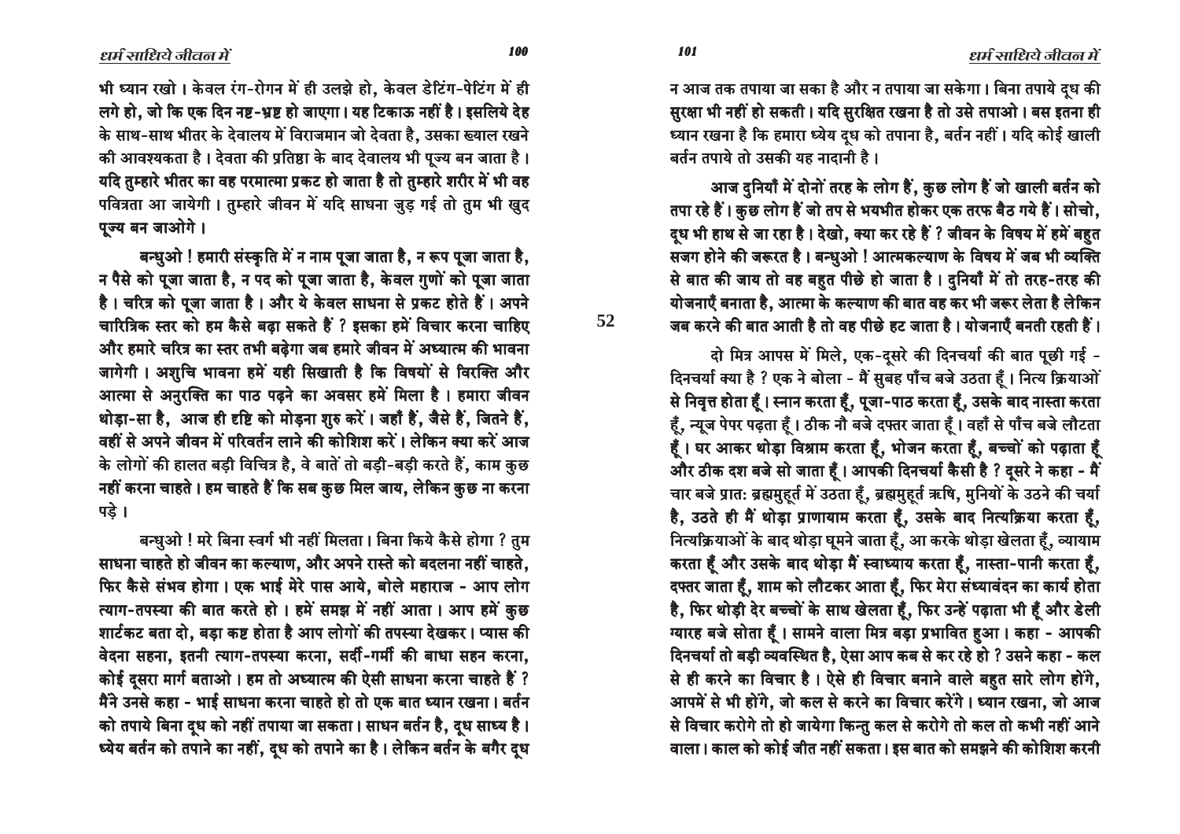भी ध्यान रखो। केवल रंग-रोगन में ही उलझे हो, केवल डेटिंग-पेटिंग में ही लगे हो, जो कि एक दिन नष्ट-भ्रष्ट हो जाएगा। यह टिकाऊ नहीं है। इसलिये देह के साथ-साथ भीतर के देवालय में विराजमान जो देवता है, उसका ख्याल रखने की आवश्यकता है। देवता की प्रतिष्ठा के बाद देवालय भी पूज्य बन जाता है। यदि तुम्हारे भीतर का वह परमात्मा प्रकट हो जाता है तो तुम्हारे शरीर में भी वह पवित्रता आ जायेगी। तुम्हारे जीवन में यदि साधना जुड़ गई तो तुम भी खुद पूज्य बन जाओगे।

बन्धुओ ! हमारी संस्कृति में न नाम पूजा जाता है, न रूप पूजा जाता है, न पैसे को पूजा जाता है, न पद को पूजा जाता है, केवल गुणों को पूजा जाता है। चरित्र को पूजा जाता है। और ये केवल साधना से प्रकट होते हैं। अपने चारित्रिक स्तर को हम कैसे बढ़ा सकते हैं ? इसका हमें विचार करना चाहिए और हमारे चरित्र का स्तर तभी बढ़ेगा जब हमारे जीवन में अध्यात्म की भावना जागेगी। अशुचि भावना हमें यही सिखाती है कि विषयों से विरक्ति और आत्मा से अनुरक्ति का पाठ पढ़ने का अवसर हमें मिला है। हमारा जीवन थोड़ा-सा है, आज ही दृष्टि को मोड़ना शुरु करें। जहाँ हैं, जैसे हैं, जितने हैं, वहीं से अपने जीवन में परिवर्तन लाने की कोशिश करें। लेकिन क्या करें आज के लोगों की हालत बड़ी विचित्र है, वे बातें तो बड़ी-बड़ी करते हैं, काम कुछ नहीं करना चाहते। हम चाहते हैं कि सब कुछ मिल जाय, लेकिन कुछ ना करना पड़े।

बन्धुओ ! मरे बिना स्वर्ग भी नहीं मिलता। बिना किये कैसे होगा ? तुम साधना चाहते हो जीवन का कल्याण, और अपने रास्ते को बदलना नहीं चाहते, फिर कैसे संभव होगा। एक भाई मेरे पास आये, बोले महाराज - आप लोग त्याग-तपस्या की बात करते हो। हमें समझ में नहीं आता। आप हमें कुछ शार्टकट बता दो, बड़ा कष्ट होता है आप लोगों की तपस्या देखकर। प्यास की वेदना सहना, इतनी त्याग-तपस्या करना, सर्दी-गर्मी की बाधा सहन करना, कोई दूसरा मार्ग बताओ। हम तो अध्यात्म की ऐसी साधना करना चाहते हैं ? मैने उनसे कहा - भाई साधना करना चाहते हो तो एक बात ध्यान रखना। बर्तन को तपाये बिना दूध को नहीं तपाया जा सकता। साधन बर्तन है, दूध साध्य है। ध्येय बर्तन को तपाने का नहीं, दूध को तपाने का है। लेकिन बर्तन के बगैर दूध न आज तक तपाया जा सका है और न तपाया जा सकेगा। बिना तपाये दूध की सुरक्षा भी नहीं हो सकती। यदि सुरक्षित रखना है तो उसे तपाओ। बस इतना ही ध्यान रखना है कि हमारा ध्येय दूध को तपाना है, बर्तन नहीं। यदि कोई खाली बर्तन तपाये तो उसकी यह नादानी है।

आज दुनियाँ में दोनों तरह के लोग हैं, कुछ लोग हैं जो खाली बर्तन को तपा रहे हैं। कुछ लोग हैं जो तप से भयभीत होकर एक तरफ बैठ गये हैं। सोचो, दूध भी हाथ से जा रहा है। देखो, क्या कर रहे हैं ? जीवन के विषय में हमें बहुत सजग होने की जरूरत है। बन्धुओ ! आत्मकल्याण के विषय में जब भी व्यक्ति से बात की जाय तो वह बहुत पीछे हो जाता है। दुनियाँ में तो तरह-तरह की योजनाएँ बनाता है, आत्मा के कल्याण की बात वह कर भी जरूर लेता है लेकिन जब करने की बात आती है तो वह पीछे हट जाता है। योजनाएँ बनती रहती हैं।

दो मित्र आपस में मिले, एक-दूसरे की दिनचर्या की बात पूछी गई - दिनचर्या क्या है ? एक ने बोला - मैं सुबह पाँच बजे उठता हूँ। नित्य क्रियाओं से निवृत्त होता हूँ। स्नान करता हूँ, पूजा-पाठ करता हूँ, उसके बाद नास्ता करता हूँ, न्यूज पेपर पढ़ता हूँ। ठीक नौ बजे दफ्तर जाता हूँ। वहाँ से पाँच बजे लौटता हूँ। घर आकर थोड़ा विश्राम करता हूँ, भोजन करता हूँ, बच्चों को पढ़ाता हूँ और ठीक दश बजे सो जाता हूँ। आपकी दिनचर्या कैसी है ? दूसरे ने कहा - मैं चार बजे प्रातः ब्रह्ममुहूर्त में उठता हूँ, ब्रह्ममुहूर्त ऋषि, मुनियों के उठने की चर्या है, उठते ही मैं थोड़ा प्राणायाम करता हूँ, उसके बाद नित्यक्रिया करता हूँ, नित्यक्रियाओं के बाद थोड़ा घूमने जाता हूँ, आ करके थोड़ा खेलता हूँ, व्यायाम करता हूँ और उसके बाद थोड़ा मैं स्वाध्याय करता हूँ, नास्ता-पानी करता हूँ, दफ्तर जाता हूँ, शाम को लौटकर आता हूँ, फिर मेरा संध्यावंदन का कार्य होता है, फिर थोड़ी देर बच्चों के साथ खेलता हूँ, फिर उन्हें पढ़ाता भी हूँ और डेली ग्यारह बजे सोता हूँ। सामने वाला मित्र बड़ा प्रभावित हुआ। कहा - आपकी दिनचर्या तो बड़ी व्यवस्थित है, ऐसा आप कब से कर रहे हो ? उसने कहा - कल से ही करने का विचार है। ऐसे ही विचार बनाने वाले बहुत सारे लोग होंगे, आपमें से भी होंगे, जो कल से करने का विचार करेंगे। ध्यान रखना, जो आज से विचार करोगे तो हो जायेगा किन्तु कल से करोगे तो कल तो कभी नहीं आने वाला। काल को कोई जीत नहीं सकता। इस बात को समझने की कोशिश करनी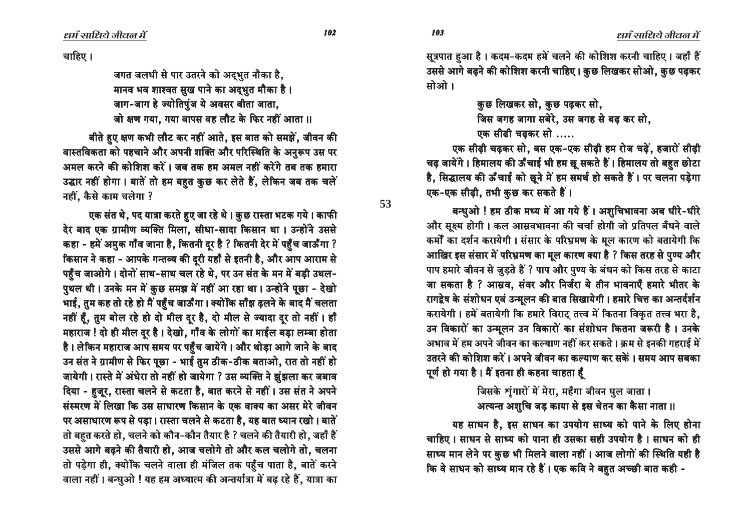चाहिए।

> जगत जलधी से पार उतरने को अद्भुत नौका है,
> मानव भव शाश्वत सुख पाने का अद्भुत मौका है।
> जाग-जाग हे ज्योतिपुंज ये अवसर बीता जाता,
> जो क्षण गया, गया वापस वह लौट के फिर नहीं आता॥

बीते हुए क्षण कभी लौट कर नहीं आते, इस बात को समझें, जीवन की वास्तविकता को पहचाने और अपनी शक्ति और परिस्थिति के अनुरूप उस पर अमल करने की कोशिश करें। जब तक हम अमल नहीं करेंगे तब तक हमारा उद्धार नहीं होगा। बातें तो हम बहुत कुछ कर लेते हैं, लेकिन जब तक चलें नहीं, कैसे काम चलेगा?

एक संत थे, पद यात्रा करते हुए जा रहे थे। कुछ रास्ता भटक गये। काफी देर बाद एक ग्रामीण व्यक्ति मिला, सीधा-सादा किसान था। उन्होंने उससे कहा - हमें अमुक गाँव जाना है, कितनी दूर है? कितनी देर में पहुँच जाऊँगा? किसान ने कहा - आपके गन्तव्य की दूरी यहाँ से इतनी है, और आप आराम से पहुँच जाओगे। दोनों साथ-साथ चल रहे थे, पर उन संत के मन में बड़ी उथल-पुथल थी। उनके मन में कुछ समझ में नहीं आ रहा था। उन्होंने पूछा - देखो भाई, तुम कह तो रहे हो मैं पहुँच जाऊँगा। क्योंकि साँझ ढ़लने के बाद मैं चलता नहीं हूँ, तुम बोल रहे हो दो मील दूर है, दो मील से ज्यादा दूर तो नहीं। हाँ महाराज! दो ही मील दूर है। देखो, गाँव के लोगों का माईल बड़ा लम्बा होता है। लेकिन महाराज आप समय पर पहुँच जायेंगे। और थोड़ा आगे जाने के बाद उन संत ने ग्रामीण से फिर पूछा - भाई तुम ठीक-ठीक बताओ, रात तो नहीं हो जायेगी। रास्ते में अंधेरा तो नहीं हो जायेगा? उस व्यक्ति ने झुंझला कर जबाव दिया - हुजूर, रास्ता चलने से कटता है, बात करने से नहीं। उस संत ने अपने संस्मरण में लिखा कि उस साधारण किसान के एक वाक्य का असर मेरे जीवन पर असाधारण रूप से पड़ा। रास्ता चलने से कटता है, यह बात ध्यान रखो। बातें तो बहुत करते हो, चलने को कौन-कौन तैयार है? चलने की तैयारी हो, जहाँ हैं उससे आगे बढ़ने की तैयारी हो, आज चलोगे तो और कल चलोगे तो, चलना तो पड़ेगा ही, क्योंकि चलने वाला ही मंजिल तक पहुँच पाता है, बातें करने वाला नहीं। बन्धुओ! यह हम अध्यात्म की अन्तर्यात्रा में बढ़ रहे हैं, यात्रा का सूत्रपात हुआ है। कदम-कदम हमें चलने की कोशिश करनी चाहिए। जहाँ हैं उससे आगे बढ़ने की कोशिश करनी चाहिए। कुछ लिखकर सोओ, कुछ पढ़कर सोओ।

> कुछ लिखकर सो, कुछ पढ़कर सो,
> जिस जगह जागा सबेरे, उस जगह से बढ़ कर सो,
> एक सीढी चढ़कर सो .....

एक सीढ़ी चढ़कर सो, बस एक-एक सीढ़ी हम रोज चढ़ें, हजारों सीढ़ी चढ़ जायेंगे। हिमालय की ऊँचाई भी हम छू सकते हैं। हिमालय तो बहुत छोटा है, सिद्धालय की ऊँचाई को छूने में हम समर्थ हो सकते हैं। पर चलना पड़ेगा एक-एक सीढ़ी, तभी कुछ कर सकते हैं।

बन्धुओ! हम ठीक मध्य में आ गये हैं। अशुचिभावना अब धीरे-धीरे और सूक्ष्म होगी। कल आस्रवभावना की चर्चा होगी जो प्रतिपल बँधने वाले कर्मों का दर्शन करायेगी। संसार के परिभ्रमण के मूल कारण को बतायेगी कि आखिर इस संसार में परिभ्रमण का मूल कारण क्या है? किस तरह से पुण्य और पाप हमारे जीवन से जुड़ते हैं? पाप और पुण्य के बंधन को किस तरह से काटा जा सकता है? आस्रव, संवर और निर्जरा ये तीन भावनाएँ हमारे भीतर के रागद्वेष के संशोधन एवं उन्मूलन की बात सिखायेगी। हमारे चित्त का अन्तर्दर्शन करायेगी। हमें बतायेगी कि हमारे विराट् तत्त्व में कितना विकृत तत्त्व भरा है, उन विकारों का उन्मूलन उन विकारों का संशोधन कितना जरूरी है। उनके अभाव में हम अपने जीवन का कल्याण नहीं कर सकते। क्रम से इनकी गहराई में उतरने की कोशिश करें। अपने जीवन का कल्याण कर सकें। समय आप सबका पूर्ण हो गया है। मैं इतना ही कहना चाहता हूँ

> जिसके शृंगारों में मेरा, महँगा जीवन घुल जाता।
> अत्यन्त अशुचि जड़ काया से इस चेतन का कैसा नाता॥

यह साधन है, इस साधन का उपयोग साध्य को पाने के लिए होना चाहिए। साधन से साध्य को पाना ही उसका सही उपयोग है। साधन को ही साध्य मान लेने पर कुछ भी मिलने वाला नहीं। आज लोगों की स्थिति यही है कि वे साधन को साध्य मान रहे हैं। एक कवि ने बहुत अच्छी बात कही -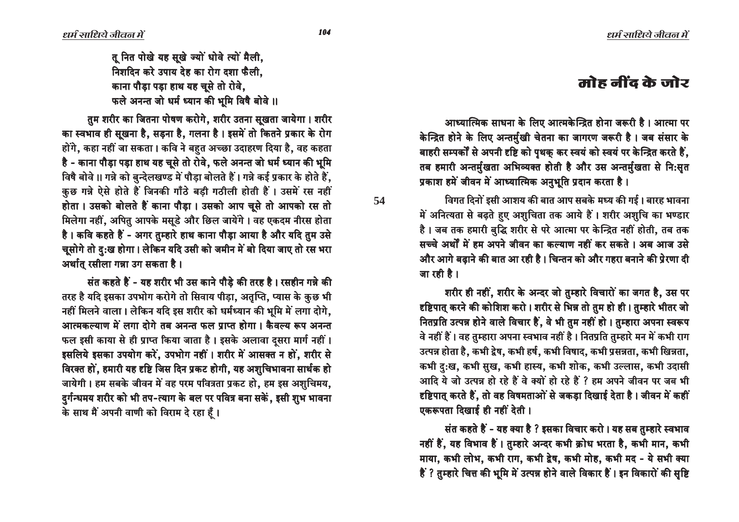तू नित पोखे यह सूखे ज्यों धोवे त्यों मैली,
निशदिन करे उपाय देह का रोग दशा फैली,
काना पौड़ा पड़ा हाथ यह चूसे तो रोवे,
फले अनन्त जो धर्म ध्यान की भूमि विषै बोवे ॥

तुम शरीर का जितना पोषण करोगे, शरीर उतना सूखता जायेगा। शरीर का स्वभाव ही सूखना है, सड़ना है, गलना है। इसमें तो कितने प्रकार के रोग होंगे, कहा नहीं जा सकता। कवि ने बहुत अच्छा उदाहरण दिया है, वह कहता है - काना पौड़ा पड़ा हाथ यह चूसे तो रोवे, फले अनन्त जो धर्म ध्यान की भूमि विषै बोवे ॥ गन्ने को बुन्देलखण्ड में पौड़ा बोलते हैं। गन्ने कई प्रकार के होते हैं, कुछ गन्ने ऐसे होते हैं जिनकी गाँठे बड़ी गठीली होती हैं। उसमें रस नहीं होता। उसको बोलते हैं काना पौड़ा। उसको आप चूसे तो आपको रस तो मिलेगा नहीं, अपितु आपके मसूड़े और छिल जायेंगे। वह एकदम नीरस होता है। कवि कहते हैं - अगर तुम्हारे हाथ काना पौड़ा आया है और यदि तुम उसे चूसोगे तो दुःख होगा। लेकिन यदि उसी को जमीन में बो दिया जाए तो रस भरा अर्थात् रसीला गन्ना उग सकता है।

संत कहते हैं - यह शरीर भी उस काने पौड़े की तरह है। रसहीन गन्ने की तरह है यदि इसका उपभोग करोगे तो सिवाय पीड़ा, अतृप्ति, प्यास के कुछ भी नहीं मिलने वाला। लेकिन यदि इस शरीर को धर्मध्यान की भूमि में लगा दोगे, आत्मकल्याण में लगा दोगे तब अनन्त फल प्राप्त होगा। कैवल्य रूप अनन्त फल इसी काया से ही प्राप्त किया जाता है। इसके अलावा दूसरा मार्ग नहीं। इसलिये इसका उपयोग करें, उपभोग नहीं। शरीर में आसक्त न हों, शरीर से विरक्त हों, हमारी यह दृष्टि जिस दिन प्रकट होगी, यह अशुचिभावना सार्थक हो जायेगी। हम सबके जीवन में वह परम पवित्रता प्रकट हो, हम इस अशुचिमय, दुर्गन्धमय शरीर को भी तप-त्याग के बल पर पवित्र बना सकें, इसी शुभ भावना के साथ मैं अपनी वाणी को विराम दे रहा हूँ।

# मोह नींद के जोर

आध्यात्मिक साधना के लिए आत्मकेन्द्रित होना जरूरी है। आत्मा पर केन्द्रित होने के लिए अन्तर्मुखी चेतना का जागरण जरूरी है। जब संसार के बाहरी सम्पर्कों से अपनी दृष्टि को पृथक् कर स्वयं को स्वयं पर केन्द्रित करते हैं, तब हमारी अन्तर्मुखता अभिव्यक्त होती है और उस अन्तर्मुखता से निःसृत प्रकाश हमें जीवन में आध्यात्मिक अनुभूति प्रदान करता है।

विगत दिनों इसी आशय की बात आप सबके मध्य की गई। बारह भावना में अनित्यता से बढ़ते हुए अशुचिता तक आये हैं। शरीर अशुचि का भण्डार है। जब तक हमारी बुद्धि शरीर से परे आत्मा पर केन्द्रित नहीं होती, तब तक सच्चे अर्थों में हम अपने जीवन का कल्याण नहीं कर सकते। अब आज उसे और आगे बढ़ाने की बात आ रही है। चिन्तन को और गहरा बनाने की प्रेरणा दी जा रही है।

शरीर ही नहीं, शरीर के अन्दर जो तुम्हारे विचारों का जगत है, उस पर दृष्टिपात् करने की कोशिश करो। शरीर से भिन्न तो तुम हो ही। तुम्हारे भीतर जो नितप्रति उत्पन्न होने वाले विचार हैं, वे भी तुम नहीं हो। तुम्हारा अपना स्वरूप वे नहीं हैं। वह तुम्हारा अपना स्वभाव नहीं है। नितप्रति तुम्हारे मन में कभी राग उत्पन्न होता है, कभी द्वेष, कभी हर्ष, कभी विषाद, कभी प्रसन्नता, कभी खिन्नता, कभी दुःख, कभी सुख, कभी हास्य, कभी शोक, कभी उल्लास, कभी उदासी आदि ये जो उत्पन्न हो रहे हैं वे क्यों हो रहे हैं ? हम अपने जीवन पर जब भी दृष्टिपात् करते हैं, तो वह विषमताओं से जकड़ा दिखाई देता है। जीवन में कहीं एकरूपता दिखाई ही नहीं देती।

संत कहते हैं - यह क्या है ? इसका विचार करो। यह सब तुम्हारे स्वभाव नहीं हैं, यह विभाव हैं। तुम्हारे अन्दर कभी क्रोध भरता है, कभी मान, कभी माया, कभी लोभ, कभी राग, कभी द्वेष, कभी मोह, कभी मद - ये सभी क्या हैं ? तुम्हारे चित्त की भूमि में उत्पन्न होने वाले विकार हैं। इन विकारों की सृष्टि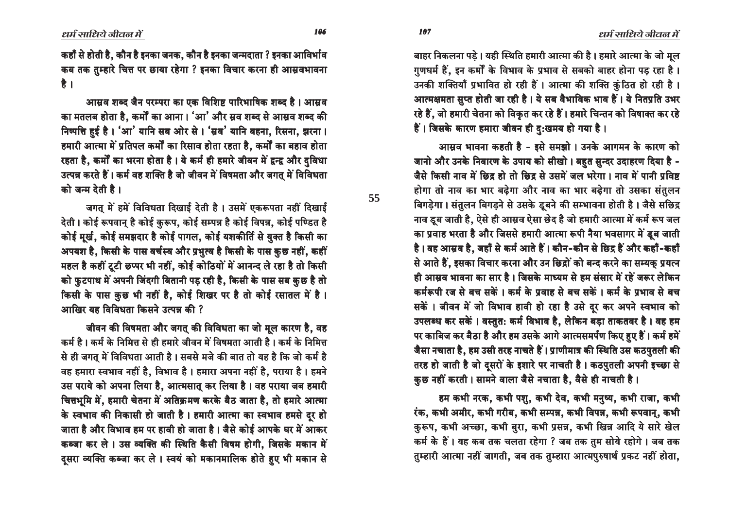कहाँ से होती है, कौन है इनका जनक, कौन है इनका जन्मदाता ? इनका आविर्भाव कब तक तुम्हारे चित्त पर छाया रहेगा ? इनका विचार करना ही आस्रवभावना है ।

आस्रव शब्द जैन परम्परा का एक विशिष्ट पारिभाषिक शब्द है । आस्रव का मतलब होता है, कर्मों का आना । 'आ' और स्रव शब्द से आस्रव शब्द की निष्पत्ति हुई है । 'आ' यानि सब ओर से । 'स्रव' यानि बहना, रिसना, झरना । हमारी आत्मा में प्रतिपल कर्मों का रिसाव होता रहता है, कर्मों का बहाव होता रहता है, कर्मों का भरना होता है । ये कर्म ही हमारे जीवन में द्वन्द्व और दुविधा उत्पन्न करते हैं । कर्म वह शक्ति है जो जीवन में विषमता और जगत् में विविधता को जन्म देती है ।

जगत् में हमें विविधता दिखाई देती है । उसमें एकरूपता नहीं दिखाई देती । कोई रूपवान् है कोई कुरूप, कोई सम्पन्न है कोई विपन्न, कोई पण्डित है कोई मूर्ख, कोई समझदार है कोई पागल, कोई यशकीर्ति से युक्त है किसी का अपयश है, किसी के पास वर्चस्व और प्रभुत्व है किसी के पास कुछ नहीं, कहीं महल है कहीं टूटी छप्पर भी नहीं, कोई कोठियों में आनन्द ले रहा है तो किसी को फुटपाथ में अपनी जिंदगी बितानी पड़ रही है, किसी के पास सब कुछ है तो किसी के पास कुछ भी नहीं है, कोई शिखर पर है तो कोई रसातल में है । आखिर यह विविधता किसने उत्पन्न की ?

जीवन की विषमता और जगत् की विविधता का जो मूल कारण है, वह कर्म है । कर्म के निमित्त से ही हमारे जीवन में विषमता आती है । कर्म के निमित्त से ही जगत् में विविधता आती है । सबसे मजे की बात तो यह है कि जो कर्म है वह हमारा स्वभाव नहीं है, विभाव है । हमारा अपना नहीं है, पराया है । हमने उस पराये को अपना लिया है, आत्मसात् कर लिया है । वह पराया जब हमारी चित्तभूमि में, हमारी चेतना में अतिक्रमण करके बैठ जाता है, तो हमारे आत्मा के स्वभाव की निकासी हो जाती है । हमारी आत्मा का स्वभाव हमसे दूर हो जाता है और विभाव हम पर हावी हो जाता है । जैसे कोई आपके घर में आकर कब्जा कर ले । उस व्यक्ति की स्थिति कैसी विषम होगी, जिसके मकान में दूसरा व्यक्ति कब्जा कर ले । स्वयं को मकानमालिक होते हुए भी मकान से बाहर निकलना पड़े । यही स्थिति हमारी आत्मा की है । हमारे आत्मा के जो मूल गुणधर्म हैं, इन कर्मों के विभाव के प्रभाव से सबको बाहर होना पड़ रहा है । उनकी शक्तियाँ प्रभावित हो रही हैं । आत्मा की शक्ति कुंठित हो रही है । आत्मक्षमता सुप्त होती जा रही है । ये सब वैभाविक भाव हैं । ये नितप्रति उभर रहे हैं, जो हमारी चेतना को विकृत कर रहे हैं । हमारे चिन्तन को विषाक्त कर रहे हैं । जिसके कारण हमारा जीवन ही दुःखमय हो गया है ।

आस्रव भावना कहती है - इसे समझो । उनके आगमन के कारण को जानो और उनके निवारण के उपाय को सीखो । बहुत सुन्दर उदाहरण दिया है - जैसे किसी नाव में छिद्र हो तो छिद्र से उसमें जल भरेगा । नाव में पानी प्रविष्ट होगा तो नाव का भार बढ़ेगा और नाव का भार बढ़ेगा तो उसका संतुलन बिगड़ेगा । संतुलन बिगड़ने से उसके डूबने की सम्भावना होती है । जैसे सछिद्र नाव डूब जाती है, ऐसे ही आस्रव ऐसा छेद है जो हमारी आत्मा में कर्म रूप जल का प्रवाह भरता है और जिससे हमारी आत्मा रूपी नैया भवसागर में डूब जाती है । वह आस्रव है, जहाँ से कर्म आते हैं । कौन-कौन से छिद्र हैं और कहाँ-कहाँ से आते हैं, इसका विचार करना और उन छिद्रों को बन्द करने का सम्यक् प्रयत्न ही आस्रव भावना का सार है । जिसके माध्यम से हम संसार में रहें जरूर लेकिन कर्मरूपी रज से बच सकें । कर्म के प्रवाह से बच सकें । कर्म के प्रभाव से बच सकें । जीवन में जो विभाव हावी हो रहा है उसे दूर कर अपने स्वभाव को उपलब्ध कर सकें । वस्तुतः कर्म विभाव है, लेकिन बड़ा ताकतवर है । वह हम पर काबिज कर बैठा है और हम उसके आगे आत्मसमर्पण किए हुए हैं । कर्म हमें जैसा नचाता है, हम उसी तरह नाचते हैं । प्राणीमात्र की स्थिति उस कठपुतली की तरह हो जाती है जो दूसरों के इशारे पर नाचती है । कठपुतली अपनी इच्छा से कुछ नहीं करती । सामने वाला जैसे नचाता है, वैसे ही नाचती है ।

हम कभी नरक, कभी पशु, कभी देव, कभी मनुष्य, कभी राजा, कभी रंक, कभी अमीर, कभी गरीब, कभी सम्पन्न, कभी विपन्न, कभी रूपवान्, कभी कुरूप, कभी अच्छा, कभी बुरा, कभी प्रसन्न, कभी खिन्न आदि ये सारे खेल कर्म के हैं । यह कब तक चलता रहेगा ? जब तक तुम सोये रहोगे । जब तक तुम्हारी आत्मा नहीं जागती, जब तक तुम्हारा आत्मपुरुषार्थ प्रकट नहीं होता,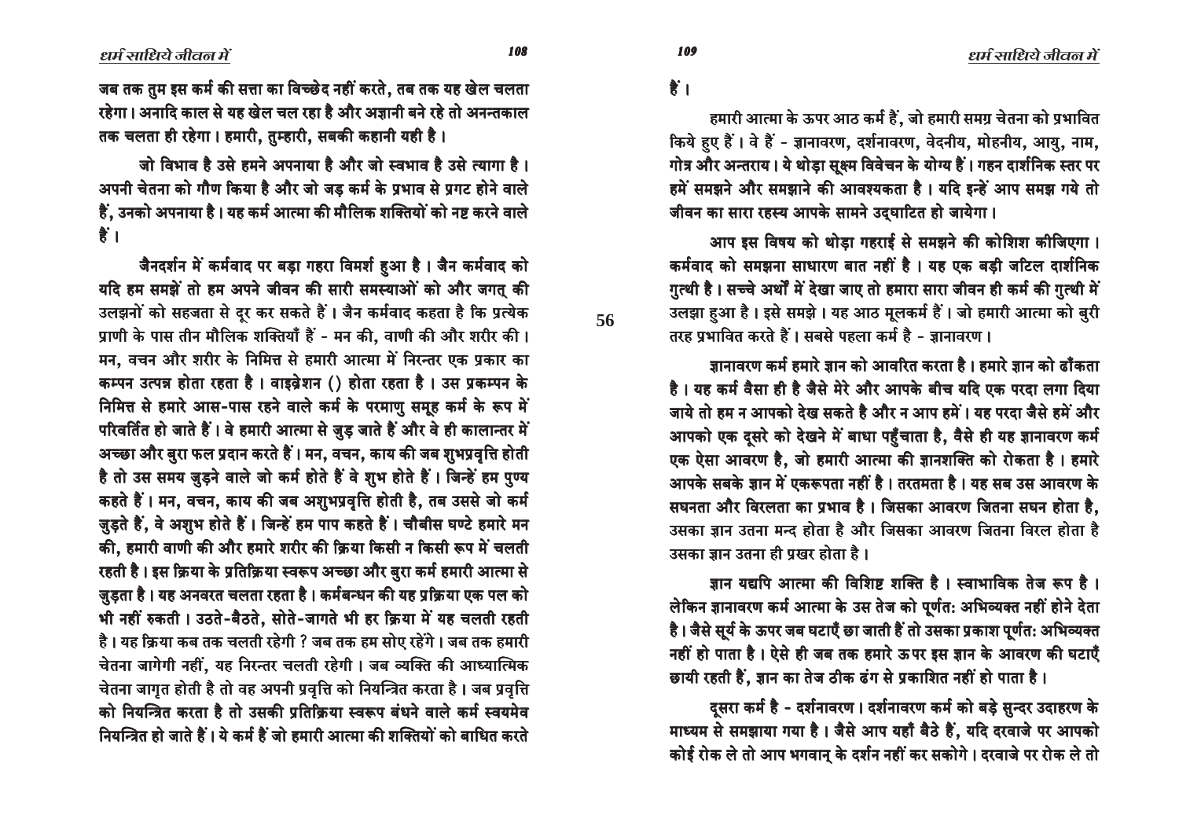जब तक तुम इस कर्म की सत्ता का विच्छेद नहीं करते, तब तक यह खेल चलता रहेगा। अनादि काल से यह खेल चल रहा है और अज्ञानी बने रहे तो अनन्तकाल तक चलता ही रहेगा। हमारी, तुम्हारी, सबकी कहानी यही है।

जो विभाव है उसे हमने अपनाया है और जो स्वभाव है उसे त्यागा है। अपनी चेतना को गौण किया है और जो जड़ कर्म के प्रभाव से प्रगट होने वाले हैं, उनको अपनाया है। यह कर्म आत्मा की मौलिक शक्तियों को नष्ट करने वाले हैं।

जैनदर्शन में कर्मवाद पर बड़ा गहरा विमर्श हुआ है। जैन कर्मवाद को यदि हम समझें तो हम अपने जीवन की सारी समस्याओं को और जगत् की उलझनों को सहजता से दूर कर सकते हैं। जैन कर्मवाद कहता है कि प्रत्येक प्राणी के पास तीन मौलिक शक्तियाँ हैं - मन की, वाणी की और शरीर की। मन, वचन और शरीर के निमित्त से हमारी आत्मा में निरन्तर एक प्रकार का कम्पन उत्पन्न होता रहता है। वाइब्रेशन () होता रहता है। उस प्रकम्पन के निमित्त से हमारे आस-पास रहने वाले कर्म के परमाणु समूह कर्म के रूप में परिवर्तित हो जाते हैं। वे हमारी आत्मा से जुड़ जाते हैं और वे ही कालान्तर में अच्छा और बुरा फल प्रदान करते हैं। मन, वचन, काय की जब शुभप्रवृत्ति होती है तो उस समय जुड़ने वाले जो कर्म होते हैं वे शुभ होते हैं। जिन्हें हम पुण्य कहते हैं। मन, वचन, काय की जब अशुभप्रवृत्ति होती है, तब उससे जो कर्म जुड़ते हैं, वे अशुभ होते हैं। जिन्हें हम पाप कहते हैं। चौबीस घण्टे हमारे मन की, हमारी वाणी की और हमारे शरीर की क्रिया किसी न किसी रूप में चलती रहती है। इस क्रिया के प्रतिक्रिया स्वरूप अच्छा और बुरा कर्म हमारी आत्मा से जुड़ता है। यह अनवरत चलता रहता है। कर्मबन्धन की यह प्रक्रिया एक पल को भी नहीं रुकती। उठते-बैठते, सोते-जागते भी हर क्रिया में यह चलती रहती है। यह क्रिया कब तक चलती रहेगी ? जब तक हम सोए रहेंगे। जब तक हमारी चेतना जागेगी नहीं, यह निरन्तर चलती रहेगी। जब व्यक्ति की आध्यात्मिक चेतना जागृत होती है तो वह अपनी प्रवृत्ति को नियन्त्रित करता है। जब प्रवृत्ति को नियन्त्रित करता है तो उसकी प्रतिक्रिया स्वरूप बंधने वाले कर्म स्वयमेव नियन्त्रित हो जाते हैं। ये कर्म हैं जो हमारी आत्मा की शक्तियों को बाधित करते हैं।

हमारी आत्मा के ऊपर आठ कर्म हैं, जो हमारी समग्र चेतना को प्रभावित किये हुए हैं। वे हैं - ज्ञानावरण, दर्शनावरण, वेदनीय, मोहनीय, आयु, नाम, गोत्र और अन्तराय। ये थोड़ा सूक्ष्म विवेचन के योग्य हैं। गहन दार्शनिक स्तर पर हमें समझने और समझाने की आवश्यकता है। यदि इन्हें आप समझ गये तो जीवन का सारा रहस्य आपके सामने उद्घाटित हो जायेगा।

आप इस विषय को थोड़ा गहराई से समझने की कोशिश कीजिएगा। कर्मवाद को समझना साधारण बात नहीं है। यह एक बड़ी जटिल दार्शनिक गुत्थी है। सच्चे अर्थों में देखा जाए तो हमारा सारा जीवन ही कर्म की गुत्थी में उलझा हुआ है। इसे समझे। यह आठ मूलकर्म हैं। जो हमारी आत्मा को बुरी तरह प्रभावित करते हैं। सबसे पहला कर्म है - ज्ञानावरण।

ज्ञानावरण कर्म हमारे ज्ञान को आवरित करता है। हमारे ज्ञान को ढाँकता है। यह कर्म वैसा ही है जैसे मेरे और आपके बीच यदि एक परदा लगा दिया जाये तो हम न आपको देख सकते है और न आप हमें। यह परदा जैसे हमें और आपको एक दूसरे को देखने में बाधा पहुँचाता है, वैसे ही यह ज्ञानावरण कर्म एक ऐसा आवरण है, जो हमारी आत्मा की ज्ञानशक्ति को रोकता है। हमारे आपके सबके ज्ञान में एकरूपता नहीं है। तरतमता है। यह सब उस आवरण के सघनता और विरलता का प्रभाव है। जिसका आवरण जितना सघन होता है, उसका ज्ञान उतना मन्द होता है और जिसका आवरण जितना विरल होता है उसका ज्ञान उतना ही प्रखर होता है।

ज्ञान यद्यपि आत्मा की विशिष्ट शक्ति है। स्वाभाविक तेज रूप है। लेकिन ज्ञानावरण कर्म आत्मा के उस तेज को पूर्णतः अभिव्यक्त नहीं होने देता है। जैसे सूर्य के ऊपर जब घटाएँ छा जाती हैं तो उसका प्रकाश पूर्णतः अभिव्यक्त नहीं हो पाता है। ऐसे ही जब तक हमारे ऊपर इस ज्ञान के आवरण की घटाएँ छायी रहती हैं, ज्ञान का तेज ठीक ढंग से प्रकाशित नहीं हो पाता है।

दूसरा कर्म है - दर्शनावरण। दर्शनावरण कर्म को बड़े सुन्दर उदाहरण के माध्यम से समझाया गया है। जैसे आप यहाँ बैठे हैं, यदि दरवाजे पर आपको कोई रोक ले तो आप भगवान् के दर्शन नहीं कर सकोगे। दरवाजे पर रोक ले तो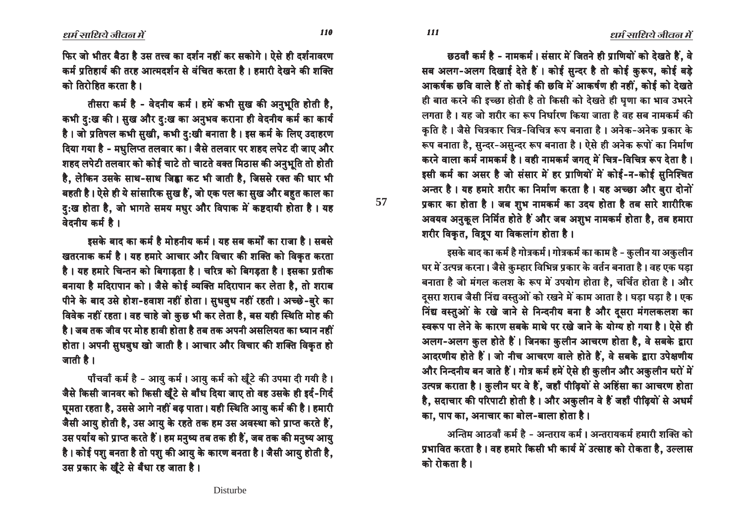फिर जो भीतर बैठा है उस तत्त्व का दर्शन नहीं कर सकोगे। ऐसे ही दर्शनावरण कर्म प्रतिहार्य की तरह आत्मदर्शन से वंचित करता है। हमारी देखने की शक्ति को तिरोहित करता है।

तीसरा कर्म है - वेदनीय कर्म। हमें कभी सुख की अनुभूति होती है, कभी दुःख की। सुख और दुःख का अनुभव कराना ही वेदनीय कर्म का कार्य है। जो प्रतिपल कभी सुखी, कभी दुःखी बनाता है। इस कर्म के लिए उदाहरण दिया गया है - मधुलिप्त तलवार का। जैसे तलवार पर शहद लपेट दी जाए और शहद लपेटी तलवार को कोई चाटे तो चाटते वक्त मिठास की अनुभूति तो होती है, लेकिन उसके साथ-साथ जिह्वा कट भी जाती है, जिससे रक्त की धार भी बहती है। ऐसे ही ये सांसारिक सुख हैं, जो एक पल का सुख और बहुत काल का दुःख होता है, जो भागते समय मधुर और विपाक में कष्टदायी होता है। यह वेदनीय कर्म है।

इसके बाद का कर्म है मोहनीय कर्म। यह सब कर्मों का राजा है। सबसे खतरनाक कर्म है। यह हमारे आचार और विचार की शक्ति को विकृत करता है। यह हमारे चिन्तन को बिगाड़ता है। चरित्र को बिगड़ता है। इसका प्रतीक बनाया है मदिरापान को। जैसे कोई व्यक्ति मदिरापान कर लेता है, तो शराब पीने के बाद उसे होश-हवाश नहीं होता। सुधबुध नहीं रहती। अच्छे-बुरे का विवेक नहीं रहता। वह चाहे जो कुछ भी कर लेता है, बस यही स्थिति मोह की है। जब तक जीव पर मोह हावी होता है तब तक अपनी असलियत का ध्यान नहीं होता। अपनी सुधबुध खो जाती है। आचार और विचार की शक्ति विकृत हो जाती है।

पाँचवाँ कर्म है - आयु कर्म। आयु कर्म को खूँटे की उपमा दी गयी है। जैसे किसी जानवर को किसी खूँटे से बाँध दिया जाए तो वह उसके ही इर्द-गिर्द घूमता रहता है, उससे आगे नहीं बढ़ पाता। यही स्थिति आयु कर्म की है। हमारी जैसी आयु होती है, उस आयु के रहते तक हम उस अवस्था को प्राप्त करते हैं, उस पर्याय को प्राप्त करते हैं। हम मनुष्य तब तक ही हैं, जब तक की मनुष्य आयु है। कोई पशु बनता है तो पशु की आयु के कारण बनता है। जैसी आयु होती है, उस प्रकार के खूँटे से बँधा रह जाता है।

छठवाँ कर्म है - नामकर्म। संसार में जितने ही प्राणियों को देखते हैं, वे सब अलग-अलग दिखाई देते हैं। कोई सुन्दर है तो कोई कुरूप, कोई बड़े आकर्षक छवि वाले हैं तो कोई की छवि में आकर्षण ही नहीं, कोई को देखते ही बात करने की इच्छा होती है तो किसी को देखते ही घृणा का भाव उभरने लगता है। यह जो शरीर का रूप निर्धारण किया जाता है वह सब नामकर्म की कृति है। जैसे चित्रकार चित्र-विचित्र रूप बनाता है। अनेक-अनेक प्रकार के रूप बनाता है, सुन्दर-असुन्दर रूप बनाता है। ऐसे ही अनेक रूपों का निर्माण करने वाला कर्म नामकर्म है। वही नामकर्म जगत् में चित्र-विचित्र रूप देता है। इसी कर्म का असर है जो संसार में हर प्राणियों में कोई-न-कोई सुनिश्चित अन्तर है। यह हमारे शरीर का निर्माण करता है। यह अच्छा और बुरा दोनों प्रकार का होता है। जब शुभ नामकर्म का उदय होता है तब सारे शारीरिक अवयव अनुकूल निर्मित होते हैं और जब अशुभ नामकर्म होता है, तब हमारा शरीर विकृत, विद्रूप या विकलांग होता है।

इसके बाद का कर्म है गोत्रकर्म। गोत्रकर्म का काम है - कुलीन या अकुलीन घर में उत्पन्न करना। जैसे कुम्हार विभिन्न प्रकार के वर्तन बनाता है। वह एक घड़ा बनाता है जो मंगल कलश के रूप में उपयोग होता है, चर्चित होता है। और दूसरा शराब जैसी निंद्य वस्तुओं को रखने में काम आता है। घड़ा घड़ा है। एक निंद्य वस्तुओं के रखे जाने से निन्दनीय बना है और दूसरा मंगलकलश का स्वरूप पा लेने के कारण सबके माथे पर रखे जाने के योग्य हो गया है। ऐसे ही अलग-अलग कुल होते हैं। जिनका कुलीन आचरण होता है, वे सबके द्वारा आदरणीय होते हैं। जो नीच आचरण वाले होते हैं, वे सबके द्वारा उपेक्षणीय और निन्दनीय बन जाते हैं। गोत्र कर्म हमें ऐसे ही कुलीन और अकुलीन घरों में उत्पन्न कराता है। कुलीन घर वे हैं, जहाँ पीढ़ियों से अहिंसा का आचरण होता है, सदाचार की परिपाटी होती है। और अकुलीन वे हैं जहाँ पीढ़ियों से अधर्म का, पाप का, अनाचार का बोल-बाला होता है।

अन्तिम आठवाँ कर्म है - अन्तराय कर्म। अन्तरायकर्म हमारी शक्ति को प्रभावित करता है। वह हमारे किसी भी कार्य में उत्साह को रोकता है, उल्लास को रोकता है।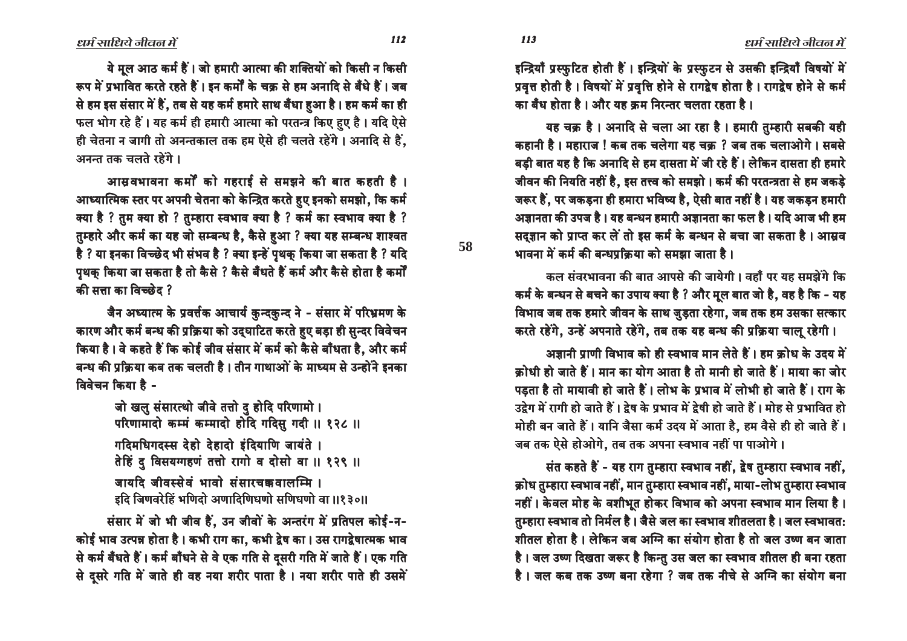ये मूल आठ कर्म हैं। जो हमारी आत्मा की शक्तियों को किसी न किसी रूप में प्रभावित करते रहते हैं। इन कर्मों के चक्र से हम अनादि से बँधे हैं। जब से हम इस संसार में हैं, तब से यह कर्म हमारे साथ बँधा हुआ है। हम कर्म का ही फल भोग रहे हैं। यह कर्म ही हमारी आत्मा को परतन्त्र किए हुए है। यदि ऐसे ही चेतना न जागी तो अनन्तकाल तक हम ऐसे ही चलते रहेंगे। अनादि से हैं, अनन्त तक चलते रहेंगे।

आस्रवभावना कर्मों को गहराई से समझने की बात कहती है। आध्यात्मिक स्तर पर अपनी चेतना को केन्द्रित करते हुए इनको समझो, कि कर्म क्या है ? तुम क्या हो ? तुम्हारा स्वभाव क्या है ? कर्म का स्वभाव क्या है ? तुम्हारे और कर्म का यह जो सम्बन्ध है, कैसे हुआ ? क्या यह सम्बन्ध शाश्वत है ? या इनका विच्छेद भी संभव है ? क्या इन्हें पृथक् किया जा सकता है ? यदि पृथक् किया जा सकता है तो कैसे ? कैसे बँधते हैं कर्म और कैसे होता है कर्मों की सत्ता का विच्छेद ?

जैन अध्यात्म के प्रवर्त्तक आचार्य कुन्दकुन्द ने - संसार में परिभ्रमण के कारण और कर्म बन्ध की प्रक्रिया को उद्घाटित करते हुए बड़ा ही सुन्दर विवेचन किया है। वे कहते हैं कि कोई जीव संसार में कर्म को कैसे बाँधता है, और कर्म बन्ध की प्रक्रिया कब तक चलती है। तीन गाथाओं के माध्यम से उन्होने इनका विवेचन किया है -

> जो खलु संसारत्थो जीवे तत्तो दु होदि परिणामो।
> परिणामादो कम्मं कम्मादो होदि गदिसु गदी ॥ १२८ ॥
>
> गदिमधिगदस्स देहो देहादो इंदियाणि जायंते।
> तेहिं दु विसयग्गहणं तत्तो रागो व दोसो वा ॥ १२९ ॥
>
> जायदि जीवस्सेवं भावो संसारचक्कवालम्मि।
> इदि जिणवरेहिं भणिदो अणादिणिधणो सणिधणो वा ॥१३०॥

संसार में जो भी जीव हैं, उन जीवों के अन्तरंग में प्रतिपल कोई-न-कोई भाव उत्पन्न होता है। कभी राग का, कभी द्वेष का। उस रागद्वेषात्मक भाव से कर्म बँधते हैं। कर्म बाँधने से वे एक गति से दूसरी गति में जाते हैं। एक गति से दूसरे गति में जाते ही वह नया शरीर पाता है। नया शरीर पाते ही उसमें इन्द्रियाँ प्रस्फुटित होती हैं। इन्द्रियों के प्रस्फुटन से उसकी इन्द्रियाँ विषयों में प्रवृत्त होती है। विषयों में प्रवृत्ति होने से रागद्वेष होता है। रागद्वेष होने से कर्म का बँध होता है। और यह क्रम निरन्तर चलता रहता है।

यह चक्र है। अनादि से चला आ रहा है। हमारी तुम्हारी सबकी यही कहानी है। महाराज ! कब तक चलेगा यह चक्र ? जब तक चलाओगे। सबसे बड़ी बात यह है कि अनादि से हम दासता में जी रहे हैं। लेकिन दासता ही हमारे जीवन की नियति नहीं है, इस तत्त्व को समझो। कर्म की परतन्त्रता से हम जकड़े जरूर हैं, पर जकड़ना ही हमारा भविष्य है, ऐसी बात नहीं है। यह जकड़न हमारी अज्ञानता की उपज है। यह बन्धन हमारी अज्ञानता का फल है। यदि आज भी हम सद्ज्ञान को प्राप्त कर लें तो इस कर्म के बन्धन से बचा जा सकता है। आस्रव भावना में कर्म की बन्धप्रक्रिया को समझा जाता है।

कल संवरभावना की बात आपसे की जायेगी। वहाँ पर यह समझेंगे कि कर्म के बन्धन से बचने का उपाय क्या है ? और मूल बात जो है, वह है कि - यह विभाव जब तक हमारे जीवन के साथ जुड़ता रहेगा, जब तक हम उसका सत्कार करते रहेंगे, उन्हें अपनाते रहेंगे, तब तक यह बन्ध की प्रक्रिया चालू रहेगी।

अज्ञानी प्राणी विभाव को ही स्वभाव मान लेते हैं। हम क्रोध के उदय में क्रोधी हो जाते हैं। मान का योग आता है तो मानी हो जाते हैं। माया का जोर पड़ता है तो मायावी हो जाते हैं। लोभ के प्रभाव में लोभी हो जाते हैं। राग के उद्वेग में रागी हो जाते हैं। द्वेष के प्रभाव में द्वेषी हो जाते हैं। मोह से प्रभावित हो मोही बन जाते हैं। यानि जैसा कर्म उदय में आता है, हम वैसे ही हो जाते हैं। जब तक ऐसे होओगे, तब तक अपना स्वभाव नहीं पा पाओगे।

संत कहते हैं - यह राग तुम्हारा स्वभाव नहीं, द्वेष तुम्हारा स्वभाव नहीं, क्रोध तुम्हारा स्वभाव नहीं, मान तुम्हारा स्वभाव नहीं, माया-लोभ तुम्हारा स्वभाव नहीं। केवल मोह के वशीभूत होकर विभाव को अपना स्वभाव मान लिया है। तुम्हारा स्वभाव तो निर्मल है। जैसे जल का स्वभाव शीतलता है। जल स्वभावतः शीतल होता है। लेकिन जब अग्नि का संयोग होता है तो जल उष्ण बन जाता है। जल उष्ण दिखता जरूर है किन्तु उस जल का स्वभाव शीतल ही बना रहता है। जल कब तक उष्ण बना रहेगा ? जब तक नीचे से अग्नि का संयोग बना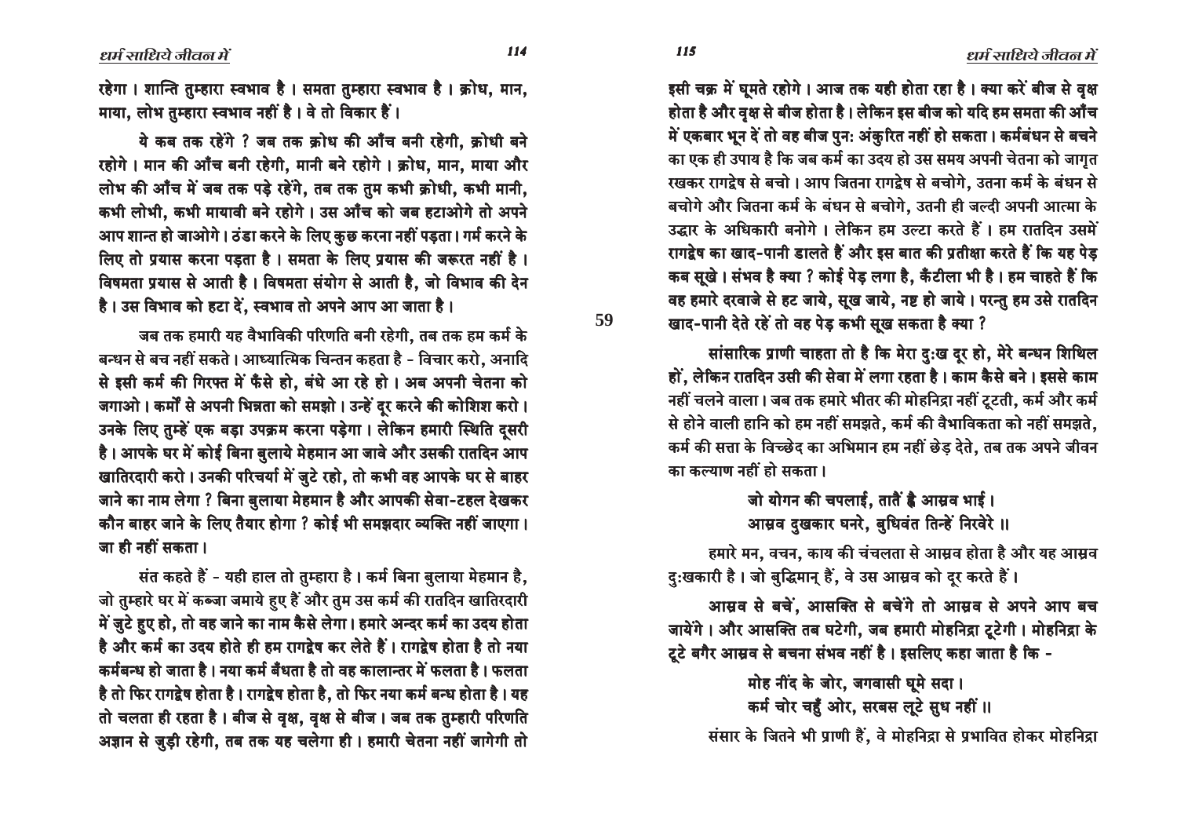रहेगा। शान्ति तुम्हारा स्वभाव है। समता तुम्हारा स्वभाव है। क्रोध, मान, माया, लोभ तुम्हारा स्वभाव नहीं है। वे तो विकार हैं।

ये कब तक रहेंगे ? जब तक क्रोध की आँच बनी रहेगी, क्रोधी बने रहोगे। मान की आँच बनी रहेगी, मानी बने रहोगे। क्रोध, मान, माया और लोभ की आँच में जब तक पड़े रहेंगे, तब तक तुम कभी क्रोधी, कभी मानी, कभी लोभी, कभी मायावी बने रहोगे। उस आँच को जब हटाओगे तो अपने आप शान्त हो जाओगे। ठंडा करने के लिए कुछ करना नहीं पड़ता। गर्म करने के लिए तो प्रयास करना पड़ता है। समता के लिए प्रयास की जरूरत नहीं है। विषमता प्रयास से आती है। विषमता संयोग से आती है, जो विभाव की देन है। उस विभाव को हटा दें, स्वभाव तो अपने आप आ जाता है।

जब तक हमारी यह वैभाविकी परिणति बनी रहेगी, तब तक हम कर्म के बन्धन से बच नहीं सकते। आध्यात्मिक चिन्तन कहता है - विचार करो, अनादि से इसी कर्म की गिरफ्त में फँसे हो, बंधे आ रहे हो। अब अपनी चेतना को जगाओ। कर्मों से अपनी भिन्नता को समझो। उन्हें दूर करने की कोशिश करो। उनके लिए तुम्हें एक बड़ा उपक्रम करना पड़ेगा। लेकिन हमारी स्थिति दूसरी है। आपके घर में कोई बिना बुलाये मेहमान आ जावे और उसकी रातदिन आप खातिरदारी करो। उनकी परिचर्या में जुटे रहो, तो कभी वह आपके घर से बाहर जाने का नाम लेगा ? बिना बुलाया मेहमान है और आपकी सेवा-टहल देखकर कौन बाहर जाने के लिए तैयार होगा ? कोई भी समझदार व्यक्ति नहीं जाएगा। जा ही नहीं सकता।

संत कहते हैं - यही हाल तो तुम्हारा है। कर्म बिना बुलाया मेहमान है, जो तुम्हारे घर में कब्जा जमाये हुए हैं और तुम उस कर्म की रातदिन खातिरदारी में जुटे हुए हो, तो वह जाने का नाम कैसे लेगा। हमारे अन्दर कर्म का उदय होता है और कर्म का उदय होते ही हम रागद्वेष कर लेते हैं। रागद्वेष होता है तो नया कर्मबन्ध हो जाता है। नया कर्म बँधता है तो वह कालान्तर में फलता है। फलता है तो फिर रागद्वेष होता है। रागद्वेष होता है, तो फिर नया कर्म बन्ध होता है। यह तो चलता ही रहता है। बीज से वृक्ष, वृक्ष से बीज। जब तक तुम्हारी परिणति अज्ञान से जुड़ी रहेगी, तब तक यह चलेगा ही। हमारी चेतना नहीं जागेगी तो इसी चक्र में घूमते रहोगे। आज तक यही होता रहा है। क्या करें बीज से वृक्ष होता है और वृक्ष से बीज होता है। लेकिन इस बीज को यदि हम समता की आँच में एकबार भून दें तो वह बीज पुनः अंकुरित नहीं हो सकता। कर्मबंधन से बचने का एक ही उपाय है कि जब कर्म का उदय हो उस समय अपनी चेतना को जागृत रखकर रागद्वेष से बचो। आप जितना रागद्वेष से बचोगे, उतना कर्म के बंधन से बचोगे और जितना कर्म के बंधन से बचोगे, उतनी ही जल्दी अपनी आत्मा के उद्धार के अधिकारी बनोगे। लेकिन हम उल्टा करते हैं। हम रातदिन उसमें रागद्वेष का खाद-पानी डालते हैं और इस बात की प्रतीक्षा करते हैं कि यह पेड़ कब सूखे। संभव है क्या ? कोई पेड़ लगा है, कँटीला भी है। हम चाहते हैं कि वह हमारे दरवाजे से हट जाये, सूख जाये, नष्ट हो जाये। परन्तु हम उसे रातदिन खाद-पानी देते रहें तो वह पेड़ कभी सूख सकता है क्या ?

सांसारिक प्राणी चाहता तो है कि मेरा दुःख दूर हो, मेरे बन्धन शिथिल हों, लेकिन रातदिन उसी की सेवा में लगा रहता है। काम कैसे बने। इससे काम नहीं चलने वाला। जब तक हमारे भीतर की मोहनिद्रा नहीं टूटती, कर्म और कर्म से होने वाली हानि को हम नहीं समझते, कर्म की वैभाविकता को नहीं समझते, कर्म की सत्ता के विच्छेद का अभिमान हम नहीं छेड़ देते, तब तक अपने जीवन का कल्याण नहीं हो सकता।

> जो योगन की चपलाई, तातैं है आस्रव भाई।
> आस्रव दुखकार घनरे, बुधिवंत तिन्हें निरवेरे॥

हमारे मन, वचन, काय की चंचलता से आस्रव होता है और यह आस्रव दुःखकारी है। जो बुद्धिमान् हैं, वे उस आस्रव को दूर करते हैं।

आस्रव से बचें, आसक्ति से बचेंगे तो आस्रव से अपने आप बच जायेंगे। और आसक्ति तब घटेगी, जब हमारी मोहनिद्रा टूटेगी। मोहनिद्रा के टूटे बगैर आस्रव से बचना संभव नहीं है। इसलिए कहा जाता है कि -

> मोह नींद के जोर, जगवासी घूमे सदा।
> कर्म चोर चहुँ ओर, सरबस लूटे सुध नहीं॥

संसार के जितने भी प्राणी हैं, वे मोहनिद्रा से प्रभावित होकर मोहनिद्रा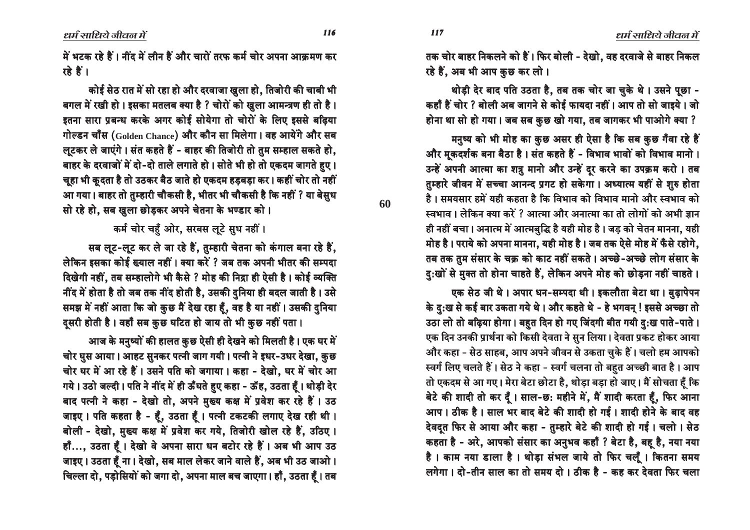में भटक रहे हैं। नींद में लीन हैं और चारों तरफ कर्म चोर अपना आक्रमण कर रहे हैं।

कोई सेठ रात में सो रहा हो और दरवाजा खुला हो, तिजोरी की चाबी भी बगल में रखी हो। इसका मतलब क्या है ? चोरों को खुला आमन्त्रण ही तो है। इतना सारा प्रबन्ध करके अगर कोई सोयेगा तो चोरों के लिए इससे बढ़िया गोल्डन चाँस (Golden Chance) और कौन सा मिलेगा। वह आयेंगे और सब लूटकर ले जाएंगे। संत कहते हैं - बाहर की तिजोरी तो तुम सम्हाल सकते हो, बाहर के दरवाजों में दो-दो ताले लगाते हो। सोते भी हो तो एकदम जागते हुए। चूहा भी कूदता है तो उठकर बैठ जाते हो एकदम हड़बड़ा कर। कहीं चोर तो नहीं आ गया। बाहर तो तुम्हारी चौकसी है, भीतर भी चौकसी है कि नहीं ? या बेसुध सो रहे हो, सब खुला छोड़कर अपने चेतना के भण्डार को।

कर्म चोर चहुँ ओर, सरबस लूटे सुध नहीं।

सब लूट-लूट कर ले जा रहे हैं, तुम्हारी चेतना को कंगाल बना रहे हैं, लेकिन इसका कोई ख्याल नहीं। क्या करें ? जब तक अपनी भीतर की सम्पदा दिखेगी नहीं, तब सम्हालोगे भी कैसे ? मोह की निद्रा ही ऐसी है। कोई व्यक्ति नींद में होता है तो जब तक नींद होती है, उसकी दुनिया ही बदल जाती है। उसे समझ में नहीं आता कि जो कुछ मैं देख रहा हूँ, वह है या नहीं। उसकी दुनिया दूसरी होती है। वहाँ सब कुछ घटित हो जाय तो भी कुछ नहीं पता।

आज के मनुष्यों की हालत कुछ ऐसी ही देखने को मिलती है। एक घर में चोर घुस आया। आहट सुनकर पत्नी जाग गयी। पत्नी ने इधर-उधर देखा, कुछ चोर घर में आ रहे हैं। उसने पति को जगाया। कहा - देखो, घर में चोर आ गये। उठो जल्दी। पति ने नींद में ही ऊँघते हुए कहा - ऊँह, उठता हूँ। थोड़ी देर बाद पत्नी ने कहा - देखो तो, अपने मुख्य कक्ष में प्रवेश कर रहे हैं। उठ जाइए। पति कहता है - हूँ, उठता हूँ। पत्नी टकटकी लगाए देख रही थी। बोली - देखो, मुख्य कक्ष में प्रवेश कर गये, तिजोरी खोल रहे हैं, उठिए। हाँ..., उठता हूँ। देखो वे अपना सारा धन बटोर रहे हैं। अब भी आप उठ जाइए। उठता हूँ ना। देखो, सब माल लेकर जाने वाले हैं, अब भी उठ जाओ। चिल्ला दो, पड़ोसियों को जगा दो, अपना माल बच जाएगा। हाँ, उठता हूँ। तब तक चोर बाहर निकलने को हैं। फिर बोली - देखो, वह दरवाजे से बाहर निकल रहे हैं, अब भी आप कुछ कर लो।

थोड़ी देर बाद पति उठता है, तब तक चोर जा चुके थे। उसने पूछा - कहाँ हैं चोर ? बोली अब जागने से कोई फायदा नहीं। आप तो सो जाइये। जो होना था सो हो गया। जब सब कुछ खो गया, तब जागकर भी पाओगे क्या ?

मनुष्य को भी मोह का कुछ असर ही ऐसा है कि सब कुछ गँवा रहे हैं और मूकदर्शक बना बैठा है। संत कहते हैं - विभाव भावों को विभाव मानो। उन्हें अपनी आत्मा का शत्रु मानो और उन्हें दूर करने का उपक्रम करो। तब तुम्हारे जीवन में सच्चा आनन्द प्रगट हो सकेगा। अध्यात्म यहीं से शुरु होता है। समयसार हमें यही कहता है कि विभाव को विभाव मानो और स्वभाव को स्वभाव। लेकिन क्या करें ? आत्मा और अनात्मा का तो लोगों को अभी ज्ञान ही नहीं बचा। अनात्म में आत्मबुद्धि है यही मोह है। जड़ को चेतन मानना, यही मोह है। पराये को अपना मानना, यही मोह है। जब तक ऐसे मोह में फँसे रहोगे, तब तक तुम संसार के चक्र को काट नहीं सकते। अच्छे-अच्छे लोग संसार के दुःखों से मुक्त तो होना चाहते हैं, लेकिन अपने मोह को छोड़ना नहीं चाहते।

एक सेठ जी थे। अपार धन-सम्पदा थी। इकलौता बेटा था। बुढ़ापेपन के दुःख से कई बार उकता गये थे। और कहते थे - हे भगवन्! इससे अच्छा तो उठा लो तो बढ़िया होगा। बहुत दिन हो गए जिंदगी बीत गयी दुःख पाते-पाते। एक दिन उनकी प्रार्थना को किसी देवता ने सुन लिया। देवता प्रकट होकर आया और कहा - सेठ साहब, आप अपने जीवन से उकता चुके हैं। चलो हम आपको स्वर्ग लिए चलते हैं। सेठ ने कहा - स्वर्ग चलना तो बहुत अच्छी बात है। आप तो एकदम से आ गए। मेरा बेटा छोटा है, थोड़ा बड़ा हो जाए। मैं सोचता हूँ कि बेटे की शादी तो कर दूँ। साल-छः महीने में, मैं शादी करता हूँ, फिर आना आप। ठीक है। साल भर बाद बेटे की शादी हो गई। शादी होने के बाद वह देवदूत फिर से आया और कहा - तुम्हारे बेटे की शादी हो गई। चलो। सेठ कहता है - अरे, आपको संसार का अनुभव कहाँ ? बेटा है, बहू है, नया नया है। काम नया डाला है। थोड़ा संभल जाये तो फिर चलूँ। कितना समय लगेगा। दो-तीन साल का तो समय दो। ठीक है - कह कर देवता फिर चला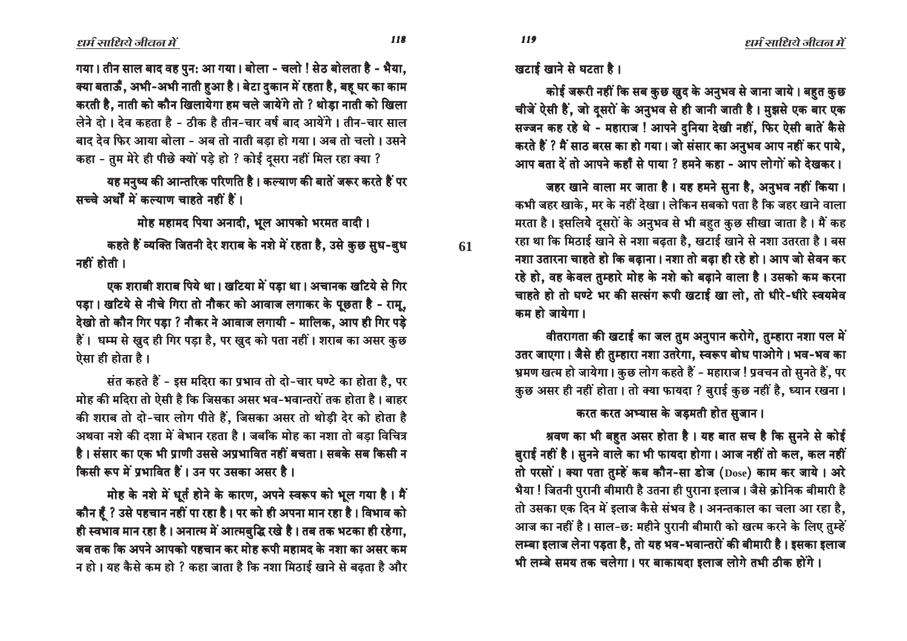गया। तीन साल बाद वह पुनः आ गया। बोला - चलो! सेठ बोलता है - भैया, क्या बताऊँ, अभी-अभी नाती हुआ है। बेटा दुकान में रहता है, बहू घर का काम करती है, नाती को कौन खिलायेगा हम चले जायेंगे तो? थोड़ा नाती को खिला लेने दो। देव कहता है - ठीक है तीन-चार वर्ष बाद आयेंगे। तीन-चार साल बाद देव फिर आया बोला - अब तो नाती बड़ा हो गया। अब तो चलो। उसने कहा - तुम मेरे ही पीछे क्यों पड़े हो? कोई दूसरा नहीं मिल रहा क्या?

यह मनुष्य की आन्तरिक परिणति है। कल्याण की बातें जरूर करते हैं पर सच्चे अर्थों में कल्याण चाहते नहीं हैं।

मोह महामद पिया अनादी, भूल आपको भरमत वादी।

कहते हैं व्यक्ति जितनी देर शराब के नशे में रहता है, उसे कुछ सुध-बुध नहीं होती।

एक शराबी शराब पिये था। खटिया में पड़ा था। अचानक खटिये से गिर पड़ा। खटिये से नीचे गिरा तो नौकर को आवाज लगाकर के पूछता है - रामू, देखो तो कौन गिर पड़ा? नौकर ने आवाज लगायी - मालिक, आप ही गिर पड़े हैं। धम्म से खुद ही गिर पड़ा है, पर खुद को पता नहीं। शराब का असर कुछ ऐसा ही होता है।

संत कहते हैं - इस मदिरा का प्रभाव तो दो-चार घण्टे का होता है, पर मोह की मदिरा तो ऐसी है कि जिसका असर भव-भवान्तरों तक होता है। बाहर की शराब तो दो-चार लोग पीते हैं, जिसका असर तो थोड़ी देर को होता है अथवा नशे की दशा में बेभान रहता है। जबकि मोह का नशा तो बड़ा विचित्र है। संसार का एक भी प्राणी उससे अप्रभावित नहीं बचता। सबके सब किसी न किसी रूप में प्रभावित हैं। उन पर उसका असर है।

मोह के नशे में धूर्त होने के कारण, अपने स्वरूप को भूल गया है। मैं कौन हूँ? उसे पहचान नहीं पा रहा है। पर को ही अपना मान रहा है। विभाव को ही स्वभाव मान रहा है। अनात्म में आत्मबुद्धि रखे है। तब तक भटका ही रहेगा, जब तक कि अपने आपको पहचान कर मोह रूपी महामद के नशा का असर कम न हो। यह कैसे कम हो? कहा जाता है कि नशा मिठाई खाने से बढ़ता है और खटाई खाने से घटता है।

कोई जरूरी नहीं कि सब कुछ खुद के अनुभव से जाना जाये। बहुत कुछ चीजें ऐसी हैं, जो दूसरों के अनुभव से ही जानी जाती है। मुझसे एक बार एक सज्जन कह रहे थे - महाराज! आपने दुनिया देखी नहीं, फिर ऐसी बातें कैसे करते हैं? मैं साठ बरस का हो गया। जो संसार का अनुभव आप नहीं कर पाये, आप बता दें तो आपने कहाँ से पाया? हमने कहा - आप लोगों को देखकर।

जहर खाने वाला मर जाता है। यह हमने सुना है, अनुभव नहीं किया। कभी जहर खाके, मर के नहीं देखा। लेकिन सबको पता है कि जहर खाने वाला मरता है। इसलिये दूसरों के अनुभव से भी बहुत कुछ सीखा जाता है। मैं कह रहा था कि मिठाई खाने से नशा बढ़ता है, खटाई खाने से नशा उतरता है। बस नशा उतारना चाहते हो कि बढ़ाना। नशा तो बढ़ा ही रहे हो। आप जो सेवन कर रहे हो, वह केवल तुम्हारे मोह के नशे को बढ़ाने वाला है। उसको कम करना चाहते हो तो घण्टे भर की सत्संग रूपी खटाई खा लो, तो धीरे-धीरे स्वयमेव कम हो जायेगा।

वीतरागता की खटाई का जल तुम अनुपान करोगे, तुम्हारा नशा पल में उतर जाएगा। जैसे ही तुम्हारा नशा उतरेगा, स्वरूप बोध पाओगे। भव-भव का भ्रमण खत्म हो जायेगा। कुछ लोग कहते हैं - महाराज! प्रवचन तो सुनते हैं, पर कुछ असर ही नहीं होता। तो क्या फायदा? बुराई कुछ नहीं है, ध्यान रखना।

करत करत अभ्यास के जड़मती होत सुजान।

श्रवण का भी बहुत असर होता है। यह बात सच है कि सुनने से कोई बुराई नहीं है। सुनने वाले का भी फायदा होगा। आज नहीं तो कल, कल नहीं तो परसों। क्या पता तुम्हें कब कौन-सा डोज (Dose) काम कर जाये। अरे भैया! जितनी पुरानी बीमारी है उतना ही पुराना इलाज। जैसे क्रोनिक बीमारी है तो उसका एक दिन में इलाज कैसे संभव है। अनन्तकाल का चला आ रहा है, आज का नहीं है। साल-छः महीने पुरानी बीमारी को खत्म करने के लिए तुम्हें लम्बा इलाज लेना पड़ता है, तो यह भव-भवान्तरों की बीमारी है। इसका इलाज भी लम्बे समय तक चलेगा। पर बाकायदा इलाज लोगे तभी ठीक होंगे।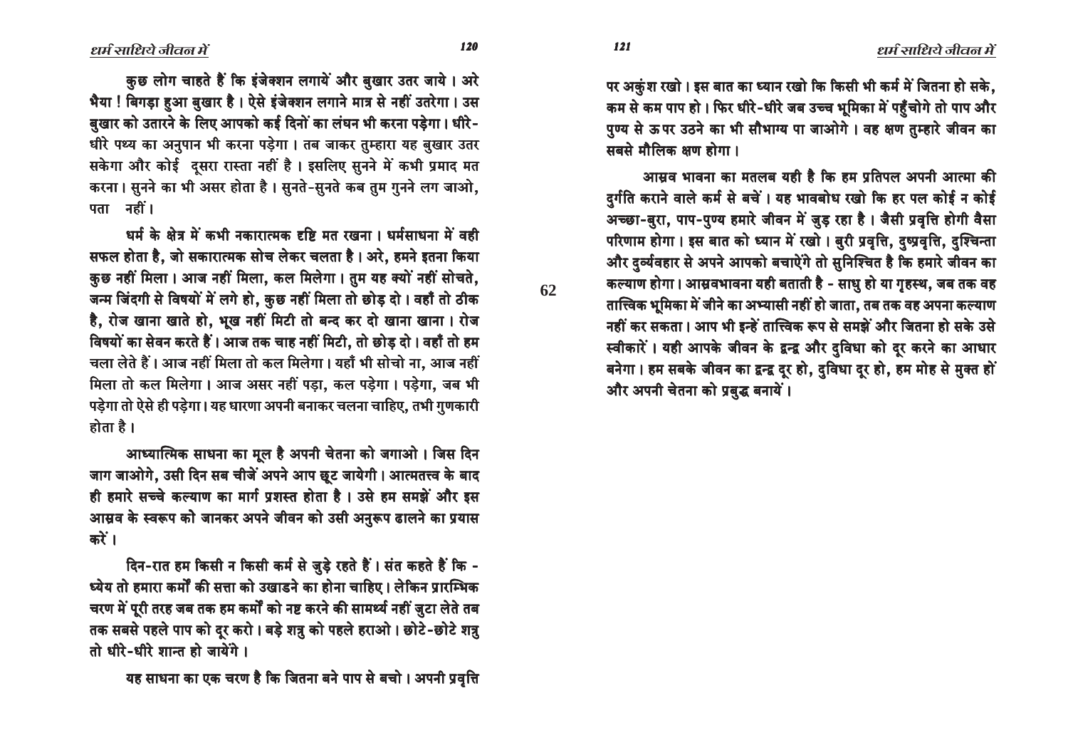कुछ लोग चाहते हैं कि इंजेक्शन लगायें और बुखार उतर जाये। अरे भैया ! बिगड़ा हुआ बुखार है। ऐसे इंजेक्शन लगाने मात्र से नहीं उतरेगा। उस बुखार को उतारने के लिए आपको कई दिनों का लंघन भी करना पड़ेगा। धीरे-धीरे पथ्य का अनुपान भी करना पड़ेगा। तब जाकर तुम्हारा यह बुखार उतर सकेगा और कोई दूसरा रास्ता नहीं है। इसलिए सुनने में कभी प्रमाद मत करना। सुनने का भी असर होता है। सुनते-सुनते कब तुम गुनने लग जाओ, पता नहीं।

धर्म के क्षेत्र में कभी नकारात्मक दृष्टि मत रखना। धर्मसाधना में वही सफल होता है, जो सकारात्मक सोच लेकर चलता है। अरे, हमने इतना किया कुछ नहीं मिला। आज नहीं मिला, कल मिलेगा। तुम यह क्यों नहीं सोचते, जन्म जिंदगी से विषयों में लगे हो, कुछ नहीं मिला तो छोड़ दो। वहाँ तो ठीक है, रोज खाना खाते हो, भूख नहीं मिटी तो बन्द कर दो खाना खाना। रोज विषयों का सेवन करते हैं। आज तक चाह नहीं मिटी, तो छोड़ दो। वहाँ तो हम चला लेते हैं। आज नहीं मिला तो कल मिलेगा। यहाँ भी सोचो ना, आज नहीं मिला तो कल मिलेगा। आज असर नहीं पड़ा, कल पड़ेगा। पड़ेगा, जब भी पड़ेगा तो ऐसे ही पड़ेगा। यह धारणा अपनी बनाकर चलना चाहिए, तभी गुणकारी होता है।

आध्यात्मिक साधना का मूल है अपनी चेतना को जगाओ। जिस दिन जाग जाओगे, उसी दिन सब चीजें अपने आप छूट जायेगी। आत्मतत्त्व के बाद ही हमारे सच्चे कल्याण का मार्ग प्रशस्त होता है। उसे हम समझें और इस आस्रव के स्वरूप को जानकर अपने जीवन को उसी अनुरूप ढालने का प्रयास करें।

दिन-रात हम किसी न किसी कर्म से जुड़े रहते हैं। संत कहते हैं कि - ध्येय तो हमारा कर्मों की सत्ता को उखाडने का होना चाहिए। लेकिन प्रारम्भिक चरण में पूरी तरह जब तक हम कर्मों को नष्ट करने की सामर्थ्य नहीं जुटा लेते तब तक सबसे पहले पाप को दूर करो। बड़े शत्रु को पहले हराओ। छोटे-छोटे शत्रु तो धीरे-धीरे शान्त हो जायेंगे।

यह साधना का एक चरण है कि जितना बने पाप से बचो। अपनी प्रवृत्ति पर अकुंश रखो। इस बात का ध्यान रखो कि किसी भी कर्म में जितना हो सके, कम से कम पाप हो। फिर धीरे-धीरे जब उच्च भूमिका में पहुँचोगे तो पाप और पुण्य से ऊपर उठने का भी सौभाग्य पा जाओगे। वह क्षण तुम्हारे जीवन का सबसे मौलिक क्षण होगा।

आस्रव भावना का मतलब यही है कि हम प्रतिपल अपनी आत्मा की दुर्गति कराने वाले कर्म से बचें। यह भावबोध रखो कि हर पल कोई न कोई अच्छा-बुरा, पाप-पुण्य हमारे जीवन में जुड़ रहा है। जैसी प्रवृत्ति होगी वैसा परिणाम होगा। इस बात को ध्यान में रखो। बुरी प्रवृत्ति, दुष्प्रवृत्ति, दुश्चिन्ता और दुर्व्यवहार से अपने आपको बचाऐंगे तो सुनिश्चित है कि हमारे जीवन का कल्याण होगा। आस्रवभावना यही बताती है - साधु हो या गृहस्थ, जब तक वह तात्त्विक भूमिका में जीने का अभ्यासी नहीं हो जाता, तब तक वह अपना कल्याण नहीं कर सकता। आप भी इन्हें तात्त्विक रूप से समझें और जितना हो सके उसे स्वीकारें। यही आपके जीवन के द्वन्द्व और दुविधा को दूर करने का आधार बनेगा। हम सबके जीवन का द्वन्द्व दूर हो, दुविधा दूर हो, हम मोह से मुक्त हों और अपनी चेतना को प्रबुद्ध बनायें।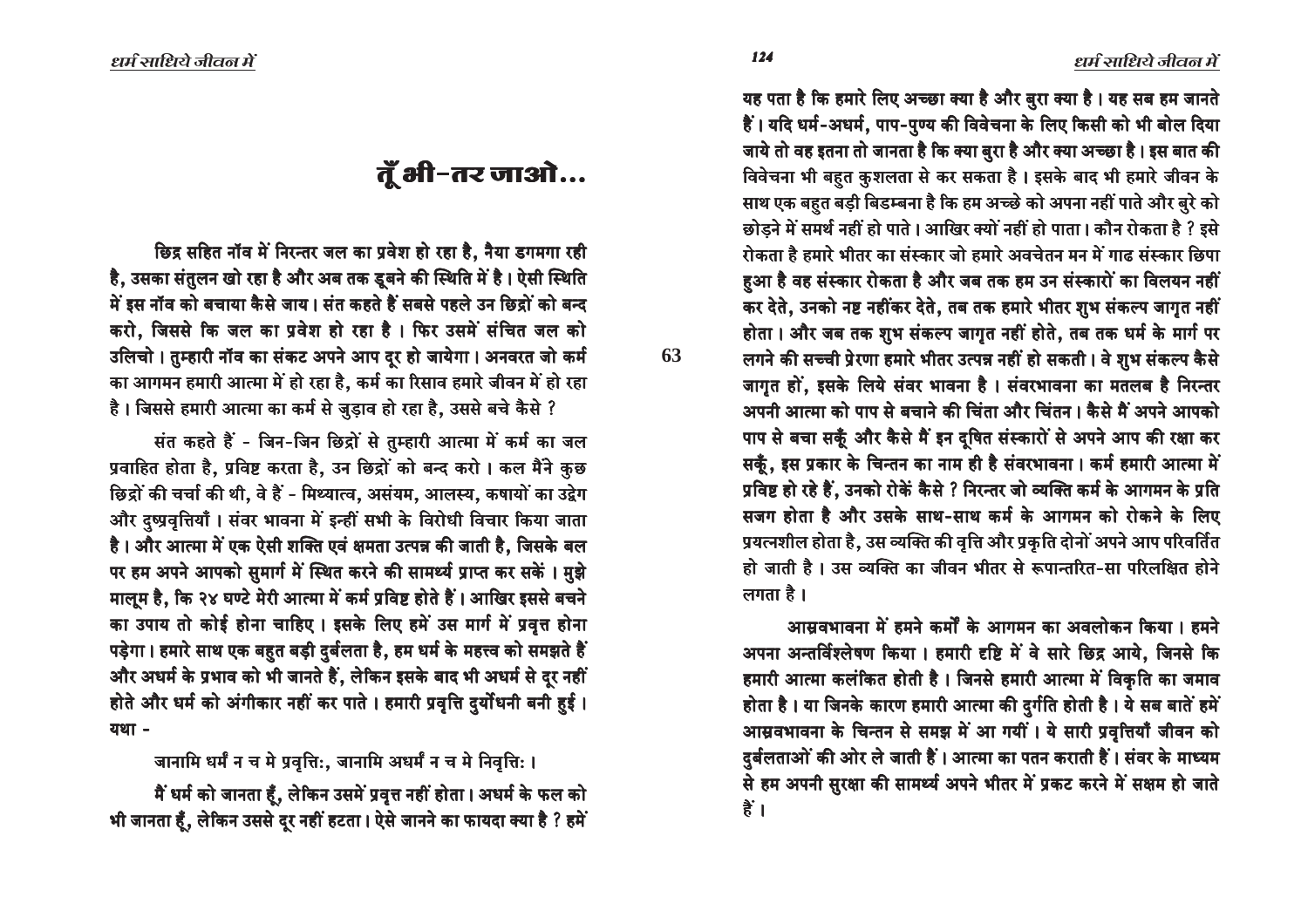# तूँ भी-तर जाओ...

**छिद्र सहित नॉव में निरन्तर जल का प्रवेश हो रहा है, नैया डगमगा रही है, उसका संतुलन खो रहा है और अब तक डूबने की स्थिति में है। ऐसी स्थिति में इस नॉव को बचाया कैसे जाय। संत कहते हैं सबसे पहले उन छिद्रों को बन्द करो, जिससे कि जल का प्रवेश हो रहा है। फिर उसमें संचित जल को उलिचो। तुम्हारी नॉव का संकट अपने आप दूर हो जायेगा। अनवरत जो कर्म का आगमन हमारी आत्मा में हो रहा है, कर्म का रिसाव हमारे जीवन में हो रहा है। जिससे हमारी आत्मा का कर्म से जुड़ाव हो रहा है, उससे बचे कैसे ?**

संत कहते हैं - जिन-जिन छिद्रों से तुम्हारी आत्मा में कर्म का जल प्रवाहित होता है, प्रविष्ट करता है, उन छिद्रों को बन्द करो। कल मैंने कुछ छिद्रों की चर्चा की थी, वे हैं - मिथ्यात्व, असंयम, आलस्य, कषायों का उद्वेग और दुष्प्रवृत्तियाँ। संवर भावना में इन्हीं सभी के विरोधी विचार किया जाता है। और आत्मा में एक ऐसी शक्ति एवं क्षमता उत्पन्न की जाती है, जिसके बल पर हम अपने आपको सुमार्ग में स्थित करने की सामर्थ्य प्राप्त कर सकें। मुझे मालूम है, कि २४ घण्टे मेरी आत्मा में कर्म प्रविष्ट होते हैं। आखिर इससे बचने का उपाय तो कोई होना चाहिए। इसके लिए हमें उस मार्ग में प्रवृत्त होना पड़ेगा। हमारे साथ एक बहुत बड़ी दुर्बलता है, हम धर्म के महत्त्व को समझते हैं और अधर्म के प्रभाव को भी जानते हैं, लेकिन इसके बाद भी अधर्म से दूर नहीं होते और धर्म को अंगीकार नहीं कर पाते। हमारी प्रवृत्ति दुर्योधनी बनी हुई। यथा -

जानामि धर्मं न च मे प्रवृत्तिः, जानामि अधर्मं न च मे निवृत्तिः।

मैं धर्म को जानता हूँ, लेकिन उसमें प्रवृत्त नहीं होता। अधर्म के फल को भी जानता हूँ, लेकिन उससे दूर नहीं हटता। ऐसे जानने का फायदा क्या है ? हमें यह पता है कि हमारे लिए अच्छा क्या है और बुरा क्या है। यह सब हम जानते हैं। यदि धर्म-अधर्म, पाप-पुण्य की विवेचना के लिए किसी को भी बोल दिया जाये तो वह इतना तो जानता है कि क्या बुरा है और क्या अच्छा है। इस बात की विवेचना भी बहुत कुशलता से कर सकता है। इसके बाद भी हमारे जीवन के साथ एक बहुत बड़ी बिडम्बना है कि हम अच्छे को अपना नहीं पाते और बुरे को छोड़ने में समर्थ नहीं हो पाते। आखिर क्यों नहीं हो पाता। कौन रोकता है ? इसे रोकता है हमारे भीतर का संस्कार जो हमारे अवचेतन मन में गाढ संस्कार छिपा हुआ है वह संस्कार रोकता है और जब तक हम उन संस्कारों का विलयन नहीं कर देते, उनको नष्ट नहींकर देते, तब तक हमारे भीतर शुभ संकल्प जागृत नहीं होता। और जब तक शुभ संकल्प जागृत नहीं होते, तब तक धर्म के मार्ग पर लगने की सच्ची प्रेरणा हमारे भीतर उत्पन्न नहीं हो सकती। वे शुभ संकल्प कैसे जागृत हों, इसके लिये संवर भावना है। संवरभावना का मतलब है निरन्तर अपनी आत्मा को पाप से बचाने की चिंता और चिंतन। कैसे मैं अपने आपको पाप से बचा सकूँ और कैसे मैं इन दूषित संस्कारों से अपने आप की रक्षा कर सकूँ, इस प्रकार के चिन्तन का नाम ही है संवरभावना। कर्म हमारी आत्मा में प्रविष्ट हो रहे हैं, उनको रोकें कैसे ? निरन्तर जो व्यक्ति कर्म के आगमन के प्रति सजग होता है और उसके साथ-साथ कर्म के आगमन को रोकने के लिए प्रयत्नशील होता है, उस व्यक्ति की वृत्ति और प्रकृति दोनों अपने आप परिवर्तित हो जाती है। उस व्यक्ति का जीवन भीतर से रूपान्तरित-सा परिलक्षित होने लगता है।

आस्रवभावना में हमने कर्मों के आगमन का अवलोकन किया। हमने अपना अन्तर्विश्लेषण किया। हमारी दृष्टि में वे सारे छिद्र आये, जिनसे कि हमारी आत्मा कलंकित होती है। जिनसे हमारी आत्मा में विकृति का जमाव होता है। या जिनके कारण हमारी आत्मा की दुर्गति होती है। ये सब बातें हमें आस्रवभावना के चिन्तन से समझ में आ गयीं। ये सारी प्रवृत्तियाँ जीवन को दुर्बलताओं की ओर ले जाती हैं। आत्मा का पतन कराती हैं। संवर के माध्यम से हम अपनी सुरक्षा की सामर्थ्य अपने भीतर में प्रकट करने में सक्षम हो जाते हैं।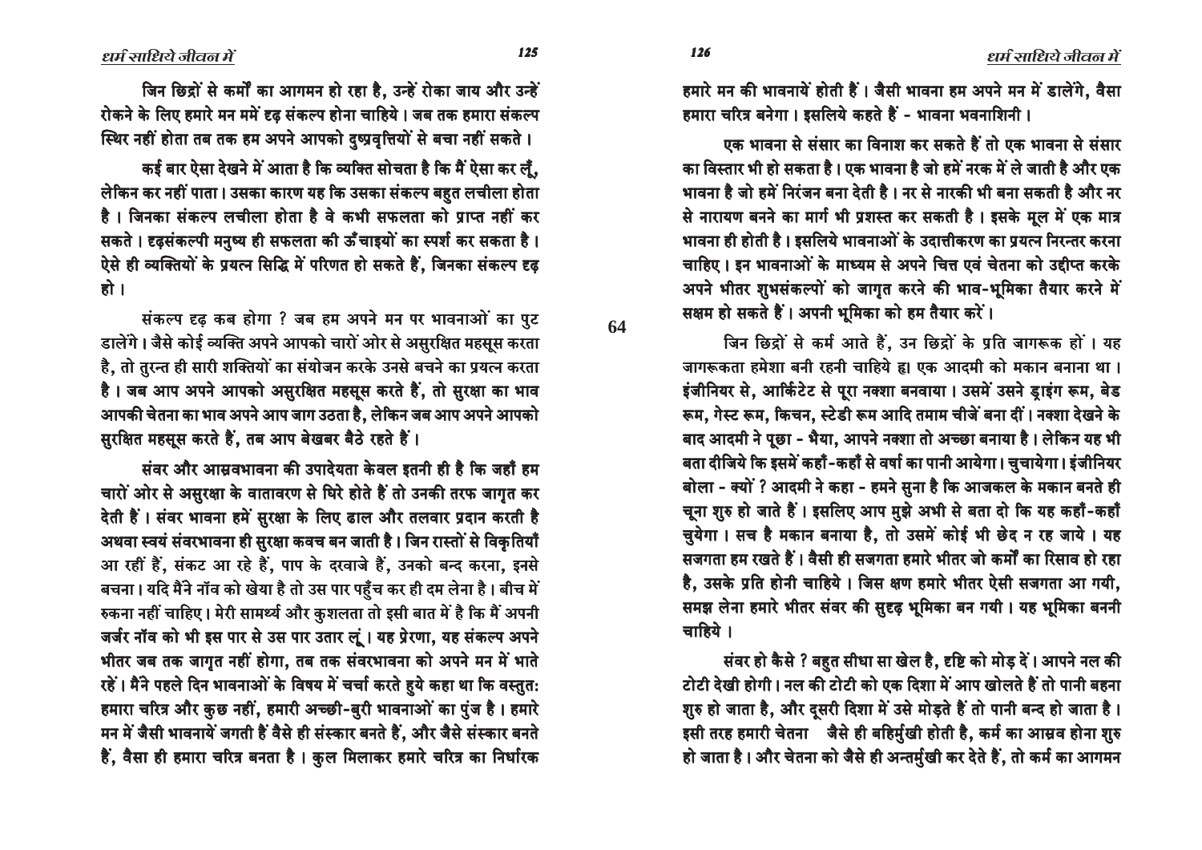जिन छिद्रों से कर्मों का आगमन हो रहा है, उन्हें रोका जाय और उन्हें रोकने के लिए हमारे मन ममें दृढ़ संकल्प होना चाहिये। जब तक हमारा संकल्प स्थिर नहीं होता तब तक हम अपने आपको दुष्प्रवृत्तियों से बचा नहीं सकते।

कई बार ऐसा देखने में आता है कि व्यक्ति सोचता है कि मैं ऐसा कर लूँ, लेकिन कर नहीं पाता। उसका कारण यह कि उसका संकल्प बहुत लचीला होता है। जिनका संकल्प लचीला होता है वे कभी सफलता को प्राप्त नहीं कर सकते। दृढ़संकल्पी मनुष्य ही सफलता की ऊँचाइयों का स्पर्श कर सकता है। ऐसे ही व्यक्तियों के प्रयत्न सिद्धि में परिणत हो सकते हैं, जिनका संकल्प दृढ़ हो।

संकल्प दृढ़ कब होगा ? जब हम अपने मन पर भावनाओं का पुट डालेंगे। जैसे कोई व्यक्ति अपने आपको चारों ओर से असुरक्षित महसूस करता है, तो तुरन्त ही सारी शक्तियों का संयोजन करके उनसे बचने का प्रयत्न करता है। जब आप अपने आपको असुरक्षित महसूस करते हैं, तो सुरक्षा का भाव आपकी चेतना का भाव अपने आप जाग उठता है, लेकिन जब आप अपने आपको सुरक्षित महसूस करते हैं, तब आप बेखबर बैठे रहते हैं।

संवर और आस्रवभावना की उपादेयता केवल इतनी ही है कि जहाँ हम चारों ओर से असुरक्षा के वातावरण से घिरे होते हैं तो उनकी तरफ जागृत कर देती हैं। संवर भावना हमें सुरक्षा के लिए ढाल और तलवार प्रदान करती है अथवा स्वयं संवरभावना ही सुरक्षा कवच बन जाती है। जिन रास्तों से विकृतियाँ आ रहीं हैं, संकट आ रहे हैं, पाप के दरवाजे हैं, उनको बन्द करना, इनसे बचना। यदि मैंने नॉव को खेया है तो उस पार पहुँच कर ही दम लेना है। बीच में रुकना नहीं चाहिए। मेरी सामर्थ्य और कुशलता तो इसी बात में है कि मैं अपनी जर्जर नॉव को भी इस पार से उस पार उतार लूं। यह प्रेरणा, यह संकल्प अपने भीतर जब तक जागृत नहीं होगा, तब तक संवरभावना को अपने मन में भाते रहें। मैंने पहले दिन भावनाओं के विषय में चर्चा करते हुये कहा था कि वस्तुतः हमारा चरित्र और कुछ नहीं, हमारी अच्छी-बुरी भावनाओं का पुंज है। हमारे मन में जैसी भावनायें जगती हैं वैसे ही संस्कार बनते हैं, और जैसे संस्कार बनते हैं, वैसा ही हमारा चरित्र बनता है। कुल मिलाकर हमारे चरित्र का निर्धारक हमारे मन की भावनायें होती हैं। जैसी भावना हम अपने मन में डालेंगे, वैसा हमारा चरित्र बनेगा। इसलिये कहते हैं - भावना भवनाशिनी।

एक भावना से संसार का विनाश कर सकते हैं तो एक भावना से संसार का विस्तार भी हो सकता है। एक भावना है जो हमें नरक में ले जाती है और एक भावना है जो हमें निरंजन बना देती है। नर से नारकी भी बना सकती है और नर से नारायण बनने का मार्ग भी प्रशस्त कर सकती है। इसके मूल में एक मात्र भावना ही होती है। इसलिये भावनाओं के उदात्तीकरण का प्रयत्न निरन्तर करना चाहिए। इन भावनाओं के माध्यम से अपने चित्त एवं चेतना को उद्दीप्त करके अपने भीतर शुभसंकल्पों को जागृत करने की भाव-भूमिका तैयार करने में सक्षम हो सकते हैं। अपनी भूमिका को हम तैयार करें।

जिन छिद्रों से कर्म आते हैं, उन छिद्रों के प्रति जागरूक हों। यह जागरूकता हमेशा बनी रहनी चाहिये हा। एक आदमी को मकान बनाना था। इंजीनियर से, आर्किटेट से पूरा नक्शा बनवाया। उसमें उसने ड्राइंग रूम, बेड रूम, गेस्ट रूम, किचन, स्टेडी रूम आदि तमाम चीजें बना दीं। नक्शा देखने के बाद आदमी ने पूछा - भैया, आपने नक्शा तो अच्छा बनाया है। लेकिन यह भी बता दीजिये कि इसमें कहाँ-कहाँ से वर्षा का पानी आयेगा। चुचायेगा। इंजीनियर बोला - क्यों ? आदमी ने कहा - हमने सुना है कि आजकल के मकान बनते ही चूना शुरु हो जाते हैं। इसलिए आप मुझे अभी से बता दो कि यह कहाँ-कहाँ चुयेगा। सच है मकान बनाया है, तो उसमें कोई भी छेद न रह जाये। यह सजगता हम रखते हैं। वैसी ही सजगता हमारे भीतर जो कर्मों का रिसाव हो रहा है, उसके प्रति होनी चाहिये। जिस क्षण हमारे भीतर ऐसी सजगता आ गयी, समझ लेना हमारे भीतर संवर की सुदृढ़ भूमिका बन गयी। यह भूमिका बननी चाहिये।

संवर हो कैसे ? बहुत सीधा सा खेल है, दृष्टि को मोड़ दें। आपने नल की टोटी देखी होगी। नल की टोटी को एक दिशा में आप खोलते हैं तो पानी बहना शुरु हो जाता है, और दूसरी दिशा में उसे मोड़ते हैं तो पानी बन्द हो जाता है। इसी तरह हमारी चेतना जैसे ही बहिर्मुखी होती है, कर्म का आस्रव होना शुरु हो जाता है। और चेतना को जैसे ही अन्तर्मुखी कर देते हैं, तो कर्म का आगमन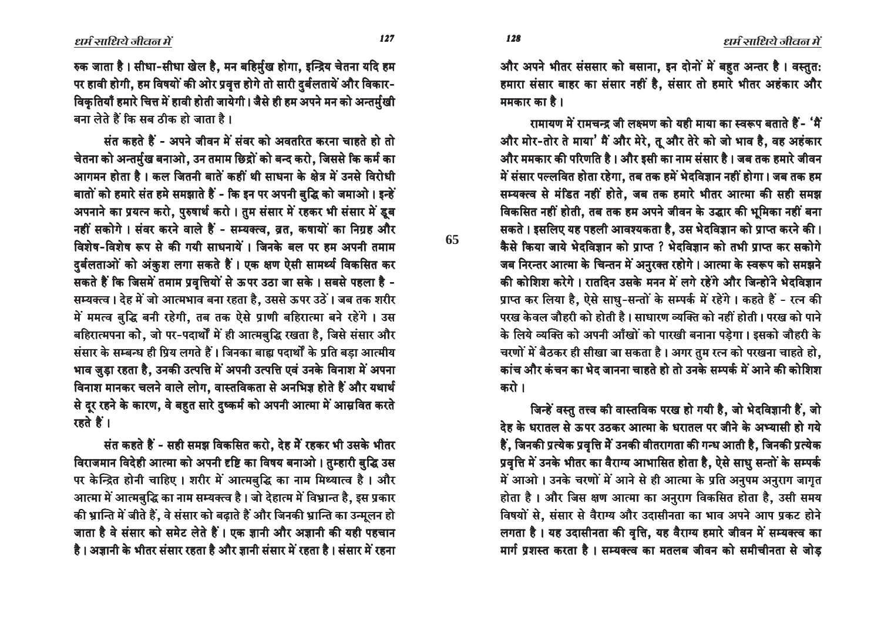रुक जाता है। सीधा-सीधा खेल है, मन बहिर्मुख होगा, इन्द्रिय चेतना यदि हम पर हावी होगी, हम विषयों की ओर प्रवृत्त होंगे तो सारी दुर्बलतायें और विकार-विकृतियाँ हमारे चित्त में हावी होती जायेगी। जैसे ही हम अपने मन को अन्तर्मुखी बना लेते हैं कि सब ठीक हो जाता है।

संत कहते हैं - अपने जीवन में संवर को अवतरित करना चाहते हो तो चेतना को अन्तर्मुख बनाओ, उन तमाम छिद्रों को बन्द करो, जिससे कि कर्म का आगमन होता है। कल जितनी बातें कहीं थी साधना के क्षेत्र में उनसे विरोधी बातों को हमारे संत हमे समझाते हैं - कि इन पर अपनी बुद्धि को जमाओ। इन्हें अपनाने का प्रयत्न करो, पुरुषार्थ करो। तुम संसार में रहकर भी संसार में डूब नहीं सकोगे। संवर करने वाले हैं - सम्यक्त्व, व्रत, कषायों का निग्रह और विशेष-विशेष रूप से की गयी साधनायें। जिनके बल पर हम अपनी तमाम दुर्बलताओं को अंकुश लगा सकते हैं। एक क्षण ऐसी सामर्थ्य विकसित कर सकते हैं कि जिसमें तमाम प्रवृत्तियों से ऊपर उठा जा सके। सबसे पहला है - सम्यक्त्व। देह में जो आत्मभाव बना रहता है, उससे ऊपर उठें। जब तक शरीर में ममत्व बुद्धि बनी रहेगी, तब तक ऐसे प्राणी बहिरात्मा बने रहेंगे। उस बहिरात्मपना को, जो पर-पदार्थों में ही आत्मबुद्धि रखता है, जिसे संसार और संसार के सम्बन्ध ही प्रिय लगते हैं। जिनका बाह्य पदार्थों के प्रति बड़ा आत्मीय भाव जुड़ा रहता है, उनकी उत्पत्ति में अपनी उत्पत्ति एवं उनके विनाश में अपना विनाश मानकर चलने वाले लोग, वास्तविकता से अनभिज्ञ होते हैं और यथार्थ से दूर रहने के कारण, वे बहुत सारे दुष्कर्म को अपनी आत्मा में आस्रवित करते रहते हैं।

संत कहते हैं - सही समझ विकसित करो, देह में रहकर भी उसके भीतर विराजमान विदेही आत्मा को अपनी दृष्टि का विषय बनाओ। तुम्हारी बुद्धि उस पर केन्द्रित होनी चाहिए। शरीर में आत्मबुद्धि का नाम मिथ्यात्व है। और आत्मा में आत्मबुद्धि का नाम सम्यक्त्व है। जो देहात्म में विभ्रान्त है, इस प्रकार की भ्रान्ति में जीते हैं, वे संसार को बढ़ाते हैं और जिनकी भ्रान्ति का उन्मूलन हो जाता है वे संसार को समेट लेते हैं। एक ज्ञानी और अज्ञानी की यही पहचान है। अज्ञानी के भीतर संसार रहता है और ज्ञानी संसार में रहता है। संसार में रहना और अपने भीतर संससार को बसाना, इन दोनों में बहुत अन्तर है। वस्तुतः हमारा संसार बाहर का संसार नहीं है, संसार तो हमारे भीतर अहंकार और ममकार का है।

रामायण में रामचन्द्र जी लक्ष्मण को यही माया का स्वरूप बताते हैं- 'मैं और मोर-तोर ते माया' मैं और मेरे, तू और तेरे को जो भाव है, वह अहंकार और ममकार की परिणति है। और इसी का नाम संसार है। जब तक हमारे जीवन में संसार पल्लवित होता रहेगा, तब तक हमें भेदविज्ञान नहीं होगा। जब तक हम सम्यक्त्व से मंडित नहीं होते, जब तक हमारे भीतर आत्मा की सही समझ विकसित नहीं होती, तब तक हम अपने जीवन के उद्धार की भूमिका नहीं बना सकते। इसलिए यह पहली आवश्यकता है, उस भेदविज्ञान को प्राप्त करने की। कैसे किया जाये भेदविज्ञान को प्राप्त ? भेदविज्ञान को तभी प्राप्त कर सकोगे जब निरन्तर आत्मा के चिन्तन में अनुरक्त रहोगे। आत्मा के स्वरूप को समझने की कोशिश करेंगे। रातदिन उसके मनन में लगे रहेंगे और जिन्होंने भेदविज्ञान प्राप्त कर लिया है, ऐसे साधु-सन्तों के सम्पर्क में रहेंगे। कहते हैं - रत्न की परख केवल जौहरी को होती है। साधारण व्यक्ति को नहीं होती। परख को पाने के लिये व्यक्ति को अपनी आँखों को पारखी बनाना पड़ेगा। इसको जौहरी के चरणों में बैठकर ही सीखा जा सकता है। अगर तुम रत्न को परखना चाहते हो, कांच और कंचन का भेद जानना चाहते हो तो उनके सम्पर्क में आने की कोशिश करो।

जिन्हें वस्तु तत्त्व की वास्तविक परख हो गयी है, जो भेदविज्ञानी हैं, जो देह के धरातल से ऊपर उठकर आत्मा के धरातल पर जीने के अभ्यासी हो गये हैं, जिनकी प्रत्येक प्रवृत्ति में उनकी वीतरागता की गन्ध आती है, जिनकी प्रत्येक प्रवृत्ति में उनके भीतर का वैराग्य आभासित होता है, ऐसे साधु सन्तों के सम्पर्क में आओ। उनके चरणों में आने से ही आत्मा के प्रति अनुपम अनुराग जागृत होता है। और जिस क्षण आत्मा का अनुराग विकसित होता है, उसी समय विषयों से, संसार से वैराग्य और उदासीनता का भाव अपने आप प्रकट होने लगता है। यह उदासीनता की वृत्ति, यह वैराग्य हमारे जीवन में सम्यक्त्व का मार्ग प्रशस्त करता है। सम्यक्त्व का मतलब जीवन को समीचीनता से जोड़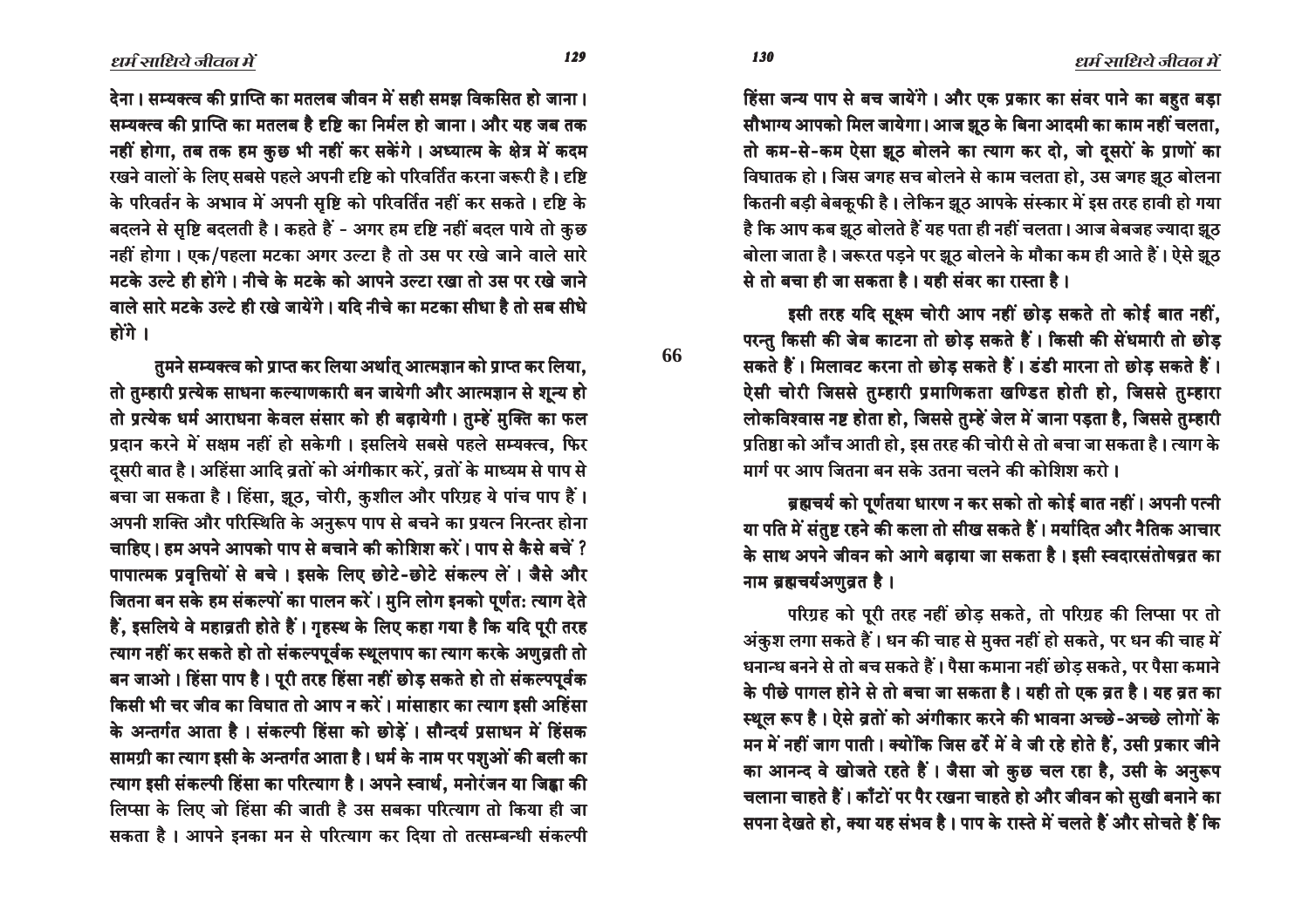देना। सम्यक्त्व की प्राप्ति का मतलब जीवन में सही समझ विकसित हो जाना। सम्यक्त्व की प्राप्ति का मतलब है दृष्टि का निर्मल हो जाना। और यह जब तक नहीं होगा, तब तक हम कुछ भी नहीं कर सकेंगे। अध्यात्म के क्षेत्र में कदम रखने वालों के लिए सबसे पहले अपनी दृष्टि को परिवर्तित करना जरूरी है। दृष्टि के परिवर्तन के अभाव में अपनी सृष्टि को परिवर्तित नहीं कर सकते। दृष्टि के बदलने से सृष्टि बदलती है। कहते हैं - अगर हम दृष्टि नहीं बदल पाये तो कुछ नहीं होगा। एक/पहला मटका अगर उल्टा है तो उस पर रखे जाने वाले सारे मटके उल्टे ही होंगे। नीचे के मटके को आपने उल्टा रखा तो उस पर रखे जाने वाले सारे मटके उल्टे ही रखे जायेंगे। यदि नीचे का मटका सीधा है तो सब सीधे होंगे।

तुमने सम्यक्त्व को प्राप्त कर लिया अर्थात् आत्मज्ञान को प्राप्त कर लिया, तो तुम्हारी प्रत्येक साधना कल्याणकारी बन जायेगी और आत्मज्ञान से शून्य हो तो प्रत्येक धर्म आराधना केवल संसार को ही बढ़ायेगी। तुम्हें मुक्ति का फल प्रदान करने में सक्षम नहीं हो सकेगी। इसलिये सबसे पहले सम्यक्त्व, फिर दूसरी बात है। अहिंसा आदि व्रतों को अंगीकार करें, व्रतों के माध्यम से पाप से बचा जा सकता है। हिंसा, झूठ, चोरी, कुशील और परिग्रह ये पांच पाप हैं। अपनी शक्ति और परिस्थिति के अनुरूप पाप से बचने का प्रयत्न निरन्तर होना चाहिए। हम अपने आपको पाप से बचाने की कोशिश करें। पाप से कैसे बचें? पापात्मक प्रवृत्तियों से बचे। इसके लिए छोटे-छोटे संकल्प लें। जैसे और जितना बन सके हम संकल्पों का पालन करें। मुनि लोग इनको पूर्णतः त्याग देते हैं, इसलिये वे महाव्रती होते हैं। गृहस्थ के लिए कहा गया है कि यदि पूरी तरह त्याग नहीं कर सकते हो तो संकल्पपूर्वक स्थूलपाप का त्याग करके अणुव्रती तो बन जाओ। हिंसा पाप है। पूरी तरह हिंसा नहीं छोड़ सकते हो तो संकल्पपूर्वक किसी भी चर जीव का विघात तो आप न करें। मांसाहार का त्याग इसी अहिंसा के अन्तर्गत आता है। संकल्पी हिंसा को छोड़ें। सौन्दर्य प्रसाधन में हिंसक सामग्री का त्याग इसी के अन्तर्गत आता है। धर्म के नाम पर पशुओं की बली का त्याग इसी संकल्पी हिंसा का परित्याग है। अपने स्वार्थ, मनोरंजन या जिह्वा की लिप्सा के लिए जो हिंसा की जाती है उस सबका परित्याग तो किया ही जा सकता है। आपने इनका मन से परित्याग कर दिया तो तत्सम्बन्धी संकल्पी हिंसा जन्य पाप से बच जायेंगे। और एक प्रकार का संवर पाने का बहुत बड़ा सौभाग्य आपको मिल जायेगा। आज झूठ के बिना आदमी का काम नहीं चलता, तो कम-से-कम ऐसा झूठ बोलने का त्याग कर दो, जो दूसरों के प्राणों का विघातक हो। जिस जगह सच बोलने से काम चलता हो, उस जगह झूठ बोलना कितनी बड़ी बेबकूफी है। लेकिन झूठ आपके संस्कार में इस तरह हावी हो गया है कि आप कब झूठ बोलते हैं यह पता ही नहीं चलता। आज बेबजह ज्यादा झूठ बोला जाता है। जरूरत पड़ने पर झूठ बोलने के मौका कम ही आते हैं। ऐसे झूठ से तो बचा ही जा सकता है। यही संवर का रास्ता है।

इसी तरह यदि सूक्ष्म चोरी आप नहीं छोड़ सकते तो कोई बात नहीं, परन्तु किसी की जेब काटना तो छोड़ सकते हैं। किसी की सेंधमारी तो छोड़ सकते हैं। मिलावट करना तो छोड़ सकते हैं। डंडी मारना तो छोड़ सकते हैं। ऐसी चोरी जिससे तुम्हारी प्रमाणिकता खण्डित होती हो, जिससे तुम्हारा लोकविश्वास नष्ट होता हो, जिससे तुम्हें जेल में जाना पड़ता है, जिससे तुम्हारी प्रतिष्ठा को आँच आती हो, इस तरह की चोरी से तो बचा जा सकता है। त्याग के मार्ग पर आप जितना बन सके उतना चलने की कोशिश करो।

ब्रह्मचर्य को पूर्णतया धारण न कर सको तो कोई बात नहीं। अपनी पत्नी या पति में संतुष्ट रहने की कला तो सीख सकते हैं। मर्यादित और नैतिक आचार के साथ अपने जीवन को आगे बढ़ाया जा सकता है। इसी स्वदारसंतोषव्रत का नाम ब्रह्मचर्यअणुव्रत है।

परिग्रह को पूरी तरह नहीं छोड़ सकते, तो परिग्रह की लिप्सा पर तो अंकुश लगा सकते हैं। धन की चाह से मुक्त नहीं हो सकते, पर धन की चाह में धनान्ध बनने से तो बच सकते हैं। पैसा कमाना नहीं छोड़ सकते, पर पैसा कमाने के पीछे पागल होने से तो बचा जा सकता है। यही तो एक व्रत है। यह व्रत का स्थूल रूप है। ऐसे व्रतों को अंगीकार करने की भावना अच्छे-अच्छे लोगों के मन में नहीं जाग पाती। क्योंकि जिस ढर्रे में वे जी रहे होते हैं, उसी प्रकार जीने का आनन्द वे खोजते रहते हैं। जैसा जो कुछ चल रहा है, उसी के अनुरूप चलाना चाहते हैं। काँटों पर पैर रखना चाहते हो और जीवन को सुखी बनाने का सपना देखते हो, क्या यह संभव है। पाप के रास्ते में चलते हैं और सोचते हैं कि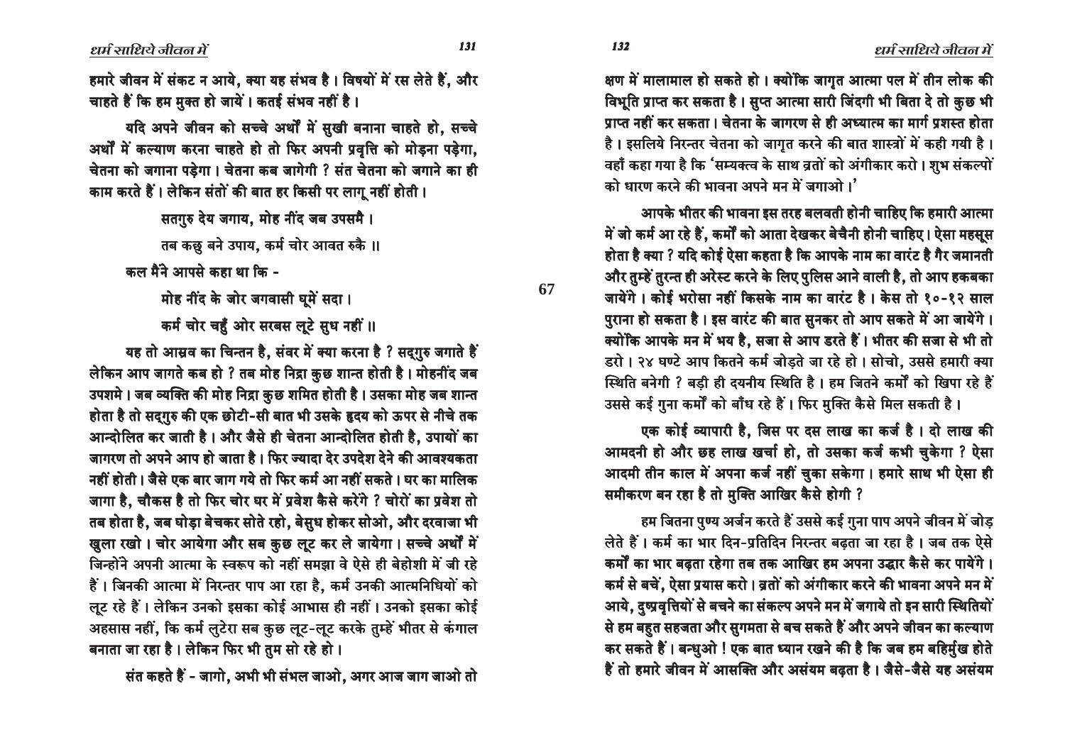हमारे जीवन में संकट न आये, क्या यह संभव है । विषयों में रस लेते हैं, और चाहते हैं कि हम मुक्त हो जायें । कतई संभव नहीं है ।

यदि अपने जीवन को सच्चे अर्थों में सुखी बनाना चाहते हो, सच्चे अर्थों में कल्याण करना चाहते हो तो फिर अपनी प्रवृत्ति को मोड़ना पड़ेगा, चेतना को जगाना पड़ेगा । चेतना कब जागेगी ? संत चेतना को जगाने का ही काम करते हैं । लेकिन संतों की बात हर किसी पर लागू नहीं होती ।

> सतगुरु देय जगाय, मोह नींद जब उपसमै ।
>
> तब कछु बने उपाय, कर्म चोर आवत रुकै ॥

कल मैंने आपसे कहा था कि -

> मोह नींद के जोर जगवासी घूमें सदा ।
>
> कर्म चोर चहुँ ओर सरबस लूटे सुध नहीं ॥

यह तो आस्रव का चिन्तन है, संवर में क्या करना है ? सद्गुरु जगाते हैं लेकिन आप जागते कब हो ? तब मोह निद्रा कुछ शान्त होती है । मोहनींद जब उपशमे । जब व्यक्ति की मोह निद्रा कुछ शमित होती है । उसका मोह जब शान्त होता है तो सद्गुरु की एक छोटी-सी बात भी उसके हृदय को ऊपर से नीचे तक आन्दोलित कर जाती है । और जैसे ही चेतना आन्दोलित होती है, उपायों का जागरण तो अपने आप हो जाता है । फिर ज्यादा देर उपदेश देने की आवश्यकता नहीं होती । जैसे एक बार जाग गये तो फिर कर्म आ नहीं सकते । घर का मालिक जागा है, चौकस है तो फिर चोर घर में प्रवेश कैसे करेंगे ? चोरों का प्रवेश तो तब होता है, जब घोड़ा बेचकर सोते रहो, बेसुध होकर सोओ, और दरवाजा भी खुला रखो । चोर आयेगा और सब कुछ लूट कर ले जायेगा । सच्चे अर्थों में जिन्होंने अपनी आत्मा के स्वरूप को नहीं समझा वे ऐसे ही बेहोशी में जी रहे हैं । जिनकी आत्मा में निरन्तर पाप आ रहा है, कर्म उनकी आत्मनिधियों को लूट रहे हैं । लेकिन उनको इसका कोई आभास ही नहीं । उनको इसका कोई अहसास नहीं, कि कर्म लुटेरा सब कुछ लूट-लूट करके तुम्हें भीतर से कंगाल बनाता जा रहा है । लेकिन फिर भी तुम सो रहे हो ।

संत कहते हैं - जागो, अभी भी संभल जाओ, अगर आज जाग जाओ तो क्षण में मालामाल हो सकते हो । क्योंकि जागृत आत्मा पल में तीन लोक की विभूति प्राप्त कर सकता है । सुप्त आत्मा सारी जिंदगी भी बिता दे तो कुछ भी प्राप्त नहीं कर सकता । चेतना के जागरण से ही अध्यात्म का मार्ग प्रशस्त होता है । इसलिये निरन्तर चेतना को जागृत करने की बात शास्त्रों में कही गयी है । वहाँ कहा गया है कि 'सम्यक्त्व के साथ व्रतों को अंगीकार करो । शुभ संकल्पों को धारण करने की भावना अपने मन में जगाओ ।'

आपके भीतर की भावना इस तरह बलवती होनी चाहिए कि हमारी आत्मा में जो कर्म आ रहे हैं, कर्मों को आता देखकर बेचैनी होनी चाहिए । ऐसा महसूस होता है क्या ? यदि कोई ऐसा कहता है कि आपके नाम का वारंट है गैर जमानती और तुम्हें तुरन्त ही अरेस्ट करने के लिए पुलिस आने वाली है, तो आप हकबका जायेंगे । कोई भरोसा नहीं किसके नाम का वारंट है । केस तो १०-१२ साल पुराना हो सकता है । इस वारंट की बात सुनकर तो आप सकते में आ जायेंगे । क्योंकि आपके मन में भय है, सजा से आप डरते हैं । भीतर की सजा से भी तो डरो । २४ घण्टे आप कितने कर्म जोड़ते जा रहे हो । सोचो, उससे हमारी क्या स्थिति बनेगी ? बड़ी ही दयनीय स्थिति है । हम जितने कर्मों को खिपा रहे हैं उससे कई गुना कर्मों को बाँध रहे हैं । फिर मुक्ति कैसे मिल सकती है ।

एक कोई व्यापारी है, जिस पर दस लाख का कर्ज है । दो लाख की आमदनी हो और छह लाख खर्चा हो, तो उसका कर्ज कभी चुकेगा ? ऐसा आदमी तीन काल में अपना कर्ज नहीं चुका सकेगा । हमारे साथ भी ऐसा ही समीकरण बन रहा है तो मुक्ति आखिर कैसे होगी ?

हम जितना पुण्य अर्जन करते हैं उससे कई गुना पाप अपने जीवन में जोड़ लेते हैं । कर्म का भार दिन-प्रतिदिन निरन्तर बढ़ता जा रहा है । जब तक ऐसे कर्मों का भार बढ़ता रहेगा तब तक आखिर हम अपना उद्धार कैसे कर पायेंगे । कर्म से बचें, ऐसा प्रयास करो । व्रतों को अंगीकार करने की भावना अपने मन में आये, दुष्प्रवृत्तियों से बचने का संकल्प अपने मन में जगाये तो इन सारी स्थितियों से हम बहुत सहजता और सुगमता से बच सकते हैं और अपने जीवन का कल्याण कर सकते हैं । बन्धुओ ! एक बात ध्यान रखने की है कि जब हम बहिर्मुख होते हैं तो हमारे जीवन में आसक्ति और असंयम बढ़ता है । जैसे-जैसे यह असंयम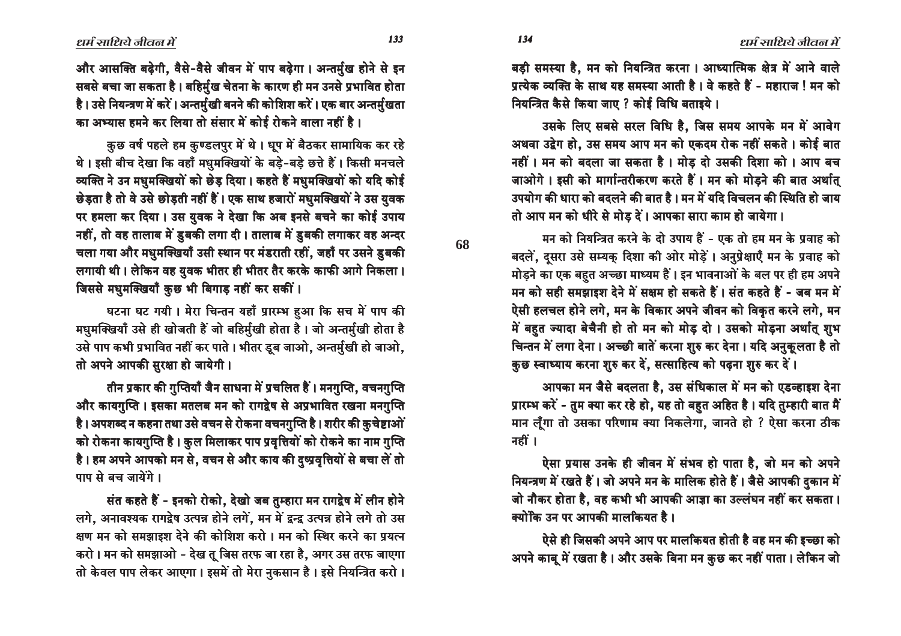और आसक्ति बढ़ेगी, वैसे-वैसे जीवन में पाप बढ़ेगा। अन्तर्मुख होने से इन सबसे बचा जा सकता है। बहिर्मुख चेतना के कारण ही मन उनसे प्रभावित होता है। उसे नियन्त्रण में करें। अन्तर्मुखी बनने की कोशिश करें। एक बार अन्तर्मुखता का अभ्यास हमने कर लिया तो संसार में कोई रोकने वाला नहीं है।

कुछ वर्ष पहले हम कुण्डलपुर में थे। धूप में बैठकर सामायिक कर रहे थे। इसी बीच देखा कि वहाँ मधुमक्खियों के बड़े-बड़े छत्ते हैं। किसी मनचले व्यक्ति ने उन मधुमक्खियों को छेड़ दिया। कहते हैं मधुमक्खियों को यदि कोई छेड़ता है तो वे उसे छोड़ती नहीं हैं। एक साथ हजारों मधुमक्खियों ने उस युवक पर हमला कर दिया। उस युवक ने देखा कि अब इनसे बचने का कोई उपाय नहीं, तो वह तालाब में डुबकी लगा दी। तालाब में डुबकी लगाकर वह अन्दर चला गया और मधुमक्खियाँ उसी स्थान पर मंडराती रहीं, जहाँ पर उसने डुबकी लगायी थी। लेकिन वह युवक भीतर ही भीतर तैर करके काफी आगे निकला। जिससे मधुमक्खियाँ कुछ भी बिगाड़ नहीं कर सकीं।

घटना घट गयी। मेरा चिन्तन यहाँ प्रारम्भ हुआ कि सच में पाप की मधुमक्खियाँ उसे ही खोजती हैं जो बहिर्मुखी होता है। जो अन्तर्मुखी होता है उसे पाप कभी प्रभावित नहीं कर पाते। भीतर डूब जाओ, अन्तर्मुखी हो जाओ, तो अपने आपकी सुरक्षा हो जायेगी।

तीन प्रकार की गुप्तियाँ जैन साधना में प्रचलित हैं। मनगुप्ति, वचनगुप्ति और कायगुप्ति। इसका मतलब मन को रागद्वेष से अप्रभावित रखना मनगुप्ति है। अपशब्द न कहना तथा उसे वचन से रोकना वचनगुप्ति है। शरीर की कुचेष्टाओं को रोकना कायगुप्ति है। कुल मिलाकर पाप प्रवृत्तियों को रोकने का नाम गुप्ति है। हम अपने आपको मन से, वचन से और काय की दुष्प्रवृत्तियों से बचा लें तो पाप से बच जायेंगे।

संत कहते हैं - इनको रोको, देखो जब तुम्हारा मन रागद्वेष में लीन होने लगे, अनावश्यक रागद्वेष उत्पन्न होने लगें, मन में द्वन्द्व उत्पन्न होने लगे तो उस क्षण मन को समझाइश देने की कोशिश करो। मन को स्थिर करने का प्रयत्न करो। मन को समझाओ - देख तू जिस तरफ जा रहा है, अगर उस तरफ जाएगा तो केवल पाप लेकर आएगा। इसमें तो मेरा नुकसान है। इसे नियन्त्रित करो। बड़ी समस्या है, मन को नियन्त्रित करना। आध्यात्मिक क्षेत्र में आने वाले प्रत्येक व्यक्ति के साथ यह समस्या आती है। वे कहते हैं - महाराज ! मन को नियन्त्रित कैसे किया जाए ? कोई विधि बताइये।

उसके लिए सबसे सरल विधि है, जिस समय आपके मन में आवेग अथवा उद्वेग हो, उस समय आप मन को एकदम रोक नहीं सकते। कोई बात नहीं। मन को बदला जा सकता है। मोड़ दो उसकी दिशा को। आप बच जाओगे। इसी को मार्गान्तरीकरण करते हैं। मन को मोड़ने की बात अर्थात् उपयोग की धारा को बदलने की बात है। मन में यदि विचलन की स्थिति हो जाय तो आप मन को धीरे से मोड़ दें। आपका सारा काम हो जायेगा।

मन को नियन्त्रित करने के दो उपाय हैं - एक तो हम मन के प्रवाह को बदलें, दूसरा उसे सम्यक् दिशा की ओर मोड़ें। अनुप्रेक्षाएँ मन के प्रवाह को मोड़ने का एक बहुत अच्छा माध्यम हैं। इन भावनाओं के बल पर ही हम अपने मन को सही समझाइश देने में सक्षम हो सकते हैं। संत कहते हैं - जब मन में ऐसी हलचल होने लगे, मन के विकार अपने जीवन को विकृत करने लगे, मन में बहुत ज्यादा बेचैनी हो तो मन को मोड़ दो। उसको मोड़ना अर्थात् शुभ चिन्तन में लगा देना। अच्छी बातें करना शुरु कर देना। यदि अनुकूलता है तो कुछ स्वाध्याय करना शुरु कर दें, सत्साहित्य को पढ़ना शुरु कर दें।

आपका मन जैसे बदलता है, उस संधिकाल में मन को एडव्हाइश देना प्रारम्भ करें - तुम क्या कर रहे हो, यह तो बहुत अहित है। यदि तुम्हारी बात मैं मान लूँगा तो उसका परिणाम क्या निकलेगा, जानते हो ? ऐसा करना ठीक नहीं।

ऐसा प्रयास उनके ही जीवन में संभव हो पाता है, जो मन को अपने नियन्त्रण में रखते हैं। जो अपने मन के मालिक होते हैं। जैसे आपकी दुकान में जो नौकर होता है, वह कभी भी आपकी आज्ञा का उल्लंघन नहीं कर सकता। क्योंकि उन पर आपकी मालकियत है।

ऐसे ही जिसकी अपने आप पर मालकियत होती है वह मन की इच्छा को अपने काबू में रखता है। और उसके बिना मन कुछ कर नहीं पाता। लेकिन जो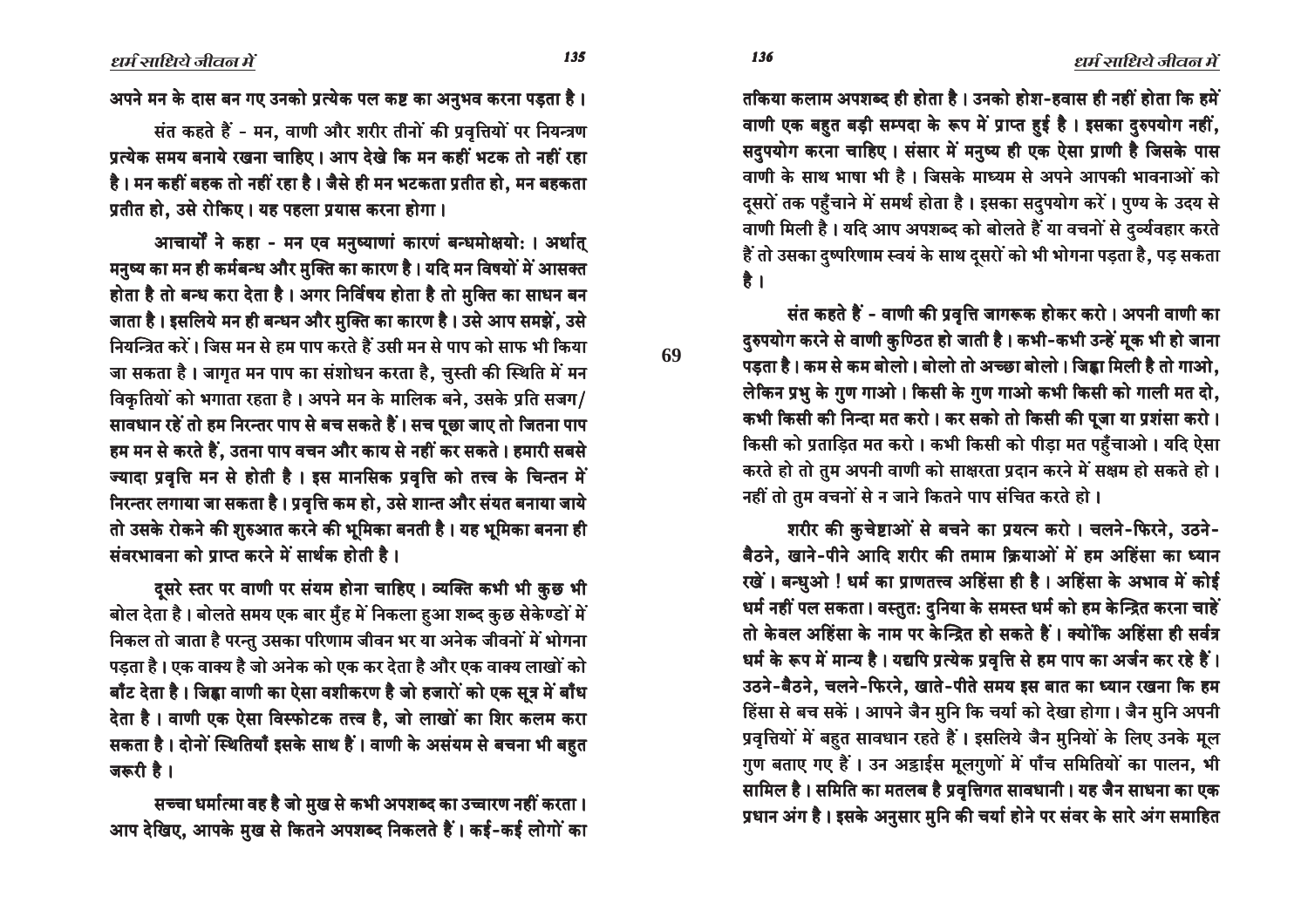अपने मन के दास बन गए उनको प्रत्येक पल कष्ट का अनुभव करना पड़ता है।

संत कहते हैं - मन, वाणी और शरीर तीनों की प्रवृत्तियों पर नियन्त्रण प्रत्येक समय बनाये रखना चाहिए। आप देखे कि मन कहीं भटक तो नहीं रहा है। मन कहीं बहक तो नहीं रहा है। जैसे ही मन भटकता प्रतीत हो, मन बहकता प्रतीत हो, उसे रोकिए। यह पहला प्रयास करना होगा।

आचार्यों ने कहा - मन एव मनुष्याणां कारणं बन्धमोक्षयोः। अर्थात् मनुष्य का मन ही कर्मबन्ध और मुक्ति का कारण है। यदि मन विषयों में आसक्त होता है तो बन्ध करा देता है। अगर निर्विषय होता है तो मुक्ति का साधन बन जाता है। इसलिये मन ही बन्धन और मुक्ति का कारण है। उसे आप समझें, उसे नियन्त्रित करें। जिस मन से हम पाप करते हैं उसी मन से पाप को साफ भी किया जा सकता है। जागृत मन पाप का संशोधन करता है, चुस्ती की स्थिति में मन विकृतियों को भगाता रहता है। अपने मन के मालिक बने, उसके प्रति सजग/सावधान रहें तो हम निरन्तर पाप से बच सकते हैं। सच पूछा जाए तो जितना पाप हम मन से करते हैं, उतना पाप वचन और काय से नहीं कर सकते। हमारी सबसे ज्यादा प्रवृत्ति मन से होती है। इस मानसिक प्रवृत्ति को तत्त्व के चिन्तन में निरन्तर लगाया जा सकता है। प्रवृत्ति कम हो, उसे शान्त और संयत बनाया जाये तो उसके रोकने की शुरुआत करने की भूमिका बनती है। यह भूमिका बनना ही संवरभावना को प्राप्त करने में सार्थक होती है।

दूसरे स्तर पर वाणी पर संयम होना चाहिए। व्यक्ति कभी भी कुछ भी बोल देता है। बोलते समय एक बार मुँह में निकला हुआ शब्द कुछ सेकेण्डों में निकल तो जाता है परन्तु उसका परिणाम जीवन भर या अनेक जीवनों में भोगना पड़ता है। एक वाक्य है जो अनेक को एक कर देता है और एक वाक्य लाखों को बाँट देता है। जिह्वा वाणी का ऐसा वशीकरण है जो हजारों को एक सूत्र में बाँध देता है। वाणी एक ऐसा विस्फोटक तत्त्व है, जो लाखों का शिर कलम करा सकता है। दोनों स्थितियाँ इसके साथ हैं। वाणी के असंयम से बचना भी बहुत जरूरी है।

सच्चा धर्मात्मा वह है जो मुख से कभी अपशब्द का उच्चारण नहीं करता। आप देखिए, आपके मुख से कितने अपशब्द निकलते हैं। कई-कई लोगों का तकिया कलाम अपशब्द ही होता है। उनको होश-हवास ही नहीं होता कि हमें वाणी एक बहुत बड़ी सम्पदा के रूप में प्राप्त हुई है। इसका दुरुपयोग नहीं, सदुपयोग करना चाहिए। संसार में मनुष्य ही एक ऐसा प्राणी है जिसके पास वाणी के साथ भाषा भी है। जिसके माध्यम से अपने आपकी भावनाओं को दूसरों तक पहुँचाने में समर्थ होता है। इसका सदुपयोग करें। पुण्य के उदय से वाणी मिली है। यदि आप अपशब्द को बोलते हैं या वचनों से दुर्व्यवहार करते हैं तो उसका दुष्परिणाम स्वयं के साथ दूसरों को भी भोगना पड़ता है, पड़ सकता है।

संत कहते हैं - वाणी की प्रवृत्ति जागरूक होकर करो। अपनी वाणी का दुरुपयोग करने से वाणी कुण्ठित हो जाती है। कभी-कभी उन्हें मूक भी हो जाना पड़ता है। कम से कम बोलो। बोलो तो अच्छा बोलो। जिह्वा मिली है तो गाओ, लेकिन प्रभु के गुण गाओ। किसी के गुण गाओ कभी किसी को गाली मत दो, कभी किसी की निन्दा मत करो। कर सको तो किसी की पूजा या प्रशंसा करो। किसी को प्रताड़ित मत करो। कभी किसी को पीड़ा मत पहुँचाओ। यदि ऐसा करते हो तो तुम अपनी वाणी को साक्षरता प्रदान करने में सक्षम हो सकते हो। नहीं तो तुम वचनों से न जाने कितने पाप संचित करते हो।

शरीर की कुचेष्टाओं से बचने का प्रयत्न करो। चलने-फिरने, उठने-बैठने, खाने-पीने आदि शरीर की तमाम क्रियाओं में हम अहिंसा का ध्यान रखें। बन्धुओ! धर्म का प्राणतत्त्व अहिंसा ही है। अहिंसा के अभाव में कोई धर्म नहीं पल सकता। वस्तुतः दुनिया के समस्त धर्म को हम केन्द्रित करना चाहें तो केवल अहिंसा के नाम पर केन्द्रित हो सकते हैं। क्योंकि अहिंसा ही सर्वत्र धर्म के रूप में मान्य है। यद्यपि प्रत्येक प्रवृत्ति से हम पाप का अर्जन कर रहे हैं। उठने-बैठने, चलने-फिरने, खाते-पीते समय इस बात का ध्यान रखना कि हम हिंसा से बच सकें। आपने जैन मुनि कि चर्या को देखा होगा। जैन मुनि अपनी प्रवृत्तियों में बहुत सावधान रहते हैं। इसलिये जैन मुनियों के लिए उनके मूल गुण बताए गए हैं। उन अट्ठाईस मूलगुणों में पाँच समितियों का पालन, भी सामिल है। समिति का मतलब है प्रवृत्तिगत सावधानी। यह जैन साधना का एक प्रधान अंग है। इसके अनुसार मुनि की चर्या होने पर संवर के सारे अंग समाहित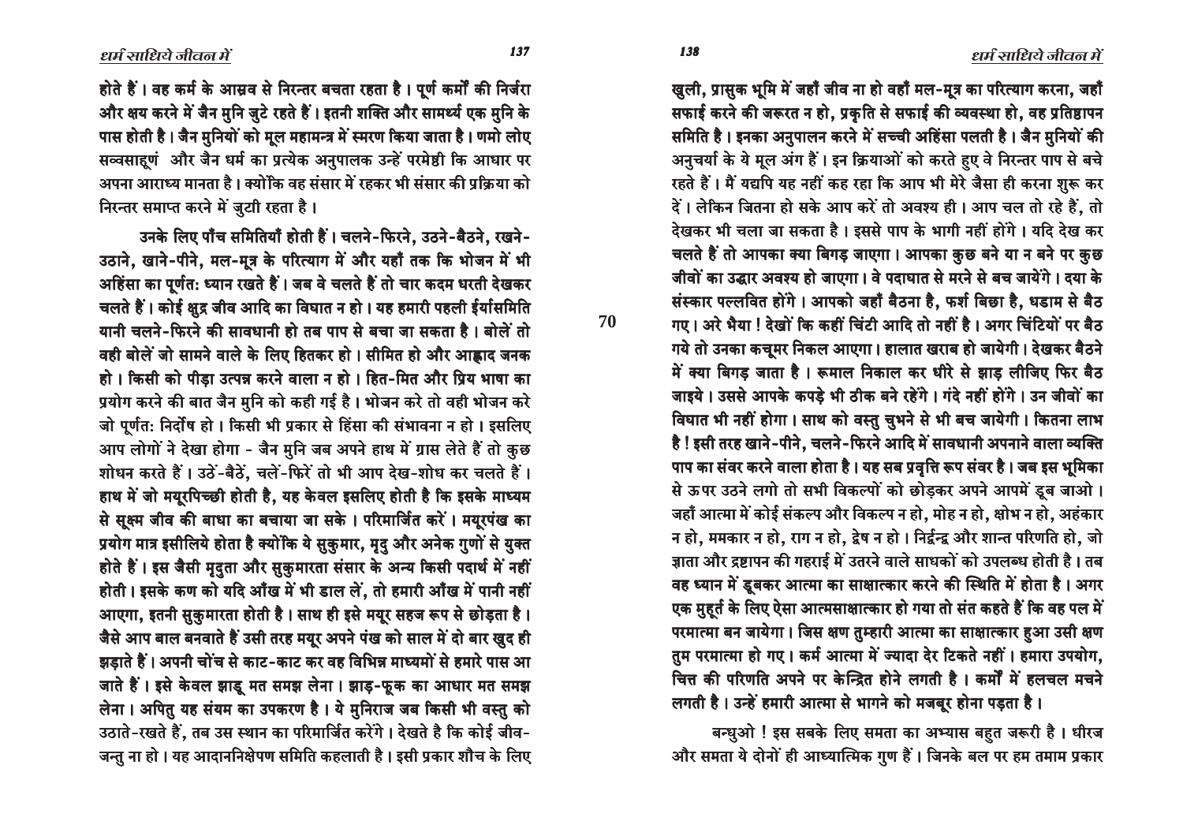होते हैं। वह कर्म के आस्रव से निरन्तर बचता रहता है। पूर्ण कर्मों की निर्जरा और क्षय करने में जैन मुनि जुटे रहते हैं। इतनी शक्ति और सामर्थ्य एक मुनि के पास होती है। जैन मुनियों को मूल महामन्त्र में स्मरण किया जाता है। णमो लोए सव्वसाहूणं और जैन धर्म का प्रत्येक अनुपालक उन्हें परमेष्ठी कि आधार पर अपना आराध्य मानता है। क्योंकि वह संसार में रहकर भी संसार की प्रक्रिया को निरन्तर समाप्त करने में जुटी रहता है।

उनके लिए पाँच समितियाँ होती हैं। चलने-फिरने, उठने-बैठने, रखने-उठाने, खाने-पीने, मल-मूत्र के परित्याग में और यहाँ तक कि भोजन में भी अहिंसा का पूर्णत: ध्यान रखते हैं। जब वे चलते हैं तो चार कदम धरती देखकर चलते हैं। कोई क्षुद्र जीव आदि का विघात न हो। यह हमारी पहली ईर्यासमिति यानी चलने-फिरने की सावधानी हो तब पाप से बचा जा सकता है। बोलें तो वही बोलें जो सामने वाले के लिए हितकर हो। सीमित हो और आह्लाद जनक हो। किसी को पीड़ा उत्पन्न करने वाला न हो। हित-मित और प्रिय भाषा का प्रयोग करने की बात जैन मुनि को कही गई है। भोजन करे तो वही भोजन करे जो पूर्णत: निर्दोष हो। किसी भी प्रकार से हिंसा की संभावना न हो। इसलिए आप लोगों ने देखा होगा - जैन मुनि जब अपने हाथ में ग्रास लेते हैं तो कुछ शोधन करते हैं। उठें-बैठें, चलें-फिरें तो भी आप देख-शोध कर चलते हैं। हाथ में जो मयूरपिच्छी होती है, यह केवल इसलिए होती है कि इसके माध्यम से सूक्ष्म जीव की बाधा का बचाया जा सके। परिमार्जित करें। मयूरपंख का प्रयोग मात्र इसीलिये होता है क्योंकि ये सुकुमार, मृदु और अनेक गुणों से युक्त होते हैं। इस जैसी मृदुता और सुकुमारता संसार के अन्य किसी पदार्थ में नहीं होती। इसके कण को यदि आँख में भी डाल लें, तो हमारी आँख में पानी नहीं आएगा, इतनी सुकुमारता होती है। साथ ही इसे मयूर सहज रूप से छोड़ता है। जैसे आप बाल बनवाते हैं उसी तरह मयूर अपने पंख को साल में दो बार खुद ही झड़ाते हैं। अपनी चोंच से काट-काट कर वह विभिन्न माध्यमों से हमारे पास आ जाते हैं। इसे केवल झाड़ू मत समझ लेना। झाड़-फूक का आधार मत समझ लेना। अपितु यह संयम का उपकरण है। ये मुनिराज जब किसी भी वस्तु को उठाते-रखते हैं, तब उस स्थान का परिमार्जित करेंगे। देखते है कि कोई जीव-जन्तु ना हो। यह आदाननिक्षेपण समिति कहलाती है। इसी प्रकार शौच के लिए खुली, प्रासुक भूमि में जहाँ जीव ना हो वहाँ मल-मूत्र का परित्याग करना, जहाँ सफाई करने की जरूरत न हो, प्रकृति से सफाई की व्यवस्था हो, वह प्रतिष्ठापन समिति है। इनका अनुपालन करने में सच्ची अहिंसा पलती है। जैन मुनियों की अनुचर्या के ये मूल अंग हैं। इन क्रियाओं को करते हुए वे निरन्तर पाप से बचे रहते हैं। मैं यद्यपि यह नहीं कह रहा कि आप भी मेरे जैसा ही करना शुरू कर दें। लेकिन जितना हो सके आप करें तो अवश्य ही। आप चल तो रहे हैं, तो देखकर भी चला जा सकता है। इससे पाप के भागी नहीं होंगे। यदि देख कर चलते हैं तो आपका क्या बिगड़ जाएगा। आपका कुछ बने या न बने पर कुछ जीवों का उद्धार अवश्य हो जाएगा। वे पदाघात से मरने से बच जायेंगे। दया के संस्कार पल्लवित होंगे। आपको जहाँ बैठना है, फर्श बिछा है, धडाम से बैठ गए। अरे भैया! देखो कि कहीं चिंटी आदि तो नहीं है। अगर चिंटियों पर बैठ गये तो उनका कचूमर निकल आएगा। हालात खराब हो जायेगी। देखकर बैठने में क्या बिगड़ जाता है। रूमाल निकाल कर धीरे से झाड़ लीजिए फिर बैठ जाइये। उससे आपके कपड़े भी ठीक बने रहेंगे। गंदे नहीं होंगे। उन जीवों का विघात भी नहीं होगा। साथ को वस्तु चुभने से भी बच जायेगी। कितना लाभ है! इसी तरह खाने-पीने, चलने-फिरने आदि में सावधानी अपनाने वाला व्यक्ति पाप का संवर करने वाला होता है। यह सब प्रवृत्ति रूप संवर है। जब इस भूमिका से ऊपर उठने लगो तो सभी विकल्पों को छोड़कर अपने आपमें डूब जाओ। जहाँ आत्मा में कोई संकल्प और विकल्प न हो, मोह न हो, क्षोभ न हो, अहंकार न हो, ममकार न हो, राग न हो, द्वेष न हो। निर्द्वन्द्व और शान्त परिणति हो, जो ज्ञाता और द्रष्टापन की गहराई में उतरने वाले साधकों को उपलब्ध होती है। तब वह ध्यान में डूबकर आत्मा का साक्षात्कार करने की स्थिति में होता है। अगर एक मुहूर्त के लिए ऐसा आत्मसाक्षात्कार हो गया तो संत कहते हैं कि वह पल में परमात्मा बन जायेगा। जिस क्षण तुम्हारी आत्मा का साक्षात्कार हुआ उसी क्षण तुम परमात्मा हो गए। कर्म आत्मा में ज्यादा देर टिकते नहीं। हमारा उपयोग, चित्त की परिणति अपने पर केन्द्रित होने लगती है। कर्मों में हलचल मचने लगती है। उन्हें हमारी आत्मा से भागने को मजबूर होना पड़ता है।

बन्धुओ! इस सबके लिए समता का अभ्यास बहुत जरूरी है। धीरज और समता ये दोनों ही आध्यात्मिक गुण हैं। जिनके बल पर हम तमाम प्रकार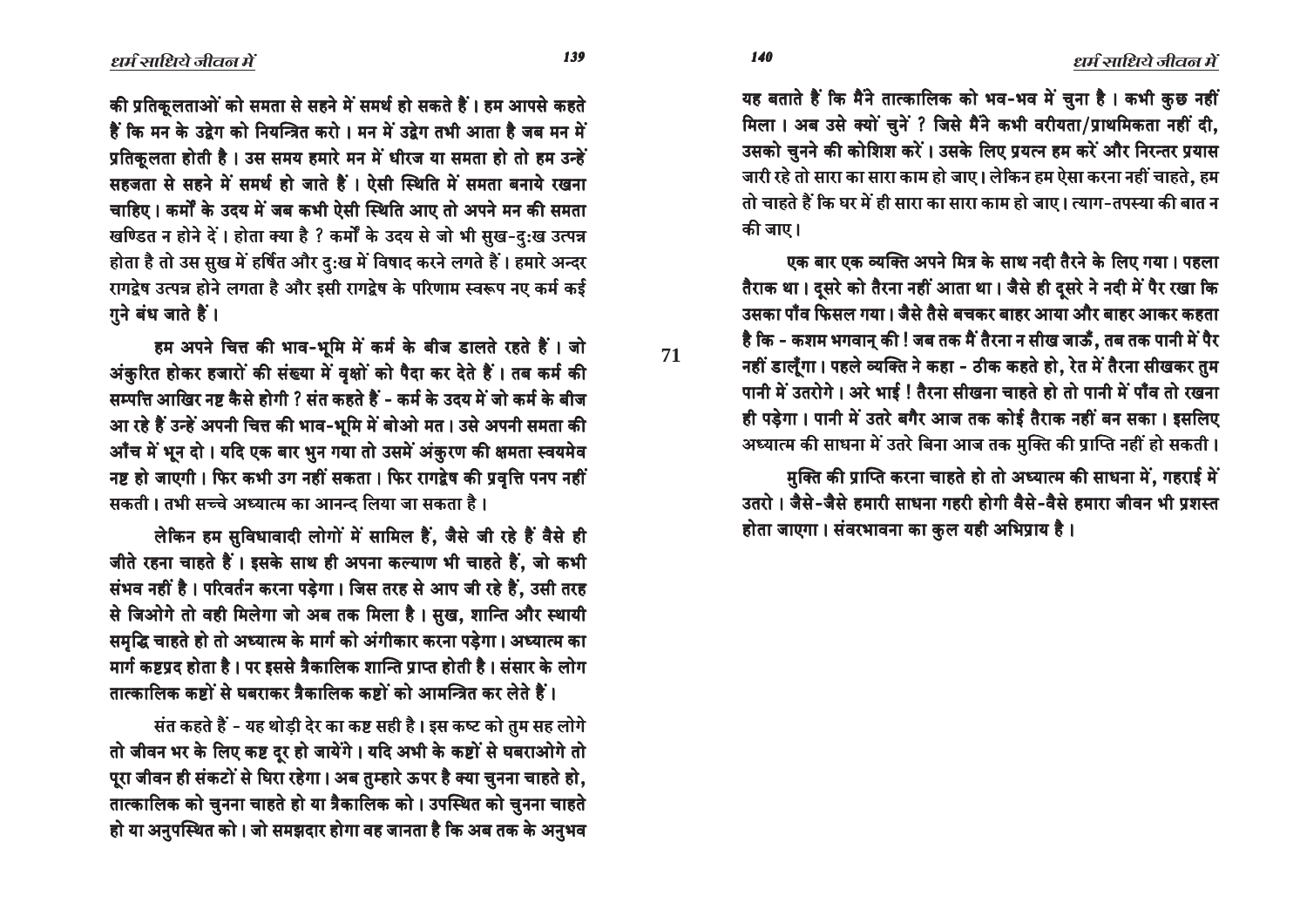की प्रतिकूलताओं को समता से सहने में समर्थ हो सकते हैं। हम आपसे कहते हैं कि मन के उद्वेग को नियन्त्रित करो। मन में उद्वेग तभी आता है जब मन में प्रतिकूलता होती है। उस समय हमारे मन में धीरज या समता हो तो हम उन्हें सहजता से सहने में समर्थ हो जाते हैं। ऐसी स्थिति में समता बनाये रखना चाहिए। कर्मों के उदय में जब कभी ऐसी स्थिति आए तो अपने मन की समता खण्डित न होने दें। होता क्या है ? कर्मों के उदय से जो भी सुख-दुःख उत्पन्न होता है तो उस सुख में हर्षित और दुःख में विषाद करने लगते हैं। हमारे अन्दर रागद्वेष उत्पन्न होने लगता है और इसी रागद्वेष के परिणाम स्वरूप नए कर्म कई गुने बंध जाते हैं।

हम अपने चित्त की भाव-भूमि में कर्म के बीज डालते रहते हैं। जो अंकुरित होकर हजारों की संख्या में वृक्षों को पैदा कर देते हैं। तब कर्म की सम्पत्ति आखिर नष्ट कैसे होगी ? संत कहते हैं - कर्म के उदय में जो कर्म के बीज आ रहे हैं उन्हें अपनी चित्त की भाव-भूमि में बोओ मत। उसे अपनी समता की आँच में भून दो। यदि एक बार भुन गया तो उसमें अंकुरण की क्षमता स्वयमेव नष्ट हो जाएगी। फिर कभी उग नहीं सकता। फिर रागद्वेष की प्रवृत्ति पनप नहीं सकती। तभी सच्चे अध्यात्म का आनन्द लिया जा सकता है।

लेकिन हम सुविधावादी लोगों में सामिल हैं, जैसे जी रहे हैं वैसे ही जीते रहना चाहते हैं। इसके साथ ही अपना कल्याण भी चाहते हैं, जो कभी संभव नहीं है। परिवर्तन करना पड़ेगा। जिस तरह से आप जी रहे हैं, उसी तरह से जिओगे तो वही मिलेगा जो अब तक मिला है। सुख, शान्ति और स्थायी समृद्धि चाहते हो तो अध्यात्म के मार्ग को अंगीकार करना पड़ेगा। अध्यात्म का मार्ग कष्टप्रद होता है। पर इससे त्रैकालिक शान्ति प्राप्त होती है। संसार के लोग तात्कालिक कष्टों से घबराकर त्रैकालिक कष्टों को आमन्त्रित कर लेते हैं।

संत कहते हैं - यह थोड़ी देर का कष्ट सही है। इस कष्ट को तुम सह लोगे तो जीवन भर के लिए कष्ट दूर हो जायेंगे। यदि अभी के कष्टों से घबराओगे तो पूरा जीवन ही संकटों से घिरा रहेगा। अब तुम्हारे ऊपर है क्या चुनना चाहते हो, तात्कालिक को चुनना चाहते हो या त्रैकालिक को। उपस्थित को चुनना चाहते हो या अनुपस्थित को। जो समझदार होगा वह जानता है कि अब तक के अनुभव यह बताते हैं कि मैंने तात्कालिक को भव-भव में चुना है। कभी कुछ नहीं मिला। अब उसे क्यों चुनें ? जिसे मैंने कभी वरीयता/प्राथमिकता नहीं दी, उसको चुनने की कोशिश करें। उसके लिए प्रयत्न हम करें और निरन्तर प्रयास जारी रहे तो सारा का सारा काम हो जाए। लेकिन हम ऐसा करना नहीं चाहते, हम तो चाहते हैं कि घर में ही सारा का सारा काम हो जाए। त्याग-तपस्या की बात न की जाए।

एक बार एक व्यक्ति अपने मित्र के साथ नदी तैरने के लिए गया। पहला तैराक था। दूसरे को तैरना नहीं आता था। जैसे ही दूसरे ने नदी में पैर रखा कि उसका पाँव फिसल गया। जैसे तैसे बचकर बाहर आया और बाहर आकर कहता है कि - कशम भगवान् की ! जब तक मैं तैरना न सीख जाऊँ, तब तक पानी में पैर नहीं डालूँगा। पहले व्यक्ति ने कहा - ठीक कहते हो, रेत में तैरना सीखकर तुम पानी में उतरोगे। अरे भाई ! तैरना सीखना चाहते हो तो पानी में पाँव तो रखना ही पड़ेगा। पानी में उतरे बगैर आज तक कोई तैराक नहीं बन सका। इसलिए अध्यात्म की साधना में उतरे बिना आज तक मुक्ति की प्राप्ति नहीं हो सकती।

मुक्ति की प्राप्ति करना चाहते हो तो अध्यात्म की साधना में, गहराई में उतरो। जैसे-जैसे हमारी साधना गहरी होगी वैसे-वैसे हमारा जीवन भी प्रशस्त होता जाएगा। संवरभावना का कुल यही अभिप्राय है।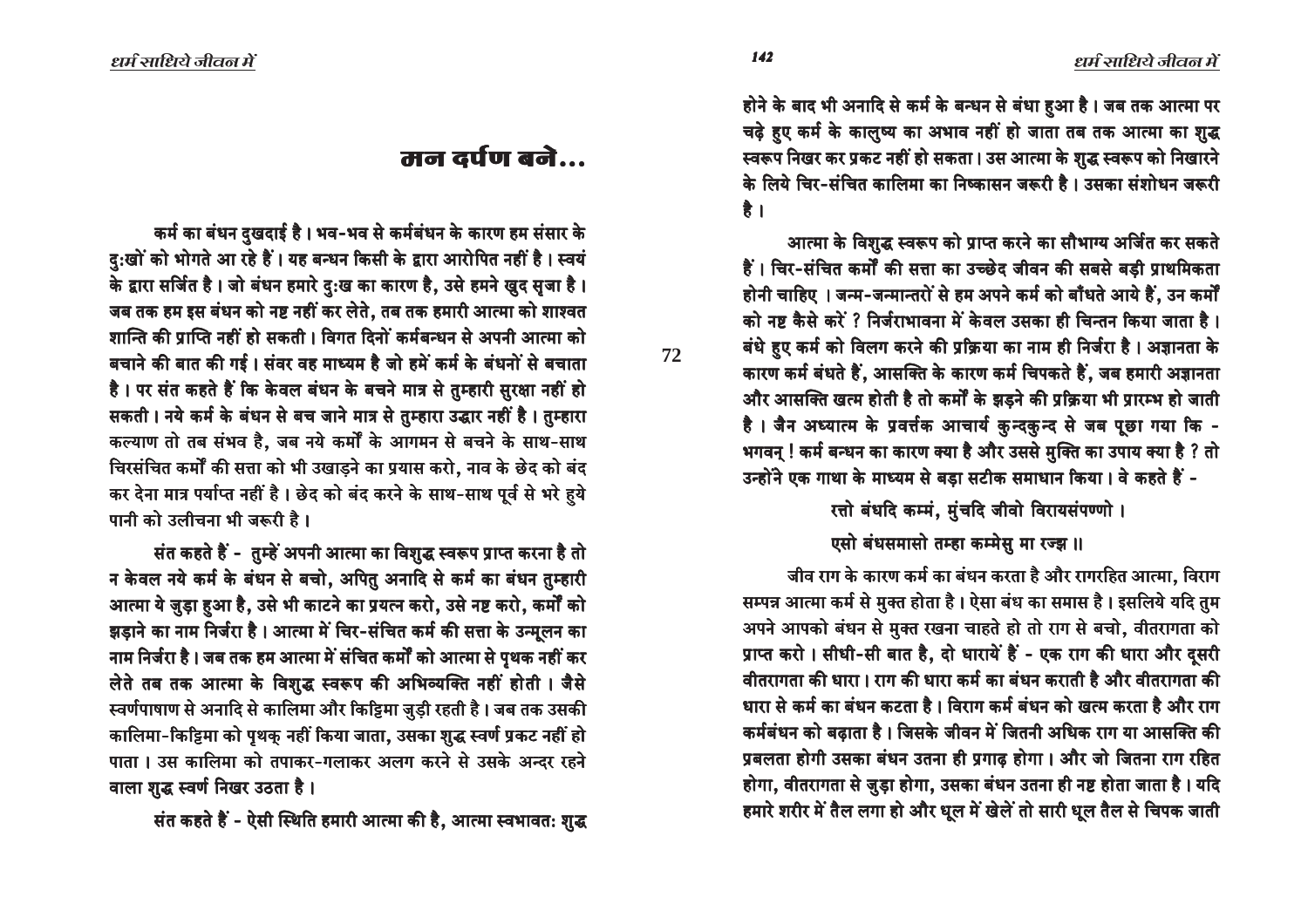# मन दर्पण बनें...

कर्म का बंधन दुखदाई है। भव-भव से कर्मबंधन के कारण हम संसार के दुःखों को भोगते आ रहे हैं। यह बन्धन किसी के द्वारा आरोपित नहीं है। स्वयं के द्वारा सर्जित है। जो बंधन हमारे दुःख का कारण है, उसे हमने खुद सृजा है। जब तक हम इस बंधन को नष्ट नहीं कर लेते, तब तक हमारी आत्मा को शाश्वत शान्ति की प्राप्ति नहीं हो सकती। विगत दिनों कर्मबन्धन से अपनी आत्मा को बचाने की बात की गई। संवर वह माध्यम है जो हमें कर्म के बंधनों से बचाता है। पर संत कहते हैं कि केवल बंधन के बचने मात्र से तुम्हारी सुरक्षा नहीं हो सकती। नये कर्म के बंधन से बच जाने मात्र से तुम्हारा उद्धार नहीं है। तुम्हारा कल्याण तो तब संभव है, जब नये कर्मों के आगमन से बचने के साथ-साथ चिरसंचित कर्मों की सत्ता को भी उखाड़ने का प्रयास करो, नाव के छेद को बंद कर देना मात्र पर्याप्त नहीं है। छेद को बंद करने के साथ-साथ पूर्व से भरे हुये पानी को उलीचना भी जरूरी है।

संत कहते हैं - तुम्हें अपनी आत्मा का विशुद्ध स्वरूप प्राप्त करना है तो न केवल नये कर्म के बंधन से बचो, अपितु अनादि से कर्म का बंधन तुम्हारी आत्मा ये जुड़ा हुआ है, उसे भी काटने का प्रयत्न करो, उसे नष्ट करो, कर्मों को झड़ाने का नाम निर्जरा है। आत्मा में चिर-संचित कर्म की सत्ता के उन्मूलन का नाम निर्जरा है। जब तक हम आत्मा में संचित कर्मों को आत्मा से पृथक नहीं कर लेते तब तक आत्मा के विशुद्ध स्वरूप की अभिव्यक्ति नहीं होती। जैसे स्वर्णपाषाण से अनादि से कालिमा और किट्टिमा जुड़ी रहती है। जब तक उसकी कालिमा-किट्टिमा को पृथक् नहीं किया जाता, उसका शुद्ध स्वर्ण प्रकट नहीं हो पाता। उस कालिमा को तपाकर-गलाकर अलग करने से उसके अन्दर रहने वाला शुद्ध स्वर्ण निखर उठता है।

संत कहते हैं - ऐसी स्थिति हमारी आत्मा की है, आत्मा स्वभावतः शुद्ध होने के बाद भी अनादि से कर्म के बन्धन से बंधा हुआ है। जब तक आत्मा पर चढ़े हुए कर्म के कालुष्य का अभाव नहीं हो जाता तब तक आत्मा का शुद्ध स्वरूप निखर कर प्रकट नहीं हो सकता। उस आत्मा के शुद्ध स्वरूप को निखारने के लिये चिर-संचित कालिमा का निष्कासन जरूरी है। उसका संशोधन जरूरी है।

आत्मा के विशुद्ध स्वरूप को प्राप्त करने का सौभाग्य अर्जित कर सकते हैं। चिर-संचित कर्मों की सत्ता का उच्छेद जीवन की सबसे बड़ी प्राथमिकता होनी चाहिए। जन्म-जन्मान्तरों से हम अपने कर्म को बाँधते आये हैं, उन कर्मों को नष्ट कैसे करें? निर्जराभावना में केवल उसका ही चिन्तन किया जाता है। बंधे हुए कर्म को विलग करने की प्रक्रिया का नाम ही निर्जरा है। अज्ञानता के कारण कर्म बंधते हैं, आसक्ति के कारण कर्म चिपकते हैं, जब हमारी अज्ञानता और आसक्ति खत्म होती है तो कर्मों के झड़ने की प्रक्रिया भी प्रारम्भ हो जाती है। जैन अध्यात्म के प्रवर्त्तक आचार्य कुन्दकुन्द से जब पूछा गया कि - भगवन्! कर्म बन्धन का कारण क्या है और उससे मुक्ति का उपाय क्या है? तो उन्होंने एक गाथा के माध्यम से बड़ा सटीक समाधान किया। वे कहते हैं -

> रत्तो बंधदि कम्मं, मुंचदि जीवो विरायसंपण्णो।
>
> एसो बंधसमासो तम्हा कम्मेसु मा रज्ज ॥

जीव राग के कारण कर्म का बंधन करता है और रागरहित आत्मा, विराग सम्पन्न आत्मा कर्म से मुक्त होता है। ऐसा बंध का समास है। इसलिये यदि तुम अपने आपको बंधन से मुक्त रखना चाहते हो तो राग से बचो, वीतरागता को प्राप्त करो। सीधी-सी बात है, दो धारायें हैं - एक राग की धारा और दूसरी वीतरागता की धारा। राग की धारा कर्म का बंधन कराती है और वीतरागता की धारा से कर्म का बंधन कटता है। विराग कर्म बंधन को खत्म करता है और राग कर्मबंधन को बढ़ाता है। जिसके जीवन में जितनी अधिक राग या आसक्ति की प्रबलता होगी उसका बंधन उतना ही प्रगाढ़ होगा। और जो जितना राग रहित होगा, वीतरागता से जुड़ा होगा, उसका बंधन उतना ही नष्ट होता जाता है। यदि हमारे शरीर में तैल लगा हो और धूल में खेलें तो सारी धूल तैल से चिपक जाती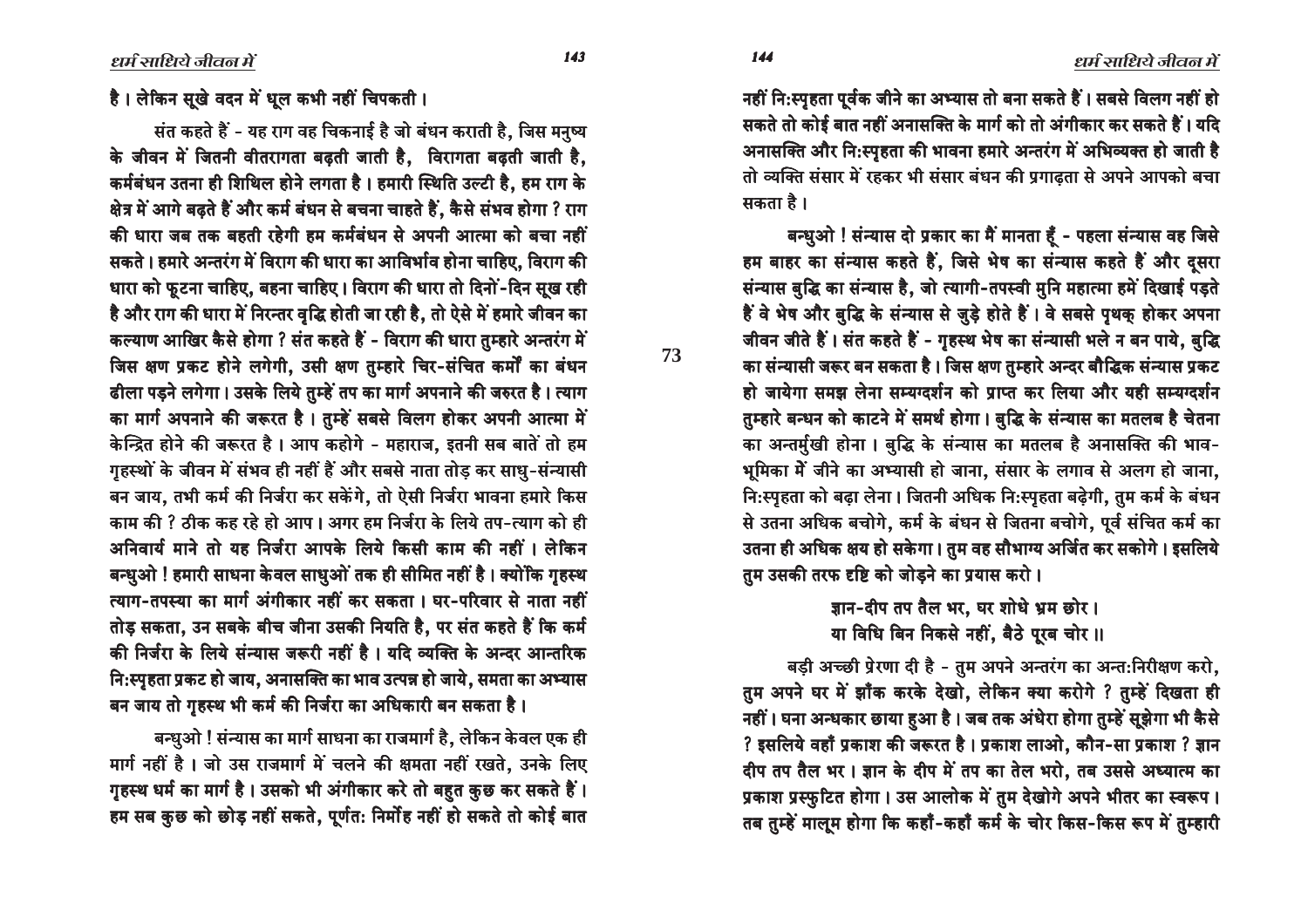है। लेकिन सूखे वदन में धूल कभी नहीं चिपकती।

संत कहते हैं - यह राग वह चिकनाई है जो बंधन कराती है, जिस मनुष्य के जीवन में जितनी वीतरागता बढ़ती जाती है, विरागता बढ़ती जाती है, कर्मबंधन उतना ही शिथिल होने लगता है। हमारी स्थिति उल्टी है, हम राग के क्षेत्र में आगे बढ़ते हैं और कर्म बंधन से बचना चाहते हैं, कैसे संभव होगा ? राग की धारा जब तक बहती रहेगी हम कर्मबंधन से अपनी आत्मा को बचा नहीं सकते। हमारे अन्तरंग में विराग की धारा का आविर्भाव होना चाहिए, विराग की धारा को फूटना चाहिए, बहना चाहिए। विराग की धारा तो दिनों-दिन सूख रही है और राग की धारा में निरन्तर वृद्धि होती जा रही है, तो ऐसे में हमारे जीवन का कल्याण आखिर कैसे होगा ? संत कहते हैं - विराग की धारा तुम्हारे अन्तरंग में जिस क्षण प्रकट होने लगेगी, उसी क्षण तुम्हारे चिर-संचित कर्मों का बंधन ढीला पड़ने लगेगा। उसके लिये तुम्हें तप का मार्ग अपनाने की जरुरत है। त्याग का मार्ग अपनाने की जरूरत है। तुम्हें सबसे विलग होकर अपनी आत्मा में केन्द्रित होने की जरूरत है। आप कहोगे - महाराज, इतनी सब बातें तो हम गृहस्थों के जीवन में संभव ही नहीं हैं और सबसे नाता तोड़ कर साधु-संन्यासी बन जाय, तभी कर्म की निर्जरा कर सकेंगे, तो ऐसी निर्जरा भावना हमारे किस काम की ? ठीक कह रहे हो आप। अगर हम निर्जरा के लिये तप-त्याग को ही अनिवार्य माने तो यह निर्जरा आपके लिये किसी काम की नहीं। लेकिन बन्धुओ ! हमारी साधना केवल साधुओं तक ही सीमित नहीं है। क्योंकि गृहस्थ त्याग-तपस्या का मार्ग अंगीकार नहीं कर सकता। घर-परिवार से नाता नहीं तोड़ सकता, उन सबके बीच जीना उसकी नियति है, पर संत कहते हैं कि कर्म की निर्जरा के लिये संन्यास जरूरी नहीं है। यदि व्यक्ति के अन्दर आन्तरिक निःस्पृहता प्रकट हो जाय, अनासक्ति का भाव उत्पन्न हो जाये, समता का अभ्यास बन जाय तो गृहस्थ भी कर्म की निर्जरा का अधिकारी बन सकता है।

बन्धुओ ! संन्यास का मार्ग साधना का राजमार्ग है, लेकिन केवल एक ही मार्ग नहीं है। जो उस राजमार्ग में चलने की क्षमता नहीं रखते, उनके लिए गृहस्थ धर्म का मार्ग है। उसको भी अंगीकार करे तो बहुत कुछ कर सकते हैं। हम सब कुछ को छोड़ नहीं सकते, पूर्णतः निर्मोह नहीं हो सकते तो कोई बात नहीं निःस्पृहता पूर्वक जीने का अभ्यास तो बना सकते हैं। सबसे विलग नहीं हो सकते तो कोई बात नहीं अनासक्ति के मार्ग को तो अंगीकार कर सकते हैं। यदि अनासक्ति और निःस्पृहता की भावना हमारे अन्तरंग में अभिव्यक्त हो जाती है तो व्यक्ति संसार में रहकर भी संसार बंधन की प्रगाढ़ता से अपने आपको बचा सकता है।

बन्धुओ ! संन्यास दो प्रकार का मैं मानता हूँ - पहला संन्यास वह जिसे हम बाहर का संन्यास कहते हैं, जिसे भेष का संन्यास कहते हैं और दूसरा संन्यास बुद्धि का संन्यास है, जो त्यागी-तपस्वी मुनि महात्मा हमें दिखाई पड़ते हैं वे भेष और बुद्धि के संन्यास से जुड़े होते हैं। वे सबसे पृथक् होकर अपना जीवन जीते हैं। संत कहते हैं - गृहस्थ भेष का संन्यासी भले न बन पाये, बुद्धि का संन्यासी जरूर बन सकता है। जिस क्षण तुम्हारे अन्दर बौद्धिक संन्यास प्रकट हो जायेगा समझ लेना सम्यग्दर्शन को प्राप्त कर लिया और यही सम्यग्दर्शन तुम्हारे बन्धन को काटने में समर्थ होगा। बुद्धि के संन्यास का मतलब है चेतना का अन्तर्मुखी होना। बुद्धि के संन्यास का मतलब है अनासक्ति की भाव-भूमिका में जीने का अभ्यासी हो जाना, संसार के लगाव से अलग हो जाना, निःस्पृहता को बढ़ा लेना। जितनी अधिक निःस्पृहता बढ़ेगी, तुम कर्म के बंधन से उतना अधिक बचोगे, कर्म के बंधन से जितना बचोगे, पूर्व संचित कर्म का उतना ही अधिक क्षय हो सकेगा। तुम वह सौभाग्य अर्जित कर सकोगे। इसलिये तुम उसकी तरफ दृष्टि को जोड़ने का प्रयास करो।

> ज्ञान-दीप तप तैल भर, घर शोधे भ्रम छोर।
> या विधि बिन निकसे नहीं, बैठे पूरब चोर ॥

बड़ी अच्छी प्रेरणा दी है - तुम अपने अन्तरंग का अन्तःनिरीक्षण करो, तुम अपने घर में झाँक करके देखो, लेकिन क्या करोगे ? तुम्हें दिखता ही नहीं। घना अन्धकार छाया हुआ है। जब तक अंधेरा होगा तुम्हें सूझेगा भी कैसे ? इसलिये वहाँ प्रकाश की जरूरत है। प्रकाश लाओ, कौन-सा प्रकाश ? ज्ञान दीप तप तैल भर। ज्ञान के दीप में तप का तेल भरो, तब उससे अध्यात्म का प्रकाश प्रस्फुटित होगा। उस आलोक में तुम देखोगे अपने भीतर का स्वरूप। तब तुम्हें मालूम होगा कि कहाँ-कहाँ कर्म के चोर किस-किस रूप में तुम्हारी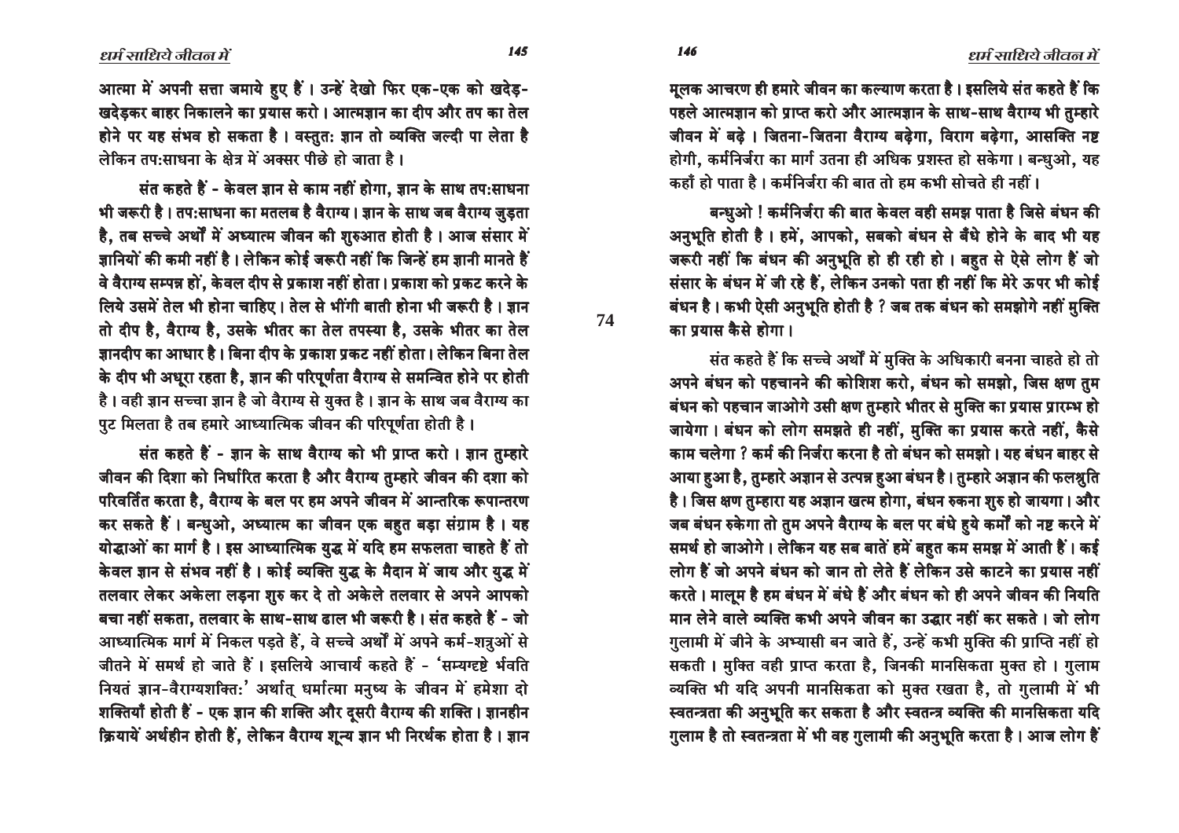आत्मा में अपनी सत्ता जमाये हुए हैं। उन्हें देखो फिर एक-एक को खदेड़-खदेड़कर बाहर निकालने का प्रयास करो। आत्मज्ञान का दीप और तप का तेल होने पर यह संभव हो सकता है। वस्तुत: ज्ञान तो व्यक्ति जल्दी पा लेता है लेकिन तप:साधना के क्षेत्र में अक्सर पीछे हो जाता है।

संत कहते हैं - केवल ज्ञान से काम नहीं होगा, ज्ञान के साथ तप:साधना भी जरूरी है। तप:साधना का मतलब है वैराग्य। ज्ञान के साथ जब वैराग्य जुड़ता है, तब सच्चे अर्थों में अध्यात्म जीवन की शुरुआत होती है। आज संसार में ज्ञानियों की कमी नहीं है। लेकिन कोई जरूरी नहीं कि जिन्हें हम ज्ञानी मानते हैं वे वैराग्य सम्पन्न हों, केवल दीप से प्रकाश नहीं होता। प्रकाश को प्रकट करने के लिये उसमें तेल भी होना चाहिए। तेल से भींगी बाती होना भी जरूरी है। ज्ञान तो दीप है, वैराग्य है, उसके भीतर का तेल तपस्या है, उसके भीतर का तेल ज्ञानदीप का आधार है। बिना दीप के प्रकाश प्रकट नहीं होता। लेकिन बिना तेल के दीप भी अधूरा रहता है, ज्ञान की परिपूर्णता वैराग्य से समन्वित होने पर होती है। वही ज्ञान सच्चा ज्ञान है जो वैराग्य से युक्त है। ज्ञान के साथ जब वैराग्य का पुट मिलता है तब हमारे आध्यात्मिक जीवन की परिपूर्णता होती है।

संत कहते हैं - ज्ञान के साथ वैराग्य को भी प्राप्त करो। ज्ञान तुम्हारे जीवन की दिशा को निर्धारित करता है और वैराग्य तुम्हारे जीवन की दशा को परिवर्तित करता है, वैराग्य के बल पर हम अपने जीवन में आन्तरिक रूपान्तरण कर सकते हैं। बन्धुओ, अध्यात्म का जीवन एक बहुत बड़ा संग्राम है। यह योद्धाओं का मार्ग है। इस आध्यात्मिक युद्ध में यदि हम सफलता चाहते हैं तो केवल ज्ञान से संभव नहीं है। कोई व्यक्ति युद्ध के मैदान में जाय और युद्ध में तलवार लेकर अकेला लड़ना शुरु कर दे तो अकेले तलवार से अपने आपको बचा नहीं सकता, तलवार के साथ-साथ ढाल भी जरूरी है। संत कहते हैं - जो आध्यात्मिक मार्ग में निकल पड़ते हैं, वे सच्चे अर्थों में अपने कर्म-शत्रुओं से जीतने में समर्थ हो जाते हैं। इसलिये आचार्य कहते हैं - 'सम्यग्दृष्टे र्भवति नियतं ज्ञान-वैराग्यशक्ति:' अर्थात् धर्मात्मा मनुष्य के जीवन में हमेशा दो शक्तियाँ होती हैं - एक ज्ञान की शक्ति और दूसरी वैराग्य की शक्ति। ज्ञानहीन क्रियायें अर्थहीन होती हैं, लेकिन वैराग्य शून्य ज्ञान भी निरर्थक होता है। ज्ञान मूलक आचरण ही हमारे जीवन का कल्याण करता है। इसलिये संत कहते हैं कि पहले आत्मज्ञान को प्राप्त करो और आत्मज्ञान के साथ-साथ वैराग्य भी तुम्हारे जीवन में बढ़े। जितना-जितना वैराग्य बढ़ेगा, विराग बढ़ेगा, आसक्ति नष्ट होगी, कर्मनिर्जरा का मार्ग उतना ही अधिक प्रशस्त हो सकेगा। बन्धुओ, यह कहाँ हो पाता है। कर्मनिर्जरा की बात तो हम कभी सोचते ही नहीं।

बन्धुओ ! कर्मनिर्जरा की बात केवल वही समझ पाता है जिसे बंधन की अनुभूति होती है। हमें, आपको, सबको बंधन से बँधे होने के बाद भी यह जरूरी नहीं कि बंधन की अनुभूति हो ही रही हो। बहुत से ऐसे लोग हैं जो संसार के बंधन में जी रहे हैं, लेकिन उनको पता ही नहीं कि मेरे ऊपर भी कोई बंधन है। कभी ऐसी अनुभूति होती है ? जब तक बंधन को समझोगे नहीं मुक्ति का प्रयास कैसे होगा।

संत कहते हैं कि सच्चे अर्थों में मुक्ति के अधिकारी बनना चाहते हो तो अपने बंधन को पहचानने की कोशिश करो, बंधन को समझो, जिस क्षण तुम बंधन को पहचान जाओगे उसी क्षण तुम्हारे भीतर से मुक्ति का प्रयास प्रारम्भ हो जायेगा। बंधन को लोग समझते ही नहीं, मुक्ति का प्रयास करते नहीं, कैसे काम चलेगा ? कर्म की निर्जरा करना है तो बंधन को समझो। यह बंधन बाहर से आया हुआ है, तुम्हारे अज्ञान से उत्पन्न हुआ बंधन है। तुम्हारे अज्ञान की फलश्रुति है। जिस क्षण तुम्हारा यह अज्ञान खत्म होगा, बंधन रुकना शुरु हो जायगा। और जब बंधन रुकेगा तो तुम अपने वैराग्य के बल पर बंधे हुये कर्मों को नष्ट करने में समर्थ हो जाओगे। लेकिन यह सब बातें हमें बहुत कम समझ में आती हैं। कई लोग हैं जो अपने बंधन को जान तो लेते हैं लेकिन उसे काटने का प्रयास नहीं करते। मालूम है हम बंधन में बंधे हैं और बंधन को ही अपने जीवन की नियति मान लेने वाले व्यक्ति कभी अपने जीवन का उद्धार नहीं कर सकते। जो लोग गुलामी में जीने के अभ्यासी बन जाते हैं, उन्हें कभी मुक्ति की प्राप्ति नहीं हो सकती। मुक्ति वही प्राप्त करता है, जिनकी मानसिकता मुक्त हो। गुलाम व्यक्ति भी यदि अपनी मानसिकता को मुक्त रखता है, तो गुलामी में भी स्वतन्त्रता की अनुभूति कर सकता है और स्वतन्त्र व्यक्ति की मानसिकता यदि गुलाम है तो स्वतन्त्रता में भी वह गुलामी की अनुभूति करता है। आज लोग हैं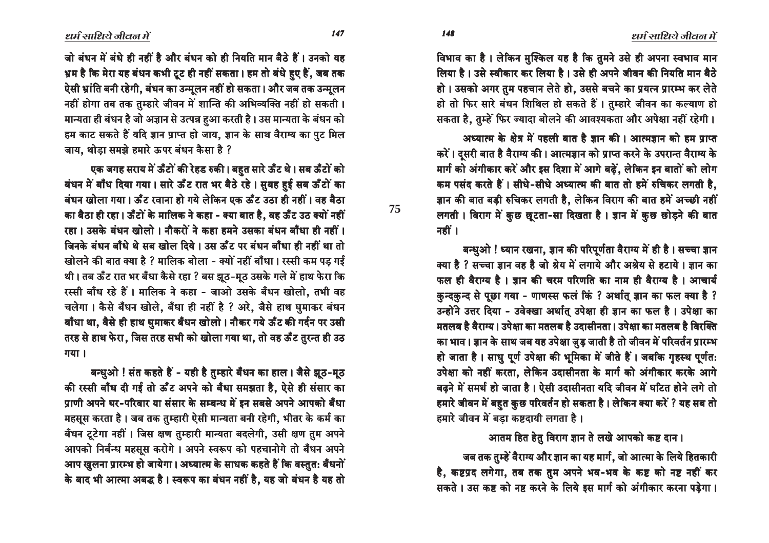जो बंधन में बंधे ही नहीं है और बंधन को ही नियति मान बैठे हैं। उनको यह भ्रम है कि मेरा यह बंधन कभी टूट ही नहीं सकता। हम तो बंधे हुए हैं, जब तक ऐसी भ्रांति बनी रहेगी, बंधन का उन्मूलन नहीं हो सकता। और जब तक उन्मूलन नहीं होगा तब तक तुम्हारे जीवन में शान्ति की अभिव्यक्ति नहीं हो सकती। मान्यता ही बंधन है जो अज्ञान से उत्पन्न हुआ करती है। उस मान्यता के बंधन को हम काट सकते हैं यदि ज्ञान प्राप्त हो जाय, ज्ञान के साथ वैराग्य का पुट मिल जाय, थोड़ा समझे हमारे ऊपर बंधन कैसा है ?

एक जगह सराय में ऊँटों की रेहड रुकी। बहुत सारे ऊँट थे। सब ऊँटों को बंधन में बाँध दिया गया। सारे ऊँट रात भर बैठे रहे। सुबह हुई सब ऊँटों का बंधन खोला गया। ऊँट रवाना हो गये लेकिन एक ऊँट उठा ही नहीं। वह बैठा का बैठा ही रहा। ऊँटों के मालिक ने कहा - क्या बात है, वह ऊँट उठ क्यों नहीं रहा। उसके बंधन खोलो। नौकरों ने कहा हमने उसका बंधन बाँधा ही नहीं। जिनके बंधन बाँधे थे सब खोल दिये। उस ऊँट पर बंधन बाँधा ही नहीं था तो खोलने की बात क्या है ? मालिक बोला - क्यों नहीं बाँधा। रस्सी कम पड़ गई थी। तब ऊँट रात भर बँधा कैसे रहा ? बस झूठ-मूठ उसके गले में हाथ फेरा कि रस्सी बाँध रहे हैं। मालिक ने कहा - जाओ उसके बँधन खोलो, तभी वह चलेगा। कैसे बँधन खोले, बँधा ही नहीं है ? अरे, जैसे हाथ घुमाकर बंधन बाँधा था, वैसे ही हाथ घुमाकर बँधन खोलो। नौकर गये ऊँट की गर्दन पर उसी तरह से हाथ फेरा, जिस तरह सभी को खोला गया था, तो वह ऊँट तुरन्त ही उठ गया।

बन्धुओ ! संत कहते हैं - यही है तुम्हारे बँधन का हाल। जैसे झूठ-मूठ की रस्सी बाँध दी गई तो ऊँट अपने को बँधा समझता है, ऐसे ही संसार का प्राणी अपने घर-परिवार या संसार के सम्बन्ध में इन सबसे अपने आपको बँधा महसूस करता है। जब तक तुम्हारी ऐसी मान्यता बनी रहेगी, भीतर के कर्म का बँधन टूटेगा नहीं। जिस क्षण तुम्हारी मान्यता बदलेगी, उसी क्षण तुम अपने आपको निर्बन्ध महसूस करोगे। अपने स्वरूप को पहचानोगे तो बँधन अपने आप खुलना प्रारम्भ हो जायेगा। अध्यात्म के साधक कहते हैं कि वस्तुत: बँधनों के बाद भी आत्मा अबद्ध है। स्वरूप का बंधन नहीं है, यह जो बंधन है यह तो विभाव का है। लेकिन मुश्किल यह है कि तुमने उसे ही अपना स्वभाव मान लिया है। उसे स्वीकार कर लिया है। उसे ही अपने जीवन की नियति मान बैठे हो। उसको अगर तुम पहचान लेते हो, उससे बचने का प्रयत्न प्रारम्भ कर लेते हो तो फिर सारे बंधन शिथिल हो सकते हैं। तुम्हारे जीवन का कल्याण हो सकता है, तुम्हें फिर ज्यादा बोलने की आवश्यकता और अपेक्षा नहीं रहेगी।

अध्यात्म के क्षेत्र में पहली बात है ज्ञान की। आत्मज्ञान को हम प्राप्त करें। दूसरी बात है वैराग्य की। आत्मज्ञान को प्राप्त करने के उपरान्त वैराग्य के मार्ग को अंगीकार करें और इस दिशा में आगे बढ़ें, लेकिन इन बातों को लोग कम पसंद करते हैं। सीधे-सीधे अध्यात्म की बात तो हमें रुचिकर लगती है, ज्ञान की बात बड़ी रुचिकर लगती है, लेकिन विराग की बात हमें अच्छी नहीं लगती। विराग में कुछ छूटता-सा दिखता है। ज्ञान में कुछ छोड़ने की बात नहीं।

बन्धुओ ! ध्यान रखना, ज्ञान की परिपूर्णता वैराग्य में ही है। सच्चा ज्ञान क्या है ? सच्चा ज्ञान वह है जो श्रेय में लगाये और अश्रेय से हटाये। ज्ञान का फल ही वैराग्य है। ज्ञान की चरम परिणति का नाम ही वैराग्य है। आचार्य कुन्दकुन्द से पूछा गया - णाणस्स फलं किं ? अर्थात् ज्ञान का फल क्या है ? उन्होंने उत्तर दिया - उवेक्खा अर्थात् उपेक्षा ही ज्ञान का फल है। उपेक्षा का मतलब है वैराग्य। उपेक्षा का मतलब है उदासीनता। उपेक्षा का मतलब है विरक्ति का भाव। ज्ञान के साथ जब यह उपेक्षा जुड़ जाती है तो जीवन में परिवर्तन प्रारम्भ हो जाता है। साधु पूर्ण उपेक्षा की भूमिका में जीते हैं। जबकि गृहस्थ पूर्णत: उपेक्षा को नहीं करता, लेकिन उदासीनता के मार्ग को अंगीकार करके आगे बढ़ने में समर्थ हो जाता है। ऐसी उदासीनता यदि जीवन में घटित होने लगे तो हमारे जीवन में बहुत कुछ परिवर्तन हो सकता है। लेकिन क्या करें ? यह सब तो हमारे जीवन में बड़ा कष्टदायी लगता है।

आतम हित हेतु विराग ज्ञान ते लखे आपको कष्ट दान।

जब तक तुम्हें वैराग्य और ज्ञान का यह मार्ग, जो आत्मा के लिये हितकारी है, कष्टप्रद लगेगा, तब तक तुम अपने भव-भव के कष्ट को नष्ट नहीं कर सकते। उस कष्ट को नष्ट करने के लिये इस मार्ग को अंगीकार करना पड़ेगा।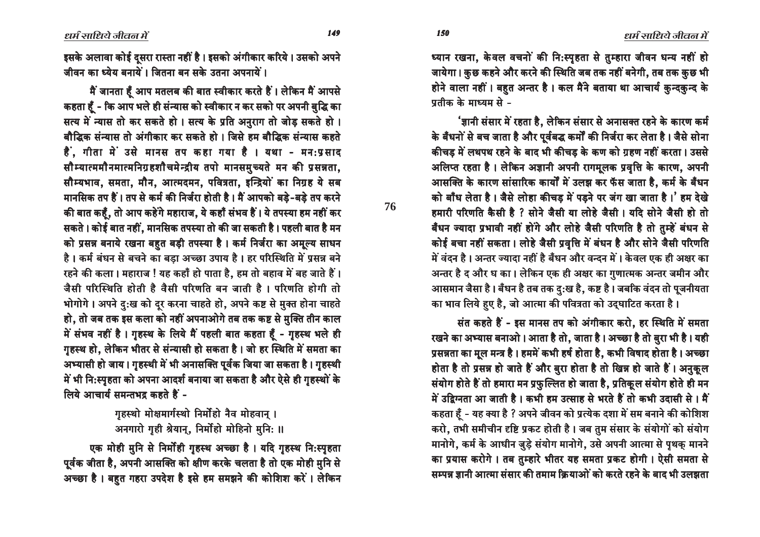इसके अलावा कोई दूसरा रास्ता नहीं है। इसको अंगीकार करिये। उसको अपने जीवन का ध्येय बनायें। जितना बन सके उतना अपनायें।

मैं जानता हूँ आप मतलब की बात स्वीकार करते हैं। लेकिन मैं आपसे कहता हूँ - कि आप भले ही संन्यास को स्वीकार न कर सको पर अपनी बुद्धि का सत्य में न्यास तो कर सकते हो। सत्य के प्रति अनुराग तो जोड़ सकते हो। बौद्धिक संन्यास तो अंगीकार कर सकते हो। जिसे हम बौद्धिक संन्यास कहते हैं, गीता में उसे मानस तप कहा गया है। यथा - मनःप्रसाद सौम्यात्ममौनमात्मनिग्रहशौचमेन्द्रीय तपो मानसमुच्यते मन की प्रसन्नता, सौम्यभाव, समता, मौन, आत्मदमन, पवित्रता, इन्द्रियों का निग्रह ये सब मानसिक तप हैं। तप से कर्म की निर्जरा होती है। मैं आपको बड़े-बड़े तप करने की बात कहूँ, तो आप कहेंगे महाराज, ये कहाँ संभव हैं। ये तपस्या हम नहीं कर सकते। कोई बात नहीं, मानसिक तपस्या तो की जा सकती है। पहली बात है मन को प्रसन्न बनाये रखना बहुत बड़ी तपस्या है। कर्म निर्जरा का अमूल्य साधन है। कर्म बंधन से बचने का बड़ा अच्छा उपाय है। हर परिस्थिति में प्रसन्न बने रहने की कला। महाराज ! यह कहाँ हो पाता है, हम तो बहाव में बह जाते हैं। जैसी परिस्थिति होती है वैसी परिणति बन जाती है। परिणति होगी तो भोगोगे। अपने दुःख को दूर करना चाहते हो, अपने कष्ट से मुक्त होना चाहते हो, तो जब तक इस कला को नहीं अपनाओगे तब तक कष्ट से मुक्ति तीन काल में संभव नहीं है। गृहस्थ के लिये मैं पहली बात कहता हूँ - गृहस्थ भले ही गृहस्थ हो, लेकिन भीतर से संन्यासी हो सकता है। जो हर स्थिति में समता का अभ्यासी हो जाय। गृहस्थी में भी अनासक्ति पूर्वक जिया जा सकता है। गृहस्थी में भी निःस्पृहता को अपना आदर्श बनाया जा सकता है और ऐसे ही गृहस्थों के लिये आचार्य समन्तभद्र कहते हैं -

> गृहस्थो मोक्षमार्गस्थो निर्मोहो नैव मोहवान् ।
> अनगारो गृही श्रेयान्, निर्मोहो मोहिनो मुनिः ॥

एक मोही मुनि से निर्मोही गृहस्थ अच्छा है। यदि गृहस्थ निःस्पृहता पूर्वक जीता है, अपनी आसक्ति को क्षीण करके चलता है तो एक मोही मुनि से अच्छा है। बहुत गहरा उपदेश है इसे हम समझने की कोशिश करें। लेकिन ध्यान रखना, केवल वचनों की निःस्पृहता से तुम्हारा जीवन धन्य नहीं हो जायेगा। कुछ कहने और करने की स्थिति जब तक नहीं बनेगी, तब तक कुछ भी होने वाला नहीं। बहुत अन्तर है। कल मैंने बताया था आचार्य कुन्दकुन्द के प्रतीक के माध्यम से -

'ज्ञानी संसार में रहता है, लेकिन संसार से अनासक्त रहने के कारण कर्म के बँधनों से बच जाता है और पूर्वबद्ध कर्मों की निर्जरा कर लेता है। जैसे सोना कीचड़ में लथपथ रहने के बाद भी कीचड़ के कण को ग्रहण नहीं करता। उससे अलिप्त रहता है। लेकिन अज्ञानी अपनी रागमूलक प्रवृत्ति के कारण, अपनी आसक्ति के कारण सांसारिक कार्यों में उलझ कर फँस जाता है, कर्म के बँधन को बाँध लेता है। जैसे लोहा कीचड़ में पड़ने पर जंग खा जाता है।' हम देखे हमारी परिणति कैसी है ? सोने जैसी या लोहे जैसी। यदि सोने जैसी हो तो बँधन ज्यादा प्रभावी नहीं होंगे और लोहे जैसी परिणति है तो तुम्हें बंधन से कोई बचा नहीं सकता। लोहे जैसी प्रवृत्ति में बंधन है और सोने जैसी परिणति में वंदन है। अन्तर ज्यादा नहीं है बँधन और वन्दन में। केवल एक ही अक्षर का अन्तर है द और ध का। लेकिन एक ही अक्षर का गुणात्मक अन्तर जमीन और आसमान जैसा है। बँधन है तब तक दुःख है, कष्ट है। जबकि वंदन तो पूजनीयता का भाव लिये हुए है, जो आत्मा की पवित्रता को उद्घाटित करता है।

संत कहते हैं - इस मानस तप को अंगीकार करो, हर स्थिति में समता रखने का अभ्यास बनाओ। आता है तो, जाता है। अच्छा है तो बुरा भी है। यही प्रसन्नता का मूल मन्त्र है। हममें कभी हर्ष होता है, कभी विषाद होता है। अच्छा होता है तो प्रसन्न हो जाते हैं और बुरा होता है तो खिन्न हो जाते हैं। अनुकूल संयोग होते हैं तो हमारा मन प्रफुल्लित हो जाता है, प्रतिकूल संयोग होते ही मन में उद्विग्नता आ जाती है। कभी हम उत्साह से भरते हैं तो कभी उदासी से। मैं कहता हूँ - यह क्या है ? अपने जीवन को प्रत्येक दशा में सम बनाने की कोशिश करो, तभी समीचीन दृष्टि प्रकट होती है। जब तुम संसार के संयोगों को संयोग मानोगे, कर्म के आधीन जुड़े संयोग मानोगे, उसे अपनी आत्मा से पृथक् मानने का प्रयास करोगे। तब तुम्हारे भीतर यह समता प्रकट होगी। ऐसी समता से सम्पन्न ज्ञानी आत्मा संसार की तमाम क्रियाओं को करते रहने के बाद भी उलझता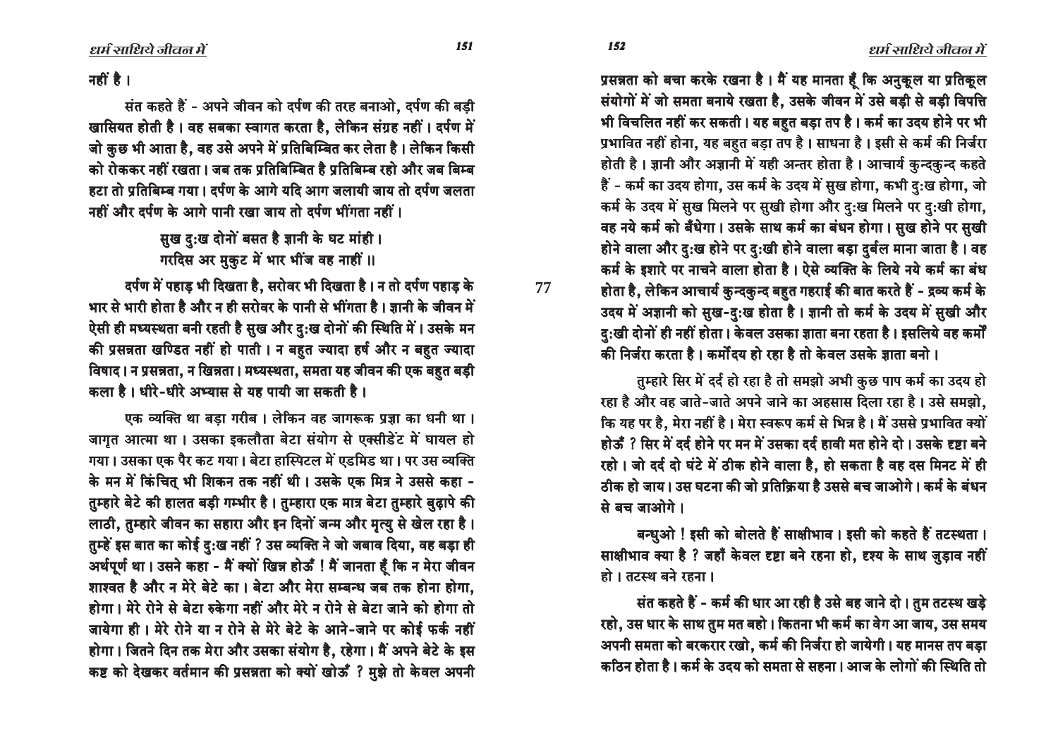नहीं है ।

संत कहते हैं - अपने जीवन को दर्पण की तरह बनाओ, दर्पण की बड़ी खासियत होती है । वह सबका स्वागत करता है, लेकिन संग्रह नहीं । दर्पण में जो कुछ भी आता है, वह उसे अपने में प्रतिबिम्बित कर लेता है । लेकिन किसी को रोककर नहीं रखता । जब तक प्रतिबिम्बित है प्रतिबिम्ब रहो और जब बिम्ब हटा तो प्रतिबिम्ब गया । दर्पण के आगे यदि आग जलायी जाय तो दर्पण जलता नहीं और दर्पण के आगे पानी रखा जाय तो दर्पण भींगता नहीं ।

> सुख दुःख दोनों बसत है ज्ञानी के घट मांही ।
> गरदिस अर मुकुट में भार भींज वह नाहीं ॥

दर्पण में पहाड़ भी दिखता है, सरोवर भी दिखता है । न तो दर्पण पहाड़ के भार से भारी होता है और न ही सरोवर के पानी से भींगता है । ज्ञानी के जीवन में ऐसी ही मध्यस्थता बनी रहती है सुख और दुःख दोनों की स्थिति में । उसके मन की प्रसन्नता खण्डित नहीं हो पाती । न बहुत ज्यादा हर्ष और न बहुत ज्यादा विषाद । न प्रसन्नता, न खिन्नता । मध्यस्थता, समता यह जीवन की एक बहुत बड़ी कला है । धीरे-धीरे अभ्यास से यह पायी जा सकती है ।

एक व्यक्ति था बड़ा गरीब । लेकिन वह जागरूक प्रज्ञा का धनी था । जागृत आत्मा था । उसका इकलौता बेटा संयोग से एक्सीडेंट में घायल हो गया । उसका एक पैर कट गया । बेटा हास्पिटल में एडमिड था । पर उस व्यक्ति के मन में किंचित् भी शिकन तक नहीं थी । उसके एक मित्र ने उससे कहा - तुम्हारे बेटे की हालत बड़ी गम्भीर है । तुम्हारा एक मात्र बेटा तुम्हारे बुढ़ापे की लाठी, तुम्हारे जीवन का सहारा और इन दिनों जन्म और मृत्यु से खेल रहा है । तुम्हें इस बात का कोई दुःख नहीं ? उस व्यक्ति ने जो जबाव दिया, वह बड़ा ही अर्थपूर्ण था । उसने कहा - मैं क्यों खिन्न होऊँ ! मैं जानता हूँ कि न मेरा जीवन शाश्वत है और न मेरे बेटे का । बेटा और मेरा सम्बन्ध जब तक होना होगा, होगा । मेरे रोने से बेटा रुकेगा नहीं और मेरे न रोने से बेटा जाने को होगा तो जायेगा ही । मेरे रोने या न रोने से मेरे बेटे के आने-जाने पर कोई फर्क नहीं होगा । जितने दिन तक मेरा और उसका संयोग है, रहेगा । मैं अपने बेटे के इस कष्ट को देखकर वर्तमान की प्रसन्नता को क्यों खोऊँ ? मुझे तो केवल अपनी प्रसन्नता को बचा करके रखना है । मैं यह मानता हूँ कि अनुकूल या प्रतिकूल संयोगों में जो समता बनाये रखता है, उसके जीवन में उसे बड़ी से बड़ी विपत्ति भी विचलित नहीं कर सकती । यह बहुत बड़ा तप है । कर्म का उदय होने पर भी प्रभावित नहीं होना, यह बहुत बड़ा तप है । साधना है । इसी से कर्म की निर्जरा होती है । ज्ञानी और अज्ञानी में यही अन्तर होता है । आचार्य कुन्दकुन्द कहते हैं - कर्म का उदय होगा, उस कर्म के उदय में सुख होगा, कभी दुःख होगा, जो कर्म के उदय में सुख मिलने पर सुखी होगा और दुःख मिलने पर दुःखी होगा, वह नये कर्म को बँधेगा । उसके साथ कर्म का बंधन होगा । सुख होने पर सुखी होने वाला और दुःख होने पर दुःखी होने वाला बड़ा दुर्बल माना जाता है । वह कर्म के इशारे पर नाचने वाला होता है । ऐसे व्यक्ति के लिये नये कर्म का बंध होता है, लेकिन आचार्य कुन्दकुन्द बहुत गहराई की बात करते हैं - द्रव्य कर्म के उदय में अज्ञानी को सुख-दुःख होता है । ज्ञानी तो कर्म के उदय में सुखी और दुःखी दोनों ही नहीं होता । केवल उसका ज्ञाता बना रहता है । इसलिये वह कर्मों की निर्जरा करता है । कर्मोदय हो रहा है तो केवल उसके ज्ञाता बनो ।

तुम्हारे सिर में दर्द हो रहा है तो समझो अभी कुछ पाप कर्म का उदय हो रहा है और वह जाते-जाते अपने जाने का अहसास दिला रहा है । उसे समझो, कि यह पर है, मेरा नहीं है । मेरा स्वरूप कर्म से भिन्न है । मैं उससे प्रभावित क्यों होऊँ ? सिर में दर्द होने पर मन में उसका दर्द हावी मत होने दो । उसके दृष्टा बने रहो । जो दर्द दो घंटे में ठीक होने वाला है, हो सकता है वह दस मिनट में ही ठीक हो जाय । उस घटना की जो प्रतिक्रिया है उससे बच जाओगे । कर्म के बंधन से बच जाओगे ।

बन्धुओ ! इसी को बोलते हैं साक्षीभाव । इसी को कहते हैं तटस्थता । साक्षीभाव क्या है ? जहाँ केवल दृष्टा बने रहना हो, दृश्य के साथ जुड़ाव नहीं हो । तटस्थ बने रहना ।

संत कहते हैं - कर्म की धार आ रही है उसे बह जाने दो । तुम तटस्थ खड़े रहो, उस धार के साथ तुम मत बहो । कितना भी कर्म का वेग आ जाय, उस समय अपनी समता को बरकरार रखो, कर्म की निर्जरा हो जायेगी । यह मानस तप बड़ा कठिन होता है । कर्म के उदय को समता से सहना । आज के लोगों की स्थिति तो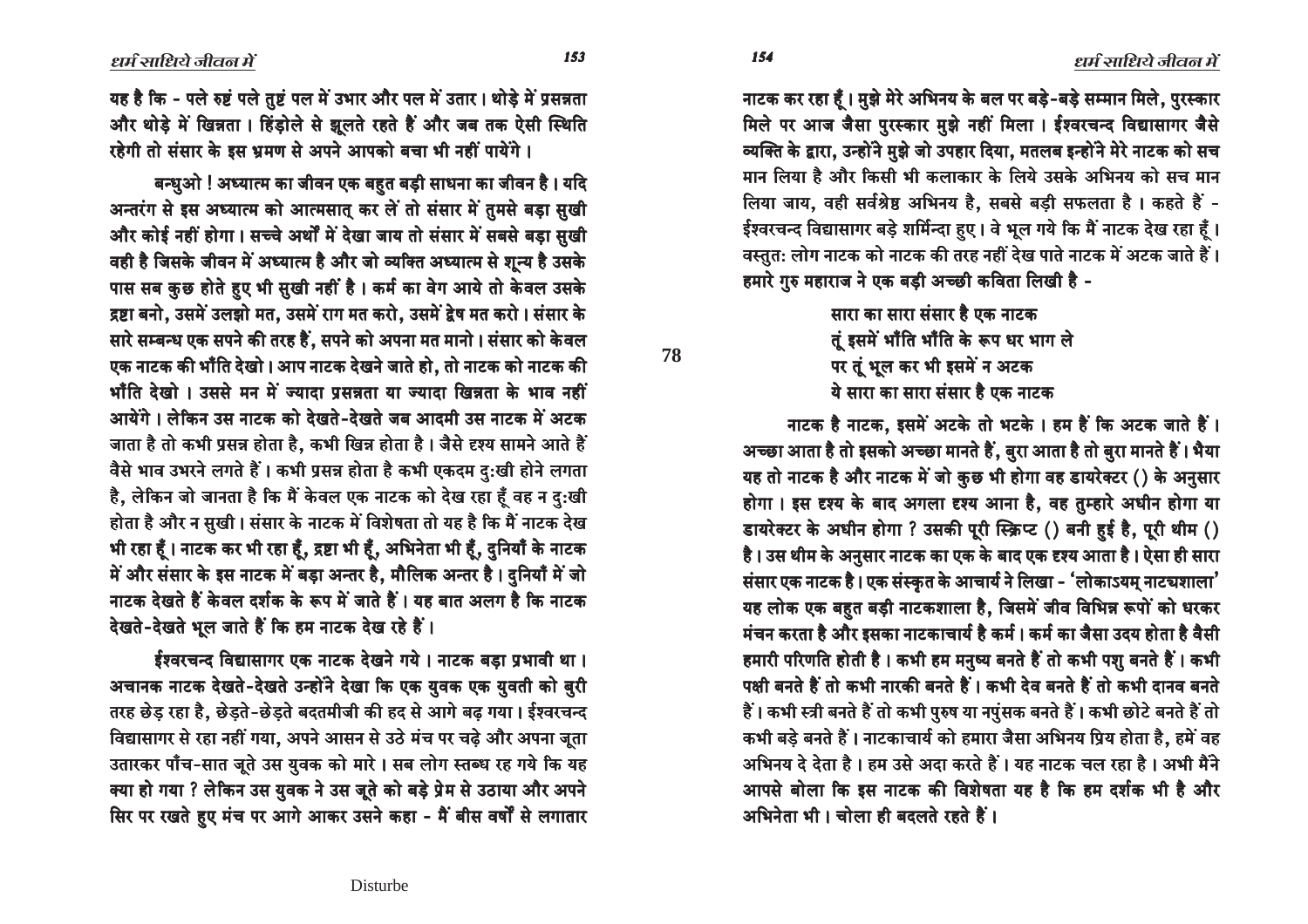यह है कि - पले रुष्ट पले तुष्ट पल में उभार और पल में उतार। थोड़े में प्रसन्नता और थोड़े में खिन्नता। हिंडोले से झूलते रहते हैं और जब तक ऐसी स्थिति रहेगी तो संसार के इस भ्रमण से अपने आपको बचा भी नहीं पायेंगे।

बन्धुओ ! अध्यात्म का जीवन एक बहुत बड़ी साधना का जीवन है। यदि अन्तरंग से इस अध्यात्म को आत्मसात् कर लें तो संसार में तुमसे बड़ा सुखी और कोई नहीं होगा। सच्चे अर्थों में देखा जाय तो संसार में सबसे बड़ा सुखी वही है जिसके जीवन में अध्यात्म है और जो व्यक्ति अध्यात्म से शून्य है उसके पास सब कुछ होते हुए भी सुखी नहीं है। कर्म का वेग आये तो केवल उसके द्रष्टा बनो, उसमें उलझो मत, उसमें राग मत करो, उसमें द्वेष मत करो। संसार के सारे सम्बन्ध एक सपने की तरह हैं, सपने को अपना मत मानो। संसार को केवल एक नाटक की भाँति देखो। आप नाटक देखने जाते हो, तो नाटक को नाटक की भाँति देखो। उससे मन में ज्यादा प्रसन्नता या ज्यादा खिन्नता के भाव नहीं आयेंगे। लेकिन उस नाटक को देखते-देखते जब आदमी उस नाटक में अटक जाता है तो कभी प्रसन्न होता है, कभी खिन्न होता है। जैसे दृश्य सामने आते हैं वैसे भाव उभरने लगते हैं। कभी प्रसन्न होता है कभी एकदम दुःखी होने लगता है, लेकिन जो जानता है कि मैं केवल एक नाटक को देख रहा हूँ वह न दुःखी होता है और न सुखी। संसार के नाटक में विशेषता तो यह है कि मैं नाटक देख भी रहा हूँ। नाटक कर भी रहा हूँ, द्रष्टा भी हूँ, अभिनेता भी हूँ, दुनियाँ के नाटक में और संसार के इस नाटक में बड़ा अन्तर है, मौलिक अन्तर है। दुनियाँ में जो नाटक देखते हैं केवल दर्शक के रूप में जाते हैं। यह बात अलग है कि नाटक देखते-देखते भूल जाते हैं कि हम नाटक देख रहे हैं।

ईश्वरचन्द विद्यासागर एक नाटक देखने गये। नाटक बड़ा प्रभावी था। अचानक नाटक देखते-देखते उन्होंने देखा कि एक युवक एक युवती को बुरी तरह छेड़ रहा है, छेड़ते-छेड़ते बदतमीजी की हद से आगे बढ़ गया। ईश्वरचन्द विद्यासागर से रहा नहीं गया, अपने आसन से उठे मंच पर चढ़े और अपना जूता उतारकर पाँच-सात जूते उस युवक को मारे। सब लोग स्तब्ध रह गये कि यह क्या हो गया ? लेकिन उस युवक ने उस जूते को बड़े प्रेम से उठाया और अपने सिर पर रखते हुए मंच पर आगे आकर उसने कहा - मैं बीस वर्षों से लगातार नाटक कर रहा हूँ। मुझे मेरे अभिनय के बल पर बड़े-बड़े सम्मान मिले, पुरस्कार मिले पर आज जैसा पुरस्कार मुझे नहीं मिला। ईश्वरचन्द विद्यासागर जैसे व्यक्ति के द्वारा, उन्होंने मुझे जो उपहार दिया, मतलब इन्होंने मेरे नाटक को सच मान लिया है और किसी भी कलाकार के लिये उसके अभिनय को सच मान लिया जाय, वही सर्वश्रेष्ठ अभिनय है, सबसे बड़ी सफलता है। कहते हैं - ईश्वरचन्द विद्यासागर बड़े शर्मिन्दा हुए। वे भूल गये कि मैं नाटक देख रहा हूँ। वस्तुतः लोग नाटक को नाटक की तरह नहीं देख पाते नाटक में अटक जाते हैं। हमारे गुरु महाराज ने एक बड़ी अच्छी कविता लिखी है -

> सारा का सारा संसार है एक नाटक
> तूं इसमें भाँति भाँति के रूप धर भाग ले
> पर तूं भूल कर भी इसमें न अटक
> ये सारा का सारा संसार है एक नाटक

नाटक है नाटक, इसमें अटके तो भटके। हम हैं कि अटक जाते हैं। अच्छा आता है तो इसको अच्छा मानते हैं, बुरा आता है तो बुरा मानते हैं। भैया यह तो नाटक है और नाटक में जो कुछ भी होगा वह डायरेक्टर () के अनुसार होगा। इस दृश्य के बाद अगला दृश्य आना है, वह तुम्हारे अधीन होगा या डायरेक्टर के अधीन होगा ? उसकी पूरी स्क्रिप्ट () बनी हुई है, पूरी थीम () है। उस थीम के अनुसार नाटक का एक के बाद एक दृश्य आता है। ऐसा ही सारा संसार एक नाटक है। एक संस्कृत के आचार्य ने लिखा - 'लोकाऽयम् नाट्यशाला' यह लोक एक बहुत बड़ी नाटकशाला है, जिसमें जीव विभिन्न रूपों को धरकर मंचन करता है और इसका नाटकाचार्य है कर्म। कर्म का जैसा उदय होता है वैसी हमारी परिणति होती है। कभी हम मनुष्य बनते हैं तो कभी पशु बनते हैं। कभी पक्षी बनते हैं तो कभी नारकी बनते हैं। कभी देव बनते हैं तो कभी दानव बनते हैं। कभी स्त्री बनते हैं तो कभी पुरुष या नपुंसक बनते हैं। कभी छोटे बनते हैं तो कभी बड़े बनते हैं। नाटकाचार्य को हमारा जैसा अभिनय प्रिय होता है, हमें वह अभिनय दे देता है। हम उसे अदा करते हैं। यह नाटक चल रहा है। अभी मैंने आपसे बोला कि इस नाटक की विशेषता यह है कि हम दर्शक भी है और अभिनेता भी। चोला ही बदलते रहते हैं।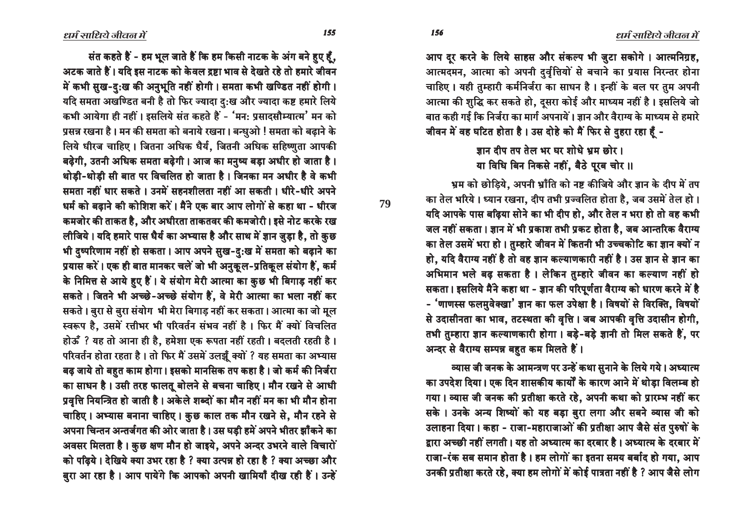संत कहते हैं - हम भूल जाते हैं कि हम किसी नाटक के अंग बने हुए हैं, अटक जाते हैं। यदि इस नाटक को केवल द्रष्टा भाव से देखते रहे तो हमारे जीवन में कभी सुख-दुःख की अनुभूति नहीं होगी। समता कभी खण्डित नहीं होगी। यदि समता अखण्डित बनी है तो फिर ज्यादा दुःख और ज्यादा कष्ट हमारे लिये कभी आयेगा ही नहीं। इसलिये संत कहते हैं - 'मनः प्रसादसौम्यात्म' मन को प्रसन्न रखना है। मन की समता को बनाये रखना। बन्धुओ ! समता को बढ़ाने के लिये धीरज चाहिए। जितना अधिक धैर्य, जितनी अधिक सहिष्णुता आपकी बढ़ेगी, उतनी अधिक समता बढ़ेगी। आज का मनुष्य बड़ा अधीर हो जाता है। थोड़ी-थोड़ी सी बात पर विचलित हो जाता है। जिनका मन अधीर है वे कभी समता नहीं धार सकते। उनमें सहनशीलता नहीं आ सकती। धीरे-धीरे अपने धर्म को बढ़ाने की कोशिश करें। मैंने एक बार आप लोगों से कहा था - धीरज कमजोर की ताकत है, और अधीरता ताकतवर की कमजोरी। इसे नोट करके रख लीजिये। यदि हमारे पास धैर्य का अभ्यास है और साथ में ज्ञान जुड़ा है, तो कुछ भी दुष्परिणाम नहीं हो सकता। आप अपने सुख-दुःख में समता को बढ़ाने का प्रयास करें। एक ही बात मानकर चलें जो भी अनुकूल-प्रतिकूल संयोग हैं, कर्म के निमित्त से आये हुए हैं। ये संयोग मेरी आत्मा का कुछ भी बिगाड़ नहीं कर सकते। जितने भी अच्छे-अच्छे संयोग हैं, वे मेरी आत्मा का भला नहीं कर सकते। बुरा से बुरा संयोग भी मेरा बिगाड़ नहीं कर सकता। आत्मा का जो मूल स्वरूप है, उसमें रत्तीभर भी परिवर्तन संभव नहीं है। फिर मैं क्यों विचलित होऊँ ? यह तो आना ही है, हमेशा एक रूपता नहीं रहती। बदलती रहती है। परिवर्तन होता रहता है। तो फिर मैं उसमें उलझूँ क्यों ? यह समता का अभ्यास बढ़ जाये तो बहुत काम होगा। इसको मानसिक तप कहा है। जो कर्म की निर्जरा का साधन है। उसी तरह फालतू बोलने से बचना चाहिए। मौन रखने से आधी प्रवृत्ति नियन्त्रित हो जाती है। अकेले शब्दों का मौन नहीं मन का भी मौन होना चाहिए। अभ्यास बनाना चाहिए। कुछ काल तक मौन रखने से, मौन रहने से अपना चिन्तन अन्तर्जगत की ओर जाता है। उस घड़ी हमें अपने भीतर झाँकने का अवसर मिलता है। कुछ क्षण मौन हो जाइये, अपने अन्दर उभरने वाले विचारों को पढ़िये। देखिये क्या उभर रहा है ? क्या उत्पन्न हो रहा है ? क्या अच्छा और बुरा आ रहा है। आप पायेंगे कि आपको अपनी खामियाँ दीख रही हैं। उन्हें आप दूर करने के लिये साहस और संकल्प भी जुटा सकोगे। आत्मनिग्रह, आत्मदमन, आत्मा को अपनी दुर्वृत्तियों से बचाने का प्रयास निरन्तर होना चाहिए। यही तुम्हारी कर्मनिर्जरा का साधन है। इन्हीं के बल पर तुम अपनी आत्मा की शुद्धि कर सकते हो, दूसरा कोई और माध्यम नहीं है। इसलिये जो बात कही गई कि निर्जरा का मार्ग अपनायें। ज्ञान और वैराग्य के माध्यम से हमारे जीवन में वह घटित होता है। उस दोहे को मैं फिर से दुहरा रहा हूँ -

> ज्ञान दीप तप तेल भर घर शोधे भ्रम छोर।
> या विधि बिन निकसे नहीं, बैठे पूरब चोर ॥

भ्रम को छोड़िये, अपनी भ्राँति को नष्ट कीजिये और ज्ञान के दीप में तप का तेल भरिये। ध्यान रखना, दीप तभी प्रज्वलित होता है, जब उसमें तेल हो। यदि आपके पास बढ़िया सोने का भी दीप हो, और तेल न भरा हो तो वह कभी जल नहीं सकता। ज्ञान में भी प्रकाश तभी प्रकट होता है, जब आन्तरिक वैराग्य का तेल उसमें भरा हो। तुम्हारे जीवन में कितनी भी उच्चकोटि का ज्ञान क्यों न हो, यदि वैराग्य नहीं है तो वह ज्ञान कल्याणकारी नहीं है। उस ज्ञान से ज्ञान का अभिमान भले बढ़ सकता है। लेकिन तुम्हारे जीवन का कल्याण नहीं हो सकता। इसलिये मैंने कहा था - ज्ञान की परिपूर्णता वैराग्य को धारण करने में है - 'णाणस्स फलमुवेक्खा' ज्ञान का फल उपेक्षा है। विषयों से विरक्ति, विषयों से उदासीनता का भाव, तटस्थता की वृत्ति। जब आपकी वृत्ति उदासीन होगी, तभी तुम्हारा ज्ञान कल्याणकारी होगा। बड़े-बड़े ज्ञानी तो मिल सकते हैं, पर अन्दर से वैराग्य सम्पन्न बहुत कम मिलते हैं।

व्यास जी जनक के आमन्त्रण पर उन्हें कथा सुनाने के लिये गये। अध्यात्म का उपदेश दिया। एक दिन शासकीय कार्यों के कारण आने में थोड़ा विलम्ब हो गया। व्यास जी जनक की प्रतीक्षा करते रहे, अपनी कथा को प्रारम्भ नहीं कर सके। उनके अन्य शिष्यों को यह बड़ा बुरा लगा और सबने व्यास जी को उलाहना दिया। कहा - राजा-महाराजाओं की प्रतीक्षा आप जैसे संत पुरुषों के द्वारा अच्छी नहीं लगती। यह तो अध्यात्म का दरबार है। अध्यात्म के दरबार में राजा-रंक सब समान होता है। हम लोगों का इतना समय बर्बाद हो गया, आप उनकी प्रतीक्षा करते रहे, क्या हम लोगों में कोई पात्रता नहीं है ? आप जैसे लोग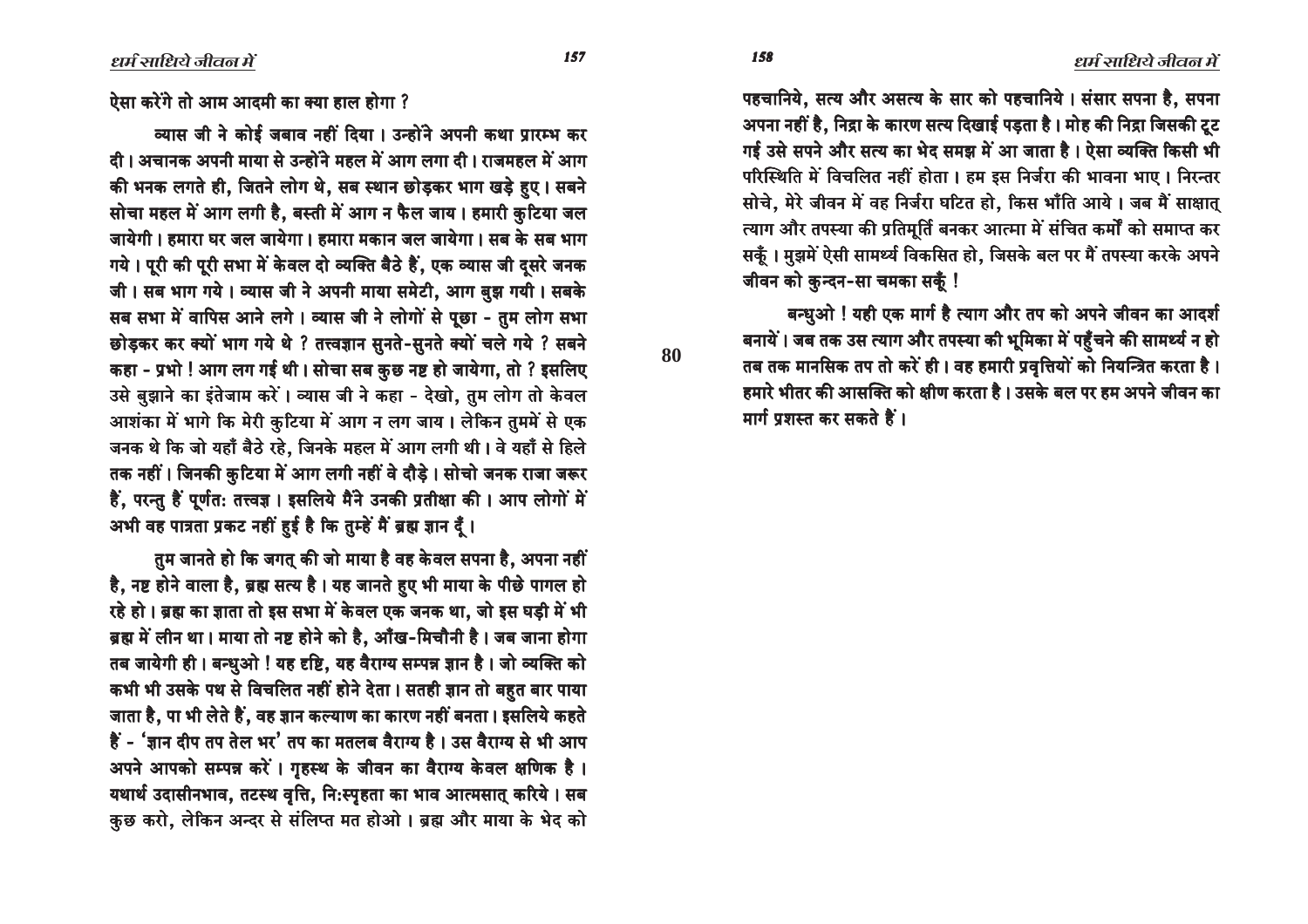ऐसा करेंगे तो आम आदमी का क्या हाल होगा ?

व्यास जी ने कोई जबाव नहीं दिया। उन्होंने अपनी कथा प्रारम्भ कर दी। अचानक अपनी माया से उन्होंने महल में आग लगा दी। राजमहल में आग की भनक लगते ही, जितने लोग थे, सब स्थान छोड़कर भाग खड़े हुए। सबने सोचा महल में आग लगी है, बस्ती में आग न फैल जाय। हमारी कुटिया जल जायेगी। हमारा घर जल जायेगा। हमारा मकान जल जायेगा। सब के सब भाग गये। पूरी की पूरी सभा में केवल दो व्यक्ति बैठे हैं, एक व्यास जी दूसरे जनक जी। सब भाग गये। व्यास जी ने अपनी माया समेटी, आग बुझ गयी। सबके सब सभा में वापिस आने लगे। व्यास जी ने लोगों से पूछा - तुम लोग सभा छोड़कर कर क्यों भाग गये थे ? तत्त्वज्ञान सुनते-सुनते क्यों चले गये ? सबने कहा - प्रभो ! आग लग गई थी। सोचा सब कुछ नष्ट हो जायेगा, तो ? इसलिए उसे बुझाने का इंतेजाम करें। व्यास जी ने कहा - देखो, तुम लोग तो केवल आशंका में भागे कि मेरी कुटिया में आग न लग जाय। लेकिन तुममें से एक जनक थे कि जो यहाँ बैठे रहे, जिनके महल में आग लगी थी। वे यहाँ से हिले तक नहीं। जिनकी कुटिया में आग लगी नहीं वे दौड़े। सोचो जनक राजा जरूर हैं, परन्तु हैं पूर्णतः तत्त्वज्ञ। इसलिये मैंने उनकी प्रतीक्षा की। आप लोगों में अभी वह पात्रता प्रकट नहीं हुई है कि तुम्हें मैं ब्रह्म ज्ञान दूँ।

तुम जानते हो कि जगत् की जो माया है वह केवल सपना है, अपना नहीं है, नष्ट होने वाला है, ब्रह्म सत्य है। यह जानते हुए भी माया के पीछे पागल हो रहे हो। ब्रह्म का ज्ञाता तो इस सभा में केवल एक जनक था, जो इस घड़ी में भी ब्रह्म में लीन था। माया तो नष्ट होने को है, आँख-मिचौनी है। जब जाना होगा तब जायेगी ही। बन्धुओ ! यह दृष्टि, यह वैराग्य सम्पन्न ज्ञान है। जो व्यक्ति को कभी भी उसके पथ से विचलित नहीं होने देता। सतही ज्ञान तो बहुत बार पाया जाता है, पा भी लेते हैं, वह ज्ञान कल्याण का कारण नहीं बनता। इसलिये कहते हैं - 'ज्ञान दीप तप तेल भर' तप का मतलब वैराग्य है। उस वैराग्य से भी आप अपने आपको सम्पन्न करें। गृहस्थ के जीवन का वैराग्य केवल क्षणिक है। यथार्थ उदासीनभाव, तटस्थ वृत्ति, निःस्पृहता का भाव आत्मसात् करिये। सब कुछ करो, लेकिन अन्दर से संलिप्त मत होओ। ब्रह्म और माया के भेद को पहचानिये, सत्य और असत्य के सार को पहचानिये। संसार सपना है, सपना अपना नहीं है, निद्रा के कारण सत्य दिखाई पड़ता है। मोह की निद्रा जिसकी टूट गई उसे सपने और सत्य का भेद समझ में आ जाता है। ऐसा व्यक्ति किसी भी परिस्थिति में विचलित नहीं होता। हम इस निर्जरा की भावना भाए। निरन्तर सोचे, मेरे जीवन में वह निर्जरा घटित हो, किस भाँति आये। जब मैं साक्षात् त्याग और तपस्या की प्रतिमूर्ति बनकर आत्मा में संचित कर्मों को समाप्त कर सकूँ। मुझमें ऐसी सामर्थ्य विकसित हो, जिसके बल पर मैं तपस्या करके अपने जीवन को कुन्दन-सा चमका सकूँ !

बन्धुओ ! यही एक मार्ग है त्याग और तप को अपने जीवन का आदर्श बनायें। जब तक उस त्याग और तपस्या की भूमिका में पहुँचने की सामर्थ्य न हो तब तक मानसिक तप तो करें ही। वह हमारी प्रवृत्तियों को नियन्त्रित करता है। हमारे भीतर की आसक्ति को क्षीण करता है। उसके बल पर हम अपने जीवन का मार्ग प्रशस्त कर सकते हैं।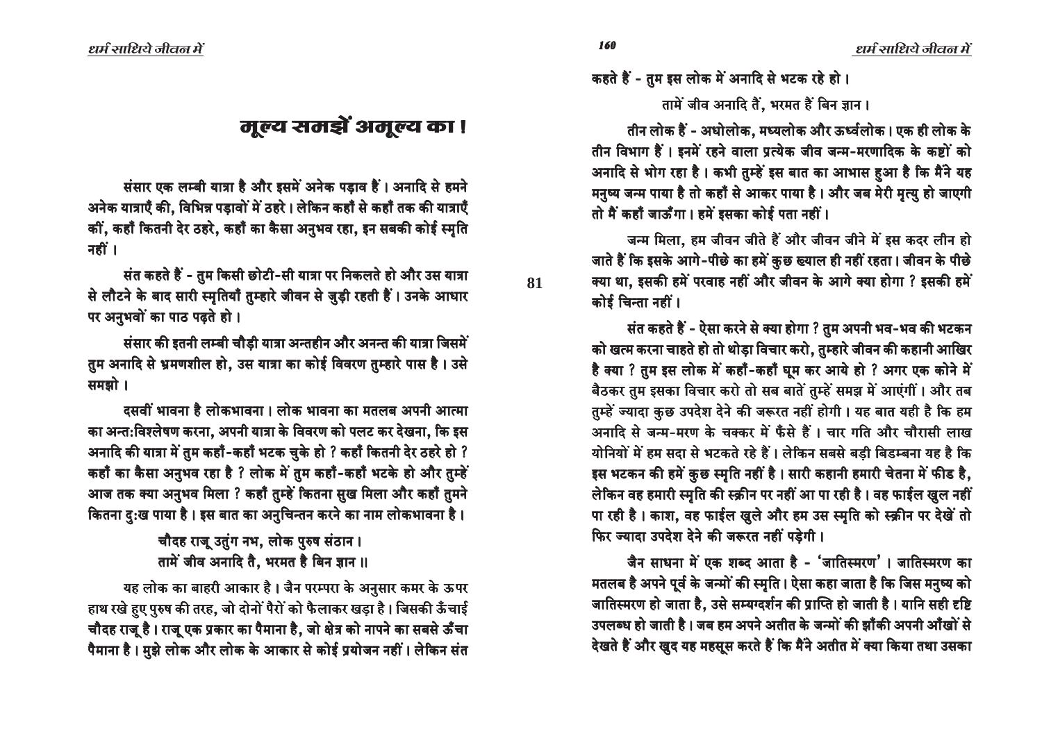# मूल्य समझें अमूल्य का !

संसार एक लम्बी यात्रा है और इसमें अनेक पड़ाव हैं। अनादि से हमने अनेक यात्राएँ कीं, विभिन्न पड़ावों में ठहरे। लेकिन कहाँ से कहाँ तक की यात्राएँ कीं, कहाँ कितनी देर ठहरे, कहाँ का कैसा अनुभव रहा, इन सबकी कोई स्मृति नहीं।

संत कहते हैं - तुम किसी छोटी-सी यात्रा पर निकलते हो और उस यात्रा से लौटने के बाद सारी स्मृतियाँ तुम्हारे जीवन से जुड़ी रहती हैं। उनके आधार पर अनुभवों का पाठ पढ़ते हो।

संसार की इतनी लम्बी चौड़ी यात्रा अन्तहीन और अनन्त की यात्रा जिसमें तुम अनादि से भ्रमणशील हो, उस यात्रा का कोई विवरण तुम्हारे पास है। उसे समझो।

दसवीं भावना है लोकभावना। लोक भावना का मतलब अपनी आत्मा का अन्त:विश्लेषण करना, अपनी यात्रा के विवरण को पलट कर देखना, कि इस अनादि की यात्रा में तुम कहाँ-कहाँ भटक चुके हो ? कहाँ कितनी देर ठहरे हो ? कहाँ का कैसा अनुभव रहा है ? लोक में तुम कहाँ-कहाँ भटके हो और तुम्हें आज तक क्या अनुभव मिला ? कहाँ तुम्हें कितना सुख मिला और कहाँ तुमने कितना दु:ख पाया है। इस बात का अनुचिन्तन करने का नाम लोकभावना है।

> चौदह राजू उतुंग नभ, लोक पुरुष संठान।
> तामें जीव अनादि तै, भरमत है बिन ज्ञान ॥

यह लोक का बाहरी आकार है। जैन परम्परा के अनुसार कमर के ऊपर हाथ रखे हुए पुरुष की तरह, जो दोनों पैरों को फैलाकर खड़ा है। जिसकी ऊँचाई चौदह राजू है। राजू एक प्रकार का पैमाना है, जो क्षेत्र को नापने का सबसे ऊँचा पैमाना है। मुझे लोक और लोक के आकार से कोई प्रयोजन नहीं। लेकिन संत कहते हैं - तुम इस लोक में अनादि से भटक रहे हो।

> तामें जीव अनादि तैं, भरमत हैं बिन ज्ञान।

तीन लोक हैं - अधोलोक, मध्यलोक और ऊर्ध्वलोक। एक ही लोक के तीन विभाग हैं। इनमें रहने वाला प्रत्येक जीव जन्म-मरणादिक के कष्टों को अनादि से भोग रहा है। कभी तुम्हें इस बात का आभास हुआ है कि मैंने यह मनुष्य जन्म पाया है तो कहाँ से आकर पाया है। और जब मेरी मृत्यु हो जाएगी तो मैं कहाँ जाऊँगा। हमें इसका कोई पता नहीं।

जन्म मिला, हम जीवन जीते हैं और जीवन जीने में इस कदर लीन हो जाते हैं कि इसके आगे-पीछे का हमें कुछ ख्याल ही नहीं रहता। जीवन के पीछे क्या था, इसकी हमें परवाह नहीं और जीवन के आगे क्या होगा ? इसकी हमें कोई चिन्ता नहीं।

संत कहते हैं - ऐसा करने से क्या होगा ? तुम अपनी भव-भव की भटकन को खत्म करना चाहते हो तो थोड़ा विचार करो, तुम्हारे जीवन की कहानी आखिर है क्या ? तुम इस लोक में कहाँ-कहाँ घूम कर आये हो ? अगर एक कोने में बैठकर तुम इसका विचार करो तो सब बातें तुम्हें समझ में आएंगीं। और तब तुम्हें ज्यादा कुछ उपदेश देने की जरूरत नहीं होगी। यह बात यही है कि हम अनादि से जन्म-मरण के चक्कर में फँसे हैं। चार गति और चौरासी लाख योनियों में हम सदा से भटकते रहे हैं। लेकिन सबसे बड़ी बिडम्बना यह है कि इस भटकन की हमें कुछ स्मृति नहीं है। सारी कहानी हमारी चेतना में फीड है, लेकिन वह हमारी स्मृति की स्क्रीन पर नहीं आ पा रही है। वह फाईल खुल नहीं पा रही है। काश, वह फाईल खुले और हम उस स्मृति को स्क्रीन पर देखें तो फिर ज्यादा उपदेश देने की जरूरत नहीं पड़ेगी।

जैन साधना में एक शब्द आता है - 'जातिस्मरण'। जातिस्मरण का मतलब है अपने पूर्व के जन्मों की स्मृति। ऐसा कहा जाता है कि जिस मनुष्य को जातिस्मरण हो जाता है, उसे सम्यग्दर्शन की प्राप्ति हो जाती है। यानि सही दृष्टि उपलब्ध हो जाती है। जब हम अपने अतीत के जन्मों की झाँकी अपनी आँखों से देखते हैं और खुद यह महसूस करते हैं कि मैंने अतीत में क्या किया तथा उसका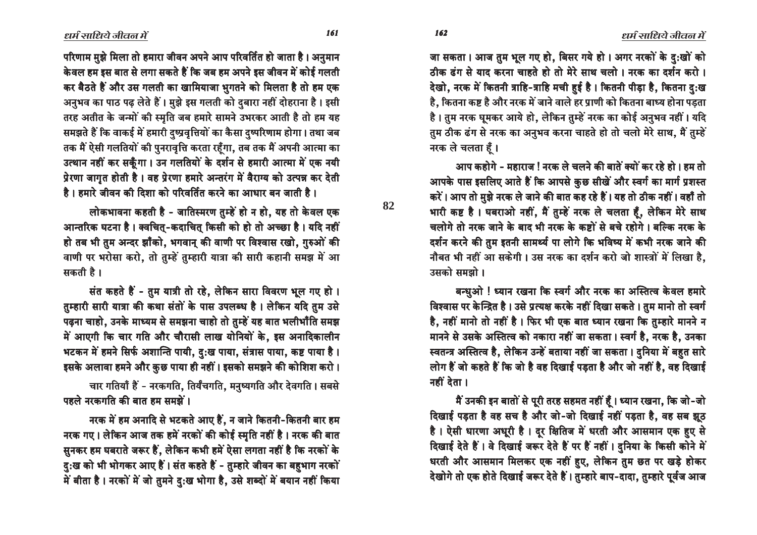परिणाम मुझे मिला तो हमारा जीवन अपने आप परिवर्तित हो जाता है। अनुमान केवल हम इस बात से लगा सकते हैं कि जब हम अपने इस जीवन में कोई गलती कर बैठते हैं और उस गलती का खामियाजा भुगतने को मिलता है तो हम एक अनुभव का पाठ पढ़ लेते हैं। मुझे इस गलती को दुबारा नहीं दोहराना है। इसी तरह अतीत के जन्मों की स्मृति जब हमारे सामने उभरकर आती है तो हम यह समझते हैं कि वाकई में हमारी दुष्प्रवृत्तियों का कैसा दुष्परिणाम होगा। तथा जब तक मैं ऐसी गलतियों की पुनरावृत्ति करता रहूँगा, तब तक मैं अपनी आत्मा का उत्थान नहीं कर सकूँगा। उन गलतियों के दर्शन से हमारी आत्मा में एक नयी प्रेरणा जागृत होती है। वह प्रेरणा हमारे अन्तरंग में वैराग्य को उत्पन्न कर देती है। हमारे जीवन की दिशा को परिवर्तित करने का आधार बन जाती है।

लोकभावना कहती है - जातिस्मरण तुम्हें हो न हो, यह तो केवल एक आन्तरिक घटना है। क्वचित्-कदाचित् किसी को हो तो अच्छा है। यदि नहीं हो तब भी तुम अन्दर झाँको, भगवान् की वाणी पर विश्वास रखो, गुरुओं की वाणी पर भरोसा करो, तो तुम्हें तुम्हारी यात्रा की सारी कहानी समझ में आ सकती है।

संत कहते हैं - तुम यात्री तो रहे, लेकिन सारा विवरण भूल गए हो। तुम्हारी सारी यात्रा की कथा संतों के पास उपलब्ध है। लेकिन यदि तुम उसे पढ़ना चाहो, उनके माध्यम से समझना चाहो तो तुम्हें यह बात भलीभाँति समझ में आएगी कि चार गति और चौरासी लाख योनियों के, इस अनादिकालीन भटकन में हमने सिर्फ अशान्ति पायी, दुःख पाया, संत्रास पाया, कष्ट पाया है। इसके अलावा हमने और कुछ पाया ही नहीं। इसको समझने की कोशिश करो।

चार गतियाँ हैं - नरकगति, तिर्यंचगति, मनुष्यगति और देवगति। सबसे पहले नरकगति की बात हम समझें।

नरक में हम अनादि से भटकते आए हैं, न जाने कितनी-कितनी बार हम नरक गए। लेकिन आज तक हमें नरकों की कोई स्मृति नहीं है। नरक की बात सुनकर हम घबराते जरूर हैं, लेकिन कभी हमें ऐसा लगता नहीं है कि नरकों के दुःख को भी भोगकर आए हैं। संत कहते हैं - तुम्हारे जीवन का बहुभाग नरकों में बीता है। नरकों में जो तुमने दुःख भोगा है, उसे शब्दों में बयान नहीं किया जा सकता। आज तुम भूल गए हो, बिसर गये हो। अगर नरकों के दुःखों को ठीक ढंग से याद करना चाहते हो तो मेरे साथ चलो। नरक का दर्शन करो। देखो, नरक में कितनी त्राहि-त्राहि मची हुई है। कितनी पीड़ा है, कितना दुःख है, कितना कष्ट है और नरक में जाने वाले हर प्राणी को कितना बाध्य होना पड़ता है। तुम नरक घूमकर आये हो, लेकिन तुम्हें नरक का कोई अनुभव नहीं। यदि तुम ठीक ढंग से नरक का अनुभव करना चाहते हो तो चलो मेरे साथ, मैं तुम्हें नरक ले चलता हूँ।

आप कहोगे - महाराज! नरक ले चलने की बातें क्यों कर रहे हो। हम तो आपके पास इसलिए आते हैं कि आपसे कुछ सीखें और स्वर्ग का मार्ग प्रशस्त करें। आप तो मुझे नरक ले जाने की बात कह रहे हैं। यह तो ठीक नहीं। वहाँ तो भारी कष्ट है। घबराओ नहीं, मैं तुम्हें नरक ले चलता हूँ, लेकिन मेरे साथ चलोगे तो नरक जाने के बाद भी नरक के कष्टों से बचे रहोगे। बल्कि नरक के दर्शन करने की तुम इतनी सामर्थ्य पा लोगे कि भविष्य में कभी नरक जाने की नौबत भी नहीं आ सकेगी। उस नरक का दर्शन करो जो शास्त्रों में लिखा है, उसको समझो।

बन्धुओ! ध्यान रखना कि स्वर्ग और नरक का अस्तित्व केवल हमारे विश्वास पर केन्द्रित है। उसे प्रत्यक्ष करके नहीं दिखा सकते। तुम मानो तो स्वर्ग है, नहीं मानो तो नहीं है। फिर भी एक बात ध्यान रखना कि तुम्हारे मानने न मानने से उसके अस्तित्व को नकारा नहीं जा सकता। स्वर्ग है, नरक है, उनका स्वतन्त्र अस्तित्व है, लेकिन उन्हें बताया नहीं जा सकता। दुनिया में बहुत सारे लोग हैं जो कहते हैं कि जो है वह दिखाई पड़ता है और जो नहीं है, वह दिखाई नहीं देता।

मैं उनकी इन बातों से पूरी तरह सहमत नहीं हूँ। ध्यान रखना, कि जो-जो दिखाई पड़ता है वह सच है और जो-जो दिखाई नहीं पड़ता है, वह सब झूठ है। ऐसी धारणा अधूरी है। दूर क्षितिज में धरती और आसमान एक हुए से दिखाई देते हैं। वे दिखाई जरूर देते हैं पर हैं नहीं। दुनिया के किसी कोने में धरती और आसमान मिलकर एक नहीं हुए, लेकिन तुम छत पर खड़े होकर देखोगे तो एक होते दिखाई जरूर देते हैं। तुम्हारे बाप-दादा, तुम्हारे पूर्वज आज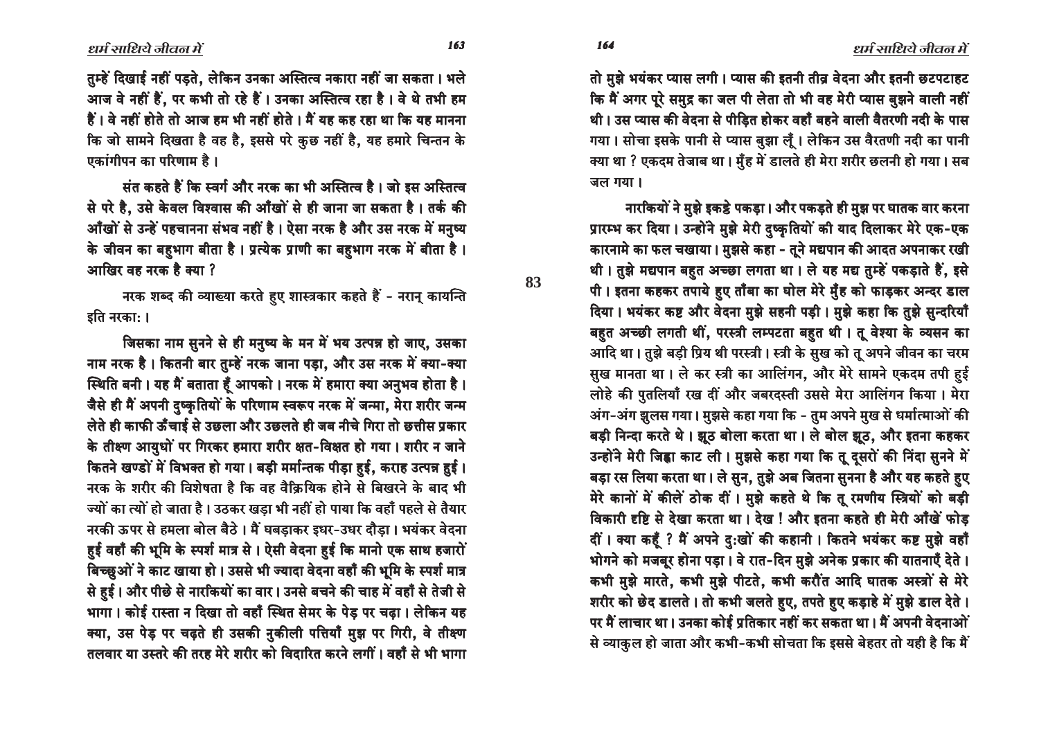तुम्हें दिखाई नहीं पड़ते, लेकिन उनका अस्तित्व नकारा नहीं जा सकता। भले आज वे नहीं हैं, पर कभी तो रहे हैं। उनका अस्तित्व रहा है। वे थे तभी हम हैं। वे नहीं होते तो आज हम भी नहीं होते। मैं यह कह रहा था कि यह मानना कि जो सामने दिखता है वह है, इससे परे कुछ नहीं है, यह हमारे चिन्तन के एकांगीपन का परिणाम है।

संत कहते हैं कि स्वर्ग और नरक का भी अस्तित्व है। जो इस अस्तित्व से परे है, उसे केवल विश्वास की आँखों से ही जाना जा सकता है। तर्क की आँखों से उन्हें पहचानना संभव नहीं है। ऐसा नरक है और उस नरक में मनुष्य के जीवन का बहुभाग बीता है। प्रत्येक प्राणी का बहुभाग नरक में बीता है। आखिर वह नरक है क्या ?

नरक शब्द की व्याख्या करते हुए शास्त्रकार कहते हैं - नरान् कायन्ति इति नरकाः।

जिसका नाम सुनने से ही मनुष्य के मन में भय उत्पन्न हो जाए, उसका नाम नरक है। कितनी बार तुम्हें नरक जाना पड़ा, और उस नरक में क्या-क्या स्थिति बनी। यह मैं बताता हूँ आपको। नरक में हमारा क्या अनुभव होता है। जैसे ही मैं अपनी दुष्कृतियों के परिणाम स्वरूप नरक में जन्मा, मेरा शरीर जन्म लेते ही काफी ऊँचाई से उछला और उछलते ही जब नीचे गिरा तो छत्तीस प्रकार के तीक्ष्ण आयुधों पर गिरकर हमारा शरीर क्षत-विक्षत हो गया। शरीर न जाने कितने खण्डों में विभक्त हो गया। बड़ी मर्मान्तक पीड़ा हुई, कराह उत्पन्न हुई। नरक के शरीर की विशेषता है कि वह वैक्रियिक होने से बिखरने के बाद भी ज्यों का त्यों हो जाता है। उठकर खड़ा भी नहीं हो पाया कि वहाँ पहले से तैयार नरकी ऊपर से हमला बोल बैठे। मैं घबड़ाकर इधर-उधर दौड़ा। भयंकर वेदना हुई वहाँ की भूमि के स्पर्श मात्र से। ऐसी वेदना हुई कि मानो एक साथ हजारों बिच्छुओं ने काट खाया हो। उससे भी ज्यादा वेदना वहाँ की भूमि के स्पर्श मात्र से हुई। और पीछे से नारकियों का वार। उनसे बचने की चाह में वहाँ से तेजी से भागा। कोई रास्ता न दिखा तो वहाँ स्थित सेमर के पेड़ पर चढ़ा। लेकिन यह क्या, उस पेड़ पर चढ़ते ही उसकी नुकीली पत्तियाँ मुझ पर गिरी, वे तीक्ष्ण तलवार या उस्तरे की तरह मेरे शरीर को विदारित करने लगीं। वहाँ से भी भागा तो मुझे भयंकर प्यास लगी। प्यास की इतनी तीव्र वेदना और इतनी छटपटाहट कि मैं अगर पूरे समुद्र का जल पी लेता तो भी वह मेरी प्यास बुझने वाली नहीं थी। उस प्यास की वेदना से पीड़ित होकर वहाँ बहने वाली वैतरणी नदी के पास गया। सोचा इसके पानी से प्यास बुझा लूँ। लेकिन उस वैतरणी नदी का पानी क्या था ? एकदम तेजाब था। मुँह में डालते ही मेरा शरीर छलनी हो गया। सब जल गया।

नारकियों ने मुझे इकट्ठे पकड़ा। और पकड़ते ही मुझ पर घातक वार करना प्रारम्भ कर दिया। उन्होंने मुझे मेरी दुष्कृतियों की याद दिलाकर मेरे एक-एक कारनामे का फल चखाया। मुझसे कहा - तूने मद्यपान की आदत अपनाकर रखी थी। तुझे मद्यपान बहुत अच्छा लगता था। ले यह मद्य तुम्हें पकड़ाते हैं, इसे पी। इतना कहकर तपाये हुए ताँबा का घोल मेरे मुँह को फाड़कर अन्दर डाल दिया। भयंकर कष्ट और वेदना मुझे सहनी पड़ी। मुझे कहा कि तुझे सुन्दरियाँ बहुत अच्छी लगती थीं, परस्त्री लम्पटता बहुत थी। तू वेश्या के व्यसन का आदि था। तुझे बड़ी प्रिय थी परस्त्री। स्त्री के सुख को तू अपने जीवन का चरम सुख मानता था। ले कर स्त्री का आलिंगन, और मेरे सामने एकदम तपी हुई लोहे की पुतलियाँ रख दीं और जबरदस्ती उससे मेरा आलिंगन किया। मेरा अंग-अंग झुलस गया। मुझसे कहा गया कि - तुम अपने मुख से धर्मात्माओं की बड़ी निन्दा करते थे। झूठ बोला करता था। ले बोल झूठ, और इतना कहकर उन्होंने मेरी जिह्वा काट ली। मुझसे कहा गया कि तू दूसरों की निंदा सुनने में बड़ा रस लिया करता था। ले सुन, तुझे अब जितना सुनना है और यह कहते हुए मेरे कानों में कीलें ठोक दीं। मुझे कहते थे कि तू रमणीय स्त्रियों को बड़ी विकारी दृष्टि से देखा करता था। देख ! और इतना कहते ही मेरी आँखें फोड़ दीं। क्या कहूँ ? मैं अपने दुःखों की कहानी। कितने भयंकर कष्ट मुझे वहाँ भोगने को मजबूर होना पड़ा। वे रात-दिन मुझे अनेक प्रकार की यातनाएँ देते। कभी मुझे मारते, कभी मुझे पीटते, कभी करौंत आदि घातक अस्त्रों से मेरे शरीर को छेद डालते। तो कभी जलते हुए, तपते हुए कड़ाहे में मुझे डाल देते। पर मैं लाचार था। उनका कोई प्रतिकार नहीं कर सकता था। मैं अपनी वेदनाओं से व्याकुल हो जाता और कभी-कभी सोचता कि इससे बेहतर तो यही है कि मैं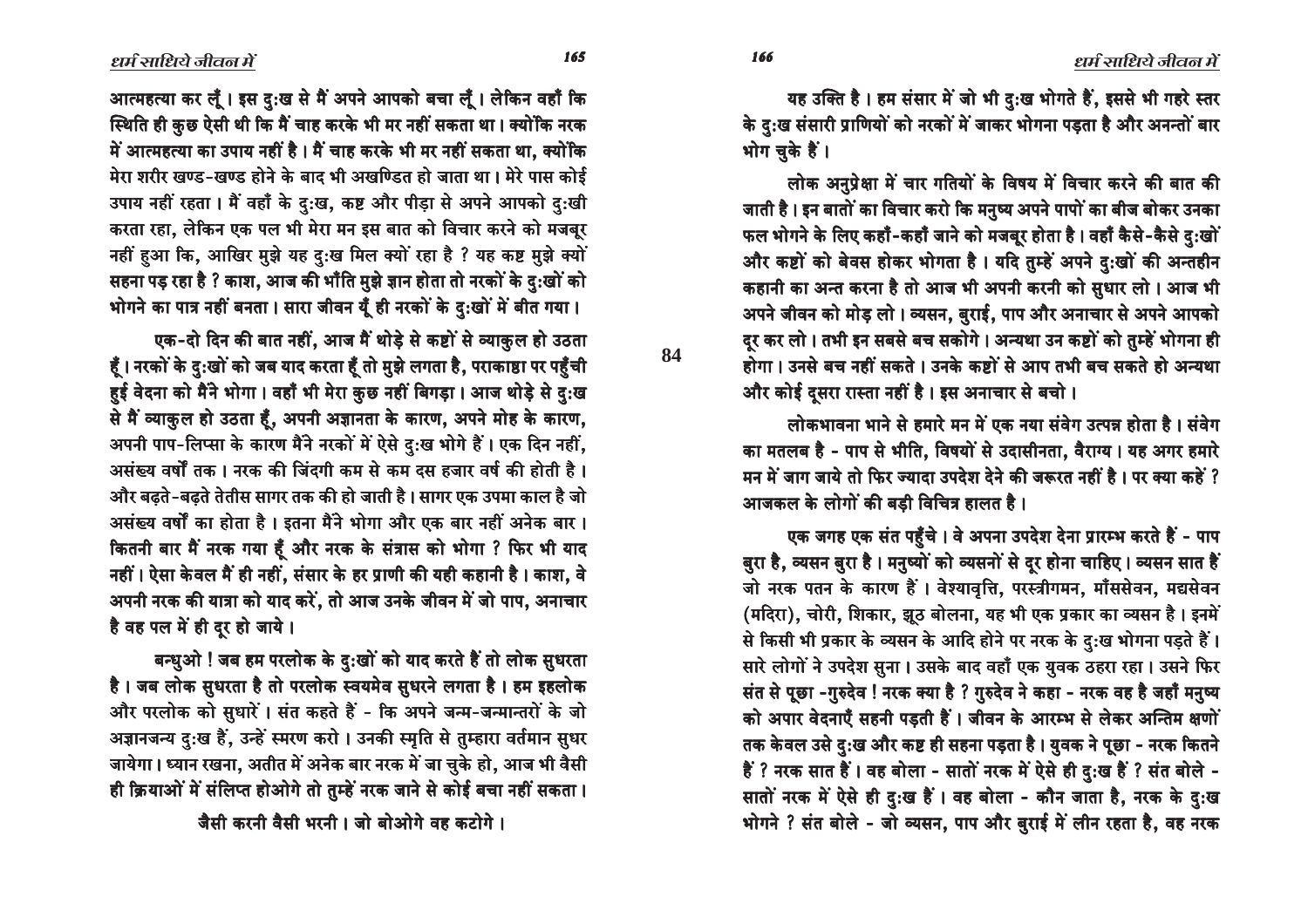आत्महत्या कर लूँ। इस दुःख से मैं अपने आपको बचा लूँ। लेकिन वहाँ कि स्थिति ही कुछ ऐसी थी कि मैं चाह करके भी मर नहीं सकता था। क्योंकि नरक में आत्महत्या का उपाय नहीं है। मैं चाह करके भी मर नहीं सकता था, क्योंकि मेरा शरीर खण्ड-खण्ड होने के बाद भी अखण्डित हो जाता था। मेरे पास कोई उपाय नहीं रहता। मैं वहाँ के दुःख, कष्ट और पीड़ा से अपने आपको दुःखी करता रहा, लेकिन एक पल भी मेरा मन इस बात को विचार करने को मजबूर नहीं हुआ कि, आखिर मुझे यह दुःख मिल क्यों रहा है ? यह कष्ट मुझे क्यों सहना पड़ रहा है ? काश, आज की भाँति मुझे ज्ञान होता तो नरकों के दुःखों को भोगने का पात्र नहीं बनता। सारा जीवन यूँ ही नरकों के दुःखों में बीत गया।

एक-दो दिन की बात नहीं, आज मैं थोड़े से कष्टों से व्याकुल हो उठता हूँ। नरकों के दुःखों को जब याद करता हूँ तो मुझे लगता है, पराकाष्ठा पर पहुँची हुई वेदना को मैंने भोगा। वहाँ भी मेरा कुछ नहीं बिगड़ा। आज थोड़े से दुःख से मैं व्याकुल हो उठता हूँ, अपनी अज्ञानता के कारण, अपने मोह के कारण, अपनी पाप-लिप्सा के कारण मैंने नरकों में ऐसे दुःख भोगे हैं। एक दिन नहीं, असंख्य वर्षों तक। नरक की जिंदगी कम से कम दस हजार वर्ष की होती है। और बढ़ते-बढ़ते तेतीस सागर तक की हो जाती है। सागर एक उपमा काल है जो असंख्य वर्षों का होता है। इतना मैंने भोगा और एक बार नहीं अनेक बार। कितनी बार मैं नरक गया हूँ और नरक के संत्रास को भोगा ? फिर भी याद नहीं। ऐसा केवल मैं ही नहीं, संसार के हर प्राणी की यही कहानी है। काश, वे अपनी नरक की यात्रा को याद करें, तो आज उनके जीवन में जो पाप, अनाचार है वह पल में ही दूर हो जाये।

बन्धुओ ! जब हम परलोक के दुःखों को याद करते हैं तो लोक सुधरता है। जब लोक सुधरता है तो परलोक स्वयमेव सुधरने लगता है। हम इहलोक और परलोक को सुधारें। संत कहते हैं - कि अपने जन्म-जन्मान्तरों के जो अज्ञानजन्य दुःख हैं, उन्हें स्मरण करो। उनकी स्मृति से तुम्हारा वर्तमान सुधर जायेगा। ध्यान रखना, अतीत में अनेक बार नरक में जा चुके हो, आज भी वैसी ही क्रियाओं में संलिप्त होओगे तो तुम्हें नरक जाने से कोई बचा नहीं सकता।

जैसी करनी वैसी भरनी। जो बोओगे वह कटोगे। यह उक्ति है। हम संसार में जो भी दुःख भोगते हैं, इससे भी गहरे स्तर के दुःख संसारी प्राणियों को नरकों में जाकर भोगना पड़ता है और अनन्तों बार भोग चुके हैं।

लोक अनुप्रेक्षा में चार गतियों के विषय में विचार करने की बात की जाती है। इन बातों का विचार करो कि मनुष्य अपने पापों का बीज बोकर उनका फल भोगने के लिए कहाँ-कहाँ जाने को मजबूर होता है। वहाँ कैसे-कैसे दुःखों और कष्टों को बेवस होकर भोगता है। यदि तुम्हें अपने दुःखों की अन्तहीन कहानी का अन्त करना है तो आज भी अपनी करनी को सुधार लो। आज भी अपने जीवन को मोड़ लो। व्यसन, बुराई, पाप और अनाचार से अपने आपको दूर कर लो। तभी इन सबसे बच सकोगे। अन्यथा उन कष्टों को तुम्हें भोगना ही होगा। उनसे बच नहीं सकते। उनके कष्टों से आप तभी बच सकते हो अन्यथा और कोई दूसरा रास्ता नहीं है। इस अनाचार से बचो।

लोकभावना भाने से हमारे मन में एक नया संवेग उत्पन्न होता है। संवेग का मतलब है - पाप से भीति, विषयों से उदासीनता, वैराग्य। यह अगर हमारे मन में जाग जाये तो फिर ज्यादा उपदेश देने की जरूरत नहीं है। पर क्या कहें ? आजकल के लोगों की बड़ी विचित्र हालत है।

एक जगह एक संत पहुँचे। वे अपना उपदेश देना प्रारम्भ करते हैं - पाप बुरा है, व्यसन बुरा है। मनुष्यों को व्यसनों से दूर होना चाहिए। व्यसन सात हैं जो नरक पतन के कारण हैं। वेश्यावृत्ति, परस्त्रीगमन, माँससेवन, मद्यसेवन (मदिरा), चोरी, शिकार, झूठ बोलना, यह भी एक प्रकार का व्यसन है। इनमें से किसी भी प्रकार के व्यसन के आदि होने पर नरक के दुःख भोगना पड़ते हैं। सारे लोगों ने उपदेश सुना। उसके बाद वहाँ एक युवक ठहरा रहा। उसने फिर संत से पूछा -गुरुदेव ! नरक क्या है ? गुरुदेव ने कहा - नरक वह है जहाँ मनुष्य को अपार वेदनाएँ सहनी पड़ती हैं। जीवन के आरम्भ से लेकर अन्तिम क्षणों तक केवल उसे दुःख और कष्ट ही सहना पड़ता है। युवक ने पूछा - नरक कितने हैं ? नरक सात हैं। वह बोला - सातों नरक में ऐसे ही दुःख हैं ? संत बोले - सातों नरक में ऐसे ही दुःख हैं। वह बोला - कौन जाता है, नरक के दुःख भोगने ? संत बोले - जो व्यसन, पाप और बुराई में लीन रहता है, वह नरक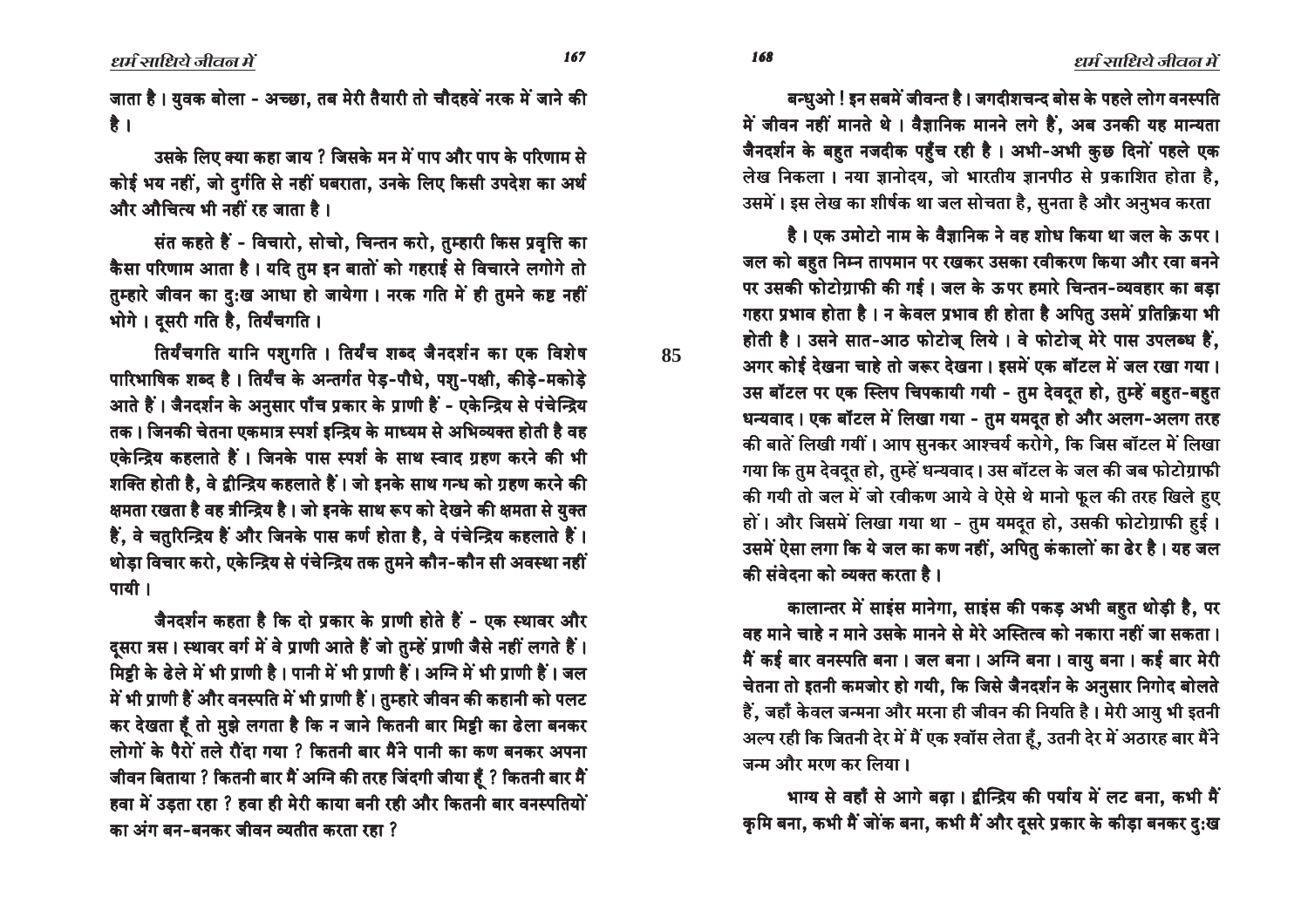जाता है। युवक बोला - अच्छा, तब मेरी तैयारी तो चौदहवें नरक में जाने की है।

उसके लिए क्या कहा जाय ? जिसके मन में पाप और पाप के परिणाम से कोई भय नहीं, जो दुर्गति से नहीं घबराता, उनके लिए किसी उपदेश का अर्थ और औचित्य भी नहीं रह जाता है।

संत कहते हैं - विचारो, सोचो, चिन्तन करो, तुम्हारी किस प्रवृत्ति का कैसा परिणाम आता है। यदि तुम इन बातों को गहराई से विचारने लगोगे तो तुम्हारे जीवन का दुःख आधा हो जायेगा। नरक गति में ही तुमने कष्ट नहीं भोगे। दूसरी गति है, तिर्यँचगति।

तिर्यँचगति यानि पशुगति। तिर्यँच शब्द जैनदर्शन का एक विशेष पारिभाषिक शब्द है। तिर्यँच के अन्तर्गत पेड़-पौधे, पशु-पक्षी, कीड़े-मकोड़े आते हैं। जैनदर्शन के अनुसार पाँच प्रकार के प्राणी हैं - एकेन्द्रिय से पंचेन्द्रिय तक। जिनकी चेतना एकमात्र स्पर्श इन्द्रिय के माध्यम से अभिव्यक्त होती है वह एकेन्द्रिय कहलाते हैं। जिनके पास स्पर्श के साथ स्वाद ग्रहण करने की भी शक्ति होती है, वे द्वीन्द्रिय कहलाते हैं। जो इनके साथ गन्ध को ग्रहण करने की क्षमता रखता है वह त्रीन्द्रिय है। जो इनके साथ रूप को देखने की क्षमता से युक्त हैं, वे चतुरिन्द्रिय हैं और जिनके पास कर्ण होता है, वे पंचेन्द्रिय कहलाते हैं। थोड़ा विचार करो, एकेन्द्रिय से पंचेन्द्रिय तक तुमने कौन-कौन सी अवस्था नहीं पायी।

जैनदर्शन कहता है कि दो प्रकार के प्राणी होते हैं - एक स्थावर और दूसरा त्रस। स्थावर वर्ग में वे प्राणी आते हैं जो तुम्हें प्राणी जैसे नहीं लगते हैं। मिट्टी के ढेले में भी प्राणी है। पानी में भी प्राणी हैं। अग्नि में भी प्राणी हैं। जल में भी प्राणी हैं और वनस्पति में भी प्राणी हैं। तुम्हारे जीवन की कहानी को पलट कर देखता हूँ तो मुझे लगता है कि न जाने कितनी बार मिट्टी का ढेला बनकर लोगों के पैरों तले रौंदा गया ? कितनी बार मैंने पानी का कण बनकर अपना जीवन बिताया ? कितनी बार मैं अग्नि की तरह जिंदगी जीया हूँ ? कितनी बार मैं हवा में उड़ता रहा ? हवा ही मेरी काया बनी रही और कितनी बार वनस्पतियों का अंग बन-बनकर जीवन व्यतीत करता रहा ?

बन्धुओ ! इन सबमें जीवन्त है। जगदीशचन्द बोस के पहले लोग वनस्पति में जीवन नहीं मानते थे। वैज्ञानिक मानने लगे हैं, अब उनकी यह मान्यता जैनदर्शन के बहुत नजदीक पहुँच रही है। अभी-अभी कुछ दिनों पहले एक लेख निकला। नया ज्ञानोदय, जो भारतीय ज्ञानपीठ से प्रकाशित होता है, उसमें। इस लेख का शीर्षक था जल सोचता है, सुनता है और अनुभव करता है। एक उमोटो नाम के वैज्ञानिक ने वह शोध किया था जल के ऊपर। जल को बहुत निम्न तापमान पर रखकर उसका रवीकरण किया और रवा बनने पर उसकी फोटोग्राफी की गई। जल के ऊपर हमारे चिन्तन-व्यवहार का बड़ा गहरा प्रभाव होता है। न केवल प्रभाव ही होता है अपितु उसमें प्रतिक्रिया भी होती है। उसने सात-आठ फोटोज् लिये। वे फोटोज् मेरे पास उपलब्ध हैं, अगर कोई देखना चाहे तो जरूर देखना। इसमें एक बॉटल में जल रखा गया। उस बॉटल पर एक स्लिप चिपकायी गयी - तुम देवदूत हो, तुम्हें बहुत-बहुत धन्यवाद। एक बॉटल में लिखा गया - तुम यमदूत हो और अलग-अलग तरह की बातें लिखी गयीं। आप सुनकर आश्चर्य करोगे, कि जिस बॉटल में लिखा गया कि तुम देवदूत हो, तुम्हें धन्यवाद। उस बॉटल के जल की जब फोटोग्राफी की गयी तो जल में जो रवीकण आये वे ऐसे थे मानो फूल की तरह खिले हुए हों। और जिसमें लिखा गया था - तुम यमदूत हो, उसकी फोटोग्राफी हुई। उसमें ऐसा लगा कि ये जल का कण नहीं, अपितु कंकालों का ढेर है। यह जल की संवेदना को व्यक्त करता है।

कालान्तर में साइंस मानेगा, साइंस की पकड़ अभी बहुत थोड़ी है, पर वह माने चाहे न माने उसके मानने से मेरे अस्तित्व को नकारा नहीं जा सकता। मैं कई बार वनस्पति बना। जल बना। अग्नि बना। वायु बना। कई बार मेरी चेतना तो इतनी कमजोर हो गयी, कि जिसे जैनदर्शन के अनुसार निगोद बोलते हैं, जहाँ केवल जन्मना और मरना ही जीवन की नियति है। मेरी आयु भी इतनी अल्प रही कि जितनी देर में मैं एक श्वाँस लेता हूँ, उतनी देर में अठारह बार मैंने जन्म और मरण कर लिया।

भाग्य से वहाँ से आगे बढ़ा। द्वीन्द्रिय की पर्याय में लट बना, कभी मैं कृमि बना, कभी मैं जोंक बना, कभी मैं और दूसरे प्रकार के कीड़ा बनकर दुःख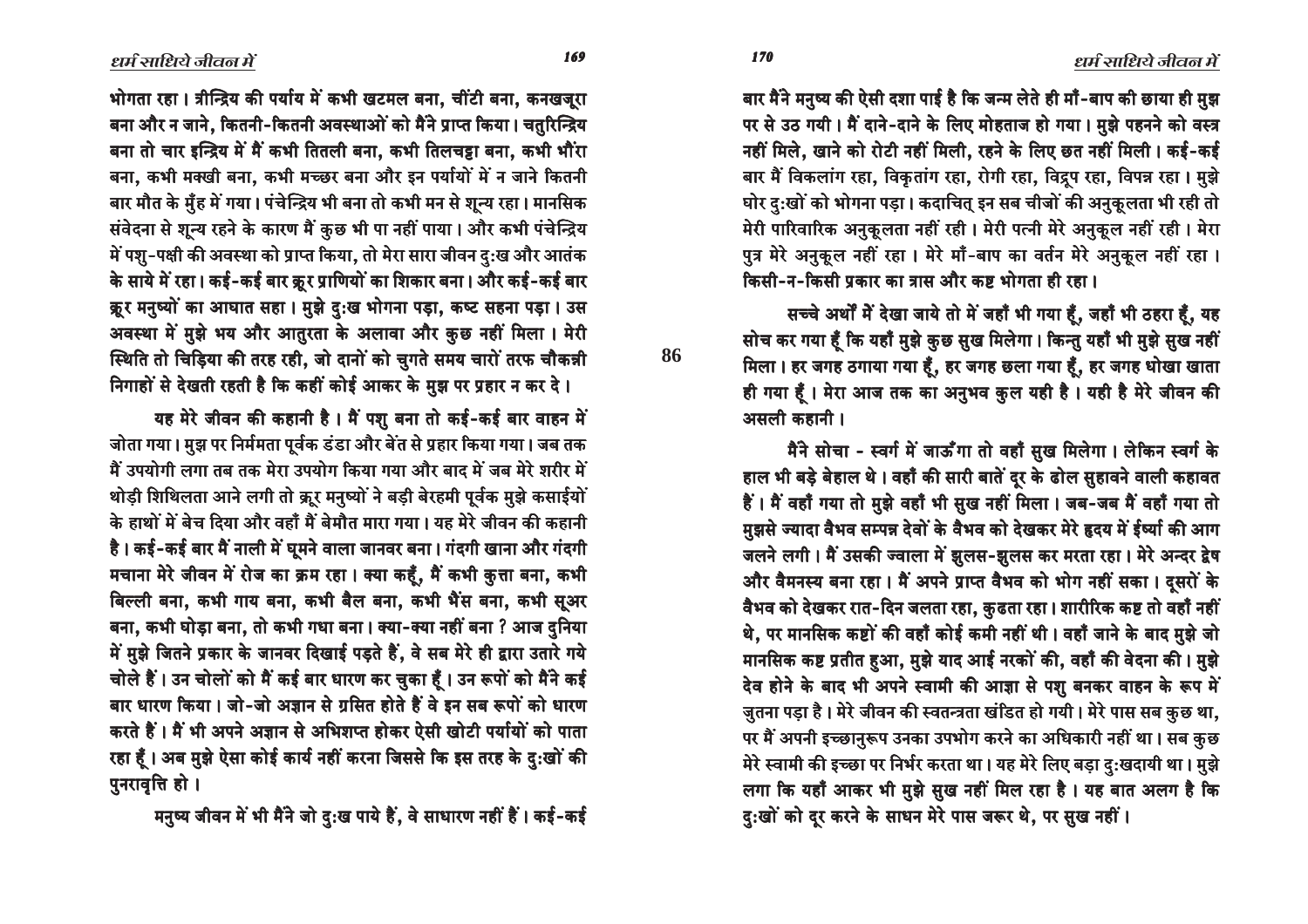भोगता रहा। त्रीन्द्रिय की पर्याय में कभी खटमल बना, चींटी बना, कनखजूरा बना और न जाने, कितनी-कितनी अवस्थाओं को मैंने प्राप्त किया। चतुरिन्द्रिय बना तो चार इन्द्रिय में मैं कभी तितली बना, कभी तिलचट्टा बना, कभी भौंरा बना, कभी मक्खी बना, कभी मच्छर बना और इन पर्यायों में न जाने कितनी बार मौत के मुँह में गया। पंचेन्द्रिय भी बना तो कभी मन से शून्य रहा। मानसिक संवेदना से शून्य रहने के कारण मैं कुछ भी पा नहीं पाया। और कभी पंचेन्द्रिय में पशु-पक्षी की अवस्था को प्राप्त किया, तो मेरा सारा जीवन दुःख और आतंक के साये में रहा। कई-कई बार क्रूर प्राणियों का शिकार बना। और कई-कई बार क्रूर मनुष्यों का आघात सहा। मुझे दुःख भोगना पड़ा, कष्ट सहना पड़ा। उस अवस्था में मुझे भय और आतुरता के अलावा और कुछ नहीं मिला। मेरी स्थिति तो चिड़िया की तरह रही, जो दानों को चुगते समय चारों तरफ चौकन्नी निगाहों से देखती रहती है कि कहीं कोई आकर के मुझ पर प्रहार न कर दे।

यह मेरे जीवन की कहानी है। मैं पशु बना तो कई-कई बार वाहन में जोता गया। मुझ पर निर्ममता पूर्वक डंडा और बेंत से प्रहार किया गया। जब तक मैं उपयोगी लगा तब तक मेरा उपयोग किया गया और बाद में जब मेरे शरीर में थोड़ी शिथिलता आने लगी तो क्रूर मनुष्यों ने बड़ी बेरहमी पूर्वक मुझे कसाईयों के हाथों में बेच दिया और वहाँ मैं बेमौत मारा गया। यह मेरे जीवन की कहानी है। कई-कई बार मैं नाली में घूमने वाला जानवर बना। गंदगी खाना और गंदगी मचाना मेरे जीवन में रोज का क्रम रहा। क्या कहूँ, मैं कभी कुत्ता बना, कभी बिल्ली बना, कभी गाय बना, कभी बैल बना, कभी भैंस बना, कभी सूअर बना, कभी घोड़ा बना, तो कभी गधा बना। क्या-क्या नहीं बना ? आज दुनिया में मुझे जितने प्रकार के जानवर दिखाई पड़ते हैं, वे सब मेरे ही द्वारा उतारे गये चोले हैं। उन चोलों को मैं कई बार धारण कर चुका हूँ। उन रूपों को मैंने कई बार धारण किया। जो-जो अज्ञान से ग्रसित होते हैं वे इन सब रूपों को धारण करते हैं। मैं भी अपने अज्ञान से अभिशप्त होकर ऐसी खोटी पर्यायों को पाता रहा हूँ। अब मुझे ऐसा कोई कार्य नहीं करना जिससे कि इस तरह के दुःखों की पुनरावृत्ति हो।

मनुष्य जीवन में भी मैंने जो दुःख पाये हैं, वे साधारण नहीं हैं। कई-कई बार मैंने मनुष्य की ऐसी दशा पाई है कि जन्म लेते ही माँ-बाप की छाया ही मुझ पर से उठ गयी। मैं दाने-दाने के लिए मोहताज हो गया। मुझे पहनने को वस्त्र नहीं मिले, खाने को रोटी नहीं मिली, रहने के लिए छत नहीं मिली। कई-कई बार मैं विकलांग रहा, विकृतांग रहा, रोगी रहा, विद्रूप रहा, विपन्न रहा। मुझे घोर दुःखों को भोगना पड़ा। कदाचित् इन सब चीजों की अनुकूलता भी रही तो मेरी पारिवारिक अनुकूलता नहीं रही। मेरी पत्नी मेरे अनुकूल नहीं रही। मेरा पुत्र मेरे अनुकूल नहीं रहा। मेरे माँ-बाप का वर्तन मेरे अनुकूल नहीं रहा। किसी-न-किसी प्रकार का त्रास और कष्ट भोगता ही रहा।

सच्चे अर्थों में देखा जाये तो मैं जहाँ भी गया हूँ, जहाँ भी ठहरा हूँ, यह सोच कर गया हूँ कि यहाँ मुझे कुछ सुख मिलेगा। किन्तु यहाँ भी मुझे सुख नहीं मिला। हर जगह ठगाया गया हूँ, हर जगह छला गया हूँ, हर जगह धोखा खाता ही गया हूँ। मेरा आज तक का अनुभव कुल यही है। यही है मेरे जीवन की असली कहानी।

मैंने सोचा - स्वर्ग में जाऊँगा तो वहाँ सुख मिलेगा। लेकिन स्वर्ग के हाल भी बड़े बेहाल थे। वहाँ की सारी बातें दूर के ढोल सुहावने वाली कहावत हैं। मैं वहाँ गया तो मुझे वहाँ भी सुख नहीं मिला। जब-जब मैं वहाँ गया तो मुझसे ज्यादा वैभव सम्पन्न देवों के वैभव को देखकर मेरे हृदय में ईर्ष्या की आग जलने लगी। मैं उसकी ज्वाला में झुलस-झुलस कर मरता रहा। मेरे अन्दर द्वेष और वैमनस्य बना रहा। मैं अपने प्राप्त वैभव को भोग नहीं सका। दूसरों के वैभव को देखकर रात-दिन जलता रहा, कुढ़ता रहा। शारीरिक कष्ट तो वहाँ नहीं थे, पर मानसिक कष्टों की वहाँ कोई कमी नहीं थी। वहाँ जाने के बाद मुझे जो मानसिक कष्ट प्रतीत हुआ, मुझे याद आई नरकों की, वहाँ की वेदना की। मुझे देव होने के बाद भी अपने स्वामी की आज्ञा से पशु बनकर वाहन के रूप में जुतना पड़ा है। मेरे जीवन की स्वतन्त्रता खंडित हो गयी। मेरे पास सब कुछ था, पर मैं अपनी इच्छानुरूप उनका उपभोग करने का अधिकारी नहीं था। सब कुछ मेरे स्वामी की इच्छा पर निर्भर करता था। यह मेरे लिए बड़ा दुःखदायी था। मुझे लगा कि यहाँ आकर भी मुझे सुख नहीं मिल रहा है। यह बात अलग है कि दुःखों को दूर करने के साधन मेरे पास जरूर थे, पर सुख नहीं।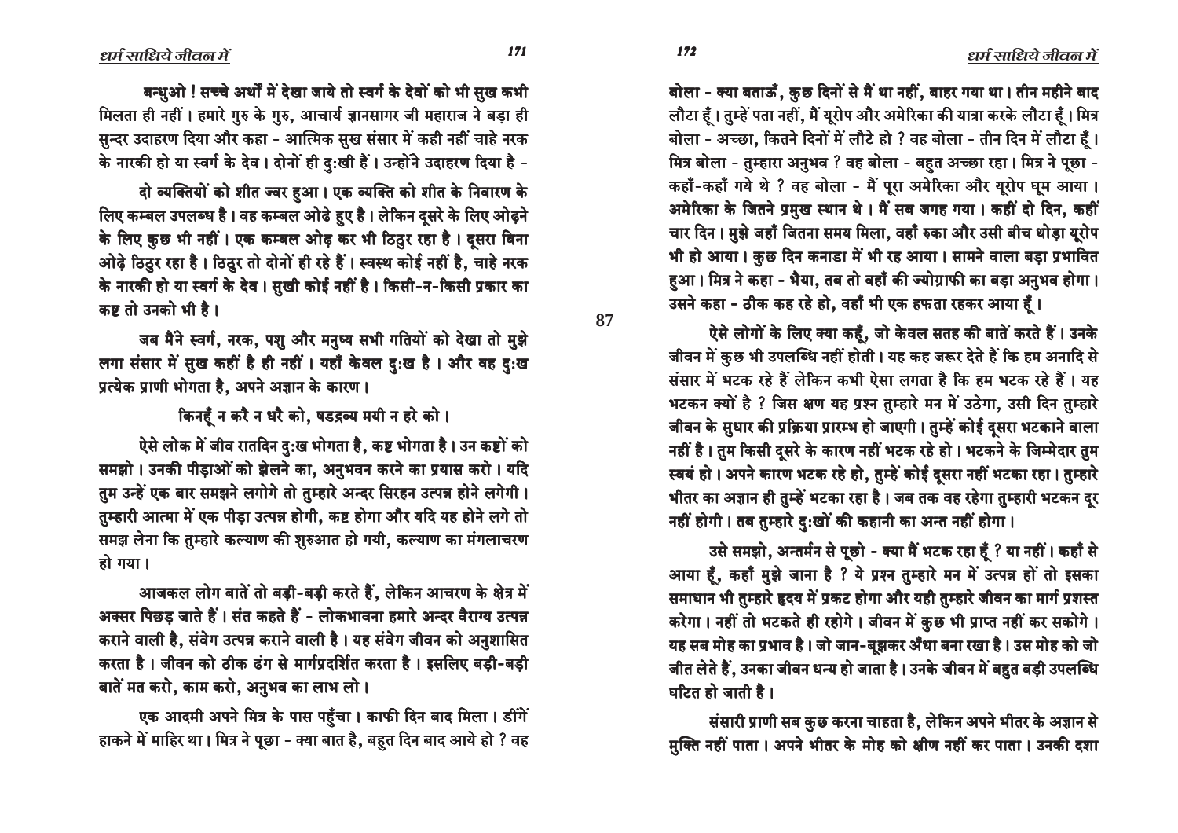बन्धुओ ! सच्चे अर्थों में देखा जाये तो स्वर्ग के देवों को भी सुख कभी मिलता ही नहीं । हमारे गुरु के गुरु, आचार्य ज्ञानसागर जी महाराज ने बड़ा ही सुन्दर उदाहरण दिया और कहा - आत्मिक सुख संसार में कही नहीं चाहे नरक के नारकी हो या स्वर्ग के देव । दोनों ही दुःखी हैं । उन्होंने उदाहरण दिया है -

दो व्यक्तियों को शीत ज्वर हुआ । एक व्यक्ति को शीत के निवारण के लिए कम्बल उपलब्ध है । वह कम्बल ओढे हुए है । लेकिन दूसरे के लिए ओढ़ने के लिए कुछ भी नहीं । एक कम्बल ओढ़ कर भी ठिठुर रहा है । दूसरा बिना ओढ़े ठिठुर रहा है । ठिठुर तो दोनों ही रहे हैं । स्वस्थ कोई नहीं है, चाहे नरक के नारकी हो या स्वर्ग के देव । सुखी कोई नहीं है । किसी-न-किसी प्रकार का कष्ट तो उनको भी है ।

जब मैने स्वर्ग, नरक, पशु और मनुष्य सभी गतियों को देखा तो मुझे लगा संसार में सुख कहीं है ही नहीं । यहाँ केवल दुःख है । और वह दुःख प्रत्येक प्राणी भोगता है, अपने अज्ञान के कारण ।

किनहूँ न करै न धरै को, षडद्रव्य मयी न हरे को ।

ऐसे लोक में जीव रातदिन दुःख भोगता है, कष्ट भोगता है । उन कष्टों को समझो । उनकी पीड़ाओं को झेलने का, अनुभवन करने का प्रयास करो । यदि तुम उन्हें एक बार समझने लगोगे तो तुम्हारे अन्दर सिरहन उत्पन्न होने लगेगी । तुम्हारी आत्मा में एक पीड़ा उत्पन्न होगी, कष्ट होगा और यदि यह होने लगे तो समझ लेना कि तुम्हारे कल्याण की शुरुआत हो गयी, कल्याण का मंगलाचरण हो गया ।

आजकल लोग बातें तो बड़ी-बड़ी करते हैं, लेकिन आचरण के क्षेत्र में अक्सर पिछड़ जाते हैं । संत कहते हैं - लोकभावना हमारे अन्दर वैराग्य उत्पन्न कराने वाली है, संवेग उत्पन्न कराने वाली है । यह संवेग जीवन को अनुशासित करता है । जीवन को ठीक ढंग से मार्गप्रदर्शित करता है । इसलिए बड़ी-बड़ी बातें मत करो, काम करो, अनुभव का लाभ लो ।

एक आदमी अपने मित्र के पास पहुँचा । काफी दिन बाद मिला । डींगें हाकने में माहिर था । मित्र ने पूछा - क्या बात है, बहुत दिन बाद आये हो ? वह बोला - क्या बताऊँ, कुछ दिनों से मैं था नहीं, बाहर गया था । तीन महीने बाद लौटा हूँ । तुम्हें पता नहीं, मैं यूरोप और अमेरिका की यात्रा करके लौटा हूँ । मित्र बोला - अच्छा, कितने दिनों में लौटे हो ? वह बोला - तीन दिन में लौटा हूँ । मित्र बोला - तुम्हारा अनुभव ? वह बोला - बहुत अच्छा रहा । मित्र ने पूछा - कहाँ-कहाँ गये थे ? वह बोला - मैं पूरा अमेरिका और यूरोप घूम आया । अमेरिका के जितने प्रमुख स्थान थे । मैं सब जगह गया । कहीं दो दिन, कहीं चार दिन । मुझे जहाँ जितना समय मिला, वहाँ रुका और उसी बीच थोड़ा यूरोप भी हो आया । कुछ दिन कनाडा में भी रह आया । सामने वाला बड़ा प्रभावित हुआ । मित्र ने कहा - भैया, तब तो वहाँ की ज्योग्राफी का बड़ा अनुभव होगा । उसने कहा - ठीक कह रहे हो, वहाँ भी एक हफता रहकर आया हूँ ।

ऐसे लोगों के लिए क्या कहूँ, जो केवल सतह की बातें करते हैं । उनके जीवन में कुछ भी उपलब्धि नहीं होती । यह कह जरूर देते हैं कि हम अनादि से संसार में भटक रहे हैं लेकिन कभी ऐसा लगता है कि हम भटक रहे हैं । यह भटकन क्यों है ? जिस क्षण यह प्रश्न तुम्हारे मन में उठेगा, उसी दिन तुम्हारे जीवन के सुधार की प्रक्रिया प्रारम्भ हो जाएगी । तुम्हें कोई दूसरा भटकाने वाला नहीं है । तुम किसी दूसरे के कारण नहीं भटक रहे हो । भटकने के जिम्मेदार तुम स्वयं हो । अपने कारण भटक रहे हो, तुम्हें कोई दूसरा नहीं भटका रहा । तुम्हारे भीतर का अज्ञान ही तुम्हें भटका रहा है । जब तक वह रहेगा तुम्हारी भटकन दूर नहीं होगी । तब तुम्हारे दुःखों की कहानी का अन्त नहीं होगा ।

उसे समझो, अन्तर्मन से पूछो - क्या मैं भटक रहा हूँ ? या नहीं । कहाँ से आया हूँ, कहाँ मुझे जाना है ? ये प्रश्न तुम्हारे मन में उत्पन्न हों तो इसका समाधान भी तुम्हारे हृदय में प्रकट होगा और यही तुम्हारे जीवन का मार्ग प्रशस्त करेगा । नहीं तो भटकते ही रहोगे । जीवन में कुछ भी प्राप्त नहीं कर सकोगे । यह सब मोह का प्रभाव है । जो जान-बूझकर अँधा बना रखा है । उस मोह को जो जीत लेते हैं, उनका जीवन धन्य हो जाता है । उनके जीवन में बहुत बड़ी उपलब्धि घटित हो जाती है ।

संसारी प्राणी सब कुछ करना चाहता है, लेकिन अपने भीतर के अज्ञान से मुक्ति नहीं पाता । अपने भीतर के मोह को क्षीण नहीं कर पाता । उनकी दशा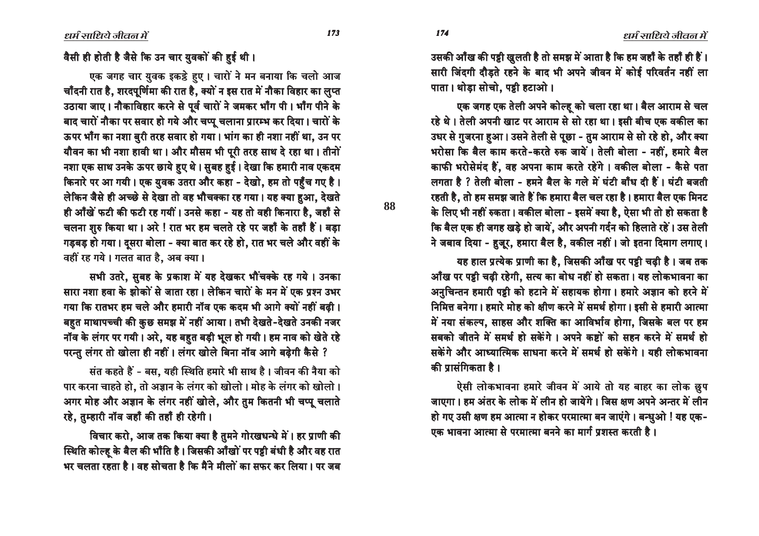वैसी ही होती है जैसे कि उन चार युवकों की हुई थी।

एक जगह चार युवक इकट्ठे हुए। चारों ने मन बनाया कि चलो आज चाँदनी रात है, शरदपूर्णिमा की रात है, क्यों न इस रात में नौका विहार का लुप्त उठाया जाए। नौकाविहार करने से पूर्व चारों ने जमकर भाँग पी। भाँग पीने के बाद चारों नौका पर सवार हो गये और चप्पू चलाना प्रारम्भ कर दिया। चारों के ऊपर भाँग का नशा बुरी तरह सवार हो गया। भांग का ही नशा नहीं था, उन पर यौवन का भी नशा हावी था। और मौसम भी पूरी तरह साथ दे रहा था। तीनों नशा एक साथ उनके ऊपर छाये हुए थे। सुबह हुई। देखा कि हमारी नाव एकदम किनारे पर आ गयी। एक युवक उतरा और कहा - देखो, हम तो पहुँच गए है। लेकिन जैसे ही अच्छे से देखा तो वह भौचक्का रह गया। यह क्या हुआ, देखते ही आँखें फटी की फटी रह गयीं। उनसे कहा - यह तो वही किनारा है, जहाँ से चलना शुरु किया था। अरे ! रात भर हम चलते रहे पर जहाँ के तहाँ हैं। बड़ा गड़बड़ हो गया। दूसरा बोला - क्या बात कर रहे हो, रात भर चले और वहीं के वहीं रह गये। गलत बात है, अब क्या।

सभी उतरे, सुबह के प्रकाश में यह देखकर भौंचक्के रह गये। उनका सारा नशा हवा के झोकों से जाता रहा। लेकिन चारों के मन में एक प्रश्न उभर गया कि रातभर हम चले और हमारी नॉव एक कदम भी आगे क्यों नहीं बढ़ी। बहुत माथापच्ची की कुछ समझ में नहीं आया। तभी देखते-देखते उनकी नजर नॉव के लंगर पर गयी। अरे, यह बहुत बड़ी भूल हो गयी। हम नाव को खेते रहे परन्तु लंगर तो खोला ही नहीं। लंगर खोले बिना नॉव आगे बढ़ेगी कैसे ?

संत कहते हैं - बस, यही स्थिति हमारे भी साथ है। जीवन की नैया को पार करना चाहते हो, तो अज्ञान के लंगर को खोलो। मोह के लंगर को खोलो। अगर मोह और अज्ञान के लंगर नहीं खोले, और तुम कितनी भी चप्पू चलाते रहे, तुम्हारी नॉव जहाँ की तहाँ ही रहेगी।

विचार करो, आज तक किया क्या है तुमने गोरखधन्धे में। हर प्राणी की स्थिति कोल्हू के बैल की भाँति है। जिसकी आँखों पर पट्टी बंधी है और वह रात भर चलता रहता है। वह सोचता है कि मैंने मीलों का सफर कर लिया। पर जब उसकी आँख की पट्टी खुलती है तो समझ में आता है कि हम जहाँ के तहाँ ही हैं। सारी जिंदगी दौड़ते रहने के बाद भी अपने जीवन में कोई परिवर्तन नहीं ला पाता। थोड़ा सोचो, पट्टी हटाओ।

एक जगह एक तेली अपने कोल्हू को चला रहा था। बैल आराम से चल रहे थे। तेली अपनी खाट पर आराम से सो रहा था। इसी बीच एक वकील का उधर से गुजरना हुआ। उसने तेली से पूछा - तुम आराम से सो रहे हो, और क्या भरोसा कि बैल काम करते-करते रुक जायें। तेली बोला - नहीं, हमारे बैल काफी भरोसेमंद हैं, वह अपना काम करते रहेंगे। वकील बोला - कैसे पता लगता है ? तेली बोला - हमने बैल के गले में घंटी बाँध दी हैं। घंटी बजती रहती है, तो हम समझ जाते हैं कि हमारा बैल चल रहा है। हमारा बैल एक मिनट के लिए भी नहीं रुकता। वकील बोला - इसमें क्या है, ऐसा भी तो हो सकता है कि बैल एक ही जगह खड़े हो जायें, और अपनी गर्दन को हिलाते रहें। उस तेली ने जबाव दिया - हुजूर, हमारा बैल है, वकील नहीं। जो इतना दिमाग लगाए।

यह हाल प्रत्येक प्राणी का है, जिसकी आँख पर पट्टी चढ़ी है। जब तक आँख पर पट्टी चढ़ी रहेगी, सत्य का बोध नहीं हो सकता। यह लोकभावना का अनुचिन्तन हमारी पट्टी को हटाने में सहायक होगा। हमारे अज्ञान को हरने में निमित्त बनेगा। हमारे मोह को क्षीण करने में समर्थ होगा। इसी से हमारी आत्मा में नया संकल्प, साहस और शक्ति का आविर्भाव होगा, जिसके बल पर हम सबको जीतने में समर्थ हो सकेंगे। अपने कष्टों को सहन करने में समर्थ हो सकेंगे और आध्यात्मिक साधना करने में समर्थ हो सकेंगे। यही लोकभावना की प्रासंगिकता है।

ऐसी लोकभावना हमारे जीवन में आये तो यह बाहर का लोक छुप जाएगा। हम अंतर के लोक में लीन हो जायेंगे। जिस क्षण अपने अन्तर में लीन हो गए उसी क्षण हम आत्मा न होकर परमात्मा बन जाएंगे। बन्धुओ ! यह एक-एक भावना आत्मा से परमात्मा बनने का मार्ग प्रशस्त करती है।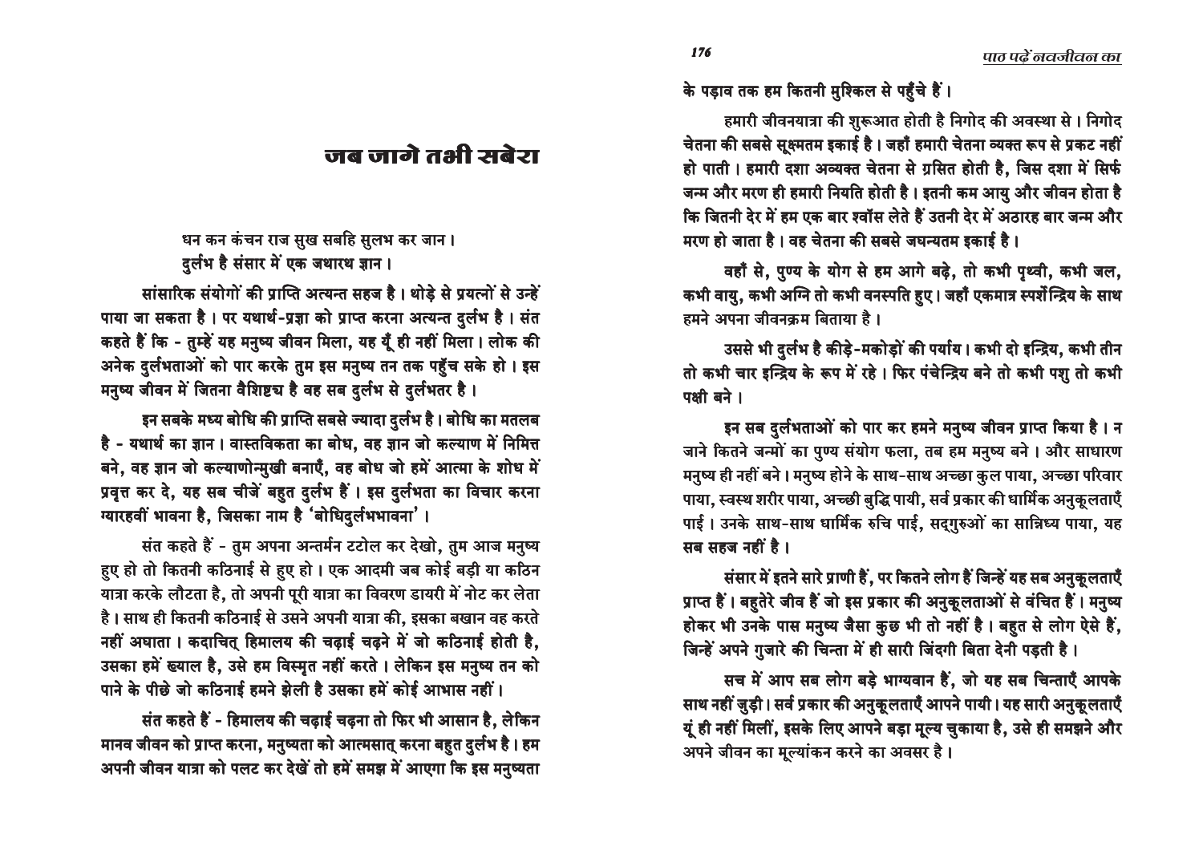# जब जागे तभी सबेरा

> धन कन कंचन राज सुख सबहि सुलभ कर जान।
> दुर्लभ है संसार में एक जथारथ ज्ञान।

सांसारिक संयोगों की प्राप्ति अत्यन्त सहज है। थोड़े से प्रयत्नों से उन्हें पाया जा सकता है। पर यथार्थ-प्रज्ञा को प्राप्त करना अत्यन्त दुर्लभ है। संत कहते हैं कि - तुम्हें यह मनुष्य जीवन मिला, यह यूँ ही नहीं मिला। लोक की अनेक दुर्लभताओं को पार करके तुम इस मनुष्य तन तक पहुँच सके हो। इस मनुष्य जीवन में जितना वैशिष्ट्य है वह सब दुर्लभ से दुर्लभतर है।

इन सबके मध्य बोधि की प्राप्ति सबसे ज्यादा दुर्लभ है। बोधि का मतलब है - यथार्थ का ज्ञान। वास्तविकता का बोध, वह ज्ञान जो कल्याण में निमित्त बने, वह ज्ञान जो कल्याणोन्मुखी बनाएँ, वह बोध जो हमें आत्मा के शोध में प्रवृत्त कर दे, यह सब चीजें बहुत दुर्लभ हैं। इस दुर्लभता का विचार करना ग्यारहवीं भावना है, जिसका नाम है 'बोधिदुर्लभभावना'।

संत कहते हैं - तुम अपना अन्तर्मन टटोल कर देखो, तुम आज मनुष्य हुए हो तो कितनी कठिनाई से हुए हो। एक आदमी जब कोई बड़ी या कठिन यात्रा करके लौटता है, तो अपनी पूरी यात्रा का विवरण डायरी में नोट कर लेता है। साथ ही कितनी कठिनाई से उसने अपनी यात्रा की, इसका बखान वह करते नहीं अघाता। कदाचित् हिमालय की चढ़ाई चढ़ने में जो कठिनाई होती है, उसका हमें ख्याल है, उसे हम विस्मृत नहीं करते। लेकिन इस मनुष्य तन को पाने के पीछे जो कठिनाई हमने झेली है उसका हमें कोई आभास नहीं।

संत कहते हैं - हिमालय की चढ़ाई चढ़ना तो फिर भी आसान है, लेकिन मानव जीवन को प्राप्त करना, मनुष्यता को आत्मसात् करना बहुत दुर्लभ है। हम अपनी जीवन यात्रा को पलट कर देखें तो हमें समझ में आएगा कि इस मनुष्यता के पड़ाव तक हम कितनी मुश्किल से पहुँचे हैं।

हमारी जीवनयात्रा की शुरूआत होती है निगोद की अवस्था से। निगोद चेतना की सबसे सूक्ष्मतम इकाई है। जहाँ हमारी चेतना व्यक्त रूप से प्रकट नहीं हो पाती। हमारी दशा अव्यक्त चेतना से ग्रसित होती है, जिस दशा में सिर्फ जन्म और मरण ही हमारी नियति होती है। इतनी कम आयु और जीवन होता है कि जितनी देर में हम एक बार श्वॉस लेते हैं उतनी देर में अठारह बार जन्म और मरण हो जाता है। वह चेतना की सबसे जघन्यतम इकाई है।

वहाँ से, पुण्य के योग से हम आगे बढ़े, तो कभी पृथ्वी, कभी जल, कभी वायु, कभी अग्नि तो कभी वनस्पति हुए। जहाँ एकमात्र स्पर्शेन्द्रिय के साथ हमने अपना जीवनक्रम बिताया है।

उससे भी दुर्लभ है कीड़े-मकोड़ों की पर्याय। कभी दो इन्द्रिय, कभी तीन तो कभी चार इन्द्रिय के रूप में रहे। फिर पंचेन्द्रिय बने तो कभी पशु तो कभी पक्षी बने।

इन सब दुर्लभताओं को पार कर हमने मनुष्य जीवन प्राप्त किया है। न जाने कितने जन्मों का पुण्य संयोग फला, तब हम मनुष्य बने। और साधारण मनुष्य ही नहीं बने। मनुष्य होने के साथ-साथ अच्छा कुल पाया, अच्छा परिवार पाया, स्वस्थ शरीर पाया, अच्छी बुद्धि पायी, सर्व प्रकार की धार्मिक अनुकूलताएँ पाई। उनके साथ-साथ धार्मिक रुचि पाई, सद्गुरुओं का सान्निध्य पाया, यह सब सहज नहीं है।

संसार में इतने सारे प्राणी हैं, पर कितने लोग हैं जिन्हें यह सब अनुकूलताएँ प्राप्त हैं। बहुतेरे जीव हैं जो इस प्रकार की अनुकूलताओं से वंचित हैं। मनुष्य होकर भी उनके पास मनुष्य जैसा कुछ भी तो नहीं है। बहुत से लोग ऐसे हैं, जिन्हें अपने गुजारे की चिन्ता में ही सारी जिंदगी बिता देनी पड़ती है।

सच में आप सब लोग बड़े भाग्यवान हैं, जो यह सब चिन्ताएँ आपके साथ नहीं जुड़ी। सर्व प्रकार की अनुकूलताएँ आपने पायी। यह सारी अनुकूलताएँ यूं ही नहीं मिलीं, इसके लिए आपने बड़ा मूल्य चुकाया है, उसे ही समझने और अपने जीवन का मूल्यांकन करने का अवसर है।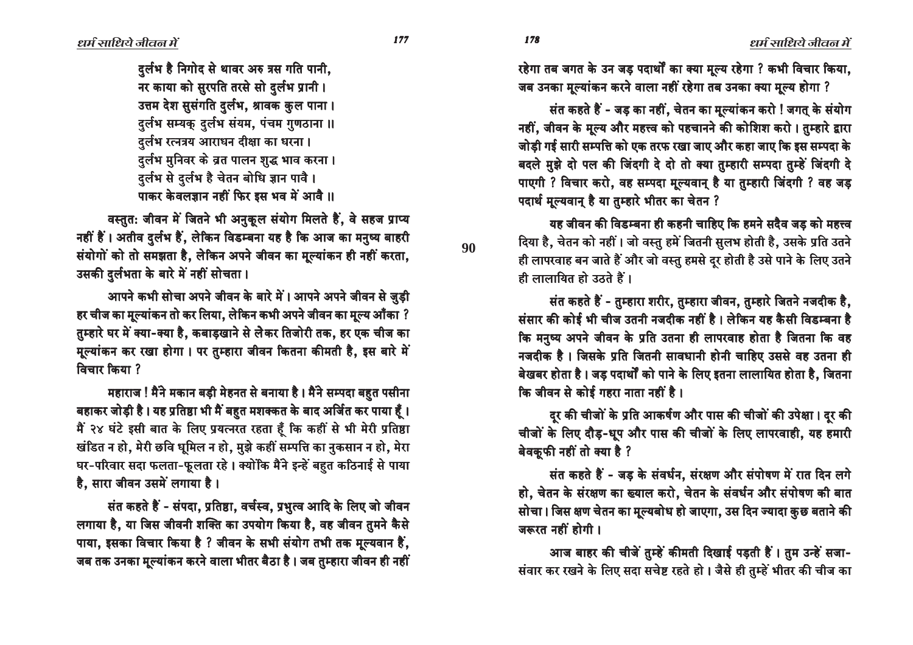दुर्लभ है निगोद से थावर अरु त्रस गति पानी,
नर काया को सुरपति तरसे सो दुर्लभ प्रानी ।
उत्तम देश सुसंगति दुर्लभ, श्रावक कुल पाना ।
दुर्लभ सम्यक् दुर्लभ संयम, पंचम गुणठाना ॥
दुर्लभ रत्नत्रय आराधन दीक्षा का धरना ।
दुर्लभ मुनिवर के व्रत पालन शुद्ध भाव करना ।
दुर्लभ से दुर्लभ है चेतन बोधि ज्ञान पावै ।
पाकर केवलज्ञान नहीं फिर इस भव में आवै ॥

वस्तुत: जीवन में जितने भी अनुकूल संयोग मिलते हैं, वे सहज प्राप्य नहीं हैं । अतीव दुर्लभ हैं, लेकिन विडम्बना यह है कि आज का मनुष्य बाहरी संयोगों को तो समझता है, लेकिन अपने जीवन का मूल्यांकन ही नहीं करता, उसकी दुर्लभता के बारे में नहीं सोचता ।

आपने कभी सोचा अपने जीवन के बारे में । आपने अपने जीवन से जुड़ी हर चीज का मूल्यांकन तो कर लिया, लेकिन कभी अपने जीवन का मूल्य आँका ? तुम्हारे घर में क्या-क्या है, कबाड़खाने से लेकर तिजोरी तक, हर एक चीज का मूल्यांकन कर रखा होगा । पर तुम्हारा जीवन कितना कीमती है, इस बारे में विचार किया ?

महाराज ! मैंने मकान बड़ी मेहनत से बनाया है । मैंने सम्पदा बहुत पसीना बहाकर जोड़ी है । यह प्रतिष्ठा भी मैं बहुत मशक्कत के बाद अर्जित कर पाया हूँ । मैं २४ घंटे इसी बात के लिए प्रयत्नरत रहता हूँ कि कहीं से भी मेरी प्रतिष्ठा खंडित न हो, मेरी छवि धूमिल न हो, मुझे कहीं सम्पत्ति का नुकसान न हो, मेरा घर-परिवार सदा फलता-फूलता रहे । क्योंकि मैंने इन्हें बहुत कठिनाई से पाया है, सारा जीवन उसमें लगाया है ।

संत कहते हैं - संपदा, प्रतिष्ठा, वर्चस्व, प्रभुत्व आदि के लिए जो जीवन लगाया है, या जिस जीवनी शक्ति का उपयोग किया है, वह जीवन तुमने कैसे पाया, इसका विचार किया है ? जीवन के सभी संयोग तभी तक मूल्यवान हैं, जब तक उनका मूल्यांकन करने वाला भीतर बैठा है । जब तुम्हारा जीवन ही नहीं रहेगा तब जगत के उन जड़ पदार्थों का क्या मूल्य रहेगा ? कभी विचार किया, जब उनका मूल्यांकन करने वाला नहीं रहेगा तब उनका क्या मूल्य होगा ?

संत कहते हैं - जड़ का नहीं, चेतन का मूल्यांकन करो ! जगत् के संयोग नहीं, जीवन के मूल्य और महत्त्व को पहचानने की कोशिश करो । तुम्हारे द्वारा जोड़ी गई सारी सम्पत्ति को एक तरफ रखा जाए और कहा जाए कि इस सम्पदा के बदले मुझे दो पल की जिंदगी दे दो तो क्या तुम्हारी सम्पदा तुम्हें जिंदगी दे पाएगी ? विचार करो, वह सम्पदा मूल्यवान् है या तुम्हारी जिंदगी ? वह जड़ पदार्थ मूल्यवान् है या तुम्हारे भीतर का चेतन ?

यह जीवन की विडम्बना ही कहनी चाहिए कि हमने सदैव जड़ को महत्त्व दिया है, चेतन को नहीं । जो वस्तु हमें जितनी सुलभ होती है, उसके प्रति उतने ही लापरवाह बन जाते हैं और जो वस्तु हमसे दूर होती है उसे पाने के लिए उतने ही लालायित हो उठते हैं ।

संत कहते हैं - तुम्हारा शरीर, तुम्हारा जीवन, तुम्हारे जितने नजदीक है, संसार की कोई भी चीज उतनी नजदीक नहीं है । लेकिन यह कैसी विडम्बना है कि मनुष्य अपने जीवन के प्रति उतना ही लापरवाह होता है जितना कि वह नजदीक है । जिसके प्रति जितनी सावधानी होनी चाहिए उससे वह उतना ही बेखबर होता है । जड़ पदार्थों को पाने के लिए इतना लालायित होता है, जितना कि जीवन से कोई गहरा नाता नहीं है ।

दूर की चीजों के प्रति आकर्षण और पास की चीजों की उपेक्षा । दूर की चीजों के लिए दौड़-धूप और पास की चीजों के लिए लापरवाही, यह हमारी बेवकूफी नहीं तो क्या है ?

संत कहते हैं - जड़ के संवर्धन, संरक्षण और संपोषण में रात दिन लगे हो, चेतन के संरक्षण का ख्याल करो, चेतन के संवर्धन और संपोषण की बात सोचा । जिस क्षण चेतन का मूल्यबोध हो जाएगा, उस दिन ज्यादा कुछ बताने की जरूरत नहीं होगी ।

आज बाहर की चीजें तुम्हें कीमती दिखाई पड़ती हैं । तुम उन्हें सजा-संवार कर रखने के लिए सदा सचेष्ट रहते हो । जैसे ही तुम्हें भीतर की चीज का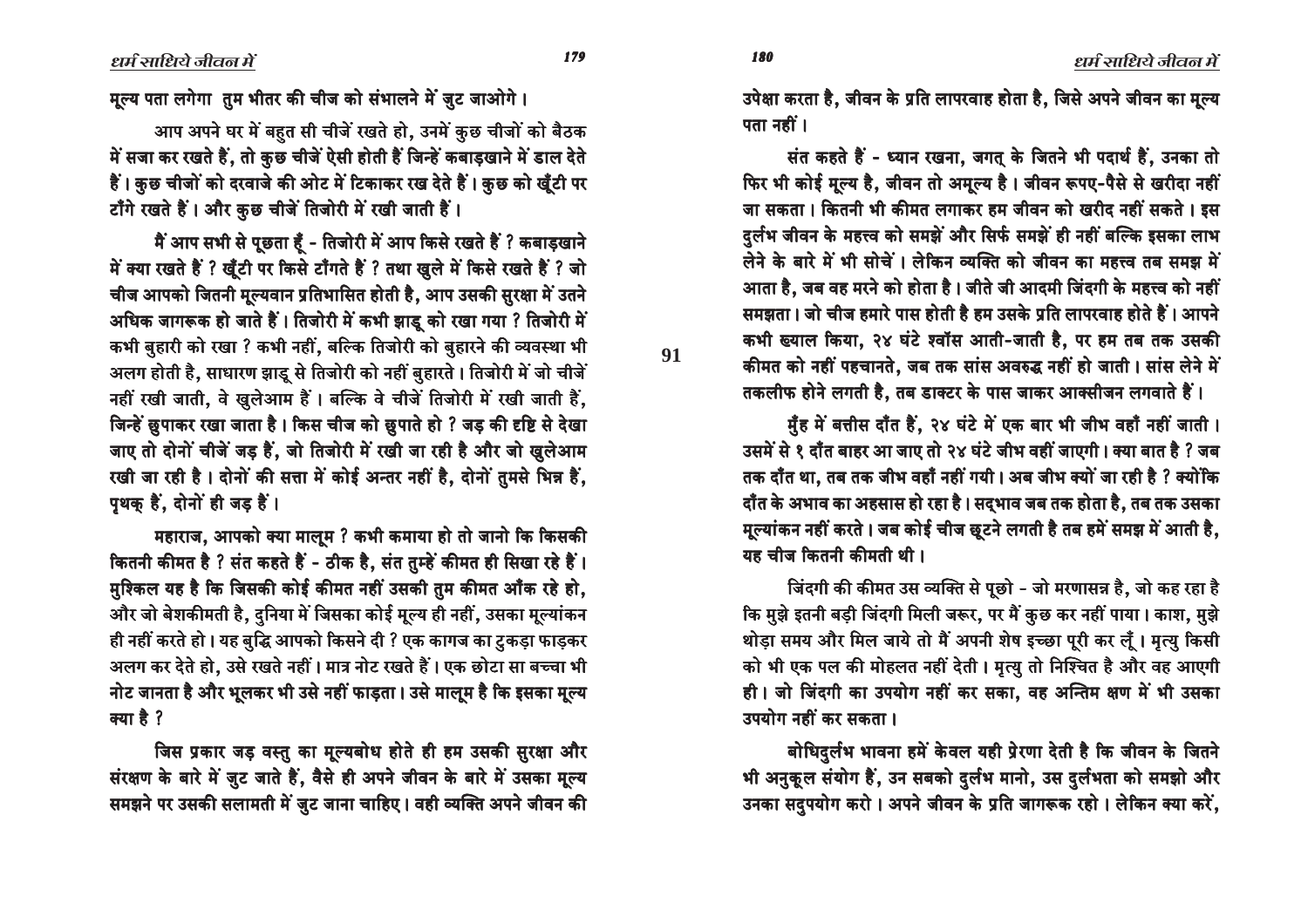मूल्य पता लगेगा तुम भीतर की चीज को संभालने में जुट जाओगे।

आप अपने घर में बहुत सी चीजें रखते हो, उनमें कुछ चीजों को बैठक में सजा कर रखते हैं, तो कुछ चीजें ऐसी होती हैं जिन्हें कबाड़खाने में डाल देते हैं। कुछ चीजों को दरवाजे की ओट में टिकाकर रख देते हैं। कुछ को खूँटी पर टाँगे रखते हैं। और कुछ चीजें तिजोरी में रखी जाती हैं।

मैं आप सभी से पूछता हूँ - तिजोरी में आप किसे रखते हैं? कबाड़खाने में क्या रखते हैं? खूँटी पर किसे टाँगते हैं? तथा खुले में किसे रखते हैं? जो चीज आपको जितनी मूल्यवान प्रतिभासित होती है, आप उसकी सुरक्षा में उतने अधिक जागरूक हो जाते हैं। तिजोरी में कभी झाड़ू को रखा गया? तिजोरी में कभी बुहारी को रखा? कभी नहीं, बल्कि तिजोरी को बुहारने की व्यवस्था भी अलग होती है, साधारण झाड़ू से तिजोरी को नहीं बुहारते। तिजोरी में जो चीजें नहीं रखी जाती, वे खुलेआम हैं। बल्कि वे चीजें तिजोरी में रखी जाती हैं, जिन्हें छुपाकर रखा जाता है। किस चीज को छुपाते हो? जड़ की दृष्टि से देखा जाए तो दोनों चीजें जड़ हैं, जो तिजोरी में रखी जा रही है और जो खुलेआम रखी जा रही है। दोनों की सत्ता में कोई अन्तर नहीं है, दोनों तुमसे भिन्न हैं, पृथक् हैं, दोनों ही जड़ हैं।

महाराज, आपको क्या मालूम? कभी कमाया हो तो जानो कि किसकी कितनी कीमत है? संत कहते हैं - ठीक है, संत तुम्हें कीमत ही सिखा रहे हैं। मुश्किल यह है कि जिसकी कोई कीमत नहीं उसकी तुम कीमत आँक रहे हो, और जो बेशकीमती है, दुनिया में जिसका कोई मूल्य ही नहीं, उसका मूल्यांकन ही नहीं करते हो। यह बुद्धि आपको किसने दी? एक कागज का टुकड़ा फाड़कर अलग कर देते हो, उसे रखते नहीं। मात्र नोट रखते हैं। एक छोटा सा बच्चा भी नोट जानता है और भूलकर भी उसे नहीं फाड़ता। उसे मालूम है कि इसका मूल्य क्या है?

जिस प्रकार जड़ वस्तु का मूल्यबोध होते ही हम उसकी सुरक्षा और संरक्षण के बारे में जुट जाते हैं, वैसे ही अपने जीवन के बारे में उसका मूल्य समझने पर उसकी सलामती में जुट जाना चाहिए। वही व्यक्ति अपने जीवन की उपेक्षा करता है, जीवन के प्रति लापरवाह होता है, जिसे अपने जीवन का मूल्य पता नहीं।

संत कहते हैं - ध्यान रखना, जगत् के जितने भी पदार्थ हैं, उनका तो फिर भी कोई मूल्य है, जीवन तो अमूल्य है। जीवन रुपए-पैसे से खरीदा नहीं जा सकता। कितनी भी कीमत लगाकर हम जीवन को खरीद नहीं सकते। इस दुर्लभ जीवन के महत्त्व को समझें और सिर्फ समझें ही नहीं बल्कि इसका लाभ लेने के बारे में भी सोचें। लेकिन व्यक्ति को जीवन का महत्त्व तब समझ में आता है, जब वह मरने को होता है। जीते जी आदमी जिंदगी के महत्त्व को नहीं समझता। जो चीज हमारे पास होती है हम उसके प्रति लापरवाह होते हैं। आपने कभी ख्याल किया, २४ घंटे श्वाँस आती-जाती है, पर हम तब तक उसकी कीमत को नहीं पहचानते, जब तक सांस अवरुद्ध नहीं हो जाती। सांस लेने में तकलीफ होने लगती है, तब डाक्टर के पास जाकर आक्सीजन लगवाते हैं।

मुँह में बत्तीस दाँत हैं, २४ घंटे में एक बार भी जीभ वहाँ नहीं जाती। उसमें से १ दाँत बाहर आ जाए तो २४ घंटे जीभ वहीं जाएगी। क्या बात है? जब तक दाँत था, तब तक जीभ वहाँ नहीं गयी। अब जीभ क्यों जा रही है? क्योंकि दाँत के अभाव का अहसास हो रहा है। सद्भाव जब तक होता है, तब तक उसका मूल्यांकन नहीं करते। जब कोई चीज छूटने लगती है तब हमें समझ में आती है, यह चीज कितनी कीमती थी।

जिंदगी की कीमत उस व्यक्ति से पूछो - जो मरणासन्न है, जो कह रहा है कि मुझे इतनी बड़ी जिंदगी मिली जरूर, पर मैं कुछ कर नहीं पाया। काश, मुझे थोड़ा समय और मिल जाये तो मैं अपनी शेष इच्छा पूरी कर लूँ। मृत्यु किसी को भी एक पल की मोहलत नहीं देती। मृत्यु तो निश्चित है और वह आएगी ही। जो जिंदगी का उपयोग नहीं कर सका, वह अन्तिम क्षण में भी उसका उपयोग नहीं कर सकता।

बोधिदुर्लभ भावना हमें केवल यही प्रेरणा देती है कि जीवन के जितने भी अनुकूल संयोग हैं, उन सबको दुर्लभ मानो, उस दुर्लभता को समझो और उनका सदुपयोग करो। अपने जीवन के प्रति जागरूक रहो। लेकिन क्या करें,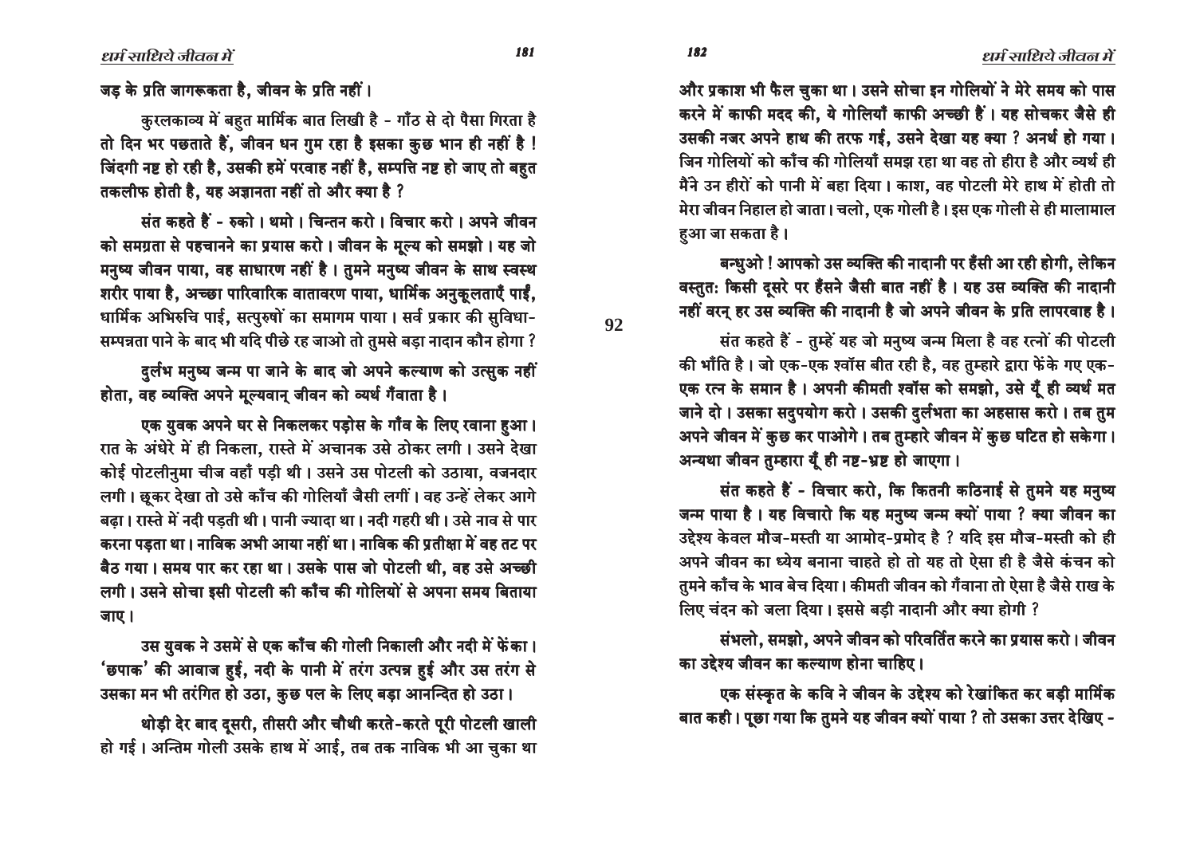जड़ के प्रति जागरूकता है, जीवन के प्रति नहीं।

कुरलकाव्य में बहुत मार्मिक बात लिखी है - गाँठ से दो पैसा गिरता है तो दिन भर पछताते हैं, जीवन धन गुम रहा है इसका कुछ भान ही नहीं है ! जिंदगी नष्ट हो रही है, उसकी हमें परवाह नहीं है, सम्पत्ति नष्ट हो जाए तो बहुत तकलीफ होती है, यह अज्ञानता नहीं तो और क्या है ?

संत कहते हैं - रुको। थमो। चिन्तन करो। विचार करो। अपने जीवन को समग्रता से पहचानने का प्रयास करो। जीवन के मूल्य को समझो। यह जो मनुष्य जीवन पाया, वह साधारण नहीं है। तुमने मनुष्य जीवन के साथ स्वस्थ शरीर पाया है, अच्छा पारिवारिक वातावरण पाया, धार्मिक अनुकूलताएँ पाईं, धार्मिक अभिरुचि पाई, सत्पुरुषों का समागम पाया। सर्व प्रकार की सुविधा-सम्पन्नता पाने के बाद भी यदि पीछे रह जाओ तो तुमसे बड़ा नादान कौन होगा ?

दुर्लभ मनुष्य जन्म पा जाने के बाद जो अपने कल्याण को उत्सुक नहीं होता, वह व्यक्ति अपने मूल्यवान् जीवन को व्यर्थ गँवाता है।

एक युवक अपने घर से निकलकर पड़ोस के गाँव के लिए रवाना हुआ। रात के अंधेरे में ही निकला, रास्ते में अचानक उसे ठोकर लगी। उसने देखा कोई पोटलीनुमा चीज वहाँ पड़ी थी। उसने उस पोटली को उठाया, वजनदार लगी। छूकर देखा तो उसे काँच की गोलियाँ जैसी लगीं। वह उन्हें लेकर आगे बढ़ा। रास्ते में नदी पड़ती थी। पानी ज्यादा था। नदी गहरी थी। उसे नाव से पार करना पड़ता था। नाविक अभी आया नहीं था। नाविक की प्रतीक्षा में वह तट पर बैठ गया। समय पार कर रहा था। उसके पास जो पोटली थी, वह उसे अच्छी लगी। उसने सोचा इसी पोटली की काँच की गोलियों से अपना समय बिताया जाए।

उस युवक ने उसमें से एक काँच की गोली निकाली और नदी में फेंका। 'छपाक' की आवाज हुई, नदी के पानी में तरंग उत्पन्न हुई और उस तरंग से उसका मन भी तरंगित हो उठा, कुछ पल के लिए बड़ा आनन्दित हो उठा।

थोड़ी देर बाद दूसरी, तीसरी और चौथी करते-करते पूरी पोटली खाली हो गई। अन्तिम गोली उसके हाथ में आई, तब तक नाविक भी आ चुका था और प्रकाश भी फैल चुका था। उसने सोचा इन गोलियों ने मेरे समय को पास करने में काफी मदद की, ये गोलियाँ काफी अच्छी हैं। यह सोचकर जैसे ही उसकी नजर अपने हाथ की तरफ गई, उसने देखा यह क्या ? अनर्थ हो गया। जिन गोलियों को काँच की गोलियाँ समझ रहा था वह तो हीरा है और व्यर्थ ही मैंने उन हीरों को पानी में बहा दिया। काश, वह पोटली मेरे हाथ में होती तो मेरा जीवन निहाल हो जाता। चलो, एक गोली है। इस एक गोली से ही मालामाल हुआ जा सकता है।

बन्धुओ ! आपको उस व्यक्ति की नादानी पर हँसी आ रही होगी, लेकिन वस्तुतः किसी दूसरे पर हँसने जैसी बात नहीं है। यह उस व्यक्ति की नादानी नहीं वरन् हर उस व्यक्ति की नादानी है जो अपने जीवन के प्रति लापरवाह है।

संत कहते हैं - तुम्हें यह जो मनुष्य जन्म मिला है वह रत्नों की पोटली की भाँति है। जो एक-एक श्वाँस बीत रही है, वह तुम्हारे द्वारा फेंके गए एक-एक रत्न के समान है। अपनी कीमती श्वाँस को समझो, उसे यूँ ही व्यर्थ मत जाने दो। उसका सदुपयोग करो। उसकी दुर्लभता का अहसास करो। तब तुम अपने जीवन में कुछ कर पाओगे। तब तुम्हारे जीवन में कुछ घटित हो सकेगा। अन्यथा जीवन तुम्हारा यूँ ही नष्ट-भ्रष्ट हो जाएगा।

संत कहते हैं - विचार करो, कि कितनी कठिनाई से तुमने यह मनुष्य जन्म पाया है। यह विचारो कि यह मनुष्य जन्म क्यों पाया ? क्या जीवन का उद्देश्य केवल मौज-मस्ती या आमोद-प्रमोद है ? यदि इस मौज-मस्ती को ही अपने जीवन का ध्येय बनाना चाहते हो तो यह तो ऐसा ही है जैसे कंचन को तुमने काँच के भाव बेच दिया। कीमती जीवन को गँवाना तो ऐसा है जैसे राख के लिए चंदन को जला दिया। इससे बड़ी नादानी और क्या होगी ?

संभलो, समझो, अपने जीवन को परिवर्तित करने का प्रयास करो। जीवन का उद्देश्य जीवन का कल्याण होना चाहिए।

एक संस्कृत के कवि ने जीवन के उद्देश्य को रेखांकित कर बड़ी मार्मिक बात कही। पूछा गया कि तुमने यह जीवन क्यों पाया ? तो उसका उत्तर देखिए -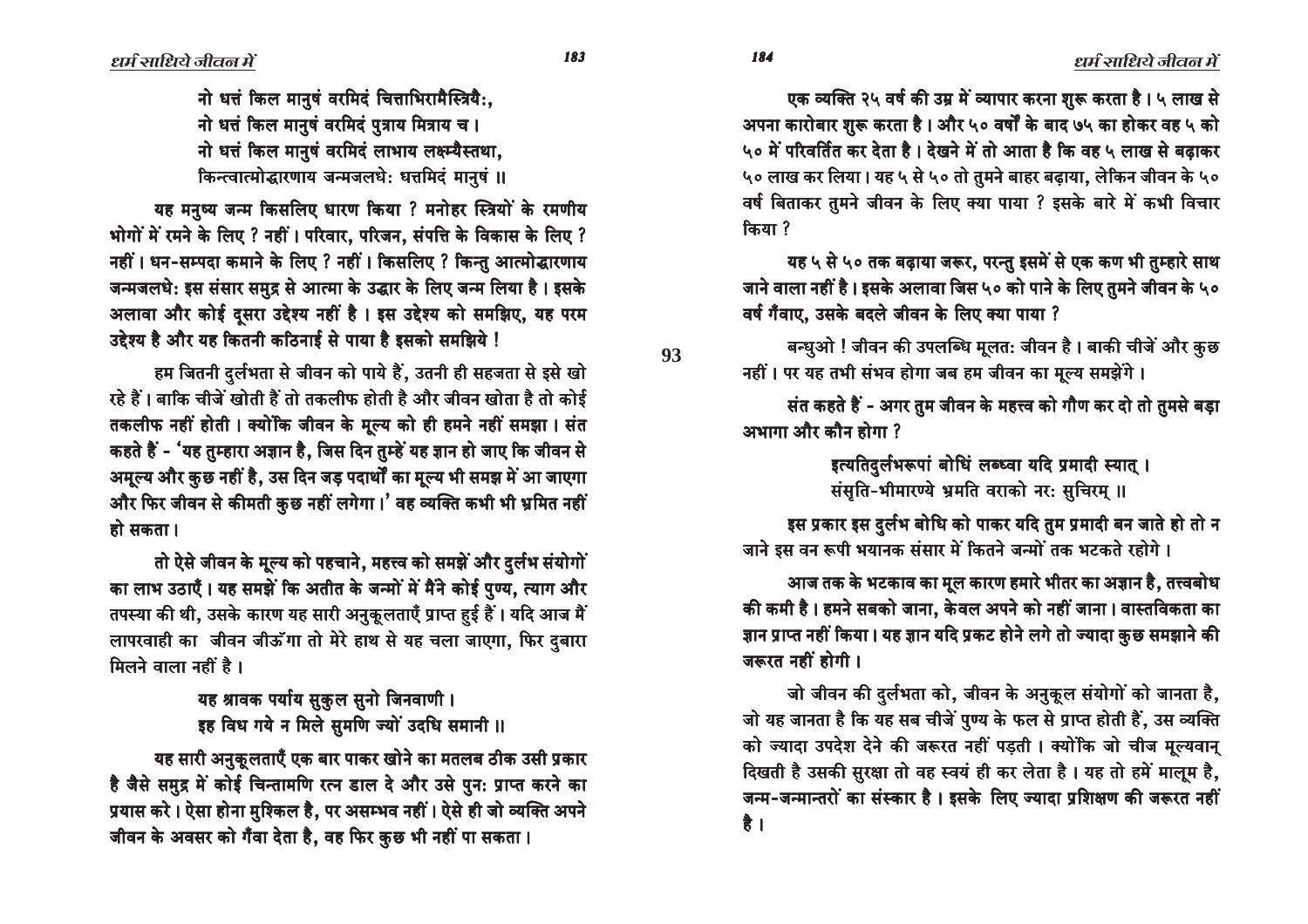नो धत्तं किल मानुषं वरमिदं चित्ताभिरामैस्त्रियै:,
नो धत्तं किल मानुषं वरमिदं पुत्राय मित्राय च ।
नो धत्तं किल मानुषं वरमिदं लाभाय लक्ष्म्यैस्तथा,
किन्त्वात्मोद्धारणाय जन्मजलधे: धत्तमिदं मानुषं ॥

यह मनुष्य जन्म किसलिए धारण किया ? मनोहर स्त्रियों के रमणीय भोगों में रमने के लिए ? नहीं । परिवार, परिजन, संपत्ति के विकास के लिए ? नहीं । धन-सम्पदा कमाने के लिए ? नहीं । किसलिए ? किन्तु आत्मोद्धारणाय जन्मजलधे: इस संसार समुद्र से आत्मा के उद्धार के लिए जन्म लिया है । इसके अलावा और कोई दूसरा उद्देश्य नहीं है । इस उद्देश्य को समझिए, यह परम उद्देश्य है और यह कितनी कठिनाई से पाया है इसको समझिये !

हम जितनी दुर्लभता से जीवन को पाये हैं, उतनी ही सहजता से इसे खो रहे हैं । बाकि चीजें खोती हैं तो तकलीफ होती है और जीवन खोता है तो कोई तकलीफ नहीं होती । क्योंकि जीवन के मूल्य को ही हमने नहीं समझा । संत कहते हैं - 'यह तुम्हारा अज्ञान है, जिस दिन तुम्हें यह ज्ञान हो जाए कि जीवन से अमूल्य और कुछ नहीं है, उस दिन जड़ पदार्थों का मूल्य भी समझ में आ जाएगा और फिर जीवन से कीमती कुछ नहीं लगेगा ।' वह व्यक्ति कभी भी भ्रमित नहीं हो सकता ।

तो ऐसे जीवन के मूल्य को पहचाने, महत्त्व को समझें और दुर्लभ संयोगों का लाभ उठाएँ । यह समझें कि अतीत के जन्मों में मैंने कोई पुण्य, त्याग और तपस्या की थी, उसके कारण यह सारी अनुकूलताएँ प्राप्त हुई हैं । यदि आज मैं लापरवाही का जीवन जीऊँगा तो मेरे हाथ से यह चला जाएगा, फिर दुबारा मिलने वाला नहीं है ।

यह श्रावक पर्याय सुकुल सुनो जिनवाणी ।
इह विध गये न मिले सुमणि ज्यों उदधि समानी ॥

यह सारी अनुकूलताएँ एक बार पाकर खोने का मतलब ठीक उसी प्रकार है जैसे समुद्र में कोई चिन्तामणि रत्न डाल दे और उसे पुन: प्राप्त करने का प्रयास करे । ऐसा होना मुश्किल है, पर असम्भव नहीं । ऐसे ही जो व्यक्ति अपने जीवन के अवसर को गँवा देता है, वह फिर कुछ भी नहीं पा सकता ।

एक व्यक्ति २५ वर्ष की उम्र में व्यापार करना शुरू करता है । ५ लाख से अपना कारोबार शुरू करता है । और ५० वर्षों के बाद ७५ का होकर वह ५ को ५० में परिवर्तित कर देता है । देखने में तो आता है कि वह ५ लाख से बढ़ाकर ५० लाख कर लिया । यह ५ से ५० तो तुमने बाहर बढ़ाया, लेकिन जीवन के ५० वर्ष बिताकर तुमने जीवन के लिए क्या पाया ? इसके बारे में कभी विचार किया ?

यह ५ से ५० तक बढ़ाया जरूर, परन्तु इसमें से एक कण भी तुम्हारे साथ जाने वाला नहीं है । इसके अलावा जिस ५० को पाने के लिए तुमने जीवन के ५० वर्ष गँवाए, उसके बदले जीवन के लिए क्या पाया ?

बन्धुओ ! जीवन की उपलब्धि मूलत: जीवन है । बाकी चीजें और कुछ नहीं । पर यह तभी संभव होगा जब हम जीवन का मूल्य समझेंगे ।

संत कहते हैं - अगर तुम जीवन के महत्त्व को गौण कर दो तो तुमसे बड़ा अभागा और कौन होगा ?

इत्यतिदुर्लभरूपां बोधिं लब्ध्वा यदि प्रमादी स्यात् ।
संसृति-भीमारण्ये भ्रमति वराको नर: सुचिरम् ॥

इस प्रकार इस दुर्लभ बोधि को पाकर यदि तुम प्रमादी बन जाते हो तो न जाने इस वन रूपी भयानक संसार में कितने जन्मों तक भटकते रहोगे ।

आज तक के भटकाव का मूल कारण हमारे भीतर का अज्ञान है, तत्त्वबोध की कमी है । हमने सबको जाना, केवल अपने को नहीं जाना । वास्तविकता का ज्ञान प्राप्त नहीं किया । यह ज्ञान यदि प्रकट होने लगे तो ज्यादा कुछ समझाने की जरूरत नहीं होगी ।

जो जीवन की दुर्लभता को, जीवन के अनुकूल संयोगों को जानता है, जो यह जानता है कि यह सब चीजें पुण्य के फल से प्राप्त होती हैं, उस व्यक्ति को ज्यादा उपदेश देने की जरूरत नहीं पड़ती । क्योंकि जो चीज मूल्यवान् दिखती है उसकी सुरक्षा तो वह स्वयं ही कर लेता है । यह तो हमें मालूम है, जन्म-जन्मान्तरों का संस्कार है । इसके लिए ज्यादा प्रशिक्षण की जरूरत नहीं है ।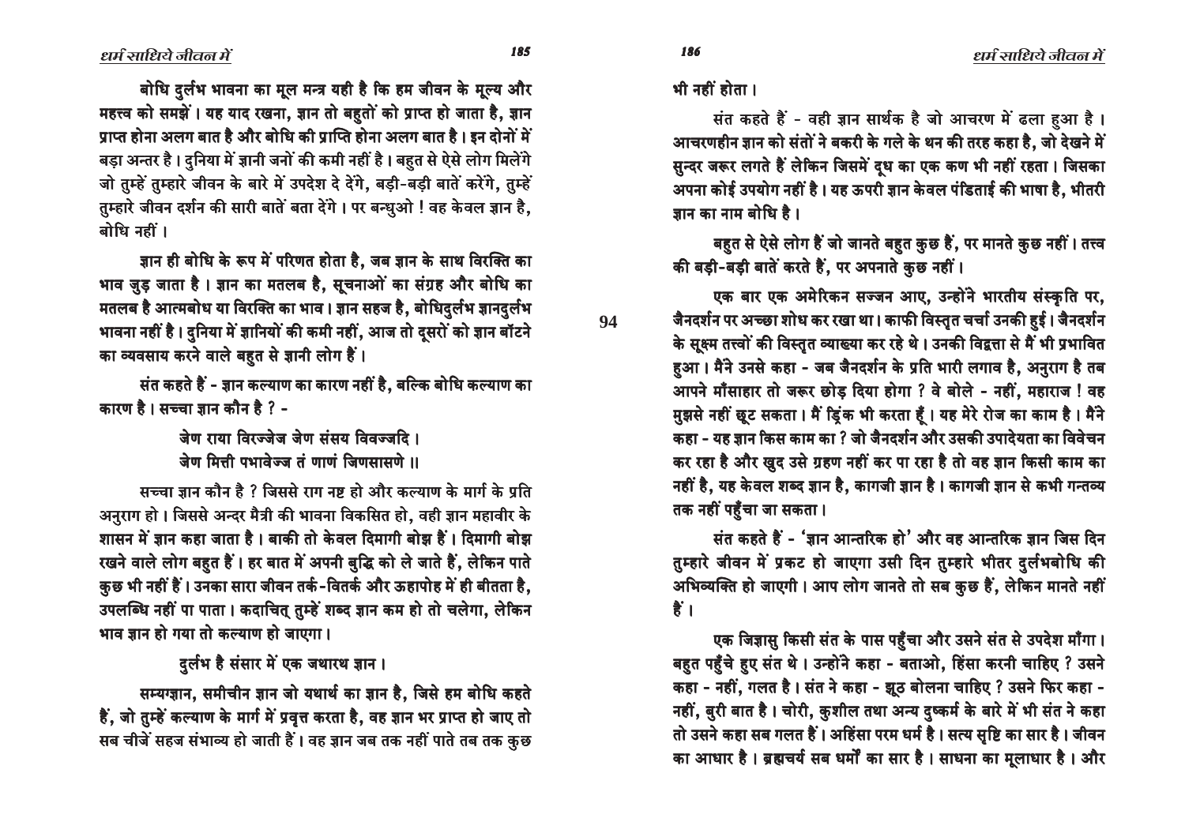**बोधि दुर्लभ भावना का मूल मन्त्र यही है कि हम जीवन के मूल्य और महत्त्व को समझें। यह याद रखना, ज्ञान तो बहुतों को प्राप्त हो जाता है, ज्ञान प्राप्त होना अलग बात है और बोधि की प्राप्ति होना अलग बात है। इन दोनों में बड़ा अन्तर है। दुनिया में ज्ञानी जनों की कमी नहीं है। बहुत से ऐसे लोग मिलेंगे जो तुम्हें तुम्हारे जीवन के बारे में उपदेश दे देंगे, बड़ी-बड़ी बातें करेंगे, तुम्हें तुम्हारे जीवन दर्शन की सारी बातें बता देंगे। पर बन्धुओ ! वह केवल ज्ञान है, बोधि नहीं।**

**ज्ञान ही बोधि के रूप में परिणत होता है, जब ज्ञान के साथ विरक्ति का भाव जुड़ जाता है। ज्ञान का मतलब है, सूचनाओं का संग्रह और बोधि का मतलब है आत्मबोध या विरक्ति का भाव। ज्ञान सहज है, बोधिदुर्लभ ज्ञानदुर्लभ भावना नहीं है। दुनिया में ज्ञानियों की कमी नहीं, आज तो दूसरों को ज्ञान बाँटने का व्यवसाय करने वाले बहुत से ज्ञानी लोग हैं।**

**संत कहते हैं - ज्ञान कल्याण का कारण नहीं है, बल्कि बोधि कल्याण का कारण है। सच्चा ज्ञान कौन है ? -**

> **जेण राया विरज्जेज जेण संसय विवज्जदि।**
> **जेण मित्ती पभावेज्ज तं णाणं जिणसासणे ॥**

**सच्चा ज्ञान कौन है ? जिससे राग नष्ट हो और कल्याण के मार्ग के प्रति अनुराग हो। जिससे अन्दर मैत्री की भावना विकसित हो, वही ज्ञान महावीर के शासन में ज्ञान कहा जाता है। बाकी तो केवल दिमागी बोझ हैं। दिमागी बोझ रखने वाले लोग बहुत हैं। हर बात में अपनी बुद्धि को ले जाते हैं, लेकिन पाते कुछ भी नहीं हैं। उनका सारा जीवन तर्क-वितर्क और ऊहापोह में ही बीतता है, उपलब्धि नहीं पा पाता। कदाचित् तुम्हें शब्द ज्ञान कम हो तो चलेगा, लेकिन भाव ज्ञान हो गया तो कल्याण हो जाएगा।**

> **दुर्लभ है संसार में एक जथारथ ज्ञान।**

**सम्यग्ज्ञान, समीचीन ज्ञान जो यथार्थ का ज्ञान है, जिसे हम बोधि कहते हैं, जो तुम्हें कल्याण के मार्ग में प्रवृत्त करता है, वह ज्ञान भर प्राप्त हो जाए तो सब चीजें सहज संभाव्य हो जाती हैं। वह ज्ञान जब तक नहीं पाते तब तक कुछ भी नहीं होता।**

**संत कहते हैं - वही ज्ञान सार्थक है जो आचरण में ढला हुआ है। आचरणहीन ज्ञान को संतों ने बकरी के गले के थन की तरह कहा है, जो देखने में सुन्दर जरूर लगते हैं लेकिन जिसमें दूध का एक कण भी नहीं रहता। जिसका अपना कोई उपयोग नहीं है। यह ऊपरी ज्ञान केवल पंडिताई की भाषा है, भीतरी ज्ञान का नाम बोधि है।**

**बहुत से ऐसे लोग हैं जो जानते बहुत कुछ हैं, पर मानते कुछ नहीं। तत्त्व की बड़ी-बड़ी बातें करते हैं, पर अपनाते कुछ नहीं।**

**एक बार एक अमेरिकन सज्जन आए, उन्होंने भारतीय संस्कृति पर, जैनदर्शन पर अच्छा शोध कर रखा था। काफी विस्तृत चर्चा उनकी हुई। जैनदर्शन के सूक्ष्म तत्त्वों की विस्तृत व्याख्या कर रहे थे। उनकी विद्वत्ता से मैं भी प्रभावित हुआ। मैंने उनसे कहा - जब जैनदर्शन के प्रति भारी लगाव है, अनुराग है तब आपने माँसाहार तो जरूर छोड़ दिया होगा ? वे बोले - नहीं, महाराज ! वह मुझसे नहीं छूट सकता। मैं ड्रिंक भी करता हूँ। यह मेरे रोज का काम है। मैंने कहा - यह ज्ञान किस काम का ? जो जैनदर्शन और उसकी उपादेयता का विवेचन कर रहा है और खुद उसे ग्रहण नहीं कर पा रहा है तो वह ज्ञान किसी काम का नहीं है, यह केवल शब्द ज्ञान है, कागजी ज्ञान है। कागजी ज्ञान से कभी गन्तव्य तक नहीं पहुँचा जा सकता।**

**संत कहते हैं - 'ज्ञान आन्तरिक हो' और वह आन्तरिक ज्ञान जिस दिन तुम्हारे जीवन में प्रकट हो जाएगा उसी दिन तुम्हारे भीतर दुर्लभबोधि की अभिव्यक्ति हो जाएगी। आप लोग जानते तो सब कुछ हैं, लेकिन मानते नहीं हैं।**

**एक जिज्ञासु किसी संत के पास पहुँचा और उसने संत से उपदेश माँगा। बहुत पहुँचे हुए संत थे। उन्होंने कहा - बताओ, हिंसा करनी चाहिए ? उसने कहा - नहीं, गलत है। संत ने कहा - झूठ बोलना चाहिए ? उसने फिर कहा - नहीं, बुरी बात है। चोरी, कुशील तथा अन्य दुष्कर्म के बारे में भी संत ने कहा तो उसने कहा सब गलत हैं। अहिंसा परम धर्म है। सत्य सृष्टि का सार है। जीवन का आधार है। ब्रह्मचर्य सब धर्मों का सार है। साधना का मूलाधार है। और**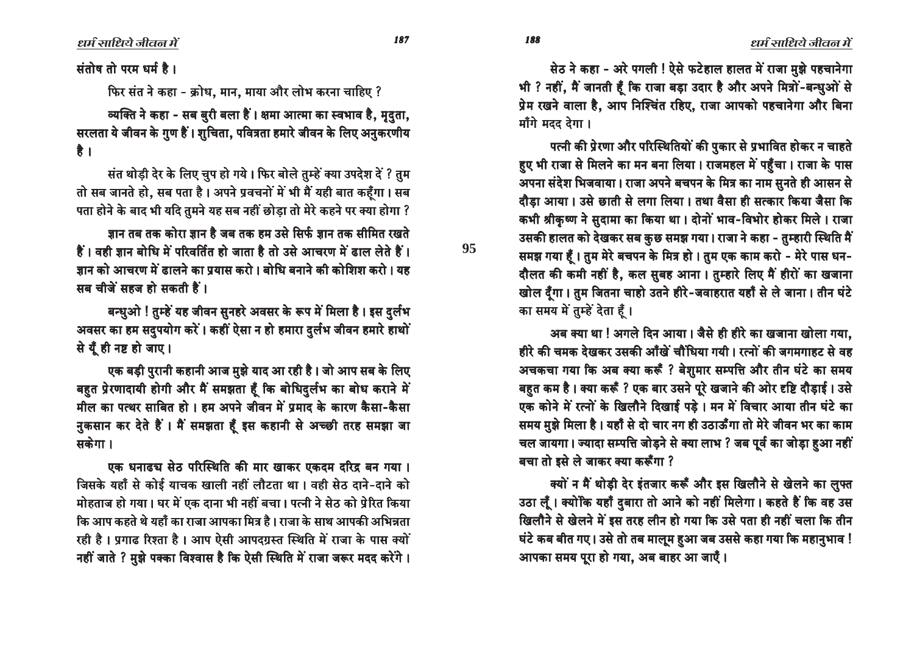संतोष तो परम धर्म है।

फिर संत ने कहा - क्रोध, मान, माया और लोभ करना चाहिए ?

व्यक्ति ने कहा - सब बुरी बला हैं। क्षमा आत्मा का स्वभाव है, मृदुता, सरलता ये जीवन के गुण हैं। शुचिता, पवित्रता हमारे जीवन के लिए अनुकरणीय है।

संत थोड़ी देर के लिए चुप हो गये। फिर बोले तुम्हें क्या उपदेश दें ? तुम तो सब जानते हो, सब पता है। अपने प्रवचनों में भी मैं यही बात कहूँगा। सब पता होने के बाद भी यदि तुमने यह सब नहीं छोड़ा तो मेरे कहने पर क्या होगा ?

ज्ञान तब तक कोरा ज्ञान है जब तक हम उसे सिर्फ ज्ञान तक सीमित रखते हैं। वही ज्ञान बोधि में परिवर्तित हो जाता है तो उसे आचरण में ढाल लेते हैं। ज्ञान को आचरण में ढालने का प्रयास करो। बोधि बनाने की कोशिश करो। यह सब चीजें सहज हो सकती हैं।

बन्धुओ ! तुम्हें यह जीवन सुनहरे अवसर के रूप में मिला है। इस दुर्लभ अवसर का हम सदुपयोग करें। कहीं ऐसा न हो हमारा दुर्लभ जीवन हमारे हाथों से यूँ ही नष्ट हो जाए।

एक बड़ी पुरानी कहानी आज मुझे याद आ रही है। जो आप सब के लिए बहुत प्रेरणादायी होगी और मैं समझता हूँ कि बोधिदुर्लभ का बोध कराने में मील का पत्थर साबित हो। हम अपने जीवन में प्रमाद के कारण कैसा-कैसा नुकसान कर देते हैं। मैं समझता हूँ इस कहानी से अच्छी तरह समझा जा सकेगा।

एक धनाढ्य सेठ परिस्थिति की मार खाकर एकदम दरिद्र बन गया। जिसके यहाँ से कोई याचक खाली नहीं लौटता था। वही सेठ दाने-दाने को मोहताज हो गया। घर में एक दाना भी नहीं बचा। पत्नी ने सेठ को प्रेरित किया कि आप कहते थे यहाँ का राजा आपका मित्र है। राजा के साथ आपकी अभिन्नता रही है। प्रगाढ़ रिश्ता है। आप ऐसी आपदग्रस्त स्थिति में राजा के पास क्यों नहीं जाते ? मुझे पक्का विश्वास है कि ऐसी स्थिति में राजा जरूर मदद करेंगे।

सेठ ने कहा - अरे पगली ! ऐसे फटेहाल हालत में राजा मुझे पहचानेगा भी ? नहीं, मैं जानती हूँ कि राजा बड़ा उदार है और अपने मित्रों-बन्धुओं से प्रेम रखने वाला है, आप निश्चिंत रहिए, राजा आपको पहचानेगा और बिना माँगे मदद देगा।

पत्नी की प्रेरणा और परिस्थितियों की पुकार से प्रभावित होकर न चाहते हुए भी राजा से मिलने का मन बना लिया। राजमहल में पहुँचा। राजा के पास अपना संदेश भिजवाया। राजा अपने बचपन के मित्र का नाम सुनते ही आसन से दौड़ा आया। उसे छाती से लगा लिया। तथा वैसा ही सत्कार किया जैसा कि कभी श्रीकृष्ण ने सुदामा का किया था। दोनों भाव-विभोर होकर मिले। राजा उसकी हालत को देखकर सब कुछ समझ गया। राजा ने कहा - तुम्हारी स्थिति मैं समझ गया हूँ। तुम मेरे बचपन के मित्र हो। तुम एक काम करो - मेरे पास धन-दौलत की कमी नहीं है, कल सुबह आना। तुम्हारे लिए मैं हीरों का खजाना खोल दूँगा। तुम जितना चाहो उतने हीरे-जवाहरात यहाँ से ले जाना। तीन घंटे का समय मैं तुम्हें देता हूँ।

अब क्या था ! अगले दिन आया। जैसे ही हीरे का खजाना खोला गया, हीरे की चमक देखकर उसकी आँखें चौंधिया गयी। रत्नों की जगमगाहट से वह अचकचा गया कि अब क्या करूँ ? बेशुमार सम्पत्ति और तीन घंटे का समय बहुत कम है। क्या करूँ ? एक बार उसने पूरे खजाने की ओर दृष्टि दौड़ाई। उसे एक कोने में रत्नों के खिलौने दिखाई पड़े। मन में विचार आया तीन घंटे का समय मुझे मिला है। यहाँ से दो चार नग ही उठाऊँगा तो मेरे जीवन भर का काम चल जायगा। ज्यादा सम्पत्ति जोड़ने से क्या लाभ ? जब पूर्व का जोड़ा हुआ नहीं बचा तो इसे ले जाकर क्या करूँगा ?

क्यों न मैं थोड़ी देर इंतजार करूँ और इस खिलौने से खेलने का लुफ्त उठा लूँ। क्योंकि यहाँ दुबारा तो आने को नहीं मिलेगा। कहते हैं कि वह उस खिलौने से खेलने में इस तरह लीन हो गया कि उसे पता ही नहीं चला कि तीन घंटे कब बीत गए। उसे तो तब मालूम हुआ जब उससे कहा गया कि महानुभाव ! आपका समय पूरा हो गया, अब बाहर आ जाएँ।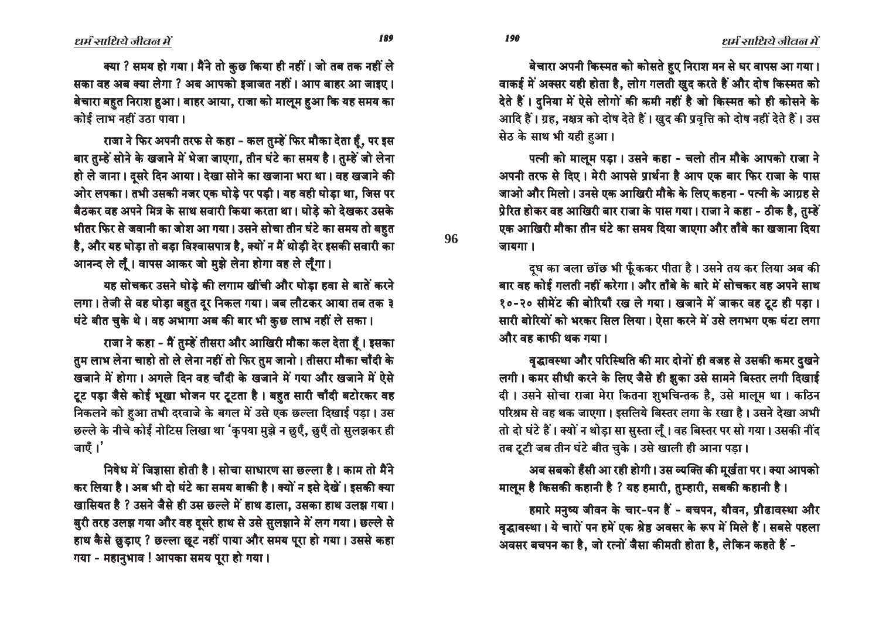क्या ? समय हो गया। मैंने तो कुछ किया ही नहीं। जो तब तक नहीं ले सका वह अब क्या लेगा ? अब आपको इजाजत नहीं। आप बाहर आ जाइए। बेचारा बहुत निराश हुआ। बाहर आया, राजा को मालूम हुआ कि यह समय का कोई लाभ नहीं उठा पाया।

राजा ने फिर अपनी तरफ से कहा - कल तुम्हें फिर मौका देता हूँ, पर इस बार तुम्हें सोने के खजाने में भेजा जाएगा, तीन घंटे का समय है। तुम्हें जो लेना हो ले जाना। दूसरे दिन आया। देखा सोने का खजाना भरा था। वह खजाने की ओर लपका। तभी उसकी नजर एक घोड़े पर पड़ी। यह वही घोड़ा था, जिस पर बैठकर वह अपने मित्र के साथ सवारी किया करता था। घोड़े को देखकर उसके भीतर फिर से जवानी का जोश आ गया। उसने सोचा तीन घंटे का समय तो बहुत है, और यह घोड़ा तो बड़ा विश्वासपात्र है, क्यों न मैं थोड़ी देर इसकी सवारी का आनन्द ले लूँ। वापस आकर जो मुझे लेना होगा वह ले लूँगा।

यह सोचकर उसने घोड़े की लगाम खींची और घोड़ा हवा से बातें करने लगा। तेजी से वह घोड़ा बहुत दूर निकल गया। जब लौटकर आया तब तक ३ घंटे बीत चुके थे। वह अभागा अब की बार भी कुछ लाभ नहीं ले सका।

राजा ने कहा - मैं तुम्हें तीसरा और आखिरी मौका कल देता हूँ। इसका तुम लाभ लेना चाहो तो ले लेना नहीं तो फिर तुम जानो। तीसरा मौका चाँदी के खजाने में होगा। अगले दिन वह चाँदी के खजाने में गया और खजाने में ऐसे टूट पड़ा जैसे कोई भूखा भोजन पर टूटता है। बहुत सारी चाँदी बटोरकर वह निकलने को हुआ तभी दरवाजे के बगल में उसे एक छल्ला दिखाई पड़ा। उस छल्ले के नीचे कोई नोटिस लिखा था 'कृपया मुझे न छुएँ, छुएँ तो सुलझकर ही जाएँ।'

निषेध में जिज्ञासा होती है। सोचा साधारण सा छल्ला है। काम तो मैंने कर लिया है। अब भी दो घंटे का समय बाकी है। क्यों न इसे देखें। इसकी क्या खासियत है ? उसने जैसे ही उस छल्ले में हाथ डाला, उसका हाथ उलझ गया। बुरी तरह उलझ गया और वह दूसरे हाथ से उसे सुलझाने में लग गया। छल्ले से हाथ कैसे छुड़ाए ? छल्ला छूट नहीं पाया और समय पूरा हो गया। उससे कहा गया - महानुभाव ! आपका समय पूरा हो गया।

बेचारा अपनी किस्मत को कोसते हुए निराश मन से घर वापस आ गया। वाकई में अक्सर यही होता है, लोग गलती खुद करते हैं और दोष किस्मत को देते हैं। दुनिया में ऐसे लोगों की कमी नहीं है जो किस्मत को ही कोसने के आदि हैं। ग्रह, नक्षत्र को दोष देते हैं। खुद की प्रवृत्ति को दोष नहीं देते हैं। उस सेठ के साथ भी यही हुआ।

पत्नी को मालूम पड़ा। उसने कहा - चलो तीन मौके आपको राजा ने अपनी तरफ से दिए। मेरी आपसे प्रार्थना है आप एक बार फिर राजा के पास जाओ और मिलो। उनसे एक आखिरी मौके के लिए कहना - पत्नी के आग्रह से प्रेरित होकर वह आखिरी बार राजा के पास गया। राजा ने कहा - ठीक है, तुम्हें एक आखिरी मौका तीन घंटे का समय दिया जाएगा और ताँबे का खजाना दिया जायगा।

दूध का जला छॉछ भी फूँककर पीता है। उसने तय कर लिया अब की बार वह कोई गलती नहीं करेगा। और ताँबे के बारे में सोचकर वह अपने साथ १०-२० सीमेंट की बोरियाँ रख ले गया। खजाने में जाकर वह टूट ही पड़ा। सारी बोरियों को भरकर सिल लिया। ऐसा करने में उसे लगभग एक घंटा लगा और वह काफी थक गया।

वृद्धावस्था और परिस्थिति की मार दोनों ही वजह से उसकी कमर दुखने लगी। कमर सीधी करने के लिए जैसे ही झुका उसे सामने बिस्तर लगी दिखाई दी। उसने सोचा राजा मेरा कितना शुभचिन्तक है, उसे मालूम था। कठिन परिश्रम से वह थक जाएगा। इसलिये बिस्तर लगा के रखा है। उसने देखा अभी तो दो घंटे हैं। क्यों न थोड़ा सा सुस्ता लूँ। वह बिस्तर पर सो गया। उसकी नींद तब टूटी जब तीन घंटे बीत चुके। उसे खाली ही आना पड़ा।

अब सबको हँसी आ रही होगी। उस व्यक्ति की मूर्खता पर। क्या आपको मालूम है किसकी कहानी है ? यह हमारी, तुम्हारी, सबकी कहानी है।

हमारे मनुष्य जीवन के चार-पन हैं - बचपन, यौवन, प्रौढावस्था और वृद्धावस्था। ये चारों पन हमें एक श्रेष्ठ अवसर के रूप में मिले हैं। सबसे पहला अवसर बचपन का है, जो रत्नों जैसा कीमती होता है, लेकिन कहते हैं -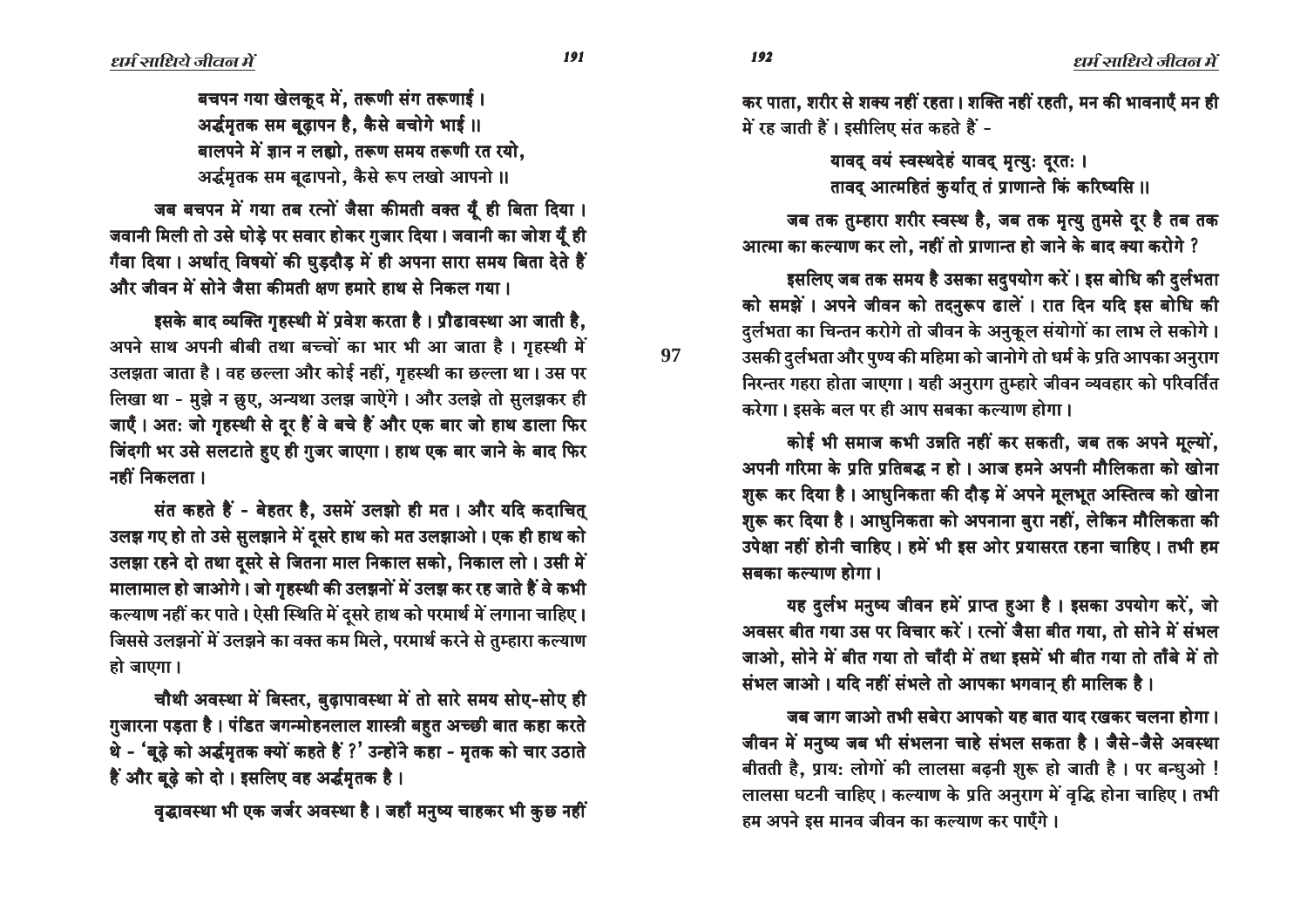बचपन गया खेलकूद में, तरूणी संग तरूणाई ।
अर्द्धमृतक सम बूढ़ापन है, कैसे बचोगे भाई ॥
बालपने में ज्ञान न लह्यो, तरूण समय तरूणी रत रयो,
अर्द्धमृतक सम बूढापनो, कैसे रूप लखो आपनो ॥

जब बचपन में गया तब रत्नों जैसा कीमती वक्त यूँ ही बिता दिया । जवानी मिली तो उसे घोड़े पर सवार होकर गुजार दिया । जवानी का जोश यूँ ही गँवा दिया । अर्थात् विषयों की घुड़दौड़ में ही अपना सारा समय बिता देते हैं और जीवन में सोने जैसा कीमती क्षण हमारे हाथ से निकल गया ।

इसके बाद व्यक्ति गृहस्थी में प्रवेश करता है । प्रौढावस्था आ जाती है, अपने साथ अपनी बीबी तथा बच्चों का भार भी आ जाता है । गृहस्थी में उलझता जाता है । वह छल्ला और कोई नहीं, गृहस्थी का छल्ला था । उस पर लिखा था - मुझे न छुए, अन्यथा उलझ जाएेंगे । और उलझे तो सुलझकर ही जाएँ । अतः जो गृहस्थी से दूर हैं वे बचे हैं और एक बार जो हाथ डाला फिर जिंदगी भर उसे सलटाते हुए ही गुजर जाएगा । हाथ एक बार जाने के बाद फिर नहीं निकलता ।

संत कहते हैं - बेहतर है, उसमें उलझो ही मत । और यदि कदाचित् उलझ गए हो तो उसे सुलझाने में दूसरे हाथ को मत उलझाओ । एक ही हाथ को उलझा रहने दो तथा दूसरे से जितना माल निकाल सको, निकाल लो । उसी में मालामाल हो जाओगे । जो गृहस्थी की उलझनों में उलझ कर रह जाते हैं वे कभी कल्याण नहीं कर पाते । ऐसी स्थिति में दूसरे हाथ को परमार्थ में लगाना चाहिए । जिससे उलझनों में उलझने का वक्त कम मिले, परमार्थ करने से तुम्हारा कल्याण हो जाएगा ।

चौथी अवस्था में बिस्तर, बुढ़ापावस्था में तो सारे समय सोए-सोए ही गुजारना पड़ता है । पंडित जगन्मोहनलाल शास्त्री बहुत अच्छी बात कहा करते थे - 'बूढ़े को अर्द्धमृतक क्यों कहते हैं ?' उन्होंने कहा - मृतक को चार उठाते हैं और बूढ़े को दो । इसलिए वह अर्द्धमृतक है ।

वृद्धावस्था भी एक जर्जर अवस्था है । जहाँ मनुष्य चाहकर भी कुछ नहीं कर पाता, शरीर से शक्य नहीं रहता । शक्ति नहीं रहती, मन की भावनाएँ मन ही में रह जाती हैं । इसीलिए संत कहते हैं -

यावद् वयं स्वस्थदेहं यावद् मृत्युः दूरतः ।
तावद् आत्महितं कुर्यात् तं प्राणान्ते किं करिष्यसि ॥

जब तक तुम्हारा शरीर स्वस्थ है, जब तक मृत्यु तुमसे दूर है तब तक आत्मा का कल्याण कर लो, नहीं तो प्राणान्त हो जाने के बाद क्या करोगे ?

इसलिए जब तक समय है उसका सदुपयोग करें । इस बोधि की दुर्लभता को समझें । अपने जीवन को तदनुरूप ढालें । रात दिन यदि इस बोधि की दुर्लभता का चिन्तन करोगे तो जीवन के अनुकूल संयोगों का लाभ ले सकोगे । उसकी दुर्लभता और पुण्य की महिमा को जानोगे तो धर्म के प्रति आपका अनुराग निरन्तर गहरा होता जाएगा । यही अनुराग तुम्हारे जीवन व्यवहार को परिवर्तित करेगा । इसके बल पर ही आप सबका कल्याण होगा ।

कोई भी समाज कभी उन्नति नहीं कर सकती, जब तक अपने मूल्यों, अपनी गरिमा के प्रति प्रतिबद्ध न हो । आज हमने अपनी मौलिकता को खोना शुरू कर दिया है । आधुनिकता की दौड़ में अपने मूलभूत अस्तित्व को खोना शुरू कर दिया है । आधुनिकता को अपनाना बुरा नहीं, लेकिन मौलिकता की उपेक्षा नहीं होनी चाहिए । हमें भी इस ओर प्रयासरत रहना चाहिए । तभी हम सबका कल्याण होगा ।

यह दुर्लभ मनुष्य जीवन हमें प्राप्त हुआ है । इसका उपयोग करें, जो अवसर बीत गया उस पर विचार करें । रत्नों जैसा बीत गया, तो सोने में संभल जाओ, सोने में बीत गया तो चाँदी में तथा इसमें भी बीत गया तो ताँबे में तो संभल जाओ । यदि नहीं संभले तो आपका भगवान् ही मालिक है ।

जब जाग जाओ तभी सबेरा आपको यह बात याद रखकर चलना होगा । जीवन में मनुष्य जब भी संभलना चाहे संभल सकता है । जैसे-जैसे अवस्था बीतती है, प्रायः लोगों की लालसा बढ़नी शुरू हो जाती है । पर बन्धुओ ! लालसा घटनी चाहिए । कल्याण के प्रति अनुराग में वृद्धि होना चाहिए । तभी हम अपने इस मानव जीवन का कल्याण कर पाएँगे ।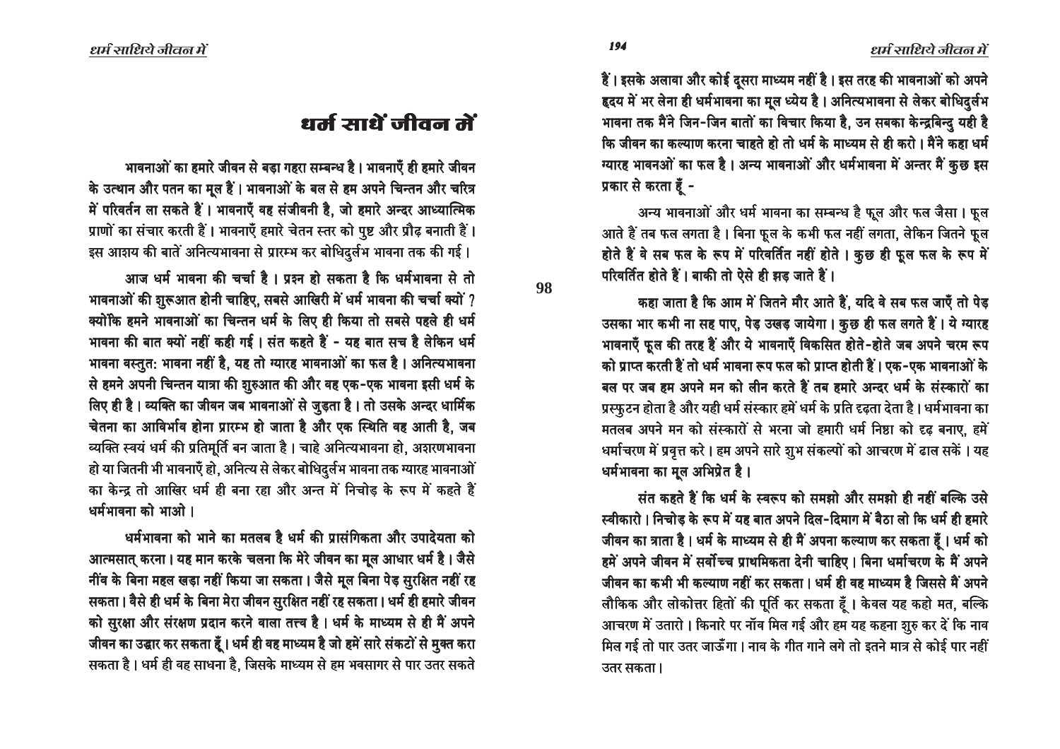# धर्म साधें जीवन में

भावनाओं का हमारे जीवन से बड़ा गहरा सम्बन्ध है। भावनाएँ ही हमारे जीवन के उत्थान और पतन का मूल हैं। भावनाओं के बल से हम अपने चिन्तन और चरित्र में परिवर्तन ला सकते हैं। भावनाएँ वह संजीवनी है, जो हमारे अन्दर आध्यात्मिक प्राणों का संचार करती हैं। भावनाएँ हमारे चेतन स्तर को पुष्ट और प्रौढ़ बनाती हैं। इस आशय की बातें अनित्यभावना से प्रारम्भ कर बोधिदुर्लभ भावना तक की गई।

आज धर्म भावना की चर्चा है। प्रश्न हो सकता है कि धर्मभावना से तो भावनाओं की शुरूआत होनी चाहिए, सबसे आखिरी में धर्म भावना की चर्चा क्यों? क्योंकि हमने भावनाओं का चिन्तन धर्म के लिए ही किया तो सबसे पहले ही धर्म भावना की बात क्यों नहीं कही गई। संत कहते हैं - यह बात सच है लेकिन धर्म भावना वस्तुत: भावना नहीं है, यह तो ग्यारह भावनाओं का फल है। अनित्यभावना से हमने अपनी चिन्तन यात्रा की शुरुआत की और वह एक-एक भावना इसी धर्म के लिए ही है। व्यक्ति का जीवन जब भावनाओं से जुड़ता है। तो उसके अन्दर धार्मिक चेतना का आविर्भाव होना प्रारम्भ हो जाता है और एक स्थिति वह आती है, जब व्यक्ति स्वयं धर्म की प्रतिमूर्ति बन जाता है। चाहे अनित्यभावना हो, अशरणभावना हो या जितनी भी भावनाएँ हो, अनित्य से लेकर बोधिदुर्लभ भावना तक ग्यारह भावनाओं का केन्द्र तो आखिर धर्म ही बना रहा और अन्त में निचोड़ के रूप में कहते हैं धर्मभावना को भाओ।

धर्मभावना को भाने का मतलब है धर्म की प्रासंगिकता और उपादेयता को आत्मसात् करना। यह मान करके चलना कि मेरे जीवन का मूल आधार धर्म है। जैसे नींव के बिना महल खड़ा नहीं किया जा सकता। जैसे मूल बिना पेड़ सुरक्षित नहीं रह सकता। वैसे ही धर्म के बिना मेरा जीवन सुरक्षित नहीं रह सकता। धर्म ही हमारे जीवन को सुरक्षा और संरक्षण प्रदान करने वाला तत्त्व है। धर्म के माध्यम से ही मैं अपने जीवन का उद्धार कर सकता हूँ। धर्म ही वह माध्यम है जो हमें सारे संकटों से मुक्त करा सकता है। धर्म ही वह साधना है, जिसके माध्यम से हम भवसागर से पार उतर सकते हैं। इसके अलावा और कोई दूसरा माध्यम नहीं है। इस तरह की भावनाओं को अपने हृदय में भर लेना ही धर्मभावना का मूल ध्येय है। अनित्यभावना से लेकर बोधिदुर्लभ भावना तक मैंने जिन-जिन बातों का विचार किया है, उन सबका केन्द्रबिन्दु यही है कि जीवन का कल्याण करना चाहते हो तो धर्म के माध्यम से ही करो। मैंने कहा धर्म ग्यारह भावनओं का फल है। अन्य भावनाओं और धर्मभावना में अन्तर मैं कुछ इस प्रकार से करता हूँ -

अन्य भावनाओं और धर्म भावना का सम्बन्ध है फूल और फल जैसा। फूल आते हैं तब फल लगता है। बिना फूल के कभी फल नहीं लगता, लेकिन जितने फूल होते हैं वे सब फल के रूप में परिवर्तित नहीं होते। कुछ ही फूल फल के रूप में परिवर्तित होते हैं। बाकी तो ऐसे ही झड़ जाते हैं।

कहा जाता है कि आम में जितने मौर आते हैं, यदि वे सब फल जाएँ तो पेड़ उसका भार कभी ना सह पाए, पेड़ उखड़ जायेगा। कुछ ही फल लगते हैं। ये ग्यारह भावनाएँ फूल की तरह हैं और ये भावनाएँ विकसित होते-होते जब अपने चरम रूप को प्राप्त करती हैं तो धर्म भावना रूप फल को प्राप्त होती हैं। एक-एक भावनाओं के बल पर जब हम अपने मन को लीन करते हैं तब हमारे अन्दर धर्म के संस्कारों का प्रस्फुटन होता है और यही धर्म संस्कार हमें धर्म के प्रति दृढ़ता देता है। धर्मभावना का मतलब अपने मन को संस्कारों से भरना जो हमारी धर्म निष्ठा को दृढ़ बनाए, हमें धर्माचरण में प्रवृत्त करे। हम अपने सारे शुभ संकल्पों को आचरण में ढाल सकें। यह धर्मभावना का मूल अभिप्रेत है।

संत कहते हैं कि धर्म के स्वरूप को समझो और समझो ही नहीं बल्कि उसे स्वीकारो। निचोड़ के रूप में यह बात अपने दिल-दिमाग में बैठा लो कि धर्म ही हमारे जीवन का त्राता है। धर्म के माध्यम से ही मैं अपना कल्याण कर सकता हूँ। धर्म को हमें अपने जीवन में सर्वोच्च प्राथमिकता देनी चाहिए। बिना धर्माचरण के मैं अपने जीवन का कभी भी कल्याण नहीं कर सकता। धर्म ही वह माध्यम है जिससे मैं अपने लौकिक और लोकोत्तर हितों की पूर्ति कर सकता हूँ। केवल यह कहो मत, बल्कि आचरण में उतारो। किनारे पर नॉव मिल गई और हम यह कहना शुरु कर दें कि नाव मिल गई तो पार उतर जाऊँगा। नाव के गीत गाने लगे तो इतने मात्र से कोई पार नहीं उतर सकता।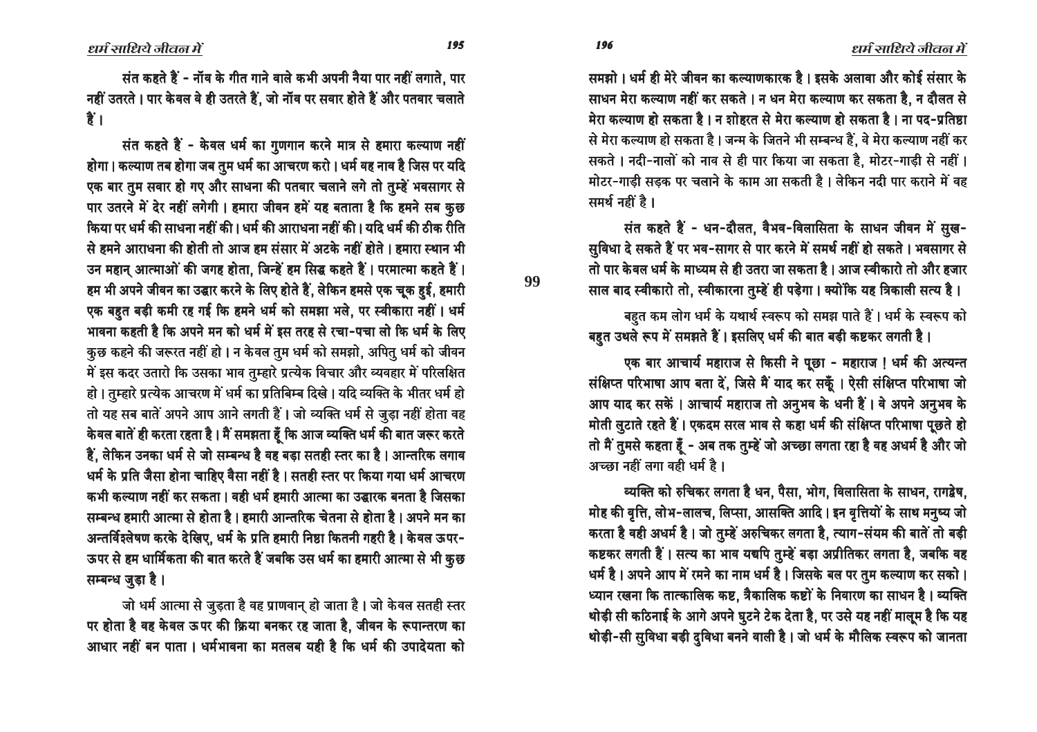संत कहते हैं - नॉव के गीत गाने वाले कभी अपनी नैया पार नहीं लगाते, पार नहीं उतरते। पार केवल वे ही उतरते हैं, जो नॉव पर सवार होते हैं और पतवार चलाते हैं।

संत कहते हैं - केवल धर्म का गुणगान करने मात्र से हमारा कल्याण नहीं होगा। कल्याण तब होगा जब तुम धर्म का आचरण करो। धर्म वह नाव है जिस पर यदि एक बार तुम सवार हो गए और साधना की पतवार चलाने लगे तो तुम्हें भवसागर से पार उतरने में देर नहीं लगेगी। हमारा जीवन हमें यह बताता है कि हमने सब कुछ किया पर धर्म की साधना नहीं की। धर्म की आराधना नहीं की। यदि धर्म की ठीक रीति से हमने आराधना की होती तो आज हम संसार में अटके नहीं होते। हमारा स्थान भी उन महान् आत्माओं की जगह होता, जिन्हें हम सिद्ध कहते हैं। परमात्मा कहते हैं। हम भी अपने जीवन का उद्धार करने के लिए होते हैं, लेकिन हमसे एक चूक हुई, हमारी एक बहुत बड़ी कमी रह गई कि हमने धर्म को समझा भले, पर स्वीकारा नहीं। धर्म भावना कहती है कि अपने मन को धर्म में इस तरह से रचा-पचा लो कि धर्म के लिए कुछ कहने की जरूरत नहीं हो। न केवल तुम धर्म को समझो, अपितु धर्म को जीवन में इस कदर उतारो कि उसका भाव तुम्हारे प्रत्येक विचार और व्यवहार में परिलक्षित हो। तुम्हारे प्रत्येक आचरण में धर्म का प्रतिबिम्ब दिखे। यदि व्यक्ति के भीतर धर्म हो तो यह सब बातें अपने आप आने लगती हैं। जो व्यक्ति धर्म से जुड़ा नहीं होता वह केवल बातें ही करता रहता है। मैं समझता हूँ कि आज व्यक्ति धर्म की बात जरूर करते हैं, लेकिन उनका धर्म से जो सम्बन्ध है वह बड़ा सतही स्तर का है। आन्तरिक लगाव धर्म के प्रति जैसा होना चाहिए वैसा नहीं है। सतही स्तर पर किया गया धर्म आचरण कभी कल्याण नहीं कर सकता। वही धर्म हमारी आत्मा का उद्धारक बनता है जिसका सम्बन्ध हमारी आत्मा से होता है। हमारी आन्तरिक चेतना से होता है। अपने मन का अन्तर्विश्लेषण करके देखिए, धर्म के प्रति हमारी निष्ठा कितनी गहरी है। केवल ऊपर-ऊपर से हम धार्मिकता की बात करते हैं जबकि उस धर्म का हमारी आत्मा से भी कुछ सम्बन्ध जुड़ा है।

जो धर्म आत्मा से जुड़ता है वह प्राणवान् हो जाता है। जो केवल सतही स्तर पर होता है वह केवल ऊपर की क्रिया बनकर रह जाता है, जीवन के रूपान्तरण का आधार नहीं बन पाता। धर्मभावना का मतलब यही है कि धर्म की उपादेयता को समझो। धर्म ही मेरे जीवन का कल्याणकारक है। इसके अलावा और कोई संसार के साधन मेरा कल्याण नहीं कर सकते। न धन मेरा कल्याण कर सकता है, न दौलत से मेरा कल्याण हो सकता है। न शोहरत से मेरा कल्याण हो सकता है। ना पद-प्रतिष्ठा से मेरा कल्याण हो सकता है। जन्म के जितने भी सम्बन्ध हैं, वे मेरा कल्याण नहीं कर सकते। नदी-नालों को नाव से ही पार किया जा सकता है, मोटर-गाड़ी से नहीं। मोटर-गाड़ी सड़क पर चलाने के काम आ सकती है। लेकिन नदी पार कराने में वह समर्थ नहीं है।

संत कहते हैं - धन-दौलत, वैभव-विलासिता के साधन जीवन में सुख-सुविधा दे सकते हैं पर भव-सागर से पार करने में समर्थ नहीं हो सकते। भवसागर से तो पार केवल धर्म के माध्यम से ही उतरा जा सकता है। आज स्वीकारो तो और हजार साल बाद स्वीकारो तो, स्वीकारना तुम्हें ही पड़ेगा। क्योंकि यह त्रिकाली सत्य है।

बहुत कम लोग धर्म के यथार्थ स्वरूप को समझ पाते हैं। धर्म के स्वरूप को बहुत उथले रूप में समझते हैं। इसलिए धर्म की बात बड़ी कष्टकर लगती है।

एक बार आचार्य महाराज से किसी ने पूछा - महाराज ! धर्म की अत्यन्त संक्षिप्त परिभाषा आप बता दें, जिसे मैं याद कर सकूँ। ऐसी संक्षिप्त परिभाषा जो आप याद कर सकें। आचार्य महाराज तो अनुभव के धनी हैं। वे अपने अनुभव के मोती लुटाते रहते हैं। एकदम सरल भाव से कहा धर्म की संक्षिप्त परिभाषा पूछते हो तो मैं तुमसे कहता हूँ - अब तक तुम्हें जो अच्छा लगता रहा है वह अधर्म है और जो अच्छा नहीं लगा वही धर्म है।

व्यक्ति को रुचिकर लगता है धन, पैसा, भोग, विलासिता के साधन, रागद्वेष, मोह की वृत्ति, लोभ-लालच, लिप्सा, आसक्ति आदि। इन वृत्तियों के साथ मनुष्य जो करता है वही अधर्म है। जो तुम्हें अरुचिकर लगता है, त्याग-संयम की बातें तो बड़ी कष्टकर लगती हैं। सत्य का भाव यद्यपि तुम्हें बड़ा अप्रीतिकर लगता है, जबकि वह धर्म है। अपने आप में रमने का नाम धर्म है। जिसके बल पर तुम कल्याण कर सको। ध्यान रखना कि तात्कालिक कष्ट, त्रैकालिक कष्टों के निवारण का साधन है। व्यक्ति थोड़ी सी कठिनाई के आगे अपने घुटने टेक देता है, पर उसे यह नहीं मालूम है कि यह थोड़ी-सी सुविधा बड़ी दुविधा बनने वाली है। जो धर्म के मौलिक स्वरूप को जानता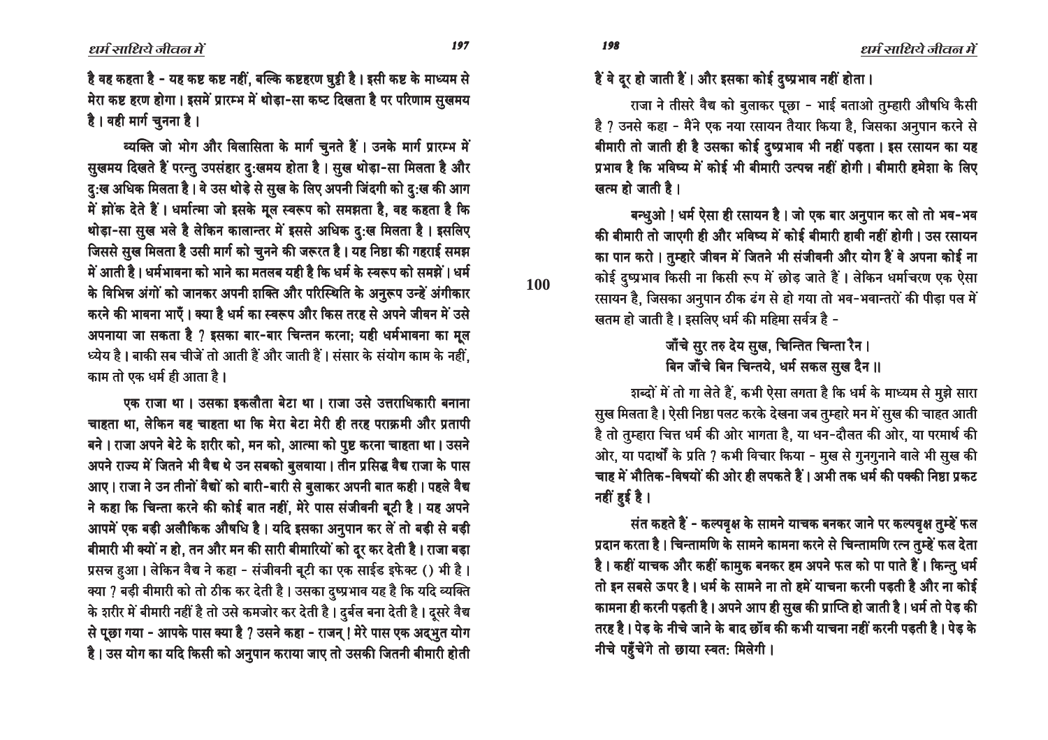है वह कहता है - यह कष्ट कष्ट नहीं, बल्कि कष्टहरण घुट्टी है। इसी कष्ट के माध्यम से मेरा कष्ट हरण होगा। इसमें प्रारम्भ में थोड़ा-सा कष्ट दिखता है पर परिणाम सुखमय है। वही मार्ग चुनना है।

व्यक्ति जो भोग और विलासिता के मार्ग चुनते हैं। उनके मार्ग प्रारम्भ में सुखमय दिखते हैं परन्तु उपसंहार दु:खमय होता है। सुख थोड़ा-सा मिलता है और दु:ख अधिक मिलता है। वे उस थोड़े से सुख के लिए अपनी जिंदगी को दु:ख की आग में झोंक देते हैं। धर्मात्मा जो इसके मूल स्वरूप को समझता है, वह कहता है कि थोड़ा-सा सुख भले है लेकिन कालान्तर में इससे अधिक दु:ख मिलता है। इसलिए जिससे सुख मिलता है उसी मार्ग को चुनने की जरूरत है। यह निष्ठा की गहराई समझ में आती है। धर्मभावना को भाने का मतलब यही है कि धर्म के स्वरूप को समझें। धर्म के विभिन्न अंगों को जानकर अपनी शक्ति और परिस्थिति के अनुरूप उन्हें अंगीकार करने की भावना भाएँ। क्या है धर्म का स्वरूप और किस तरह से अपने जीवन में उसे अपनाया जा सकता है ? इसका बार-बार चिन्तन करना; यही धर्मभावना का मूल ध्येय है। बाकी सब चीजें तो आती हैं और जाती हैं। संसार के संयोग काम के नहीं, काम तो एक धर्म ही आता है।

एक राजा था। उसका इकलौता बेटा था। राजा उसे उत्तराधिकारी बनाना चाहता था, लेकिन वह चाहता था कि मेरा बेटा मेरी ही तरह पराक्रमी और प्रतापी बने। राजा अपने बेटे के शरीर को, मन को, आत्मा को पुष्ट करना चाहता था। उसने अपने राज्य में जितने भी वैद्य थे उन सबको बुलवाया। तीन प्रसिद्ध वैद्य राजा के पास आए। राजा ने उन तीनों वैद्यों को बारी-बारी से बुलाकर अपनी बात कही। पहले वैद्य ने कहा कि चिन्ता करने की कोई बात नहीं, मेरे पास संजीवनी बूटी है। यह अपने आपमें एक बड़ी अलौकिक औषधि है। यदि इसका अनुपान कर लें तो बड़ी से बड़ी बीमारी भी क्यों न हो, तन और मन की सारी बीमारियों को दूर कर देती है। राजा बड़ा प्रसन्न हुआ। लेकिन वैद्य ने कहा - संजीवनी बूटी का एक साईड इफेक्ट () भी है। क्या ? बड़ी बीमारी को तो ठीक कर देती है। उसका दुष्प्रभाव यह है कि यदि व्यक्ति के शरीर में बीमारी नहीं है तो उसे कमजोर कर देती है। दुर्बल बना देती है। दूसरे वैद्य से पूछा गया - आपके पास क्या है ? उसने कहा - राजन् ! मेरे पास एक अद्भुत योग है। उस योग का यदि किसी को अनुपान कराया जाए तो उसकी जितनी बीमारी होती हैं वे दूर हो जाती हैं। और इसका कोई दुष्प्रभाव नहीं होता।

राजा ने तीसरे वैद्य को बुलाकर पूछा - भाई बताओ तुम्हारी औषधि कैसी है ? उनसे कहा - मैंने एक नया रसायन तैयार किया है, जिसका अनुपान करने से बीमारी तो जाती ही है उसका कोई दुष्प्रभाव भी नहीं पड़ता। इस रसायन का यह प्रभाव है कि भविष्य में कोई भी बीमारी उत्पन्न नहीं होगी। बीमारी हमेशा के लिए खत्म हो जाती है।

बन्धुओ ! धर्म ऐसा ही रसायन है। जो एक बार अनुपान कर लो तो भव-भव की बीमारी तो जाएगी ही और भविष्य में कोई बीमारी हावी नहीं होगी। उस रसायन का पान करो। तुम्हारे जीवन में जितने भी संजीवनी और योग हैं वे अपना कोई ना कोई दुष्प्रभाव किसी ना किसी रूप में छोड़ जाते हैं। लेकिन धर्माचरण एक ऐसा रसायन है, जिसका अनुपान ठीक ढंग से हो गया तो भव-भवान्तरों की पीड़ा पल में खतम हो जाती है। इसलिए धर्म की महिमा सर्वत्र है -

> जाँचे सुर तरु देय सुख, चिन्तित चिन्ता रैन।
> बिन जाँचे बिन चिन्तये, धर्म सकल सुख दैन॥

शब्दों में तो गा लेते हैं, कभी ऐसा लगता है कि धर्म के माध्यम से मुझे सारा सुख मिलता है। ऐसी निष्ठा पलट करके देखना जब तुम्हारे मन में सुख की चाहत आती है तो तुम्हारा चित्त धर्म की ओर भागता है, या धन-दौलत की ओर, या परमार्थ की ओर, या पदार्थों के प्रति ? कभी विचार किया - मुख से गुनगुनाने वाले भी सुख की चाह में भौतिक-विषयों की ओर ही लपकते हैं। अभी तक धर्म की पक्की निष्ठा प्रकट नहीं हुई है।

संत कहते हैं - कल्पवृक्ष के सामने याचक बनकर जाने पर कल्पवृक्ष तुम्हें फल प्रदान करता है। चिन्तामणि के सामने कामना करने से चिन्तामणि रत्न तुम्हें फल देता है। कहीं याचक और कहीं कामुक बनकर हम अपने फल को पा पाते हैं। किन्तु धर्म तो इन सबसे ऊपर है। धर्म के सामने ना तो हमें याचना करनी पड़ती है और ना कोई कामना ही करनी पड़ती है। अपने आप ही सुख की प्राप्ति हो जाती है। धर्म तो पेड़ की तरह है। पेड़ के नीचे जाने के बाद छाँव की कभी याचना नहीं करनी पड़ती है। पेड़ के नीचे पहुँचेंगे तो छाया स्वत: मिलेगी।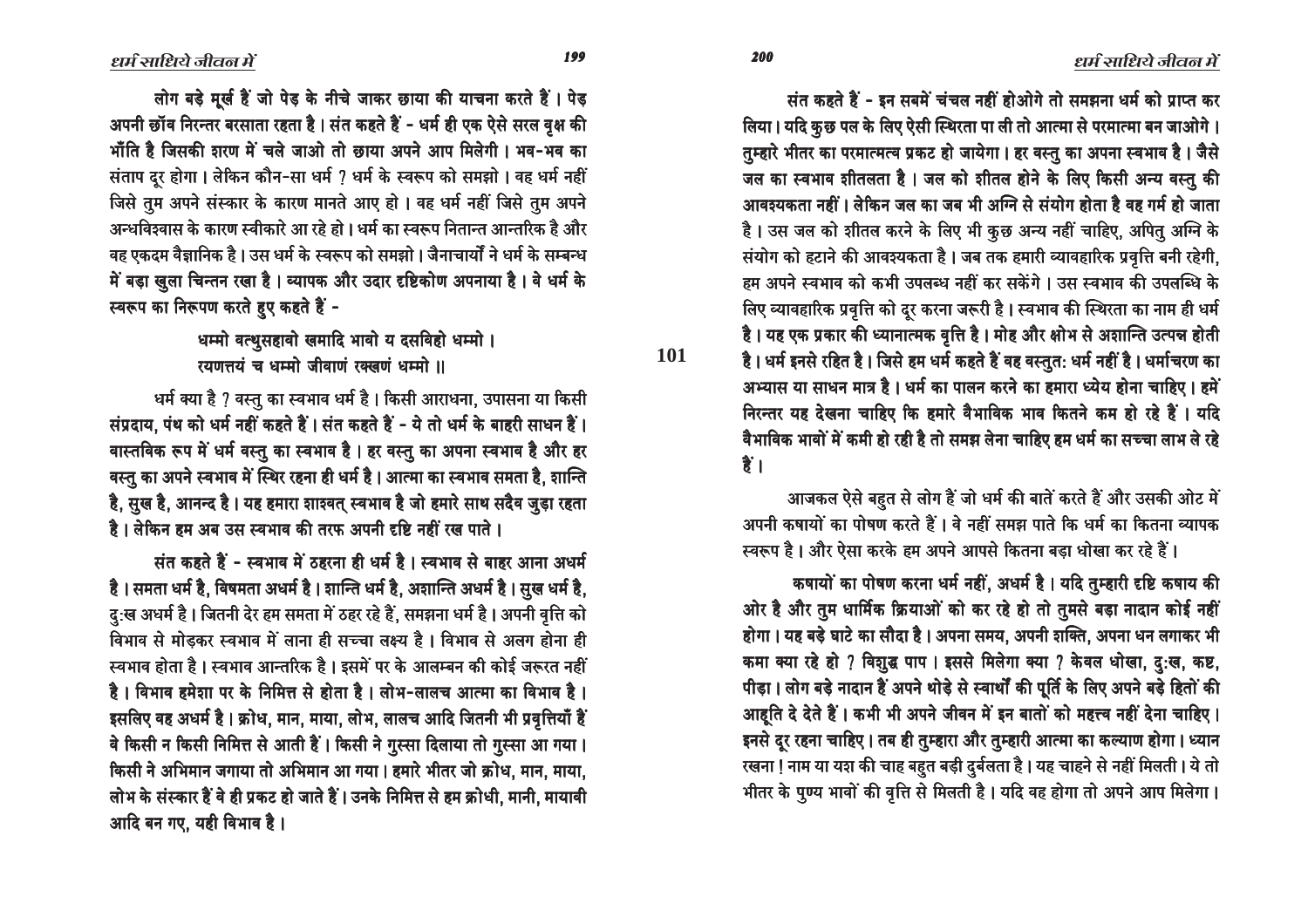लोग बड़े मूर्ख हैं जो पेड़ के नीचे जाकर छाया की याचना करते हैं। पेड़ अपनी छाँव निरन्तर बरसाता रहता है। संत कहते हैं - धर्म ही एक ऐसे सरल वृक्ष की भाँति है जिसकी शरण में चले जाओ तो छाया अपने आप मिलेगी। भव-भव का संताप दूर होगा। लेकिन कौन-सा धर्म ? धर्म के स्वरूप को समझो। वह धर्म नहीं जिसे तुम अपने संस्कार के कारण मानते आए हो। वह धर्म नहीं जिसे तुम अपने अन्धविश्वास के कारण स्वीकारे आ रहे हो। धर्म का स्वरूप नितान्त आन्तरिक है और वह एकदम वैज्ञानिक है। उस धर्म के स्वरूप को समझो। जैनाचार्यों ने धर्म के सम्बन्ध में बड़ा खुला चिन्तन रखा है। व्यापक और उदार दृष्टिकोण अपनाया है। वे धर्म के स्वरूप का निरूपण करते हुए कहते हैं -

> धम्मो वत्थुसहावो खमादि भावो य दसविहो धम्मो।
> रयणत्तयं च धम्मो जीवाणं रक्खणं धम्मो॥

धर्म क्या है ? वस्तु का स्वभाव धर्म है। किसी आराधना, उपासना या किसी संप्रदाय, पंथ को धर्म नहीं कहते हैं। संत कहते हैं - ये तो धर्म के बाहरी साधन हैं। वास्तविक रूप में धर्म वस्तु का स्वभाव है। हर वस्तु का अपना स्वभाव है और हर वस्तु का अपने स्वभाव में स्थिर रहना ही धर्म है। आत्मा का स्वभाव समता है, शान्ति है, सुख है, आनन्द है। यह हमारा शाश्वत् स्वभाव है जो हमारे साथ सदैव जुड़ा रहता है। लेकिन हम अब उस स्वभाव की तरफ अपनी दृष्टि नहीं रख पाते।

संत कहते हैं - स्वभाव में ठहरना ही धर्म है। स्वभाव से बाहर आना अधर्म है। समता धर्म है, विषमता अधर्म है। शान्ति धर्म है, अशान्ति अधर्म है। सुख धर्म है, दुःख अधर्म है। जितनी देर हम समता में ठहर रहे हैं, समझना धर्म है। अपनी वृत्ति को विभाव से मोड़कर स्वभाव में लाना ही सच्चा लक्ष्य है। विभाव से अलग होना ही स्वभाव होता है। स्वभाव आन्तरिक है। इसमें पर के आलम्बन की कोई जरूरत नहीं है। विभाव हमेशा पर के निमित्त से होता है। लोभ-लालच आत्मा का विभाव है। इसलिए वह अधर्म है। क्रोध, मान, माया, लोभ, लालच आदि जितनी भी प्रवृत्तियाँ हैं वे किसी न किसी निमित्त से आती हैं। किसी ने गुस्सा दिलाया तो गुस्सा आ गया। किसी ने अभिमान जगाया तो अभिमान आ गया। हमारे भीतर जो क्रोध, मान, माया, लोभ के संस्कार हैं वे ही प्रकट हो जाते हैं। उनके निमित्त से हम क्रोधी, मानी, मायावी आदि बन गए, यही विभाव है।

संत कहते हैं - इन सबमें चंचल नहीं होओगे तो समझना धर्म को प्राप्त कर लिया। यदि कुछ पल के लिए ऐसी स्थिरता पा ली तो आत्मा से परमात्मा बन जाओगे। तुम्हारे भीतर का परमात्मत्व प्रकट हो जायेगा। हर वस्तु का अपना स्वभाव है। जैसे जल का स्वभाव शीतलता है। जल को शीतल होने के लिए किसी अन्य वस्तु की आवश्यकता नहीं। लेकिन जल का जब भी अग्नि से संयोग होता है वह गर्म हो जाता है। उस जल को शीतल करने के लिए भी कुछ अन्य नहीं चाहिए, अपितु अग्नि के संयोग को हटाने की आवश्यकता है। जब तक हमारी व्यावहारिक प्रवृत्ति बनी रहेगी, हम अपने स्वभाव को कभी उपलब्ध नहीं कर सकेंगे। उस स्वभाव की उपलब्धि के लिए व्यावहारिक प्रवृत्ति को दूर करना जरूरी है। स्वभाव की स्थिरता का नाम ही धर्म है। यह एक प्रकार की ध्यानात्मक वृत्ति है। मोह और क्षोभ से अशान्ति उत्पन्न होती है। धर्म इनसे रहित है। जिसे हम धर्म कहते हैं वह वस्तुतः धर्म नहीं है। धर्माचरण का अभ्यास या साधन मात्र है। धर्म का पालन करने का हमारा ध्येय होना चाहिए। हमें निरन्तर यह देखना चाहिए कि हमारे वैभाविक भाव कितने कम हो रहे हैं। यदि वैभाविक भावों में कमी हो रही है तो समझ लेना चाहिए हम धर्म का सच्चा लाभ ले रहे हैं।

आजकल ऐसे बहुत से लोग हैं जो धर्म की बातें करते हैं और उसकी ओट में अपनी कषायों का पोषण करते हैं। वे नहीं समझ पाते कि धर्म का कितना व्यापक स्वरूप है। और ऐसा करके हम अपने आपसे कितना बड़ा धोखा कर रहे हैं।

कषायों का पोषण करना धर्म नहीं, अधर्म है। यदि तुम्हारी दृष्टि कषाय की ओर है और तुम धार्मिक क्रियाओं को कर रहे हो तो तुमसे बड़ा नादान कोई नहीं होगा। यह बड़े घाटे का सौदा है। अपना समय, अपनी शक्ति, अपना धन लगाकर भी कमा क्या रहे हो ? विशुद्ध पाप। इससे मिलेगा क्या ? केवल धोखा, दुःख, कष्ट, पीड़ा। लोग बड़े नादान हैं अपने थोड़े से स्वार्थों की पूर्ति के लिए अपने बड़े हितों की आहूति दे देते हैं। कभी भी अपने जीवन में इन बातों को महत्त्व नहीं देना चाहिए। इनसे दूर रहना चाहिए। तब ही तुम्हारा और तुम्हारी आत्मा का कल्याण होगा। ध्यान रखना ! नाम या यश की चाह बहुत बड़ी दुर्बलता है। यह चाहने से नहीं मिलती। ये तो भीतर के पुण्य भावों की वृत्ति से मिलती है। यदि वह होगा तो अपने आप मिलेगा।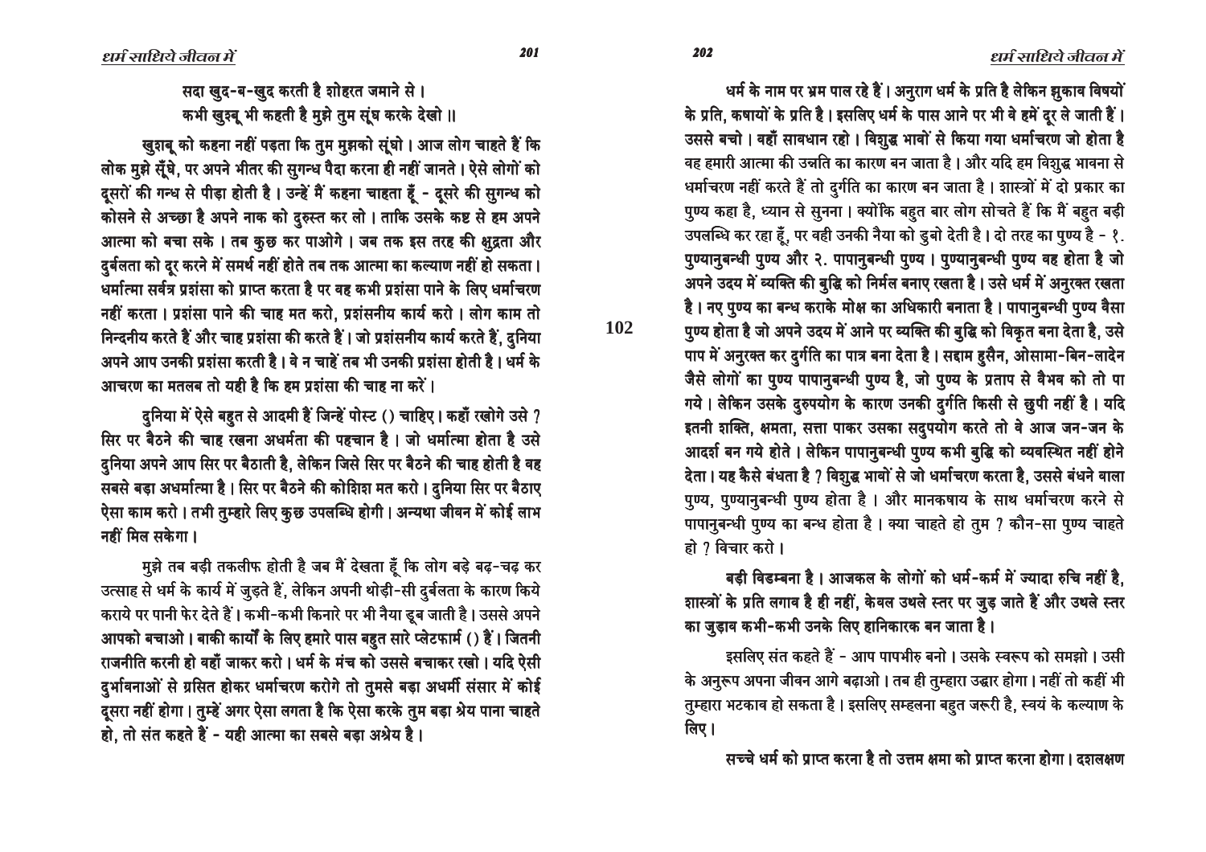सदा खुद-ब-खुद करती है शोहरत जमाने से ।
कभी खुश्बू भी कहती है मुझे तुम सूंघ करके देखो ॥

खुशबू को कहना नहीं पड़ता कि तुम मुझको सूंघो । आज लोग चाहते हैं कि लोक मुझे सूँघे, पर अपने भीतर की सुगन्ध पैदा करना ही नहीं जानते । ऐसे लोगों को दूसरों की गन्ध से पीड़ा होती है । उन्हें मैं कहना चाहता हूँ - दूसरे की सुगन्ध को कोसने से अच्छा है अपने नाक को दुरुस्त कर लो । ताकि उसके कष्ट से हम अपने आत्मा को बचा सके । तब कुछ कर पाओगे । जब तक इस तरह की क्षुद्रता और दुर्बलता को दूर करने में समर्थ नहीं होते तब तक आत्मा का कल्याण नहीं हो सकता। धर्मात्मा सर्वत्र प्रशंसा को प्राप्त करता है पर वह कभी प्रशंसा पाने के लिए धर्माचरण नहीं करता । प्रशंसा पाने की चाह मत करो, प्रशंसनीय कार्य करो । लोग काम तो निन्दनीय करते हैं और चाह प्रशंसा की करते हैं । जो प्रशंसनीय कार्य करते हैं, दुनिया अपने आप उनकी प्रशंसा करती है । वे न चाहें तब भी उनकी प्रशंसा होती है । धर्म के आचरण का मतलब तो यही है कि हम प्रशंसा की चाह ना करें ।

दुनिया में ऐसे बहुत से आदमी हैं जिन्हें पोस्ट () चाहिए । कहाँ रखोगे उसे ? सिर पर बैठने की चाह रखना अधर्मता की पहचान है । जो धर्मात्मा होता है उसे दुनिया अपने आप सिर पर बैठाती है, लेकिन जिसे सिर पर बैठने की चाह होती है वह सबसे बड़ा अधर्मात्मा है । सिर पर बैठने की कोशिश मत करो । दुनिया सिर पर बैठाए ऐसा काम करो । तभी तुम्हारे लिए कुछ उपलब्धि होगी । अन्यथा जीवन में कोई लाभ नहीं मिल सकेगा ।

मुझे तब बड़ी तकलीफ होती है जब मैं देखता हूँ कि लोग बड़े बढ़-चढ़ कर उत्साह से धर्म के कार्य में जुड़ते हैं, लेकिन अपनी थोड़ी-सी दुर्बलता के कारण किये कराये पर पानी फेर देते हैं । कभी-कभी किनारे पर भी नैया डूब जाती है । उससे अपने आपको बचाओ । बाकी कार्यों के लिए हमारे पास बहुत सारे प्लेटफार्म () हैं । जितनी राजनीति करनी हो वहाँ जाकर करो । धर्म के मंच को उससे बचाकर रखो । यदि ऐसी दुर्भावनाओं से ग्रसित होकर धर्माचरण करोगे तो तुमसे बड़ा अधर्मी संसार में कोई दूसरा नहीं होगा । तुम्हें अगर ऐसा लगता है कि ऐसा करके तुम बड़ा श्रेय पाना चाहते हो, तो संत कहते हैं - यही आत्मा का सबसे बड़ा अश्रेय है ।

धर्म के नाम पर भ्रम पाल रहे हैं । अनुराग धर्म के प्रति है लेकिन झुकाव विषयों के प्रति, कषायों के प्रति है । इसलिए धर्म के पास आने पर भी वे हमें दूर ले जाती हैं । उससे बचो । वहाँ सावधान रहो । विशुद्ध भावों से किया गया धर्माचरण जो होता है वह हमारी आत्मा की उन्नति का कारण बन जाता है । और यदि हम विशुद्ध भावना से धर्माचरण नहीं करते हैं तो दुर्गति का कारण बन जाता है । शास्त्रों में दो प्रकार का पुण्य कहा है, ध्यान से सुनना । क्योंकि बहुत बार लोग सोचते हैं कि मैं बहुत बड़ी उपलब्धि कर रहा हूँ, पर वही उनकी नैया को डुबो देती है । दो तरह का पुण्य है - १. पुण्यानुबन्धी पुण्य और २. पापानुबन्धी पुण्य । पुण्यानुबन्धी पुण्य वह होता है जो अपने उदय में व्यक्ति की बुद्धि को निर्मल बनाए रखता है । उसे धर्म में अनुरक्त रखता है । नए पुण्य का बन्ध कराके मोक्ष का अधिकारी बनाता है । पापानुबन्धी पुण्य वैसा पुण्य होता है जो अपने उदय में आने पर व्यक्ति की बुद्धि को विकृत बना देता है, उसे पाप में अनुरक्त कर दुर्गति का पात्र बना देता है । सद्दाम हुसैन, ओसामा-बिन-लादेन जैसे लोगों का पुण्य पापानुबन्धी पुण्य है, जो पुण्य के प्रताप से वैभव को तो पा गये । लेकिन उसके दुरुपयोग के कारण उनकी दुर्गति किसी से छुपी नहीं है । यदि इतनी शक्ति, क्षमता, सत्ता पाकर उसका सदुपयोग करते तो वे आज जन-जन के आदर्श बन गये होते । लेकिन पापानुबन्धी पुण्य कभी बुद्धि को व्यवस्थित नहीं होने देता । यह कैसे बंधता है ? विशुद्ध भावों से जो धर्माचरण करता है, उससे बंधने वाला पुण्य, पुण्यानुबन्धी पुण्य होता है । और मानकषाय के साथ धर्माचरण करने से पापानुबन्धी पुण्य का बन्ध होता है । क्या चाहते हो तुम ? कौन-सा पुण्य चाहते हो ? विचार करो ।

बड़ी विडम्बना है । आजकल के लोगों को धर्म-कर्म में ज्यादा रुचि नहीं है, शास्त्रों के प्रति लगाव है ही नहीं, केवल उथले स्तर पर जुड़ जाते हैं और उथले स्तर का जुड़ाव कभी-कभी उनके लिए हानिकारक बन जाता है ।

इसलिए संत कहते हैं - आप पापभीरु बनो । उसके स्वरूप को समझो । उसी के अनुरूप अपना जीवन आगे बढ़ाओ । तब ही तुम्हारा उद्धार होगा । नहीं तो कहीं भी तुम्हारा भटकाव हो सकता है । इसलिए सम्हलना बहुत जरूरी है, स्वयं के कल्याण के लिए ।

सच्चे धर्म को प्राप्त करना है तो उत्तम क्षमा को प्राप्त करना होगा । दशलक्षण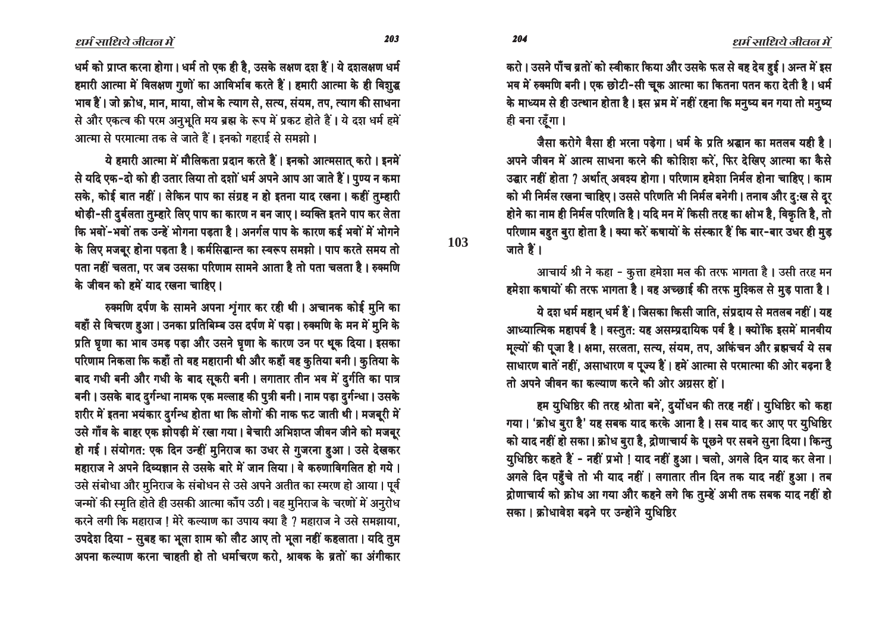धर्म को प्राप्त करना होगा। धर्म तो एक ही है, उसके लक्षण दश हैं। ये दशलक्षण धर्म हमारी आत्मा में विलक्षण गुणों का आविर्भाव करते हैं। हमारी आत्मा के ही विशुद्ध भाव हैं। जो क्रोध, मान, माया, लोभ के त्याग से, सत्य, संयम, तप, त्याग की साधना से और एकत्व की परम अनुभूति मय ब्रह्म के रूप में प्रकट होते हैं। ये दश धर्म हमें आत्मा से परमात्मा तक ले जाते हैं। इनको गहराई से समझो।

ये हमारी आत्मा में मौलिकता प्रदान करते हैं। इनको आत्मसात् करो। इनमें से यदि एक-दो को ही उतार लिया तो दशों धर्म अपने आप आ जाते हैं। पुण्य न कमा सके, कोई बात नहीं। लेकिन पाप का संग्रह न हो इतना याद रखना। कहीं तुम्हारी थोड़ी-सी दुर्बलता तुम्हारे लिए पाप का कारण न बन जाए। व्यक्ति इतने पाप कर लेता कि भवों-भवों तक उन्हें भोगना पड़ता है। अनर्गल पाप के कारण कई भवों में भोगने के लिए मजबूर होना पड़ता है। कर्मसिद्धान्त का स्वरूप समझो। पाप करते समय तो पता नहीं चलता, पर जब उसका परिणाम सामने आता है तो पता चलता है। रुक्मणि के जीवन को हमें याद रखना चाहिए।

रुक्मणि दर्पण के सामने अपना शृंगार कर रही थी। अचानक कोई मुनि का वहाँ से विचरण हुआ। उनका प्रतिबिम्ब उस दर्पण में पड़ा। रुक्मणि के मन में मुनि के प्रति घृणा का भाव उमड़ पड़ा और उसने घृणा के कारण उन पर थूक दिया। इसका परिणाम निकला कि कहाँ तो वह महारानी थी और कहाँ वह कुतिया बनी। कुतिया के बाद गधी बनी और गधी के बाद सूकरी बनी। लगातार तीन भव में दुर्गति का पात्र बनी। उसके बाद दुर्गन्धा नामक एक मल्लाह की पुत्री बनी। नाम पड़ा दुर्गन्धा। उसके शरीर में इतना भयंकार दुर्गन्ध होता था कि लोगों की नाक फट जाती थी। मजबूरी में उसे गाँव के बाहर एक झोपड़ी में रखा गया। बेचारी अभिशप्त जीवन जीने को मजबूर हो गई। संयोगत: एक दिन उन्हीं मुनिराज का उधर से गुजरना हुआ। उसे देखकर महाराज ने अपने दिव्यज्ञान से उसके बारे में जान लिया। वे करुणाविगलित हो गये। उसे संबोधा और मुनिराज के संबोधन से उसे अपने अतीत का स्मरण हो आया। पूर्व जन्मों की स्मृति होते ही उसकी आत्मा काँप उठी। वह मुनिराज के चरणों में अनुरोध करने लगी कि महाराज ! मेरे कल्याण का उपाय क्या है ? महाराज ने उसे समझाया, उपदेश दिया - सुबह का भूला शाम को लौट आए तो भूला नहीं कहलाता। यदि तुम अपना कल्याण करना चाहती हो तो धर्माचरण करो, श्रावक के व्रतों का अंगीकार करो। उसने पाँच व्रतों को स्वीकार किया और उसके फल से वह देव हुई। अन्त में इस भव में रुक्मणि बनी। एक छोटी-सी चूक आत्मा का कितना पतन करा देती है। धर्म के माध्यम से ही उत्थान होता है। इस भ्रम में नहीं रहना कि मनुष्य बन गया तो मनुष्य ही बना रहूँगा।

जैसा करोगे वैसा ही भरना पड़ेगा। धर्म के प्रति श्रद्धान का मतलब यही है। अपने जीवन में आत्म साधना करने की कोशिश करें, फिर देखिए आत्मा का कैसे उद्धार नहीं होता ? अर्थात् अवश्य होगा। परिणाम हमेशा निर्मल होना चाहिए। काम को भी निर्मल रखना चाहिए। उससे परिणति भी निर्मल बनेगी। तनाव और दु:ख से दूर होने का नाम ही निर्मल परिणति है। यदि मन में किसी तरह का क्षोभ है, विकृति है, तो परिणाम बहुत बुरा होता है। क्या करें कषायों के संस्कार हैं कि बार-बार उधर ही मुड़ जाते हैं।

आचार्य श्री ने कहा - कुत्ता हमेशा मल की तरफ भागता है। उसी तरह मन हमेशा कषायों की तरफ भागता है। वह अच्छाई की तरफ मुश्किल से मुड़ पाता है।

ये दश धर्म महान् धर्म हैं। जिसका किसी जाति, संप्रदाय से मतलब नहीं। यह आध्यात्मिक महापर्व है। वस्तुत: यह असम्प्रदायिक पर्व है। क्योंकि इसमें मानवीय मूल्यों की पूजा है। क्षमा, सरलता, सत्य, संयम, तप, अकिंचन और ब्रह्मचर्य ये सब साधारण बातें नहीं, असाधारण व पूज्य हैं। हमें आत्मा से परमात्मा की ओर बढ़ना है तो अपने जीवन का कल्याण करने की ओर अग्रसर हों।

हम युधिष्ठिर की तरह श्रोता बनें, दुर्योधन की तरह नहीं। युधिष्ठिर को कहा गया। 'क्रोध बुरा है' यह सबक याद करके आना है। सब याद कर आए पर युधिष्ठिर को याद नहीं हो सका। क्रोध बुरा है, द्रोणाचार्य के पूछने पर सबने सुना दिया। किन्तु युधिष्ठिर कहते हैं - नहीं प्रभो ! याद नहीं हुआ। चलो, अगले दिन याद कर लेना। अगले दिन पहुँचे तो भी याद नहीं। लगातार तीन दिन तक याद नहीं हुआ। तब द्रोणाचार्य को क्रोध आ गया और कहने लगे कि तुम्हें अभी तक सबक याद नहीं हो सका। क्रोधावेश बढ़ने पर उन्होंने युधिष्ठिर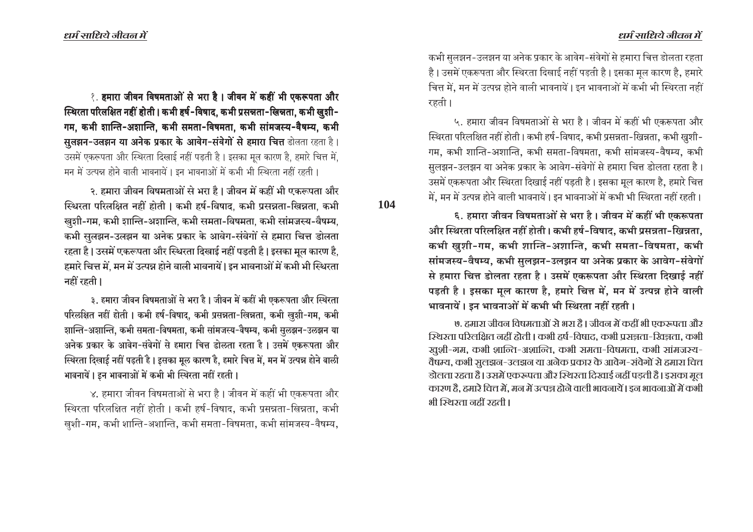१. **हमारा जीवन विषमताओं से भरा है । जीवन में कहीं भी एकरूपता और स्थिरता परिलक्षित नहीं होती । कभी हर्ष-विषाद, कभी प्रसन्नता-खिन्नता, कभी खुशी-गम, कभी शान्ति-अशान्ति, कभी समता-विषमता, कभी सांमजस्य-वैषम्य, कभी सुलझन-उलझन या अनेक प्रकार के आवेग-संवेगों से हमारा चित्त** डोलता रहता है । उसमें एकरूपता और स्थिरता दिखाई नहीं पड़ती है । इसका मूल कारण है, हमारे चित्त में, मन में उत्पन्न होने वाली भावनायें । इन भावनाओं में कभी भी स्थिरता नहीं रहती ।

२. हमारा जीवन विषमताओं से भरा है । जीवन में कहीं भी एकरूपता और स्थिरता परिलक्षित नहीं होती । कभी हर्ष-विषाद, कभी प्रसन्नता-खिन्नता, कभी खुशी-गम, कभी शान्ति-अशान्ति, कभी समता-विषमता, कभी सांमजस्य-वैषम्य, कभी सुलझन-उलझन या अनेक प्रकार के आवेग-संवेगों से हमारा चित्त डोलता रहता है । उसमें एकरूपता और स्थिरता दिखाई नहीं पड़ती है । इसका मूल कारण है, हमारे चित्त में, मन में उत्पन्न होने वाली भावनायें । इन भावनाओं में कभी भी स्थिरता नहीं रहती ।

३. हमारा जीवन विषमताओं से भरा है । जीवन में कहीं भी एकरूपता और स्थिरता परिलक्षित नहीं होती । कभी हर्ष-विषाद, कभी प्रसन्नता-खिन्नता, कभी खुशी-गम, कभी शान्ति-अशान्ति, कभी समता-विषमता, कभी सांमजस्य-वैषम्य, कभी सुलझन-उलझन या अनेक प्रकार के आवेग-संवेगों से हमारा चित्त डोलता रहता है । उसमें एकरूपता और स्थिरता दिखाई नहीं पड़ती है । इसका मूल कारण है, हमारे चित्त में, मन में उत्पन्न होने वाली भावनायें । इन भावनाओं में कभी भी स्थिरता नहीं रहती ।

४. हमारा जीवन विषमताओं से भरा है । जीवन में कहीं भी एकरूपता और स्थिरता परिलक्षित नहीं होती । कभी हर्ष-विषाद, कभी प्रसन्नता-खिन्नता, कभी खुशी-गम, कभी शान्ति-अशान्ति, कभी समता-विषमता, कभी सांमजस्य-वैषम्य, कभी सुलझन-उलझन या अनेक प्रकार के आवेग-संवेगों से हमारा चित्त डोलता रहता है । उसमें एकरूपता और स्थिरता दिखाई नहीं पड़ती है । इसका मूल कारण है, हमारे चित्त में, मन में उत्पन्न होने वाली भावनायें । इन भावनाओं में कभी भी स्थिरता नहीं रहती ।

५. हमारा जीवन विषमताओं से भरा है । जीवन में कहीं भी एकरूपता और स्थिरता परिलक्षित नहीं होती । कभी हर्ष-विषाद, कभी प्रसन्नता-खिन्नता, कभी खुशी-गम, कभी शान्ति-अशान्ति, कभी समता-विषमता, कभी सांमजस्य-वैषम्य, कभी सुलझन-उलझन या अनेक प्रकार के आवेग-संवेगों से हमारा चित्त डोलता रहता है । उसमें एकरूपता और स्थिरता दिखाई नहीं पड़ती है । इसका मूल कारण है, हमारे चित्त में, मन में उत्पन्न होने वाली भावनायें । इन भावनाओं में कभी भी स्थिरता नहीं रहती ।

**६. हमारा जीवन विषमताओं से भरा है । जीवन में कहीं भी एकरूपता और स्थिरता परिलक्षित नहीं होती । कभी हर्ष-विषाद, कभी प्रसन्नता-खिन्नता, कभी खुशी-गम, कभी शान्ति-अशान्ति, कभी समता-विषमता, कभी सांमजस्य-वैषम्य, कभी सुलझन-उलझन या अनेक प्रकार के आवेग-संवेगों से हमारा चित्त डोलता रहता है । उसमें एकरूपता और स्थिरता दिखाई नहीं पड़ती है । इसका मूल कारण है, हमारे चित्त में, मन में उत्पन्न होने वाली भावनायें । इन भावनाओं में कभी भी स्थिरता नहीं रहती ।**

७. हमारा जीवन विषमताओं से भरा है । जीवन में कहीं भी एकरूपता और स्थिरता परिलक्षित नहीं होती । कभी हर्ष-विषाद, कभी प्रसन्नता-खिन्नता, कभी खुशी-गम, कभी शान्ति-अशान्ति, कभी समता-विषमता, कभी सांमजस्य-वैषम्य, कभी सुलझन-उलझन या अनेक प्रकार के आवेग-संवेगों से हमारा चित्त डोलता रहता है । उसमें एकरूपता और स्थिरता दिखाई नहीं पड़ती है । इसका मूल कारण है, हमारे चित्त में, मन में उत्पन्न होने वाली भावनायें । इन भावनाओं में कभी भी स्थिरता नहीं रहती ।